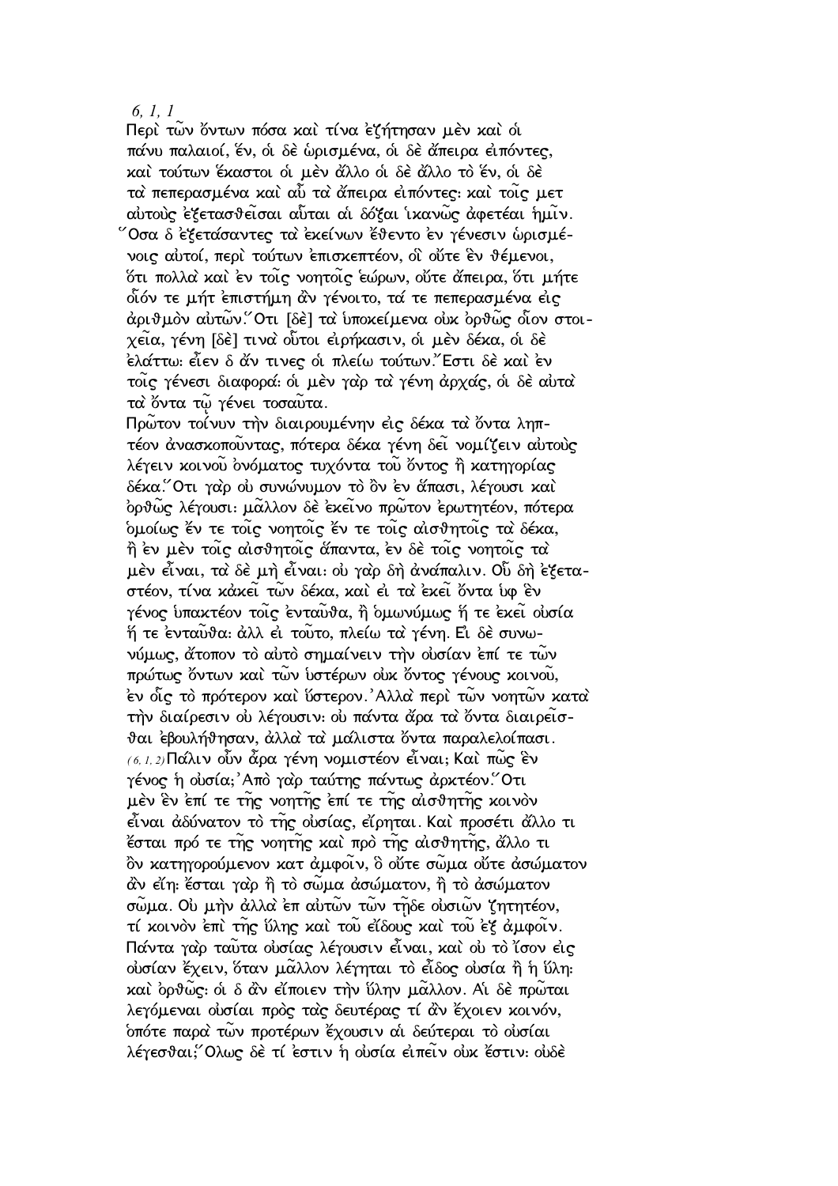*6, 1, 1*

Περὶ τῶν ὄντων πόσα καὶ τίνα ἐζήτησαν μὲν καὶ οἱ πάνυ παλαιοί, ἕν, οἱ δὲ ὡρισμένα, οἱ δὲ ἄπειρα εἰπόντες, καὶ τούτων ἕκαστοι οἱ μὲν ἄλλο οἱ δὲ ἄλλο τὸ ἕν, οἱ δὲ τὰ πεπερασμένα καὶ αὖ τὰ ἄπειρα εἰπόντες· καὶ τοῖς μετ αὐτοὺς ἐξετασθεῖσαι αὗται αἱ δόξαι ἱκανῶς ἀφετέαι ἡμῖν. Ὅσα δ ἐξετάσαντες τὰ ἐκείνων ἔθεντο ἐν γένεσιν ὡρισμένοις αὐτοί, περὶ τούτων ἐπισκεπτέον, οἳ οὔτε ἓν θέμενοι, ὅτι πολλὰ καὶ ἐν τοῖς νοητοῖς ἑώρων, οὔτε ἄπειρα, ὅτι μήτε οἷόν τε μήτ ἐπιστήμη ἂν γένοιτο, τά τε πεπερασμένα εἰς ἀριθμὸν αὐτῶν·Ὅτι [δὲ] τὰ ὑποκείμενα οὐκ ὀρθῶς οἷον στοιχεῖα, γένη [δὲ] τινὰ οὗτοι εἰρήκασιν, οἱ μὲν δέκα, οἱ δὲ ἐλάττω· εἶεν δ ἄν τινες οἱ πλείω τούτων.Ἔστι δὲ καὶ ἐν τοῖς γένεσι διαφορά· οἱ μὲν γὰρ τὰ γένη ἀρχάς, οἱ δὲ αὐτὰ τὰ ὄντα τῷ γένει τοσαῦτα.

Πρῶτον τοίνυν τὴν διαιρουμένην εἰς δέκα τὰ ὄντα ληπτέον ἀνασκοποῦντας, πότερα δέκα γένη δεῖ νομίζειν αὐτοὺς λέγειν κοινοῦ ὀνόματος τυχόντα τοῦ ὄντος ἢ κατηγορίας δέκα.Ὅτι γὰρ οὐ συνώνυμον τὸ ὂν ἐν ἅπασι, λέγουσι καὶ ὀρθῶς λέγουσι· μᾶλλον δὲ ἐκεῖνο πρῶτον ἐρωτητέον, πότερα ὁμοίως ἔν τε τοῖς νοητοῖς ἔν τε τοῖς αἰσθητοῖς τὰ δέκα, ἢ ἐν μὲν τοῖς αἰσθητοῖς ἅπαντα, ἐν δὲ τοῖς νοητοῖς τὰ μὲν εἶναι, τὰ δὲ μὴ εἶναι· οὐ γὰρ δὴ ἀνάπαλιν. Οὗ δὴ ἐξεταστέον, τίνα κἀκεῖ τῶν δέκα, καὶ εἰ τὰ ἐκεῖ ὄντα ὑφ ἓν γένος ὑπακτέον τοῖς ἐνταῦθα, ἢ ὁμωνύμως ἥ τε ἐκεῖ οὐσία ἥ τε ἐνταῦθα· ἀλλ εἰ τοῦτο, πλείω τὰ γένη. Εἰ δὲ συνωνύμως, ἄτοπον τὸ αὐτὸ σημαίνειν τὴν οὐσίαν ἐπί τε τῶν πρώτως ὄντων καὶ τῶν ὑστέρων οὐκ ὄντος γένους κοινοῦ, ἐν οἷς τὸ πρότερον καὶ ὕστερον.Ἀλλὰ περὶ τῶν νοητῶν κατὰ τὴν διαίρεσιν οὐ λέγουσιν· οὐ πάντα ἄρα τὰ ὄντα διαιρεῖσθαι ἐβουλήθησαν, ἀλλὰ τὰ μάλιστα ὄντα παραλελοίπασι.

*(6, 1, 2)* Πάλιν οὖν ἆρα γένη νομιστέον εἶναι; Καὶ πῶς ἓν γένος ἡ οὐσία;Ἀπὸ γὰρ ταύτης πάντως ἀρκτέον.Ὅτι μὲν ἓν ἐπί τε τῆς νοητῆς ἐπί τε τῆς αἰσθητῆς κοινὸν εἶναι ἀδύνατον τὸ τῆς οὐσίας, εἴρηται. Καὶ προσέτι ἄλλο τι ἔσται πρό τε τῆς νοητῆς καὶ πρὸ τῆς αἰσθητῆς, ἄλλο τι ὂν κατηγορούμενον κατ ἀμφοῖν, ὃ οὔτε σῶμα οὔτε ἀσώματον ἂν εἴη· ἔσται γὰρ ἢ τὸ σῶμα ἀσώματον, ἢ τὸ ἀσώματον σῶμα. Οὐ μὴν ἀλλὰ ἐπ αὐτῶν τῶν τῇδε οὐσιῶν ζητητέον, τί κοινὸν ἐπὶ τῆς ὕλης καὶ τοῦ εἴδους καὶ τοῦ ἐξ ἀμφοῖν. Πάντα γὰρ ταῦτα οὐσίας λέγουσιν εἶναι, καὶ οὐ τὸ ἴσον εἰς οὐσίαν ἔχειν, ὅταν μᾶλλον λέγηται τὸ εἶδος οὐσία ἢ ἡ ὕλη· καὶ ὀρθῶς· οἱ δ ἂν εἴποιεν τὴν ὕλην μᾶλλον. Αἱ δὲ πρῶται λεγόμεναι οὐσίαι πρὸς τὰς δευτέρας τί ἂν ἔχοιεν κοινόν, ὁπότε παρὰ τῶν προτέρων ἔχουσιν αἱ δεύτεραι τὸ οὐσίαι λέγεσθαι;Ὅλως δὲ τί ἐστιν ἡ οὐσία εἰπεῖν οὐκ ἔστιν· οὐδὲ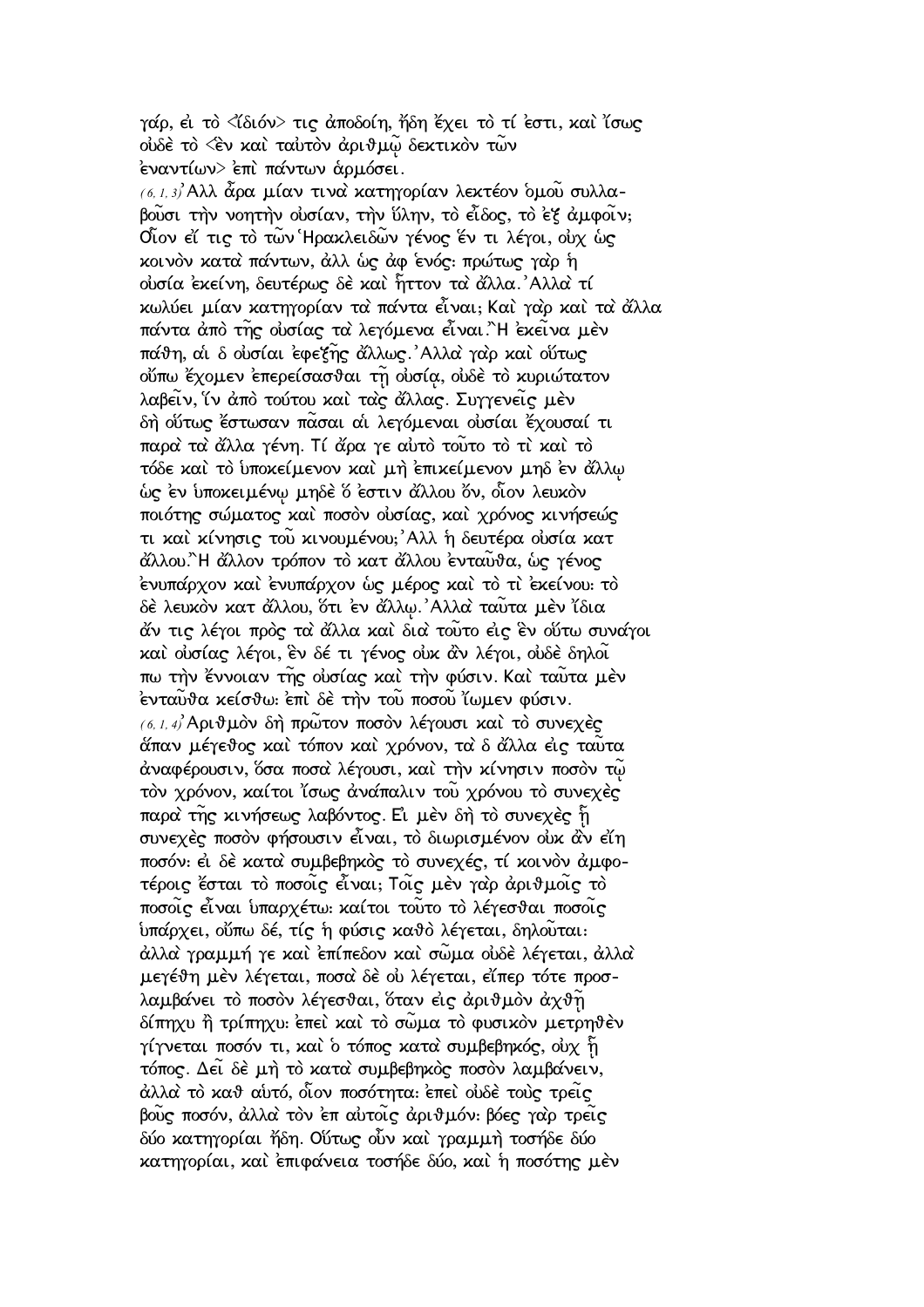γάρ, ἐι τὸ <ἴδιόν> τις ἀποδοίη, ἤδη ἔχει τὸ τί ἐστι, καὶ ἴσως οὐδὲ τὸ <ἓν καὶ ταὐτὸν ἀριθμῷ δεκτικὸν τῶν ἐναντίων> ἐπὶ πάντων ἁρμόσει.

(6, 1, 3) Ἀλλ ἆρα μίαν τινὰ κατηγορίαν λεκτέον ὁμοῦ συλλαβοῦσι τὴν νοητὴν οὐσίαν, τὴν ὕλην, τὸ εἶδος, τὸ ἐξ ἀμφοῖν; Οἷον εἴ τις τὸ τῶν Ἡρακλειδῶν γένος ἕν τι λέγοι, οὐχ ὡς κοινὸν κατὰ πάντων, ἀλλ ὡς ἀφ ἑνός: πρώτως γὰρ ἡ οὐσία ἐκείνη, δευτέρως δὲ καὶ ἧττον τὰ ἄλλα. Ἀλλὰ τί κωλύει μίαν κατηγορίαν τὰ πάντα εἶναι; Καὶ γὰρ καὶ τὰ ἄλλα πάντα ἀπὸ τῆς οὐσίας τὰ λεγόμενα εἶναι. Ἢ ἐκεῖνα μὲν πάθη, αἱ δ οὐσίαι ἐφεξῆς ἄλλως. Ἀλλὰ γὰρ καὶ οὕτως οὔπω ἔχομεν ἐπερείσασθαι τῇ οὐσίᾳ, οὐδὲ τὸ κυριώτατον λαβεῖν, ἵν ἀπὸ τούτου καὶ τὰς ἄλλας. Συγγενεῖς μὲν δὴ οὕτως ἔστωσαν πᾶσαι αἱ λεγόμεναι οὐσίαι ἔχουσαί τι παρὰ τὰ ἄλλα γένη. Τί ἄρα γε αὐτὸ τοῦτο τὸ τὶ καὶ τὸ τόδε καὶ τὸ ὑποκείμενον καὶ μὴ ἐπικείμενον μηδ ἐν ἄλλῳ ὡς ἐν ὑποκειμένῳ μηδὲ ὅ ἐστιν ἄλλου ὄν, οἷον λευκὸν ποιότης σώματος καὶ ποσὸν οὐσίας, καὶ χρόνος κινήσεώς τι καὶ κίνησις τοῦ κινουμένου; Ἀλλ ἡ δευτέρα οὐσία κατ ἄλλου. Ἢ ἄλλον τρόπον τὸ κατ ἄλλου ἐνταῦθα, ὡς γένος ἐνυπάρχον καὶ ἐνυπάρχον ὡς μέρος καὶ τὸ τὶ ἐκείνου: τὸ δὲ λευκὸν κατ ἄλλου, ὅτι ἐν ἄλλῳ. Ἀλλὰ ταῦτα μὲν ἴδια ἄν τις λέγοι πρὸς τὰ ἄλλα καὶ διὰ τοῦτο εἰς ἓν οὕτω συνάγοι καὶ οὐσίας λέγοι, ἓν δέ τι γένος οὐκ ἂν λέγοι, οὐδὲ δηλοῖ πω τὴν ἔννοιαν τῆς οὐσίας καὶ τὴν φύσιν. Καὶ ταῦτα μὲν ἐνταῦθα κείσθω: ἐπὶ δὲ τὴν τοῦ ποσοῦ ἴωμεν φύσιν.

(6, 1, 4) Ἀριθμὸν δὴ πρῶτον ποσὸν λέγουσι καὶ τὸ συνεχὲς ἅπαν μέγεθος καὶ τόπον καὶ χρόνον, τὰ δ ἄλλα εἰς ταῦτα ἀναφέρουσιν, ὅσα ποσὰ λέγουσι, καὶ τὴν κίνησιν ποσὸν τῷ τὸν χρόνον, καίτοι ἴσως ἀνάπαλιν τοῦ χρόνου τὸ συνεχὲς παρὰ τῆς κινήσεως λαβόντος. Εἰ μὲν δὴ τὸ συνεχὲς ᾗ συνεχὲς ποσὸν φήσουσιν εἶναι, τὸ διωρισμένον οὐκ ἂν εἴη ποσόν: εἰ δὲ κατὰ συμβεβηκὸς τὸ συνεχές, τί κοινὸν ἀμφοτέροις ἔσται τὸ ποσοῖς εἶναι; Τοῖς μὲν γὰρ ἀριθμοῖς τὸ ποσοῖς εἶναι ὑπαρχέτω: καίτοι τοῦτο τὸ λέγεσθαι ποσοῖς ὑπάρχει, οὔπω δέ, τίς ἡ φύσις καθὸ λέγεται, δηλοῦται: ἀλλὰ γραμμή γε καὶ ἐπίπεδον καὶ σῶμα οὐδὲ λέγεται, ἀλλὰ μεγέθη μὲν λέγεται, ποσὰ δὲ οὐ λέγεται, εἴπερ τότε προσλαμβάνει τὸ ποσὸν λέγεσθαι, ὅταν εἰς ἀριθμὸν ἀχθῇ δίπηχυ ἢ τρίπηχυ: ἐπεὶ καὶ τὸ σῶμα τὸ φυσικὸν μετρηθὲν γίγνεται ποσόν τι, καὶ ὁ τόπος κατὰ συμβεβηκός, οὐχ ᾗ τόπος. Δεῖ δὲ μὴ τὸ κατὰ συμβεβηκὸς ποσὸν λαμβάνειν, ἀλλὰ τὸ καθ αὑτό, οἷον ποσότητα: ἐπεὶ οὐδὲ τοὺς τρεῖς βοῦς ποσόν, ἀλλὰ τὸν ἐπ αὐτοῖς ἀριθμόν: βόες γὰρ τρεῖς δύο κατηγορίαι ἤδη. Οὕτως οὖν καὶ γραμμὴ τοσήδε δύο κατηγορίαι, καὶ ἐπιφάνεια τοσήδε δύο, καὶ ἡ ποσότης μὲν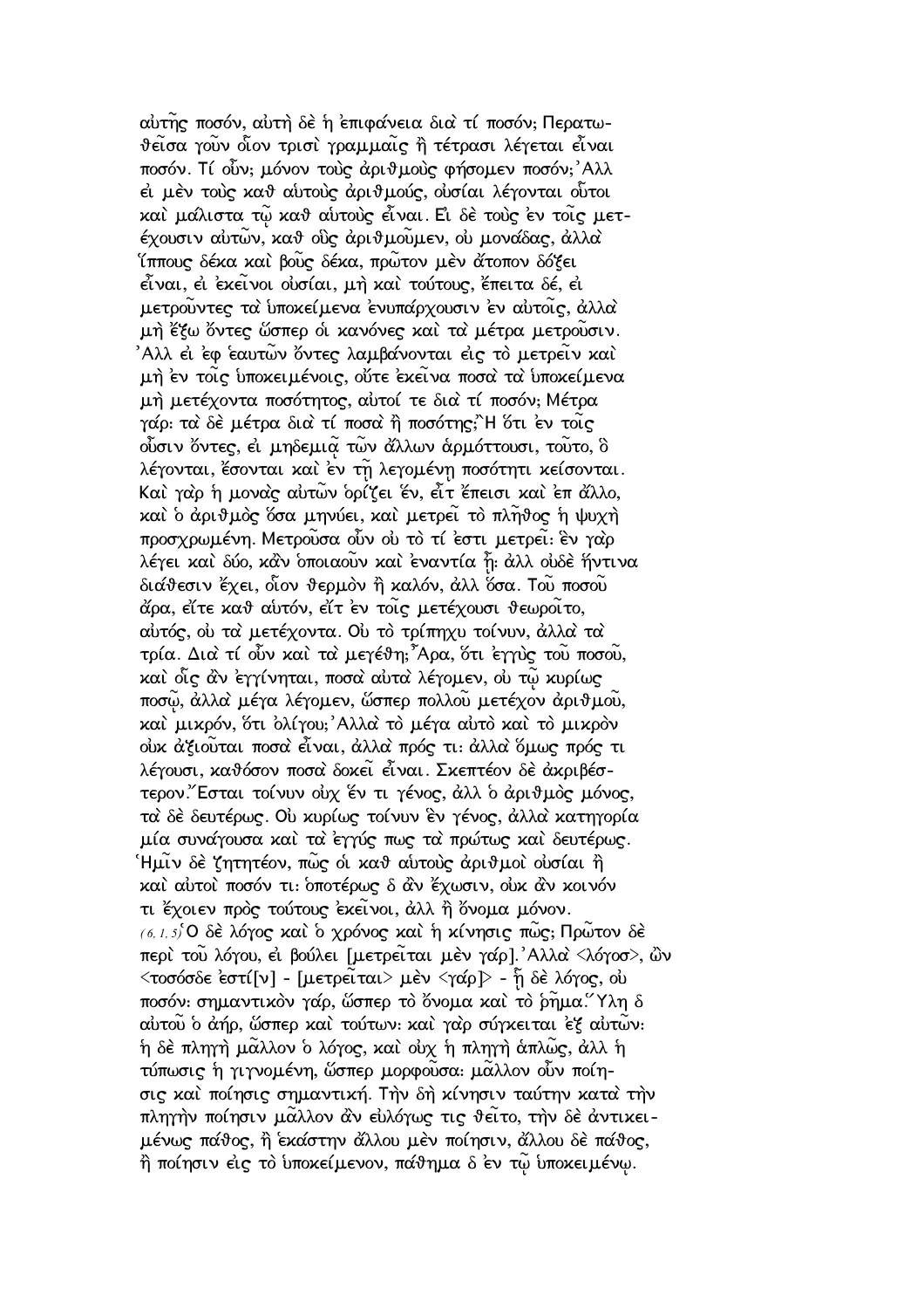αὐτῆς ποσόν, αὐτὴ δὲ ἡ ἐπιφάνεια διὰ τί ποσόν; Περατωθεῖσα γοῦν οἷον τρισὶ γραμμαῖς ἢ τέτρασι λέγεται εἶναι ποσόν. Τί οὖν; μόνον τοὺς ἀριθμοὺς φήσομεν ποσόν;᾿Αλλ εἰ μὲν τοὺς καθ αὑτοὺς ἀριθμούς, οὐσίαι λέγονται οὗτοι καὶ μάλιστα τῷ καθ αὑτοὺς εἶναι. Εἰ δὲ τοὺς ἐν τοῖς μετέχουσιν αὐτῶν, καθ οὓς ἀριθμοῦμεν, οὐ μονάδας, ἀλλὰ ἵππους δέκα καὶ βοῦς δέκα, πρῶτον μὲν ἄτοπον δόξει εἶναι, εἰ ἐκεῖνοι οὐσίαι, μὴ καὶ τούτους, ἔπειτα δέ, εἰ μετροῦντες τὰ ὑποκείμενα ἐνυπάρχουσιν ἐν αὐτοῖς, ἀλλὰ μὴ ἔξω ὄντες ὥσπερ οἱ κανόνες καὶ τὰ μέτρα μετροῦσιν. ᾿Αλλ εἰ ἐφ ἑαυτῶν ὄντες λαμβάνονται εἰς τὸ μετρεῖν καὶ μὴ ἐν τοῖς ὑποκειμένοις, οὔτε ἐκεῖνα ποσὰ τὰ ὑποκείμενα μὴ μετέχοντα ποσότητος, αὐτοί τε διὰ τί ποσόν; Μέτρα γάρ· τὰ δὲ μέτρα διὰ τί ποσὰ ἢ ποσότης;῍Η ὅτι ἐν τοῖς οὖσιν ὄντες, εἰ μηδεμιᾷ τῶν ἄλλων ἁρμόττουσι, τοῦτο, ὃ λέγονται, ἔσονται καὶ ἐν τῇ λεγομένῃ ποσότητι κείσονται. Καὶ γὰρ ἡ μονὰς αὐτῶν ὁρίζει ἕν, εἶτ ἔπεισι καὶ ἐπ ἄλλο, καὶ ὁ ἀριθμὸς ὅσα μηνύει, καὶ μετρεῖ τὸ πλῆθος ἡ ψυχὴ προσχρωμένη. Μετροῦσα οὖν οὐ τὸ τί ἐστι μετρεῖ· ἓν γὰρ λέγει καὶ δύο, κἂν ὁποιαοῦν καὶ ἐναντία ᾖ· ἀλλ οὐδὲ ἥντινα διάθεσιν ἔχει, οἷον θερμὸν ἢ καλόν, ἀλλ ὅσα. Τοῦ ποσοῦ ἄρα, εἴτε καθ αὑτόν, εἴτ ἐν τοῖς μετέχουσι θεωροῖτο, αὐτός, οὐ τὰ μετέχοντα. Οὐ τὸ τρίπηχυ τοίνυν, ἀλλὰ τὰ τρία. Διὰ τί οὖν καὶ τὰ μεγέθη;῏Αρα, ὅτι ἐγγὺς τοῦ ποσοῦ, καὶ οἷς ἂν ἐγγίνηται, ποσὰ αὐτὰ λέγομεν, οὐ τῷ κυρίως ποσῷ, ἀλλὰ μέγα λέγομεν, ὥσπερ πολλοῦ μετέχον ἀριθμοῦ, καὶ μικρόν, ὅτι ὀλίγου;᾿Αλλὰ τὸ μέγα αὐτὸ καὶ τὸ μικρὸν οὐκ ἀξιοῦται ποσὰ εἶναι, ἀλλὰ πρός τι· ἀλλὰ ὅμως πρός τι λέγουσι, καθόσον ποσὰ δοκεῖ εἶναι. Σκεπτέον δὲ ἀκριβέστερον.῎Εσται τοίνυν οὐχ ἕν τι γένος, ἀλλ ὁ ἀριθμὸς μόνος, τὰ δὲ δευτέρως. Οὐ κυρίως τοίνυν ἓν γένος, ἀλλὰ κατηγορία μία συνάγουσα καὶ τὰ ἐγγύς πως τὰ πρώτως καὶ δευτέρως. Ἡμῖν δὲ ζητητέον, πῶς οἱ καθ αὑτοὺς ἀριθμοὶ οὐσίαι ἢ καὶ αὐτοὶ ποσόν τι· ὁποτέρως δ ἂν ἔχωσιν, οὐκ ἂν κοινόν τι ἔχοιεν πρὸς τούτους ἐκεῖνοι, ἀλλ ἢ ὄνομα μόνον.

(6, 1, 5) Ὁ δὲ λόγος καὶ ὁ χρόνος καὶ ἡ κίνησις πῶς; Πρῶτον δὲ περὶ τοῦ λόγου, εἰ βούλει [μετρεῖται μὲν γάρ].᾿Αλλὰ <λόγοσ>, ὧν <τοσόσδε ἐστί[ν] - [μετρεῖται> μὲν <γάρ]> - ᾗ δὲ λόγος, οὐ ποσόν· σημαντικὸν γάρ, ὥσπερ τὸ ὄνομα καὶ τὸ ῥῆμα.῞Υλη δ αὐτοῦ ὁ ἀήρ, ὥσπερ καὶ τούτων· καὶ γὰρ σύγκειται ἐξ αὐτῶν· ἡ δὲ πληγὴ μᾶλλον ὁ λόγος, καὶ οὐχ ἡ πληγὴ ἁπλῶς, ἀλλ ἡ τύπωσις ἡ γιγνομένη, ὥσπερ μορφοῦσα· μᾶλλον οὖν ποίησις καὶ ποίησις σημαντική. Τὴν δὴ κίνησιν ταύτην κατὰ τὴν πληγὴν ποίησιν μᾶλλον ἂν εὐλόγως τις θεῖτο, τὴν δὲ ἀντικειμένως πάθος, ἢ ἑκάστην ἄλλου μὲν ποίησιν, ἄλλου δὲ πάθος, ἢ ποίησιν εἰς τὸ ὑποκείμενον, πάθημα δ ἐν τῷ ὑποκειμένῳ.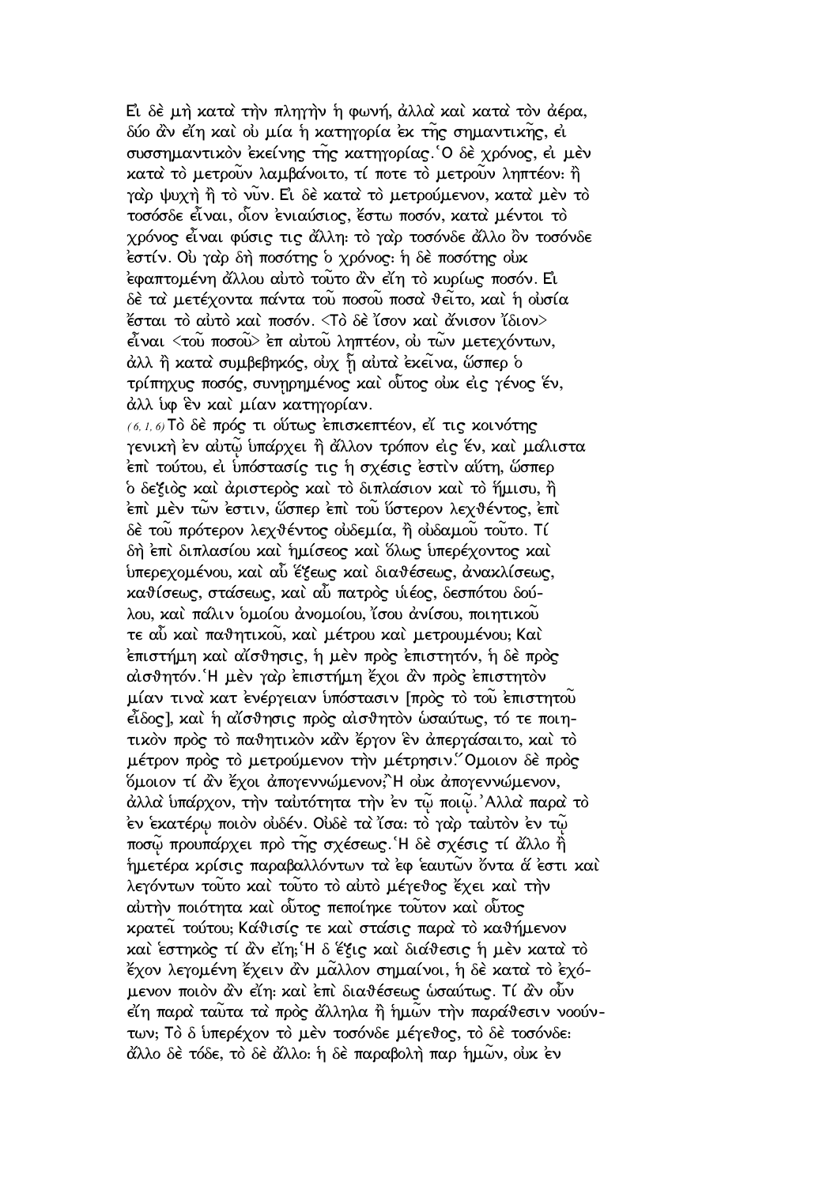Εἰ δὲ μὴ κατὰ τὴν πληγὴν ἡ φωνή, ἀλλὰ καὶ κατὰ τὸν ἀέρα, δύο ἂν εἴη καὶ οὐ μία ἡ κατηγορία ἐκ τῆς σημαντικῆς, εἰ συσσημαντικὸν ἐκείνης τῆς κατηγορίας. Ὁ δὲ χρόνος, εἰ μὲν κατὰ τὸ μετροῦν λαμβάνοιτο, τί ποτε τὸ μετροῦν ληπτέον· ἢ γὰρ ψυχὴ ἢ τὸ νῦν. Εἰ δὲ κατὰ τὸ μετρούμενον, κατὰ μὲν τὸ τοσόσδε εἶναι, οἷον ἐνιαύσιος, ἔστω ποσόν, κατὰ μέντοι τὸ χρόνος εἶναι φύσις τις ἄλλη· τὸ γὰρ τοσόνδε ἄλλο ὂν τοσόνδε ἐστίν. Οὐ γὰρ δὴ ποσότης ὁ χρόνος· ἡ δὲ ποσότης οὐκ ἐφαπτομένη ἄλλου αὐτὸ τοῦτο ἂν εἴη τὸ κυρίως ποσόν. Εἰ δὲ τὰ μετέχοντα πάντα τοῦ ποσοῦ ποσὰ θεῖτο, καὶ ἡ οὐσία ἔσται τὸ αὐτὸ καὶ ποσόν. <Τὸ δὲ ἴσον καὶ ἄνισον ἴδιον> εἶναι <τοῦ ποσοῦ> ἐπ αὐτοῦ ληπτέον, οὐ τῶν μετεχόντων, ἀλλ ἢ κατὰ συμβεβηκός, οὐχ ᾗ αὐτὰ ἐκεῖνα, ὥσπερ ὁ τρίπηχυς ποσός, συνηρημένος καὶ οὗτος οὐκ εἰς γένος ἕν, ἀλλ ὑφ ἓν καὶ μίαν κατηγορίαν.

(6, 1, 6) Τὸ δὲ πρός τι οὕτως ἐπισκεπτέον, εἴ τις κοινότης γενικὴ ἐν αὐτῷ ὑπάρχει ἢ ἄλλον τρόπον εἰς ἕν, καὶ μάλιστα ἐπὶ τούτου, εἰ ὑπόστασίς τις ἡ σχέσις ἐστὶν αὕτη, ὥσπερ ὁ δεξιὸς καὶ ἀριστερὸς καὶ τὸ διπλάσιον καὶ τὸ ἥμισυ, ἢ ἐπὶ μὲν τῶν ἐστιν, ὥσπερ ἐπὶ τοῦ ὕστερον λεχθέντος, ἐπὶ δὲ τοῦ πρότερον λεχθέντος οὐδεμία, ἢ οὐδαμοῦ τοῦτο. Τί δὴ ἐπὶ διπλασίου καὶ ἡμίσεος καὶ ὅλως ὑπερέχοντος καὶ ὑπερεχομένου, καὶ αὖ ἕξεως καὶ διαθέσεως, ἀνακλίσεως, καθίσεως, στάσεως, καὶ αὖ πατρὸς υἱέος, δεσπότου δούλου, καὶ πάλιν ὁμοίου ἀνομοίου, ἴσου ἀνίσου, ποιητικοῦ τε αὖ καὶ παθητικοῦ, καὶ μέτρου καὶ μετρουμένου; Καὶ ἐπιστήμη καὶ αἴσθησις, ἡ μὲν πρὸς ἐπιστητόν, ἡ δὲ πρὸς αἰσθητόν. Ἡ μὲν γὰρ ἐπιστήμη ἔχοι ἂν πρὸς ἐπιστητὸν μίαν τινὰ κατ ἐνέργειαν ὑπόστασιν [πρὸς τὸ τοῦ ἐπιστητοῦ εἶδος], καὶ ἡ αἴσθησις πρὸς αἰσθητὸν ὡσαύτως, τό τε ποιητικὸν πρὸς τὸ παθητικὸν κἂν ἔργον ἓν ἀπεργάσαιτο, καὶ τὸ μέτρον πρὸς τὸ μετρούμενον τὴν μέτρησιν. Ὅμοιον δὲ πρὸς ὅμοιον τί ἂν ἔχοι ἀπογεννώμενον; Ἢ οὐκ ἀπογεννώμενον, ἀλλὰ ὑπάρχον, τὴν ταὐτότητα τὴν ἐν τῷ ποιῷ. Ἀλλὰ παρὰ τὸ ἐν ἑκατέρῳ ποιὸν οὐδέν. Οὐδὲ τὰ ἴσα· τὸ γὰρ ταὐτὸν ἐν τῷ ποσῷ προυπάρχει πρὸ τῆς σχέσεως. Ἡ δὲ σχέσις τί ἄλλο ἢ ἡμετέρα κρίσις παραβαλλόντων τὰ ἐφ ἑαυτῶν ὄντα ἅ ἐστι καὶ λεγόντων τοῦτο καὶ τοῦτο τὸ αὐτὸ μέγεθος ἔχει καὶ τὴν αὐτὴν ποιότητα καὶ οὗτος πεποίηκε τοῦτον καὶ οὗτος κρατεῖ τούτου; Κάθισίς τε καὶ στάσις παρὰ τὸ καθήμενον καὶ ἑστηκὸς τί ἂν εἴη; Ἡ δ ἕξις καὶ διάθεσις ἡ μὲν κατὰ τὸ ἔχον λεγομένη ἔχειν ἂν μᾶλλον σημαίνοι, ἡ δὲ κατὰ τὸ ἐχόμενον ποιὸν ἂν εἴη· καὶ ἐπὶ διαθέσεως ὡσαύτως. Τί ἂν οὖν εἴη παρὰ ταῦτα τὰ πρὸς ἄλληλα ἢ ἡμῶν τὴν παράθεσιν νοούντων; Τὸ δ ὑπερέχον τὸ μὲν τοσόνδε μέγεθος, τὸ δὲ τοσόνδε· ἄλλο δὲ τόδε, τὸ δὲ ἄλλο· ἡ δὲ παραβολὴ παρ ἡμῶν, οὐκ ἐν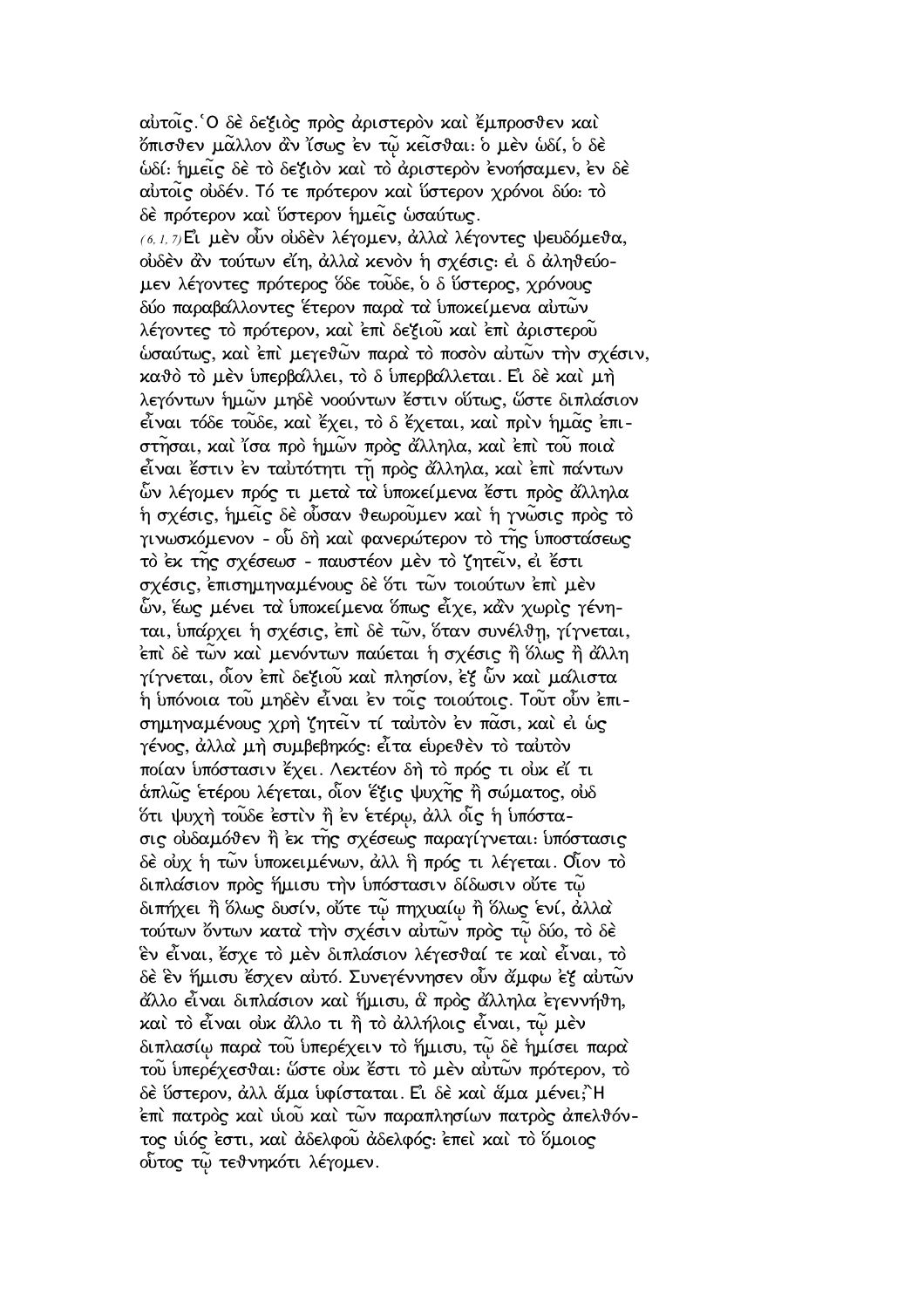αὐτοῖς.῾Ο δὲ δεξιὸς πρὸς ἀριστερὸν καὶ ἔμπροσθεν καὶ ὄπισθεν μᾶλλον ἂν ἴσως ἐν τῷ κεῖσθαι· ὁ μὲν ὡδί, ὁ δὲ ὡδί· ἡμεῖς δὲ τὸ δεξιὸν καὶ τὸ ἀριστερὸν ἐνοήσαμεν, ἐν δὲ αὐτοῖς οὐδέν. Τό τε πρότερον καὶ ὕστερον χρόνοι δύο· τὸ δὲ πρότερον καὶ ὕστερον ἡμεῖς ὡσαύτως.

(6, 1, 7) Εἰ μὲν οὖν οὐδὲν λέγομεν, ἀλλὰ λέγοντες ψευδόμεθα, οὐδὲν ἂν τούτων εἴη, ἀλλὰ κενὸν ἡ σχέσις· εἰ δ ἀληθεύομεν λέγοντες πρότερος ὅδε τοῦδε, ὁ δ ὕστερος, χρόνους δύο παραβάλλοντες ἕτερον παρὰ τὰ ὑποκείμενα αὐτῶν λέγοντες τὸ πρότερον, καὶ ἐπὶ δεξιοῦ καὶ ἐπὶ ἀριστεροῦ ὡσαύτως, καὶ ἐπὶ μεγεθῶν παρὰ τὸ ποσὸν αὐτῶν τὴν σχέσιν, καθὸ τὸ μὲν ὑπερβάλλει, τὸ δ ὑπερβάλλεται. Εἰ δὲ καὶ μὴ λεγόντων ἡμῶν μηδὲ νοούντων ἔστιν οὕτως, ὥστε διπλάσιον εἶναι τόδε τοῦδε, καὶ ἔχει, τὸ δ ἔχεται, καὶ πρὶν ἡμᾶς ἐπιστῆσαι, καὶ ἴσα πρὸ ἡμῶν πρὸς ἄλληλα, καὶ ἐπὶ τοῦ ποιὰ εἶναι ἔστιν ἐν ταὐτότητι τῇ πρὸς ἄλληλα, καὶ ἐπὶ πάντων ὧν λέγομεν πρός τι μετὰ τὰ ὑποκείμενα ἔστι πρὸς ἄλληλα ἡ σχέσις, ἡμεῖς δὲ οὖσαν θεωροῦμεν καὶ ἡ γνῶσις πρὸς τὸ γινωσκόμενον - οὗ δὴ καὶ φανερώτερον τὸ τῆς ὑποστάσεως τὸ ἐκ τῆς σχέσεωσ - παυστέον μὲν τὸ ζητεῖν, εἰ ἔστι σχέσις, ἐπισημηναμένους δὲ ὅτι τῶν τοιούτων ἐπὶ μὲν ὧν, ἕως μένει τὰ ὑποκείμενα ὅπως εἶχε, κἂν χωρὶς γένηται, ὑπάρχει ἡ σχέσις, ἐπὶ δὲ τῶν, ὅταν συνέλθῃ, γίγνεται, ἐπὶ δὲ τῶν καὶ μενόντων παύεται ἡ σχέσις ἢ ὅλως ἢ ἄλλη γίγνεται, οἷον ἐπὶ δεξιοῦ καὶ πλησίον, ἐξ ὧν καὶ μάλιστα ἡ ὑπόνοια τοῦ μηδὲν εἶναι ἐν τοῖς τοιούτοις. Τοῦτ οὖν ἐπισημηναμένους χρὴ ζητεῖν τί ταὐτὸν ἐν πᾶσι, καὶ εἰ ὡς γένος, ἀλλὰ μὴ συμβεβηκός· εἶτα εὑρεθὲν τὸ ταὐτὸν ποίαν ὑπόστασιν ἔχει. Λεκτέον δὴ τὸ πρός τι οὐκ εἴ τι ἁπλῶς ἑτέρου λέγεται, οἷον ἕξις ψυχῆς ἢ σώματος, οὐδ ὅτι ψυχὴ τοῦδε ἐστὶν ἢ ἐν ἑτέρῳ, ἀλλ οἷς ἡ ὑπόστασις οὐδαμόθεν ἢ ἐκ τῆς σχέσεως παραγίγνεται· ὑπόστασις δὲ οὐχ ἡ τῶν ὑποκειμένων, ἀλλ ἣ πρός τι λέγεται. Οἷον τὸ διπλάσιον πρὸς ἥμισυ τὴν ὑπόστασιν δίδωσιν οὔτε τῷ διπήχει ἢ ὅλως δυσίν, οὔτε τῷ πηχυαίῳ ἢ ὅλως ἑνί, ἀλλὰ τούτων ὄντων κατὰ τὴν σχέσιν αὐτῶν πρὸς τῷ δύο, τὸ δὲ ἓν εἶναι, ἔσχε τὸ μὲν διπλάσιον λέγεσθαί τε καὶ εἶναι, τὸ δὲ ἓν ἥμισυ ἔσχεν αὐτό. Συνεγέννησεν οὖν ἄμφω ἐξ αὐτῶν ἄλλο εἶναι διπλάσιον καὶ ἥμισυ, ἃ πρὸς ἄλληλα ἐγεννήθη, καὶ τὸ εἶναι οὐκ ἄλλο τι ἢ τὸ ἀλλήλοις εἶναι, τῷ μὲν διπλασίῳ παρὰ τοῦ ὑπερέχειν τὸ ἥμισυ, τῷ δὲ ἡμίσει παρὰ τοῦ ὑπερέχεσθαι· ὥστε οὐκ ἔστι τὸ μὲν αὐτῶν πρότερον, τὸ δὲ ὕστερον, ἀλλ ἅμα ὑφίσταται. Εἰ δὲ καὶ ἅμα μένει;῍Η ἐπὶ πατρὸς καὶ υἱοῦ καὶ τῶν παραπλησίων πατρὸς ἀπελθόντος υἱός ἐστι, καὶ ἀδελφοῦ ἀδελφός· ἐπεὶ καὶ τὸ ὅμοιος οὗτος τῷ τεθνηκότι λέγομεν.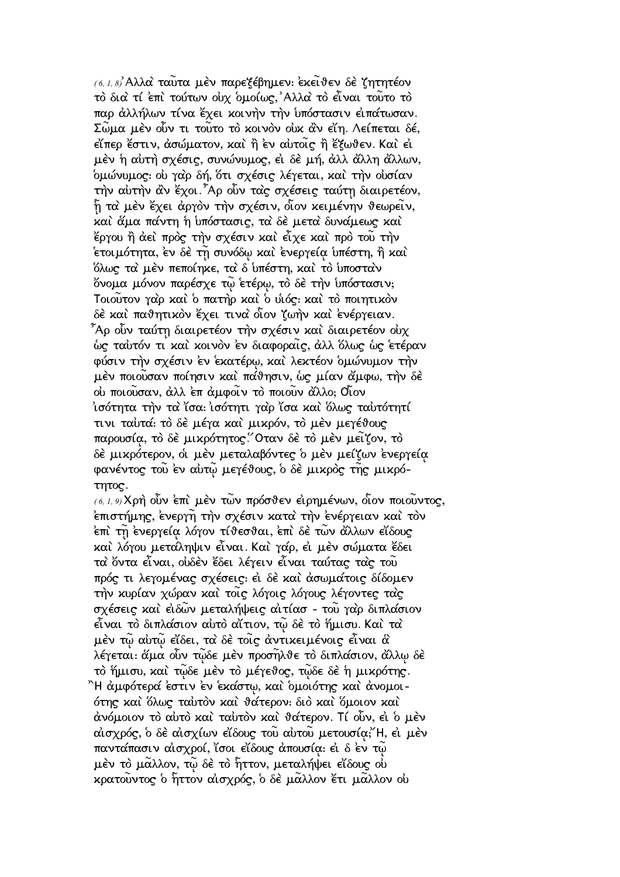(6, 1, 8) Ἀλλὰ ταῦτα μὲν παρεξέβημεν· ἐκεῖθεν δὲ ζητητέον τὸ διὰ τί ἐπὶ τούτων οὐχ ὁμοίως. Ἀλλὰ τὸ εἶναι τοῦτο τὸ παρ ἀλλήλων τίνα ἔχει κοινὴν τὴν ὑπόστασιν εἰπάτωσαν. Σῶμα μὲν οὖν τι τοῦτο τὸ κοινὸν οὐκ ἂν εἴη. Λείπεται δέ, εἴπερ ἔστιν, ἀσώματον, καὶ ἢ ἐν αὐτοῖς ἢ ἔξωθεν. Καὶ εἰ μὲν ἡ αὐτὴ σχέσις, συνώνυμος, εἰ δὲ μή, ἀλλ ἄλλη ἄλλων, ὁμώνυμος· οὐ γὰρ δή, ὅτι σχέσις λέγεται, καὶ τὴν οὐσίαν τὴν αὐτὴν ἂν ἔχοι. Ἆρ οὖν τὰς σχέσεις ταύτῃ διαιρετέον, ᾗ τὰ μὲν ἔχει ἀργὸν τὴν σχέσιν, οἷον κειμένην θεωρεῖν, καὶ ἅμα πάντῃ ἡ ὑπόστασις, τὰ δὲ μετὰ δυνάμεως καὶ ἔργου ἢ ἀεὶ πρὸς τὴν σχέσιν καὶ εἶχε καὶ πρὸ τοῦ τὴν ἑτοιμότητα, ἐν δὲ τῇ συνόδῳ καὶ ἐνεργείᾳ ὑπέστη, ἢ καὶ ὅλως τὰ μὲν πεποίηκε, τὰ δ ὑπέστη, καὶ τὸ ὑποστὰν ὄνομα μόνον παρέσχε τῷ ἑτέρῳ, τὸ δὲ τὴν ὑπόστασιν; Τοιοῦτον γὰρ καὶ ὁ πατὴρ καὶ ὁ υἱός· καὶ τὸ ποιητικὸν δὲ καὶ παθητικὸν ἔχει τινὰ οἷον ζωὴν καὶ ἐνέργειαν. Ἆρ οὖν ταύτῃ διαιρετέον τὴν σχέσιν καὶ διαιρετέον οὐχ ὡς ταὐτόν τι καὶ κοινὸν ἐν διαφοραῖς, ἀλλ ὅλως ὡς ἑτέραν φύσιν τὴν σχέσιν ἐν ἑκατέρῳ, καὶ λεκτέον ὁμώνυμον τὴν μὲν ποιοῦσαν ποίησιν καὶ πάθησιν, ὡς μίαν ἄμφω, τὴν δὲ οὐ ποιοῦσαν, ἀλλ ἐπ ἀμφοῖν τὸ ποιοῦν ἄλλο; Οἷον ἰσότητα τὴν τὰ ἴσα· ἰσότητι γὰρ ἴσα καὶ ὅλως ταὐτότητί τινι ταὐτά· τὸ δὲ μέγα καὶ μικρόν, τὸ μὲν μεγέθους παρουσίᾳ, τὸ δὲ μικρότητος. Ὅταν δὲ τὸ μὲν μεῖζον, τὸ δὲ μικρότερον, οἱ μὲν μεταλαβόντες ὁ μὲν μείζων ἐνεργείᾳ φανέντος τοῦ ἐν αὐτῷ μεγέθους, ὁ δὲ μικρὸς τῆς μικρότητος.

(6, 1, 9) Χρὴ οὖν ἐπὶ μὲν τῶν πρόσθεν εἰρημένων, οἷον ποιοῦντος, ἐπιστήμης, ἐνεργῆ τὴν σχέσιν κατὰ τὴν ἐνέργειαν καὶ τὸν ἐπὶ τῇ ἐνεργείᾳ λόγον τίθεσθαι, ἐπὶ δὲ τῶν ἄλλων εἴδους καὶ λόγου μετάληψιν εἶναι. Καὶ γάρ, εἰ μὲν σώματα ἔδει τὰ ὄντα εἶναι, οὐδὲν ἔδει λέγειν εἶναι ταύτας τὰς τοῦ πρός τι λεγομένας σχέσεις· εἰ δὲ καὶ ἀσωμάτοις δίδομεν τὴν κυρίαν χώραν καὶ τοῖς λόγοις λόγους λέγοντες τὰς σχέσεις καὶ εἰδῶν μεταλήψεις αἰτίασ - τοῦ γὰρ διπλάσιον εἶναι τὸ διπλάσιον αὐτὸ αἴτιον, τῷ δὲ τὸ ἥμισυ. Καὶ τὰ μὲν τῷ αὐτῷ εἴδει, τὰ δὲ τοῖς ἀντικειμένοις εἶναι ἃ λέγεται· ἅμα οὖν τῷδε μὲν προσῆλθε τὸ διπλάσιον, ἄλλῳ δὲ τὸ ἥμισυ, καὶ τῷδε μὲν τὸ μέγεθος, τῷδε δὲ ἡ μικρότης. Ἢ ἀμφότερά ἐστιν ἐν ἑκάστῳ, καὶ ὁμοιότης καὶ ἀνομοιότης καὶ ὅλως ταὐτὸν καὶ θάτερον· διὸ καὶ ὅμοιον καὶ ἀνόμοιον τὸ αὐτὸ καὶ ταὐτὸν καὶ θάτερον. Τί οὖν, εἰ ὁ μὲν αἰσχρός, ὁ δὲ αἰσχίων εἴδους τοῦ αὐτοῦ μετουσίᾳ; Ἤ, εἰ μὲν παντάπασιν αἰσχροί, ἴσοι εἴδους ἀπουσίᾳ· εἰ δ ἐν τῷ μὲν τὸ μᾶλλον, τῷ δὲ τὸ ἧττον, μεταλήψει εἴδους οὐ κρατοῦντος ὁ ἧττον αἰσχρός, ὁ δὲ μᾶλλον ἔτι μᾶλλον οὐ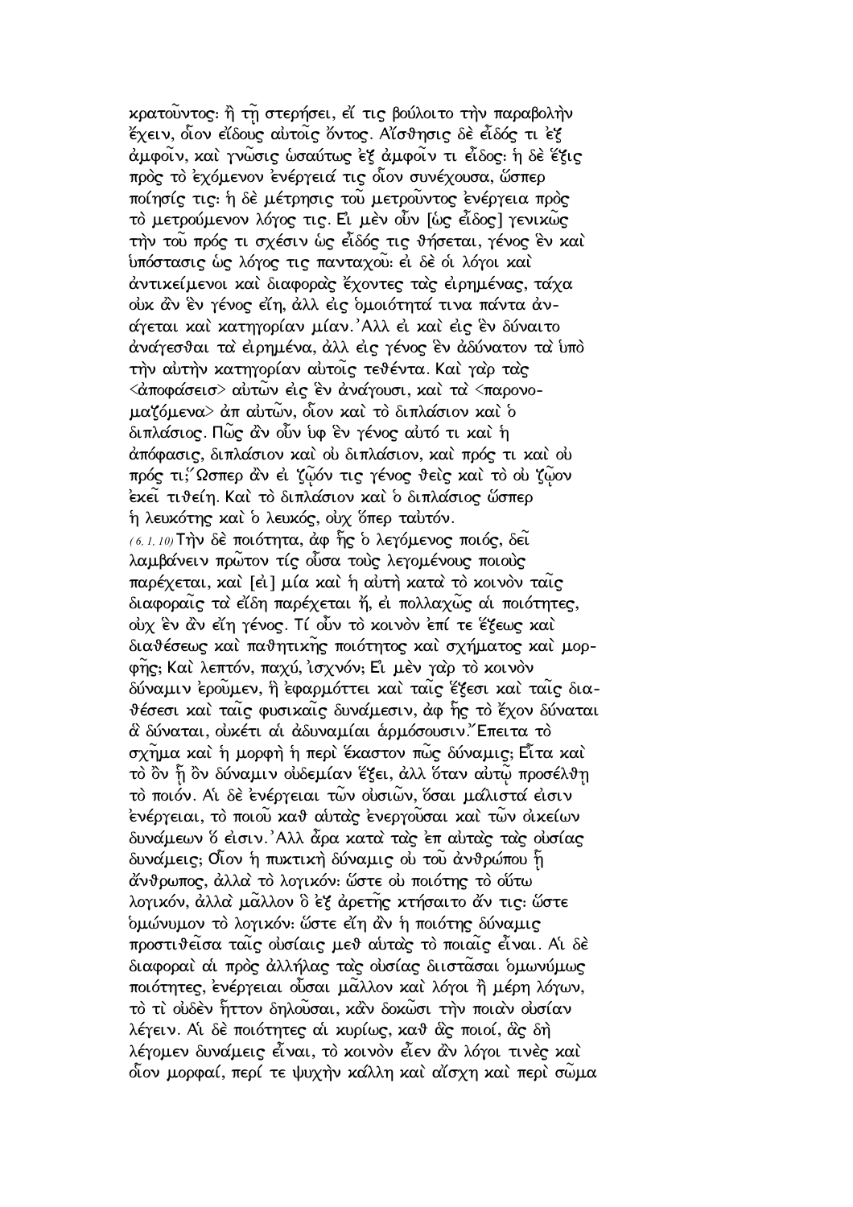κρατοῦντος· ἢ τῇ στερήσει, εἴ τις βούλοιτο τὴν παραβολὴν ἔχειν, οἷον εἴδους αὐτοῖς ὄντος. Αἴσθησις δὲ εἶδός τι ἐξ ἀμφοῖν, καὶ γνῶσις ὡσαύτως ἐξ ἀμφοῖν τι εἶδος· ἡ δὲ ἕξις πρὸς τὸ ἐχόμενον ἐνέργειά τις οἷον συνέχουσα, ὥσπερ ποίησίς τις· ἡ δὲ μέτρησις τοῦ μετροῦντος ἐνέργεια πρὸς τὸ μετρούμενον λόγος τις. Εἰ μὲν οὖν [ὡς εἶδος] γενικῶς τὴν τοῦ πρός τι σχέσιν ὡς εἶδός τις θήσεται, γένος ἓν καὶ ὑπόστασις ὡς λόγος τις πανταχοῦ· εἰ δὲ οἱ λόγοι καὶ ἀντικείμενοι καὶ διαφορὰς ἔχοντες τὰς εἰρημένας, τάχα οὐκ ἂν ἓν γένος εἴη, ἀλλ εἰς ὁμοιότητά τινα πάντα ἀνάγεται καὶ κατηγορίαν μίαν. Ἀλλ εἰ καὶ εἰς ἓν δύναιτο ἀνάγεσθαι τὰ εἰρημένα, ἀλλ εἰς γένος ἓν ἀδύνατον τὰ ὑπὸ τὴν αὐτὴν κατηγορίαν αὐτοῖς τεθέντα. Καὶ γὰρ τὰς <ἀποφάσεισ> αὐτῶν εἰς ἓν ἀνάγουσι, καὶ τὰ <παρονομαζόμενα> ἀπ αὐτῶν, οἷον καὶ τὸ διπλάσιον καὶ ὁ διπλάσιος. Πῶς ἂν οὖν ὑφ ἓν γένος αὐτό τι καὶ ἡ ἀπόφασις, διπλάσιον καὶ οὐ διπλάσιον, καὶ πρός τι καὶ οὐ πρός τι; Ὥσπερ ἂν εἰ ζῷόν τις γένος θεὶς καὶ τὸ οὐ ζῷον ἐκεῖ τιθείη. Καὶ τὸ διπλάσιον καὶ ὁ διπλάσιος ὥσπερ ἡ λευκότης καὶ ὁ λευκός, οὐχ ὅπερ ταὐτόν.

(6, 1, 10) Τὴν δὲ ποιότητα, ἀφ ἧς ὁ λεγόμενος ποιός, δεῖ λαμβάνειν πρῶτον τίς οὖσα τοὺς λεγομένους ποιοὺς παρέχεται, καὶ [εἰ] μία καὶ ἡ αὐτὴ κατὰ τὸ κοινὸν ταῖς διαφοραῖς τὰ εἴδη παρέχεται ἤ, εἰ πολλαχῶς αἱ ποιότητες, οὐχ ἓν ἂν εἴη γένος. Τί οὖν τὸ κοινὸν ἐπί τε ἕξεως καὶ διαθέσεως καὶ παθητικῆς ποιότητος καὶ σχήματος καὶ μορφῆς; Καὶ λεπτόν, παχύ, ἰσχνόν; Εἰ μὲν γὰρ τὸ κοινὸν δύναμιν ἐροῦμεν, ἣ ἐφαρμόττει καὶ ταῖς ἕξεσι καὶ ταῖς διαθέσεσι καὶ ταῖς φυσικαῖς δυνάμεσιν, ἀφ ἧς τὸ ἔχον δύναται ἃ δύναται, οὐκέτι αἱ ἀδυναμίαι ἁρμόσουσιν. Ἔπειτα τὸ σχῆμα καὶ ἡ μορφὴ ἡ περὶ ἕκαστον πῶς δύναμις; Εἶτα καὶ τὸ ὂν ᾗ ὂν δύναμιν οὐδεμίαν ἕξει, ἀλλ ὅταν αὐτῷ προσέλθῃ τὸ ποιόν. Αἱ δὲ ἐνέργειαι τῶν οὐσιῶν, ὅσαι μαλιστά εἰσιν ἐνέργειαι, τὸ ποιοῦ καθ αὑτὰς ἐνεργοῦσαι καὶ τῶν οἰκείων δυνάμεων ὅ εἰσιν. Ἀλλ ἆρα κατὰ τὰς ἐπ αὐτὰς τὰς οὐσίας δυνάμεις; Οἷον ἡ πυκτικὴ δύναμις οὐ τοῦ ἀνθρώπου ᾗ ἄνθρωπος, ἀλλὰ τὸ λογικόν· ὥστε οὐ ποιότης τὸ οὕτω λογικόν, ἀλλὰ μᾶλλον ὃ ἐξ ἀρετῆς κτήσαιτο ἄν τις· ὥστε ὁμώνυμον τὸ λογικόν· ὥστε εἴη ἂν ἡ ποιότης δύναμις προστιθεῖσα ταῖς οὐσίαις μεθ αὑτὰς τὸ ποιαῖς εἶναι. Αἱ δὲ διαφοραὶ αἱ πρὸς ἀλλήλας τὰς οὐσίας διιστᾶσαι ὁμωνύμως ποιότητες, ἐνέργειαι οὖσαι μᾶλλον καὶ λόγοι ἢ μέρη λόγων, τὸ τὶ οὐδὲν ἧττον δηλοῦσαι, κἂν δοκῶσι τὴν ποιὰν οὐσίαν λέγειν. Αἱ δὲ ποιότητες αἱ κυρίως, καθ ἃς ποιοί, ἃς δὴ λέγομεν δυνάμεις εἶναι, τὸ κοινὸν εἶεν ἂν λόγοι τινὲς καὶ οἷον μορφαί, περί τε ψυχὴν κάλλη καὶ αἴσχη καὶ περὶ σῶμα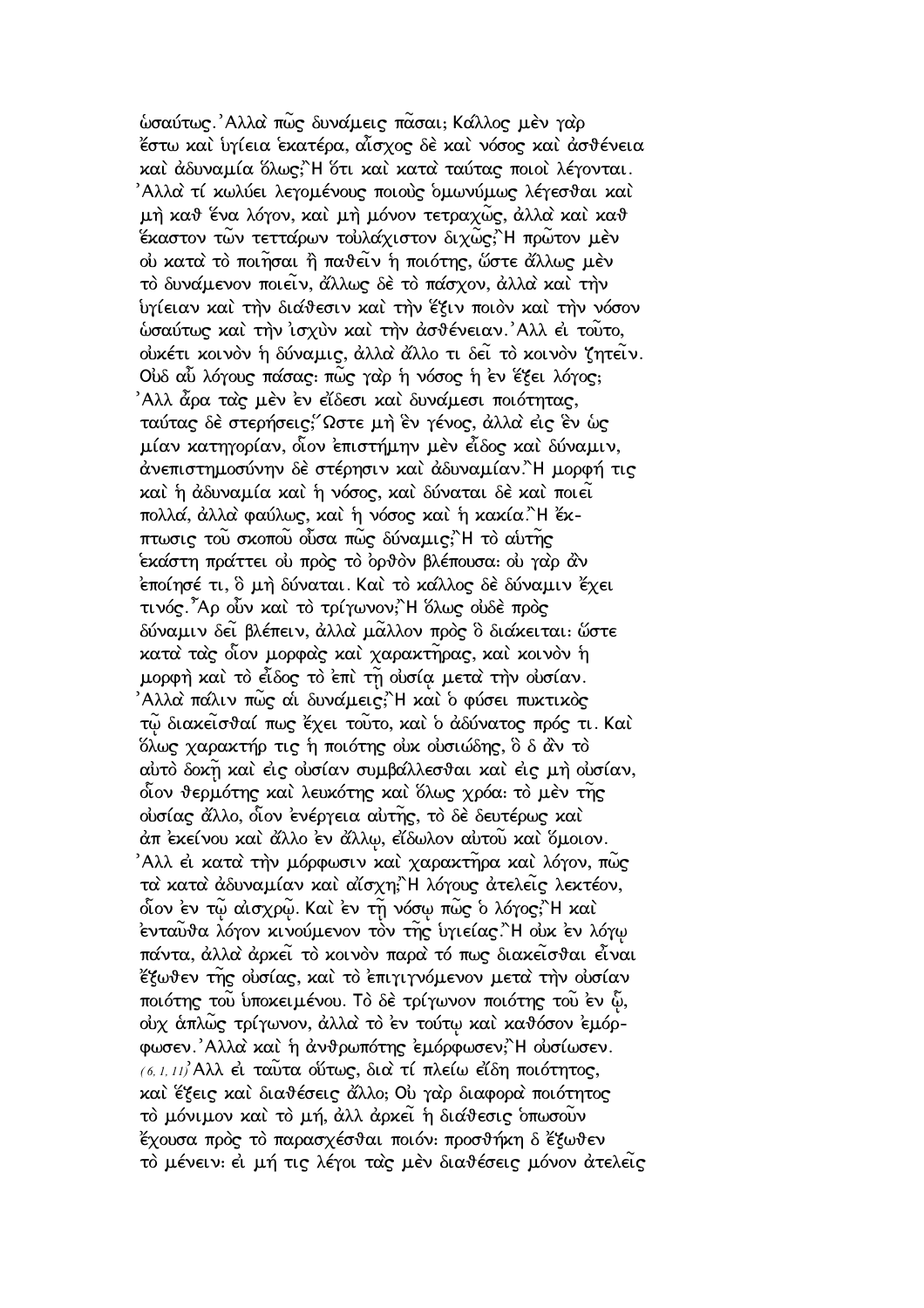ὡσαύτως. Ἀλλὰ πῶς δυνάμεις πᾶσαι; Κάλλος μὲν γὰρ ἔστω καὶ ὑγίεια ἑκατέρα, αἶσχος δὲ καὶ νόσος καὶ ἀσθένεια καὶ ἀδυναμία ὅλως; Ἢ ὅτι καὶ κατὰ ταύτας ποιοὶ λέγονται. Ἀλλὰ τί κωλύει λεγομένους ποιοὺς ὁμωνύμως λέγεσθαι καὶ μὴ καθ ἕνα λόγον, καὶ μὴ μόνον τετραχῶς, ἀλλὰ καὶ καθ ἕκαστον τῶν τεττάρων τοὐλάχιστον διχῶς; Ἢ πρῶτον μὲν οὐ κατὰ τὸ ποιῆσαι ἢ παθεῖν ἡ ποιότης, ὥστε ἄλλως μὲν τὸ δυνάμενον ποιεῖν, ἄλλως δὲ τὸ πάσχον, ἀλλὰ καὶ τὴν ὑγίειαν καὶ τὴν διάθεσιν καὶ τὴν ἕξιν ποιὸν καὶ τὴν νόσον ὡσαύτως καὶ τὴν ἰσχὺν καὶ τὴν ἀσθένειαν. Ἀλλ εἰ τοῦτο, οὐκέτι κοινὸν ἡ δύναμις, ἀλλὰ ἄλλο τι δεῖ τὸ κοινὸν ζητεῖν. Οὐδ αὖ λόγους πάσας: πῶς γὰρ ἡ νόσος ἡ ἐν ἕξει λόγος; Ἀλλ ἆρα τὰς μὲν ἐν εἴδεσι καὶ δυνάμεσι ποιότητας, ταύτας δὲ στερήσεις; Ὥστε μὴ ἓν γένος, ἀλλὰ εἰς ἓν ὡς μίαν κατηγορίαν, οἷον ἐπιστήμην μὲν εἶδος καὶ δύναμιν, ἀνεπιστημοσύνην δὲ στέρησιν καὶ ἀδυναμίαν. Ἢ μορφή τις καὶ ἡ ἀδυναμία καὶ ἡ νόσος, καὶ δύναται δὲ καὶ ποιεῖ πολλά, ἀλλὰ φαύλως, καὶ ἡ νόσος καὶ ἡ κακία. Ἢ ἔκπτωσις τοῦ σκοποῦ οὖσα πῶς δύναμις; Ἢ τὸ αὑτῆς ἑκάστη πράττει οὐ πρὸς τὸ ὀρθὸν βλέπουσα: οὐ γὰρ ἂν ἐποίησέ τι, ὃ μὴ δύναται. Καὶ τὸ κάλλος δὲ δύναμιν ἔχει τινός. Ἆρ οὖν καὶ τὸ τρίγωνον; Ἢ ὅλως οὐδὲ πρὸς δύναμιν δεῖ βλέπειν, ἀλλὰ μᾶλλον πρὸς ὃ διάκειται: ὥστε κατὰ τὰς οἷον μορφὰς καὶ χαρακτῆρας, καὶ κοινὸν ἡ μορφὴ καὶ τὸ εἶδος τὸ ἐπὶ τῇ οὐσίᾳ μετὰ τὴν οὐσίαν. Ἀλλὰ πάλιν πῶς αἱ δυνάμεις; Ἢ καὶ ὁ φύσει πυκτικὸς τῷ διακεῖσθαί πως ἔχει τοῦτο, καὶ ὁ ἀδύνατος πρός τι. Καὶ ὅλως χαρακτήρ τις ἡ ποιότης οὐκ οὐσιώδης, ὃ δ ἂν τὸ αὐτὸ δοκῇ καὶ εἰς οὐσίαν συμβάλλεσθαι καὶ εἰς μὴ οὐσίαν, οἷον θερμότης καὶ λευκότης καὶ ὅλως χρόα: τὸ μὲν τῆς οὐσίας ἄλλο, οἷον ἐνέργεια αὐτῆς, τὸ δὲ δευτέρως καὶ ἀπ ἐκείνου καὶ ἄλλο ἐν ἄλλῳ, εἴδωλον αὐτοῦ καὶ ὅμοιον. Ἀλλ εἰ κατὰ τὴν μόρφωσιν καὶ χαρακτῆρα καὶ λόγον, πῶς τὰ κατὰ ἀδυναμίαν καὶ αἴσχη; Ἢ λόγους ἀτελεῖς λεκτέον, οἷον ἐν τῷ αἰσχρῷ. Καὶ ἐν τῇ νόσῳ πῶς ὁ λόγος; Ἢ καὶ ἐνταῦθα λόγον κινούμενον τὸν τῆς ὑγιείας. Ἢ οὐκ ἐν λόγῳ πάντα, ἀλλὰ ἀρκεῖ τὸ κοινὸν παρὰ τό πως διακεῖσθαι εἶναι ἔξωθεν τῆς οὐσίας, καὶ τὸ ἐπιγιγνόμενον μετὰ τὴν οὐσίαν ποιότης τοῦ ὑποκειμένου. Τὸ δὲ τρίγωνον ποιότης τοῦ ἐν ᾧ, οὐχ ἁπλῶς τρίγωνον, ἀλλὰ τὸ ἐν τούτῳ καὶ καθόσον ἐμόρφωσεν. Ἀλλὰ καὶ ἡ ἀνθρωπότης ἐμόρφωσεν; Ἢ οὐσίωσεν. (6, 1, 11) Ἀλλ εἰ ταῦτα οὕτως, διὰ τί πλείω εἴδη ποιότητος, καὶ ἕξεις καὶ διαθέσεις ἄλλο; Οὐ γὰρ διαφορὰ ποιότητος τὸ μόνιμον καὶ τὸ μή, ἀλλ ἀρκεῖ ἡ διάθεσις ὁπωσοῦν ἔχουσα πρὸς τὸ παρασχέσθαι ποιόν: προσθήκη δ ἔξωθεν τὸ μένειν: εἰ μή τις λέγοι τὰς μὲν διαθέσεις μόνον ἀτελεῖς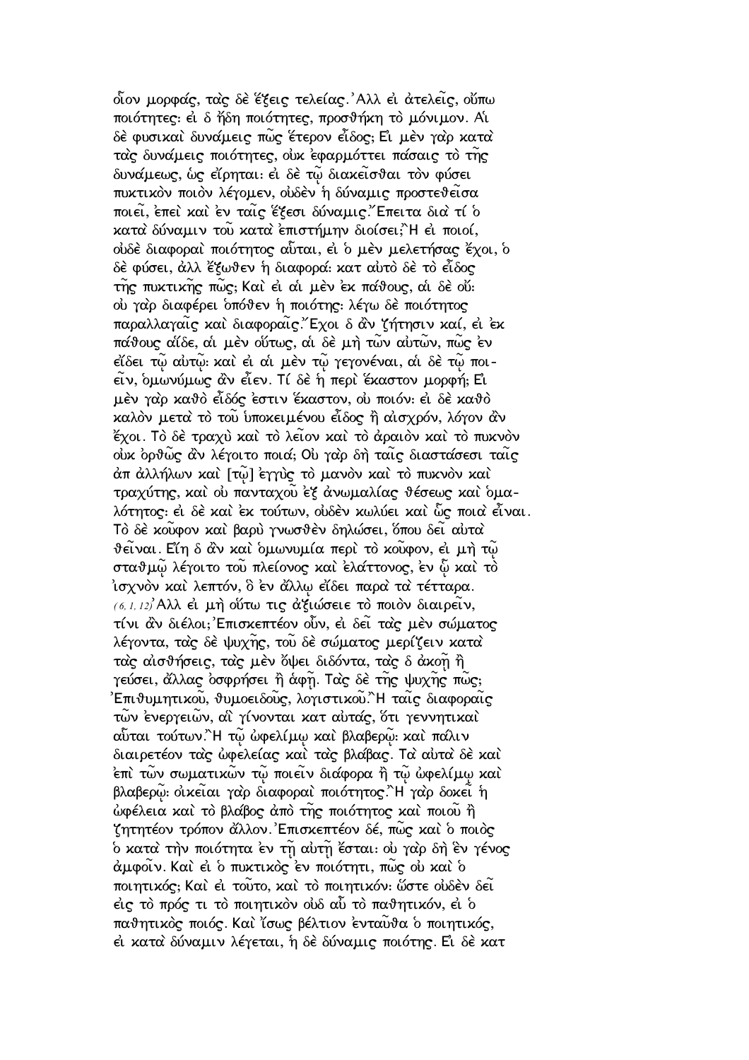οἷον μορφάς, τὰς δὲ ἕξεις τελείας. Ἀλλ εἰ ἀτελεῖς, οὔπω ποιότητες: εἰ δ ἤδη ποιότητες, προσθήκη τὸ μόνιμον. Αἱ δὲ φυσικαὶ δυνάμεις πῶς ἕτερον εἶδος; Εἰ μὲν γὰρ κατὰ τὰς δυνάμεις ποιότητες, οὐκ ἐφαρμόττει πάσαις τὸ τῆς δυνάμεως, ὡς εἴρηται: εἰ δὲ τῷ διακεῖσθαι τὸν φύσει πυκτικὸν ποιὸν λέγομεν, οὐδὲν ἡ δύναμις προστεθεῖσα ποιεῖ, ἐπεὶ καὶ ἐν ταῖς ἕξεσι δύναμις. Ἔπειτα διὰ τί ὁ κατὰ δύναμιν τοῦ κατὰ ἐπιστήμην διοίσει; Ἢ εἰ ποιοί, οὐδὲ διαφοραὶ ποιότητος αὗται, εἰ ὁ μὲν μελετήσας ἔχοι, ὁ δὲ φύσει, ἀλλ ἔξωθεν ἡ διαφορά: κατ αὐτὸ δὲ τὸ εἶδος τῆς πυκτικῆς πῶς; Καὶ εἰ αἱ μὲν ἐκ πάθους, αἱ δὲ οὔ: οὐ γὰρ διαφέρει ὁπόθεν ἡ ποιότης: λέγω δὲ ποιότητος παραλλαγαῖς καὶ διαφοραῖς. Ἔχοι δ ἂν ζήτησιν καί, εἰ ἐκ πάθους αἵδε, αἱ μὲν οὕτως, αἱ δὲ μὴ τῶν αὐτῶν, πῶς ἐν εἴδει τῷ αὐτῷ: καὶ εἰ αἱ μὲν τῷ γεγονέναι, αἱ δὲ τῷ ποιεῖν, ὁμωνύμως ἂν εἶεν. Τί δὲ ἡ περὶ ἕκαστον μορφή; Εἰ μὲν γὰρ καθὸ εἶδός ἐστιν ἕκαστον, οὐ ποιόν: εἰ δὲ καθὸ καλὸν μετὰ τὸ τοῦ ὑποκειμένου εἶδος ἢ αἰσχρόν, λόγον ἂν ἔχοι. Τὸ δὲ τραχὺ καὶ τὸ λεῖον καὶ τὸ ἀραιὸν καὶ τὸ πυκνὸν οὐκ ὀρθῶς ἂν λέγοιτο ποιά; Οὐ γὰρ δὴ ταῖς διαστάσεσι ταῖς ἀπ ἀλλήλων καὶ [τῷ] ἐγγὺς τὸ μανὸν καὶ τὸ πυκνὸν καὶ τραχύτης, καὶ οὐ πανταχοῦ ἐξ ἀνωμαλίας θέσεως καὶ ὁμαλότητος: εἰ δὲ καὶ ἐκ τούτων, οὐδὲν κωλύει καὶ ὥς ποιὰ εἶναι. Τὸ δὲ κοῦφον καὶ βαρὺ γνωσθὲν δηλώσει, ὅπου δεῖ αὐτὰ θεῖναι. Εἴη δ ἂν καὶ ὁμωνυμία περὶ τὸ κοῦφον, εἰ μὴ τῷ σταθμῷ λέγοιτο τοῦ πλείονος καὶ ἐλάττονος, ἐν ᾧ καὶ τὸ ἰσχνὸν καὶ λεπτόν, ὃ ἐν ἄλλῳ εἴδει παρὰ τὰ τέτταρα.

*(6, 1, 12)* Ἀλλ εἰ μὴ οὕτω τις ἀξιώσειε τὸ ποιὸν διαιρεῖν, τίνι ἂν διέλοι; Ἐπισκεπτέον οὖν, εἰ δεῖ τὰς μὲν σώματος λέγοντα, τὰς δὲ ψυχῆς, τοῦ δὲ σώματος μερίζειν κατὰ τὰς αἰσθήσεις, τὰς μὲν ὄψει διδόντα, τὰς δ ἀκοῇ ἢ γεύσει, ἄλλας ὀσφρήσει ἢ ἁφῇ. Τὰς δὲ τῆς ψυχῆς πῶς; Ἐπιθυμητικοῦ, θυμοειδοῦς, λογιστικοῦ. Ἢ ταῖς διαφοραῖς τῶν ἐνεργειῶν, αἳ γίνονται κατ αὐτάς, ὅτι γεννητικαὶ αὗται τούτων. Ἢ τῷ ὠφελίμῳ καὶ βλαβερῷ: καὶ πάλιν διαιρετέον τὰς ὠφελείας καὶ τὰς βλάβας. Τὰ αὐτὰ δὲ καὶ ἐπὶ τῶν σωματικῶν τῷ ποιεῖν διάφορα ἢ τῷ ὠφελίμῳ καὶ βλαβερῷ: οἰκεῖαι γὰρ διαφοραὶ ποιότητος. Ἢ γὰρ δοκεῖ ἡ ὠφέλεια καὶ τὸ βλάβος ἀπὸ τῆς ποιότητος καὶ ποιοῦ ἢ ζητητέον τρόπον ἄλλον. Ἐπισκεπτέον δέ, πῶς καὶ ὁ ποιὸς ὁ κατὰ τὴν ποιότητα ἐν τῇ αὐτῇ ἔσται: οὐ γὰρ δὴ ἓν γένος ἀμφοῖν. Καὶ εἰ ὁ πυκτικὸς ἐν ποιότητι, πῶς οὐ καὶ ὁ ποιητικός; Καὶ εἰ τοῦτο, καὶ τὸ ποιητικόν: ὥστε οὐδὲν δεῖ εἰς τὸ πρός τι τὸ ποιητικὸν οὐδ αὖ τὸ παθητικόν, εἰ ὁ παθητικὸς ποιός. Καὶ ἴσως βέλτιον ἐνταῦθα ὁ ποιητικός, εἰ κατὰ δύναμιν λέγεται, ἡ δὲ δύναμις ποιότης. Εἰ δὲ κατ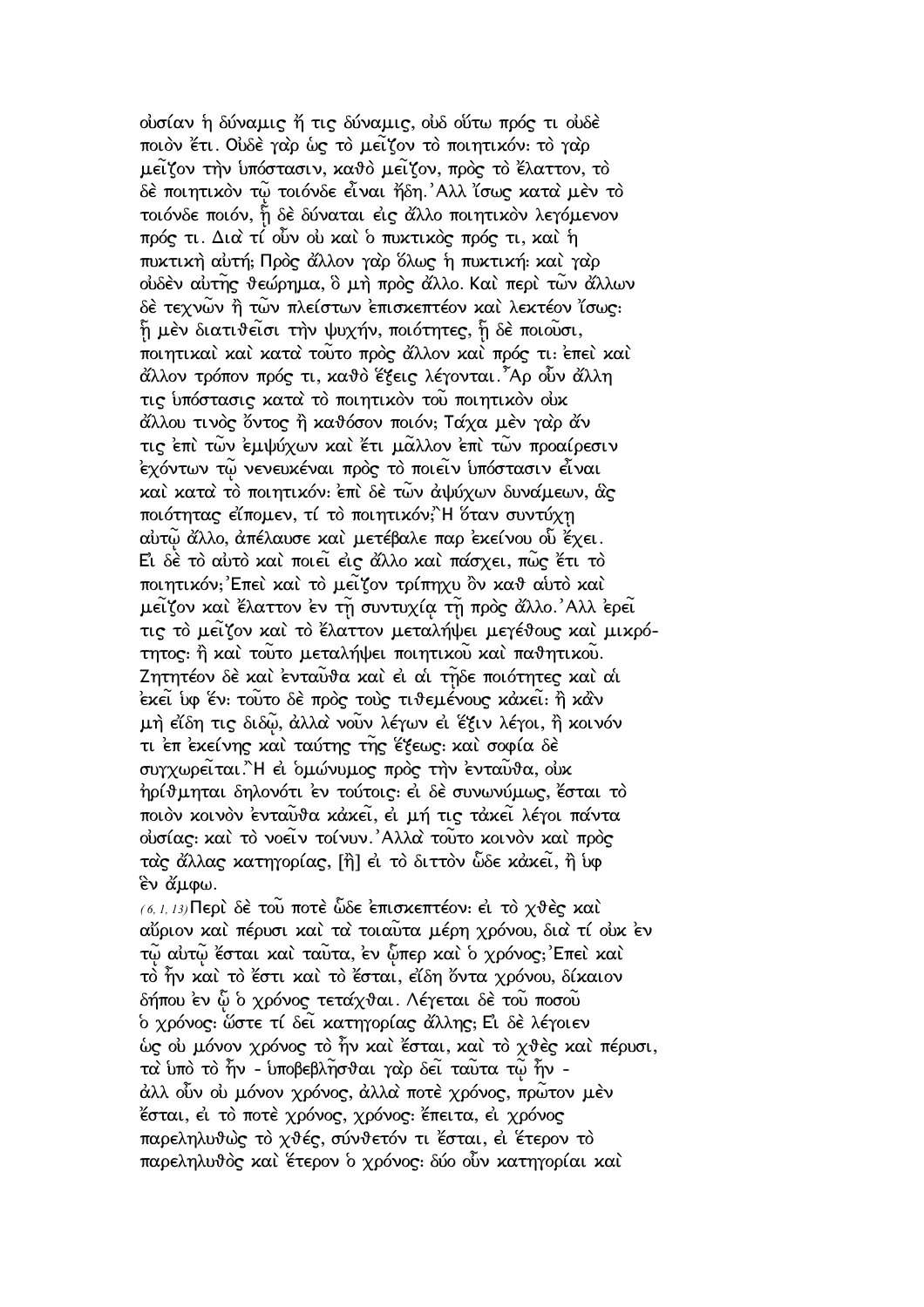οὐσίαν ἡ δύναμις ἤ τις δύναμις, οὐδ οὕτω πρός τι οὐδὲ ποιὸν ἔτι. Οὐδὲ γὰρ ὡς τὸ μεῖζον τὸ ποιητικόν: τὸ γὰρ μεῖζον τὴν ὑπόστασιν, καθὸ μεῖζον, πρὸς τὸ ἔλαττον, τὸ δὲ ποιητικὸν τῷ τοιόνδε εἶναι ἤδη. Ἀλλ ἴσως κατὰ μὲν τὸ τοιόνδε ποιόν, ᾗ δὲ δύναται εἰς ἄλλο ποιητικὸν λεγόμενον πρός τι. Διὰ τί οὖν οὐ καὶ ὁ πυκτικὸς πρός τι, καὶ ἡ πυκτικὴ αὐτή; Πρὸς ἄλλον γὰρ ὅλως ἡ πυκτική: καὶ γὰρ οὐδὲν αὐτῆς θεώρημα, ὃ μὴ πρὸς ἄλλο. Καὶ περὶ τῶν ἄλλων δὲ τεχνῶν ἢ τῶν πλείστων ἐπισκεπτέον καὶ λεκτέον ἴσως: ᾗ μὲν διατιθεῖσι τὴν ψυχήν, ποιότητες, ᾗ δὲ ποιοῦσι, ποιητικαὶ καὶ κατὰ τοῦτο πρὸς ἄλλον καὶ πρός τι: ἐπεὶ καὶ ἄλλον τρόπον πρός τι, καθὸ ἕξεις λέγονται. Ἆρ οὖν ἄλλη τις ὑπόστασις κατὰ τὸ ποιητικὸν τοῦ ποιητικὸν οὐκ ἄλλου τινὸς ὄντος ἢ καθόσον ποιόν; Τάχα μὲν γὰρ ἄν τις ἐπὶ τῶν ἐμψύχων καὶ ἔτι μᾶλλον ἐπὶ τῶν προαίρεσιν ἐχόντων τῷ νενευκέναι πρὸς τὸ ποιεῖν ὑπόστασιν εἶναι καὶ κατὰ τὸ ποιητικόν: ἐπὶ δὲ τῶν ἀψύχων δυνάμεων, ἃς ποιότητας εἴπομεν, τί τὸ ποιητικόν; Ἢ ὅταν συντύχῃ αὐτῷ ἄλλο, ἀπέλαυσε καὶ μετέβαλε παρ ἐκείνου οὗ ἔχει. Εἰ δὲ τὸ αὐτὸ καὶ ποιεῖ εἰς ἄλλο καὶ πάσχει, πῶς ἔτι τὸ ποιητικόν; Ἐπεὶ καὶ τὸ μεῖζον τρίπηχυ ὂν καθ αὑτὸ καὶ μεῖζον καὶ ἔλαττον ἐν τῇ συντυχίᾳ τῇ πρὸς ἄλλο. Ἀλλ ἐρεῖ τις τὸ μεῖζον καὶ τὸ ἔλαττον μεταλήψει μεγέθους καὶ μικρότητος: ἢ καὶ τοῦτο μεταλήψει ποιητικοῦ καὶ παθητικοῦ. Ζητητέον δὲ καὶ ἐνταῦθα καὶ εἰ αἱ τῇδε ποιότητες καὶ αἱ ἐκεῖ ὑφ ἕν: τοῦτο δὲ πρὸς τοὺς τιθεμένους κἀκεῖ: ἢ κἂν μὴ εἴδη τις διδῷ, ἀλλὰ νοῦν λέγων εἰ ἕξιν λέγοι, ἢ κοινόν τι ἐπ ἐκείνης καὶ ταύτης τῆς ἕξεως: καὶ σοφία δὲ συγχωρεῖται. Ἢ εἰ ὁμώνυμος πρὸς τὴν ἐνταῦθα, οὐκ ἠρίθμηται δηλονότι ἐν τούτοις: εἰ δὲ συνωνύμως, ἔσται τὸ ποιὸν κοινὸν ἐνταῦθα κἀκεῖ, εἰ μή τις τἀκεῖ λέγοι πάντα οὐσίας: καὶ τὸ νοεῖν τοίνυν. Ἀλλὰ τοῦτο κοινὸν καὶ πρὸς τὰς ἄλλας κατηγορίας, [ἢ] εἰ τὸ διττὸν ὧδε κἀκεῖ, ἢ ὑφ ἓν ἄμφω.

(6, 1, 13) Περὶ δὲ τοῦ ποτὲ ὧδε ἐπισκεπτέον: εἰ τὸ χθὲς καὶ αὔριον καὶ πέρυσι καὶ τὰ τοιαῦτα μέρη χρόνου, διὰ τί οὐκ ἐν τῷ αὐτῷ ἔσται καὶ ταῦτα, ἐν ᾧπερ καὶ ὁ χρόνος; Ἐπεὶ καὶ τὸ ἦν καὶ τὸ ἔστι καὶ τὸ ἔσται, εἴδη ὄντα χρόνου, δίκαιον δήπου ἐν ᾧ ὁ χρόνος τετάχθαι. Λέγεται δὲ τοῦ ποσοῦ ὁ χρόνος: ὥστε τί δεῖ κατηγορίας ἄλλης; Εἰ δὲ λέγοιεν ὡς οὐ μόνον χρόνος τὸ ἦν καὶ ἔσται, καὶ τὸ χθὲς καὶ πέρυσι, τὰ ὑπὸ τὸ ἦν - ὑποβεβλῆσθαι γὰρ δεῖ ταῦτα τῷ ἦν - ἀλλ οὖν οὐ μόνον χρόνος, ἀλλὰ ποτὲ χρόνος, πρῶτον μὲν ἔσται, εἰ τὸ ποτὲ χρόνος, χρόνος: ἔπειτα, εἰ χρόνος παρεληλυθὼς τὸ χθές, σύνθετόν τι ἔσται, εἰ ἕτερον τὸ παρεληλυθὸς καὶ ἕτερον ὁ χρόνος: δύο οὖν κατηγορίαι καὶ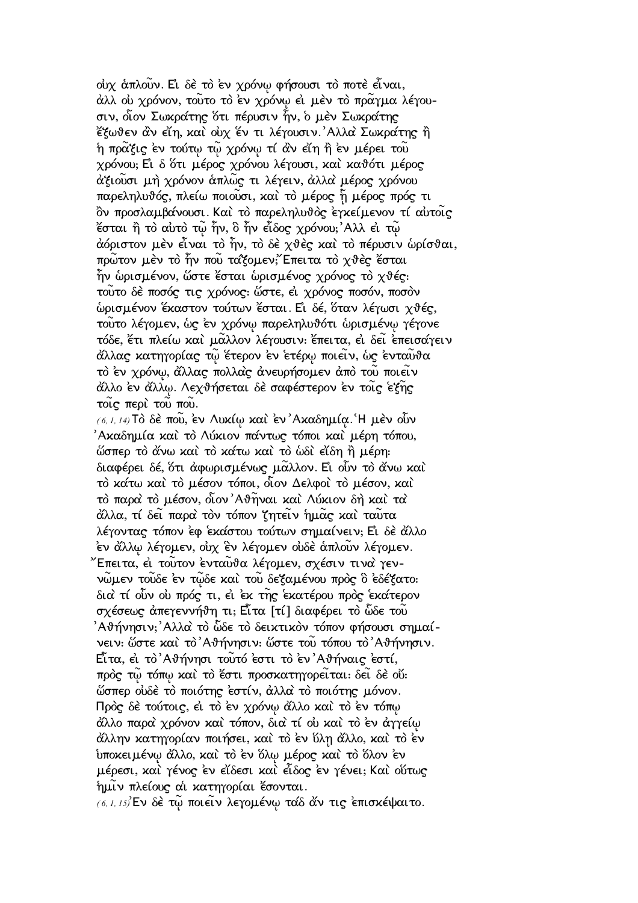οὐχ ἁπλοῦν. Εἰ δὲ τὸ ἐν χρόνῳ φήσουσι τὸ ποτὲ εἶναι, ἀλλ οὐ χρόνον, τοῦτο τὸ ἐν χρόνῳ εἰ μὲν τὸ πρᾶγμα λέγουσιν, οἷον Σωκράτης ὅτι πέρυσιν ἦν, ὁ μὲν Σωκράτης ἔξωθεν ἂν εἴη, καὶ οὐχ ἕν τι λέγουσιν.᾿Αλλὰ Σωκράτης ἢ ἡ πρᾶξις ἐν τούτῳ τῷ χρόνῳ τί ἂν εἴη ἢ ἐν μέρει τοῦ χρόνου; Εἰ δ ὅτι μέρος χρόνου λέγουσι, καὶ καθότι μέρος ἀξιοῦσι μὴ χρόνον ἁπλῶς τι λέγειν, ἀλλὰ μέρος χρόνου παρεληλυθός, πλείω ποιοῦσι, καὶ τὸ μέρος ᾗ μέρος πρός τι ὂν προσλαμβάνουσι. Καὶ τὸ παρεληλυθὸς ἐγκείμενον τί αὐτοῖς ἔσται ἢ τὸ αὐτὸ τῷ ἦν, ὃ ἦν εἶδος χρόνου;᾿Αλλ εἰ τῷ ἀόριστον μὲν εἶναι τὸ ἦν, τὸ δὲ χθὲς καὶ τὸ πέρυσιν ὡρίσθαι, πρῶτον μὲν τὸ ἦν ποῦ τάξομεν;῎Επειτα τὸ χθὲς ἔσται ἦν ὡρισμένον, ὥστε ἔσται ὡρισμένος χρόνος τὸ χθές· τοῦτο δὲ ποσός τις χρόνος· ὥστε, εἰ χρόνος ποσόν, ποσὸν ὡρισμένον ἕκαστον τούτων ἔσται. Εἰ δέ, ὅταν λέγωσι χθές, τοῦτο λέγομεν, ὡς ἐν χρόνῳ παρεληλυθότι ὡρισμένῳ γέγονε τόδε, ἔτι πλείω καὶ μᾶλλον λέγουσιν· ἔπειτα, εἰ δεῖ ἐπεισάγειν ἄλλας κατηγορίας τῷ ἕτερον ἐν ἑτέρῳ ποιεῖν, ὡς ἐνταῦθα τὸ ἐν χρόνῳ, ἄλλας πολλὰς ἀνευρήσομεν ἀπὸ τοῦ ποιεῖν ἄλλο ἐν ἄλλῳ. Λεχθήσεται δὲ σαφέστερον ἐν τοῖς ἑξῆς τοῖς περὶ τοῦ ποῦ.

*(6, 1, 14)* Τὸ δὲ ποῦ, ἐν Λυκίῳ καὶ ἐν᾿Ακαδημίᾳ.῾Η μὲν οὖν ᾿Ακαδημία καὶ τὸ Λύκιον πάντως τόποι καὶ μέρη τόπου, ὥσπερ τὸ ἄνω καὶ τὸ κάτω καὶ τὸ ὡδὶ εἴδη ἢ μέρη· διαφέρει δέ, ὅτι ἀφωρισμένως μᾶλλον. Εἰ οὖν τὸ ἄνω καὶ τὸ κάτω καὶ τὸ μέσον τόποι, οἷον Δελφοὶ τὸ μέσον, καὶ τὸ παρὰ τὸ μέσον, οἷον᾿Αθῆναι καὶ Λύκιον δὴ καὶ τὰ ἄλλα, τί δεῖ παρὰ τὸν τόπον ζητεῖν ἡμᾶς καὶ ταῦτα λέγοντας τόπον ἐφ ἑκάστου τούτων σημαίνειν; Εἰ δὲ ἄλλο ἐν ἄλλῳ λέγομεν, οὐχ ἓν λέγομεν οὐδὲ ἁπλοῦν λέγομεν. ῎Επειτα, εἰ τοῦτον ἐνταῦθα λέγομεν, σχέσιν τινὰ γεννῶμεν τοῦδε ἐν τῷδε καὶ τοῦ δεξαμένου πρὸς ὃ ἐδέξατο· διὰ τί οὖν οὐ πρός τι, εἰ ἐκ τῆς ἑκατέρου πρὸς ἑκάτερον σχέσεως ἀπεγεννήθη τι; Εἶτα [τί] διαφέρει τὸ ὧδε τοῦ ᾿Αθήνησιν;᾿Αλλὰ τὸ ὧδε τὸ δεικτικὸν τόπον φήσουσι σημαίνειν· ὥστε καὶ τὸ᾿Αθήνησιν· ὥστε τοῦ τόπου τὸ᾿Αθήνησιν. Εἶτα, εἰ τὸ᾿Αθήνησι τοῦτό ἐστι τὸ ἐν᾿Αθήναις ἐστί, πρὸς τῷ τόπῳ καὶ τὸ ἔστι προσκατηγορεῖται· δεῖ δὲ οὔ· ὥσπερ οὐδὲ τὸ ποιότης ἐστίν, ἀλλὰ τὸ ποιότης μόνον. Πρὸς δὲ τούτοις, εἰ τὸ ἐν χρόνῳ ἄλλο καὶ τὸ ἐν τόπῳ ἄλλο παρὰ χρόνον καὶ τόπον, διὰ τί οὐ καὶ τὸ ἐν ἀγγείῳ ἄλλην κατηγορίαν ποιήσει, καὶ τὸ ἐν ὕλῃ ἄλλο, καὶ τὸ ἐν ὑποκειμένῳ ἄλλο, καὶ τὸ ἐν ὅλῳ μέρος καὶ τὸ ὅλον ἐν μέρεσι, καὶ γένος ἐν εἴδεσι καὶ εἶδος ἐν γένει; Καὶ οὕτως ἡμῖν πλείους αἱ κατηγορίαι ἔσονται.

*(6, 1, 15)*᾿Εν δὲ τῷ ποιεῖν λεγομένῳ τάδ ἄν τις ἐπισκέψαιτο.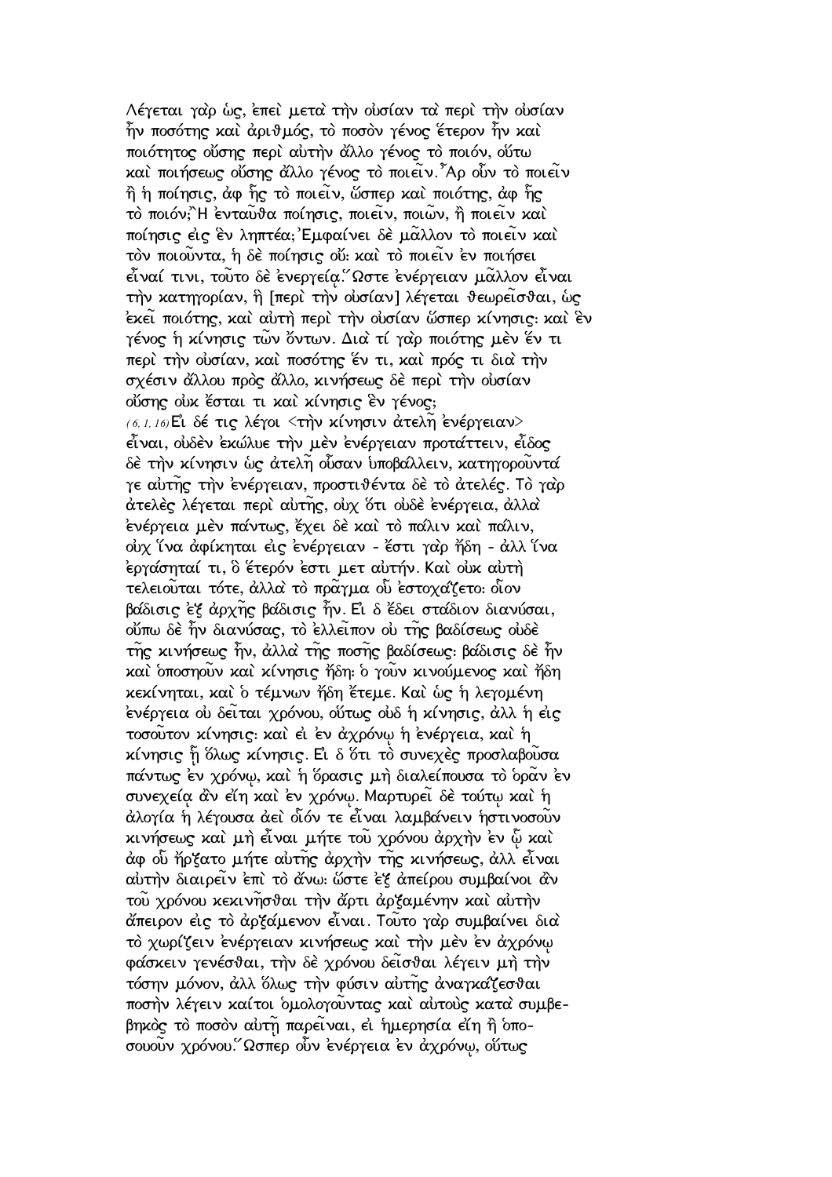Λέγεται γὰρ ὡς, ἐπεὶ μετὰ τὴν οὐσίαν τὰ περὶ τὴν οὐσίαν ἦν ποσότης καὶ ἀριθμός, τὸ ποσὸν γένος ἕτερον ἦν καὶ ποιότητος οὔσης περὶ αὐτὴν ἄλλο γένος τὸ ποιόν, οὕτω καὶ ποιήσεως οὔσης ἄλλο γένος τὸ ποιεῖν. Ἆρ οὖν τὸ ποιεῖν ἢ ἡ ποίησις, ἀφ ἧς τὸ ποιεῖν, ὥσπερ καὶ ποιότης, ἀφ ἧς τὸ ποιόν; Ἢ ἐνταῦθα ποίησις, ποιεῖν, ποιῶν, ἢ ποιεῖν καὶ ποίησις εἰς ἓν ληπτέα; Ἐμφαίνει δὲ μᾶλλον τὸ ποιεῖν καὶ τὸν ποιοῦντα, ἡ δὲ ποίησις οὔ: καὶ τὸ ποιεῖν ἐν ποιήσει εἶναί τινι, τοῦτο δὲ ἐνεργείᾳ. Ὥστε ἐνέργειαν μᾶλλον εἶναι τὴν κατηγορίαν, ἣ [περὶ τὴν οὐσίαν] λέγεται θεωρεῖσθαι, ὡς ἐκεῖ ποιότης, καὶ αὐτὴ περὶ τὴν οὐσίαν ὥσπερ κίνησις: καὶ ἓν γένος ἡ κίνησις τῶν ὄντων. Διὰ τί γὰρ ποιότης μὲν ἕν τι περὶ τὴν οὐσίαν, καὶ ποσότης ἕν τι, καὶ πρός τι διὰ τὴν σχέσιν ἄλλου πρὸς ἄλλο, κινήσεως δὲ περὶ τὴν οὐσίαν οὔσης οὐκ ἔσται τι καὶ κίνησις ἓν γένος;

(6, 1, 16) Εἰ δέ τις λέγοι <τὴν κίνησιν ἀτελῆ ἐνέργειαν> εἶναι, οὐδὲν ἐκώλυε τὴν μὲν ἐνέργειαν προτάττειν, εἶδος δὲ τὴν κίνησιν ὡς ἀτελῆ οὖσαν ὑποβάλλειν, κατηγοροῦντά γε αὐτῆς τὴν ἐνέργειαν, προστιθέντα δὲ τὸ ἀτελές. Τὸ γὰρ ἀτελὲς λέγεται περὶ αὐτῆς, οὐχ ὅτι οὐδὲ ἐνέργεια, ἀλλὰ ἐνέργεια μὲν πάντως, ἔχει δὲ καὶ τὸ πάλιν καὶ πάλιν, οὐχ ἵνα ἀφίκηται εἰς ἐνέργειαν - ἔστι γὰρ ἤδη - ἀλλ ἵνα ἐργάσηταί τι, ὃ ἕτερόν ἐστι μετ αὐτήν. Καὶ οὐκ αὐτὴ τελειοῦται τότε, ἀλλὰ τὸ πρᾶγμα οὗ ἐστοχάζετο: οἷον βάδισις ἐξ ἀρχῆς βάδισις ἦν. Εἰ δ ἔδει στάδιον διανύσαι, οὔπω δὲ ἦν διανύσας, τὸ ἐλλεῖπον οὐ τῆς βαδίσεως οὐδὲ τῆς κινήσεως ἦν, ἀλλὰ τῆς ποσῆς βαδίσεως: βάδισις δὲ ἦν καὶ ὁποσηοῦν καὶ κίνησις ἤδη: ὁ γοῦν κινούμενος καὶ ἤδη κεκίνηται, καὶ ὁ τέμνων ἤδη ἔτεμε. Καὶ ὡς ἡ λεγομένη ἐνέργεια οὐ δεῖται χρόνου, οὕτως οὐδ ἡ κίνησις, ἀλλ ἡ εἰς τοσοῦτον κίνησις: καὶ εἰ ἐν ἀχρόνῳ ἡ ἐνέργεια, καὶ ἡ κίνησις ᾗ ὅλως κίνησις. Εἰ δ ὅτι τὸ συνεχὲς προσλαβοῦσα πάντως ἐν χρόνῳ, καὶ ἡ ὅρασις μὴ διαλείπουσα τὸ ὁρᾶν ἐν συνεχείᾳ ἂν εἴη καὶ ἐν χρόνῳ. Μαρτυρεῖ δὲ τούτῳ καὶ ἡ ἀλογία ἡ λέγουσα ἀεὶ οἷόν τε εἶναι λαμβάνειν ἡστινοσοῦν κινήσεως καὶ μὴ εἶναι μήτε τοῦ χρόνου ἀρχὴν ἐν ᾧ καὶ ἀφ οὗ ἤρξατο μήτε αὐτῆς ἀρχὴν τῆς κινήσεως, ἀλλ εἶναι αὐτὴν διαιρεῖν ἐπὶ τὸ ἄνω: ὥστε ἐξ ἀπείρου συμβαίνοι ἂν τοῦ χρόνου κεκινῆσθαι τὴν ἄρτι ἀρξαμένην καὶ αὐτὴν ἄπειρον εἰς τὸ ἀρξάμενον εἶναι. Τοῦτο γὰρ συμβαίνει διὰ τὸ χωρίζειν ἐνέργειαν κινήσεως καὶ τὴν μὲν ἐν ἀχρόνῳ φάσκειν γενέσθαι, τὴν δὲ χρόνου δεῖσθαι λέγειν μὴ τὴν τόσην μόνον, ἀλλ ὅλως τὴν φύσιν αὐτῆς ἀναγκάζεσθαι ποσὴν λέγειν καίτοι ὁμολογοῦντας καὶ αὐτοὺς κατὰ συμβεβηκὸς τὸ ποσὸν αὐτῇ παρεῖναι, εἰ ἡμερησία εἴη ἢ ὁποσουοῦν χρόνου. Ὥσπερ οὖν ἐνέργεια ἐν ἀχρόνῳ, οὕτως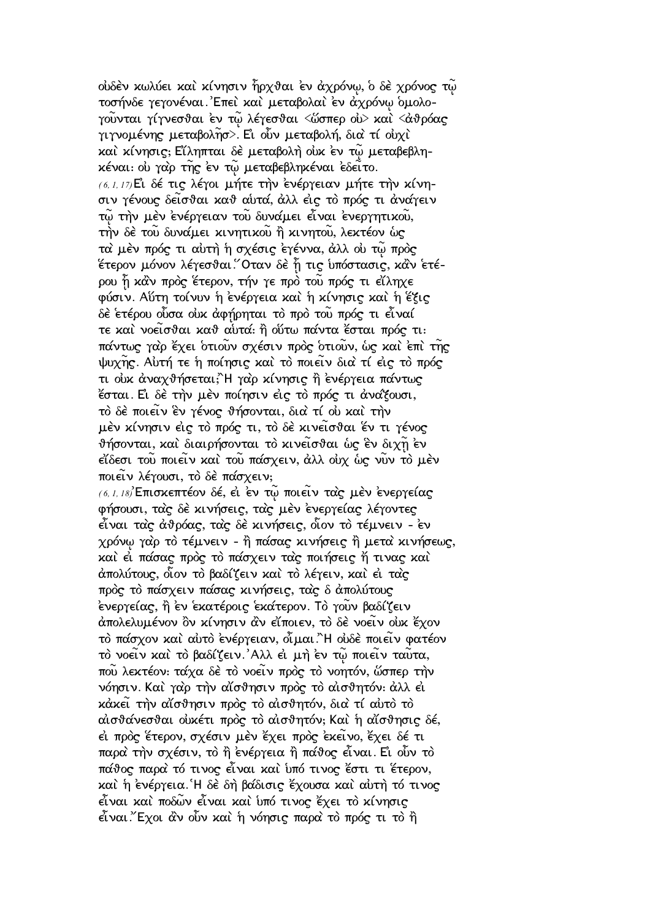οὐδὲν κωλύει καὶ κίνησιν ἦρχθαι ἐν ἀχρόνῳ, ὁ δὲ χρόνος τῷ τοσήνδε γεγονέναι. Ἐπεὶ καὶ μεταβολαὶ ἐν ἀχρόνῳ ὁμολογοῦνται γίγνεσθαι ἐν τῷ λέγεσθαι <ὥσπερ οὐ> καὶ <ἀθρόας γιγνομένης μεταβολῆσ>. Εἰ οὖν μεταβολή, διὰ τί οὐχὶ καὶ κίνησις; Εἴληπται δὲ μεταβολὴ οὐκ ἐν τῷ μεταβεβληκέναι· οὐ γὰρ τῆς ἐν τῷ μεταβεβληκέναι ἐδεῖτο.

(6, 1, 17) Εἰ δέ τις λέγοι μήτε τὴν ἐνέργειαν μήτε τὴν κίνησιν γένους δεῖσθαι καθ αὑτά, ἀλλ εἰς τὸ πρός τι ἀνάγειν τῷ τὴν μὲν ἐνέργειαν τοῦ δυνάμει εἶναι ἐνεργητικοῦ, τὴν δὲ τοῦ δυνάμει κινητικοῦ ἢ κινητοῦ, λεκτέον ὡς τὰ μὲν πρός τι αὐτὴ ἡ σχέσις ἐγέννα, ἀλλ οὐ τῷ πρὸς ἕτερον μόνον λέγεσθαι. Ὅταν δὲ ᾖ τις ὑπόστασις, κἂν ἑτέρου ᾖ κἂν πρὸς ἕτερον, τήν γε πρὸ τοῦ πρός τι εἴληχε φύσιν. Αὕτη τοίνυν ἡ ἐνέργεια καὶ ἡ κίνησις καὶ ἡ ἕξις δὲ ἑτέρου οὖσα οὐκ ἀφῄρηται τὸ πρὸ τοῦ πρός τι εἶναί τε καὶ νοεῖσθαι καθ αὑτά· ἢ οὕτω πάντα ἔσται πρός τι· πάντως γὰρ ἔχει ὁτιοῦν σχέσιν πρὸς ὁτιοῦν, ὡς καὶ ἐπὶ τῆς ψυχῆς. Αὐτή τε ἡ ποίησις καὶ τὸ ποιεῖν διὰ τί εἰς τὸ πρός τι οὐκ ἀναχθήσεται; Ἡ γὰρ κίνησις ἢ ἐνέργεια πάντως ἔσται. Εἰ δὲ τὴν μὲν ποίησιν εἰς τὸ πρός τι ἀνάξουσι, τὸ δὲ ποιεῖν ἓν γένος θήσονται, διὰ τί οὐ καὶ τὴν μὲν κίνησιν εἰς τὸ πρός τι, τὸ δὲ κινεῖσθαι ἕν τι γένος θήσονται, καὶ διαιρήσονται τὸ κινεῖσθαι ὡς ἓν διχῇ ἐν εἴδεσι τοῦ ποιεῖν καὶ τοῦ πάσχειν, ἀλλ οὐχ ὡς νῦν τὸ μὲν ποιεῖν λέγουσι, τὸ δὲ πάσχειν;

(6, 1, 18) Ἐπισκεπτέον δέ, εἰ ἐν τῷ ποιεῖν τὰς μὲν ἐνεργείας φήσουσι, τὰς δὲ κινήσεις, τὰς μὲν ἐνεργείας λέγοντες εἶναι τὰς ἀθρόας, τὰς δὲ κινήσεις, οἷον τὸ τέμνειν - ἐν χρόνῳ γὰρ τὸ τέμνειν - ἢ πάσας κινήσεις ἢ μετὰ κινήσεως, καὶ εἰ πάσας πρὸς τὸ πάσχειν τὰς ποιήσεις ἤ τινας καὶ ἀπολύτους, οἷον τὸ βαδίζειν καὶ τὸ λέγειν, καὶ εἰ τὰς πρὸς τὸ πάσχειν πάσας κινήσεις, τὰς δ ἀπολύτους ἐνεργείας, ἢ ἐν ἑκατέροις ἑκάτερον. Τὸ γοῦν βαδίζειν ἀπολελυμένον ὂν κίνησιν ἂν εἴποιεν, τὸ δὲ νοεῖν οὐκ ἔχον τὸ πάσχον καὶ αὐτὸ ἐνέργειαν, οἶμαι. Ἢ οὐδὲ ποιεῖν φατέον τὸ νοεῖν καὶ τὸ βαδίζειν. Ἀλλ εἰ μὴ ἐν τῷ ποιεῖν ταῦτα, ποῦ λεκτέον· τάχα δὲ τὸ νοεῖν πρὸς τὸ νοητόν, ὥσπερ τὴν νόησιν. Καὶ γὰρ τὴν αἴσθησιν πρὸς τὸ αἰσθητόν· ἀλλ εἰ κἀκεῖ τὴν αἴσθησιν πρὸς τὸ αἰσθητόν, διὰ τί αὐτὸ τὸ αἰσθάνεσθαι οὐκέτι πρὸς τὸ αἰσθητόν; Καὶ ἡ αἴσθησις δέ, εἰ πρὸς ἕτερον, σχέσιν μὲν ἔχει πρὸς ἐκεῖνο, ἔχει δέ τι παρὰ τὴν σχέσιν, τὸ ἢ ἐνέργεια ἢ πάθος εἶναι. Εἰ οὖν τὸ πάθος παρὰ τό τινος εἶναι καὶ ὑπό τινος ἔστι τι ἕτερον, καὶ ἡ ἐνέργεια. Ἡ δὲ δὴ βάδισις ἔχουσα καὶ αὐτὴ τό τινος εἶναι καὶ ποδῶν εἶναι καὶ ὑπό τινος ἔχει τὸ κίνησις εἶναι. Ἔχοι ἂν οὖν καὶ ἡ νόησις παρὰ τὸ πρός τι τὸ ἢ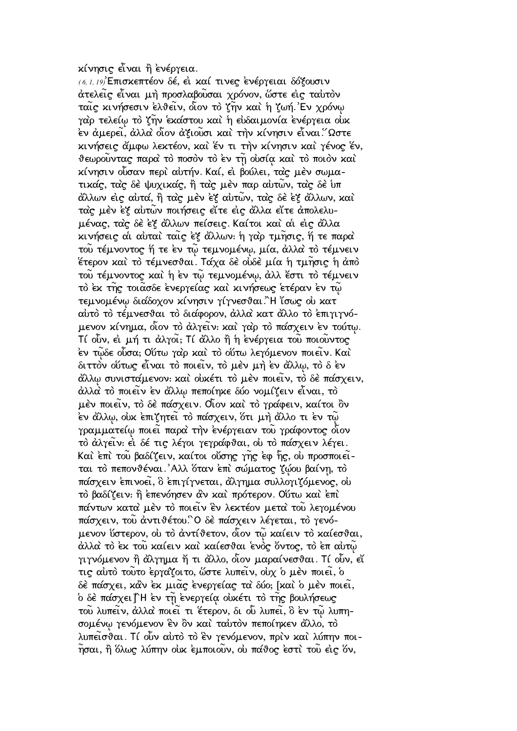κίνησις εἶναι ἢ ἐνέργεια.

(6, 1, 19) Ἐπισκεπτέον δέ, εἰ καί τινες ἐνέργειαι δόξουσιν ἀτελεῖς εἶναι μὴ προσλαβοῦσαι χρόνον, ὥστε εἰς ταὐτὸν ταῖς κινήσεσιν ἐλθεῖν, οἷον τὸ ζῆν καὶ ἡ ζωή. Ἐν χρόνῳ γὰρ τελείῳ τὸ ζῆν ἑκάστου καὶ ἡ εὐδαιμονία ἐνέργεια οὐκ ἐν ἀμερεῖ, ἀλλὰ οἷον ἀξιοῦσι καὶ τὴν κίνησιν εἶναι. Ὥστε κινήσεις ἄμφω λεκτέον, καὶ ἕν τι τὴν κίνησιν καὶ γένος ἕν, θεωροῦντας παρὰ τὸ ποσὸν τὸ ἐν τῇ οὐσίᾳ καὶ τὸ ποιὸν καὶ κίνησιν οὖσαν περὶ αὐτήν. Καί, εἰ βούλει, τὰς μὲν σωματικάς, τὰς δὲ ψυχικάς, ἢ τὰς μὲν παρ αὑτῶν, τὰς δὲ ὑπ ἄλλων εἰς αὐτά, ἢ τὰς μὲν ἐξ αὐτῶν, τὰς δὲ ἐξ ἄλλων, καὶ τὰς μὲν ἐξ αὐτῶν ποιήσεις εἴτε εἰς ἄλλα εἴτε ἀπολελυμένας, τὰς δὲ ἐξ ἄλλων πείσεις. Καίτοι καὶ αἱ εἰς ἄλλα κινήσεις αἱ αὐταὶ ταῖς ἐξ ἄλλων· ἡ γὰρ τμῆσις, ἥ τε παρὰ τοῦ τέμνοντος ἥ τε ἐν τῷ τεμνομένῳ, μία, ἀλλὰ τὸ τέμνειν ἕτερον καὶ τὸ τέμνεσθαι. Τάχα δὲ οὐδὲ μία ἡ τμῆσις ἡ ἀπὸ τοῦ τέμνοντος καὶ ἡ ἐν τῷ τεμνομένῳ, ἀλλ ἔστι τὸ τέμνειν τὸ ἐκ τῆς τοιᾶσδε ἐνεργείας καὶ κινήσεως ἑτέραν ἐν τῷ τεμνομένῳ διάδοχον κίνησιν γίγνεσθαι. Ἢ ἴσως οὐ κατ αὐτὸ τὸ τέμνεσθαι τὸ διάφορον, ἀλλὰ κατ ἄλλο τὸ ἐπιγιγνόμενον κίνημα, οἷον τὸ ἀλγεῖν· καὶ γὰρ τὸ πάσχειν ἐν τούτῳ. Τί οὖν, εἰ μή τι ἀλγοῖ; Τί ἄλλο ἢ ἡ ἐνέργεια τοῦ ποιοῦντος ἐν τῷδε οὖσα; Οὕτω γὰρ καὶ τὸ οὕτω λεγόμενον ποιεῖν. Καὶ διττὸν οὕτως εἶναι τὸ ποιεῖν, τὸ μὲν μὴ ἐν ἄλλῳ, τὸ δ ἐν ἄλλῳ συνιστάμενον· καὶ οὐκέτι τὸ μὲν ποιεῖν, τὸ δὲ πάσχειν, ἀλλὰ τὸ ποιεῖν ἐν ἄλλῳ πεποίηκε δύο νομίζειν εἶναι, τὸ μὲν ποιεῖν, τὸ δὲ πάσχειν. Οἷον καὶ τὸ γράφειν, καίτοι ὂν ἐν ἄλλῳ, οὐκ ἐπιζητεῖ τὸ πάσχειν, ὅτι μὴ ἄλλο τι ἐν τῷ γραμματείῳ ποιεῖ παρὰ τὴν ἐνέργειαν τοῦ γράφοντος οἷον τὸ ἀλγεῖν· εἰ δέ τις λέγοι γεγράφθαι, οὐ τὸ πάσχειν λέγει. Καὶ ἐπὶ τοῦ βαδίζειν, καίτοι οὔσης γῆς ἐφ ἧς, οὐ προσποιεῖται τὸ πεπονθέναι. Ἀλλ ὅταν ἐπὶ σώματος ζῴου βαίνῃ, τὸ πάσχειν ἐπινοεῖ, ὃ ἐπιγίγνεται, ἄλγημα συλλογιζόμενος, οὐ τὸ βαδίζειν· ἢ ἐπενόησεν ἂν καὶ πρότερον. Οὕτω καὶ ἐπὶ πάντων κατὰ μὲν τὸ ποιεῖν ἓν λεκτέον μετὰ τοῦ λεγομένου πάσχειν, τοῦ ἀντιθέτου. Ὃ δὲ πάσχειν λέγεται, τὸ γενόμενον ὕστερον, οὐ τὸ ἀντίθετον, οἷον τῷ καίειν τὸ καίεσθαι, ἀλλὰ τὸ ἐκ τοῦ καίειν καὶ καίεσθαι ἑνὸς ὄντος, τὸ ἐπ αὐτῷ γιγνόμενον ἢ ἄλγημα ἤ τι ἄλλο, οἷον μαραίνεσθαι. Τί οὖν, εἴ τις αὐτὸ τοῦτο ἐργάζοιτο, ὥστε λυπεῖν, οὐχ ὁ μὲν ποιεῖ, ὁ δὲ πάσχει, κἂν ἐκ μιᾶς ἐνεργείας τὰ δύο; [καὶ ὁ μὲν ποιεῖ, ὁ δὲ πάσχει] Ἢ ἐν τῇ ἐνεργείᾳ οὐκέτι τὸ τῆς βουλήσεως τοῦ λυπεῖν, ἀλλὰ ποιεῖ τι ἕτερον, δι οὗ λυπεῖ, ὃ ἐν τῷ λυπησομένῳ γενόμενον ἓν ὂν καὶ ταὐτὸν πεποίηκεν ἄλλο, τὸ λυπεῖσθαι. Τί οὖν αὐτὸ τὸ ἓν γενόμενον, πρὶν καὶ λύπην ποιῆσαι, ἢ ὅλως λύπην οὐκ ἐμποιοῦν, οὐ πάθος ἐστὶ τοῦ εἰς ὅν,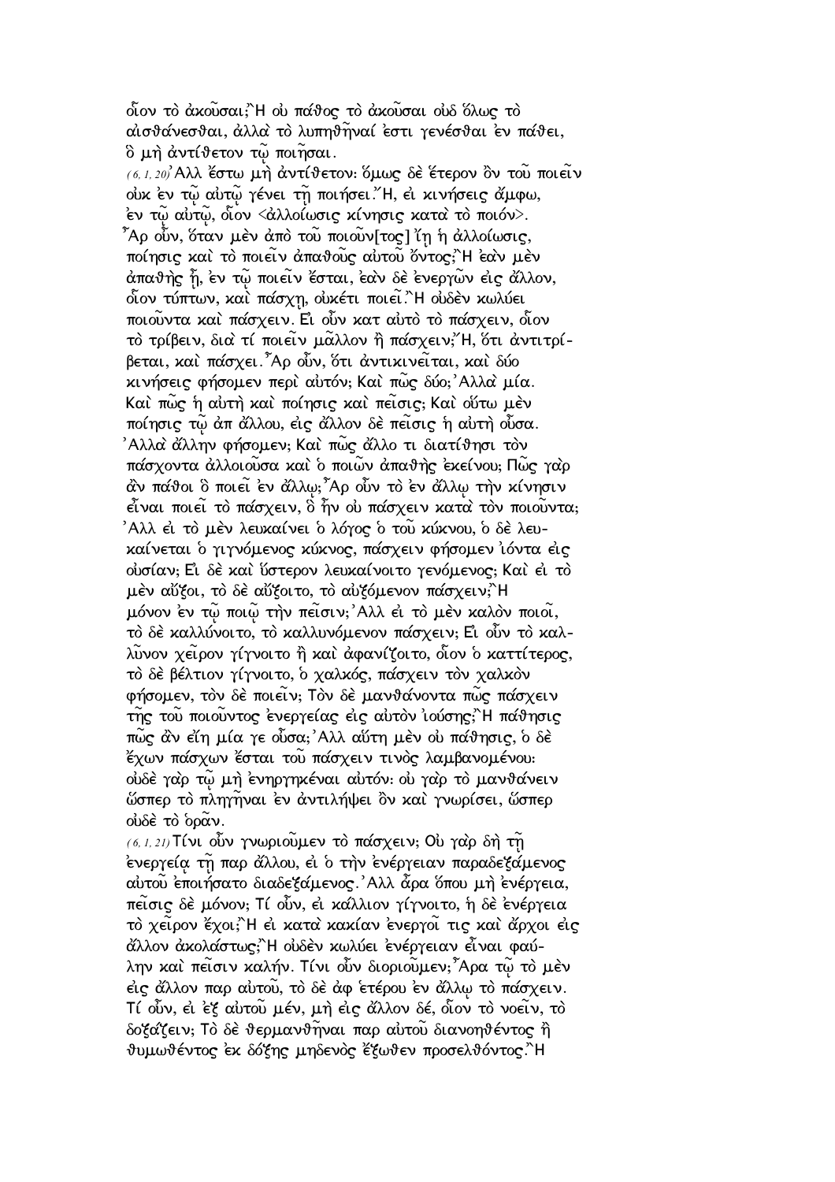οἷον τὸ ἀκοῦσαι; Ἢ οὐ πάθος τὸ ἀκοῦσαι οὐδ ὅλως τὸ αἰσθάνεσθαι, ἀλλὰ τὸ λυπηθῆναί ἐστι γενέσθαι ἐν πάθει, ὃ μὴ ἀντίθετον τῷ ποιῆσαι.

(6, 1, 20) Ἀλλ ἔστω μὴ ἀντίθετον· ὅμως δὲ ἕτερον ὂν τοῦ ποιεῖν οὐκ ἐν τῷ αὐτῷ γένει τῇ ποιήσει. Ἤ, εἰ κινήσεις ἄμφω, ἐν τῷ αὐτῷ, οἷον <ἀλλοίωσις κίνησις κατὰ τὸ ποιόν>. Ἆρ οὖν, ὅταν μὲν ἀπὸ τοῦ ποιοῦν[τος] ἴῃ ἡ ἀλλοίωσις, ποίησις καὶ τὸ ποιεῖν ἀπαθοῦς αὐτοῦ ὄντος; Ἢ ἐὰν μὲν ἀπαθὴς ᾖ, ἐν τῷ ποιεῖν ἔσται, ἐὰν δὲ ἐνεργῶν εἰς ἄλλον, οἷον τύπτων, καὶ πάσχῃ, οὐκέτι ποιεῖ. Ἢ οὐδὲν κωλύει ποιοῦντα καὶ πάσχειν. Εἰ οὖν κατ αὐτὸ τὸ πάσχειν, οἷον τὸ τρίβειν, διὰ τί ποιεῖν μᾶλλον ἢ πάσχειν; Ἤ, ὅτι ἀντιτρίβεται, καὶ πάσχει. Ἆρ οὖν, ὅτι ἀντικινεῖται, καὶ δύο κινήσεις φήσομεν περὶ αὐτόν; Καὶ πῶς δύο; Ἀλλὰ μία. Καὶ πῶς ἡ αὐτὴ καὶ ποίησις καὶ πεῖσις; Καὶ οὕτω μὲν ποίησις τῷ ἀπ ἄλλου, εἰς ἄλλον δὲ πεῖσις ἡ αὐτὴ οὖσα. Ἀλλὰ ἄλλην φήσομεν; Καὶ πῶς ἄλλο τι διατίθησι τὸν πάσχοντα ἀλλοιοῦσα καὶ ὁ ποιῶν ἀπαθὴς ἐκείνου; Πῶς γὰρ ἂν πάθοι ὃ ποιεῖ ἐν ἄλλῳ; Ἆρ οὖν τὸ ἐν ἄλλῳ τὴν κίνησιν εἶναι ποιεῖ τὸ πάσχειν, ὃ ἦν οὐ πάσχειν κατὰ τὸν ποιοῦντα; Ἀλλ εἰ τὸ μὲν λευκαίνει ὁ λόγος ὁ τοῦ κύκνου, ὁ δὲ λευκαίνεται ὁ γιγνόμενος κύκνος, πάσχειν φήσομεν ἰόντα εἰς οὐσίαν; Εἰ δὲ καὶ ὕστερον λευκαίνοιτο γενόμενος; Καὶ εἰ τὸ μὲν αὔξοι, τὸ δὲ αὔξοιτο, τὸ αὐξόμενον πάσχειν; Ἢ μόνον ἐν τῷ ποιῷ τὴν πεῖσιν; Ἀλλ εἰ τὸ μὲν καλὸν ποιοῖ, τὸ δὲ καλλύνοιτο, τὸ καλλυνόμενον πάσχειν; Εἰ οὖν τὸ καλλῦνον χεῖρον γίγνοιτο ἢ καὶ ἀφανίζοιτο, οἷον ὁ καττίτερος, τὸ δὲ βέλτιον γίγνοιτο, ὁ χαλκός, πάσχειν τὸν χαλκὸν φήσομεν, τὸν δὲ ποιεῖν; Τὸν δὲ μανθάνοντα πῶς πάσχειν τῆς τοῦ ποιοῦντος ἐνεργείας εἰς αὐτὸν ἰούσης; Ἢ πάθησις πῶς ἂν εἴη μία γε οὖσα; Ἀλλ αὕτη μὲν οὐ πάθησις, ὁ δὲ ἔχων πάσχων ἔσται τοῦ πάσχειν τινὸς λαμβανομένου· οὐδὲ γὰρ τῷ μὴ ἐνηργηκέναι αὐτόν· οὐ γὰρ τὸ μανθάνειν ὥσπερ τὸ πληγῆναι ἐν ἀντιλήψει ὂν καὶ γνωρίσει, ὥσπερ οὐδὲ τὸ ὁρᾶν.

(6, 1, 21) Τίνι οὖν γνωριοῦμεν τὸ πάσχειν; Οὐ γὰρ δὴ τῇ ἐνεργείᾳ τῇ παρ ἄλλου, εἰ ὁ τὴν ἐνέργειαν παραδεξάμενος αὐτοῦ ἐποιήσατο διαδεξάμενος. Ἀλλ ἆρα ὅπου μὴ ἐνέργεια, πεῖσις δὲ μόνον; Τί οὖν, εἰ κάλλιον γίγνοιτο, ἡ δὲ ἐνέργεια τὸ χεῖρον ἔχοι; Ἢ εἰ κατὰ κακίαν ἐνεργοῖ τις καὶ ἄρχοι εἰς ἄλλον ἀκολάστως; Ἢ οὐδὲν κωλύει ἐνέργειαν εἶναι φαύλην καὶ πεῖσιν καλήν. Τίνι οὖν διοριοῦμεν; Ἆρα τῷ τὸ μὲν εἰς ἄλλον παρ αὐτοῦ, τὸ δὲ ἀφ ἑτέρου ἐν ἄλλῳ τὸ πάσχειν. Τί οὖν, εἰ ἐξ αὐτοῦ μέν, μὴ εἰς ἄλλον δέ, οἷον τὸ νοεῖν, τὸ δοξάζειν; Τὸ δὲ θερμανθῆναι παρ αὐτοῦ διανοηθέντος ἢ θυμωθέντος ἐκ δόξης μηδενὸς ἔξωθεν προσελθόντος. Ἢ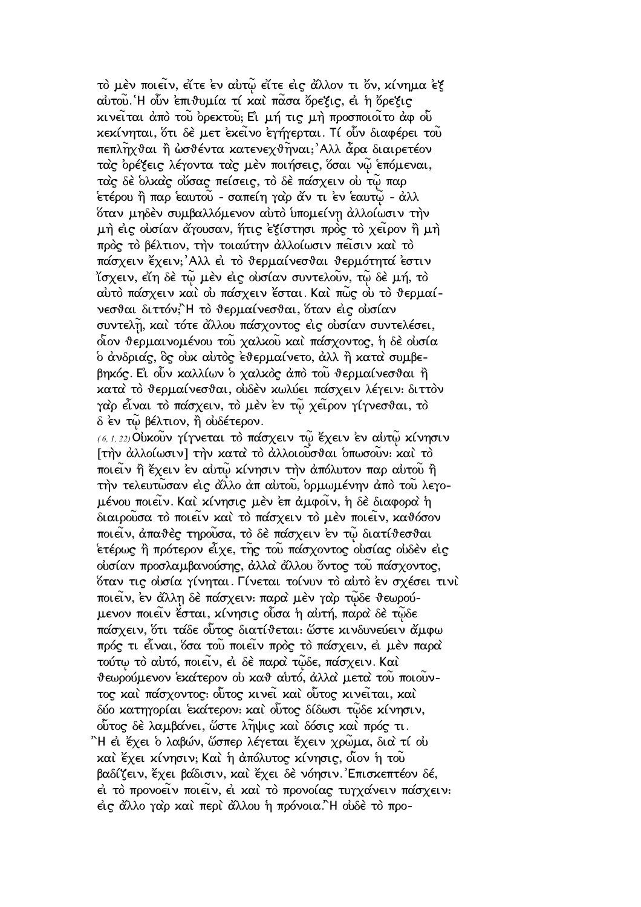τὸ μὲν ποιεῖν, εἴτε ἐν αὐτῷ εἴτε εἰς ἄλλον τι ὄν, κίνημα ἐξ αὐτοῦ. Ἡ οὖν ἐπιθυμία τί καὶ πᾶσα ὄρεξις, εἰ ἡ ὄρεξις κινεῖται ἀπὸ τοῦ ὀρεκτοῦ; Εἰ μή τις μὴ προσποιοῖτο ἀφ οὗ κεκίνηται, ὅτι δὲ μετ ἐκεῖνο ἐγήγερται. Τί οὖν διαφέρει τοῦ πεπλῆχθαι ἢ ὠσθέντα κατενεχθῆναι; Ἀλλ ἆρα διαιρετέον τὰς ὀρέξεις λέγοντα τὰς μὲν ποιήσεις, ὅσαι νῷ ἑπόμεναι, τὰς δὲ ὁλκὰς οὔσας πείσεις, τὸ δὲ πάσχειν οὐ τῷ παρ ἑτέρου ἢ παρ ἑαυτοῦ - σαπείη γὰρ ἄν τι ἐν ἑαυτῷ - ἀλλ ὅταν μηδὲν συμβαλλόμενον αὐτὸ ὑπομείνῃ ἀλλοίωσιν τὴν μὴ εἰς οὐσίαν ἄγουσαν, ἥτις ἐξίστησι πρὸς τὸ χεῖρον ἢ μὴ πρὸς τὸ βέλτιον, τὴν τοιαύτην ἀλλοίωσιν πεῖσιν καὶ τὸ πάσχειν ἔχειν; Ἀλλ εἰ τὸ θερμαίνεσθαι θερμότητά ἐστιν ἴσχειν, εἴη δὲ τῷ μὲν εἰς οὐσίαν συντελοῦν, τῷ δὲ μή, τὸ αὐτὸ πάσχειν καὶ οὐ πάσχειν ἔσται. Καὶ πῶς οὐ τὸ θερμαίνεσθαι διττόν; Ἢ τὸ θερμαίνεσθαι, ὅταν εἰς οὐσίαν συντελῇ, καὶ τότε ἄλλου πάσχοντος εἰς οὐσίαν συντελέσει, οἷον θερμαινομένου τοῦ χαλκοῦ καὶ πάσχοντος, ἡ δὲ οὐσία ὁ ἀνδριάς, ὃς οὐκ αὐτὸς ἐθερμαίνετο, ἀλλ ἢ κατὰ συμβεβηκός. Εἰ οὖν καλλίων ὁ χαλκὸς ἀπὸ τοῦ θερμαίνεσθαι ἢ κατὰ τὸ θερμαίνεσθαι, οὐδὲν κωλύει πάσχειν λέγειν: διττὸν γὰρ εἶναι τὸ πάσχειν, τὸ μὲν ἐν τῷ χεῖρον γίγνεσθαι, τὸ δ ἐν τῷ βέλτιον, ἢ οὐδέτερον.

*(6, 1, 22)* Οὐκοῦν γίγνεται τὸ πάσχειν τῷ ἔχειν ἐν αὐτῷ κίνησιν [τὴν ἀλλοίωσιν] τὴν κατὰ τὸ ἀλλοιοῦσθαι ὁπωσοῦν: καὶ τὸ ποιεῖν ἢ ἔχειν ἐν αὐτῷ κίνησιν τὴν ἀπόλυτον παρ αὐτοῦ ἢ τὴν τελευτῶσαν εἰς ἄλλο ἀπ αὐτοῦ, ὁρμωμένην ἀπὸ τοῦ λεγομένου ποιεῖν. Καὶ κίνησις μὲν ἐπ ἀμφοῖν, ἡ δὲ διαφορὰ ἡ διαιροῦσα τὸ ποιεῖν καὶ τὸ πάσχειν τὸ μὲν ποιεῖν, καθόσον ποιεῖν, ἀπαθὲς τηροῦσα, τὸ δὲ πάσχειν ἐν τῷ διατίθεσθαι ἑτέρως ἢ πρότερον εἶχε, τῆς τοῦ πάσχοντος οὐσίας οὐδὲν εἰς οὐσίαν προσλαμβανούσης, ἀλλὰ ἄλλου ὄντος τοῦ πάσχοντος, ὅταν τις οὐσία γίνηται. Γίνεται τοίνυν τὸ αὐτὸ ἐν σχέσει τινὶ ποιεῖν, ἐν ἄλλῃ δὲ πάσχειν: παρὰ μὲν γὰρ τῷδε θεωρούμενον ποιεῖν ἔσται, κίνησις οὖσα ἡ αὐτή, παρὰ δὲ τῷδε πάσχειν, ὅτι τάδε οὕτος διατίθεται: ὥστε κινδυνεύειν ἄμφω πρός τι εἶναι, ὅσα τοῦ ποιεῖν πρὸς τὸ πάσχειν, εἰ μὲν παρὰ τούτῳ τὸ αὐτό, ποιεῖν, εἰ δὲ παρὰ τῷδε, πάσχειν. Καὶ θεωρούμενον ἑκάτερον οὐ καθ αὑτό, ἀλλὰ μετὰ τοῦ ποιοῦντος καὶ πάσχοντος: οὗτος κινεῖ καὶ οὗτος κινεῖται, καὶ δύο κατηγορίαι ἑκάτερον: καὶ οὗτος δίδωσι τῷδε κίνησιν, οὗτος δὲ λαμβάνει, ὥστε λῆψις καὶ δόσις καὶ πρός τι.

Ἢ εἰ ἔχει ὁ λαβών, ὥσπερ λέγεται ἔχειν χρῶμα, διὰ τί οὐ καὶ ἔχει κίνησιν; Καὶ ἡ ἀπόλυτος κίνησις, οἷον ἡ τοῦ βαδίζειν, ἔχει βάδισιν, καὶ ἔχει δὲ νόησιν. Ἐπισκεπτέον δέ, εἰ τὸ προνοεῖν ποιεῖν, εἰ καὶ τὸ προνοίας τυγχάνειν πάσχειν: εἰς ἄλλο γὰρ καὶ περὶ ἄλλου ἡ πρόνοια. Ἢ οὐδὲ τὸ προ-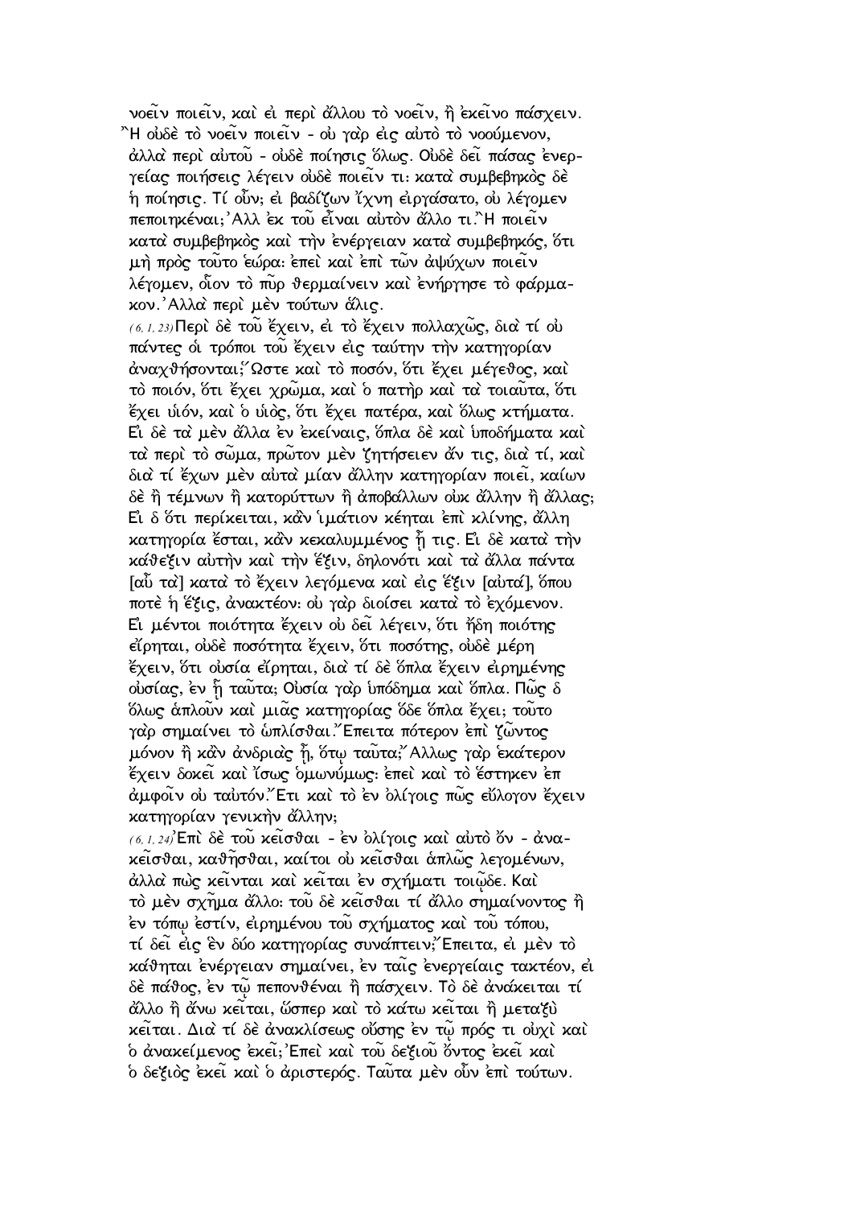νοεῖν ποιεῖν, καὶ εἰ περὶ ἄλλου τὸ νοεῖν, ἢ ἐκεῖνο πάσχειν. Ἢ οὐδὲ τὸ νοεῖν ποιεῖν - οὐ γὰρ εἰς αὐτὸ τὸ νοούμενον, ἀλλὰ περὶ αὐτοῦ - οὐδὲ ποίησις ὅλως. Οὐδὲ δεῖ πάσας ἐνεργείας ποιήσεις λέγειν οὐδὲ ποιεῖν τι· κατὰ συμβεβηκὸς δὲ ἡ ποίησις. Τί οὖν; εἰ βαδίζων ἴχνη εἰργάσατο, οὐ λέγομεν πεποιηκέναι; Ἀλλ ἐκ τοῦ εἶναι αὐτὸν ἄλλο τι. Ἢ ποιεῖν κατὰ συμβεβηκὸς καὶ τὴν ἐνέργειαν κατὰ συμβεβηκός, ὅτι μὴ πρὸς τοῦτο ἑώρα· ἐπεὶ καὶ ἐπὶ τῶν ἀψύχων ποιεῖν λέγομεν, οἷον τὸ πῦρ θερμαίνειν καὶ ἐνήργησε τὸ φάρμακον. Ἀλλὰ περὶ μὲν τούτων ἅλις.

(6, 1, 23) Περὶ δὲ τοῦ ἔχειν, εἰ τὸ ἔχειν πολλαχῶς, διὰ τί οὐ πάντες οἱ τρόποι τοῦ ἔχειν εἰς ταύτην τὴν κατηγορίαν ἀναχθήσονται; Ὥστε καὶ τὸ ποσόν, ὅτι ἔχει μέγεθος, καὶ τὸ ποιόν, ὅτι ἔχει χρῶμα, καὶ ὁ πατὴρ καὶ τὰ τοιαῦτα, ὅτι ἔχει υἱόν, καὶ ὁ υἱός, ὅτι ἔχει πατέρα, καὶ ὅλως κτήματα. Εἰ δὲ τὰ μὲν ἄλλα ἐν ἐκείναις, ὅπλα δὲ καὶ ὑποδήματα καὶ τὰ περὶ τὸ σῶμα, πρῶτον μὲν ζητήσειεν ἄν τις, διὰ τί, καὶ διὰ τί ἔχων μὲν αὐτὰ μίαν ἄλλην κατηγορίαν ποιεῖ, καίων δὲ ἢ τέμνων ἢ κατορύττων ἢ ἀποβάλλων οὐκ ἄλλην ἢ ἄλλας; Εἰ δ ὅτι περίκειται, κἂν ἱμάτιον κέηται ἐπὶ κλίνης, ἄλλη κατηγορία ἔσται, κἂν κεκαλυμμένος ᾖ τις. Εἰ δὲ κατὰ τὴν κάθεξιν αὐτὴν καὶ τὴν ἕξιν, δηλονότι καὶ τὰ ἄλλα πάντα [αὖ τὰ] κατὰ τὸ ἔχειν λεγόμενα καὶ εἰς ἕξιν [αὐτά], ὅπου ποτὲ ἡ ἕξις, ἀνακτέον· οὐ γὰρ διοίσει κατὰ τὸ ἐχόμενον. Εἰ μέντοι ποιότητα ἔχειν οὐ δεῖ λέγειν, ὅτι ἤδη ποιότης εἴρηται, οὐδὲ ποσότητα ἔχειν, ὅτι ποσότης, οὐδὲ μέρη ἔχειν, ὅτι οὐσία εἴρηται, διὰ τί δὲ ὅπλα ἔχειν εἰρημένης οὐσίας, ἐν ᾗ ταῦτα; Οὐσία γὰρ ὑπόδημα καὶ ὅπλα. Πῶς δ ὅλως ἁπλοῦν καὶ μιᾶς κατηγορίας ὅδε ὅπλα ἔχει; τοῦτο γὰρ σημαίνει τὸ ὡπλίσθαι. Ἔπειτα πότερον ἐπὶ ζῶντος μόνον ἢ κἂν ἀνδριὰς ᾖ, ὅτῳ ταῦτα; Ἄλλως γὰρ ἑκάτερον ἔχειν δοκεῖ καὶ ἴσως ὁμωνύμως· ἐπεὶ καὶ τὸ ἕστηκεν ἐπ ἀμφοῖν οὐ ταὐτόν. Ἔτι καὶ τὸ ἐν ὀλίγοις πῶς εὔλογον ἔχειν κατηγορίαν γενικὴν ἄλλην;

(6, 1, 24) Ἐπὶ δὲ τοῦ κεῖσθαι - ἐν ὀλίγοις καὶ αὐτὸ ὄν - ἀνακεῖσθαι, καθῆσθαι, καίτοι οὐ κεῖσθαι ἁπλῶς λεγομένων, ἀλλὰ πὼς κεῖνται καὶ κεῖται ἐν σχήματι τοιῷδε. Καὶ τὸ μὲν σχῆμα ἄλλο· τοῦ δὲ κεῖσθαι τί ἄλλο σημαίνοντος ἢ ἐν τόπῳ ἐστίν, εἰρημένου τοῦ σχήματος καὶ τοῦ τόπου, τί δεῖ εἰς ἓν δύο κατηγορίας συνάπτειν; Ἔπειτα, εἰ μὲν τὸ κάθηται ἐνέργειαν σημαίνει, ἐν ταῖς ἐνεργείαις τακτέον, εἰ δὲ πάθος, ἐν τῷ πεπονθέναι ἢ πάσχειν. Τὸ δὲ ἀνάκειται τί ἄλλο ἢ ἄνω κεῖται, ὥσπερ καὶ τὸ κάτω κεῖται ἢ μεταξὺ κεῖται. Διὰ τί δὲ ἀνακλίσεως οὔσης ἐν τῷ πρός τι οὐχὶ καὶ ὁ ἀνακείμενος ἐκεῖ; Ἐπεὶ καὶ τοῦ δεξιοῦ ὄντος ἐκεῖ καὶ ὁ δεξιὸς ἐκεῖ καὶ ὁ ἀριστερός. Ταῦτα μὲν οὖν ἐπὶ τούτων.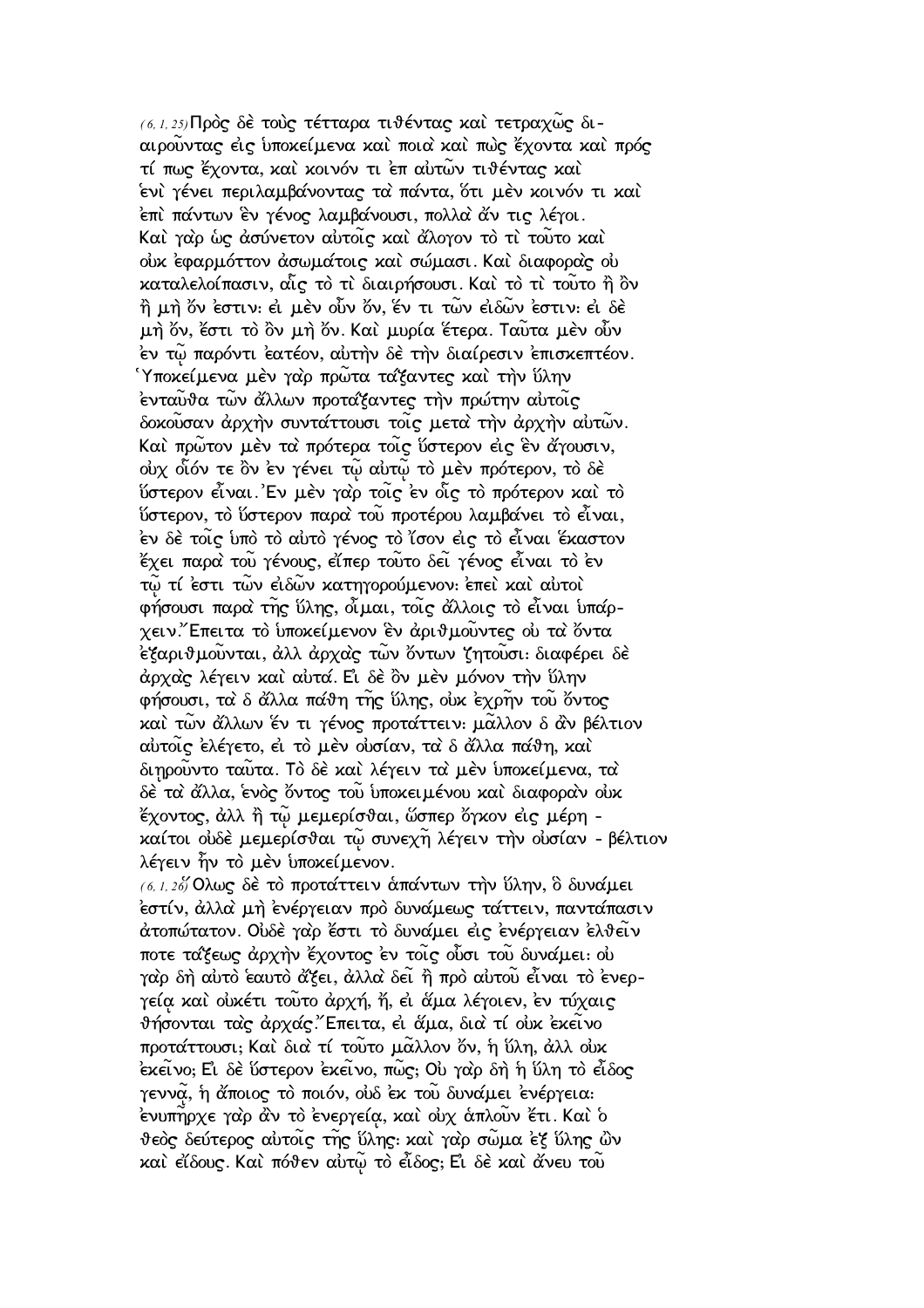(6, 1, 25) Πρὸς δὲ τοὺς τέτταρα τιθέντας καὶ τετραχῶς διαιροῦντας εἰς ὑποκείμενα καὶ ποιὰ καὶ πὼς ἔχοντα καὶ πρός τί πως ἔχοντα, καὶ κοινόν τι ἐπ αὐτῶν τιθέντας καὶ ἑνὶ γένει περιλαμβάνοντας τὰ πάντα, ὅτι μὲν κοινόν τι καὶ ἐπὶ πάντων ἓν γένος λαμβάνουσι, πολλὰ ἄν τις λέγοι. Καὶ γὰρ ὡς ἀσύνετον αὐτοῖς καὶ ἄλογον τὸ τὶ τοῦτο καὶ οὐκ ἐφαρμόττον ἀσωμάτοις καὶ σώμασι. Καὶ διαφορὰς οὐ καταλελοίπασιν, αἷς τὸ τὶ διαιρήσουσι. Καὶ τὸ τὶ τοῦτο ἢ ὂν ἢ μὴ ὄν ἐστιν· εἰ μὲν οὖν ὄν, ἕν τι τῶν εἰδῶν ἐστιν· εἰ δὲ μὴ ὄν, ἔστι τὸ ὂν μὴ ὄν. Καὶ μυρία ἕτερα. Ταῦτα μὲν οὖν ἐν τῷ παρόντι ἐατέον, αὐτὴν δὲ τὴν διαίρεσιν ἐπισκεπτέον. Ὑποκείμενα μὲν γὰρ πρῶτα τάξαντες καὶ τὴν ὕλην ἐνταῦθα τῶν ἄλλων προτάξαντες τὴν πρώτην αὐτοῖς δοκοῦσαν ἀρχὴν συντάττουσι τοῖς μετὰ τὴν ἀρχὴν αὐτῶν. Καὶ πρῶτον μὲν τὰ πρότερα τοῖς ὕστερον εἰς ἓν ἄγουσιν, οὐχ οἷόν τε ὂν ἐν γένει τῷ αὐτῷ τὸ μὲν πρότερον, τὸ δὲ ὕστερον εἶναι. Ἐν μὲν γὰρ τοῖς ἐν οἷς τὸ πρότερον καὶ τὸ ὕστερον, τὸ ὕστερον παρὰ τοῦ προτέρου λαμβάνει τὸ εἶναι, ἐν δὲ τοῖς ὑπὸ τὸ αὐτὸ γένος τὸ ἴσον εἰς τὸ εἶναι ἕκαστον ἔχει παρὰ τοῦ γένους, εἴπερ τοῦτο δεῖ γένος εἶναι τὸ ἐν τῷ τί ἐστι τῶν εἰδῶν κατηγορούμενον· ἐπεὶ καὶ αὐτοὶ φήσουσι παρὰ τῆς ὕλης, οἶμαι, τοῖς ἄλλοις τὸ εἶναι ὑπάρχειν. Ἔπειτα τὸ ὑποκείμενον ἓν ἀριθμοῦντες οὐ τὰ ὄντα ἐξαριθμοῦνται, ἀλλ ἀρχὰς τῶν ὄντων ζητοῦσι· διαφέρει δὲ ἀρχὰς λέγειν καὶ αὐτά. Εἰ δὲ ὂν μὲν μόνον τὴν ὕλην φήσουσι, τὰ δ ἄλλα πάθη τῆς ὕλης, οὐκ ἐχρῆν τοῦ ὄντος καὶ τῶν ἄλλων ἕν τι γένος προτάττειν· μᾶλλον δ ἂν βέλτιον αὐτοῖς ἐλέγετο, εἰ τὸ μὲν οὐσίαν, τὰ δ ἄλλα πάθη, καὶ διῃροῦντο ταῦτα. Τὸ δὲ καὶ λέγειν τὰ μὲν ὑποκείμενα, τὰ δὲ τὰ ἄλλα, ἑνὸς ὄντος τοῦ ὑποκειμένου καὶ διαφορὰν οὐκ ἔχοντος, ἀλλ ἢ τῷ μεμερίσθαι, ὥσπερ ὄγκον εἰς μέρη - καίτοι οὐδὲ μεμερίσθαι τῷ συνεχῆ λέγειν τὴν οὐσίαν - βέλτιον λέγειν ἦν τὸ μὲν ὑποκείμενον.

(6, 1, 26) Ὅλως δὲ τὸ προτάττειν ἁπάντων τὴν ὕλην, ὃ δυνάμει ἐστίν, ἀλλὰ μὴ ἐνέργειαν πρὸ δυνάμεως τάττειν, πανταπασιν ἀτοπώτατον. Οὐδὲ γὰρ ἔστι τὸ δυνάμει εἰς ἐνέργειαν ἐλθεῖν ποτε τάξεως ἀρχὴν ἔχοντος ἐν τοῖς οὖσι τοῦ δυνάμει· οὐ γὰρ δὴ αὐτὸ ἑαυτὸ ἄξει, ἀλλὰ δεῖ ἢ πρὸ αὐτοῦ εἶναι τὸ ἐνεργείᾳ καὶ οὐκέτι τοῦτο ἀρχή, ἤ, εἰ ἅμα λέγοιεν, ἐν τύχαις θήσονται τὰς ἀρχάς. Ἔπειτα, εἰ ἅμα, διὰ τί οὐκ ἐκεῖνο προτάττουσι; Καὶ διὰ τί τοῦτο μᾶλλον ὄν, ἡ ὕλη, ἀλλ οὐκ ἐκεῖνο; Εἰ δὲ ὕστερον ἐκεῖνο, πῶς; Οὐ γὰρ δὴ ἡ ὕλη τὸ εἶδος γεννᾷ, ἡ ἄποιος τὸ ποιόν, οὐδ ἐκ τοῦ δυνάμει ἐνέργεια· ἐνυπῆρχε γὰρ ἂν τὸ ἐνεργείᾳ, καὶ οὐχ ἁπλοῦν ἔτι. Καὶ ὁ θεὸς δεύτερος αὐτοῖς τῆς ὕλης· καὶ γὰρ σῶμα ἐξ ὕλης ὢν καὶ εἴδους. Καὶ πόθεν αὐτῷ τὸ εἶδος; Εἰ δὲ καὶ ἄνευ τοῦ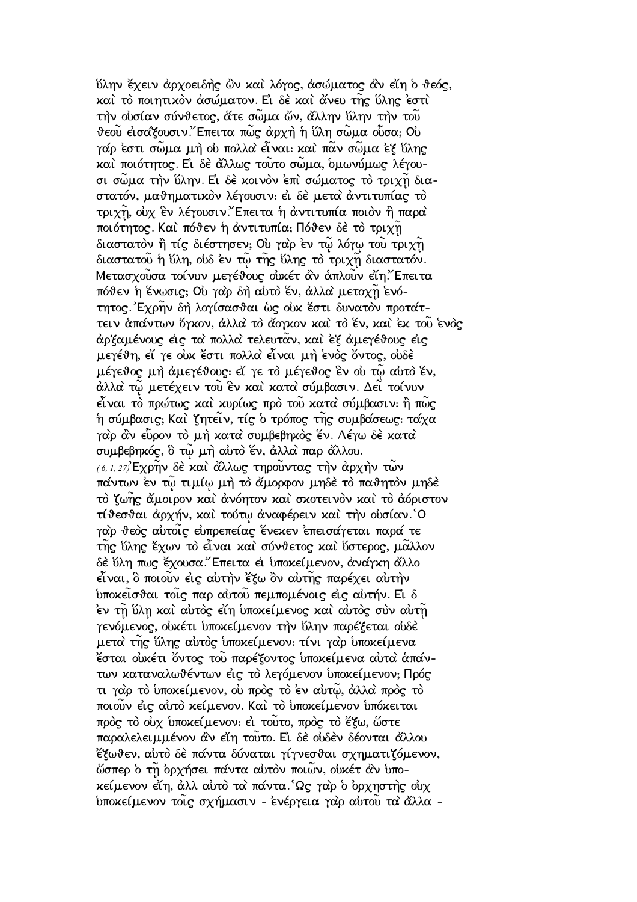ὕλην ἔχειν ἀρχοειδὴς ὢν καὶ λόγος, ἀσώματος ἂν εἴη ὁ θεός, καὶ τὸ ποιητικὸν ἀσώματον. Εἰ δὲ καὶ ἄνευ τῆς ὕλης ἐστὶ τὴν οὐσίαν σύνθετος, ἅτε σῶμα ὤν, ἄλλην ὕλην τὴν τοῦ θεοῦ εἰσάξουσιν.Ἔπειτα πῶς ἀρχὴ ἡ ὕλη σῶμα οὖσα; Οὐ γάρ ἐστι σῶμα μὴ οὐ πολλὰ εἶναι: καὶ πᾶν σῶμα ἐξ ὕλης καὶ ποιότητος. Εἰ δὲ ἄλλως τοῦτο σῶμα, ὁμωνύμως λέγουσι σῶμα τὴν ὕλην. Εἰ δὲ κοινὸν ἐπὶ σώματος τὸ τριχῇ διαστατόν, μαθηματικὸν λέγουσιν: εἰ δὲ μετὰ ἀντιτυπίας τὸ τριχῇ, οὐχ ἓν λέγουσιν.Ἔπειτα ἡ ἀντιτυπία ποιὸν ἢ παρὰ ποιότητος. Καὶ πόθεν ἡ ἀντιτυπία; Πόθεν δὲ τὸ τριχῇ διαστατὸν ἢ τίς διέστησεν; Οὐ γὰρ ἐν τῷ λόγῳ τοῦ τριχῇ διαστατοῦ ἡ ὕλη, οὐδ ἐν τῷ τῆς ὕλης τὸ τριχῇ διαστατόν. Μετασχοῦσα τοίνυν μεγέθους οὐκέτ ἂν ἁπλοῦν εἴη.Ἔπειτα πόθεν ἡ ἕνωσις; Οὐ γὰρ δὴ αὐτὸ ἕν, ἀλλὰ μετοχῇ ἑνότητος.Ἐχρῆν δὴ λογίσασθαι ὡς οὐκ ἔστι δυνατὸν προτάττειν ἁπάντων ὄγκον, ἀλλὰ τὸ ἄογκον καὶ τὸ ἕν, καὶ ἐκ τοῦ ἑνὸς ἀρξαμένους εἰς τὰ πολλὰ τελευτᾶν, καὶ ἐξ ἀμεγέθους εἰς μεγέθη, εἴ γε οὐκ ἔστι πολλὰ εἶναι μὴ ἑνὸς ὄντος, οὐδὲ μέγεθος μὴ ἀμεγέθους: εἴ γε τὸ μέγεθος ἓν οὐ τῷ αὐτὸ ἕν, ἀλλὰ τῷ μετέχειν τοῦ ἓν καὶ κατὰ σύμβασιν. Δεῖ τοίνυν εἶναι τὸ πρώτως καὶ κυρίως πρὸ τοῦ κατὰ σύμβασιν: ἢ πῶς ἡ σύμβασις; Καὶ ζητεῖν, τίς ὁ τρόπος τῆς συμβάσεως: τάχα γὰρ ἂν εὗρον τὸ μὴ κατὰ συμβεβηκὸς ἕν. Λέγω δὲ κατὰ συμβεβηκός, ὃ τῷ μὴ αὐτὸ ἕν, ἀλλὰ παρ ἄλλου.

(6, 1, 27)Ἐχρῆν δὲ καὶ ἄλλως τηροῦντας τὴν ἀρχὴν τῶν πάντων ἐν τῷ τιμίῳ μὴ τὸ ἄμορφον μηδὲ τὸ παθητὸν μηδὲ τὸ ζωῆς ἄμοιρον καὶ ἀνόητον καὶ σκοτεινὸν καὶ τὸ ἀόριστον τίθεσθαι ἀρχήν, καὶ τούτῳ ἀναφέρειν καὶ τὴν οὐσίαν.Ὁ γὰρ θεὸς αὐτοῖς εὐπρεπείας ἕνεκεν ἐπεισάγεται παρά τε τῆς ὕλης ἔχων τὸ εἶναι καὶ σύνθετος καὶ ὕστερος, μᾶλλον δὲ ὕλη πως ἔχουσα.Ἔπειτα εἰ ὑποκείμενον, ἀνάγκη ἄλλο εἶναι, ὃ ποιοῦν εἰς αὐτὴν ἔξω ὂν αὐτῆς παρέχει αὐτὴν ὑποκεῖσθαι τοῖς παρ αὐτοῦ πεμπομένοις εἰς αὐτήν. Εἰ δ ἐν τῇ ὕλῃ καὶ αὐτὸς εἴη ὑποκείμενος καὶ αὐτὸς σὺν αὐτῇ γενόμενος, οὐκέτι ὑποκείμενον τὴν ὕλην παρέξεται οὐδὲ μετὰ τῆς ὕλης αὐτὸς ὑποκείμενον: τίνι γὰρ ὑποκείμενα ἔσται οὐκέτι ὄντος τοῦ παρέξοντος ὑποκείμενα αὐτὰ ἁπάντων καταναλωθέντων εἰς τὸ λεγόμενον ὑποκείμενον; Πρός τι γὰρ τὸ ὑποκείμενον, οὐ πρὸς τὸ ἐν αὐτῷ, ἀλλὰ πρὸς τὸ ποιοῦν εἰς αὐτὸ κείμενον. Καὶ τὸ ὑποκείμενον ὑπόκειται πρὸς τὸ οὐχ ὑποκείμενον: εἰ τοῦτο, πρὸς τὸ ἔξω, ὥστε παραλελειμμένον ἂν εἴη τοῦτο. Εἰ δὲ οὐδὲν δέονται ἄλλου ἔξωθεν, αὐτὸ δὲ πάντα δύναται γίγνεσθαι σχηματιζόμενον, ὥσπερ ὁ τῇ ὀρχήσει πάντα αὐτὸν ποιῶν, οὐκέτ ἂν ὑποκείμενον εἴη, ἀλλ αὐτὸ τὰ πάντα.Ὡς γὰρ ὁ ὀρχηστὴς οὐχ ὑποκείμενον τοῖς σχήμασιν - ἐνέργεια γὰρ αὐτοῦ τὰ ἄλλα -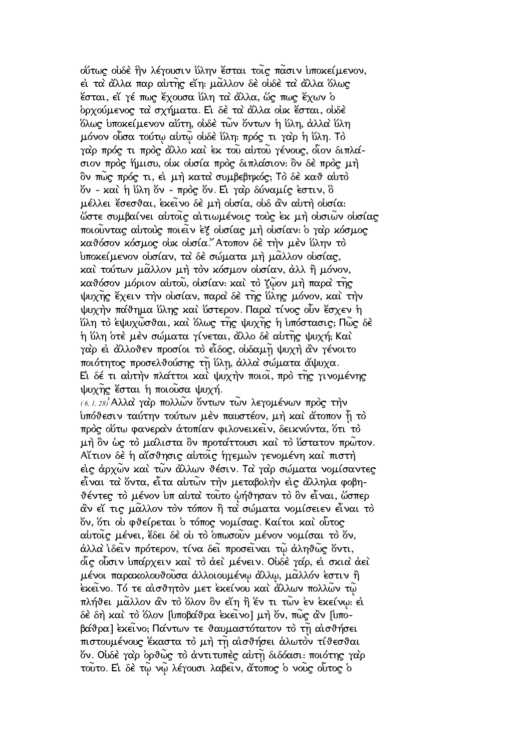οὕτως οὐδὲ ἣν λέγουσιν ὕλην ἔσται τοῖς πᾶσιν ὑποκείμενον, εἰ τὰ ἄλλα παρ αὐτῆς εἴη: μᾶλλον δὲ οὐδὲ τὰ ἄλλα ὅλως ἔσται, εἴ γέ πως ἔχουσα ὕλη τὰ ἄλλα, ὥς πως ἔχων ὁ ὀρχούμενος τὰ σχήματα. Εἰ δὲ τὰ ἄλλα οὐκ ἔσται, οὐδὲ ὅλως ὑποκείμενον αὕτη, οὐδὲ τῶν ὄντων ἡ ὕλη, ἀλλὰ ὕλη μόνον οὖσα τούτῳ αὐτῷ οὐδὲ ὕλη: πρός τι γὰρ ἡ ὕλη. Τὸ γὰρ πρός τι πρὸς ἄλλο καὶ ἐκ τοῦ αὐτοῦ γένους, οἷον διπλάσιον πρὸς ἥμισυ, οὐκ οὐσία πρὸς διπλάσιον: ὂν δὲ πρὸς μὴ ὂν πῶς πρός τι, εἰ μὴ κατὰ συμβεβηκός; Τὸ δὲ καθ αὑτὸ ὄν - καὶ ἡ ὕλη ὄν - πρὸς ὄν. Εἰ γὰρ δύναμίς ἐστιν, ὃ μέλλει ἔσεσθαι, ἐκεῖνο δὲ μὴ οὐσία, οὐδ ἂν αὕτη οὐσία: ὥστε συμβαίνει αὐτοῖς αἰτιωμένοις τοὺς ἐκ μὴ οὐσιῶν οὐσίας ποιοῦντας αὐτοὺς ποιεῖν ἐξ οὐσίας μὴ οὐσίαν: ὁ γὰρ κόσμος καθόσον κόσμος οὐκ οὐσία.῎Ατοπον δὲ τὴν μὲν ὕλην τὸ ὑποκείμενον οὐσίαν, τὰ δὲ σώματα μὴ μᾶλλον οὐσίας, καὶ τούτων μᾶλλον μὴ τὸν κόσμον οὐσίαν, ἀλλ ἢ μόνον, καθόσον μόριον αὐτοῦ, οὐσίαν: καὶ τὸ ζῷον μὴ παρὰ τῆς ψυχῆς ἔχειν τὴν οὐσίαν, παρὰ δὲ τῆς ὕλης μόνον, καὶ τὴν ψυχὴν πάθημα ὕλης καὶ ὕστερον. Παρὰ τίνος οὖν ἔσχεν ἡ ὕλη τὸ ἐψυχῶσθαι, καὶ ὅλως τῆς ψυχῆς ἡ ὑπόστασις; Πῶς δὲ ἡ ὕλη ὁτὲ μὲν σώματα γίνεται, ἄλλο δὲ αὐτῆς ψυχή; Καὶ γὰρ εἰ ἄλλοθεν προσίοι τὸ εἶδος, οὐδαμῇ ψυχὴ ἂν γένοιτο ποιότητος προσελθούσης τῇ ὕλῃ, ἀλλὰ σώματα ἄψυχα. Εἰ δέ τι αὐτὴν πλάττοι καὶ ψυχὴν ποιοῖ, πρὸ τῆς γινομένης ψυχῆς ἔσται ἡ ποιοῦσα ψυχή.

(6, 1, 28) Ἀλλὰ γὰρ πολλῶν ὄντων τῶν λεγομένων πρὸς τὴν ὑπόθεσιν ταύτην τούτων μὲν παυστέον, μὴ καὶ ἄτοπον ᾖ τὸ πρὸς οὕτω φανερὰν ἀτοπίαν φιλονεικεῖν, δεικνύντα, ὅτι τὸ μὴ ὂν ὡς τὸ μάλιστα ὂν προτάττουσι καὶ τὸ ὕστατον πρῶτον. Αἴτιον δὲ ἡ αἴσθησις αὐτοῖς ἡγεμὼν γενομένη καὶ πιστὴ εἰς ἀρχῶν καὶ τῶν ἄλλων θέσιν. Τὰ γὰρ σώματα νομίσαντες εἶναι τὰ ὄντα, εἶτα αὐτῶν τὴν μεταβολὴν εἰς ἄλληλα φοβηθέντες τὸ μένον ὑπ αὐτὰ τοῦτο ᾠήθησαν τὸ ὂν εἶναι, ὥσπερ ἂν εἴ τις μᾶλλον τὸν τόπον ἢ τὰ σώματα νομίσειεν εἶναι τὸ ὄν, ὅτι οὐ φθείρεται ὁ τόπος νομίσας. Καίτοι καὶ οὗτος αὐτοῖς μένει, ἔδει δὲ οὐ τὸ ὁπωσοῦν μένον νομίσαι τὸ ὄν, ἀλλὰ ἰδεῖν πρότερον, τίνα δεῖ προσεῖναι τῷ ἀληθῶς ὄντι, οἷς οὖσιν ὑπάρχειν καὶ τὸ ἀεὶ μένειν. Οὐδὲ γάρ, εἰ σκιὰ ἀεὶ μένοι παρακολουθοῦσα ἀλλοιουμένῳ ἄλλῳ, μᾶλλόν ἐστιν ἢ ἐκεῖνο. Τό τε αἰσθητὸν μετ ἐκείνου καὶ ἄλλων πολλῶν τῷ πλήθει μᾶλλον ἂν τὸ ὅλον ὂν εἴη ἢ ἕν τι τῶν ἐν ἐκείνῳ: εἰ δὲ δὴ καὶ τὸ ὅλον [ὑποβάθρα ἐκεῖνο] μὴ ὄν, πῶς ἂν [ὑποβάθρα] ἐκεῖνο; Πάντων τε θαυμαστότατον τὸ τῇ αἰσθήσει πιστουμένους ἕκαστα τὸ μὴ τῇ αἰσθήσει ἁλωτὸν τίθεσθαι ὄν. Οὐδὲ γὰρ ὀρθῶς τὸ ἀντιτυπὲς αὐτῇ διδόασι: ποιότης γὰρ τοῦτο. Εἰ δὲ τῷ νῷ λέγουσι λαβεῖν, ἄτοπος ὁ νοῦς οὗτος ὁ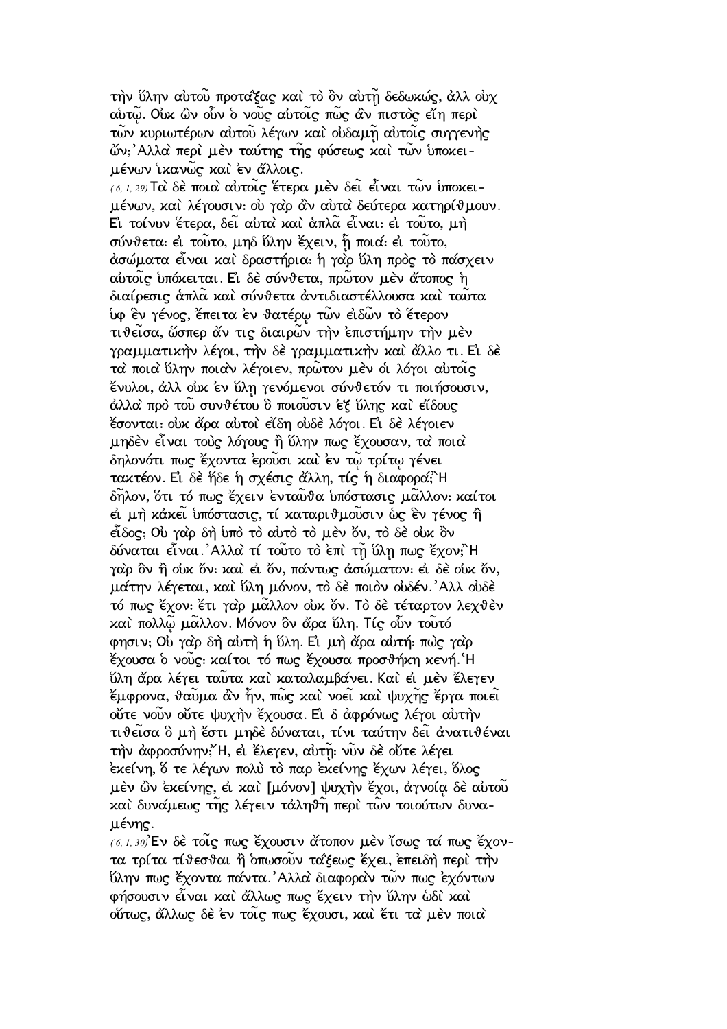τὴν ὕλην αὐτοῦ προτάξας καὶ τὸ ὂν αὐτῇ δεδωκώς, ἀλλ οὐχ αὐτῷ. Οὐκ ὢν οὖν ὁ νοῦς αὐτοῖς πῶς ἂν πιστὸς εἴη περὶ τῶν κυριωτέρων αὐτοῦ λέγων καὶ οὐδαμῇ αὐτοῖς συγγενὴς ὤν;᾽Αλλὰ περὶ μὲν ταύτης τῆς φύσεως καὶ τῶν ὑποκειμένων ἱκανῶς καὶ ἐν ἄλλοις.

(6, 1, 29) Τὰ δὲ ποιὰ αὐτοῖς ἕτερα μὲν δεῖ εἶναι τῶν ὑποκειμένων, καὶ λέγουσιν: οὐ γὰρ ἂν αὐτὰ δεύτερα κατηρίθμουν. Εἰ τοίνυν ἕτερα, δεῖ αὐτὰ καὶ ἁπλᾶ εἶναι: εἰ τοῦτο, μὴ σύνθετα: εἰ τοῦτο, μηδ ὕλην ἔχειν, ᾗ ποιά: εἰ τοῦτο, ἀσώματα εἶναι καὶ δραστήρια: ἡ γὰρ ὕλη πρὸς τὸ πάσχειν αὐτοῖς ὑπόκειται. Εἰ δὲ σύνθετα, πρῶτον μὲν ἄτοπος ἡ διαίρεσις ἁπλᾶ καὶ σύνθετα ἀντιδιαστέλλουσα καὶ ταῦτα ὑφ ἓν γένος, ἔπειτα ἐν θατέρῳ τῶν εἰδῶν τὸ ἕτερον τιθεῖσα, ὥσπερ ἄν τις διαιρῶν τὴν ἐπιστήμην τὴν μὲν γραμματικὴν λέγοι, τὴν δὲ γραμματικὴν καὶ ἄλλο τι. Εἰ δὲ τὰ ποιὰ ὕλην ποιὰν λέγοιεν, πρῶτον μὲν οἱ λόγοι αὐτοῖς ἔνυλοι, ἀλλ οὐκ ἐν ὕλῃ γενόμενοι σύνθετόν τι ποιήσουσιν, ἀλλὰ πρὸ τοῦ συνθέτου ὃ ποιοῦσιν ἐξ ὕλης καὶ εἴδους ἔσονται: οὐκ ἄρα αὐτοὶ εἴδη οὐδὲ λόγοι. Εἰ δὲ λέγοιεν μηδὲν εἶναι τοὺς λόγους ἢ ὕλην πως ἔχουσαν, τὰ ποιὰ δηλονότι πως ἔχοντα ἐροῦσι καὶ ἐν τῷ τρίτῳ γένει τακτέον. Εἰ δὲ ἥδε ἡ σχέσις ἄλλη, τίς ἡ διαφορά;᾽Η δῆλον, ὅτι τό πως ἔχειν ἐνταῦθα ὑπόστασις μᾶλλον: καίτοι εἰ μὴ κἀκεῖ ὑπόστασις, τί καταριθμοῦσιν ὡς ἓν γένος ἢ εἶδος; Οὐ γὰρ δὴ ὑπὸ τὸ αὐτὸ τὸ μὲν ὄν, τὸ δὲ οὐκ ὂν δύναται εἶναι.᾽Αλλὰ τί τοῦτο τὸ ἐπὶ τῇ ὕλῃ πως ἔχον;᾽Η γὰρ ὂν ἢ οὐκ ὄν: καὶ εἰ ὄν, πάντως ἀσώματον: εἰ δὲ οὐκ ὄν, μάτην λέγεται, καὶ ὕλη μόνον, τὸ δὲ ποιὸν οὐδέν.᾽Αλλ οὐδὲ τό πως ἔχον: ἔτι γὰρ μᾶλλον οὐκ ὄν. Τὸ δὲ τέταρτον λεχθὲν καὶ πολλῷ μᾶλλον. Μόνον ὂν ἄρα ὕλη. Τίς οὖν τοῦτό φησιν; Οὐ γὰρ δὴ αὐτὴ ἡ ὕλη. Εἰ μὴ ἄρα αὐτή: πὼς γὰρ ἔχουσα ὁ νοῦς: καίτοι τό πως ἔχουσα προσθήκη κενή.῾Η ὕλη ἄρα λέγει ταῦτα καὶ καταλαμβάνει. Καὶ εἰ μὲν ἔλεγεν ἔμφρονα, θαῦμα ἂν ἦν, πῶς καὶ νοεῖ καὶ ψυχῆς ἔργα ποιεῖ οὔτε νοῦν οὔτε ψυχὴν ἔχουσα. Εἰ δ ἀφρόνως λέγοι αὑτὴν τιθεῖσα ὃ μὴ ἔστι μηδὲ δύναται, τίνι ταύτην δεῖ ἀνατιθέναι τὴν ἀφροσύνην;῎Η, εἰ ἔλεγεν, αὐτῇ: νῦν δὲ οὔτε λέγει ἐκείνη, ὅ τε λέγων πολὺ τὸ παρ ἐκείνης ἔχων λέγει, ὅλος μὲν ὢν ἐκείνης, εἰ καὶ [μόνον] ψυχὴν ἔχοι, ἀγνοίᾳ δὲ αὐτοῦ καὶ δυνάμεως τῆς λέγειν τἀληθῆ περὶ τῶν τοιούτων δυναμένης.

(6, 1, 30)᾽Εν δὲ τοῖς πως ἔχουσιν ἄτοπον μὲν ἴσως τά πως ἔχοντα τρίτα τίθεσθαι ἢ ὁπωσοῦν τάξεως ἔχει, ἐπειδὴ περὶ τὴν ὕλην πως ἔχοντα πάντα.᾽Αλλὰ διαφορὰν τῶν πως ἐχόντων φήσουσιν εἶναι καὶ ἄλλως πως ἔχειν τὴν ὕλην ὡδὶ καὶ οὕτως, ἄλλως δὲ ἐν τοῖς πως ἔχουσι, καὶ ἔτι τὰ μὲν ποιὰ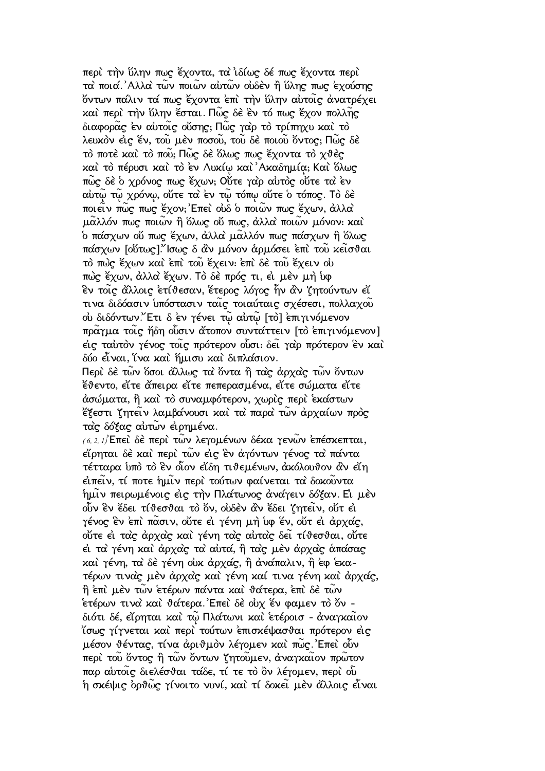περὶ τὴν ὕλην πως ἔχοντα, τὰ ἰδίως δέ πως ἔχοντα περὶ τὰ ποιά. Ἀλλὰ τῶν ποιῶν αὐτῶν οὐδὲν ἢ ὕλης πως ἐχούσης ὄντων πάλιν τά πως ἔχοντα ἐπὶ τὴν ὕλην αὐτοῖς ἀνατρέχει καὶ περὶ τὴν ὕλην ἔσται. Πῶς δὲ ἓν τό πως ἔχον πολλῆς διαφορᾶς ἐν αὐτοῖς οὔσης; Πῶς γὰρ τὸ τρίπηχυ καὶ τὸ λευκὸν εἰς ἕν, τοῦ μὲν ποσοῦ, τοῦ δὲ ποιοῦ ὄντος; Πῶς δὲ τὸ ποτὲ καὶ τὸ ποῦ; Πῶς δὲ ὅλως πως ἔχοντα τὸ χθὲς καὶ τὸ πέρυσι καὶ τὸ ἐν Λυκίῳ καὶ Ἀκαδημίᾳ; Καὶ ὅλως πῶς δὲ ὁ χρόνος πως ἔχων; Οὔτε γὰρ αὐτὸς οὔτε τὰ ἐν αὐτῷ τῷ χρόνῳ, οὔτε τὰ ἐν τῷ τόπῳ οὔτε ὁ τόπος. Τὸ δὲ ποιεῖν πῶς πως ἔχον; Ἐπεὶ οὐδ ὁ ποιῶν πως ἔχων, ἀλλὰ μᾶλλόν πως ποιῶν ἢ ὅλως οὔ πως, ἀλλὰ ποιῶν μόνον: καὶ ὁ πάσχων οὔ πως ἔχων, ἀλλὰ μᾶλλόν πως πάσχων ἢ ὅλως πάσχων [οὕτως]. Ἴσως δ ἂν μόνον ἁρμόσει ἐπὶ τοῦ κεῖσθαι τὸ πὼς ἔχων καὶ ἐπὶ τοῦ ἔχειν: ἐπὶ δὲ τοῦ ἔχειν οὐ πὼς ἔχων, ἀλλὰ ἔχων. Τὸ δὲ πρός τι, εἰ μὲν μὴ ὑφ ἓν τοῖς ἄλλοις ἐτίθεσαν, ἕτερος λόγος ἦν ἂν ζητούντων εἴ τινα διδόασιν ὑπόστασιν ταῖς τοιαύταις σχέσεσι, πολλαχοῦ οὐ διδόντων. Ἔτι δ ἐν γένει τῷ αὐτῷ [τὸ] ἐπιγινόμενον πρᾶγμα τοῖς ἤδη οὖσιν ἄτοπον συντάττειν [τὸ ἐπιγινόμενον] εἰς ταὐτὸν γένος τοῖς πρότερον οὖσι: δεῖ γὰρ πρότερον ἓν καὶ δύο εἶναι, ἵνα καὶ ἥμισυ καὶ διπλάσιον.

Περὶ δὲ τῶν ὅσοι ἄλλως τὰ ὄντα ἢ τὰς ἀρχὰς τῶν ὄντων ἔθεντο, εἴτε ἄπειρα εἴτε πεπερασμένα, εἴτε σώματα εἴτε ἀσώματα, ἢ καὶ τὸ συναμφότερον, χωρὶς περὶ ἑκάστων ἔξεστι ζητεῖν λαμβάνουσι καὶ τὰ παρὰ τῶν ἀρχαίων πρὸς τὰς δόξας αὐτῶν εἰρημένα.

*(6, 2, 1)* Ἐπεὶ δὲ περὶ τῶν λεγομένων δέκα γενῶν ἐπέσκεπται, εἴρηται δὲ καὶ περὶ τῶν εἰς ἓν ἀγόντων γένος τὰ πάντα τέτταρα ὑπὸ τὸ ἓν οἷον εἴδη τιθεμένων, ἀκόλουθον ἂν εἴη εἰπεῖν, τί ποτε ἡμῖν περὶ τούτων φαίνεται τὰ δοκοῦντα ἡμῖν πειρωμένοις εἰς τὴν Πλάτωνος ἀνάγειν δόξαν. Εἰ μὲν οὖν ἓν ἔδει τίθεσθαι τὸ ὄν, οὐδὲν ἂν ἔδει ζητεῖν, οὔτ εἰ γένος ἓν ἐπὶ πᾶσιν, οὔτε εἰ γένη μὴ ὑφ ἕν, οὔτ εἰ ἀρχάς, οὔτε εἰ τὰς ἀρχὰς καὶ γένη τὰς αὐτὰς δεῖ τίθεσθαι, οὔτε εἰ τὰ γένη καὶ ἀρχὰς τὰ αὐτά, ἢ τὰς μὲν ἀρχὰς ἁπάσας καὶ γένη, τὰ δὲ γένη οὐκ ἀρχάς, ἢ ἀνάπαλιν, ἢ ἐφ ἑκατέρων τινὰς μὲν ἀρχὰς καὶ γένη καί τινα γένη καὶ ἀρχάς, ἢ ἐπὶ μὲν τῶν ἑτέρων πάντα καὶ θάτερα, ἐπὶ δὲ τῶν ἑτέρων τινὰ καὶ θάτερα. Ἐπεὶ δὲ οὐχ ἕν φαμεν τὸ ὂν - διότι δέ, εἴρηται καὶ τῷ Πλάτωνι καὶ ἑτέροισ - ἀναγκαῖον ἴσως γίγνεται καὶ περὶ τούτων ἐπισκέψασθαι πρότερον εἰς μέσον θέντας, τίνα ἀριθμὸν λέγομεν καὶ πῶς. Ἐπεὶ οὖν περὶ τοῦ ὄντος ἢ τῶν ὄντων ζητοῦμεν, ἀναγκαῖον πρῶτον παρ αὑτοῖς διελέσθαι τάδε, τί τε τὸ ὂν λέγομεν, περὶ οὗ ἡ σκέψις ὀρθῶς γίνοιτο νυνί, καὶ τί δοκεῖ μὲν ἄλλοις εἶναι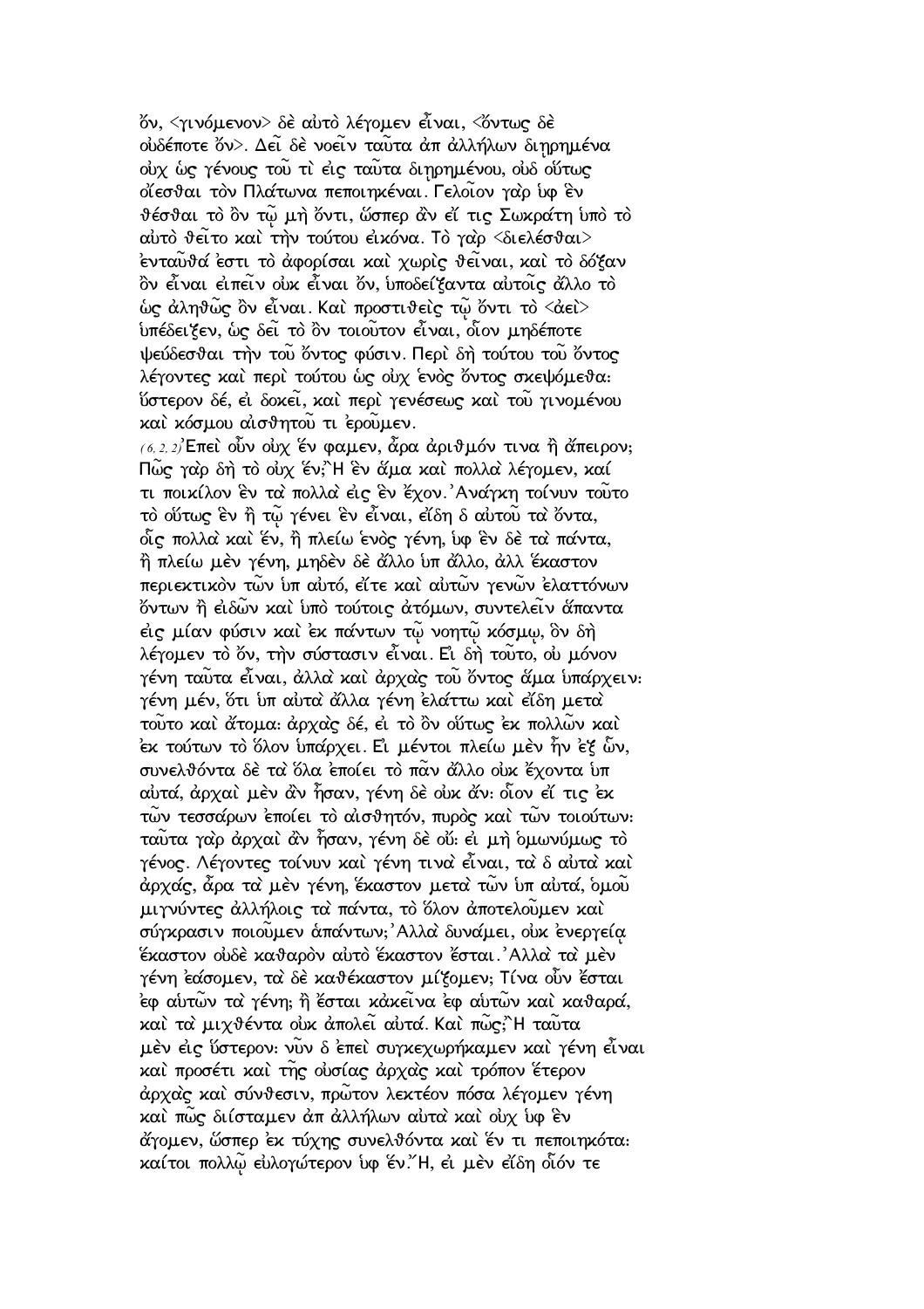ὄν, <γινόμενον> δὲ αὐτὸ λέγομεν εἶναι, <ὄντως δὲ οὐδέποτε ὄν>. Δεῖ δὲ νοεῖν ταῦτα ἀπ ἀλλήλων διῃρημένα οὐχ ὡς γένους τοῦ τὶ εἰς ταῦτα διῃρημένου, οὐδ οὕτως οἴεσθαι τὸν Πλάτωνα πεποιηκέναι. Γελοῖον γὰρ ὑφ ἓν θέσθαι τὸ ὂν τῷ μὴ ὄντι, ὥσπερ ἂν εἴ τις Σωκράτη ὑπὸ τὸ αὐτὸ θεῖτο καὶ τὴν τούτου εἰκόνα. Τὸ γὰρ <διελέσθαι> ἐνταῦθά ἐστι τὸ ἀφορίσαι καὶ χωρὶς θεῖναι, καὶ τὸ δόξαν ὂν εἶναι εἰπεῖν οὐκ εἶναι ὄν, ὑποδείξαντα αὐτοῖς ἄλλο τὸ ὡς ἀληθῶς ὂν εἶναι. Καὶ προστιθεὶς τῷ ὄντι τὸ <ἀεὶ> ὑπέδειξεν, ὡς δεῖ τὸ ὂν τοιοῦτον εἶναι, οἷον μηδέποτε ψεύδεσθαι τὴν τοῦ ὄντος φύσιν. Περὶ δὴ τούτου τοῦ ὄντος λέγοντες καὶ περὶ τούτου ὡς οὐχ ἑνὸς ὄντος σκεψόμεθα: ὕστερον δέ, εἰ δοκεῖ, καὶ περὶ γενέσεως καὶ τοῦ γινομένου καὶ κόσμου αἰσθητοῦ τι ἐροῦμεν.

(6, 2, 2) Ἐπεὶ οὖν οὐχ ἕν φαμεν, ἆρα ἀριθμόν τινα ἢ ἄπειρον; Πῶς γὰρ δὴ τὸ οὐχ ἕν; Ἢ ἓν ἅμα καὶ πολλὰ λέγομεν, καί τι ποικίλον ἓν τὰ πολλὰ εἰς ἓν ἔχον. Ἀνάγκη τοίνυν τοῦτο τὸ οὕτως ἓν ἢ τῷ γένει ἓν εἶναι, εἴδη δ αὐτοῦ τὰ ὄντα, οἷς πολλὰ καὶ ἕν, ἢ πλείω ἑνὸς γένη, ὑφ ἓν δὲ τὰ πάντα, ἢ πλείω μὲν γένη, μηδὲν δὲ ἄλλο ὑπ ἄλλο, ἀλλ ἕκαστον περιεκτικὸν τῶν ὑπ αὐτό, εἴτε καὶ αὐτῶν γενῶν ἐλαττόνων ὄντων ἢ εἰδῶν καὶ ὑπὸ τούτοις ἀτόμων, συντελεῖν ἅπαντα εἰς μίαν φύσιν καὶ ἐκ πάντων τῷ νοητῷ κόσμῳ, ὃν δὴ λέγομεν τὸ ὄν, τὴν σύστασιν εἶναι. Εἰ δὴ τοῦτο, οὐ μόνον γένη ταῦτα εἶναι, ἀλλὰ καὶ ἀρχὰς τοῦ ὄντος ἅμα ὑπάρχειν: γένη μέν, ὅτι ὑπ αὐτὰ ἄλλα γένη ἐλάττω καὶ εἴδη μετὰ τοῦτο καὶ ἄτομα: ἀρχὰς δέ, εἰ τὸ ὂν οὕτως ἐκ πολλῶν καὶ ἐκ τούτων τὸ ὅλον ὑπάρχει. Εἰ μέντοι πλείω μὲν ἦν ἐξ ὧν, συνελθόντα δὲ τὰ ὅλα ἐποίει τὸ πᾶν ἄλλο οὐκ ἔχοντα ὑπ αὐτά, ἀρχαὶ μὲν ἂν ἦσαν, γένη δὲ οὐκ ἄν: οἷον εἴ τις ἐκ τῶν τεσσάρων ἐποίει τὸ αἰσθητόν, πυρὸς καὶ τῶν τοιούτων: ταῦτα γὰρ ἀρχαὶ ἂν ἦσαν, γένη δὲ οὔ: εἰ μὴ ὁμωνύμως τὸ γένος. Λέγοντες τοίνυν καὶ γένη τινὰ εἶναι, τὰ δ αὐτὰ καὶ ἀρχάς, ἆρα τὰ μὲν γένη, ἕκαστον μετὰ τῶν ὑπ αὐτά, ὁμοῦ μιγνύντες ἀλλήλοις τὰ πάντα, τὸ ὅλον ἀποτελοῦμεν καὶ σύγκρασιν ποιοῦμεν ἁπάντων; Ἀλλὰ δυνάμει, οὐκ ἐνεργείᾳ ἕκαστον οὐδὲ καθαρὸν αὐτὸ ἕκαστον ἔσται. Ἀλλὰ τὰ μὲν γένη ἐάσομεν, τὰ δὲ καθέκαστον μίξομεν; Τίνα οὖν ἔσται ἐφ αὑτῶν τὰ γένη; ἢ ἔσται κἀκεῖνα ἐφ αὑτῶν καὶ καθαρά, καὶ τὰ μιχθέντα οὐκ ἀπολεῖ αὐτά. Καὶ πῶς; Ἢ ταῦτα μὲν εἰς ὕστερον: νῦν δ ἐπεὶ συγκεχωρήκαμεν καὶ γένη εἶναι καὶ προσέτι καὶ τῆς οὐσίας ἀρχὰς καὶ τρόπον ἕτερον ἀρχὰς καὶ σύνθεσιν, πρῶτον λεκτέον πόσα λέγομεν γένη καὶ πῶς διίσταμεν ἀπ ἀλλήλων αὐτὰ καὶ οὐχ ὑφ ἓν ἄγομεν, ὥσπερ ἐκ τύχης συνελθόντα καὶ ἕν τι πεποιηκότα: καίτοι πολλῷ εὐλογώτερον ὑφ ἕν. Ἤ, εἰ μὲν εἴδη οἷόν τε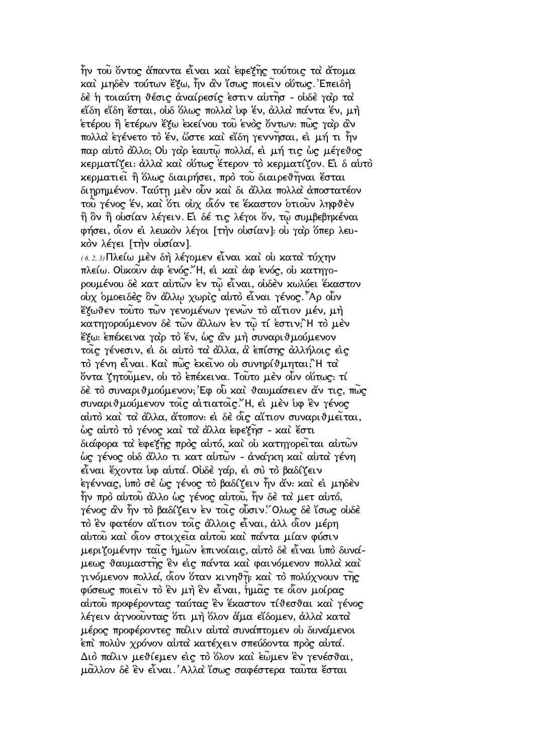ἦν τοῦ ὄντος ἅπαντα εἶναι καὶ ἐφεξῆς τούτοις τὰ ἄτομα καὶ μηδὲν τούτων ἔξω, ἦν ἂν ἴσως ποιεῖν οὕτως. Ἐπειδὴ δὲ ἡ τοιαύτη θέσις ἀναίρεσίς ἐστιν αὐτῆσ - οὐδὲ γὰρ τὰ εἴδη εἴδη ἔσται, οὐδ ὅλως πολλὰ ὑφ ἕν, ἀλλὰ πάντα ἕν, μὴ ἑτέρου ἢ ἑτέρων ἔξω ἐκείνου τοῦ ἑνὸς ὄντων: πῶς γὰρ ἂν πολλὰ ἐγένετο τὸ ἕν, ὥστε καὶ εἴδη γεννῆσαι, εἰ μή τι ἦν παρ αὐτὸ ἄλλο; Οὐ γὰρ ἑαυτῷ πολλά, εἰ μή τις ὡς μέγεθος κερματίζει: ἀλλὰ καὶ οὕτως ἕτερον τὸ κερματίζον. Εἰ δ αὐτὸ κερματιεῖ ἢ ὅλως διαιρήσει, πρὸ τοῦ διαιρεθῆναι ἔσται διῃρημένον. Ταύτῃ μὲν οὖν καὶ δι ἄλλα πολλὰ ἀποστατέον τοῦ γένος ἕν, καὶ ὅτι οὐχ οἷόν τε ἕκαστον ὁτιοῦν ληφθὲν ἢ ὂν ἢ οὐσίαν λέγειν. Εἰ δέ τις λέγοι ὄν, τῷ συμβεβηκέναι φήσει, οἷον εἰ λευκὸν λέγοι [τὴν οὐσίαν]: οὐ γὰρ ὅπερ λευκὸν λέγει [τὴν οὐσίαν].

(6, 2, 3) Πλείω μὲν δὴ λέγομεν εἶναι καὶ οὐ κατὰ τύχην πλείω. Οὐκοῦν ἀφ ἑνός. Ἤ, εἰ καὶ ἀφ ἑνός, οὐ κατηγορουμένου δὲ κατ αὐτῶν ἐν τῷ εἶναι, οὐδὲν κωλύει ἕκαστον οὐχ ὁμοειδὲς ὂν ἄλλῳ χωρὶς αὐτὸ εἶναι γένος. Ἆρ οὖν ἔξωθεν τοῦτο τῶν γενομένων γενῶν τὸ αἴτιον μέν, μὴ κατηγορούμενον δὲ τῶν ἄλλων ἐν τῷ τί ἐστιν; Ἢ τὸ μὲν ἔξω: ἐπέκεινα γὰρ τὸ ἕν, ὡς ἂν μὴ συναριθμούμενον τοῖς γένεσιν, εἰ δι αὐτὸ τὰ ἄλλα, ἃ ἐπίσης ἀλλήλοις εἰς τὸ γένη εἶναι. Καὶ πῶς ἐκεῖνο οὐ συνηρίθμηται; Ἢ τὰ ὄντα ζητοῦμεν, οὐ τὸ ἐπέκεινα. Τοῦτο μὲν οὖν οὕτως: τί δὲ τὸ συναριθμούμενον; Ἐφ οὗ καὶ θαυμάσειεν ἄν τις, πῶς συναριθμούμενον τοῖς αἰτιατοῖς. Ἤ, εἰ μὲν ὑφ ἓν γένος αὐτὸ καὶ τὰ ἄλλα, ἄτοπον: εἰ δὲ οἷς αἴτιον συναριθμεῖται, ὡς αὐτὸ τὸ γένος καὶ τὰ ἄλλα ἐφεξῆσ - καὶ ἔστι διάφορα τὰ ἐφεξῆς πρὸς αὐτό, καὶ οὐ κατηγορεῖται αὐτῶν ὡς γένος οὐδ ἄλλο τι κατ αὐτῶν - ἀνάγκη καὶ αὐτὰ γένη εἶναι ἔχοντα ὑφ αὐτά. Οὐδὲ γάρ, εἰ σὺ τὸ βαδίζειν ἐγέννας, ὑπὸ σὲ ὡς γένος τὸ βαδίζειν ἦν ἄν: καὶ εἰ μηδὲν ἦν πρὸ αὐτοῦ ἄλλο ὡς γένος αὐτοῦ, ἦν δὲ τὰ μετ αὐτό, γένος ἂν ἦν τὸ βαδίζειν ἐν τοῖς οὖσιν. Ὅλως δὲ ἴσως οὐδὲ τὸ ἓν φατέον αἴτιον τοῖς ἄλλοις εἶναι, ἀλλ οἷον μέρη αὐτοῦ καὶ οἷον στοιχεῖα αὐτοῦ καὶ πάντα μίαν φύσιν μεριζομένην ταῖς ἡμῶν ἐπινοίαις, αὐτὸ δὲ εἶναι ὑπὸ δυνάμεως θαυμαστῆς ἓν εἰς πάντα καὶ φαινόμενον πολλὰ καὶ γινόμενον πολλά, οἷον ὅταν κινηθῇ: καὶ τὸ πολύχνουν τῆς φύσεως ποιεῖν τὸ ἓν μὴ ἓν εἶναι, ἡμᾶς τε οἷον μοίρας αὐτοῦ προφέροντας ταύτας ἓν ἕκαστον τίθεσθαι καὶ γένος λέγειν ἀγνοοῦντας ὅτι μὴ ὅλον ἅμα εἴδομεν, ἀλλὰ κατὰ μέρος προφέροντες πάλιν αὐτὰ συνάπτομεν οὐ δυνάμενοι ἐπὶ πολὺν χρόνον αὐτὰ κατέχειν σπεύδοντα πρὸς αὐτά. Διὸ πάλιν μεθίεμεν εἰς τὸ ὅλον καὶ ἐῶμεν ἓν γενέσθαι, μᾶλλον δὲ ἓν εἶναι. Ἀλλὰ ἴσως σαφέστερα ταῦτα ἔσται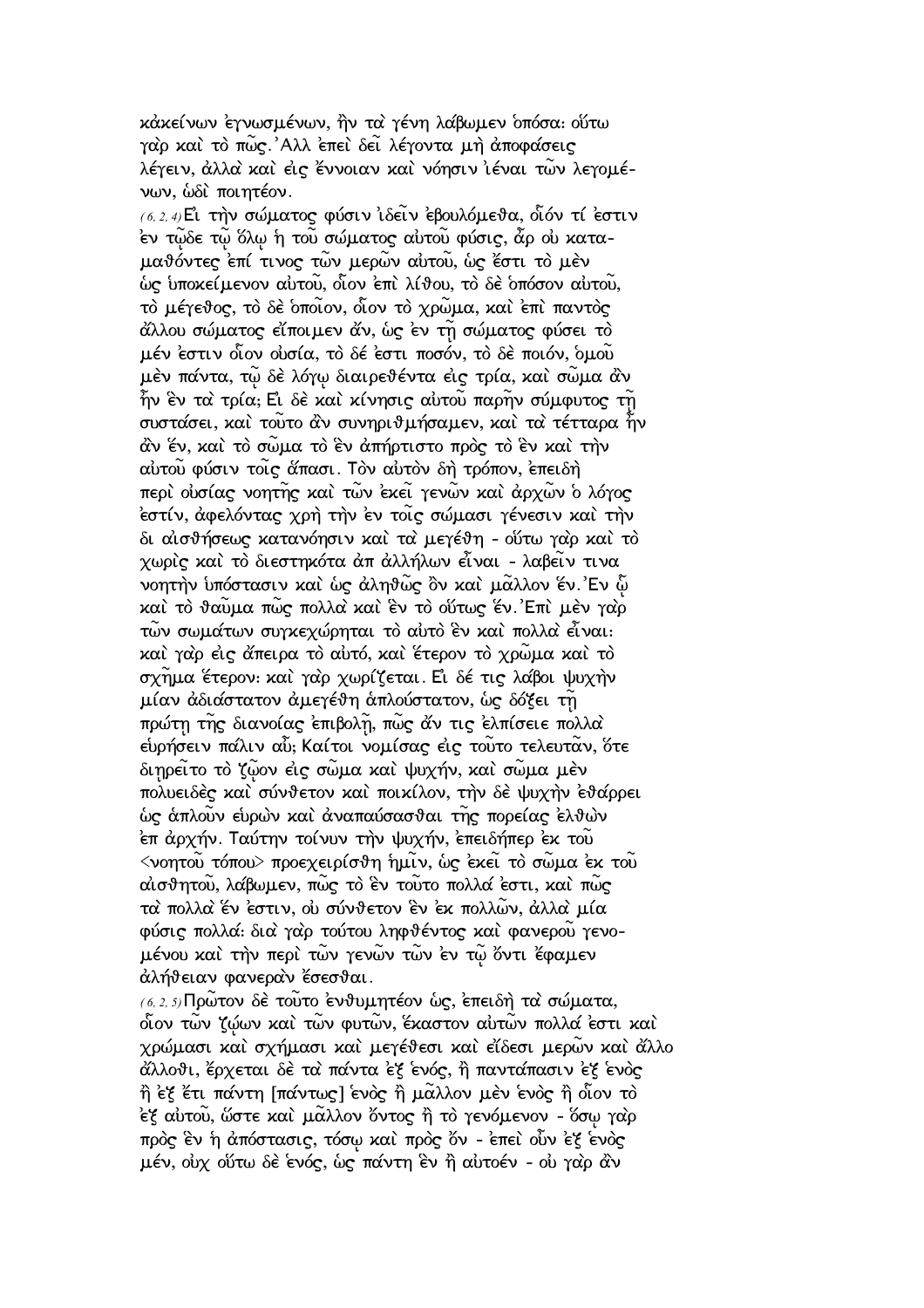κἀκείνων ἐγνωσμένων, ἣν τὰ γένη λάβωμεν ὁπόσα· οὕτω γὰρ καὶ τὸ πῶς. Ἀλλ ἐπεὶ δεῖ λέγοντα μὴ ἀποφάσεις λέγειν, ἀλλὰ καὶ εἰς ἔννοιαν καὶ νόησιν ἰέναι τῶν λεγομένων, ὡδὶ ποιητέον.

(6, 2, 4) Εἰ τὴν σώματος φύσιν ἰδεῖν ἐβουλόμεθα, οἷόν τί ἐστιν ἐν τῷδε τῷ ὅλῳ ἡ τοῦ σώματος αὐτοῦ φύσις, ἆρ οὐ καταμαθόντες ἐπί τινος τῶν μερῶν αὐτοῦ, ὡς ἔστι τὸ μὲν ὡς ὑποκείμενον αὐτοῦ, οἷον ἐπὶ λίθου, τὸ δὲ ὁπόσον αὐτοῦ, τὸ μέγεθος, τὸ δὲ ὁποῖον, οἷον τὸ χρῶμα, καὶ ἐπὶ παντὸς ἄλλου σώματος εἴποιμεν ἄν, ὡς ἐν τῇ σώματος φύσει τὸ μέν ἐστιν οἷον οὐσία, τὸ δέ ἐστι ποσόν, τὸ δὲ ποιόν, ὁμοῦ μὲν πάντα, τῷ δὲ λόγῳ διαιρεθέντα εἰς τρία, καὶ σῶμα ἂν ἦν ἓν τὰ τρία; Εἰ δὲ καὶ κίνησις αὐτοῦ παρῆν σύμφυτος τῇ συστάσει, καὶ τοῦτο ἂν συνηριθμήσαμεν, καὶ τὰ τέτταρα ἦν ἂν ἕν, καὶ τὸ σῶμα τὸ ἓν ἀπήρτιστο πρὸς τὸ ἓν καὶ τὴν αὐτοῦ φύσιν τοῖς ἅπασι. Τὸν αὐτὸν δὴ τρόπον, ἐπειδὴ περὶ οὐσίας νοητῆς καὶ τῶν ἐκεῖ γενῶν καὶ ἀρχῶν ὁ λόγος ἐστίν, ἀφελόντας χρὴ τὴν ἐν τοῖς σώμασι γένεσιν καὶ τὴν δι αἰσθήσεως κατανόησιν καὶ τὰ μεγέθη - οὕτω γὰρ καὶ τὸ χωρὶς καὶ τὸ διεστηκότα ἀπ ἀλλήλων εἶναι - λαβεῖν τινα νοητὴν ὑπόστασιν καὶ ὡς ἀληθῶς ὂν καὶ μᾶλλον ἕν. Ἐν ᾧ καὶ τὸ θαῦμα πῶς πολλὰ καὶ ἓν τὸ οὕτως ἕν. Ἐπὶ μὲν γὰρ τῶν σωμάτων συγκεχώρηται τὸ αὐτὸ ἓν καὶ πολλὰ εἶναι· καὶ γὰρ εἰς ἄπειρα τὸ αὐτό, καὶ ἕτερον τὸ χρῶμα καὶ τὸ σχῆμα ἕτερον· καὶ γὰρ χωρίζεται. Εἰ δέ τις λάβοι ψυχὴν μίαν ἀδιάστατον ἀμεγέθη ἁπλούστατον, ὡς δόξει τῇ πρώτῃ τῆς διανοίας ἐπιβολῇ, πῶς ἄν τις ἐλπίσειε πολλὰ εὑρήσειν πάλιν αὖ; Καίτοι νομίσας εἰς τοῦτο τελευτᾶν, ὅτε διῃρεῖτο τὸ ζῷον εἰς σῶμα καὶ ψυχήν, καὶ σῶμα μὲν πολυειδὲς καὶ σύνθετον καὶ ποικίλον, τὴν δὲ ψυχὴν ἐθάρρει ὡς ἁπλοῦν εὑρὼν καὶ ἀναπαύσασθαι τῆς πορείας ἐλθὼν ἐπ ἀρχήν. Ταύτην τοίνυν τὴν ψυχήν, ἐπειδήπερ ἐκ τοῦ <νοητοῦ τόπου> προεχειρίσθη ἡμῖν, ὡς ἐκεῖ τὸ σῶμα ἐκ τοῦ αἰσθητοῦ, λάβωμεν, πῶς τὸ ἓν τοῦτο πολλά ἐστι, καὶ πῶς τὰ πολλὰ ἕν ἐστιν, οὐ σύνθετον ἓν ἐκ πολλῶν, ἀλλὰ μία φύσις πολλά· διὰ γὰρ τούτου ληφθέντος καὶ φανεροῦ γενομένου καὶ τὴν περὶ τῶν γενῶν τῶν ἐν τῷ ὄντι ἔφαμεν ἀλήθειαν φανερὰν ἔσεσθαι.

(6, 2, 5) Πρῶτον δὲ τοῦτο ἐνθυμητέον ὡς, ἐπειδὴ τὰ σώματα, οἷον τῶν ζῴων καὶ τῶν φυτῶν, ἕκαστον αὐτῶν πολλά ἐστι καὶ χρώμασι καὶ σχήμασι καὶ μεγέθεσι καὶ εἴδεσι μερῶν καὶ ἄλλο ἄλλοθι, ἔρχεται δὲ τὰ πάντα ἐξ ἑνός, ἢ παντάπασιν ἐξ ἑνὸς ἢ ἐξ ἔτι πάντῃ [πάντως] ἑνὸς ἢ μᾶλλον μὲν ἑνὸς ἢ οἷον τὸ ἐξ αὐτοῦ, ὥστε καὶ μᾶλλον ὄντος ἢ τὸ γενόμενον - ὅσῳ γὰρ πρὸς ἓν ἡ ἀπόστασις, τόσῳ καὶ πρὸς ὄν - ἐπεὶ οὖν ἐξ ἑνὸς μέν, οὐχ οὕτω δὲ ἑνός, ὡς πάντῃ ἓν ἢ αὐτοέν - οὐ γὰρ ἂν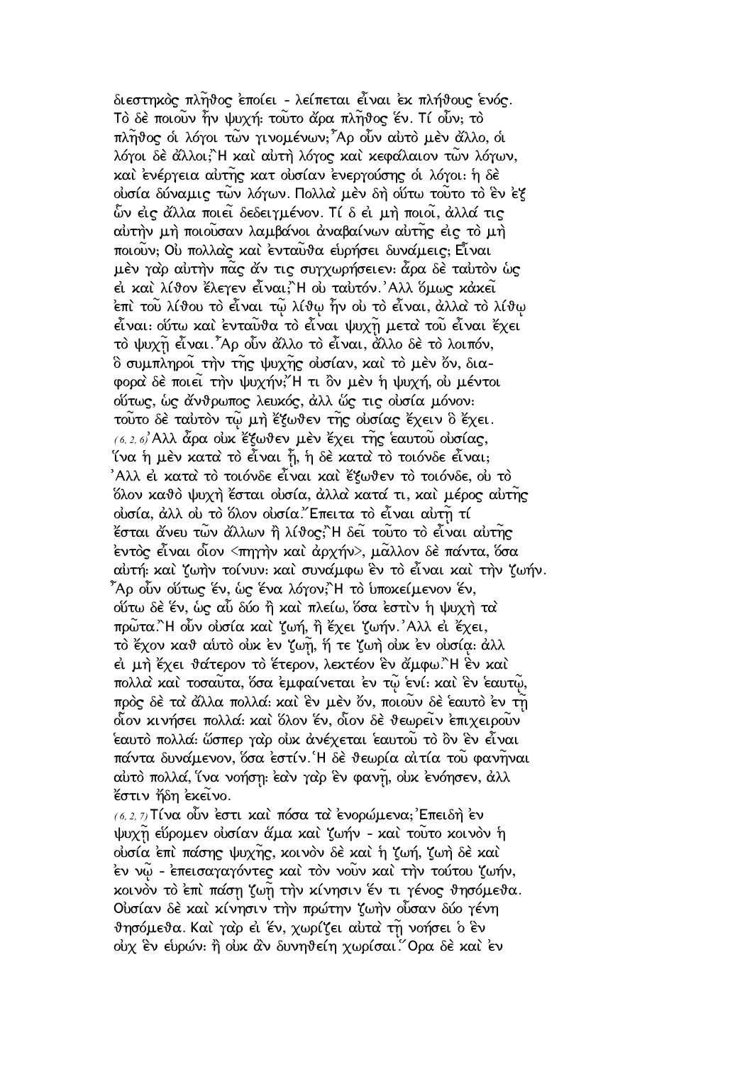διεστηκὸς πλῆθος ἐποίει - λείπεται εἶναι ἐκ πλήθους ἑνός. Τὸ δὲ ποιοῦν ἦν ψυχή· τοῦτο ἄρα πλῆθος ἕν. Τί οὖν; τὸ πλῆθος οἱ λόγοι τῶν γινομένων; Ἆρ οὖν αὐτὸ μὲν ἄλλο, οἱ λόγοι δὲ ἄλλοι; Ἢ καὶ αὐτὴ λόγος καὶ κεφαλαιον τῶν λόγων, καὶ ἐνέργεια αὐτῆς κατ οὐσίαν ἐνεργούσης οἱ λόγοι· ἡ δὲ οὐσία δύναμις τῶν λόγων. Πολλὰ μὲν δὴ οὕτω τοῦτο τὸ ἓν ἐξ ὧν εἰς ἄλλα ποιεῖ δεδειγμένον. Τί δ εἰ μὴ ποιοῖ, ἀλλά τις αὐτὴν μὴ ποιοῦσαν λαμβάνοι ἀναβαίνων αὐτῆς εἰς τὸ μὴ ποιοῦν; Οὐ πολλὰς καὶ ἐνταῦθα εὑρήσει δυνάμεις; Εἶναι μὲν γὰρ αὐτὴν πᾶς ἄν τις συγχωρήσειεν· ἆρα δὲ ταὐτὸν ὡς εἰ καὶ λίθον ἔλεγεν εἶναι; Ἢ οὐ ταὐτόν. Ἀλλ ὅμως κἀκεῖ ἐπὶ τοῦ λίθου τὸ εἶναι τῷ λίθῳ ἦν οὐ τὸ εἶναι, ἀλλὰ τὸ λίθῳ εἶναι· οὕτω καὶ ἐνταῦθα τὸ εἶναι ψυχῇ μετὰ τοῦ εἶναι ἔχει τὸ ψυχῇ εἶναι. Ἆρ οὖν ἄλλο τὸ εἶναι, ἄλλο δὲ τὸ λοιπόν, ὃ συμπληροῖ τὴν τῆς ψυχῆς οὐσίαν, καὶ τὸ μὲν ὄν, διαφορὰ δὲ ποιεῖ τὴν ψυχήν; Ἤ τι ὂν μὲν ἡ ψυχή, οὐ μέντοι οὕτως, ὡς ἄνθρωπος λευκός, ἀλλ ὥς τις οὐσία μόνον· τοῦτο δὲ ταὐτὸν τῷ μὴ ἔξωθεν τῆς οὐσίας ἔχειν ὃ ἔχει.

(6, 2, 6) Ἀλλ ἆρα οὐκ ἔξωθεν μὲν ἔχει τῆς ἑαυτοῦ οὐσίας, ἵνα ἡ μὲν κατὰ τὸ εἶναι ᾖ, ἡ δὲ κατὰ τὸ τοιόνδε εἶναι; Ἀλλ εἰ κατὰ τὸ τοιόνδε εἶναι καὶ ἔξωθεν τὸ τοιόνδε, οὐ τὸ ὅλον καθὸ ψυχὴ ἔσται οὐσία, ἀλλὰ κατά τι, καὶ μέρος αὐτῆς οὐσία, ἀλλ οὐ τὸ ὅλον οὐσία. Ἔπειτα τὸ εἶναι αὐτῇ τί ἔσται ἄνευ τῶν ἄλλων ἢ λίθος; Ἢ δεῖ τοῦτο τὸ εἶναι αὐτῆς ἐντὸς εἶναι οἷον <πηγὴν καὶ ἀρχήν>, μᾶλλον δὲ πάντα, ὅσα αὐτή· καὶ ζωὴν τοίνυν· καὶ συνάμφω ἓν τὸ εἶναι καὶ τὴν ζωήν. Ἆρ οὖν οὕτως ἕν, ὡς ἕνα λόγον; Ἢ τὸ ὑποκείμενον ἕν, οὕτω δὲ ἕν, ὡς αὖ δύο ἢ καὶ πλείω, ὅσα ἐστὶν ἡ ψυχὴ τὰ πρῶτα. Ἢ οὖν οὐσία καὶ ζωή, ἢ ἔχει ζωήν. Ἀλλ εἰ ἔχει, τὸ ἔχον καθ αὑτὸ οὐκ ἐν ζωῇ, ἥ τε ζωὴ οὐκ ἐν οὐσίᾳ· ἀλλ εἰ μὴ ἔχει θάτερον τὸ ἕτερον, λεκτέον ἓν ἄμφω. Ἢ ἓν καὶ πολλὰ καὶ τοσαῦτα, ὅσα ἐμφαίνεται ἐν τῷ ἑνί· καὶ ἓν ἑαυτῷ, πρὸς δὲ τὰ ἄλλα πολλά· καὶ ἓν μὲν ὄν, ποιοῦν δὲ ἑαυτὸ ἐν τῇ οἷον κινήσει πολλά· καὶ ὅλον ἕν, οἷον δὲ θεωρεῖν ἐπιχειροῦν ἑαυτὸ πολλά· ὥσπερ γὰρ οὐκ ἀνέχεται ἑαυτοῦ τὸ ὂν ἓν εἶναι πάντα δυνάμενον, ὅσα ἐστίν. Ἡ δὲ θεωρία αἰτία τοῦ φανῆναι αὐτὸ πολλά, ἵνα νοήσῃ· ἐὰν γὰρ ἓν φανῇ, οὐκ ἐνόησεν, ἀλλ ἔστιν ἤδη ἐκεῖνο.

(6, 2, 7) Τίνα οὖν ἐστι καὶ πόσα τὰ ἐνορώμενα; Ἐπειδὴ ἐν ψυχῇ εὕρομεν οὐσίαν ἅμα καὶ ζωήν - καὶ τοῦτο κοινὸν ἡ οὐσία ἐπὶ πάσης ψυχῆς, κοινὸν δὲ καὶ ἡ ζωή, ζωὴ δὲ καὶ ἐν νῷ - ἐπεισαγαγόντες καὶ τὸν νοῦν καὶ τὴν τούτου ζωήν, κοινὸν τὸ ἐπὶ πάσῃ ζωῇ τὴν κίνησιν ἕν τι γένος θησόμεθα. Οὐσίαν δὲ καὶ κίνησιν τὴν πρώτην ζωὴν οὖσαν δύο γένη θησόμεθα. Καὶ γὰρ εἰ ἕν, χωρίζει αὐτὰ τῇ νοήσει ὁ ἓν οὐχ ἓν εὑρών· ἢ οὐκ ἂν δυνηθείη χωρίσαι. Ὅρα δὲ καὶ ἐν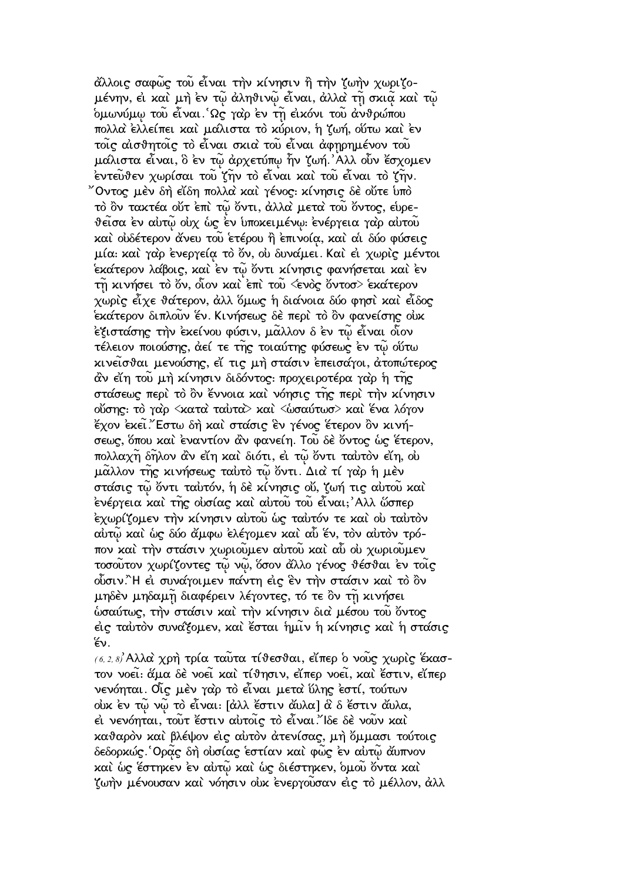ἄλλοις σαφῶς τοῦ εἶναι τὴν κίνησιν ἢ τὴν ζωὴν χωριζομένην, εἰ καὶ μὴ ἐν τῷ ἀληθινῷ εἶναι, ἀλλὰ τῇ σκιᾷ καὶ τῷ ὁμωνύμῳ τοῦ εἶναι. Ὡς γὰρ ἐν τῇ εἰκόνι τοῦ ἀνθρώπου πολλὰ ἐλλείπει καὶ μάλιστα τὸ κύριον, ἡ ζωή, οὕτω καὶ ἐν τοῖς αἰσθητοῖς τὸ εἶναι σκιὰ τοῦ εἶναι ἀφῃρημένον τοῦ μάλιστα εἶναι, ὃ ἐν τῷ ἀρχετύπῳ ἦν ζωή. Ἀλλ οὖν ἔσχομεν ἐντεῦθεν χωρίσαι τοῦ ζῆν τὸ εἶναι καὶ τοῦ εἶναι τὸ ζῆν. Ὄντος μὲν δὴ εἴδη πολλὰ καὶ γένος: κίνησις δὲ οὔτε ὑπὸ τὸ ὂν τακτέα οὔτ ἐπὶ τῷ ὄντι, ἀλλὰ μετὰ τοῦ ὄντος, εὑρεθεῖσα ἐν αὐτῷ οὐχ ὡς ἐν ὑποκειμένῳ: ἐνέργεια γὰρ αὐτοῦ καὶ οὐδέτερον ἄνευ τοῦ ἑτέρου ἢ ἐπινοίᾳ, καὶ αἱ δύο φύσεις μία: καὶ γὰρ ἐνεργείᾳ τὸ ὄν, οὐ δυνάμει. Καὶ εἰ χωρὶς μέντοι ἑκάτερον λάβοις, καὶ ἐν τῷ ὄντι κίνησις φανήσεται καὶ ἐν τῇ κινήσει τὸ ὄν, οἷον καὶ ἐπὶ τοῦ <ἑνὸς ὄντοσ> ἑκάτερον χωρὶς εἶχε θάτερον, ἀλλ ὅμως ἡ διάνοια δύο φησὶ καὶ εἶδος ἑκάτερον διπλοῦν ἕν. Κινήσεως δὲ περὶ τὸ ὂν φανείσης οὐκ ἐξιστάσης τὴν ἐκείνου φύσιν, μᾶλλον δ ἐν τῷ εἶναι οἷον τέλειον ποιούσης, ἀεί τε τῆς τοιαύτης φύσεως ἐν τῷ οὕτω κινεῖσθαι μενούσης, εἴ τις μὴ στάσιν ἐπεισάγοι, ἀτοπώτερος ἂν εἴη τοῦ μὴ κίνησιν διδόντος: προχειροτέρα γὰρ ἡ τῆς στάσεως περὶ τὸ ὂν ἔννοια καὶ νόησις τῆς περὶ τὴν κίνησιν οὔσης: τὸ γὰρ <κατὰ ταὐτὰ> καὶ <ὡσαύτωσ> καὶ ἕνα λόγον ἔχον ἐκεῖ. Ἔστω δὴ καὶ στάσις ἓν γένος ἕτερον ὂν κινήσεως, ὅπου καὶ ἐναντίον ἂν φανείη. Τοῦ δὲ ὄντος ὡς ἕτερον, πολλαχῇ δῆλον ἂν εἴη καὶ διότι, εἰ τῷ ὄντι ταὐτὸν εἴη, οὐ μᾶλλον τῆς κινήσεως ταὐτὸ τῷ ὄντι. Διὰ τί γὰρ ἡ μὲν στάσις τῷ ὄντι ταὐτόν, ἡ δὲ κίνησις οὔ, ζωή τις αὐτοῦ καὶ ἐνέργεια καὶ τῆς οὐσίας καὶ αὐτοῦ τοῦ εἶναι; Ἀλλ ὥσπερ ἐχωρίζομεν τὴν κίνησιν αὐτοῦ ὡς ταὐτόν τε καὶ οὐ ταὐτὸν αὐτῷ καὶ ὡς δύο ἄμφω ἐλέγομεν καὶ αὖ ἕν, τὸν αὐτὸν τρόπον καὶ τὴν στάσιν χωριοῦμεν αὐτοῦ καὶ αὖ οὐ χωριοῦμεν τοσοῦτον χωρίζοντες τῷ νῷ, ὅσον ἄλλο γένος θέσθαι ἐν τοῖς οὖσιν. Ἢ εἰ συνάγοιμεν πάντη εἰς ἓν τὴν στάσιν καὶ τὸ ὂν μηδὲν μηδαμῇ διαφέρειν λέγοντες, τό τε ὂν τῇ κινήσει ὡσαύτως, τὴν στάσιν καὶ τὴν κίνησιν διὰ μέσου τοῦ ὄντος εἰς ταὐτὸν συνάξομεν, καὶ ἔσται ἡμῖν ἡ κίνησις καὶ ἡ στάσις ἕν.

(6, 2, 8) Ἀλλὰ χρὴ τρία ταῦτα τίθεσθαι, εἴπερ ὁ νοῦς χωρὶς ἕκαστον νοεῖ: ἅμα δὲ νοεῖ καὶ τίθησιν, εἴπερ νοεῖ, καὶ ἔστιν, εἴπερ νενόηται. Οἷς μὲν γὰρ τὸ εἶναι μετὰ ὕλης ἐστί, τούτων οὐκ ἐν τῷ νῷ τὸ εἶναι: [ἀλλ ἔστιν ἄυλα] ἃ δ ἔστιν ἄυλα, εἰ νενόηται, τοῦτ ἔστιν αὐτοῖς τὸ εἶναι. Ἴδε δὲ νοῦν καὶ καθαρὸν καὶ βλέψον εἰς αὐτὸν ἀτενίσας, μὴ ὄμμασι τούτοις δεδορκώς. Ὁρᾷς δὴ οὐσίας ἑστίαν καὶ φῶς ἐν αὐτῷ ἄυπνον καὶ ὡς ἕστηκεν ἐν αὐτῷ καὶ ὡς διέστηκεν, ὁμοῦ ὄντα καὶ ζωὴν μένουσαν καὶ νόησιν οὐκ ἐνεργοῦσαν εἰς τὸ μέλλον, ἀλλ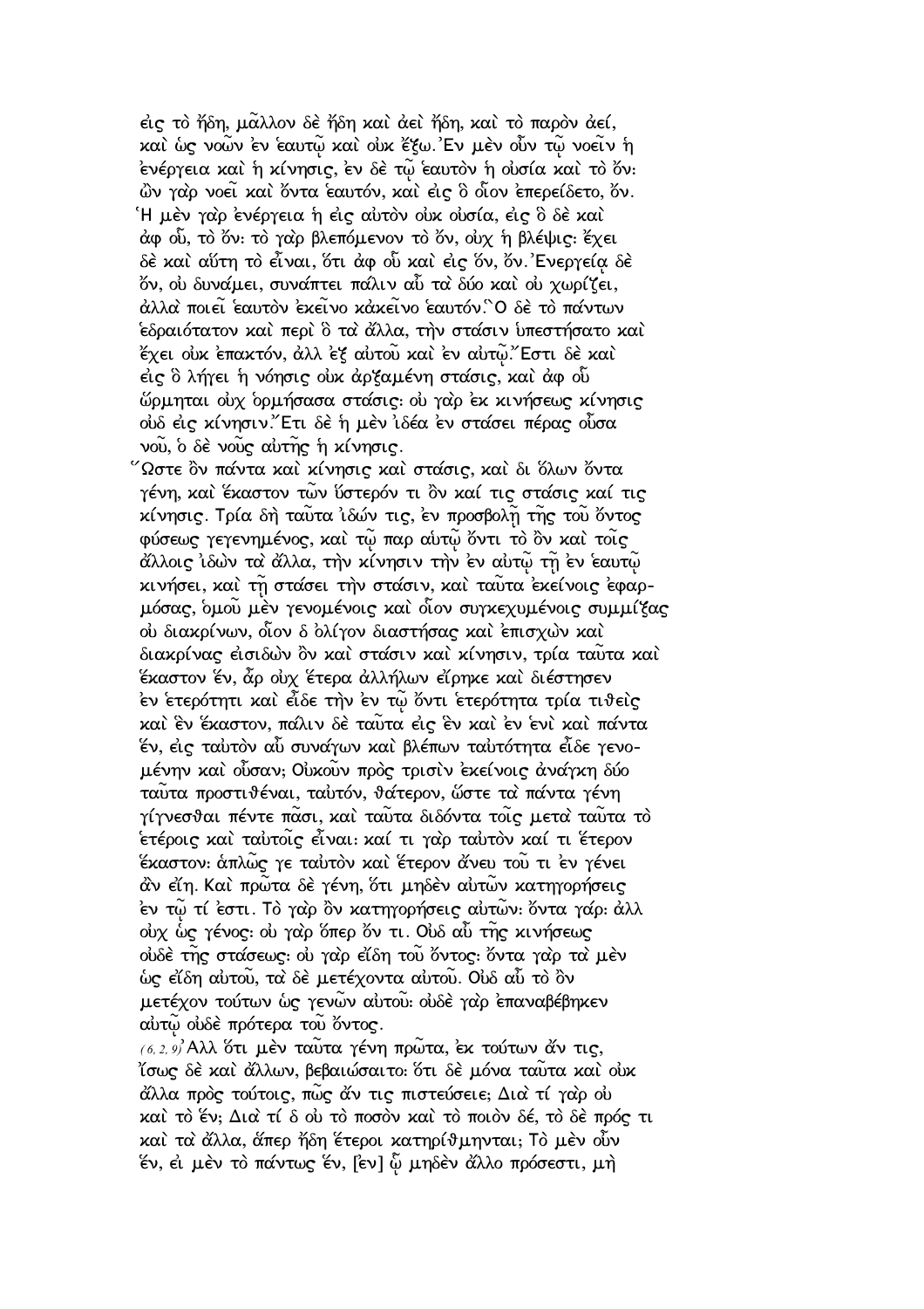εἰς τὸ ἤδη, μᾶλλον δὲ ἤδη καὶ ἀεὶ ἤδη, καὶ τὸ παρὸν ἀεί, καὶ ὡς νοῶν ἐν ἑαυτῷ καὶ οὐκ ἔξω. Ἐν μὲν οὖν τῷ νοεῖν ἡ ἐνέργεια καὶ ἡ κίνησις, ἐν δὲ τῷ ἑαυτὸν ἡ οὐσία καὶ τὸ ὄν· ὢν γὰρ νοεῖ καὶ ὄντα ἑαυτόν, καὶ εἰς ὃ οἷον ἐπερείδετο, ὄν. Ἡ μὲν γὰρ ἐνέργεια ἡ εἰς αὐτὸν οὐκ οὐσία, εἰς ὃ δὲ καὶ ἀφ οὗ, τὸ ὄν· τὸ γὰρ βλεπόμενον τὸ ὄν, οὐχ ἡ βλέψις· ἔχει δὲ καὶ αὕτη τὸ εἶναι, ὅτι ἀφ οὗ καὶ εἰς ὄν, ὄν. Ἐνεργείᾳ δὲ ὄν, οὐ δυνάμει, συνάπτει πάλιν αὖ τὰ δύο καὶ οὐ χωρίζει, ἀλλὰ ποιεῖ ἑαυτὸν ἐκεῖνο κἀκεῖνο ἑαυτόν. Ὃ δὲ τὸ πάντων ἑδραιότατον καὶ περὶ ὃ τὰ ἄλλα, τὴν στάσιν ὑπεστήσατο καὶ ἔχει οὐκ ἐπακτόν, ἀλλ ἐξ αὐτοῦ καὶ ἐν αὐτῷ. Ἔστι δὲ καὶ εἰς ὃ λήγει ἡ νόησις οὐκ ἀρξαμένη στάσις, καὶ ἀφ οὗ ὥρμηται οὐχ ὁρμήσασα στάσις· οὐ γὰρ ἐκ κινήσεως κίνησις οὐδ εἰς κίνησιν. Ἔτι δὲ ἡ μὲν ἰδέα ἐν στάσει πέρας οὖσα νοῦ, ὁ δὲ νοῦς αὐτῆς ἡ κίνησις.

Ὥστε ὂν πάντα καὶ κίνησις καὶ στάσις, καὶ δι ὅλων ὄντα γένη, καὶ ἕκαστον τῶν ὕστερόν τι ὂν καί τις στάσις καί τις κίνησις. Τρία δὴ ταῦτα ἰδών τις, ἐν προσβολῇ τῆς τοῦ ὄντος φύσεως γεγενημένος, καὶ τῷ παρ αὐτῷ ὄντι τὸ ὂν καὶ τοῖς ἄλλοις ἰδὼν τὰ ἄλλα, τὴν κίνησιν τὴν ἐν αὐτῷ τῇ ἐν ἑαυτῷ κινήσει, καὶ τῇ στάσει τὴν στάσιν, καὶ ταῦτα ἐκείνοις ἐφαρμόσας, ὁμοῦ μὲν γενομένοις καὶ οἷον συγκεχυμένοις συμμίξας οὐ διακρίνων, οἷον δ ὀλίγον διαστήσας καὶ ἐπισχὼν καὶ διακρίνας εἰσιδὼν ὂν καὶ στάσιν καὶ κίνησιν, τρία ταῦτα καὶ ἕκαστον ἕν, ἆρ οὐχ ἕτερα ἀλλήλων εἴρηκε καὶ διέστησεν ἐν ἑτερότητι καὶ εἶδε τὴν ἐν τῷ ὄντι ἑτερότητα τρία τιθεὶς καὶ ἓν ἕκαστον, πάλιν δὲ ταῦτα εἰς ἓν καὶ ἐν ἑνὶ καὶ πάντα ἕν, εἰς ταὐτὸν αὖ συνάγων καὶ βλέπων ταὐτότητα εἶδε γενομένην καὶ οὖσαν; Οὐκοῦν πρὸς τρισὶν ἐκείνοις ἀνάγκη δύο ταῦτα προστιθέναι, ταὐτόν, θάτερον, ὥστε τὰ πάντα γένη γίγνεσθαι πέντε πᾶσι, καὶ ταῦτα διδόντα τοῖς μετὰ ταῦτα τὸ ἑτέροις καὶ ταὐτοῖς εἶναι· καί τι γὰρ ταὐτὸν καί τι ἕτερον ἕκαστον· ἁπλῶς γε ταὐτὸν καὶ ἕτερον ἄνευ τοῦ τι ἐν γένει ἂν εἴη. Καὶ πρῶτα δὲ γένη, ὅτι μηδὲν αὐτῶν κατηγορήσεις ἐν τῷ τί ἐστι. Τὸ γὰρ ὂν κατηγορήσεις αὐτῶν· ὄντα γάρ· ἀλλ οὐχ ὡς γένος· οὐ γὰρ ὅπερ ὄν τι. Οὐδ αὖ τῆς κινήσεως οὐδὲ τῆς στάσεως· οὐ γὰρ εἴδη τοῦ ὄντος· ὄντα γὰρ τὰ μὲν ὡς εἴδη αὐτοῦ, τὰ δὲ μετέχοντα αὐτοῦ. Οὐδ αὖ τὸ ὂν μετέχον τούτων ὡς γενῶν αὐτοῦ· οὐδὲ γὰρ ἐπαναβέβηκεν αὐτῷ οὐδὲ πρότερα τοῦ ὄντος.

(6, 2, 9) Ἀλλ ὅτι μὲν ταῦτα γένη πρῶτα, ἐκ τούτων ἄν τις, ἴσως δὲ καὶ ἄλλων, βεβαιώσαιτο· ὅτι δὲ μόνα ταῦτα καὶ οὐκ ἄλλα πρὸς τούτοις, πῶς ἄν τις πιστεύσειε; Διὰ τί γὰρ οὐ καὶ τὸ ἕν; Διὰ τί δ οὐ τὸ ποσὸν καὶ τὸ ποιὸν δέ, τὸ δὲ πρός τι καὶ τὰ ἄλλα, ἅπερ ἤδη ἕτεροι κατηρίθμηνται; Τὸ μὲν οὖν ἕν, εἰ μὲν τὸ πάντως ἕν, [ἐν] ᾧ μηδὲν ἄλλο πρόσεστι, μὴ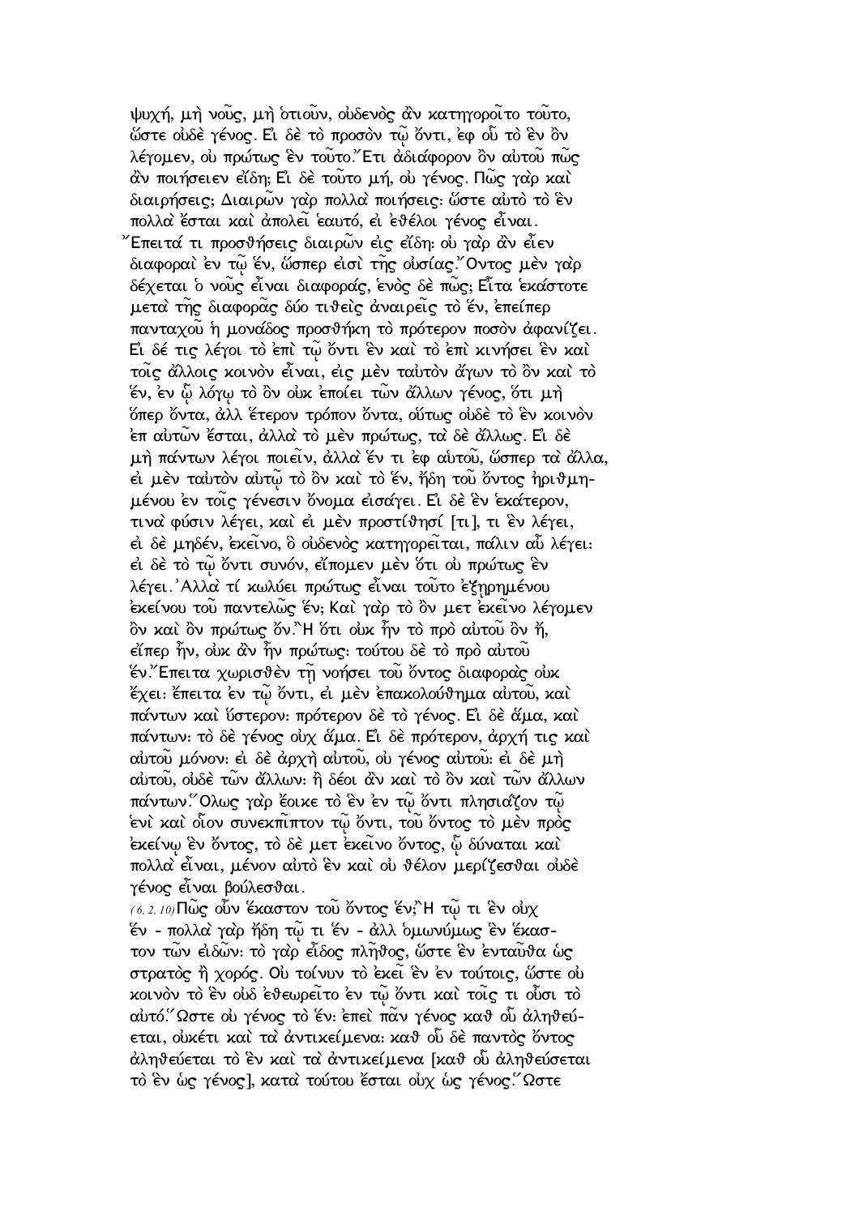ψυχή, μὴ νοῦς, μὴ ὁτιοῦν, οὐδενὸς ἂν κατηγοροῖτο τοῦτο, ὥστε οὐδὲ γένος. Εἰ δὲ τὸ προσὸν τῷ ὄντι, ἐφ᾽ οὗ τὸ ἓν ὂν λέγομεν, οὐ πρώτως ἓν τοῦτο. Ἔτι ἀδιάφορον ὂν αὐτοῦ πῶς ἂν ποιήσειεν εἴδη; Εἰ δὲ τοῦτο μή, οὐ γένος. Πῶς γὰρ καὶ διαιρήσεις; Διαιρῶν γὰρ πολλὰ ποιήσεις· ὥστε αὐτὸ τὸ ἓν πολλὰ ἔσται καὶ ἀπολεῖ ἑαυτό, εἰ ἐθέλοι γένος εἶναι. Ἔπειτά τι προσθήσεις διαιρῶν εἰς εἴδη· οὐ γὰρ ἂν εἶεν διαφοραὶ ἐν τῷ ἕν, ὥσπερ εἰσὶ τῆς οὐσίας. Ὄντος μὲν γὰρ δέχεται ὁ νοῦς εἶναι διαφοράς, ἑνὸς δὲ πῶς; Εἶτα ἑκάστοτε μετὰ τῆς διαφορᾶς δύο τιθεὶς ἀναιρεῖς τὸ ἕν, ἐπείπερ πανταχοῦ ἡ μονάδος προσθήκη τὸ πρότερον ποσὸν ἀφανίζει. Εἰ δέ τις λέγοι τὸ ἐπὶ τῷ ὄντι ἓν καὶ τὸ ἐπὶ κινήσει ἓν καὶ τοῖς ἄλλοις κοινὸν εἶναι, εἰς μὲν ταὐτὸν ἄγων τὸ ὂν καὶ τὸ ἕν, ἐν ᾧ λόγῳ τὸ ὂν οὐκ ἐποίει τῶν ἄλλων γένος, ὅτι μὴ ὅπερ ὄντα, ἀλλ᾽ ἕτερον τρόπον ὄντα, οὕτως οὐδὲ τὸ ἓν κοινὸν ἐπ᾽ αὐτῶν ἔσται, ἀλλὰ τὸ μὲν πρώτως, τὰ δὲ ἄλλως. Εἰ δὲ μὴ πάντων λέγοι ποιεῖν, ἀλλὰ ἕν τι ἐφ᾽ αὑτοῦ, ὥσπερ τὰ ἄλλα, εἰ μὲν ταὐτὸν αὐτῷ τὸ ὂν καὶ τὸ ἕν, ἤδη τοῦ ὄντος ἠριθμημένου ἐν τοῖς γένεσιν ὄνομα εἰσάγει. Εἰ δὲ ἓν ἑκάτερον, τινὰ φύσιν λέγει, καὶ εἰ μὲν προστίθησί [τι], τι ἓν λέγει, εἰ δὲ μηδέν, ἐκεῖνο, ὃ οὐδενὸς κατηγορεῖται, πάλιν αὖ λέγει· εἰ δὲ τὸ τῷ ὄντι συνόν, εἴπομεν μὲν ὅτι οὐ πρώτως ἓν λέγει. Ἀλλὰ τί κωλύει πρώτως εἶναι τοῦτο ἐξῃρημένου ἐκείνου τοῦ παντελῶς ἕν; Καὶ γὰρ τὸ ὂν μετ᾽ ἐκεῖνο λέγομεν ὂν καὶ ὂν πρώτως ὄν. Ἢ ὅτι οὐκ ἦν τὸ πρὸ αὐτοῦ ὂν ἤ, εἴπερ ἦν, οὐκ ἂν ἦν πρώτως· τούτου δὲ τὸ πρὸ αὐτοῦ ἕν. Ἔπειτα χωρισθὲν τῇ νοήσει τοῦ ὄντος διαφορὰς οὐκ ἔχει· ἔπειτα ἐν τῷ ὄντι, εἰ μὲν ἐπακολούθημα αὐτοῦ, καὶ πάντων καὶ ὕστερον· πρότερον δὲ τὸ γένος. Εἰ δὲ ἅμα, καὶ πάντων· τὸ δὲ γένος οὐχ ἅμα. Εἰ δὲ πρότερον, ἀρχή τις καὶ αὐτοῦ μόνον· εἰ δὲ ἀρχὴ αὐτοῦ, οὐ γένος αὐτοῦ· εἰ δὲ μὴ αὐτοῦ, οὐδὲ τῶν ἄλλων· ἢ δέοι ἂν καὶ τὸ ὂν καὶ τῶν ἄλλων πάντων. Ὅλως γὰρ ἔοικε τὸ ἓν ἐν τῷ ὄντι πλησιάζον τῷ ἑνὶ καὶ οἷον συνεκπῖπτον τῷ ὄντι, τοῦ ὄντος τὸ μὲν πρὸς ἐκείνῳ ἓν ὄντος, τὸ δὲ μετ᾽ ἐκεῖνο ὄντος, ᾧ δύναται καὶ πολλὰ εἶναι, μένον αὐτὸ ἓν καὶ οὐ θέλον μερίζεσθαι οὐδὲ γένος εἶναι βούλεσθαι.

(6, 2, 10) Πῶς οὖν ἕκαστον τοῦ ὄντος ἕν; Ἢ τῷ τι ἓν οὐχ ἕν - πολλὰ γὰρ ἤδη τῷ τι ἕν - ἀλλ᾽ ὁμωνύμως ἓν ἕκαστον τῶν εἰδῶν· τὸ γὰρ εἶδος πλῆθος, ὥστε ἓν ἐνταῦθα ὡς στρατὸς ἢ χορός. Οὐ τοίνυν τὸ ἐκεῖ ἓν ἐν τούτοις, ὥστε οὐ κοινὸν τὸ ἓν οὐδ᾽ ἐθεωρεῖτο ἐν τῷ ὄντι καὶ τοῖς τι οὖσι τὸ αὐτό. Ὥστε οὐ γένος τὸ ἕν· ἐπεὶ πᾶν γένος καθ᾽ οὗ ἀληθεύεται, οὐκέτι καὶ τὰ ἀντικείμενα· καθ᾽ οὗ δὲ παντὸς ὄντος ἀληθεύεται τὸ ἓν καὶ τὰ ἀντικείμενα [καθ᾽ οὗ ἀληθεύσεται τὸ ἓν ὡς γένος], κατὰ τούτου ἔσται οὐχ ὡς γένος. Ὥστε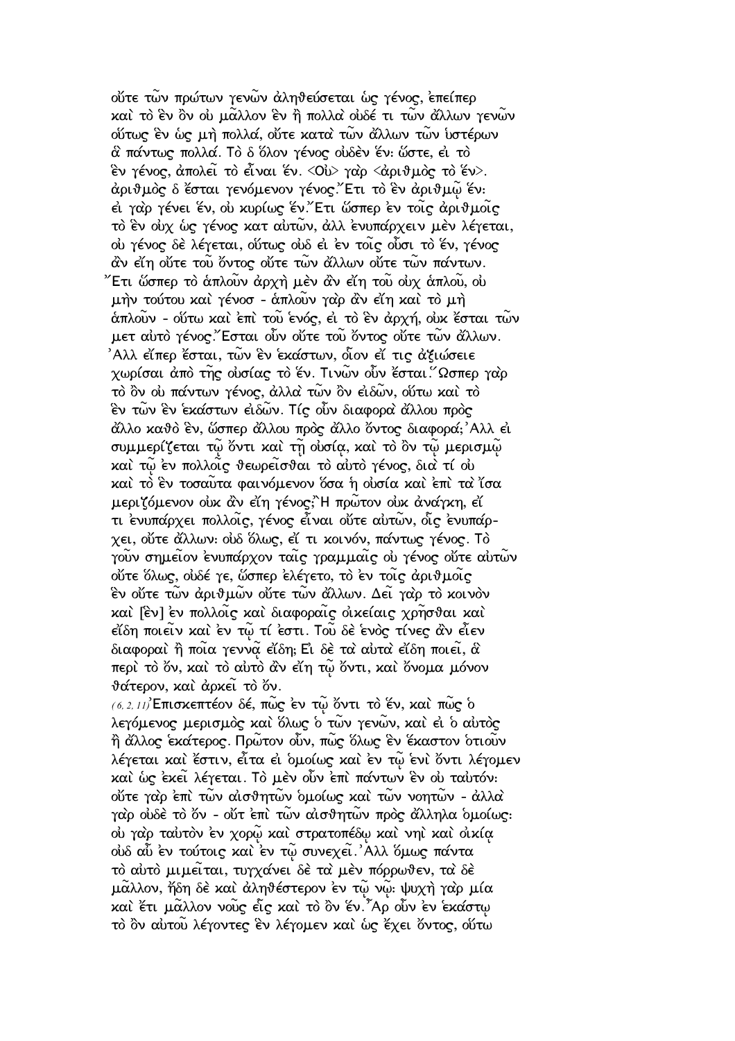οὔτε τῶν πρώτων γενῶν ἀληθεύσεται ὡς γένος, ἐπείπερ καὶ τὸ ἓν ὂν οὐ μᾶλλον ἓν ἢ πολλὰ οὐδέ τι τῶν ἄλλων γενῶν οὕτως ἓν ὡς μὴ πολλά, οὔτε κατὰ τῶν ἄλλων τῶν ὑστέρων ἃ πάντως πολλά. Τὸ δ ὅλον γένος οὐδὲν ἕν: ὥστε, εἰ τὸ ἓν γένος, ἀπολεῖ τὸ εἶναι ἕν. <Οὐ> γὰρ <ἀριθμὸς τὸ ἕν>. ἀριθμὸς δ ἔσται γενόμενον γένος. Ἔτι τὸ ἓν ἀριθμῷ ἕν: εἰ γὰρ γένει ἕν, οὐ κυρίως ἕν. Ἔτι ὥσπερ ἐν τοῖς ἀριθμοῖς τὸ ἓν οὐχ ὡς γένος κατ αὐτῶν, ἀλλ ἐνυπάρχειν μὲν λέγεται, οὐ γένος δὲ λέγεται, οὕτως οὐδ εἰ ἐν τοῖς οὖσι τὸ ἕν, γένος ἂν εἴη οὔτε τοῦ ὄντος οὔτε τῶν ἄλλων οὔτε τῶν πάντων. Ἔτι ὥσπερ τὸ ἁπλοῦν ἀρχὴ μὲν ἂν εἴη τοῦ οὐχ ἁπλοῦ, οὐ μὴν τούτου καὶ γένοσ - ἁπλοῦν γὰρ ἂν εἴη καὶ τὸ μὴ ἁπλοῦν - οὕτω καὶ ἐπὶ τοῦ ἑνός, εἰ τὸ ἓν ἀρχή, οὐκ ἔσται τῶν μετ αὐτὸ γένος. Ἔσται οὖν οὔτε τοῦ ὄντος οὔτε τῶν ἄλλων. Ἀλλ εἴπερ ἔσται, τῶν ἓν ἑκάστων, οἷον εἴ τις ἀξιώσειε χωρίσαι ἀπὸ τῆς οὐσίας τὸ ἕν. Τινῶν οὖν ἔσται. Ὥσπερ γὰρ τὸ ὂν οὐ πάντων γένος, ἀλλὰ τῶν ὂν εἰδῶν, οὕτω καὶ τὸ ἓν τῶν ἓν ἑκάστων εἰδῶν. Τίς οὖν διαφορὰ ἄλλου πρὸς ἄλλο καθὸ ἕν, ὥσπερ ἄλλου πρὸς ἄλλο ὄντος διαφορά; Ἀλλ εἰ συμμερίζεται τῷ ὄντι καὶ τῇ οὐσίᾳ, καὶ τὸ ὂν τῷ μερισμῷ καὶ τῷ ἐν πολλοῖς θεωρεῖσθαι τὸ αὐτὸ γένος, διὰ τί οὐ καὶ τὸ ἓν τοσαῦτα φαινόμενον ὅσα ἡ οὐσία καὶ ἐπὶ τὰ ἴσα μεριζόμενον οὐκ ἂν εἴη γένος; Ἢ πρῶτον οὐκ ἀνάγκη, εἴ τι ἐνυπάρχει πολλοῖς, γένος εἶναι οὔτε αὐτῶν, οἷς ἐνυπάρχει, οὔτε ἄλλων: οὐδ ὅλως, εἴ τι κοινόν, πάντως γένος. Τὸ γοῦν σημεῖον ἐνυπάρχον ταῖς γραμμαῖς οὐ γένος οὔτε αὐτῶν οὔτε ὅλως, οὐδέ γε, ὥσπερ ἐλέγετο, τὸ ἐν τοῖς ἀριθμοῖς ἓν οὔτε τῶν ἀριθμῶν οὔτε τῶν ἄλλων. Δεῖ γὰρ τὸ κοινὸν καὶ [ἓν] ἐν πολλοῖς καὶ διαφοραῖς οἰκείαις χρῆσθαι καὶ εἴδη ποιεῖν καὶ ἐν τῷ τί ἐστι. Τοῦ δὲ ἑνὸς τίνες ἂν εἶεν διαφοραὶ ἢ ποῖα γεννᾷ εἴδη; Εἰ δὲ τὰ αὐτὰ εἴδη ποιεῖ, ἃ περὶ τὸ ὄν, καὶ τὸ αὐτὸ ἂν εἴη τῷ ὄντι, καὶ ὄνομα μόνον θάτερον, καὶ ἀρκεῖ τὸ ὄν.

(6, 2, 11) Ἐπισκεπτέον δέ, πῶς ἐν τῷ ὄντι τὸ ἕν, καὶ πῶς ὁ λεγόμενος μερισμὸς καὶ ὅλως ὁ τῶν γενῶν, καὶ εἰ ὁ αὐτὸς ἢ ἄλλος ἑκάτερος. Πρῶτον οὖν, πῶς ὅλως ἓν ἕκαστον ὁτιοῦν λέγεται καὶ ἔστιν, εἶτα εἰ ὁμοίως καὶ ἐν τῷ ἑνὶ ὄντι λέγομεν καὶ ὡς ἐκεῖ λέγεται. Τὸ μὲν οὖν ἐπὶ πάντων ἓν οὐ ταὐτόν: οὔτε γὰρ ἐπὶ τῶν αἰσθητῶν ὁμοίως καὶ τῶν νοητῶν - ἀλλὰ γὰρ οὐδὲ τὸ ὄν - οὔτ ἐπὶ τῶν αἰσθητῶν πρὸς ἄλληλα ὁμοίως: οὐ γὰρ ταὐτὸν ἐν χορῷ καὶ στρατοπέδῳ καὶ νηὶ καὶ οἰκίᾳ οὐδ αὖ ἐν τούτοις καὶ ἐν τῷ συνεχεῖ. Ἀλλ ὅμως πάντα τὸ αὐτὸ μιμεῖται, τυγχάνει δὲ τὰ μὲν πόρρωθεν, τὰ δὲ μᾶλλον, ἤδη δὲ καὶ ἀληθέστερον ἐν τῷ νῷ: ψυχὴ γὰρ μία καὶ ἔτι μᾶλλον νοῦς εἷς καὶ τὸ ὂν ἕν. Ἆρ οὖν ἐν ἑκάστῳ τὸ ὂν αὐτοῦ λέγοντες ἓν λέγομεν καὶ ὡς ἔχει ὄντος, οὕτω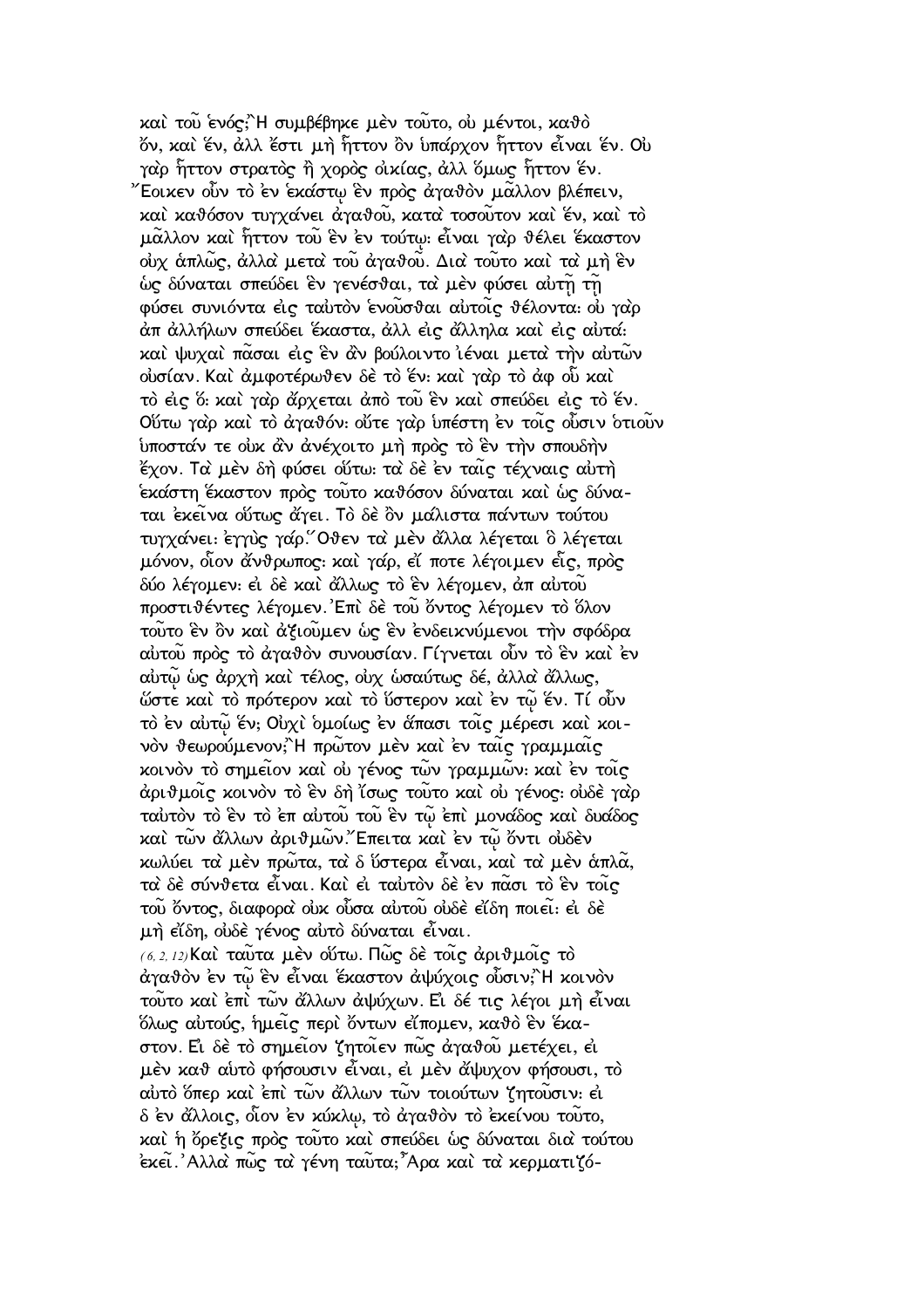καὶ τοῦ ἑνός; Ἢ συμβέβηκε μὲν τοῦτο, οὐ μέντοι, καθὸ ὄν, καὶ ἕν, ἀλλ ἔστι μὴ ἧττον ὂν ὑπάρχον ἧττον εἶναι ἕν. Οὐ γὰρ ἧττον στρατὸς ἢ χορὸς οἰκίας, ἀλλ ὅμως ἧττον ἕν. Ἔοικεν οὖν τὸ ἐν ἑκάστῳ ἓν πρὸς ἀγαθὸν μᾶλλον βλέπειν, καὶ καθόσον τυγχάνει ἀγαθοῦ, κατὰ τοσοῦτον καὶ ἕν, καὶ τὸ μᾶλλον καὶ ἧττον τοῦ ἓν ἐν τούτῳ: εἶναι γὰρ θέλει ἕκαστον οὐχ ἁπλῶς, ἀλλὰ μετὰ τοῦ ἀγαθοῦ. Διὰ τοῦτο καὶ τὰ μὴ ἓν ὡς δύναται σπεύδει ἓν γενέσθαι, τὰ μὲν φύσει αὐτῇ τῇ φύσει συνιόντα εἰς ταὐτὸν ἑνοῦσθαι αὐτοῖς θέλοντα: οὐ γὰρ ἀπ ἀλλήλων σπεύδει ἕκαστα, ἀλλ εἰς ἄλληλα καὶ εἰς αὐτά: καὶ ψυχαὶ πᾶσαι εἰς ἓν ἂν βούλοιντο ἰέναι μετὰ τὴν αὐτῶν οὐσίαν. Καὶ ἀμφοτέρωθεν δὲ τὸ ἕν: καὶ γὰρ τὸ ἀφ οὗ καὶ τὸ εἰς ὅ: καὶ γὰρ ἄρχεται ἀπὸ τοῦ ἓν καὶ σπεύδει εἰς τὸ ἕν. Οὕτω γὰρ καὶ τὸ ἀγαθόν: οὔτε γὰρ ὑπέστη ἐν τοῖς οὖσιν ὁτιοῦν ὑποστάν τε οὐκ ἂν ἀνέχοιτο μὴ πρὸς τὸ ἓν τὴν σπουδὴν ἔχον. Τὰ μὲν δὴ φύσει οὕτω: τὰ δὲ ἐν ταῖς τέχναις αὐτὴ ἑκάστη ἕκαστον πρὸς τοῦτο καθόσον δύναται καὶ ὡς δύναται ἐκεῖνα οὕτως ἄγει. Τὸ δὲ ὂν μάλιστα πάντων τούτου τυγχάνει: ἐγγὺς γάρ. Ὅθεν τὰ μὲν ἄλλα λέγεται ὃ λέγεται μόνον, οἷον ἄνθρωπος: καὶ γάρ, εἴ ποτε λέγοιμεν εἷς, πρὸς δύο λέγομεν: εἰ δὲ καὶ ἄλλως τὸ ἓν λέγομεν, ἀπ αὐτοῦ προστιθέντες λέγομεν. Ἐπὶ δὲ τοῦ ὄντος λέγομεν τὸ ὅλον τοῦτο ἓν ὂν καὶ ἀξιοῦμεν ὡς ἓν ἐνδεικνύμενοι τὴν σφόδρα αὐτοῦ πρὸς τὸ ἀγαθὸν συνουσίαν. Γίγνεται οὖν τὸ ἓν καὶ ἐν αὐτῷ ὡς ἀρχὴ καὶ τέλος, οὐχ ὡσαύτως δέ, ἀλλὰ ἄλλως, ὥστε καὶ τὸ πρότερον καὶ τὸ ὕστερον καὶ ἐν τῷ ἕν. Τί οὖν τὸ ἐν αὐτῷ ἕν; Οὐχὶ ὁμοίως ἐν ἅπασι τοῖς μέρεσι καὶ κοινὸν θεωρούμενον; Ἢ πρῶτον μὲν καὶ ἐν ταῖς γραμμαῖς κοινὸν τὸ σημεῖον καὶ οὐ γένος τῶν γραμμῶν: καὶ ἐν τοῖς ἀριθμοῖς κοινὸν τὸ ἓν δὴ ἴσως τοῦτο καὶ οὐ γένος: οὐδὲ γὰρ ταὐτὸν τὸ ἓν τὸ ἐπ αὐτοῦ τοῦ ἓν τῷ ἐπὶ μονάδος καὶ δυάδος καὶ τῶν ἄλλων ἀριθμῶν. Ἔπειτα καὶ ἐν τῷ ὄντι οὐδὲν κωλύει τὰ μὲν πρῶτα, τὰ δ ὕστερα εἶναι, καὶ τὰ μὲν ἁπλᾶ, τὰ δὲ σύνθετα εἶναι. Καὶ εἰ ταὐτὸν δὲ ἐν πᾶσι τὸ ἓν τοῖς τοῦ ὄντος, διαφορὰ οὐκ οὖσα αὐτοῦ οὐδὲ εἴδη ποιεῖ: εἰ δὲ μὴ εἴδη, οὐδὲ γένος αὐτὸ δύναται εἶναι.

(6, 2, 12) Καὶ ταῦτα μὲν οὕτω. Πῶς δὲ τοῖς ἀριθμοῖς τὸ ἀγαθὸν ἐν τῷ ἓν εἶναι ἕκαστον ἀψύχοις οὖσιν; Ἢ κοινὸν τοῦτο καὶ ἐπὶ τῶν ἄλλων ἀψύχων. Εἰ δέ τις λέγοι μὴ εἶναι ὅλως αὐτούς, ἡμεῖς περὶ ὄντων εἴπομεν, καθὸ ἓν ἕκαστον. Εἰ δὲ τὸ σημεῖον ζητοῖεν πῶς ἀγαθοῦ μετέχει, εἰ μὲν καθ αὑτὸ φήσουσιν εἶναι, εἰ μὲν ἄψυχον φήσουσι, τὸ αὐτὸ ὅπερ καὶ ἐπὶ τῶν ἄλλων τῶν τοιούτων ζητοῦσιν: εἰ δ ἐν ἄλλοις, οἷον ἐν κύκλῳ, τὸ ἀγαθὸν τὸ ἐκείνου τοῦτο, καὶ ἡ ὄρεξις πρὸς τοῦτο καὶ σπεύδει ὡς δύναται διὰ τούτου ἐκεῖ. Ἀλλὰ πῶς τὰ γένη ταῦτα; Ἆρα καὶ τὰ κερματιζό-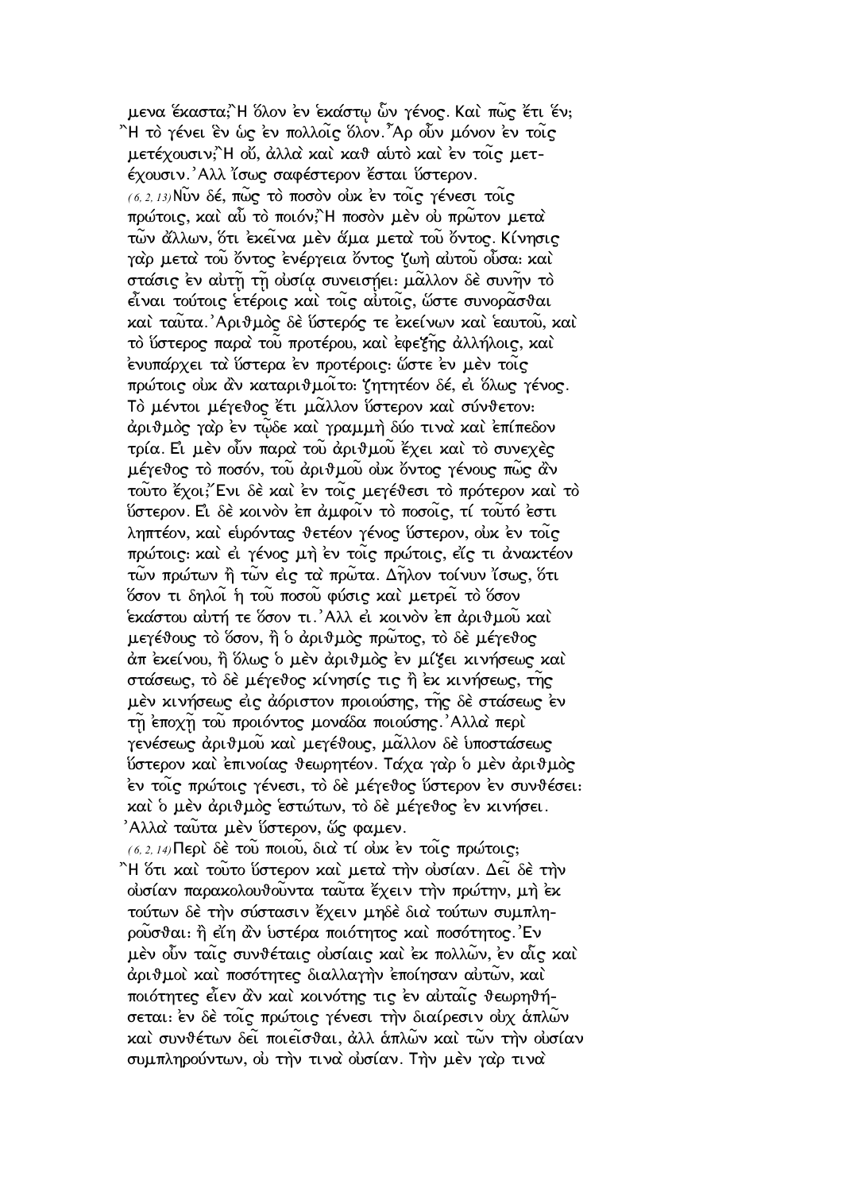μενα ἕκαστα; Ἢ ὅλον ἐν ἑκάστῳ ὢν γένος. Καὶ πῶς ἔτι ἕν; Ἢ τὸ γένει ἓν ὡς ἐν πολλοῖς ὅλον. Ἆρ οὖν μόνον ἐν τοῖς μετέχουσιν; Ἢ οὔ, ἀλλὰ καὶ καθ αὑτὸ καὶ ἐν τοῖς μετέχουσιν. Ἀλλ ἴσως σαφέστερον ἔσται ὕστερον.

(6, 2, 13) Νῦν δέ, πῶς τὸ ποσὸν οὐκ ἐν τοῖς γένεσι τοῖς πρώτοις, καὶ αὖ τὸ ποιόν; Ἢ ποσὸν μὲν οὐ πρῶτον μετὰ τῶν ἄλλων, ὅτι ἐκεῖνα μὲν ἅμα μετὰ τοῦ ὄντος. Κίνησις γὰρ μετὰ τοῦ ὄντος ἐνέργεια ὄντος ζωὴ αὐτοῦ οὖσα: καὶ στάσις ἐν αὐτῇ τῇ οὐσίᾳ συνεισῄει: μᾶλλον δὲ συνῆν τὸ εἶναι τούτοις ἑτέροις καὶ τοῖς αὐτοῖς, ὥστε συνορᾶσθαι καὶ ταῦτα. Ἀριθμὸς δὲ ὕστερός τε ἐκείνων καὶ ἑαυτοῦ, καὶ τὸ ὕστερος παρὰ τοῦ προτέρου, καὶ ἐφεξῆς ἀλλήλοις, καὶ ἐνυπάρχει τὰ ὕστερα ἐν προτέροις: ὥστε ἐν μὲν τοῖς πρώτοις οὐκ ἂν καταριθμοῖτο: ζητητέον δέ, εἰ ὅλως γένος. Τὸ μέντοι μέγεθος ἔτι μᾶλλον ὕστερον καὶ σύνθετον: ἀριθμὸς γὰρ ἐν τῷδε καὶ γραμμὴ δύο τινὰ καὶ ἐπίπεδον τρία. Εἰ μὲν οὖν παρὰ τοῦ ἀριθμοῦ ἔχει καὶ τὸ συνεχὲς μέγεθος τὸ ποσόν, τοῦ ἀριθμοῦ οὐκ ὄντος γένους πῶς ἂν τοῦτο ἔχοι; Ἔνι δὲ καὶ ἐν τοῖς μεγέθεσι τὸ πρότερον καὶ τὸ ὕστερον. Εἰ δὲ κοινὸν ἐπ ἀμφοῖν τὸ ποσοῖς, τί τοῦτό ἐστι ληπτέον, καὶ εὑρόντας θετέον γένος ὕστερον, οὐκ ἐν τοῖς πρώτοις: καὶ εἰ γένος μὴ ἐν τοῖς πρώτοις, εἴς τι ἀνακτέον τῶν πρώτων ἢ τῶν εἰς τὰ πρῶτα. Δῆλον τοίνυν ἴσως, ὅτι ὅσον τι δηλοῖ ἡ τοῦ ποσοῦ φύσις καὶ μετρεῖ τὸ ὅσον ἑκάστου αὐτή τε ὅσον τι. Ἀλλ εἰ κοινὸν ἐπ ἀριθμοῦ καὶ μεγέθους τὸ ὅσον, ἢ ὁ ἀριθμὸς πρῶτος, τὸ δὲ μέγεθος ἀπ ἐκείνου, ἢ ὅλως ὁ μὲν ἀριθμὸς ἐν μίξει κινήσεως καὶ στάσεως, τὸ δὲ μέγεθος κίνησίς τις ἢ ἐκ κινήσεως, τῆς μὲν κινήσεως εἰς ἀόριστον προιούσης, τῆς δὲ στάσεως ἐν τῇ ἐποχῇ τοῦ προιόντος μονάδα ποιούσης. Ἀλλὰ περὶ γενέσεως ἀριθμοῦ καὶ μεγέθους, μᾶλλον δὲ ὑποστάσεως ὕστερον καὶ ἐπινοίας θεωρητέον. Τάχα γὰρ ὁ μὲν ἀριθμὸς ἐν τοῖς πρώτοις γένεσι, τὸ δὲ μέγεθος ὕστερον ἐν συνθέσει: καὶ ὁ μὲν ἀριθμὸς ἑστώτων, τὸ δὲ μέγεθος ἐν κινήσει. Ἀλλὰ ταῦτα μὲν ὕστερον, ὥς φαμεν.

(6, 2, 14) Περὶ δὲ τοῦ ποιοῦ, διὰ τί οὐκ ἐν τοῖς πρώτοις; Ἢ ὅτι καὶ τοῦτο ὕστερον καὶ μετὰ τὴν οὐσίαν. Δεῖ δὲ τὴν οὐσίαν παρακολουθοῦντα ταῦτα ἔχειν τὴν πρώτην, μὴ ἐκ τούτων δὲ τὴν σύστασιν ἔχειν μηδὲ διὰ τούτων συμπληροῦσθαι: ἢ εἴη ἂν ὑστέρα ποιότητος καὶ ποσότητος. Ἐν μὲν οὖν ταῖς συνθέταις οὐσίαις καὶ ἐκ πολλῶν, ἐν αἷς καὶ ἀριθμοὶ καὶ ποσότητες διαλλαγὴν ἐποίησαν αὐτῶν, καὶ ποιότητες εἶεν ἂν καὶ κοινότης τις ἐν αὐταῖς θεωρηθήσεται: ἐν δὲ τοῖς πρώτοις γένεσι τὴν διαίρεσιν οὐχ ἁπλῶν καὶ συνθέτων δεῖ ποιεῖσθαι, ἀλλ ἁπλῶν καὶ τῶν τὴν οὐσίαν συμπληρούντων, οὐ τὴν τινὰ οὐσίαν. Τὴν μὲν γὰρ τινὰ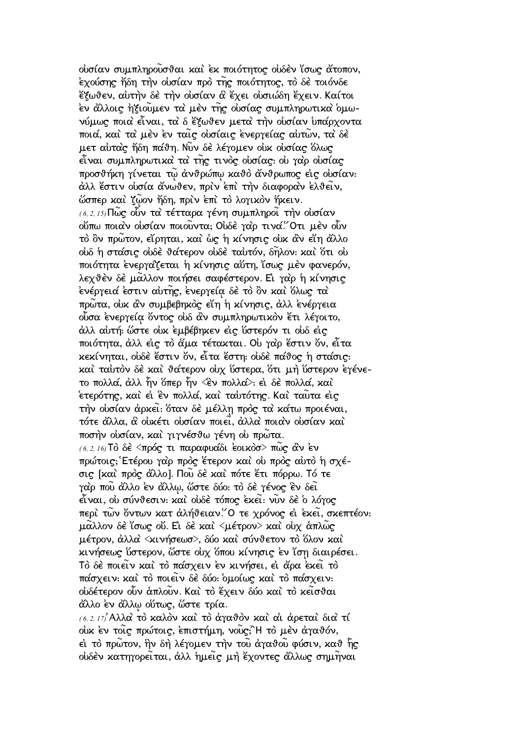οὐσίαν συμπληροῦσθαι καὶ ἐκ ποιότητος οὐδὲν ἴσως ἄτοπον, ἐχούσης ἤδη τὴν οὐσίαν πρὸ τῆς ποιότητος, τὸ δὲ τοιόνδε ἔξωθεν, αὐτὴν δὲ τὴν οὐσίαν ἃ ἔχει οὐσιώδη ἔχειν. Καίτοι ἐν ἄλλοις ἠξιοῦμεν τὰ μὲν τῆς οὐσίας συμπληρωτικὰ ὁμωνύμως ποιὰ εἶναι, τὰ δ ἔξωθεν μετὰ τὴν οὐσίαν ὑπάρχοντα ποιά, καὶ τὰ μὲν ἐν ταῖς οὐσίαις ἐνεργείας αὐτῶν, τὰ δὲ μετ αὐτὰς ἤδη πάθη. Νῦν δὲ λέγομεν οὐκ οὐσίας ὅλως εἶναι συμπληρωτικὰ τὰ τῆς τινὸς οὐσίας: οὐ γὰρ οὐσίας προσθήκη γίνεται τῷ ἀνθρώπῳ καθὸ ἄνθρωπος εἰς οὐσίαν: ἀλλ ἔστιν οὐσία ἄνωθεν, πρὶν ἐπὶ τὴν διαφορὰν ἐλθεῖν, ὥσπερ καὶ ζῷον ἤδη, πρὶν ἐπὶ τὸ λογικὸν ἥκειν.

(6, 2, 15) Πῶς οὖν τὰ τέτταρα γένη συμπληροῖ τὴν οὐσίαν οὔπω ποιὰν οὐσίαν ποιοῦντα; Οὐδὲ γὰρ τινά. Ὅτι μὲν οὖν τὸ ὂν πρῶτον, εἴρηται, καὶ ὡς ἡ κίνησις οὐκ ἂν εἴη ἄλλο οὐδ ἡ στάσις οὐδὲ θάτερον οὐδὲ ταὐτόν, δῆλον: καὶ ὅτι οὐ ποιότητα ἐνεργάζεται ἡ κίνησις αὕτη, ἴσως μὲν φανερόν, λεχθὲν δὲ μᾶλλον ποιήσει σαφέστερον. Εἰ γὰρ ἡ κίνησις ἐνέργειά ἐστιν αὐτῆς, ἐνεργείᾳ δὲ τὸ ὂν καὶ ὅλως τὰ πρῶτα, οὐκ ἂν συμβεβηκὸς εἴη ἡ κίνησις, ἀλλ ἐνέργεια οὖσα ἐνεργείᾳ ὄντος οὐδ ἂν συμπληρωτικὸν ἔτι λέγοιτο, ἀλλ αὐτή: ὥστε οὐκ ἐμβέβηκεν εἰς ὕστερόν τι οὐδ εἰς ποιότητα, ἀλλ εἰς τὸ ἅμα τέτακται. Οὐ γὰρ ἔστιν ὄν, εἶτα κεκίνηται, οὐδὲ ἔστιν ὄν, εἶτα ἔστη: οὐδὲ πάθος ἡ στάσις: καὶ ταὐτὸν δὲ καὶ θάτερον οὐχ ὕστερα, ὅτι μὴ ὕστερον ἐγένετο πολλά, ἀλλ ἦν ὅπερ ἦν <ἓν πολλά>: εἰ δὲ πολλά, καὶ ἑτερότης, καὶ εἰ ἓν πολλά, καὶ ταὐτότης. Καὶ ταῦτα εἰς τὴν οὐσίαν ἀρκεῖ: ὅταν δὲ μέλλῃ πρὸς τὰ κάτω προιέναι, τότε ἄλλα, ἃ οὐκέτι οὐσίαν ποιεῖ, ἀλλὰ ποιὰν οὐσίαν καὶ ποσὴν οὐσίαν, καὶ γιγνέσθω γένη οὐ πρῶτα.

(6, 2, 16) Τὸ δὲ <πρός τι παραφυάδι ἐοικὸσ> πῶς ἂν ἐν πρώτοις; Ἑτέρου γὰρ πρὸς ἕτερον καὶ οὐ πρὸς αὐτὸ ἡ σχέσις [καὶ πρὸς ἄλλο]. Ποῦ δὲ καὶ πότε ἔτι πόρρω. Τό τε γὰρ ποῦ ἄλλο ἐν ἄλλῳ, ὥστε δύο: τὸ δὲ γένος ἓν δεῖ εἶναι, οὐ σύνθεσιν: καὶ οὐδὲ τόπος ἐκεῖ: νῦν δὲ ὁ λόγος περὶ τῶν ὄντων κατ ἀλήθειαν. Ὅ τε χρόνος εἰ ἐκεῖ, σκεπτέον: μᾶλλον δὲ ἴσως οὔ. Εἰ δὲ καὶ <μέτρον> καὶ οὐχ ἁπλῶς μέτρον, ἀλλὰ <κινήσεωσ>, δύο καὶ σύνθετον τὸ ὅλον καὶ κινήσεως ὕστερον, ὥστε οὐχ ὅπου κίνησις ἐν ἴσῃ διαιρέσει. Τὸ δὲ ποιεῖν καὶ τὸ πάσχειν ἐν κινήσει, εἰ ἄρα ἐκεῖ τὸ πάσχειν: καὶ τὸ ποιεῖν δὲ δύο: ὁμοίως καὶ τὸ πάσχειν: οὐδέτερον οὖν ἁπλοῦν. Καὶ τὸ ἔχειν δύο καὶ τὸ κεῖσθαι ἄλλο ἐν ἄλλῳ οὕτως, ὥστε τρία.

(6, 2, 17) Ἀλλὰ τὸ καλὸν καὶ τὸ ἀγαθὸν καὶ αἱ ἀρεταὶ διὰ τί οὐκ ἐν τοῖς πρώτοις, ἐπιστήμη, νοῦς; Ἢ τὸ μὲν ἀγαθόν, εἰ τὸ πρῶτον, ἣν δὴ λέγομεν τὴν τοῦ ἀγαθοῦ φύσιν, καθ ἧς οὐδὲν κατηγορεῖται, ἀλλ ἡμεῖς μὴ ἔχοντες ἄλλως σημῆναι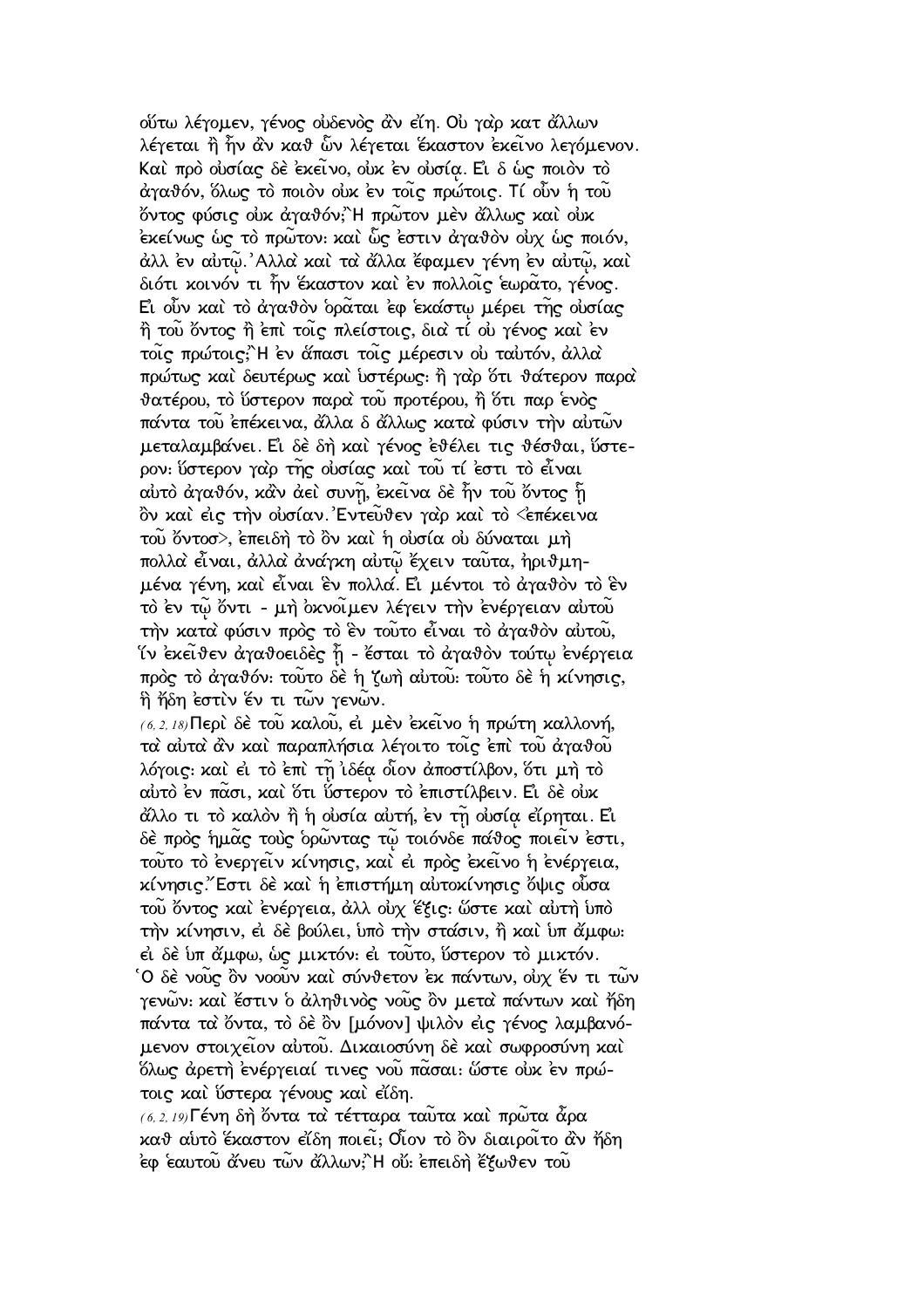οὕτω λέγομεν, γένος οὐδενὸς ἂν εἴη. Οὐ γὰρ κατ ἄλλων λέγεται ἢ ἣν ἂν καθ ὧν λέγεται ἕκαστον ἐκεῖνο λεγόμενον. Καὶ πρὸ οὐσίας δὲ ἐκεῖνο, οὐκ ἐν οὐσίᾳ. Εἰ δ ὡς ποιὸν τὸ ἀγαθόν, ὅλως τὸ ποιὸν οὐκ ἐν τοῖς πρώτοις. Τί οὖν ἡ τοῦ ὄντος φύσις οὐκ ἀγαθόν;῍Η πρῶτον μὲν ἄλλως καὶ οὐκ ἐκείνως ὡς τὸ πρῶτον: καὶ ὥς ἐστιν ἀγαθὸν οὐχ ὡς ποιόν, ἀλλ ἐν αὐτῷ.᾿Αλλα καὶ τα ἄλλα ἔφαμεν γένη ἐν αὐτῷ, καὶ διότι κοινόν τι ἦν ἕκαστον καὶ ἐν πολλοῖς ἑωρᾶτο, γένος. Εἰ οὖν καὶ τὸ ἀγαθὸν ὁρᾶται ἐφ ἑκάστῳ μέρει τῆς οὐσίας ἢ τοῦ ὄντος ἢ ἐπὶ τοῖς πλείστοις, δια τί οὐ γένος καὶ ἐν τοῖς πρώτοις;῍Η ἐν ἅπασι τοῖς μέρεσιν οὐ ταὐτόν, ἀλλα πρώτως καὶ δευτέρως καὶ ὑστέρως: ἢ γαρ ὅτι θάτερον παρα θατέρου, τὸ ὕστερον παρα τοῦ προτέρου, ἢ ὅτι παρ ἑνὸς πάντα τοῦ ἐπέκεινα, ἄλλα δ ἄλλως κατα φύσιν τὴν αὐτῶν μεταλαμβάνει. Εἰ δὲ δὴ καὶ γένος ἐθέλει τις θέσθαι, ὕστερον: ὕστερον γαρ τῆς οὐσίας καὶ τοῦ τί ἐστι τὸ εἶναι αὐτὸ ἀγαθόν, κἂν ἀεὶ συνῇ, ἐκεῖνα δὲ ἦν τοῦ ὄντος ᾗ ὂν καὶ εἰς τὴν οὐσίαν.᾿Εντεῦθεν γαρ καὶ τὸ <ἐπέκεινα τοῦ ὄντοσ>, ἐπειδὴ τὸ ὂν καὶ ἡ οὐσία οὐ δύναται μὴ πολλα εἶναι, ἀλλα ἀνάγκη αὐτῷ ἔχειν ταῦτα, ἠριθμημένα γένη, καὶ εἶναι ἓν πολλά. Εἰ μέντοι τὸ ἀγαθὸν τὸ ἓν τὸ ἐν τῷ ὄντι - μὴ ὀκνοῖμεν λέγειν τὴν ἐνέργειαν αὐτοῦ τὴν κατα φύσιν πρὸς τὸ ἓν τοῦτο εἶναι τὸ ἀγαθὸν αὐτοῦ, ἵν ἐκεῖθεν ἀγαθοειδὲς ᾖ - ἔσται τὸ ἀγαθὸν τούτῳ ἐνέργεια πρὸς τὸ ἀγαθόν: τοῦτο δὲ ἡ ζωὴ αὐτοῦ: τοῦτο δὲ ἡ κίνησις, ἣ ἤδη ἐστὶν ἕν τι τῶν γενῶν.

(6, 2, 18) Περὶ δὲ τοῦ καλοῦ, εἰ μὲν ἐκεῖνο ἡ πρώτη καλλονή, τα αὐτα ἂν καὶ παραπλήσια λέγοιτο τοῖς ἐπὶ τοῦ ἀγαθοῦ λόγοις: καὶ εἰ τὸ ἐπὶ τῇ ἰδέᾳ οἷον ἀποστίλβον, ὅτι μὴ τὸ αὐτὸ ἐν πᾶσι, καὶ ὅτι ὕστερον τὸ ἐπιστίλβειν. Εἰ δὲ οὐκ ἄλλο τι τὸ καλὸν ἢ ἡ οὐσία αὐτή, ἐν τῇ οὐσίᾳ εἴρηται. Εἰ δὲ πρὸς ἡμᾶς τοὺς ὁρῶντας τῷ τοιόνδε πάθος ποιεῖν ἐστι, τοῦτο τὸ ἐνεργεῖν κίνησις, καὶ εἰ πρὸς ἐκεῖνο ἡ ἐνέργεια, κίνησις.῎Εστι δὲ καὶ ἡ ἐπιστήμη αὐτοκίνησις ὄψις οὖσα τοῦ ὄντος καὶ ἐνέργεια, ἀλλ οὐχ ἕξις: ὥστε καὶ αὐτὴ ὑπὸ τὴν κίνησιν, εἰ δὲ βούλει, ὑπὸ τὴν στάσιν, ἢ καὶ ὑπ ἄμφω: εἰ δὲ ὑπ ἄμφω, ὡς μικτόν: εἰ τοῦτο, ὕστερον τὸ μικτόν. ῾Ο δὲ νοῦς ὂν νοοῦν καὶ σύνθετον ἐκ πάντων, οὐχ ἕν τι τῶν γενῶν: καὶ ἔστιν ὁ ἀληθινὸς νοῦς ὂν μετα πάντων καὶ ἤδη πάντα τα ὄντα, τὸ δὲ ὂν [μόνον] ψιλὸν εἰς γένος λαμβανόμενον στοιχεῖον αὐτοῦ. Δικαιοσύνη δὲ καὶ σωφροσύνη καὶ ὅλως ἀρετὴ ἐνέργειαί τινες νοῦ πᾶσαι: ὥστε οὐκ ἐν πρώτοις καὶ ὕστερα γένους καὶ εἴδη.

(6, 2, 19) Γένη δὴ ὄντα τα τέτταρα ταῦτα καὶ πρῶτα ἆρα καθ αὑτὸ ἕκαστον εἴδη ποιεῖ; Οἷον τὸ ὂν διαιροῖτο ἂν ἤδη ἐφ ἑαυτοῦ ἄνευ τῶν ἄλλων;῍Η οὔ: ἐπειδὴ ἔξωθεν τοῦ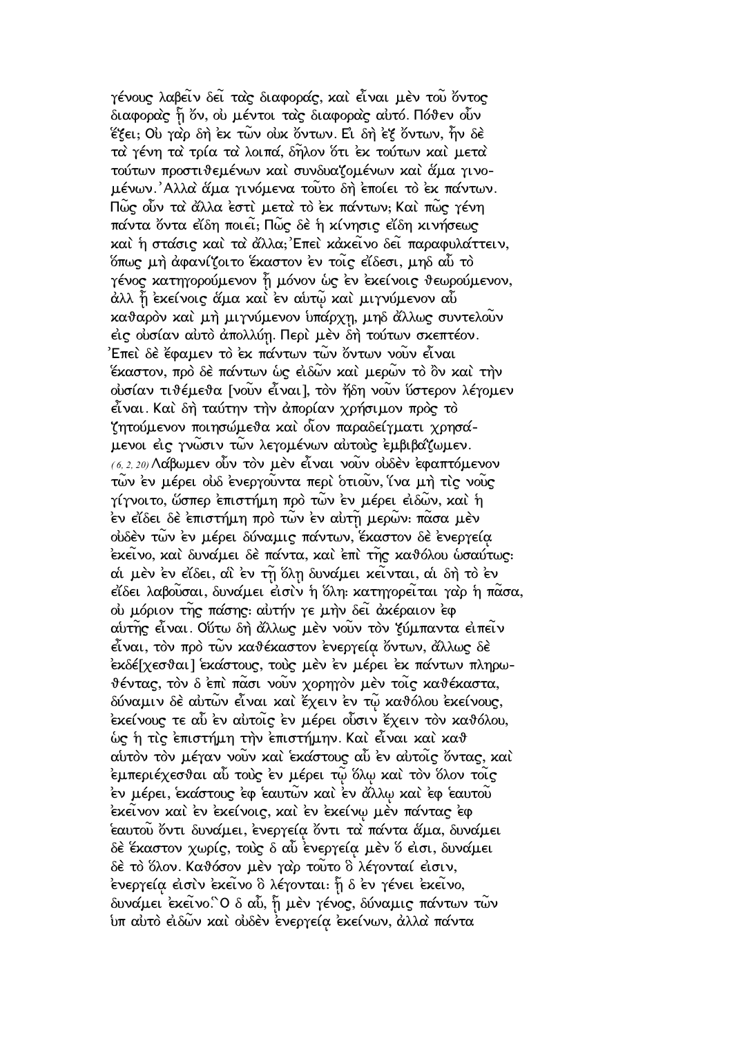γένους λαβεῖν δεῖ τὰς διαφοράς, καὶ εἶναι μὲν τοῦ ὄντος διαφορὰς ᾗ ὄν, οὐ μέντοι τὰς διαφορὰς αὐτό. Πόθεν οὖν ἕξει; Οὐ γὰρ δὴ ἐκ τῶν οὐκ ὄντων. Εἰ δὴ ἐξ ὄντων, ἦν δὲ τὰ γένη τὰ τρία τὰ λοιπά, δῆλον ὅτι ἐκ τούτων καὶ μετὰ τούτων προστιθεμένων καὶ συνδυαζομένων καὶ ἅμα γινομένων. Ἀλλὰ ἅμα γινόμενα τοῦτο δὴ ἐποίει τὸ ἐκ πάντων. Πῶς οὖν τὰ ἄλλα ἐστὶ μετὰ τὸ ἐκ πάντων; Καὶ πῶς γένη πάντα ὄντα εἴδη ποιεῖ; Πῶς δὲ ἡ κίνησις εἴδη κινήσεως καὶ ἡ στάσις καὶ τὰ ἄλλα; Ἐπεὶ κἀκεῖνο δεῖ παραφυλάττειν, ὅπως μὴ ἀφανίζοιτο ἕκαστον ἐν τοῖς εἴδεσι, μηδ αὖ τὸ γένος κατηγορούμενον ᾖ μόνον ὡς ἐν ἐκείνοις θεωρούμενον, ἀλλ ᾖ ἐκείνοις ἅμα καὶ ἐν αὐτῷ καὶ μιγνύμενον αὖ καθαρὸν καὶ μὴ μιγνύμενον ὑπάρχῃ, μηδ ἄλλως συντελοῦν εἰς οὐσίαν αὐτὸ ἀπολλύῃ. Περὶ μὲν δὴ τούτων σκεπτέον. Ἐπεὶ δὲ ἔφαμεν τὸ ἐκ πάντων τῶν ὄντων νοῦν εἶναι ἕκαστον, πρὸ δὲ πάντων ὡς εἰδῶν καὶ μερῶν τὸ ὂν καὶ τὴν οὐσίαν τιθέμεθα [νοῦν εἶναι], τὸν ἤδη νοῦν ὕστερον λέγομεν εἶναι. Καὶ δὴ ταύτην τὴν ἀπορίαν χρήσιμον πρὸς τὸ ζητούμενον ποιησώμεθα καὶ οἷον παραδείγματι χρησάμενοι εἰς γνῶσιν τῶν λεγομένων αὐτοὺς ἐμβιβάζωμεν.

*(6, 2, 20)* Λάβωμεν οὖν τὸν μὲν εἶναι νοῦν οὐδὲν ἐφαπτόμενον τῶν ἐν μέρει οὐδ ἐνεργοῦντα περὶ ὁτιοῦν, ἵνα μὴ τὶς νοῦς γίγνοιτο, ὥσπερ ἐπιστήμη πρὸ τῶν ἐν μέρει εἰδῶν, καὶ ἡ ἐν εἴδει δὲ ἐπιστήμη πρὸ τῶν ἐν αὐτῇ μερῶν· πᾶσα μὲν οὐδὲν τῶν ἐν μέρει δύναμις πάντων, ἕκαστον δὲ ἐνεργείᾳ ἐκεῖνο, καὶ δυνάμει δὲ πάντα, καὶ ἐπὶ τῆς καθόλου ὡσαύτως· αἱ μὲν ἐν εἴδει, αἳ ἐν τῇ ὅλῃ δυνάμει κεῖνται, αἱ δὴ τὸ ἐν εἴδει λαβοῦσαι, δυνάμει εἰσὶν ἡ ὅλη· κατηγορεῖται γὰρ ἡ πᾶσα, οὐ μόριον τῆς πάσης· αὐτήν γε μὴν δεῖ ἀκέραιον ἐφ αὐτῆς εἶναι. Οὕτω δὴ ἄλλως μὲν νοῦν τὸν ξύμπαντα εἰπεῖν εἶναι, τὸν πρὸ τῶν καθέκαστον ἐνεργείᾳ ὄντων, ἄλλως δὲ ἐκδέ[χεσθαι] ἑκάστους, τοὺς μὲν ἐν μέρει ἐκ πάντων πληρωθέντας, τὸν δ ἐπὶ πᾶσι νοῦν χορηγὸν μὲν τοῖς καθέκαστα, δύναμιν δὲ αὐτῶν εἶναι καὶ ἔχειν ἐν τῷ καθόλου ἐκείνους, ἐκείνους τε αὖ ἐν αὐτοῖς ἐν μέρει οὖσιν ἔχειν τὸν καθόλου, ὡς ἡ τὶς ἐπιστήμη τὴν ἐπιστήμην. Καὶ εἶναι καὶ καθ αὑτὸν τὸν μέγαν νοῦν καὶ ἑκάστους αὖ ἐν αὐτοῖς ὄντας, καὶ ἐμπεριέχεσθαι αὖ τοὺς ἐν μέρει τῷ ὅλῳ καὶ τὸν ὅλον τοῖς ἐν μέρει, ἑκάστους ἐφ ἑαυτῶν καὶ ἐν ἄλλῳ καὶ ἐφ ἑαυτοῦ ἐκεῖνον καὶ ἐν ἐκείνοις, καὶ ἐν ἐκείνῳ μὲν πάντας ἐφ ἑαυτοῦ ὄντι δυνάμει, ἐνεργείᾳ ὄντι τὰ πάντα ἅμα, δυνάμει δὲ ἕκαστον χωρίς, τοὺς δ αὖ ἐνεργείᾳ μὲν ὅ εἰσι, δυνάμει δὲ τὸ ὅλον. Καθόσον μὲν γὰρ τοῦτο ὃ λέγονταί εἰσιν, ἐνεργείᾳ εἰσὶν ἐκεῖνο ὃ λέγονται· ᾗ δ ἐν γένει ἐκεῖνο, δυνάμει ἐκεῖνο. Ὁ δ αὖ, ᾗ μὲν γένος, δύναμις πάντων τῶν ὑπ αὐτὸ εἰδῶν καὶ οὐδὲν ἐνεργείᾳ ἐκείνων, ἀλλὰ πάντα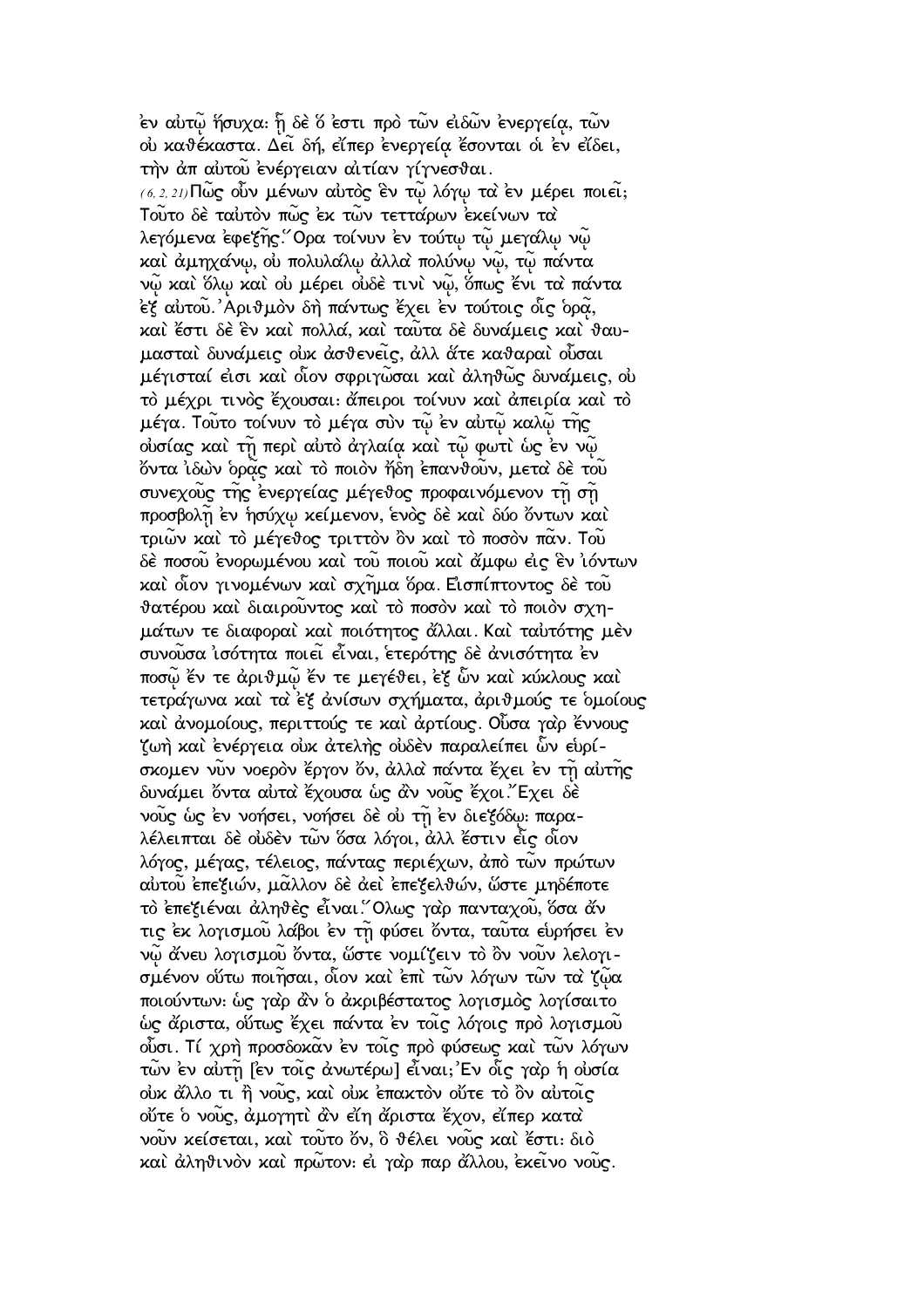ἐν αὐτῷ ἥσυχα· ἣ δὲ ὅ ἐστι πρὸ τῶν εἰδῶν ἐνεργεία, τῶν οὐ καθέκαστα. Δεῖ δή, εἴπερ ἐνεργείᾳ ἔσονται οἱ ἐν εἴδει, τὴν ἀπ αὐτοῦ ἐνέργειαν αἰτίαν γίγνεσθαι.

(6, 2, 21) Πῶς οὖν μένων αὐτὸς ἓν τῷ λόγῳ τὰ ἐν μέρει ποιεῖ; Τοῦτο δὲ ταὐτὸν πῶς ἐκ τῶν τεττάρων ἐκείνων τὰ λεγόμενα ἐφεξῆς. Ὅρα τοίνυν ἐν τούτῳ τῷ μεγάλῳ νῷ καὶ ἀμηχάνῳ, οὐ πολυλάλῳ ἀλλὰ πολύνῳ νῷ, τῷ πάντα νῷ καὶ ὅλῳ καὶ οὐ μέρει οὐδὲ τινὶ νῷ, ὅπως ἔνι τὰ πάντα ἐξ αὐτοῦ. Ἀριθμὸν δὴ πάντως ἔχει ἐν τούτοις οἷς ὁρᾷ, καὶ ἔστι δὲ ἓν καὶ πολλά, καὶ ταῦτα δὲ δυνάμεις καὶ θαυμασταὶ δυνάμεις οὐκ ἀσθενεῖς, ἀλλ ἅτε καθαραὶ οὖσαι μέγισταί εἰσι καὶ οἷον σφριγῶσαι καὶ ἀληθῶς δυνάμεις, οὐ τὸ μέχρι τινὸς ἔχουσαι· ἄπειροι τοίνυν καὶ ἀπειρία καὶ τὸ μέγα. Τοῦτο τοίνυν τὸ μέγα σὺν τῷ ἐν αὐτῷ καλῷ τῆς οὐσίας καὶ τῇ περὶ αὐτὸ ἀγλαίᾳ καὶ τῷ φωτὶ ὡς ἐν νῷ ὄντα ἰδὼν ὁρᾷς καὶ τὸ ποιὸν ἤδη ἐπανθοῦν, μετὰ δὲ τοῦ συνεχοῦς τῆς ἐνεργείας μέγεθος προφαινόμενον τῇ σῇ προσβολῇ ἐν ἡσύχῳ κείμενον, ἑνὸς δὲ καὶ δύο ὄντων καὶ τριῶν καὶ τὸ μέγεθος τριττὸν ὂν καὶ τὸ ποσὸν πᾶν. Τοῦ δὲ ποσοῦ ἐνορωμένου καὶ τοῦ ποιοῦ καὶ ἄμφω εἰς ἓν ἰόντων καὶ οἷον γινομένων καὶ σχῆμα ὅρα. Εἰσπίπτοντος δὲ τοῦ θατέρου καὶ διαιροῦντος καὶ τὸ ποσὸν καὶ τὸ ποιὸν σχημάτων τε διαφοραὶ καὶ ποιότητος ἄλλαι. Καὶ ταὐτότης μὲν συνοῦσα ἰσότητα ποιεῖ εἶναι, ἑτερότης δὲ ἀνισότητα ἐν ποσῷ ἔν τε ἀριθμῷ ἔν τε μεγέθει, ἐξ ὧν καὶ κύκλους καὶ τετράγωνα καὶ τὰ ἐξ ἀνίσων σχήματα, ἀριθμούς τε ὁμοίους καὶ ἀνομοίους, περιττούς τε καὶ ἀρτίους. Οὖσα γὰρ ἔννους ζωὴ καὶ ἐνέργεια οὐκ ἀτελὴς οὐδὲν παραλείπει ὧν εὑρίσκομεν νῦν νοερὸν ἔργον ὄν, ἀλλὰ πάντα ἔχει ἐν τῇ αὐτῆς δυνάμει ὄντα αὐτὰ ἔχουσα ὡς ἂν νοῦς ἔχοι. Ἔχει δὲ νοῦς ὡς ἐν νοήσει, νοήσει δὲ οὐ τῇ ἐν διεξόδῳ· παραλέλειπται δὲ οὐδὲν τῶν ὅσα λόγοι, ἀλλ ἔστιν εἷς οἷον λόγος, μέγας, τέλειος, πάντας περιέχων, ἀπὸ τῶν πρώτων αὐτοῦ ἐπεξιών, μᾶλλον δὲ ἀεὶ ἐπεξελθών, ὥστε μηδέποτε τὸ ἐπεξιέναι ἀληθὲς εἶναι. Ὅλως γὰρ πανταχοῦ, ὅσα ἄν τις ἐκ λογισμοῦ λάβοι ἐν τῇ φύσει ὄντα, ταῦτα εὑρήσει ἐν νῷ ἄνευ λογισμοῦ ὄντα, ὥστε νομίζειν τὸ ὂν νοῦν λελογισμένον οὕτω ποιῆσαι, οἷον καὶ ἐπὶ τῶν λόγων τῶν τὰ ζῷα ποιούντων· ὡς γὰρ ἂν ὁ ἀκριβέστατος λογισμὸς λογίσαιτο ὡς ἄριστα, οὕτως ἔχει πάντα ἐν τοῖς λόγοις πρὸ λογισμοῦ οὖσι. Τί χρὴ προσδοκᾶν ἐν τοῖς πρὸ φύσεως καὶ τῶν λόγων τῶν ἐν αὐτῇ [ἐν τοῖς ἀνωτέρω] εἶναι; Ἐν οἷς γὰρ ἡ οὐσία οὐκ ἄλλο τι ἢ νοῦς, καὶ οὐκ ἐπακτὸν οὔτε τὸ ὂν αὐτοῖς οὔτε ὁ νοῦς, ἀμογητὶ ἂν εἴη ἄριστα ἔχον, εἴπερ κατὰ νοῦν κείσεται, καὶ τοῦτο ὄν, ὃ θέλει νοῦς καὶ ἔστι· διὸ καὶ ἀληθινὸν καὶ πρῶτον· εἰ γὰρ παρ ἄλλου, ἐκεῖνο νοῦς.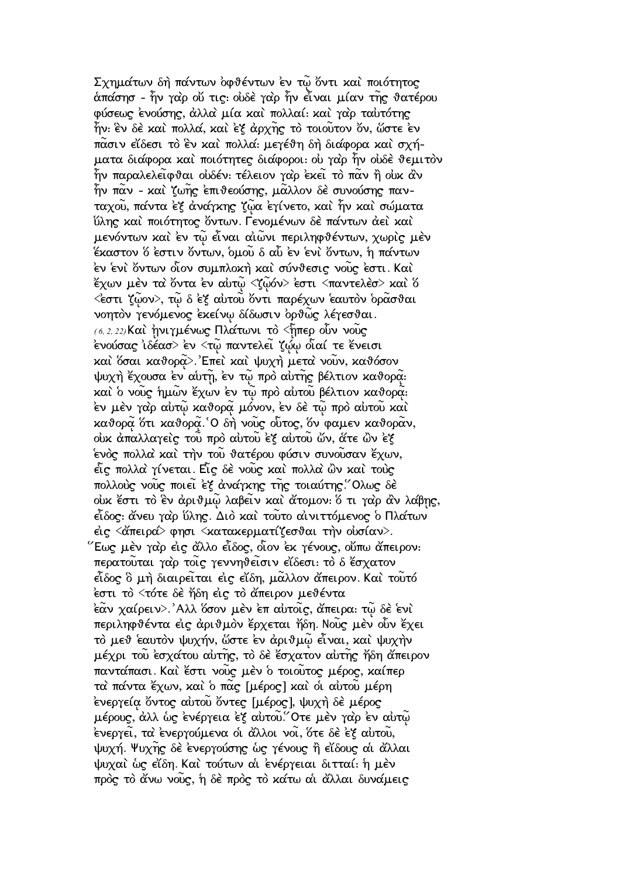Σχημάτων δὴ πάντων ὀφθέντων ἐν τῷ ὄντι καὶ ποιότητος ἁπάσησ - ἦν γὰρ οὔ τις: οὐδὲ γὰρ ἦν εἶναι μίαν τῆς θατέρου φύσεως ἐνούσης, ἀλλὰ μία καὶ πολλαί: καὶ γὰρ ταὐτότης ἦν: ἓν δὲ καὶ πολλά, καὶ ἐξ ἀρχῆς τὸ τοιοῦτον ὄν, ὥστε ἐν πᾶσιν εἴδεσι τὸ ἓν καὶ πολλά: μεγέθη δὴ διάφορα καὶ σχήματα διάφορα καὶ ποιότητες διάφοροι: οὐ γὰρ ἦν οὐδὲ θεμιτὸν ἦν παραλελεῖφθαι οὐδέν: τέλειον γὰρ ἐκεῖ τὸ πᾶν ἢ οὐκ ἂν ἦν πᾶν - καὶ ζωῆς ἐπιθεούσης, μᾶλλον δὲ συνούσης πανταχοῦ, πάντα ἐξ ἀνάγκης ζῷα ἐγίνετο, καὶ ἦν καὶ σώματα ὕλης καὶ ποιότητος ὄντων. Γενομένων δὲ πάντων ἀεὶ καὶ μενόντων καὶ ἐν τῷ εἶναι αἰῶνι περιληφθέντων, χωρὶς μὲν ἕκαστον ὅ ἐστιν ὄντων, ὁμοῦ δ αὖ ἐν ἑνὶ ὄντων, ἡ πάντων ἐν ἑνὶ ὄντων οἷον συμπλοκὴ καὶ σύνθεσις νοῦς ἐστι. Καὶ ἔχων μὲν τὰ ὄντα ἐν αὑτῷ <ζῷόν> ἐστι <παντελὲσ> καὶ ὅ <ἐστι ζῷον>, τῷ δ ἐξ αὐτοῦ ὄντι παρέχων ἑαυτὸν ὁρᾶσθαι νοητὸν γενόμενος ἐκείνῳ δίδωσιν ὀρθῶς λέγεσθαι.

(6, 2, 22) Καὶ ἠνιγμένως Πλάτωνι τὸ <ᾗπερ οὖν νοῦς ἐνούσας ἰδέασ> ἐν <τῷ παντελεῖ ζῴῳ οἷαί τε ἔνεισι καὶ ὅσαι καθορᾷ>. Ἐπεὶ καὶ ψυχὴ μετὰ νοῦν, καθόσον ψυχὴ ἔχουσα ἐν αὑτῇ, ἐν τῷ πρὸ αὐτῆς βέλτιον καθορᾷ: καὶ ὁ νοῦς ἡμῶν ἔχων ἐν τῷ πρὸ αὐτοῦ βέλτιον καθορᾷ: ἐν μὲν γὰρ αὑτῷ καθορᾷ μόνον, ἐν δὲ τῷ πρὸ αὐτοῦ καὶ καθορᾷ ὅτι καθορᾷ. Ὁ δὴ νοῦς οὗτος, ὅν φαμεν καθορᾶν, οὐκ ἀπαλλαγεὶς τοῦ πρὸ αὐτοῦ ἐξ αὐτοῦ ὤν, ἅτε ὢν ἐξ ἑνὸς πολλὰ καὶ τὴν τοῦ θατέρου φύσιν συνοῦσαν ἔχων, εἷς πολλὰ γίνεται. Εἷς δὲ νοῦς καὶ πολλὰ ὢν καὶ τοὺς πολλοὺς νοῦς ποιεῖ ἐξ ἀνάγκης τῆς τοιαύτης. Ὅλως δὲ οὐκ ἔστι τὸ ἓν ἀριθμῷ λαβεῖν καὶ ἄτομον: ὅ τι γὰρ ἂν λάβῃς, εἶδος: ἄνευ γὰρ ὕλης. Διὸ καὶ τοῦτο αἰνιττόμενος ὁ Πλάτων εἰς <ἄπειρά> φησι <κατακερματίζεσθαι τὴν οὐσίαν>. Ἕως μὲν γὰρ εἰς ἄλλο εἶδος, οἷον ἐκ γένους, οὔπω ἄπειρον: περατοῦται γὰρ τοῖς γεννηθεῖσιν εἴδεσι: τὸ δ ἔσχατον εἶδος ὃ μὴ διαιρεῖται εἰς εἴδη, μᾶλλον ἄπειρον. Καὶ τοῦτό ἐστι τὸ <τότε δὲ ἤδη εἰς τὸ ἄπειρον μεθέντα ἐᾶν χαίρειν>. Ἀλλ ὅσον μὲν ἐπ αὐτοῖς, ἄπειρα: τῷ δὲ ἑνὶ περιληφθέντα εἰς ἀριθμὸν ἔρχεται ἤδη. Νοῦς μὲν οὖν ἔχει τὸ μεθ ἑαυτὸν ψυχήν, ὥστε ἐν ἀριθμῷ εἶναι, καὶ ψυχὴν μέχρι τοῦ ἐσχάτου αὐτῆς, τὸ δὲ ἔσχατον αὐτῆς ἤδη ἄπειρον παντάπασι. Καὶ ἔστι νοῦς μὲν ὁ τοιοῦτος μέρος, καίπερ τὰ πάντα ἔχων, καὶ ὁ πᾶς [μέρος] καὶ οἱ αὐτοῦ μέρη ἐνεργείᾳ ὄντος αὐτοῦ ὄντες [μέρος], ψυχὴ δὲ μέρος μέρους, ἀλλ ὡς ἐνέργεια ἐξ αὐτοῦ. Ὅτε μὲν γὰρ ἐν αὑτῷ ἐνεργεῖ, τὰ ἐνεργούμενα οἱ ἄλλοι νοῖ, ὅτε δὲ ἐξ αὐτοῦ, ψυχή. Ψυχῆς δὲ ἐνεργούσης ὡς γένους ἢ εἴδους αἱ ἄλλαι ψυχαὶ ὡς εἴδη. Καὶ τούτων αἱ ἐνέργειαι διτταί: ἡ μὲν πρὸς τὸ ἄνω νοῦς, ἡ δὲ πρὸς τὸ κάτω αἱ ἄλλαι δυνάμεις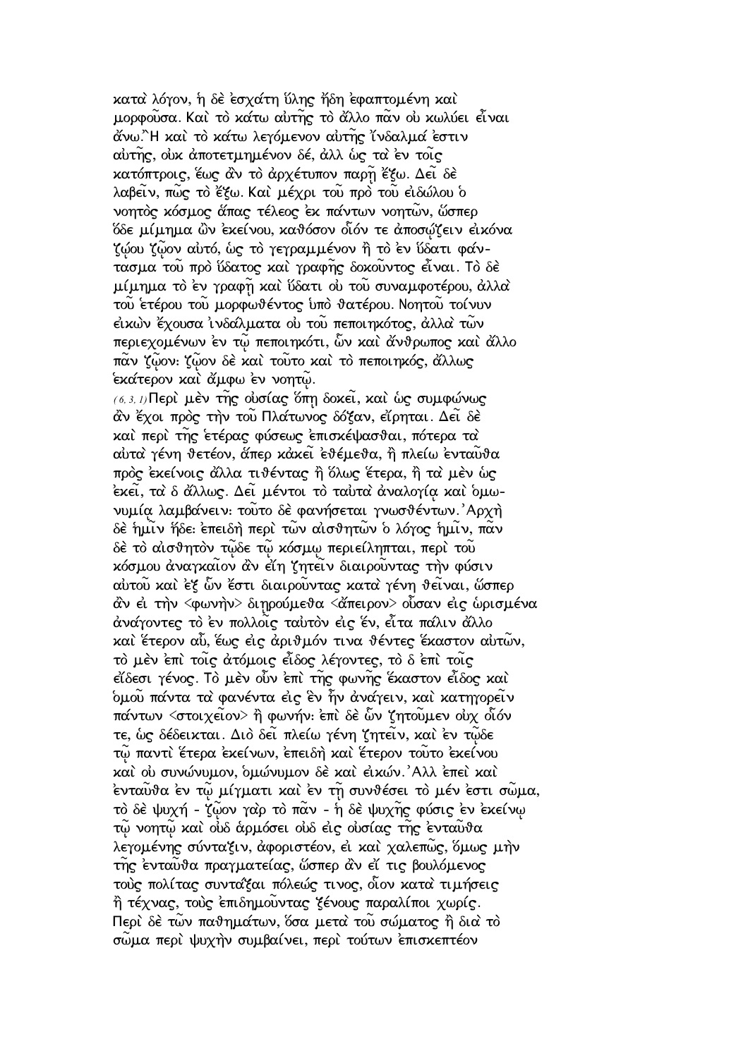κατὰ λόγον, ἡ δὲ ἐσχάτη ὕλης ἤδη ἐφαπτομένη καὶ μορφοῦσα. Καὶ τὸ κάτω αὐτῆς τὸ ἄλλο πᾶν οὐ κωλύει εἶναι ἄνω.῏Η καὶ τὸ κάτω λεγόμενον αὐτῆς ἴνδαλμά ἐστιν αὐτῆς, οὐκ ἀποτετμημένον δέ, ἀλλ ὡς τὰ ἐν τοῖς κατόπτροις, ἕως ἂν τὸ ἀρχέτυπον παρῇ ἔξω. Δεῖ δὲ λαβεῖν, πῶς τὸ ἔξω. Καὶ μέχρι τοῦ πρὸ τοῦ εἰδώλου ὁ νοητὸς κόσμος ἅπας τέλεος ἐκ πάντων νοητῶν, ὥσπερ ὅδε μίμημα ὢν ἐκείνου, καθόσον οἷόν τε ἀποσῴζειν εἰκόνα ζῴου ζῷον αὐτό, ὡς τὸ γεγραμμένον ἢ τὸ ἐν ὕδατι φάντασμα τοῦ πρὸ ὕδατος καὶ γραφῆς δοκοῦντος εἶναι. Τὸ δὲ μίμημα τὸ ἐν γραφῇ καὶ ὕδατι οὐ τοῦ συναμφοτέρου, ἀλλὰ τοῦ ἑτέρου τοῦ μορφωθέντος ὑπὸ θατέρου. Νοητοῦ τοίνυν εἰκὼν ἔχουσα ἰνδάλματα οὐ τοῦ πεποιηκότος, ἀλλὰ τῶν περιεχομένων ἐν τῷ πεποιηκότι, ὧν καὶ ἄνθρωπος καὶ ἄλλο πᾶν ζῷον: ζῷον δὲ καὶ τοῦτο καὶ τὸ πεποιηκός, ἄλλως ἑκάτερον καὶ ἄμφω ἐν νοητῷ.

(6, 3, 1) Περὶ μὲν τῆς οὐσίας ὅπῃ δοκεῖ, καὶ ὡς συμφώνως ἂν ἔχοι πρὸς τὴν τοῦ Πλάτωνος δόξαν, εἴρηται. Δεῖ δὲ καὶ περὶ τῆς ἑτέρας φύσεως ἐπισκέψασθαι, πότερα τὰ αὐτὰ γένη θετέον, ἅπερ κἀκεῖ ἐθέμεθα, ἢ πλείω ἐνταῦθα πρὸς ἐκείνοις ἄλλα τιθέντας ἢ ὅλως ἕτερα, ἢ τὰ μὲν ὡς ἐκεῖ, τὰ δ ἄλλως. Δεῖ μέντοι τὸ ταὐτὰ ἀναλογίᾳ καὶ ὁμωνυμίᾳ λαμβάνειν: τοῦτο δὲ φανήσεται γνωσθέντων.᾽Αρχὴ δὲ ἡμῖν ἥδε: ἐπειδὴ περὶ τῶν αἰσθητῶν ὁ λόγος ἡμῖν, πᾶν δὲ τὸ αἰσθητὸν τῷδε τῷ κόσμῳ περιείληπται, περὶ τοῦ κόσμου ἀναγκαῖον ἂν εἴη ζητεῖν διαιροῦντας τὴν φύσιν αὐτοῦ καὶ ἐξ ὧν ἔστι διαιροῦντας κατὰ γένη θεῖναι, ὥσπερ ἂν εἰ τὴν <φωνὴν> διῃρούμεθα <ἄπειρον> οὖσαν εἰς ὡρισμένα ἀνάγοντες τὸ ἐν πολλοῖς ταὐτὸν εἰς ἕν, εἶτα πάλιν ἄλλο καὶ ἕτερον αὖ, ἕως εἰς ἀριθμόν τινα θέντες ἕκαστον αὐτῶν, τὸ μὲν ἐπὶ τοῖς ἀτόμοις εἶδος λέγοντες, τὸ δ ἐπὶ τοῖς εἴδεσι γένος. Τὸ μὲν οὖν ἐπὶ τῆς φωνῆς ἕκαστον εἶδος καὶ ὁμοῦ πάντα τὰ φανέντα εἰς ἓν ἦν ἀνάγειν, καὶ κατηγορεῖν πάντων <στοιχεῖον> ἢ φωνήν: ἐπὶ δὲ ὧν ζητοῦμεν οὐχ οἷόν τε, ὡς δέδεικται. Διὸ δεῖ πλείω γένη ζητεῖν, καὶ ἐν τῷδε τῷ παντὶ ἕτερα ἐκείνων, ἐπειδὴ καὶ ἕτερον τοῦτο ἐκείνου καὶ οὐ συνώνυμον, ὁμώνυμον δὲ καὶ εἰκών.᾽Αλλ ἐπεὶ καὶ ἐνταῦθα ἐν τῷ μίγματι καὶ ἐν τῇ συνθέσει τὸ μέν ἐστι σῶμα, τὸ δὲ ψυχή - ζῷον γὰρ τὸ πᾶν - ἡ δὲ ψυχῆς φύσις ἐν ἐκείνῳ τῷ νοητῷ καὶ οὐδ ἁρμόσει οὐδ εἰς οὐσίας τῆς ἐνταῦθα λεγομένης σύνταξιν, ἀφοριστέον, εἰ καὶ χαλεπῶς, ὅμως μὴν τῆς ἐνταῦθα πραγματείας, ὥσπερ ἂν εἴ τις βουλόμενος τοὺς πολίτας συντάξαι πόλεώς τινος, οἷον κατὰ τιμήσεις ἢ τέχνας, τοὺς ἐπιδημοῦντας ξένους παραλίποι χωρίς. Περὶ δὲ τῶν παθημάτων, ὅσα μετὰ τοῦ σώματος ἢ διὰ τὸ σῶμα περὶ ψυχὴν συμβαίνει, περὶ τούτων ἐπισκεπτέον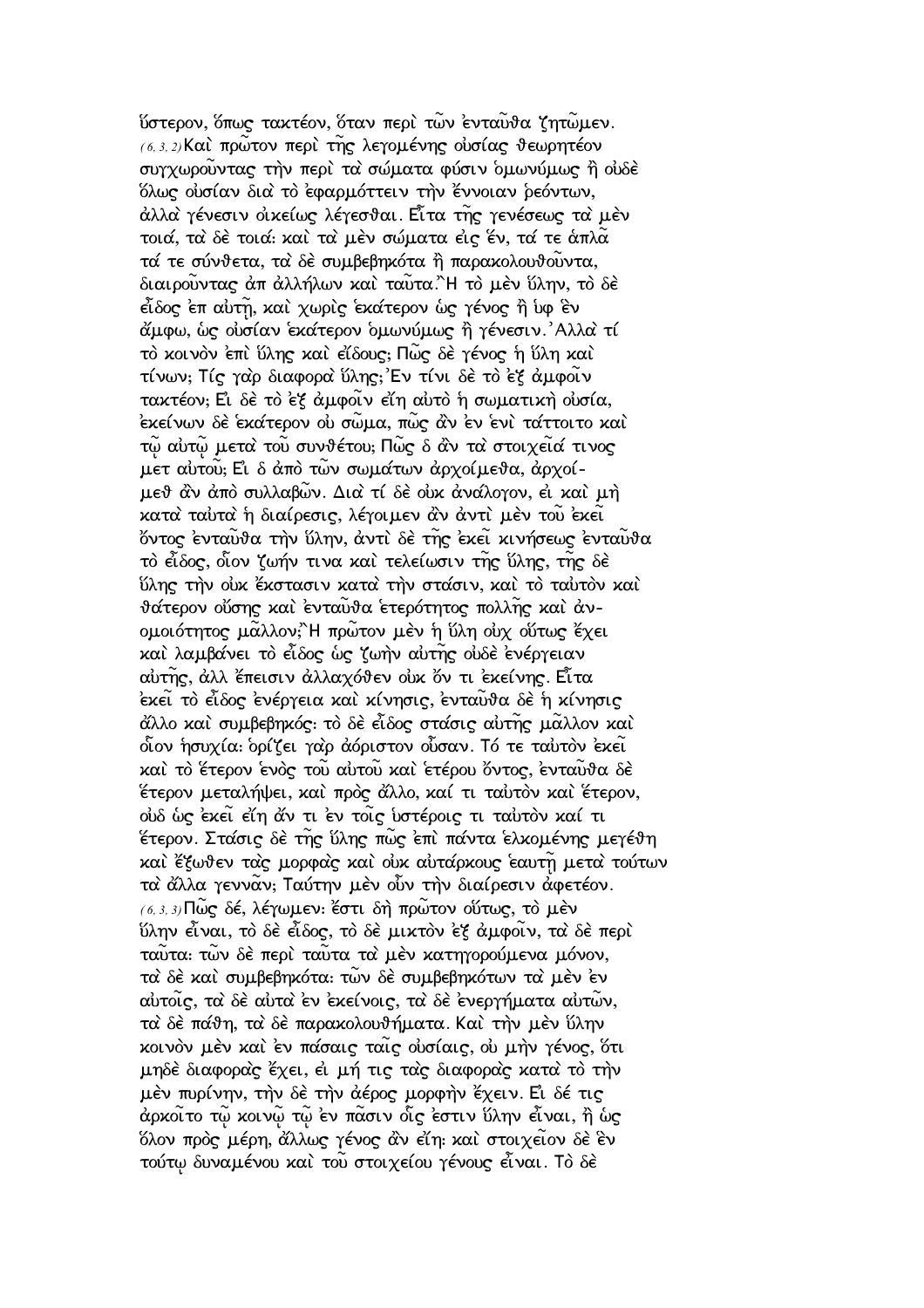ὕστερον, ὅπως τακτέον, ὅταν περὶ τῶν ἐνταῦθα ζητῶμεν.
(6, 3, 2) Καὶ πρῶτον περὶ τῆς λεγομένης οὐσίας θεωρητέον συγχωροῦντας τὴν περὶ τὰ σώματα φύσιν ὁμωνύμως ἢ οὐδὲ ὅλως οὐσίαν διὰ τὸ ἐφαρμόττειν τὴν ἔννοιαν ῥεόντων, ἀλλὰ γένεσιν οἰκείως λέγεσθαι. Εἶτα τῆς γενέσεως τὰ μὲν τοιά, τὰ δὲ τοιά: καὶ τὰ μὲν σώματα εἰς ἕν, τά τε ἁπλᾶ τά τε σύνθετα, τὰ δὲ συμβεβηκότα ἢ παρακολουθοῦντα, διαιροῦντας ἀπ ἀλλήλων καὶ ταῦτα. Ἢ τὸ μὲν ὕλην, τὸ δὲ εἶδος ἐπ αὐτῇ, καὶ χωρὶς ἑκάτερον ὡς γένος ἢ ὑφ ἓν ἄμφω, ὡς οὐσίαν ἑκάτερον ὁμωνύμως ἢ γένεσιν. Ἀλλὰ τί τὸ κοινὸν ἐπὶ ὕλης καὶ εἴδους; Πῶς δὲ γένος ἡ ὕλη καὶ τίνων; Τίς γὰρ διαφορὰ ὕλης; Ἐν τίνι δὲ τὸ ἐξ ἀμφοῖν τακτέον; Εἰ δὲ τὸ ἐξ ἀμφοῖν εἴη αὐτὸ ἡ σωματικὴ οὐσία, ἐκείνων δὲ ἑκάτερον οὐ σῶμα, πῶς ἂν ἐν ἑνὶ τάττοιτο καὶ τῷ αὐτῷ μετὰ τοῦ συνθέτου; Πῶς δ ἂν τὰ στοιχεῖά τινος μετ αὐτοῦ; Εἰ δ ἀπὸ τῶν σωμάτων ἀρχοίμεθα, ἀρχοίμεθ ἂν ἀπὸ συλλαβῶν. Διὰ τί δὲ οὐκ ἀνάλογον, εἰ καὶ μὴ κατὰ ταὐτὰ ἡ διαίρεσις, λέγοιμεν ἂν ἀντὶ μὲν τοῦ ἐκεῖ ὄντος ἐνταῦθα τὴν ὕλην, ἀντὶ δὲ τῆς ἐκεῖ κινήσεως ἐνταῦθα τὸ εἶδος, οἷον ζωήν τινα καὶ τελείωσιν τῆς ὕλης, τῆς δὲ ὕλης τὴν οὐκ ἔκστασιν κατὰ τὴν στάσιν, καὶ τὸ ταὐτὸν καὶ θάτερον οὔσης καὶ ἐνταῦθα ἑτερότητος πολλῆς καὶ ἀνομοιότητος μᾶλλον; Ἢ πρῶτον μὲν ἡ ὕλη οὐχ οὕτως ἔχει καὶ λαμβάνει τὸ εἶδος ὡς ζωὴν αὐτῆς οὐδὲ ἐνέργειαν αὐτῆς, ἀλλ ἔπεισιν ἀλλαχόθεν οὐκ ὄν τι ἐκείνης. Εἶτα ἐκεῖ τὸ εἶδος ἐνέργεια καὶ κίνησις, ἐνταῦθα δὲ ἡ κίνησις ἄλλο καὶ συμβεβηκός: τὸ δὲ εἶδος στάσις αὐτῆς μᾶλλον καὶ οἷον ἡσυχία: ὁρίζει γὰρ ἀόριστον οὖσαν. Τό τε ταὐτὸν ἐκεῖ καὶ τὸ ἕτερον ἑνὸς τοῦ αὐτοῦ καὶ ἑτέρου ὄντος, ἐνταῦθα δὲ ἕτερον μεταλήψει, καὶ πρὸς ἄλλο, καί τι ταὐτὸν καὶ ἕτερον, οὐδ ὡς ἐκεῖ εἴη ἄν τι ἐν τοῖς ὑστέροις τι ταὐτὸν καί τι ἕτερον. Στάσις δὲ τῆς ὕλης πῶς ἐπὶ πάντα ἑλκομένης μεγέθη καὶ ἔξωθεν τὰς μορφὰς καὶ οὐκ αὐτάρκους ἑαυτῇ μετὰ τούτων τὰ ἄλλα γεννᾶν; Ταύτην μὲν οὖν τὴν διαίρεσιν ἀφετέον.
(6, 3, 3) Πῶς δέ, λέγωμεν: ἔστι δὴ πρῶτον οὕτως, τὸ μὲν ὕλην εἶναι, τὸ δὲ εἶδος, τὸ δὲ μικτὸν ἐξ ἀμφοῖν, τὰ δὲ περὶ ταῦτα: τῶν δὲ περὶ ταῦτα τὰ μὲν κατηγορούμενα μόνον, τὰ δὲ καὶ συμβεβηκότα: τῶν δὲ συμβεβηκότων τὰ μὲν ἐν αὐτοῖς, τὰ δὲ αὐτὰ ἐν ἐκείνοις, τὰ δὲ ἐνεργήματα αὐτῶν, τὰ δὲ πάθη, τὰ δὲ παρακολουθήματα. Καὶ τὴν μὲν ὕλην κοινὸν μὲν καὶ ἐν πάσαις ταῖς οὐσίαις, οὐ μὴν γένος, ὅτι μηδὲ διαφορὰς ἔχει, εἰ μή τις τὰς διαφορὰς κατὰ τὸ τὴν μὲν πυρίνην, τὴν δὲ τὴν ἀέρος μορφὴν ἔχειν. Εἰ δέ τις ἀρκοῖτο τῷ κοινῷ τῷ ἐν πᾶσιν οἷς ἐστιν ὕλην εἶναι, ἢ ὡς ὅλον πρὸς μέρη, ἄλλως γένος ἂν εἴη: καὶ στοιχεῖον δὲ ἓν τούτῳ δυναμένου καὶ τοῦ στοιχείου γένους εἶναι. Τὸ δὲ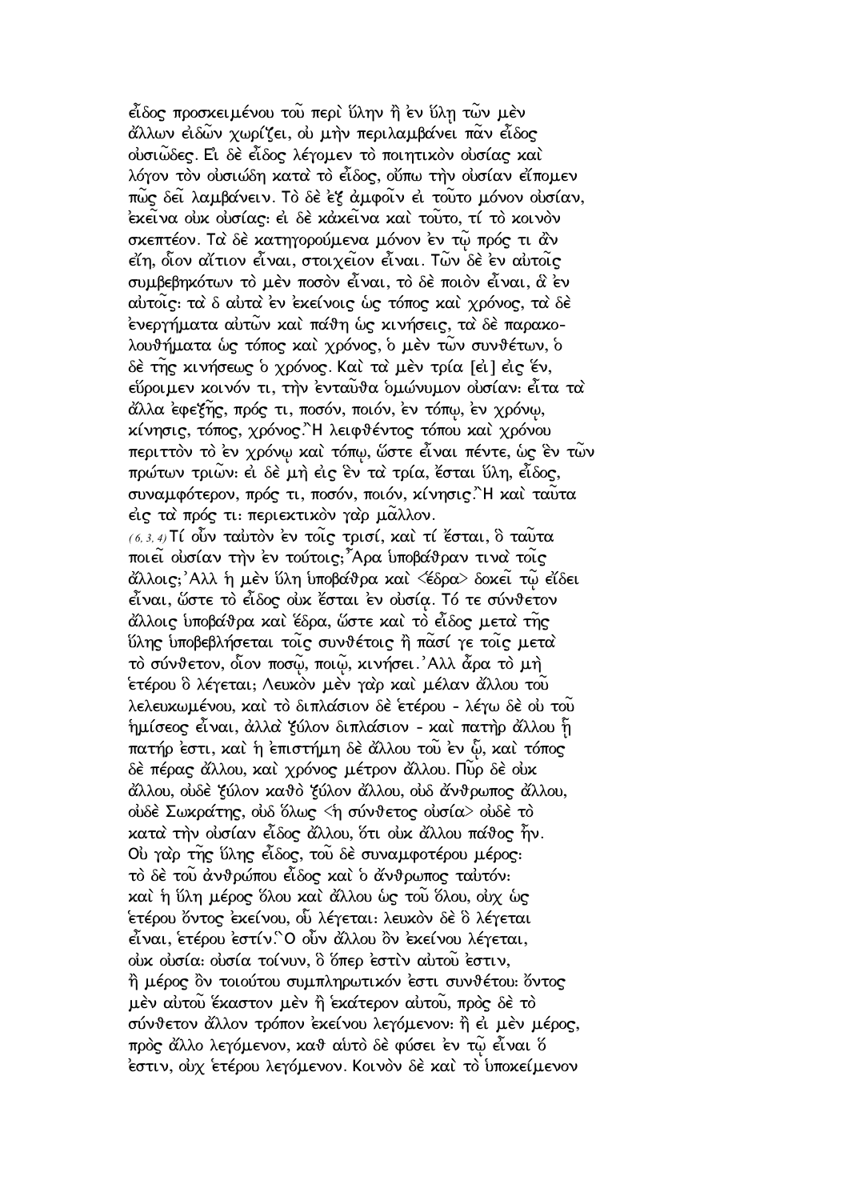εἶδος προσκειμένου τοῦ περὶ ὕλην ἢ ἐν ὕλῃ τῶν μὲν ἄλλων εἰδῶν χωρίζει, οὐ μὴν περιλαμβάνει πᾶν εἶδος οὐσιῶδες. Εἰ δὲ εἶδος λέγομεν τὸ ποιητικὸν οὐσίας καὶ λόγον τὸν οὐσιώδη κατὰ τὸ εἶδος, οὔπω τὴν οὐσίαν εἴπομεν πῶς δεῖ λαμβάνειν. Τὸ δὲ ἐξ ἀμφοῖν εἰ τοῦτο μόνον οὐσίαν, ἐκεῖνα οὐκ οὐσίας· εἰ δὲ κἀκεῖνα καὶ τοῦτο, τί τὸ κοινὸν σκεπτέον. Τὰ δὲ κατηγορούμενα μόνον ἐν τῷ πρός τι ἂν εἴη, οἷον αἴτιον εἶναι, στοιχεῖον εἶναι. Τῶν δὲ ἐν αὐτοῖς συμβεβηκότων τὸ μὲν ποσὸν εἶναι, τὸ δὲ ποιὸν εἶναι, ἃ ἐν αὐτοῖς· τὰ δ αὐτὰ ἐν ἐκείνοις ὡς τόπος καὶ χρόνος, τὰ δὲ ἐνεργήματα αὐτῶν καὶ πάθη ὡς κινήσεις, τὰ δὲ παρακολουθήματα ὡς τόπος καὶ χρόνος, ὁ μὲν τῶν συνθέτων, ὁ δὲ τῆς κινήσεως ὁ χρόνος. Καὶ τὰ μὲν τρία [εἰ] εἰς ἕν, εὕροιμεν κοινόν τι, τὴν ἐνταῦθα ὁμώνυμον οὐσίαν· εἶτα τὰ ἄλλα ἐφεξῆς, πρός τι, ποσόν, ποιόν, ἐν τόπῳ, ἐν χρόνῳ, κίνησις, τόπος, χρόνος.Ἢ λειφθέντος τόπου καὶ χρόνου περιττὸν τὸ ἐν χρόνῳ καὶ τόπῳ, ὥστε εἶναι πέντε, ὡς ἓν τῶν πρώτων τριῶν· εἰ δὲ μὴ εἰς ἓν τὰ τρία, ἔσται ὕλη, εἶδος, συναμφότερον, πρός τι, ποσόν, ποιόν, κίνησις.Ἢ καὶ ταῦτα εἰς τὰ πρός τι· περιεκτικὸν γὰρ μᾶλλον.

(6,3,4) Τί οὖν ταὐτὸν ἐν τοῖς τρισί, καὶ τί ἔσται, ὃ ταῦτα ποιεῖ οὐσίαν τὴν ἐν τούτοις;Ἆρα ὑποβάθραν τινὰ τοῖς ἄλλοις;Ἀλλ ἡ μὲν ὕλη ὑποβάθρα καὶ <ἕδρα> δοκεῖ τῷ εἴδει εἶναι, ὥστε τὸ εἶδος οὐκ ἔσται ἐν οὐσίᾳ. Τό τε σύνθετον ἄλλοις ὑποβάθρα καὶ ἕδρα, ὥστε καὶ τὸ εἶδος μετὰ τῆς ὕλης ὑποβεβλήσεται τοῖς συνθέτοις ἢ πᾶσί γε τοῖς μετὰ τὸ σύνθετον, οἷον ποσῷ, ποιῷ, κινήσει.Ἀλλ ἆρα τὸ μὴ ἑτέρου ὃ λέγεται; Λευκὸν μὲν γὰρ καὶ μέλαν ἄλλου τοῦ λελευκωμένου, καὶ τὸ διπλάσιον δὲ ἑτέρου - λέγω δὲ οὐ τοῦ ἡμίσεος εἶναι, ἀλλὰ ξύλον διπλάσιον - καὶ πατὴρ ἄλλου ᾗ πατήρ ἐστι, καὶ ἡ ἐπιστήμη δὲ ἄλλου τοῦ ἐν ᾧ, καὶ τόπος δὲ πέρας ἄλλου, καὶ χρόνος μέτρον ἄλλου. Πῦρ δὲ οὐκ ἄλλου, οὐδὲ ξύλον καθὸ ξύλον ἄλλου, οὐδ ἄνθρωπος ἄλλου, οὐδὲ Σωκράτης, οὐδ ὅλως <ἡ σύνθετος οὐσία> οὐδὲ τὸ κατὰ τὴν οὐσίαν εἶδος ἄλλου, ὅτι οὐκ ἄλλου πάθος ἦν. Οὐ γὰρ τῆς ὕλης εἶδος, τοῦ δὲ συναμφοτέρου μέρος· τὸ δὲ τοῦ ἀνθρώπου εἶδος καὶ ὁ ἄνθρωπος ταὐτόν· καὶ ἡ ὕλη μέρος ὅλου καὶ ἄλλου ὡς τοῦ ὅλου, οὐχ ὡς ἑτέρου ὄντος ἐκείνου, οὗ λέγεται· λευκὸν δὲ ὃ λέγεται εἶναι, ἑτέρου ἐστίν.Ὃ οὖν ἄλλου ὂν ἐκείνου λέγεται, οὐκ οὐσία· οὐσία τοίνυν, ὃ ὅπερ ἐστὶν αὐτοῦ ἐστιν, ἢ μέρος ὂν τοιούτου συμπληρωτικόν ἐστι συνθέτου· ὄντος μὲν αὐτοῦ ἕκαστον μὲν ἢ ἑκάτερον αὐτοῦ, πρὸς δὲ τὸ σύνθετον ἄλλον τρόπον ἐκείνου λεγόμενον· ᾗ εἰ μὲν μέρος, πρὸς ἄλλο λεγόμενον, καθ αὑτὸ δὲ φύσει ἐν τῷ εἶναι ὅ ἐστιν, οὐχ ἑτέρου λεγόμενον. Κοινὸν δὲ καὶ τὸ ὑποκείμενον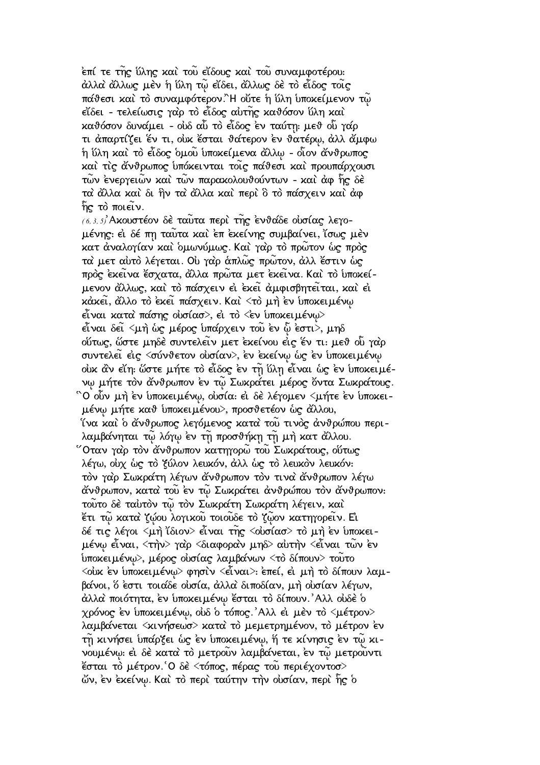ἐπί τε τῆς ὕλης καὶ τοῦ εἴδους καὶ τοῦ συναμφοτέρου· ἀλλὰ ἄλλως μὲν ἡ ὕλη τῷ εἴδει, ἄλλως δὲ τὸ εἶδος τοῖς πάθεσι καὶ τὸ συναμφότερον. Ἢ οὔτε ἡ ὕλη ὑποκείμενον τῷ εἴδει - τελείωσις γὰρ τὸ εἶδος αὐτῆς καθόσον ὕλη καὶ καθόσον δυνάμει - οὐδ αὖ τὸ εἶδος ἐν ταύτῃ· μεθ οὗ γάρ τι ἀπαρτίζει ἕν τι, οὐκ ἔσται θάτερον ἐν θατέρῳ, ἀλλ ἄμφω ἡ ὕλη καὶ τὸ εἶδος ὁμοῦ ὑποκείμενα ἄλλῳ - οἷον ἄνθρωπος καὶ τὶς ἄνθρωπος ὑπόκεινται τοῖς πάθεσι καὶ προυπάρχουσι τῶν ἐνεργειῶν καὶ τῶν παρακολουθούντων - καὶ ἀφ ἧς δὲ τὰ ἄλλα καὶ δι ἣν τὰ ἄλλα καὶ περὶ ὃ τὸ πάσχειν καὶ ἀφ ἧς τὸ ποιεῖν.

(6, 3, 5) Ἀκουστέον δὲ ταῦτα περὶ τῆς ἐνθάδε οὐσίας λεγομένης· εἰ δέ πῃ ταῦτα καὶ ἐπ ἐκείνης συμβαίνει, ἴσως μὲν κατ ἀναλογίαν καὶ ὁμωνύμως. Καὶ γὰρ τὸ πρῶτον ὡς πρὸς τὰ μετ αὐτὸ λέγεται. Οὐ γὰρ ἁπλῶς πρῶτον, ἀλλ ἔστιν ὡς πρὸς ἐκεῖνα ἔσχατα, ἀλλὰ πρῶτα μετ ἐκεῖνα. Καὶ τὸ ὑποκείμενον ἄλλως, καὶ τὸ πάσχειν εἰ ἐκεῖ ἀμφισβητεῖται, καὶ εἰ κἀκεῖ, ἄλλο τὸ ἐκεῖ πάσχειν. Καὶ <τὸ μὴ ἐν ὑποκειμένῳ εἶναι κατὰ πάσης οὐσίασ>, εἰ τὸ <ἐν ὑποκειμένῳ> εἶναι δεῖ <μὴ ὡς μέρος ὑπάρχειν τοῦ ἐν ᾧ ἐστι>, μηδ οὕτως, ὥστε μηδὲ συντελεῖν μετ ἐκείνου εἰς ἕν τι· μεθ οὗ γὰρ συντελεῖ εἰς <σύνθετον οὐσίαν>, ἐν ἐκείνῳ ὡς ἐν ὑποκειμένῳ οὐκ ἂν εἴη· ὥστε μήτε τὸ εἶδος ἐν τῇ ὕλῃ εἶναι ὡς ἐν ὑποκειμένῳ μήτε τὸν ἄνθρωπον ἐν τῷ Σωκράτει μέρος ὄντα Σωκράτους. Ὃ οὖν μὴ ἐν ὑποκειμένῳ, οὐσία· εἰ δὲ λέγομεν <μήτε ἐν ὑποκειμένῳ μήτε καθ ὑποκειμένου>, προσθετέον ὡς ἄλλου, ἵνα καὶ ὁ ἄνθρωπος λεγόμενος κατὰ τοῦ τινὸς ἀνθρώπου περιλαμβάνηται τῷ λόγῳ ἐν τῇ προσθήκῃ τῇ μὴ κατ ἄλλου. Ὅταν γὰρ τὸν ἄνθρωπον κατηγορῶ τοῦ Σωκράτους, οὕτως λέγω, οὐχ ὡς τὸ ξύλον λευκόν, ἀλλ ὡς τὸ λευκὸν λευκόν· τὸν γὰρ Σωκράτη λέγων ἄνθρωπον τὸν τινὰ ἄνθρωπον λέγω ἄνθρωπον, κατὰ τοῦ ἐν τῷ Σωκράτει ἀνθρώπου τὸν ἄνθρωπον· τοῦτο δὲ ταὐτὸν τῷ τὸν Σωκράτη Σωκράτη λέγειν, καὶ ἔτι τῷ κατὰ ζῴου λογικοῦ τοιοῦδε τὸ ζῷον κατηγορεῖν. Εἰ δέ τις λέγοι <μὴ ἴδιον> εἶναι τῆς <οὐσίασ> τὸ μὴ ἐν ὑποκειμένῳ εἶναι, <τὴν> γὰρ <διαφορὰν μηδ> αὐτὴν <εἶναι τῶν ἐν ὑποκειμένῳ>, μέρος οὐσίας λαμβάνων <τὸ δίπουν> τοῦτο <οὐκ ἐν ὑποκειμένῳ> φησὶν <εἶναι>· ἐπεί, εἰ μὴ τὸ δίπουν λαμβάνοι, ὅ ἐστι τοιάδε οὐσία, ἀλλὰ διποδίαν, μὴ οὐσίαν λέγων, ἀλλὰ ποιότητα, ἐν ὑποκειμένῳ ἔσται τὸ δίπουν. Ἀλλ οὐδὲ ὁ χρόνος ἐν ὑποκειμένῳ, οὐδ ὁ τόπος. Ἀλλ εἰ μὲν τὸ <μέτρον> λαμβάνεται <κινήσεωσ> κατὰ τὸ μεμετρημένον, τὸ μέτρον ἐν τῇ κινήσει ὑπάρξει ὡς ἐν ὑποκειμένῳ, ἥ τε κίνησις ἐν τῷ κινουμένῳ· εἰ δὲ κατὰ τὸ μετροῦν λαμβάνεται, ἐν τῷ μετροῦντι ἔσται τὸ μέτρον. Ὁ δὲ <τόπος, πέρας τοῦ περιέχοντοσ> ὤν, ἐν ἐκείνῳ. Καὶ τὸ περὶ ταύτην τὴν οὐσίαν, περὶ ἧς ὁ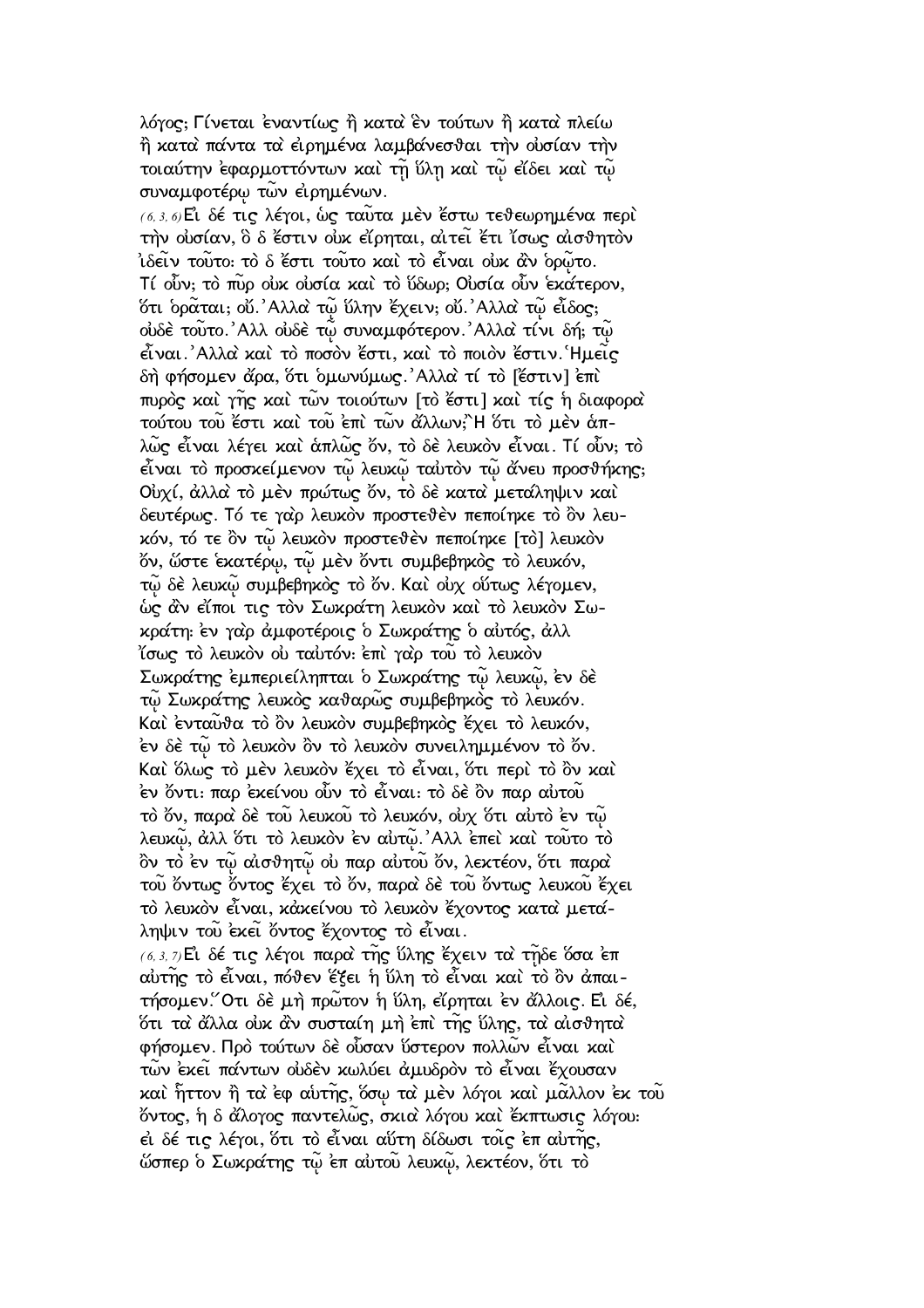λόγος; Γίνεται ἐναντίως ἢ κατὰ ἓν τούτων ἢ κατὰ πλείω ἢ κατὰ πάντα τὰ εἰρημένα λαμβάνεσθαι τὴν οὐσίαν τὴν τοιαύτην ἐφαρμοττόντων καὶ τῇ ὕλῃ καὶ τῷ εἴδει καὶ τῷ συναμφοτέρῳ τῶν εἰρημένων.

(6, 3, 6) Εἰ δέ τις λέγοι, ὡς ταῦτα μὲν ἔστω τεθεωρημένα περὶ τὴν οὐσίαν, ὃ δ ἔστιν οὐκ εἴρηται, αἰτεῖ ἔτι ἴσως αἰσθητὸν ἰδεῖν τοῦτο: τὸ δ ἔστι τοῦτο καὶ τὸ εἶναι οὐκ ἂν ὁρῷτο. Τί οὖν; τὸ πῦρ οὐκ οὐσία καὶ τὸ ὕδωρ; Οὐσία οὖν ἑκάτερον, ὅτι ὁρᾶται; οὔ. Ἀλλὰ τῷ ὕλην ἔχειν; οὔ. Ἀλλὰ τῷ εἶδος; οὐδὲ τοῦτο. Ἀλλ οὐδὲ τῷ συναμφότερον. Ἀλλὰ τίνι δή; τῷ εἶναι. Ἀλλὰ καὶ τὸ ποσὸν ἔστι, καὶ τὸ ποιὸν ἔστιν. Ἡμεῖς δὴ φήσομεν ἄρα, ὅτι ὁμωνύμως. Ἀλλὰ τί τὸ [ἔστιν] ἐπὶ πυρὸς καὶ γῆς καὶ τῶν τοιούτων [τὸ ἔστι] καὶ τίς ἡ διαφορὰ τούτου τοῦ ἔστι καὶ τοῦ ἐπὶ τῶν ἄλλων; Ἢ ὅτι τὸ μὲν ἁπλῶς εἶναι λέγει καὶ ἁπλῶς ὄν, τὸ δὲ λευκὸν εἶναι. Τί οὖν; τὸ εἶναι τὸ προσκείμενον τῷ λευκῷ ταὐτὸν τῷ ἄνευ προσθήκης; Οὐχί, ἀλλὰ τὸ μὲν πρώτως ὄν, τὸ δὲ κατὰ μετάληψιν καὶ δευτέρως. Τό τε γὰρ λευκὸν προστεθὲν πεποίηκε τὸ ὂν λευκόν, τό τε ὂν τῷ λευκὸν προστεθὲν πεποίηκε [τὸ] λευκὸν ὄν, ὥστε ἑκατέρῳ, τῷ μὲν ὄντι συμβεβηκὸς τὸ λευκόν, τῷ δὲ λευκῷ συμβεβηκὸς τὸ ὄν. Καὶ οὐχ οὕτως λέγομεν, ὡς ἂν εἴποι τις τὸν Σωκράτη λευκὸν καὶ τὸ λευκὸν Σωκράτη: ἐν γὰρ ἀμφοτέροις ὁ Σωκράτης ὁ αὐτός, ἀλλ ἴσως τὸ λευκὸν οὐ ταὐτόν: ἐπὶ γὰρ τοῦ τὸ λευκὸν Σωκράτης ἐμπεριείληπται ὁ Σωκράτης τῷ λευκῷ, ἐν δὲ τῷ Σωκράτης λευκὸς καθαρῶς συμβεβηκὸς τὸ λευκόν. Καὶ ἐνταῦθα τὸ ὂν λευκὸν συμβεβηκὸς ἔχει τὸ λευκόν, ἐν δὲ τῷ τὸ λευκὸν ὂν τὸ λευκὸν συνειλημμένον τὸ ὄν. Καὶ ὅλως τὸ μὲν λευκὸν ἔχει τὸ εἶναι, ὅτι περὶ τὸ ὂν καὶ ἐν ὄντι: παρ ἐκείνου οὖν τὸ εἶναι: τὸ δὲ ὂν παρ αὐτοῦ τὸ ὄν, παρὰ δὲ τοῦ λευκοῦ τὸ λευκόν, οὐχ ὅτι αὐτὸ ἐν τῷ λευκῷ, ἀλλ ὅτι τὸ λευκὸν ἐν αὐτῷ. Ἀλλ ἐπεὶ καὶ τοῦτο τὸ ὂν τὸ ἐν τῷ αἰσθητῷ οὐ παρ αὐτοῦ ὄν, λεκτέον, ὅτι παρὰ τοῦ ὄντως ὄντος ἔχει τὸ ὄν, παρὰ δὲ τοῦ ὄντως λευκοῦ ἔχει τὸ λευκὸν εἶναι, κἀκείνου τὸ λευκὸν ἔχοντος κατὰ μετάληψιν τοῦ ἐκεῖ ὄντος ἔχοντος τὸ εἶναι.

(6, 3, 7) Εἰ δέ τις λέγοι παρὰ τῆς ὕλης ἔχειν τὰ τῇδε ὅσα ἐπ αὐτῆς τὸ εἶναι, πόθεν ἕξει ἡ ὕλη τὸ εἶναι καὶ τὸ ὂν ἀπαιτήσομεν. Ὅτι δὲ μὴ πρῶτον ἡ ὕλη, εἴρηται ἐν ἄλλοις. Εἰ δέ, ὅτι τὰ ἄλλα οὐκ ἂν συσταίη μὴ ἐπὶ τῆς ὕλης, τὰ αἰσθητὰ φήσομεν. Πρὸ τούτων δὲ οὖσαν ὕστερον πολλῶν εἶναι καὶ τῶν ἐκεῖ πάντων οὐδὲν κωλύει ἀμυδρὸν τὸ εἶναι ἔχουσαν καὶ ἧττον ἢ τὰ ἐφ αὐτῆς, ὅσῳ τὰ μὲν λόγοι καὶ μᾶλλον ἐκ τοῦ ὄντος, ἡ δ ἄλογος παντελῶς, σκιὰ λόγου καὶ ἔκπτωσις λόγου: εἰ δέ τις λέγοι, ὅτι τὸ εἶναι αὕτη δίδωσι τοῖς ἐπ αὐτῆς, ὥσπερ ὁ Σωκράτης τῷ ἐπ αὐτοῦ λευκῷ, λεκτέον, ὅτι τὸ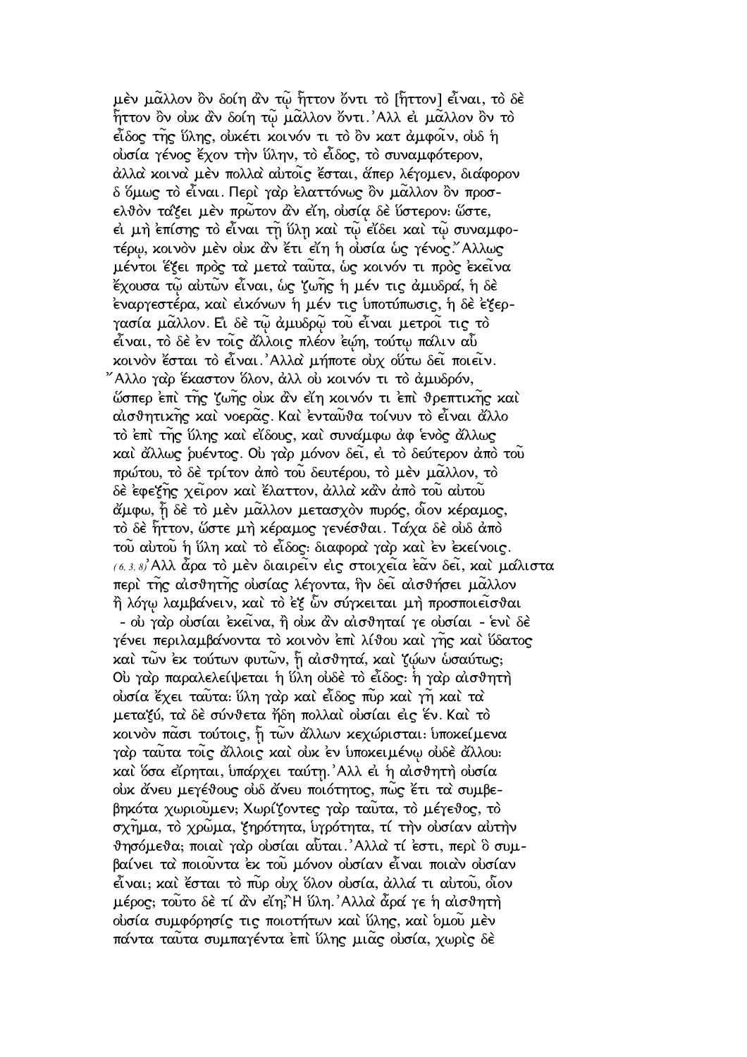μὲν μᾶλλον ὂν δοίη ἂν τῷ ἧττον ὄντι τὸ [ἧττον] εἶναι, τὸ δὲ ἧττον ὂν οὐκ ἂν δοίη τῷ μᾶλλον ὄντι. Ἀλλ εἰ μᾶλλον ὂν τὸ εἶδος τῆς ὕλης, οὐκέτι κοινόν τι τὸ ὂν κατ ἀμφοῖν, οὐδ ἡ οὐσία γένος ἔχον τὴν ὕλην, τὸ εἶδος, τὸ συναμφότερον, ἀλλα κοινὰ μὲν πολλὰ αὐτοῖς ἔσται, ἅπερ λέγομεν, διάφορον δ ὅμως τὸ εἶναι. Περὶ γὰρ ἐλαττόνως ὂν μᾶλλον ὂν προσελθὸν τάξει μὲν πρῶτον ἂν εἴη, οὐσίᾳ δὲ ὕστερον: ὥστε, εἰ μὴ ἐπίσης τὸ εἶναι τῇ ὕλῃ καὶ τῷ εἴδει καὶ τῷ συναμφοτέρῳ, κοινὸν μὲν οὐκ ἂν ἔτι εἴη ἡ οὐσία ὡς γένος. Ἄλλως μέντοι ἕξει πρὸς τὰ μετὰ ταῦτα, ὡς κοινόν τι πρὸς ἐκεῖνα ἔχουσα τῷ αὐτῶν εἶναι, ὡς ζωῆς ἡ μέν τις ἀμυδρά, ἡ δὲ ἐναργεστέρα, καὶ εἰκόνων ἡ μέν τις ὑποτύπωσις, ἡ δὲ ἐξεργασία μᾶλλον. Εἰ δὲ τῷ ἀμυδρῷ τοῦ εἶναι μετροῖ τις τὸ εἶναι, τὸ δὲ ἐν τοῖς ἄλλοις πλέον ἐῴη, τούτῳ πάλιν αὖ κοινὸν ἔσται τὸ εἶναι. Ἀλλὰ μήποτε οὐχ οὕτω δεῖ ποιεῖν. Ἄλλο γὰρ ἕκαστον ὅλον, ἀλλ οὐ κοινόν τι τὸ ἀμυδρόν, ὥσπερ ἐπὶ τῆς ζωῆς οὐκ ἂν εἴη κοινόν τι ἐπὶ θρεπτικῆς καὶ αἰσθητικῆς καὶ νοερᾶς. Καὶ ἐνταῦθα τοίνυν τὸ εἶναι ἄλλο τὸ ἐπὶ τῆς ὕλης καὶ εἴδους, καὶ συνάμφω ἀφ ἑνὸς ἄλλως καὶ ἄλλως ῥυέντος. Οὐ γὰρ μόνον δεῖ, εἰ τὸ δεύτερον ἀπὸ τοῦ πρώτου, τὸ δὲ τρίτον ἀπὸ τοῦ δευτέρου, τὸ μὲν μᾶλλον, τὸ δὲ ἐφεξῆς χεῖρον καὶ ἔλαττον, ἀλλὰ κἂν ἀπὸ τοῦ αὐτοῦ ἄμφω, ᾗ δὲ τὸ μὲν μᾶλλον μετασχὸν πυρός, οἷον κέραμος, τὸ δὲ ἧττον, ὥστε μὴ κέραμος γενέσθαι. Τάχα δὲ οὐδ ἀπὸ τοῦ αὐτοῦ ἡ ὕλη καὶ τὸ εἶδος: διαφορὰ γὰρ καὶ ἐν ἐκείνοις.
(6, 3, 8) Ἀλλ ἆρα τὸ μὲν διαιρεῖν εἰς στοιχεῖα ἐᾶν δεῖ, καὶ μάλιστα περὶ τῆς αἰσθητῆς οὐσίας λέγοντα, ἣν δεῖ αἰσθήσει μᾶλλον ἢ λόγῳ λαμβάνειν, καὶ τὸ ἐξ ὧν σύγκειται μὴ προσποιεῖσθαι - οὐ γὰρ οὐσίαι ἐκεῖνα, ἢ οὐκ ἂν αἰσθηταί γε οὐσίαι - ἑνὶ δὲ γένει περιλαμβάνοντα τὸ κοινὸν ἐπὶ λίθου καὶ γῆς καὶ ὕδατος καὶ τῶν ἐκ τούτων φυτῶν, ᾗ αἰσθητά, καὶ ζῴων ὡσαύτως; Οὐ γὰρ παραλελείψεται ἡ ὕλη οὐδὲ τὸ εἶδος: ἡ γὰρ αἰσθητὴ οὐσία ἔχει ταῦτα: ὕλη γὰρ καὶ εἶδος πῦρ καὶ γῆ καὶ τὰ μεταξύ, τὰ δὲ σύνθετα ἤδη πολλαὶ οὐσίαι εἰς ἕν. Καὶ τὸ κοινὸν πᾶσι τούτοις, ᾗ τῶν ἄλλων κεχώρισται: ὑποκείμενα γὰρ ταῦτα τοῖς ἄλλοις καὶ οὐκ ἐν ὑποκειμένῳ οὐδὲ ἄλλου: καὶ ὅσα εἴρηται, ὑπάρχει ταύτῃ. Ἀλλ εἰ ἡ αἰσθητὴ οὐσία οὐκ ἄνευ μεγέθους οὐδ ἄνευ ποιότητος, πῶς ἔτι τὰ συμβεβηκότα χωριοῦμεν; Χωρίζοντες γὰρ ταῦτα, τὸ μέγεθος, τὸ σχῆμα, τὸ χρῶμα, ξηρότητα, ὑγρότητα, τί τὴν οὐσίαν αὐτὴν θησόμεθα; ποιαὶ γὰρ οὐσίαι αὗται. Ἀλλὰ τί ἐστι, περὶ ὃ συμβαίνει τὰ ποιοῦντα ἐκ τοῦ μόνον οὐσίαν εἶναι ποιὰν οὐσίαν εἶναι; καὶ ἔσται τὸ πῦρ οὐχ ὅλον οὐσία, ἀλλά τι αὐτοῦ, οἷον μέρος; τοῦτο δὲ τί ἂν εἴη; Ἡ ὕλη. Ἀλλὰ ἆρά γε ἡ αἰσθητὴ οὐσία συμφόρησίς τις ποιοτήτων καὶ ὕλης, καὶ ὁμοῦ μὲν πάντα ταῦτα συμπαγέντα ἐπὶ ὕλης μιᾶς οὐσία, χωρὶς δὲ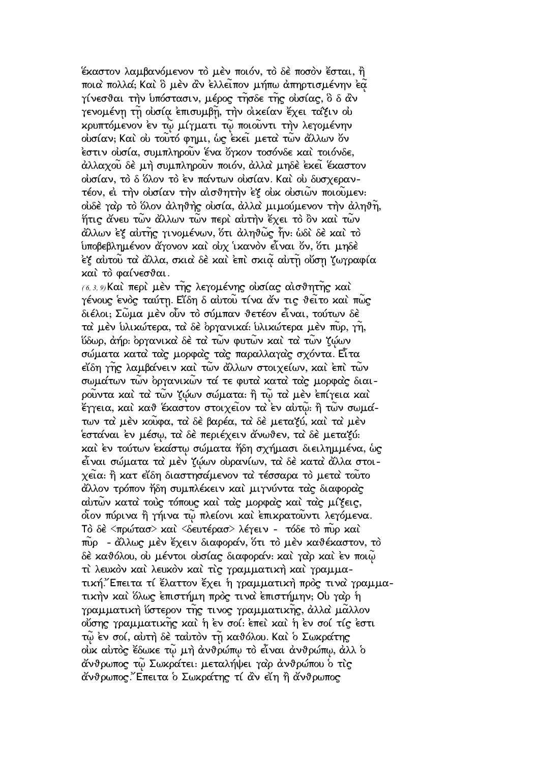ἕκαστον λαμβανόμενον τὸ μὲν ποιόν, τὸ δὲ ποσὸν ἔσται, ἢ ποιὰ πολλά; Καὶ ὃ μὲν ἂν ἐλλεῖπον μήπω ἀπηρτισμένην ἐᾷ γίνεσθαι τὴν ὑπόστασιν, μέρος τῆσδε τῆς οὐσίας, ὃ δ ἂν γενομένῃ τῇ οὐσίᾳ ἐπισυμβῇ, τὴν οἰκείαν ἔχει τάξιν οὐ κρυπτόμενον ἐν τῷ μίγματι τῷ ποιοῦντι τὴν λεγομένην οὐσίαν; Καὶ οὐ τοῦτό φημι, ὡς ἐκεῖ μετὰ τῶν ἄλλων ὄν ἐστιν οὐσία, συμπληροῦν ἕνα ὄγκον τοσόνδε καὶ τοιόνδε, ἀλλαχοῦ δὲ μὴ συμπληροῦν ποιόν, ἀλλὰ μηδὲ ἐκεῖ ἕκαστον οὐσίαν, τὸ δ ὅλον τὸ ἐν πάντων οὐσίαν. Καὶ οὐ δυσχεραντέον, εἰ τὴν οὐσίαν τὴν αἰσθητὴν ἐξ οὐκ οὐσιῶν ποιοῦμεν· οὐδὲ γὰρ τὸ ὅλον ἀληθὴς οὐσία, ἀλλὰ μιμούμενον τὴν ἀληθῆ, ἥτις ἄνευ τῶν ἄλλων τῶν περὶ αὐτὴν ἔχει τὸ ὂν καὶ τῶν ἄλλων ἐξ αὐτῆς γινομένων, ὅτι ἀληθῶς ἦν· ὡδὶ δὲ καὶ τὸ ὑποβεβλημένον ἄγονον καὶ οὐχ ἱκανὸν εἶναι ὄν, ὅτι μηδὲ ἐξ αὐτοῦ τὰ ἄλλα, σκιὰ δὲ καὶ ἐπὶ σκιᾷ αὐτῇ οὔσῃ ζωγραφία καὶ τὸ φαίνεσθαι.

(6,3,9) Καὶ περὶ μὲν τῆς λεγομένης οὐσίας αἰσθητῆς καὶ γένους ἑνὸς ταύτῃ. Εἴδη δ αὐτοῦ τίνα ἄν τις θεῖτο καὶ πῶς διέλοι; Σῶμα μὲν οὖν τὸ σύμπαν θετέον εἶναι, τούτων δὲ τὰ μὲν ὑλικώτερα, τὰ δὲ ὀργανικά· ὑλικώτερα μὲν πῦρ, γῆ, ὕδωρ, ἀήρ· ὀργανικὰ δὲ τὰ τῶν φυτῶν καὶ τὰ τῶν ζῴων σώματα κατὰ τὰς μορφὰς τὰς παραλλαγὰς σχόντα. Εἶτα εἴδη γῆς λαμβάνειν καὶ τῶν ἄλλων στοιχείων, καὶ ἐπὶ τῶν σωμάτων τῶν ὀργανικῶν τά τε φυτὰ κατὰ τὰς μορφὰς διαιροῦντα καὶ τὰ τῶν ζῴων σώματα· ἢ τῷ τὰ μὲν ἐπίγεια καὶ ἔγγεια, καὶ καθ ἕκαστον στοιχεῖον τὰ ἐν αὐτῷ· ἢ τῶν σωμάτων τὰ μὲν κοῦφα, τὰ δὲ βαρέα, τὰ δὲ μεταξύ, καὶ τὰ μὲν ἑστάναι ἐν μέσῳ, τὰ δὲ περιέχειν ἄνωθεν, τὰ δὲ μεταξύ· καὶ ἐν τούτων ἑκάστῳ σώματα ἤδη σχήμασι διειλημμένα, ὡς εἶναι σώματα τὰ μὲν ζῴων οὐρανίων, τὰ δὲ κατὰ ἄλλα στοιχεῖα· ἢ κατ εἴδη διαστησάμενον τὰ τέσσαρα τὸ μετὰ τοῦτο ἄλλον τρόπον ἤδη συμπλέκειν καὶ μιγνύντα τὰς διαφορὰς αὐτῶν κατὰ τοὺς τόπους καὶ τὰς μορφὰς καὶ τὰς μίξεις, οἷον πύρινα ἢ γήινα τῷ πλείονι καὶ ἐπικρατοῦντι λεγόμενα. Τὸ δὲ <πρώτασ> καὶ <δευτέρασ> λέγειν - τόδε τὸ πῦρ καὶ πῦρ - ἄλλως μὲν ἔχειν διαφοράν, ὅτι τὸ μὲν καθέκαστον, τὸ δὲ καθόλου, οὐ μέντοι οὐσίας διαφοράν· καὶ γὰρ καὶ ἐν ποιῷ τὶ λευκὸν καὶ λευκὸν καὶ τὶς γραμματικὴ καὶ γραμματική. Ἔπειτα τί ἔλαττον ἔχει ἡ γραμματικὴ πρὸς τινὰ γραμματικὴν καὶ ὅλως ἐπιστήμη πρὸς τινὰ ἐπιστήμην; Οὐ γὰρ ἡ γραμματικὴ ὕστερον τῆς τινος γραμματικῆς, ἀλλὰ μᾶλλον οὔσης γραμματικῆς καὶ ἡ ἐν σοί· ἐπεὶ καὶ ἡ ἐν σοί τίς ἐστι τῷ ἐν σοί, αὐτὴ δὲ ταὐτὸν τῇ καθόλου. Καὶ ὁ Σωκράτης οὐκ αὐτὸς ἔδωκε τῷ μὴ ἀνθρώπῳ τὸ εἶναι ἀνθρώπῳ, ἀλλ ὁ ἄνθρωπος τῷ Σωκράτει· μεταλήψει γὰρ ἀνθρώπου ὁ τὶς ἄνθρωπος. Ἔπειτα ὁ Σωκράτης τί ἂν εἴη ἢ ἄνθρωπος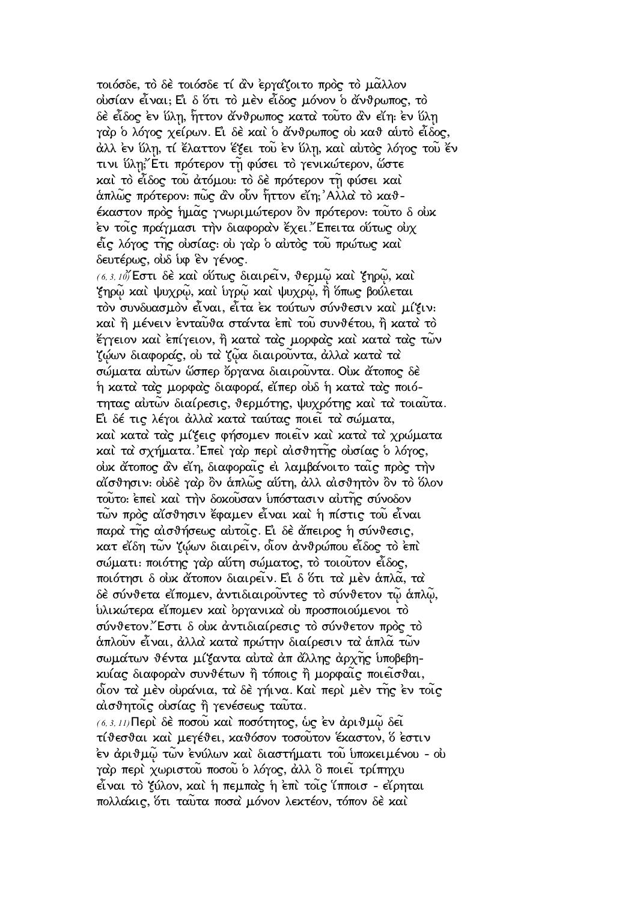τοιόσδε, τὸ δὲ τοιόσδε τί ἂν ἐργάζοιτο πρὸς τὸ μᾶλλον οὐσίαν εἶναι; Εἰ δ ὅτι τὸ μὲν εἶδος μόνον ὁ ἄνθρωπος, τὸ δὲ εἶδος ἐν ὕλῃ, ἧττον ἄνθρωπος κατὰ τοῦτο ἂν εἴη: ἐν ὕλῃ γὰρ ὁ λόγος χείρων. Εἰ δὲ καὶ ὁ ἄνθρωπος οὐ καθ αὑτὸ εἶδος, ἀλλ ἐν ὕλῃ, τί ἔλαττον ἕξει τοῦ ἐν ὕλῃ, καὶ αὐτὸς λόγος τοῦ ἔν τινι ὕλῃ; Ἔτι πρότερον τῇ φύσει τὸ γενικώτερον, ὥστε καὶ τὸ εἶδος τοῦ ἀτόμου: τὸ δὲ πρότερον τῇ φύσει καὶ ἁπλῶς πρότερον: πῶς ἂν οὖν ἧττον εἴη; Ἀλλὰ τὸ καθ-έκαστον πρὸς ἡμᾶς γνωριμώτερον ὂν πρότερον: τοῦτο δ οὐκ ἐν τοῖς πράγμασι τὴν διαφορὰν ἔχει. Ἔπειτα οὕτως οὐχ εἷς λόγος τῆς οὐσίας: οὐ γὰρ ὁ αὐτὸς τοῦ πρώτως καὶ δευτέρως, οὐδ ὑφ ἓν γένος.

(6, 3, 10) Ἔστι δὲ καὶ οὕτως διαιρεῖν, θερμῷ καὶ ξηρῷ, καὶ ξηρῷ καὶ ψυχρῷ, καὶ ὑγρῷ καὶ ψυχρῷ, ἢ ὅπως βούλεται τὸν συνδυασμὸν εἶναι, εἶτα ἐκ τούτων σύνθεσιν καὶ μίξιν: καὶ ἢ μένειν ἐνταῦθα στάντα ἐπὶ τοῦ συνθέτου, ἢ κατὰ τὸ ἔγγειον καὶ ἐπίγειον, ἢ κατὰ τὰς μορφὰς καὶ κατὰ τὰς τῶν ζῴων διαφοράς, οὐ τὰ ζῷα διαιροῦντα, ἀλλὰ κατὰ τὰ σώματα αὐτῶν ὥσπερ ὄργανα διαιροῦντα. Οὐκ ἄτοπος δὲ ἡ κατὰ τὰς μορφὰς διαφορά, εἴπερ οὐδ ἡ κατὰ τὰς ποιότητας αὐτῶν διαίρεσις, θερμότης, ψυχρότης καὶ τὰ τοιαῦτα. Εἰ δέ τις λέγοι ἀλλὰ κατὰ ταύτας ποιεῖ τὰ σώματα, καὶ κατὰ τὰς μίξεις φήσομεν ποιεῖν καὶ κατὰ τὰ χρώματα καὶ τὰ σχήματα. Ἐπεὶ γὰρ περὶ αἰσθητῆς οὐσίας ὁ λόγος, οὐκ ἄτοπος ἂν εἴη, διαφοραῖς εἰ λαμβάνοιτο ταῖς πρὸς τὴν αἴσθησιν: οὐδὲ γὰρ ὂν ἁπλῶς αὕτη, ἀλλ αἰσθητὸν ὂν τὸ ὅλον τοῦτο: ἐπεὶ καὶ τὴν δοκοῦσαν ὑπόστασιν αὐτῆς σύνοδον τῶν πρὸς αἴσθησιν ἔφαμεν εἶναι καὶ ἡ πίστις τοῦ εἶναι παρὰ τῆς αἰσθήσεως αὐτοῖς. Εἰ δὲ ἄπειρος ἡ σύνθεσις, κατ εἴδη τῶν ζῴων διαιρεῖν, οἷον ἀνθρώπου εἶδος τὸ ἐπὶ σώματι: ποιότης γὰρ αὕτη σώματος, τὸ τοιοῦτον εἶδος, ποιότησι δ οὐκ ἄτοπον διαιρεῖν. Εἰ δ ὅτι τὰ μὲν ἁπλᾶ, τὰ δὲ σύνθετα εἴπομεν, ἀντιδιαιροῦντες τὸ σύνθετον τῷ ἁπλῷ, ὑλικώτερα εἴπομεν καὶ ὀργανικὰ οὐ προσποιούμενοι τὸ σύνθετον. Ἔστι δ οὐκ ἀντιδιαίρεσις τὸ σύνθετον πρὸς τὸ ἁπλοῦν εἶναι, ἀλλὰ κατὰ πρώτην διαίρεσιν τὰ ἁπλᾶ τῶν σωμάτων θέντα μίξαντα αὐτὰ ἀπ ἄλλης ἀρχῆς ὑποβεβηκυίας διαφορὰν συνθέτων ἢ τόποις ἢ μορφαῖς ποιεῖσθαι, οἷον τὰ μὲν οὐράνια, τὰ δὲ γήινα. Καὶ περὶ μὲν τῆς ἐν τοῖς αἰσθητοῖς οὐσίας ἢ γενέσεως ταῦτα.

(6, 3, 11) Περὶ δὲ ποσοῦ καὶ ποσότητος, ὡς ἐν ἀριθμῷ δεῖ τίθεσθαι καὶ μεγέθει, καθόσον τοσοῦτον ἕκαστον, ὅ ἐστιν ἐν ἀριθμῷ τῶν ἐνύλων καὶ διαστήματι τοῦ ὑποκειμένου - οὐ γὰρ περὶ χωριστοῦ ποσοῦ ὁ λόγος, ἀλλ ὃ ποιεῖ τρίπηχυ εἶναι τὸ ξύλον, καὶ ἡ πεμπὰς ἡ ἐπὶ τοῖς ἵπποισ - εἴρηται πολλάκις, ὅτι ταῦτα ποσὰ μόνον λεκτέον, τόπον δὲ καὶ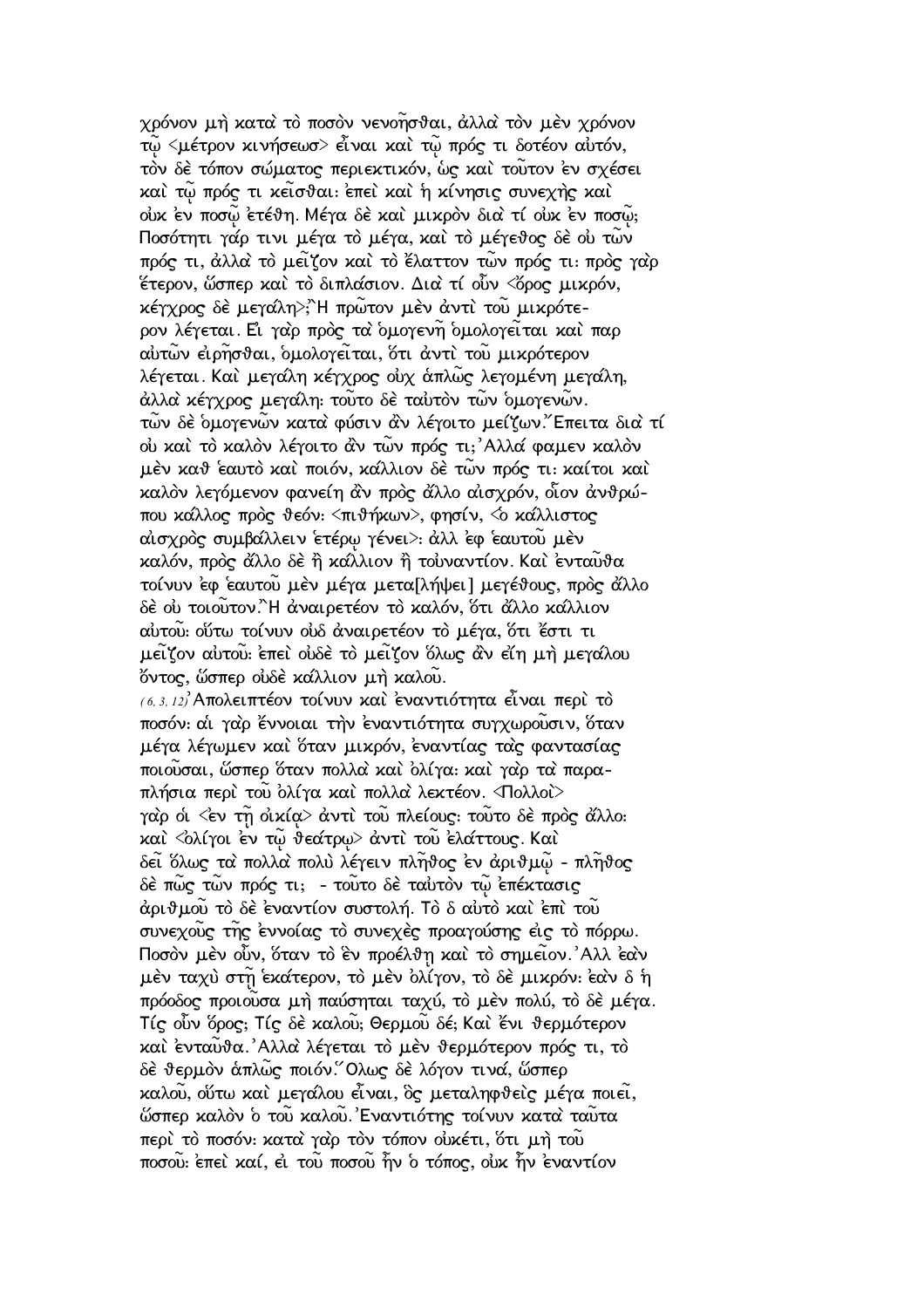χρόνον μὴ κατὰ τὸ ποσὸν νενοῆσθαι, ἀλλὰ τὸν μὲν χρόνον τῷ <μέτρον κινήσεωσ> εἶναι καὶ τῷ πρός τι δοτέον αὐτόν, τὸν δὲ τόπον σώματος περιεκτικόν, ὡς καὶ τοῦτον ἐν σχέσει καὶ τῷ πρός τι κεῖσθαι: ἐπεὶ καὶ ἡ κίνησις συνεχὴς καὶ οὐκ ἐν ποσῷ ἐτέθη. Μέγα δὲ καὶ μικρὸν διὰ τί οὐκ ἐν ποσῷ; Ποσότητι γάρ τινι μέγα τὸ μέγα, καὶ τὸ μέγεθος δὲ οὐ τῶν πρός τι, ἀλλὰ τὸ μεῖζον καὶ τὸ ἔλαττον τῶν πρός τι: πρὸς γὰρ ἕτερον, ὥσπερ καὶ τὸ διπλάσιον. Διὰ τί οὖν <ὄρος μικρόν, κέγχρος δὲ μεγάλη>;῾Η πρῶτον μὲν ἀντὶ τοῦ μικρότερον λέγεται. Εἰ γὰρ πρὸς τὰ ὁμογενῆ ὁμολογεῖται καὶ παρ αὐτῶν εἰρῆσθαι, ὁμολογεῖται, ὅτι ἀντὶ τοῦ μικρότερον λέγεται. Καὶ μεγάλη κέγχρος οὐχ ἁπλῶς λεγομένη μεγάλη, ἀλλὰ κέγχρος μεγάλη: τοῦτο δὲ ταὐτὸν τῶν ὁμογενῶν. τῶν δὲ ὁμογενῶν κατὰ φύσιν ἂν λέγοιτο μείζων.῎Επειτα διὰ τί οὐ καὶ τὸ καλὸν λέγοιτο ἂν τῶν πρός τι;᾿Αλλά φαμεν καλὸν μὲν καθ ἑαυτὸ καὶ ποιόν, κάλλιον δὲ τῶν πρός τι: καίτοι καὶ καλὸν λεγόμενον φανείη ἂν πρὸς ἄλλο αἰσχρόν, οἷον ἀνθρώπου κάλλος πρὸς θεόν: <πιθήκων>, φησίν, <ὁ κάλλιστος αἰσχρὸς συμβάλλειν ἑτέρῳ γένει>: ἀλλ ἐφ ἑαυτοῦ μὲν καλόν, πρὸς ἄλλο δὲ ἢ κάλλιον ἢ τοὐναντίον. Καὶ ἐνταῦθα τοίνυν ἐφ ἑαυτοῦ μὲν μέγα μετα[λήψει] μεγέθους, πρὸς ἄλλο δὲ οὐ τοιοῦτον.῾Η ἀναιρετέον τὸ καλόν, ὅτι ἄλλο κάλλιον αὐτοῦ: οὕτω τοίνυν οὐδ ἀναιρετέον τὸ μέγα, ὅτι ἔστι τι μεῖζον αὐτοῦ: ἐπεὶ οὐδὲ τὸ μεῖζον ὅλως ἂν εἴη μὴ μεγάλου ὄντος, ὥσπερ οὐδὲ κάλλιον μὴ καλοῦ.

(6, 3, 12)᾿Απολειπτέον τοίνυν καὶ ἐναντιότητα εἶναι περὶ τὸ ποσόν: αἱ γὰρ ἔννοιαι τὴν ἐναντιότητα συγχωροῦσιν, ὅταν μέγα λέγωμεν καὶ ὅταν μικρόν, ἐναντίας τὰς φαντασίας ποιοῦσαι, ὥσπερ ὅταν πολλὰ καὶ ὀλίγα: καὶ γὰρ τὰ παραπλήσια περὶ τοῦ ὀλίγα καὶ πολλὰ λεκτέον. <Πολλοὶ> γὰρ οἱ <ἐν τῇ οἰκίᾳ> ἀντὶ τοῦ πλείους: τοῦτο δὲ πρὸς ἄλλο: καὶ <ὀλίγοι ἐν τῷ θεάτρῳ> ἀντὶ τοῦ ἐλάττους. Καὶ δεῖ ὅλως τὰ πολλὰ πολὺ λέγειν πλῆθος ἐν ἀριθμῷ - πλῆθος δὲ πῶς τῶν πρός τι; - τοῦτο δὲ ταὐτὸν τῷ ἐπέκτασις ἀριθμοῦ τὸ δὲ ἐναντίον συστολή. Τὸ δ αὐτὸ καὶ ἐπὶ τοῦ συνεχοῦς τῆς ἐννοίας τὸ συνεχὲς προαγούσης εἰς τὸ πόρρω. Ποσὸν μὲν οὖν, ὅταν τὸ ἓν προέλθῃ καὶ τὸ σημεῖον.᾿Αλλ ἐὰν μὲν ταχὺ στῇ ἑκάτερον, τὸ μὲν ὀλίγον, τὸ δὲ μικρόν: ἐὰν δ ἡ πρόοδος προιοῦσα μὴ παύσηται ταχύ, τὸ μὲν πολύ, τὸ δὲ μέγα. Τίς οὖν ὅρος; Τίς δὲ καλοῦ; Θερμοῦ δέ; Καὶ ἔνι θερμότερον καὶ ἐνταῦθα.᾿Αλλὰ λέγεται τὸ μὲν θερμότερον πρός τι, τὸ δὲ θερμὸν ἁπλῶς ποιόν.῞Ολως δὲ λόγον τινά, ὥσπερ καλοῦ, οὕτω καὶ μεγάλου εἶναι, ὃς μεταληφθεὶς μέγα ποιεῖ, ὥσπερ καλὸν ὁ τοῦ καλοῦ.᾿Εναντιότης τοίνυν κατὰ ταῦτα περὶ τὸ ποσόν: κατὰ γὰρ τὸν τόπον οὐκέτι, ὅτι μὴ τοῦ ποσοῦ: ἐπεὶ καί, εἰ τοῦ ποσοῦ ἦν ὁ τόπος, οὐκ ἦν ἐναντίον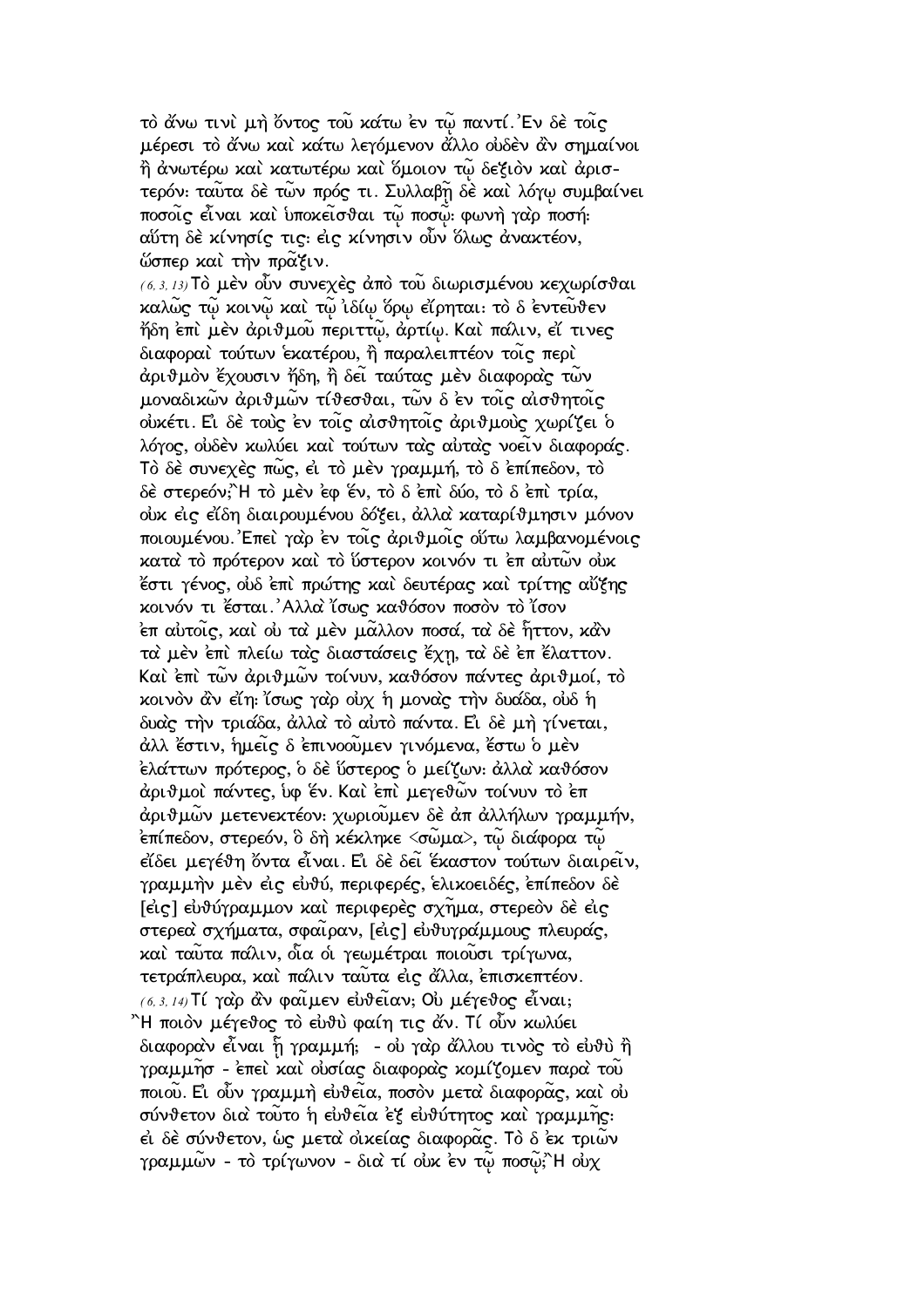τὸ ἄνω τινὶ μὴ ὄντος τοῦ κάτω ἐν τῷ παντί.᾿Εν δὲ τοῖς μέρεσι τὸ ἄνω καὶ κάτω λεγόμενον ἄλλο οὐδὲν ἂν σημαίνοι ἢ ἀνωτέρω καὶ κατωτέρω καὶ ὅμοιον τῷ δεξιὸν καὶ ἀριστερόν: ταῦτα δὲ τῶν πρός τι. Συλλαβῇ δὲ καὶ λόγῳ συμβαίνει ποσοῖς εἶναι καὶ ὑποκεῖσθαι τῷ ποσῷ: φωνὴ γὰρ ποσή: αὕτη δὲ κίνησίς τις: εἰς κίνησιν οὖν ὅλως ἀνακτέον, ὥσπερ καὶ τὴν πρᾶξιν.

(6, 3, 13) Τὸ μὲν οὖν συνεχὲς ἀπὸ τοῦ διωρισμένου κεχωρίσθαι καλῶς τῷ κοινῷ καὶ τῷ ἰδίῳ ὅρῳ εἴρηται: τὸ δ ἐντεῦθεν ἤδη ἐπὶ μὲν ἀριθμοῦ περιττῷ, ἀρτίῳ. Καὶ πάλιν, εἴ τινες διαφοραὶ τούτων ἑκατέρου, ἢ παραλειπτέον τοῖς περὶ ἀριθμὸν ἔχουσιν ἤδη, ἢ δεῖ ταύτας μὲν διαφορὰς τῶν μοναδικῶν ἀριθμῶν τίθεσθαι, τῶν δ ἐν τοῖς αἰσθητοῖς οὐκέτι. Εἰ δὲ τοὺς ἐν τοῖς αἰσθητοῖς ἀριθμοὺς χωρίζει ὁ λόγος, οὐδὲν κωλύει καὶ τούτων τὰς αὐτὰς νοεῖν διαφοράς. Τὸ δὲ συνεχὲς πῶς, εἰ τὸ μὲν γραμμή, τὸ δ ἐπίπεδον, τὸ δὲ στερεόν;῏Η τὸ μὲν ἐφ ἕν, τὸ δ ἐπὶ δύο, τὸ δ ἐπὶ τρία, οὐκ εἰς εἴδη διαιρουμένου δόξει, ἀλλὰ καταρίθμησιν μόνον ποιουμένου.᾿Επεὶ γὰρ ἐν τοῖς ἀριθμοῖς οὕτω λαμβανομένοις κατὰ τὸ πρότερον καὶ τὸ ὕστερον κοινόν τι ἐπ αὐτῶν οὐκ ἔστι γένος, οὐδ ἐπὶ πρώτης καὶ δευτέρας καὶ τρίτης αὔξης κοινόν τι ἔσται.᾿Αλλὰ ἴσως καθόσον ποσὸν τὸ ἴσον ἐπ αὐτοῖς, καὶ οὐ τὰ μὲν μᾶλλον ποσά, τὰ δὲ ἧττον, κἂν τὰ μὲν ἐπὶ πλείω τὰς διαστάσεις ἔχῃ, τὰ δὲ ἐπ ἔλαττον. Καὶ ἐπὶ τῶν ἀριθμῶν τοίνυν, καθόσον πάντες ἀριθμοί, τὸ κοινὸν ἂν εἴη: ἴσως γὰρ οὐχ ἡ μονὰς τὴν δυάδα, οὐδ ἡ δυὰς τὴν τριάδα, ἀλλὰ τὸ αὐτὸ πάντα. Εἰ δὲ μὴ γίνεται, ἀλλ ἔστιν, ἡμεῖς δ ἐπινοοῦμεν γινόμενα, ἔστω ὁ μὲν ἐλάττων πρότερος, ὁ δὲ ὕστερος ὁ μείζων: ἀλλὰ καθόσον ἀριθμοὶ πάντες, ὑφ ἕν. Καὶ ἐπὶ μεγεθῶν τοίνυν τὸ ἐπ ἀριθμῶν μετενεκτέον: χωριοῦμεν δὲ ἀπ ἀλλήλων γραμμήν, ἐπίπεδον, στερεόν, ὃ δὴ κέκληκε <σῶμα>, τῷ διάφορα τῷ εἴδει μεγέθη ὄντα εἶναι. Εἰ δὲ δεῖ ἕκαστον τούτων διαιρεῖν, γραμμὴν μὲν εἰς εὐθύ, περιφερές, ἑλικοειδές, ἐπίπεδον δὲ [εἰς] εὐθύγραμμον καὶ περιφερὲς σχῆμα, στερεὸν δὲ εἰς στερεὰ σχήματα, σφαῖραν, [εἰς] εὐθυγράμμους πλευράς, καὶ ταῦτα πάλιν, οἷα οἱ γεωμέτραι ποιοῦσι τρίγωνα, τετράπλευρα, καὶ πάλιν ταῦτα εἰς ἄλλα, ἐπισκεπτέον.

(6, 3, 14) Τί γὰρ ἂν φαῖμεν εὐθεῖαν; Οὐ μέγεθος εἶναι;῏Η ποιὸν μέγεθος τὸ εὐθὺ φαίη τις ἄν. Τί οὖν κωλύει διαφορὰν εἶναι ᾗ γραμμή; - οὐ γὰρ ἄλλου τινὸς τὸ εὐθὺ ἢ γραμμῆσ - ἐπεὶ καὶ οὐσίας διαφορὰς κομίζομεν παρὰ τοῦ ποιοῦ. Εἰ οὖν γραμμὴ εὐθεῖα, ποσὸν μετὰ διαφορᾶς, καὶ οὐ σύνθετον διὰ τοῦτο ἡ εὐθεῖα ἐξ εὐθύτητος καὶ γραμμῆς: εἰ δὲ σύνθετον, ὡς μετὰ οἰκείας διαφορᾶς. Τὸ δ ἐκ τριῶν γραμμῶν - τὸ τρίγωνον - διὰ τί οὐκ ἐν τῷ ποσῷ;῏Η οὐχ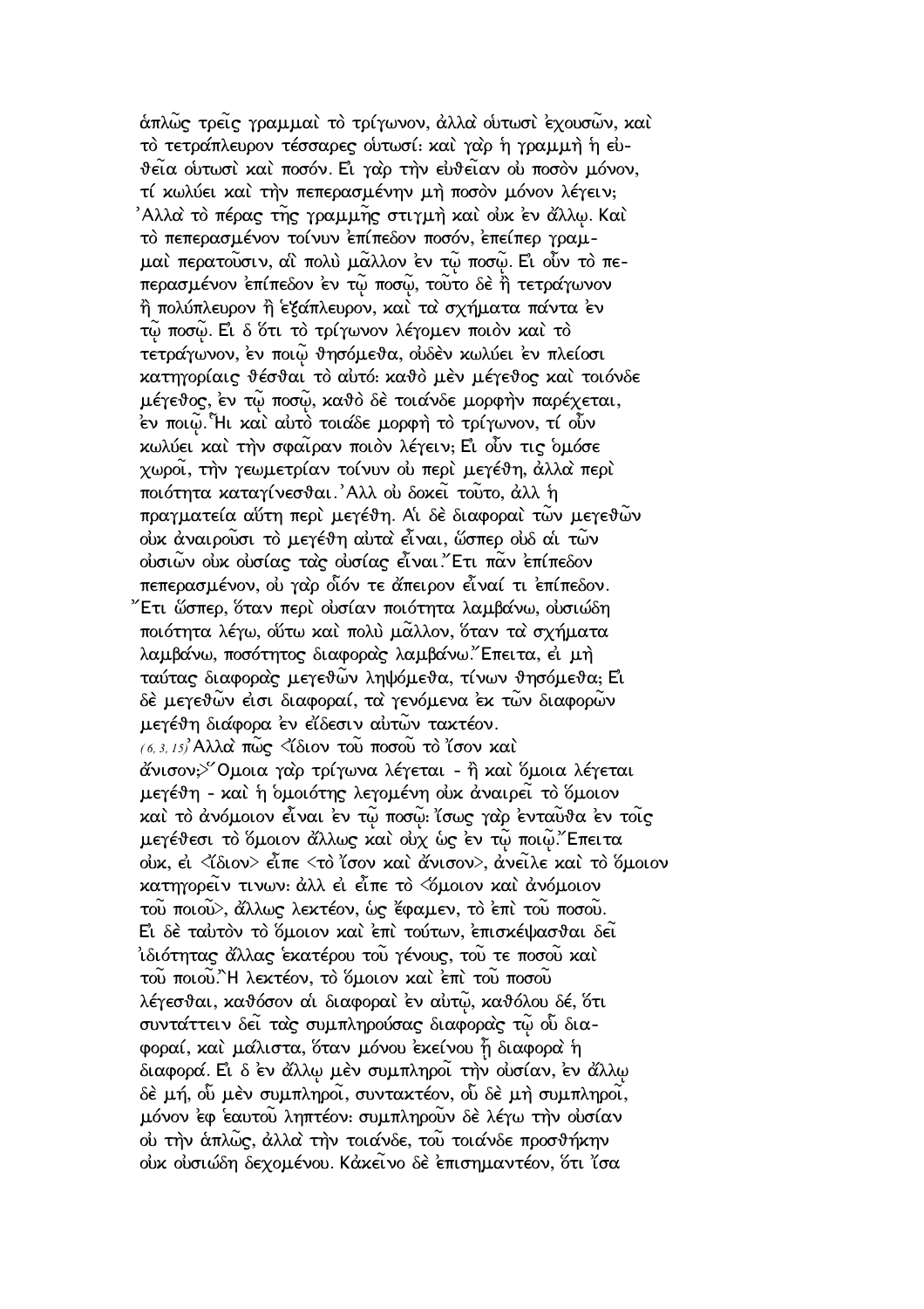ἁπλῶς τρεῖς γραμμαὶ τὸ τρίγωνον, ἀλλὰ οὑτωσὶ ἐχουσῶν, καὶ τὸ τετράπλευρον τέσσαρες οὑτωσί· καὶ γὰρ ἡ γραμμὴ ἡ εὐθεῖα οὑτωσὶ καὶ ποσόν. Εἰ γὰρ τὴν εὐθεῖαν οὐ ποσὸν μόνον, τί κωλύει καὶ τὴν πεπερασμένην μὴ ποσὸν μόνον λέγειν; Ἀλλὰ τὸ πέρας τῆς γραμμῆς στιγμὴ καὶ οὐκ ἐν ἄλλῳ. Καὶ τὸ πεπερασμένον τοίνυν ἐπίπεδον ποσόν, ἐπείπερ γραμμαὶ περατοῦσιν, αἳ πολὺ μᾶλλον ἐν τῷ ποσῷ. Εἰ οὖν τὸ πεπερασμένον ἐπίπεδον ἐν τῷ ποσῷ, τοῦτο δὲ ἢ τετράγωνον ἢ πολύπλευρον ἢ ἑξάπλευρον, καὶ τὰ σχήματα πάντα ἐν τῷ ποσῷ. Εἰ δ ὅτι τὸ τρίγωνον λέγομεν ποιὸν καὶ τὸ τετράγωνον, ἐν ποιῷ θησόμεθα, οὐδὲν κωλύει ἐν πλείοσι κατηγορίαις θέσθαι τὸ αὐτό· καθὸ μὲν μέγεθος καὶ τοιόνδε μέγεθος, ἐν τῷ ποσῷ, καθὸ δὲ τοιάνδε μορφὴν παρέχεται, ἐν ποιῷ. Ἧι καὶ αὐτὸ τοιάδε μορφὴ τὸ τρίγωνον, τί οὖν κωλύει καὶ τὴν σφαῖραν ποιὸν λέγειν; Εἰ οὖν τις ὁμόσε χωροῖ, τὴν γεωμετρίαν τοίνυν οὐ περὶ μεγέθη, ἀλλὰ περὶ ποιότητα καταγίνεσθαι. Ἀλλ οὐ δοκεῖ τοῦτο, ἀλλ ἡ πραγματεία αὕτη περὶ μεγέθη. Αἱ δὲ διαφοραὶ τῶν μεγεθῶν οὐκ ἀναιροῦσι τὸ μεγέθη αὐτὰ εἶναι, ὥσπερ οὐδ αἱ τῶν οὐσιῶν οὐκ οὐσίας τὰς οὐσίας εἶναι. Ἔτι πᾶν ἐπίπεδον πεπερασμένον, οὐ γὰρ οἷόν τε ἄπειρον εἶναί τι ἐπίπεδον. Ἔτι ὥσπερ, ὅταν περὶ οὐσίαν ποιότητα λαμβάνω, οὐσιώδη ποιότητα λέγω, οὕτω καὶ πολὺ μᾶλλον, ὅταν τὰ σχήματα λαμβάνω, ποσότητος διαφορὰς λαμβάνω. Ἔπειτα, εἰ μὴ ταύτας διαφορὰς μεγεθῶν ληψόμεθα, τίνων θησόμεθα; Εἰ δὲ μεγεθῶν εἰσι διαφοραί, τὰ γενόμενα ἐκ τῶν διαφορῶν μεγέθη διάφορα ἐν εἴδεσιν αὐτῶν τακτέον.

(6, 3, 15) Ἀλλὰ πῶς <ἴδιον τοῦ ποσοῦ τὸ ἴσον καὶ ἄνισον;> Ὅμοια γὰρ τρίγωνα λέγεται - ἢ καὶ ὅμοια λέγεται μεγέθη - καὶ ἡ ὁμοιότης λεγομένη οὐκ ἀναιρεῖ τὸ ὅμοιον καὶ τὸ ἀνόμοιον εἶναι ἐν τῷ ποσῷ· ἴσως γὰρ ἐνταῦθα ἐν τοῖς μεγέθεσι τὸ ὅμοιον ἄλλως καὶ οὐχ ὡς ἐν τῷ ποιῷ. Ἔπειτα οὐκ, εἰ <ἴδιον> εἶπε <τὸ ἴσον καὶ ἄνισον>, ἀνεῖλε καὶ τὸ ὅμοιον κατηγορεῖν τινων· ἀλλ εἰ εἶπε τὸ <ὅμοιον καὶ ἀνόμοιον τοῦ ποιοῦ>, ἄλλως λεκτέον, ὡς ἔφαμεν, τὸ ἐπὶ τοῦ ποσοῦ. Εἰ δὲ ταὐτὸν τὸ ὅμοιον καὶ ἐπὶ τούτων, ἐπισκέψασθαι δεῖ ἰδιότητας ἄλλας ἑκατέρου τοῦ γένους, τοῦ τε ποσοῦ καὶ τοῦ ποιοῦ. Ἢ λεκτέον, τὸ ὅμοιον καὶ ἐπὶ τοῦ ποσοῦ λέγεσθαι, καθόσον αἱ διαφοραὶ ἐν αὐτῷ, καθόλου δέ, ὅτι συντάττειν δεῖ τὰς συμπληρούσας διαφορὰς τῷ οὗ διαφοραί, καὶ μάλιστα, ὅταν μόνου ἐκείνου ᾖ ἡ διαφορὰ ἡ διαφορά. Εἰ δ ἐν ἄλλῳ μὲν συμπληροῖ τὴν οὐσίαν, ἐν ἄλλῳ δὲ μή, οὗ μὲν συμπληροῖ, συντακτέον, οὗ δὲ μὴ συμπληροῖ, μόνον ἐφ ἑαυτοῦ ληπτέον· συμπληροῦν δὲ λέγω τὴν οὐσίαν οὐ τὴν ἁπλῶς, ἀλλὰ τὴν τοιάνδε, τοῦ τοιάνδε προσθήκην οὐκ οὐσιώδη δεχομένου. Κἀκεῖνο δὲ ἐπισημαντέον, ὅτι ἴσα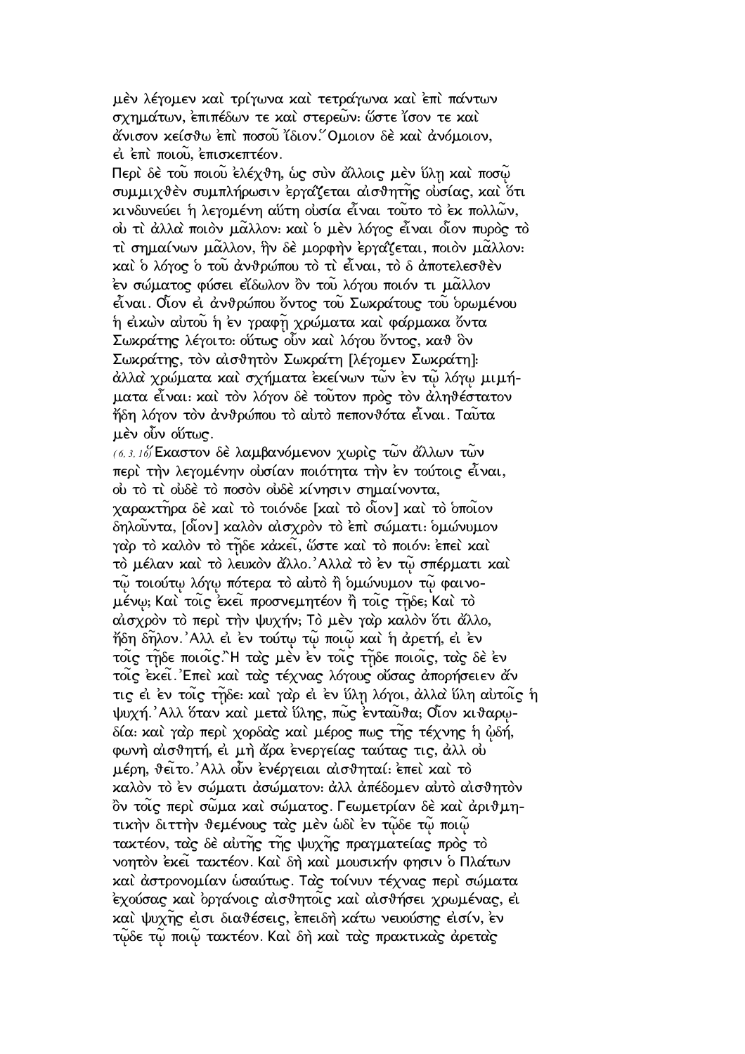μὲν λέγομεν καὶ τρίγωνα καὶ τετράγωνα καὶ ἐπὶ πάντων σχημάτων, ἐπιπέδων τε καὶ στερεῶν: ὥστε ἴσον τε καὶ ἄνισον κείσθω ἐπὶ ποσοῦ ἴδιον.῞Ομοιον δὲ καὶ ἀνόμοιον, εἰ ἐπὶ ποιοῦ, ἐπισκεπτέον.

Περὶ δὲ τοῦ ποιοῦ ἐλέχθη, ὡς σὺν ἄλλοις μὲν ὕλῃ καὶ ποσῷ συμμιχθὲν συμπλήρωσιν ἐργάζεται αἰσθητῆς οὐσίας, καὶ ὅτι κινδυνεύει ἡ λεγομένη αὕτη οὐσία εἶναι τοῦτο τὸ ἐκ πολλῶν, οὐ τὶ ἀλλὰ ποιὸν μᾶλλον: καὶ ὁ μὲν λόγος εἶναι οἷον πυρὸς τὸ τὶ σημαίνων μᾶλλον, ἣν δὲ μορφὴν ἐργάζεται, ποιὸν μᾶλλον: καὶ ὁ λόγος ὁ τοῦ ἀνθρώπου τὸ τὶ εἶναι, τὸ δ ἀποτελεσθὲν ἐν σώματος φύσει εἴδωλον ὂν τοῦ λόγου ποιόν τι μᾶλλον εἶναι. Οἷον εἰ ἀνθρώπου ὄντος τοῦ Σωκράτους τοῦ ὁρωμένου ἡ εἰκὼν αὐτοῦ ἡ ἐν γραφῇ χρώματα καὶ φάρμακα ὄντα Σωκράτης λέγοιτο: οὕτως οὖν καὶ λόγου ὄντος, καθ ὃν Σωκράτης, τὸν αἰσθητὸν Σωκράτη [λέγομεν Σωκράτη]: ἀλλὰ χρώματα καὶ σχήματα ἐκείνων τῶν ἐν τῷ λόγῳ μιμήματα εἶναι: καὶ τὸν λόγον δὲ τοῦτον πρὸς τὸν ἀληθέστατον ἤδη λόγον τὸν ἀνθρώπου τὸ αὐτὸ πεπονθότα εἶναι. Ταῦτα μὲν οὖν οὕτως.

(6, 3, 16) Ἕκαστον δὲ λαμβανόμενον χωρὶς τῶν ἄλλων τῶν περὶ τὴν λεγομένην οὐσίαν ποιότητα τὴν ἐν τούτοις εἶναι, οὐ τὸ τὶ οὐδὲ τὸ ποσὸν οὐδὲ κίνησιν σημαίνοντα, χαρακτῆρα δὲ καὶ τὸ τοιόνδε [καὶ τὸ οἷον] καὶ τὸ ὁποῖον δηλοῦντα, [οἷον] καλὸν αἰσχρὸν τὸ ἐπὶ σώματι: ὁμώνυμον γὰρ τὸ καλὸν τὸ τῇδε κἀκεῖ, ὥστε καὶ τὸ ποιόν: ἐπεὶ καὶ τὸ μέλαν καὶ τὸ λευκὸν ἄλλο.᾿Αλλὰ τὸ ἐν τῷ σπέρματι καὶ τῷ τοιούτῳ λόγῳ πότερα τὸ αὐτὸ ἢ ὁμώνυμον τῷ φαινομένῳ; Καὶ τοῖς ἐκεῖ προσνεμητέον ἢ τοῖς τῇδε; Καὶ τὸ αἰσχρὸν τὸ περὶ τὴν ψυχήν; Τὸ μὲν γὰρ καλὸν ὅτι ἄλλο, ἤδη δῆλον.᾿Αλλ εἰ ἐν τούτῳ τῷ ποιῷ καὶ ἡ ἀρετή, εἰ ἐν τοῖς τῇδε ποιοῖς.῍Η τὰς μὲν ἐν τοῖς τῇδε ποιοῖς, τὰς δὲ ἐν τοῖς ἐκεῖ.᾿Επεὶ καὶ τὰς τέχνας λόγους οὔσας ἀπορήσειεν ἄν τις εἰ ἐν τοῖς τῇδε: καὶ γὰρ εἰ ἐν ὕλῃ λόγοι, ἀλλὰ ὕλη αὐτοῖς ἡ ψυχή.᾿Αλλ ὅταν καὶ μετὰ ὕλης, πῶς ἐνταῦθα; Οἷον κιθαρῳδία: καὶ γὰρ περὶ χορδὰς καὶ μέρος πως τῆς τέχνης ἡ ᾠδή, φωνὴ αἰσθητή, εἰ μὴ ἄρα ἐνεργείας ταύτας τις, ἀλλ οὐ μέρη, θεῖτο.᾿Αλλ οὖν ἐνέργειαι αἰσθηταί: ἐπεὶ καὶ τὸ καλὸν τὸ ἐν σώματι ἀσώματον: ἀλλ ἀπέδομεν αὐτὸ αἰσθητὸν ὂν τοῖς περὶ σῶμα καὶ σώματος. Γεωμετρίαν δὲ καὶ ἀριθμητικὴν διττὴν θεμένους τὰς μὲν ὡδὶ ἐν τῷδε τῷ ποιῷ τακτέον, τὰς δὲ αὐτῆς τῆς ψυχῆς πραγματείας πρὸς τὸ νοητὸν ἐκεῖ τακτέον. Καὶ δὴ καὶ μουσικήν φησιν ὁ Πλάτων καὶ ἀστρονομίαν ὡσαύτως. Τὰς τοίνυν τέχνας περὶ σώματα ἐχούσας καὶ ὀργάνοις αἰσθητοῖς καὶ αἰσθήσει χρωμένας, εἰ καὶ ψυχῆς εἰσι διαθέσεις, ἐπειδὴ κάτω νευούσης εἰσίν, ἐν τῷδε τῷ ποιῷ τακτέον. Καὶ δὴ καὶ τὰς πρακτικὰς ἀρετὰς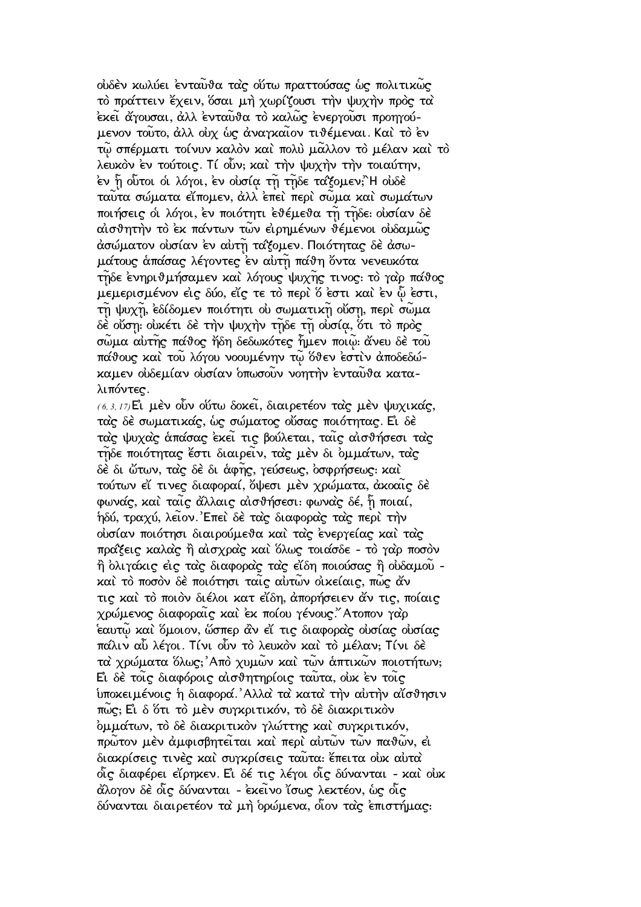οὐδὲν κωλύει ἐνταῦθα τὰς οὕτω πραττούσας ὡς πολιτικῶς τὸ πράττειν ἔχειν, ὅσαι μὴ χωρίζουσι τὴν ψυχὴν πρὸς τὰ ἐκεῖ ἄγουσαι, ἀλλ ἐνταῦθα τὸ καλῶς ἐνεργοῦσι προηγούμενον τοῦτο, ἀλλ οὐχ ὡς ἀναγκαῖον τιθέμεναι. Καὶ τὸ ἐν τῷ σπέρματι τοίνυν καλὸν καὶ πολὺ μᾶλλον τὸ μέλαν καὶ τὸ λευκὸν ἐν τούτοις. Τί οὖν; καὶ τὴν ψυχὴν τὴν τοιαύτην, ἐν ᾗ οὗτοι οἱ λόγοι, ἐν οὐσίᾳ τῇ τῇδε τάξομεν; Ἢ οὐδὲ ταῦτα σώματα εἴπομεν, ἀλλ ἐπεὶ περὶ σῶμα καὶ σωμάτων ποιήσεις οἱ λόγοι, ἐν ποιότητι ἐθέμεθα τῇ τῇδε· οὐσίαν δὲ αἰσθητὴν τὸ ἐκ πάντων τῶν εἰρημένων θέμενοι οὐδαμῶς ἀσώματον οὐσίαν ἐν αὐτῇ τάξομεν. Ποιότητας δὲ ἀσωμάτους ἁπάσας λέγοντες ἐν αὐτῇ πάθη ὄντα νενευκότα τῇδε ἐνηριθμήσαμεν καὶ λόγους ψυχῆς τινος· τὸ γὰρ πάθος μεμερισμένον εἰς δύο, εἴς τε τὸ περὶ ὅ ἐστι καὶ ἐν ᾧ ἐστι, τῇ ψυχῇ, ἐδίδομεν ποιότητι οὐ σωματικῇ οὔσῃ, περὶ σῶμα δὲ οὔσῃ· οὐκέτι δὲ τὴν ψυχὴν τῇδε τῇ οὐσίᾳ, ὅτι τὸ πρὸς σῶμα αὐτῆς πάθος ἤδη δεδωκότες ἦμεν ποιῷ· ἄνευ δὲ τοῦ πάθους καὶ τοῦ λόγου νοουμένην τῷ ὅθεν ἐστὶν ἀποδεδώκαμεν οὐδεμίαν οὐσίαν ὁπωσοῦν νοητὴν ἐνταῦθα καταλιπόντες.

(6, 3, 17) Εἰ μὲν οὖν οὕτω δοκεῖ, διαιρετέον τὰς μὲν ψυχικάς, τὰς δὲ σωματικάς, ὡς σώματος οὔσας ποιότητας. Εἰ δὲ τὰς ψυχὰς ἁπάσας ἐκεῖ τις βούλεται, ταῖς αἰσθήσεσι τὰς τῇδε ποιότητας ἔστι διαιρεῖν, τὰς μὲν δι ὀμμάτων, τὰς δὲ δι ὤτων, τὰς δὲ δι ἁφῆς, γεύσεως, ὀσφρήσεως· καὶ τούτων εἴ τινες διαφοραί, ὄψεσι μὲν χρώματα, ἀκοαῖς δὲ φωνάς, καὶ ταῖς ἄλλαις αἰσθήσεσι· φωνὰς δέ, ᾗ ποιαί, ἡδύ, τραχύ, λεῖον. Ἐπεὶ δὲ τὰς διαφορὰς τὰς περὶ τὴν οὐσίαν ποιότησι διαιρούμεθα καὶ τὰς ἐνεργείας καὶ τὰς πράξεις καλὰς ἢ αἰσχρὰς καὶ ὅλως τοιάσδε - τὸ γὰρ ποσὸν ἢ ὀλιγάκις εἰς τὰς διαφορὰς τὰς εἴδη ποιούσας ἢ οὐδαμοῦ - καὶ τὸ ποσὸν δὲ ποιότησι ταῖς αὐτῶν οἰκείαις, πῶς ἄν τις καὶ τὸ ποιὸν διέλοι κατ εἴδη, ἀπορήσειεν ἄν τις, ποίαις χρώμενος διαφοραῖς καὶ ἐκ ποίου γένους. Ἄτοπον γὰρ ἑαυτῷ καὶ ὅμοιον, ὥσπερ ἂν εἴ τις διαφορὰς οὐσίας οὐσίας πάλιν αὖ λέγοι. Τίνι οὖν τὸ λευκὸν καὶ τὸ μέλαν; Τίνι δὲ τὰ χρώματα ὅλως; Ἀπὸ χυμῶν καὶ τῶν ἁπτικῶν ποιοτήτων; Εἰ δὲ τοῖς διαφόροις αἰσθητηρίοις ταῦτα, οὐκ ἐν τοῖς ὑποκειμένοις ἡ διαφορά. Ἀλλὰ τὰ κατὰ τὴν αὐτὴν αἴσθησιν πῶς; Εἰ δ ὅτι τὸ μὲν συγκριτικόν, τὸ δὲ διακριτικὸν ὀμμάτων, τὸ δὲ διακριτικὸν γλώττης καὶ συγκριτικόν, πρῶτον μὲν ἀμφισβητεῖται καὶ περὶ αὐτῶν τῶν παθῶν, εἰ διακρίσεις τινὲς καὶ συγκρίσεις ταῦτα· ἔπειτα οὐκ αὐτὰ οἷς διαφέρει εἴρηκεν. Εἰ δέ τις λέγοι οἷς δύνανται - καὶ οὐκ ἄλογον δὲ οἷς δύνανται - ἐκεῖνο ἴσως λεκτέον, ὡς οἷς δύνανται διαιρετέον τὰ μὴ ὁρώμενα, οἷον τὰς ἐπιστήμας·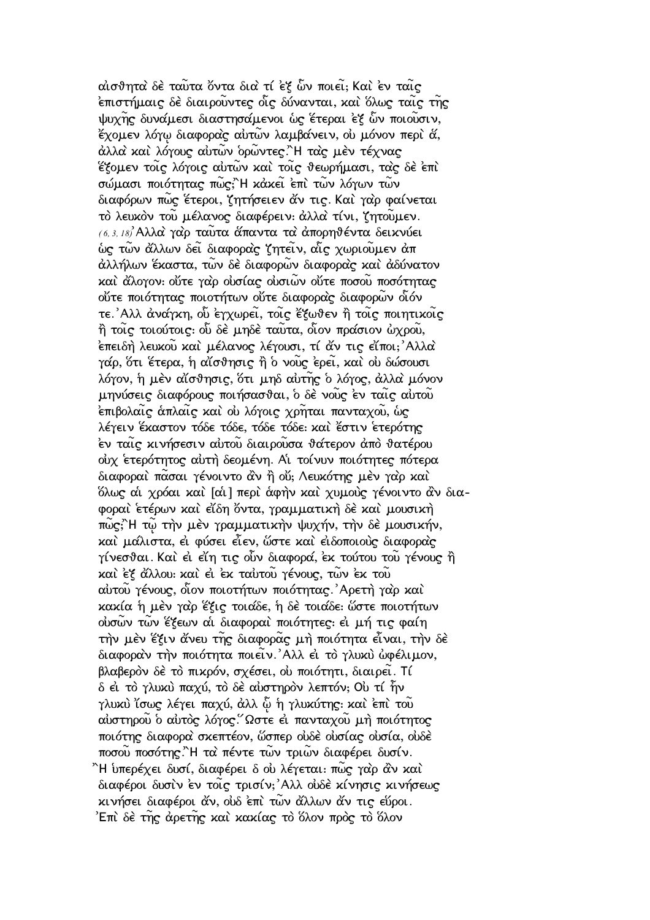αἰσθητὰ δὲ ταῦτα ὄντα διὰ τί ἐξ ὧν ποιεῖ; Καὶ ἐν ταῖς ἐπιστήμαις δὲ διαιροῦντες οἷς δύνανται, καὶ ὅλως ταῖς τῆς ψυχῆς δυνάμεσι διαστησάμενοι ὡς ἕτεραι ἐξ ὧν ποιοῦσιν, ἔχομεν λόγῳ διαφορὰς αὐτῶν λαμβάνειν, οὐ μόνον περὶ ἅ, ἀλλὰ καὶ λόγους αὐτῶν ὁρῶντες. Ἢ τὰς μὲν τέχνας ἕξομεν τοῖς λόγοις αὐτῶν καὶ τοῖς θεωρήμασι, τὰς δὲ ἐπὶ σώμασι ποιότητας πῶς; Ἢ κἀκεῖ ἐπὶ τῶν λόγων τῶν διαφόρων πῶς ἕτεροι, ζητήσειεν ἄν τις. Καὶ γὰρ φαίνεται τὸ λευκὸν τοῦ μέλανος διαφέρειν· ἀλλὰ τίνι, ζητοῦμεν. *(6, 3, 18)* Ἀλλὰ γὰρ ταῦτα ἅπαντα τὰ ἀπορηθέντα δεικνύει ὡς τῶν ἄλλων δεῖ διαφορὰς ζητεῖν, αἷς χωριοῦμεν ἀπ ἀλλήλων ἕκαστα, τῶν δὲ διαφορῶν διαφορὰς καὶ ἀδύνατον καὶ ἄλογον· οὔτε γὰρ οὐσίας οὐσιῶν οὔτε ποσοῦ ποσότητας οὔτε ποιότητας ποιοτήτων οὔτε διαφορὰς διαφορῶν οἷόν τε. Ἀλλ ἀνάγκη, οὗ ἐγχωρεῖ, τοῖς ἔξωθεν ἢ τοῖς ποιητικοῖς ἢ τοῖς τοιούτοις· οὗ δὲ μηδὲ ταῦτα, οἷον πράσιον ὠχροῦ, ἐπειδὴ λευκοῦ καὶ μέλανος λέγουσι, τί ἄν τις εἴποι; Ἀλλὰ γάρ, ὅτι ἕτερα, ἡ αἴσθησις ἢ ὁ νοῦς ἐρεῖ, καὶ οὐ δώσουσι λόγον, ἡ μὲν αἴσθησις, ὅτι μηδ αὐτῆς ὁ λόγος, ἀλλὰ μόνον μηνύσεις διαφόρους ποιήσασθαι, ὁ δὲ νοῦς ἐν ταῖς αὐτοῦ ἐπιβολαῖς ἁπλαῖς καὶ οὐ λόγοις χρῆται πανταχοῦ, ὡς λέγειν ἕκαστον τόδε τόδε, τόδε τόδε· καὶ ἔστιν ἑτερότης ἐν ταῖς κινήσεσιν αὐτοῦ διαιροῦσα θάτερον ἀπὸ θατέρου οὐχ ἑτερότητος αὐτὴ δεομένη. Αἱ τοίνυν ποιότητες πότερα διαφοραὶ πᾶσαι γένοιντο ἂν ἢ οὔ; Λευκότης μὲν γὰρ καὶ ὅλως αἱ χρόαι καὶ [αἱ] περὶ ἁφὴν καὶ χυμοὺς γένοιντο ἂν διαφοραὶ ἑτέρων καὶ εἴδη ὄντα, γραμματικὴ δὲ καὶ μουσικὴ πῶς; Ἢ τῷ τὴν μὲν γραμματικὴν ψυχήν, τὴν δὲ μουσικήν, καὶ μάλιστα, εἰ φύσει εἶεν, ὥστε καὶ εἰδοποιοὺς διαφορὰς γίνεσθαι. Καὶ εἰ εἴη τις οὖν διαφορά, ἐκ τούτου τοῦ γένους ἢ καὶ ἐξ ἄλλου· καὶ εἰ ἐκ ταὐτοῦ γένους, τῶν ἐκ τοῦ αὐτοῦ γένους, οἷον ποιοτήτων ποιότητας. Ἀρετὴ γὰρ καὶ κακία ἡ μὲν γὰρ ἕξις τοιάδε, ἡ δὲ τοιάδε· ὥστε ποιοτήτων οὐσῶν τῶν ἕξεων αἱ διαφοραὶ ποιότητες· εἰ μή τις φαίη τὴν μὲν ἕξιν ἄνευ τῆς διαφορᾶς μὴ ποιότητα εἶναι, τὴν δὲ διαφορὰν τὴν ποιότητα ποιεῖν. Ἀλλ εἰ τὸ γλυκὺ ὠφέλιμον, βλαβερὸν δὲ τὸ πικρόν, σχέσει, οὐ ποιότητι, διαιρεῖ. Τί δ εἰ τὸ γλυκὺ παχύ, τὸ δὲ αὐστηρὸν λεπτόν; Οὐ τί ἦν γλυκὺ ἴσως λέγει παχύ, ἀλλ ᾧ ἡ γλυκύτης· καὶ ἐπὶ τοῦ αὐστηροῦ ὁ αὐτὸς λόγος. Ὥστε εἰ πανταχοῦ μὴ ποιότητος ποιότης διαφορὰ σκεπτέον, ὥσπερ οὐδὲ οὐσίας οὐσία, οὐδὲ ποσοῦ ποσότης. Ἢ τὰ πέντε τῶν τριῶν διαφέρει δυσίν. Ἢ ὑπερέχει δυσί, διαφέρει δ οὐ λέγεται· πῶς γὰρ ἂν καὶ διαφέροι δυσὶν ἐν τοῖς τρισίν; Ἀλλ οὐδὲ κίνησις κινήσεως κινήσει διαφέροι ἄν, οὐδ ἐπὶ τῶν ἄλλων ἄν τις εὕροι. Ἐπὶ δὲ τῆς ἀρετῆς καὶ κακίας τὸ ὅλον πρὸς τὸ ὅλον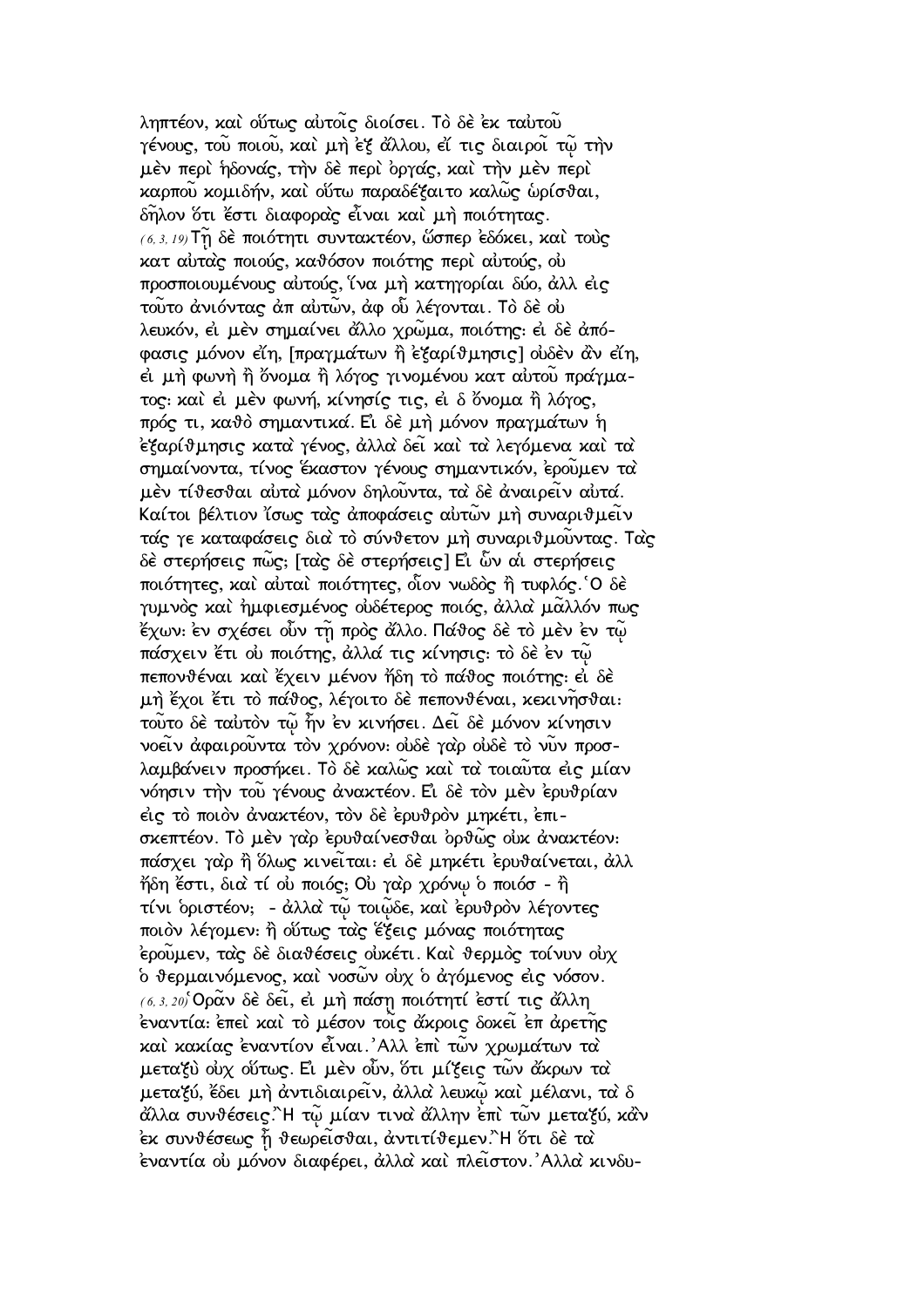ληπτέον, καὶ οὕτως αὐτοῖς διοίσει. Τὸ δὲ ἐκ ταὐτοῦ γένους, τοῦ ποιοῦ, καὶ μὴ ἐξ ἄλλου, εἴ τις διαιροῖ τῷ τὴν μὲν περὶ ἡδονάς, τὴν δὲ περὶ ὀργάς, καὶ τὴν μὲν περὶ καρποῦ κομιδήν, καὶ οὕτω παραδέξαιτο καλῶς ὡρίσθαι, δῆλον ὅτι ἔστι διαφορὰς εἶναι καὶ μὴ ποιότητας.

(6, 3, 19) Τῇ δὲ ποιότητι συντακτέον, ὥσπερ ἐδόκει, καὶ τοὺς κατ αὐτὰς ποιούς, καθόσον ποιότης περὶ αὐτούς, οὐ προσποιουμένους αὐτούς, ἵνα μὴ κατηγορίαι δύο, ἀλλ εἰς τοῦτο ἀνιόντας ἀπ αὐτῶν, ἀφ οὗ λέγονται. Τὸ δὲ οὐ λευκόν, εἰ μὲν σημαίνει ἄλλο χρῶμα, ποιότης: εἰ δὲ ἀπόφασις μόνον εἴη, [πραγμάτων ἢ ἐξαρίθμησις] οὐδὲν ἂν εἴη, εἰ μὴ φωνὴ ἢ ὄνομα ἢ λόγος γινομένου κατ αὐτοῦ πράγματος: καὶ εἰ μὲν φωνή, κίνησίς τις, εἰ δ ὄνομα ἢ λόγος, πρός τι, καθὸ σημαντικά. Εἰ δὲ μὴ μόνον πραγμάτων ἡ ἐξαρίθμησις κατὰ γένος, ἀλλὰ δεῖ καὶ τὰ λεγόμενα καὶ τὰ σημαίνοντα, τίνος ἕκαστον γένους σημαντικόν, ἐροῦμεν τὰ μὲν τίθεσθαι αὐτὰ μόνον δηλοῦντα, τὰ δὲ ἀναιρεῖν αὐτά. Καίτοι βέλτιον ἴσως τὰς ἀποφάσεις αὐτῶν μὴ συναριθμεῖν τάς γε καταφάσεις διὰ τὸ σύνθετον μὴ συναριθμοῦντας. Τὰς δὲ στερήσεις πῶς; [τὰς δὲ στερήσεις] Εἰ ὧν αἱ στερήσεις ποιότητες, καὶ αὗται ποιότητες, οἷον νωδὸς ἢ τυφλός. Ὁ δὲ γυμνὸς καὶ ἠμφιεσμένος οὐδέτερος ποιός, ἀλλὰ μᾶλλόν πως ἔχων: ἐν σχέσει οὖν τῇ πρὸς ἄλλο. Πάθος δὲ τὸ μὲν ἐν τῷ πάσχειν ἔτι οὐ ποιότης, ἀλλά τις κίνησις: τὸ δὲ ἐν τῷ πεπονθέναι καὶ ἔχειν μένον ἤδη τὸ πάθος ποιότης: εἰ δὲ μὴ ἔχοι ἔτι τὸ πάθος, λέγοιτο δὲ πεπονθέναι, κεκινῆσθαι: τοῦτο δὲ ταὐτὸν τῷ ἦν ἐν κινήσει. Δεῖ δὲ μόνον κίνησιν νοεῖν ἀφαιροῦντα τὸν χρόνον: οὐδὲ γὰρ οὐδὲ τὸ νῦν προσλαμβάνειν προσήκει. Τὸ δὲ καλῶς καὶ τὰ τοιαῦτα εἰς μίαν νόησιν τὴν τοῦ γένους ἀνακτέον. Εἰ δὲ τὸν μὲν ἐρυθρίαν εἰς τὸ ποιὸν ἀνακτέον, τὸν δὲ ἐρυθρὸν μηκέτι, ἐπισκεπτέον. Τὸ μὲν γὰρ ἐρυθαίνεσθαι ὀρθῶς οὐκ ἀνακτέον: πάσχει γὰρ ἢ ὅλως κινεῖται: εἰ δὲ μηκέτι ἐρυθαίνεται, ἀλλ ἤδη ἔστι, διὰ τί οὐ ποιός; Οὐ γὰρ χρόνῳ ὁ ποιόσ - ἢ τίνι ὁριστέον; - ἀλλὰ τῷ τοιῷδε, καὶ ἐρυθρὸν λέγοντες ποιὸν λέγομεν: ἢ οὕτως τὰς ἕξεις μόνας ποιότητας ἐροῦμεν, τὰς δὲ διαθέσεις οὐκέτι. Καὶ θερμὸς τοίνυν οὐχ ὁ θερμαινόμενος, καὶ νοσῶν οὐχ ὁ ἀγόμενος εἰς νόσον.

(6, 3, 20) Ὁρᾶν δὲ δεῖ, εἰ μὴ πάσῃ ποιότητί ἐστί τις ἄλλη ἐναντία: ἐπεὶ καὶ τὸ μέσον τοῖς ἄκροις δοκεῖ ἐπ ἀρετῆς καὶ κακίας ἐναντίον εἶναι. Ἀλλ ἐπὶ τῶν χρωμάτων τὰ μεταξὺ οὐχ οὕτως. Εἰ μὲν οὖν, ὅτι μίξεις τῶν ἄκρων τὰ μεταξύ, ἔδει μὴ ἀντιδιαιρεῖν, ἀλλὰ λευκῷ καὶ μέλανι, τὰ δ ἄλλα συνθέσεις. Ἢ τῷ μίαν τινὰ ἄλλην ἐπὶ τῶν μεταξύ, κἂν ἐκ συνθέσεως ᾖ θεωρεῖσθαι, ἀντιτίθεμεν. Ἢ ὅτι δὲ τὰ ἐναντία οὐ μόνον διαφέρει, ἀλλὰ καὶ πλεῖστον. Ἀλλὰ κινδυ-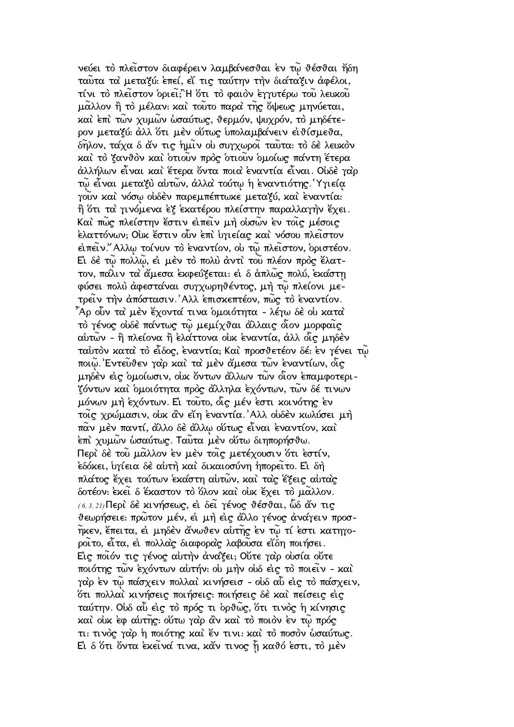νεύει τὸ πλεῖστον διαφέρειν λαμβάνεσθαι ἐν τῷ θέσθαι ἤδη ταῦτα τὰ μεταξύ: ἐπεί, εἴ τις ταύτην τὴν διάταξιν ἀφέλοι, τίνι τὸ πλεῖστον ὁριεῖ; Ἢ ὅτι τὸ φαιὸν ἐγγυτέρω τοῦ λευκοῦ μᾶλλον ἢ τὸ μέλαν: καὶ τοῦτο παρὰ τῆς ὄψεως μηνύεται, καὶ ἐπὶ τῶν χυμῶν ὡσαύτως, θερμόν, ψυχρόν, τὸ μηδέτερον μεταξύ: ἀλλ ὅτι μὲν οὕτως ὑπολαμβάνειν εἰθίσμεθα, δῆλον, τάχα δ ἄν τις ἡμῖν οὐ συγχωροῖ ταῦτα: τὸ δὲ λευκὸν καὶ τὸ ξανθὸν καὶ ὁτιοῦν πρὸς ὁτιοῦν ὁμοίως πάντη ἕτερα ἀλλήλων εἶναι καὶ ἕτερα ὄντα ποιὰ ἐναντία εἶναι. Οὐδὲ γὰρ τῷ εἶναι μεταξὺ αὐτῶν, ἀλλὰ τούτῳ ἡ ἐναντιότης. Ὑγιείᾳ γοῦν καὶ νόσῳ οὐδὲν παρεμπέπτωκε μεταξύ, καὶ ἐναντία: ἢ ὅτι τὰ γινόμενα ἐξ ἑκατέρου πλείστην παραλλαγὴν ἔχει. Καὶ πῶς πλείστην ἔστιν εἰπεῖν μὴ οὐσῶν ἐν τοῖς μέσοις ἐλαττόνων; Οὐκ ἔστιν οὖν ἐπὶ ὑγιείας καὶ νόσου πλεῖστον εἰπεῖν. Ἄλλῳ τοίνυν τὸ ἐναντίον, οὐ τῷ πλεῖστον, ὁριστέον. Εἰ δὲ τῷ πολλῷ, εἰ μὲν τὸ πολὺ ἀντὶ τοῦ πλέον πρὸς ἔλαττον, πάλιν τὰ ἄμεσα ἐκφεύξεται: εἰ δ ἁπλῶς πολύ, ἑκάστη φύσει πολὺ ἀφεστάναι συγχωρηθέντος, μὴ τῷ πλείονι μετρεῖν τὴν ἀπόστασιν. Ἀλλ ἐπισκεπτέον, πῶς τὸ ἐναντίον. Ἆρ οὖν τὰ μὲν ἔχοντά τινα ὁμοιότητα - λέγω δὲ οὐ κατὰ τὸ γένος οὐδὲ πάντως τῷ μεμίχθαι ἄλλαις οἷον μορφαῖς αὐτῶν - ἢ πλείονα ἢ ἐλάττονα οὐκ ἐναντία, ἀλλ οἷς μηδὲν ταὐτὸν κατὰ τὸ εἶδος, ἐναντία; Καὶ προσθετέον δέ: ἐν γένει τῷ ποιῷ. Ἐντεῦθεν γὰρ καὶ τὰ μὲν ἄμεσα τῶν ἐναντίων, οἷς μηδὲν εἰς ὁμοίωσιν, οὐκ ὄντων ἄλλων τῶν οἷον ἐπαμφοτεριζόντων καὶ ὁμοιότητα πρὸς ἄλληλα ἐχόντων, τῶν δέ τινων μόνων μὴ ἐχόντων. Εἰ τοῦτο, οἷς μέν ἐστι κοινότης ἐν τοῖς χρώμασιν, οὐκ ἂν εἴη ἐναντία. Ἀλλ οὐδὲν κωλύσει μὴ πᾶν μὲν παντί, ἄλλο δὲ ἄλλῳ οὕτως εἶναι ἐναντίον, καὶ ἐπὶ χυμῶν ὡσαύτως. Ταῦτα μὲν οὕτω διηπορήσθω.

Περὶ δὲ τοῦ μᾶλλον ἐν μὲν τοῖς μετέχουσιν ὅτι ἐστίν, ἐδόκει, ὑγίεια δὲ αὐτὴ καὶ δικαιοσύνη ἠπορεῖτο. Εἰ δὴ πλάτος ἔχει τούτων ἑκάστη αὐτῶν, καὶ τὰς ἕξεις αὐτὰς δοτέον: ἐκεῖ δ ἕκαστον τὸ ὅλον καὶ οὐκ ἔχει τὸ μᾶλλον.

*(6, 3, 21)* Περὶ δὲ κινήσεως, εἰ δεῖ γένος θέσθαι, ὧδ ἄν τις θεωρήσειε: πρῶτον μέν, εἰ μὴ εἰς ἄλλο γένος ἀνάγειν προσῆκεν, ἔπειτα, εἰ μηδὲν ἄνωθεν αὐτῆς ἐν τῷ τί ἐστι κατηγοροῖτο, εἶτα, εἰ πολλὰς διαφορὰς λαβοῦσα εἴδη ποιήσει. Εἰς ποῖόν τις γένος αὐτὴν ἀνάξει; Οὔτε γὰρ οὐσία οὔτε ποιότης τῶν ἐχόντων αὐτήν: οὐ μὴν οὐδ εἰς τὸ ποιεῖν - καὶ γὰρ ἐν τῷ πάσχειν πολλαὶ κινήσεισ - οὐδ αὖ εἰς τὸ πάσχειν, ὅτι πολλαὶ κινήσεις ποιήσεις: ποιήσεις δὲ καὶ πείσεις εἰς ταύτην. Οὐδ αὖ εἰς τὸ πρός τι ὀρθῶς, ὅτι τινὸς ἡ κίνησις καὶ οὐκ ἐφ αὑτῆς: οὕτω γὰρ ἂν καὶ τὸ ποιὸν ἐν τῷ πρός τι: τινὸς γὰρ ἡ ποιότης καὶ ἔν τινι: καὶ τὸ ποσὸν ὡσαύτως. Εἰ δ ὅτι ὄντα ἐκεῖνά τινα, κἂν τινος ᾖ καθό ἐστι, τὸ μὲν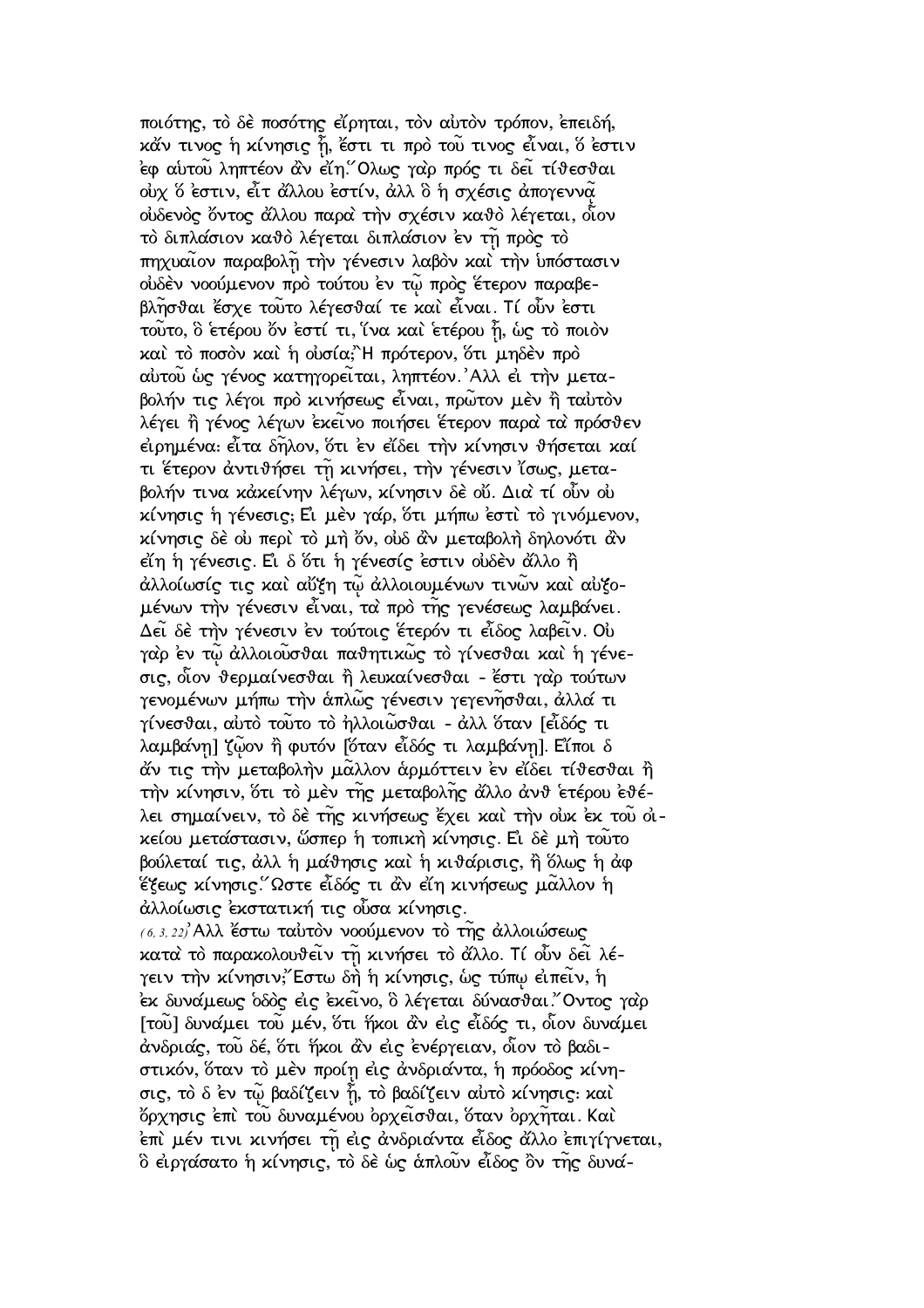ποιότης, τὸ δὲ ποσότης εἴρηται, τὸν αὐτὸν τρόπον, ἐπειδή, κἂν τινος ἡ κίνησις ᾖ, ἔστι τι πρὸ τοῦ τινος εἶναι, ὅ ἐστιν ἐφ αὑτοῦ ληπτέον ἂν εἴη. Ὅλως γὰρ πρός τι δεῖ τίθεσθαι οὐχ ὅ ἐστιν, εἶτ ἄλλου ἐστίν, ἀλλ ὃ ἡ σχέσις ἀπογεννᾷ οὐδενὸς ὄντος ἄλλου παρὰ τὴν σχέσιν καθὸ λέγεται, οἷον τὸ διπλάσιον καθὸ λέγεται διπλάσιον ἐν τῇ πρὸς τὸ πηχυαῖον παραβολῇ τὴν γένεσιν λαβὸν καὶ τὴν ὑπόστασιν οὐδὲν νοούμενον πρὸ τούτου ἐν τῷ πρὸς ἕτερον παραβεβλῆσθαι ἔσχε τοῦτο λέγεσθαί τε καὶ εἶναι. Τί οὖν ἐστι τοῦτο, ὃ ἑτέρου ὂν ἐστί τι, ἵνα καὶ ἑτέρου ᾖ, ὡς τὸ ποιὸν καὶ τὸ ποσὸν καὶ ἡ οὐσία; Ἢ πρότερον, ὅτι μηδὲν πρὸ αὐτοῦ ὡς γένος κατηγορεῖται, ληπτέον. Ἀλλ εἰ τὴν μεταβολήν τις λέγοι πρὸ κινήσεως εἶναι, πρῶτον μὲν ἢ ταὐτὸν λέγει ἢ γένος λέγων ἐκεῖνο ποιήσει ἕτερον παρὰ τὰ πρόσθεν εἰρημένα: εἶτα δῆλον, ὅτι ἐν εἴδει τὴν κίνησιν θήσεται καί τι ἕτερον ἀντιθήσει τῇ κινήσει, τὴν γένεσιν ἴσως, μεταβολήν τινα κἀκείνην λέγων, κίνησιν δὲ οὔ. Διὰ τί οὖν οὐ κίνησις ἡ γένεσις; Εἰ μὲν γάρ, ὅτι μήπω ἐστὶ τὸ γινόμενον, κίνησις δὲ οὐ περὶ τὸ μὴ ὄν, οὐδ ἂν μεταβολὴ δηλονότι ἂν εἴη ἡ γένεσις. Εἰ δ ὅτι ἡ γένεσίς ἐστιν οὐδὲν ἄλλο ἢ ἀλλοίωσίς τις καὶ αὔξη τῷ ἀλλοιουμένων τινῶν καὶ αὐξομένων τὴν γένεσιν εἶναι, τὰ πρὸ τῆς γενέσεως λαμβάνει. Δεῖ δὲ τὴν γένεσιν ἐν τούτοις ἕτερόν τι εἶδος λαβεῖν. Οὐ γὰρ ἐν τῷ ἀλλοιοῦσθαι παθητικῶς τὸ γίνεσθαι καὶ ἡ γένεσις, οἷον θερμαίνεσθαι ἢ λευκαίνεσθαι - ἔστι γὰρ τούτων γενομένων μήπω τὴν ἁπλῶς γένεσιν γεγενῆσθαι, ἀλλά τι γίνεσθαι, αὐτὸ τοῦτο τὸ ἠλλοιῶσθαι - ἀλλ ὅταν [εἶδός τι λαμβάνῃ] ζῷον ἢ φυτόν [ὅταν εἶδός τι λαμβάνῃ]. Εἴποι δ ἄν τις τὴν μεταβολὴν μᾶλλον ἁρμόττειν ἐν εἴδει τίθεσθαι ἢ τὴν κίνησιν, ὅτι τὸ μὲν τῆς μεταβολῆς ἄλλο ἀνθ ἑτέρου ἐθέλει σημαίνειν, τὸ δὲ τῆς κινήσεως ἔχει καὶ τὴν οὐκ ἐκ τοῦ οἰκείου μετάστασιν, ὥσπερ ἡ τοπικὴ κίνησις. Εἰ δὲ μὴ τοῦτο βούλεταί τις, ἀλλ ἡ μάθησις καὶ ἡ κιθάρισις, ἢ ὅλως ἡ ἀφ ἕξεως κίνησις. Ὥστε εἶδός τι ἂν εἴη κινήσεως μᾶλλον ἡ ἀλλοίωσις ἐκστατική τις οὖσα κίνησις.

(6, 3, 22) Ἀλλ ἔστω ταὐτὸν νοούμενον τὸ τῆς ἀλλοιώσεως κατὰ τὸ παρακολουθεῖν τῇ κινήσει τὸ ἄλλο. Τί οὖν δεῖ λέγειν τὴν κίνησιν; Ἔστω δὴ ἡ κίνησις, ὡς τύπῳ εἰπεῖν, ἡ ἐκ δυνάμεως ὁδὸς εἰς ἐκεῖνο, ὃ λέγεται δύνασθαι. Ὄντος γὰρ [τοῦ] δυνάμει τοῦ μέν, ὅτι ἥκοι ἂν εἰς εἶδός τι, οἷον δυνάμει ἀνδριάς, τοῦ δέ, ὅτι ἥκοι ἂν εἰς ἐνέργειαν, οἷον τὸ βαδιστικόν, ὅταν τὸ μὲν προίῃ εἰς ἀνδριάντα, ἡ πρόοδος κίνησις, τὸ δ ἐν τῷ βαδίζειν ᾖ, τὸ βαδίζειν αὐτὸ κίνησις: καὶ ὄρχησις ἐπὶ τοῦ δυναμένου ὀρχεῖσθαι, ὅταν ὀρχῆται. Καὶ ἐπὶ μέν τινι κινήσει τῇ εἰς ἀνδριάντα εἶδος ἄλλο ἐπιγίγνεται, ὃ εἰργάσατο ἡ κίνησις, τὸ δὲ ὡς ἁπλοῦν εἶδος ὂν τῆς δυνά-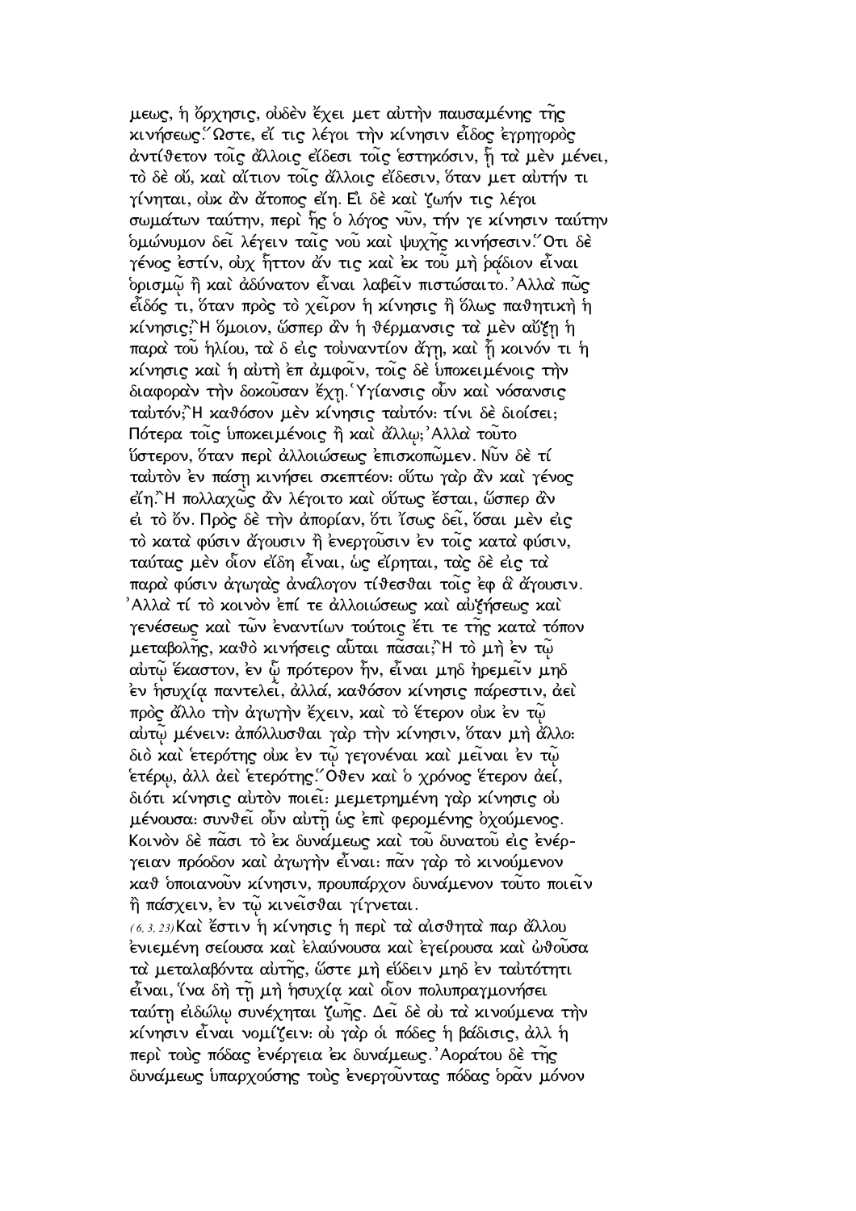μεως, ἡ ὄρχησις, οὐδὲν ἔχει μετ αὐτὴν παυσαμένης τῆς κινήσεως.῞Ωστε, εἴ τις λέγοι τὴν κίνησιν εἶδος ἐγρηγορὸς ἀντίθετον τοῖς ἄλλοις εἴδεσι τοῖς ἑστηκόσιν, ᾗ τὰ μὲν μένει, τὸ δὲ οὔ, καὶ αἴτιον τοῖς ἄλλοις εἴδεσιν, ὅταν μετ αὐτήν τι γίνηται, οὐκ ἂν ἄτοπος εἴη. Εἰ δὲ καὶ ζωήν τις λέγοι σωμάτων ταύτην, περὶ ἧς ὁ λόγος νῦν, τήν γε κίνησιν ταύτην ὁμώνυμον δεῖ λέγειν ταῖς νοῦ καὶ ψυχῆς κινήσεσιν.῞Οτι δὲ γένος ἐστίν, οὐχ ἧττον ἄν τις καὶ ἐκ τοῦ μὴ ῥᾴδιον εἶναι ὁρισμῷ ἢ καὶ ἀδύνατον εἶναι λαβεῖν πιστώσαιτο.᾿Αλλὰ πῶς εἶδός τι, ὅταν πρὸς τὸ χεῖρον ἡ κίνησις ἢ ὅλως παθητικὴ ἡ κίνησις;῏Η ὅμοιον, ὥσπερ ἂν ἡ θέρμανσις τὰ μὲν αὔξῃ ἡ παρὰ τοῦ ἡλίου, τὰ δ εἰς τοὐναντίον ἄγῃ, καὶ ᾖ κοινόν τι ἡ κίνησις καὶ ἡ αὐτὴ ἐπ ἀμφοῖν, τοῖς δὲ ὑποκειμένοις τὴν διαφορὰν τὴν δοκοῦσαν ἔχῃ.῾Υγίανσις οὖν καὶ νόσανσις ταὐτόν;῏Η καθόσον μὲν κίνησις ταὐτόν: τίνι δὲ διοίσει; Πότερα τοῖς ὑποκειμένοις ἢ καὶ ἄλλῳ;᾿Αλλὰ τοῦτο ὕστερον, ὅταν περὶ ἀλλοιώσεως ἐπισκοπῶμεν. Νῦν δὲ τί ταὐτὸν ἐν πάσῃ κινήσει σκεπτέον: οὕτω γὰρ ἂν καὶ γένος εἴη.῏Η πολλαχῶς ἂν λέγοιτο καὶ οὕτως ἔσται, ὥσπερ ἂν εἰ τὸ ὄν. Πρὸς δὲ τὴν ἀπορίαν, ὅτι ἴσως δεῖ, ὅσαι μὲν εἰς τὸ κατὰ φύσιν ἄγουσιν ἢ ἐνεργοῦσιν ἐν τοῖς κατὰ φύσιν, ταύτας μὲν οἷον εἴδη εἶναι, ὡς εἴρηται, τὰς δὲ εἰς τὰ παρὰ φύσιν ἀγωγὰς ἀνάλογον τίθεσθαι τοῖς ἐφ ἃ ἄγουσιν. ᾿Αλλὰ τί τὸ κοινὸν ἐπί τε ἀλλοιώσεως καὶ αὐξήσεως καὶ γενέσεως καὶ τῶν ἐναντίων τούτοις ἔτι τε τῆς κατὰ τόπον μεταβολῆς, καθὸ κινήσεις αὗται πᾶσαι;῏Η τὸ μὴ ἐν τῷ αὐτῷ ἕκαστον, ἐν ᾧ πρότερον ἦν, εἶναι μηδ ἠρεμεῖν μηδ ἐν ἡσυχίᾳ παντελεῖ, ἀλλά, καθόσον κίνησις πάρεστιν, ἀεὶ πρὸς ἄλλο τὴν ἀγωγὴν ἔχειν, καὶ τὸ ἕτερον οὐκ ἐν τῷ αὐτῷ μένειν: ἀπόλλυσθαι γὰρ τὴν κίνησιν, ὅταν μὴ ἄλλο: διὸ καὶ ἑτερότης οὐκ ἐν τῷ γεγονέναι καὶ μεῖναι ἐν τῷ ἑτέρῳ, ἀλλ ἀεὶ ἑτερότης.῞Οθεν καὶ ὁ χρόνος ἕτερον ἀεί, διότι κίνησις αὐτὸν ποιεῖ: μεμετρημένη γὰρ κίνησις οὐ μένουσα: συνθεῖ οὖν αὐτῇ ὡς ἐπὶ φερομένης ὀχούμενος. Κοινὸν δὲ πᾶσι τὸ ἐκ δυνάμεως καὶ τοῦ δυνατοῦ εἰς ἐνέργειαν πρόοδον καὶ ἀγωγὴν εἶναι: πᾶν γὰρ τὸ κινούμενον καθ ὁποιανοῦν κίνησιν, προυπάρχον δυνάμενον τοῦτο ποιεῖν ἢ πάσχειν, ἐν τῷ κινεῖσθαι γίγνεται.

(6, 3, 23) Καὶ ἔστιν ἡ κίνησις ἡ περὶ τὰ αἰσθητὰ παρ ἄλλου ἐνιεμένη σείουσα καὶ ἐλαύνουσα καὶ ἐγείρουσα καὶ ὠθοῦσα τὰ μεταλαβόντα αὐτῆς, ὥστε μὴ εὕδειν μηδ ἐν ταὐτότητι εἶναι, ἵνα δὴ τῇ μὴ ἡσυχίᾳ καὶ οἷον πολυπραγμονήσει ταύτῃ εἰδώλῳ συνέχηται ζωῆς. Δεῖ δὲ οὐ τὰ κινούμενα τὴν κίνησιν εἶναι νομίζειν: οὐ γὰρ οἱ πόδες ἡ βάδισις, ἀλλ ἡ περὶ τοὺς πόδας ἐνέργεια ἐκ δυνάμεως.᾿Αοράτου δὲ τῆς δυνάμεως ὑπαρχούσης τοὺς ἐνεργοῦντας πόδας ὁρᾶν μόνον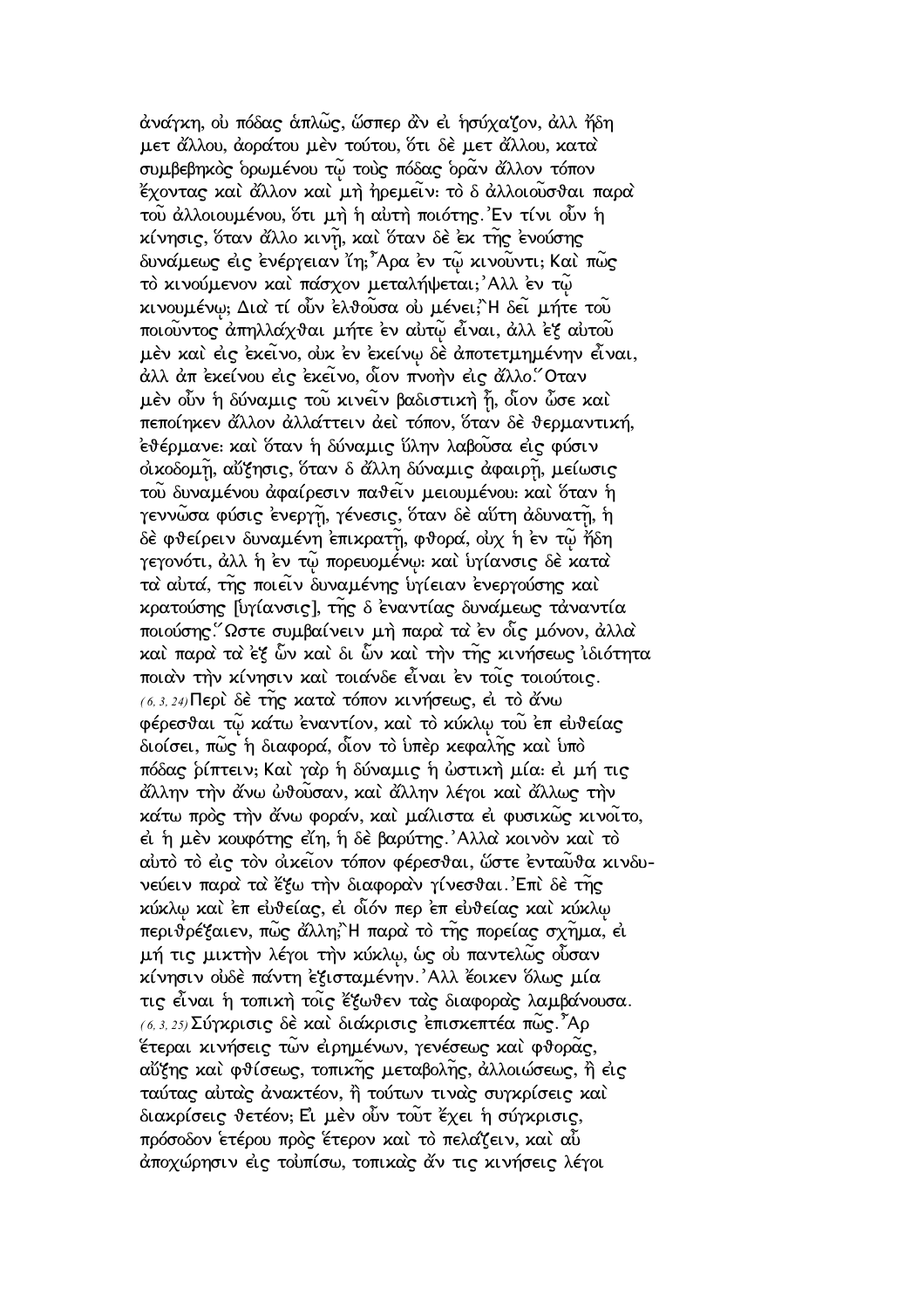ἀνάγκη, οὐ πόδας ἁπλῶς, ὥσπερ ἂν εἰ ἡσύχαζον, ἀλλ ἤδη μετ ἄλλου, ἀοράτου μὲν τούτου, ὅτι δὲ μετ ἄλλου, κατὰ συμβεβηκὸς ὁρωμένου τῷ τοὺς πόδας ὁρᾶν ἄλλον τόπον ἔχοντας καὶ ἄλλον καὶ μὴ ἠρεμεῖν· τὸ δ ἀλλοιοῦσθαι παρὰ τοῦ ἀλλοιουμένου, ὅτι μὴ ἡ αὐτὴ ποιότης. Ἐν τίνι οὖν ἡ κίνησις, ὅταν ἄλλο κινῇ, καὶ ὅταν δὲ ἐκ τῆς ἐνούσης δυνάμεως εἰς ἐνέργειαν ἴῃ; Ἆρα ἐν τῷ κινοῦντι; Καὶ πῶς τὸ κινούμενον καὶ πάσχον μεταλήψεται; Ἀλλ ἐν τῷ κινουμένῳ; Διὰ τί οὖν ἐλθοῦσα οὐ μένει; Ἢ δεῖ μήτε τοῦ ποιοῦντος ἀπηλλάχθαι μήτε ἐν αὐτῷ εἶναι, ἀλλ ἐξ αὐτοῦ μὲν καὶ εἰς ἐκεῖνο, οὐκ ἐν ἐκείνῳ δὲ ἀποτετμημένην εἶναι, ἀλλ ἀπ ἐκείνου εἰς ἐκεῖνο, οἷον πνοὴν εἰς ἄλλο. Ὅταν μὲν οὖν ἡ δύναμις τοῦ κινεῖν βαδιστικὴ ᾖ, οἷον ὦσε καὶ πεποίηκεν ἄλλον ἀλλάττειν ἀεὶ τόπον, ὅταν δὲ θερμαντική, ἐθέρμανε· καὶ ὅταν ἡ δύναμις ὕλην λαβοῦσα εἰς φύσιν οἰκοδομῇ, αὔξησις, ὅταν δ ἄλλη δύναμις ἀφαιρῇ, μείωσις τοῦ δυναμένου ἀφαίρεσιν παθεῖν μειουμένου· καὶ ὅταν ἡ γεννῶσα φύσις ἐνεργῇ, γένεσις, ὅταν δὲ αὕτη ἀδυνατῇ, ἡ δὲ φθείρειν δυναμένη ἐπικρατῇ, φθορά, οὐχ ἡ ἐν τῷ ἤδη γεγονότι, ἀλλ ἡ ἐν τῷ πορευομένῳ· καὶ ὑγίανσις δὲ κατὰ τὰ αὐτά, τῆς ποιεῖν δυναμένης ὑγίειαν ἐνεργούσης καὶ κρατούσης [ὑγίανσις], τῆς δ ἐναντίας δυνάμεως τἀναντία ποιούσης. Ὥστε συμβαίνειν μὴ παρὰ τὰ ἐν οἷς μόνον, ἀλλὰ καὶ παρὰ τὰ ἐξ ὧν καὶ δι ὧν καὶ τὴν τῆς κινήσεως ἰδιότητα ποιὰν τὴν κίνησιν καὶ τοιάνδε εἶναι ἐν τοῖς τοιούτοις.

*(6, 3, 24)* Περὶ δὲ τῆς κατὰ τόπον κινήσεως, εἰ τὸ ἄνω φέρεσθαι τῷ κάτω ἐναντίον, καὶ τὸ κύκλῳ τοῦ ἐπ εὐθείας διοίσει, πῶς ἡ διαφορά, οἷον τὸ ὑπὲρ κεφαλῆς καὶ ὑπὸ πόδας ῥίπτειν; Καὶ γὰρ ἡ δύναμις ἡ ὠστικὴ μία· εἰ μή τις ἄλλην τὴν ἄνω ὠθοῦσαν, καὶ ἄλλην λέγοι καὶ ἄλλως τὴν κάτω πρὸς τὴν ἄνω φοράν, καὶ μάλιστα εἰ φυσικῶς κινοῖτο, εἰ ἡ μὲν κουφότης εἴη, ἡ δὲ βαρύτης. Ἀλλὰ κοινὸν καὶ τὸ αὐτὸ τὸ εἰς τὸν οἰκεῖον τόπον φέρεσθαι, ὥστε ἐνταῦθα κινδυνεύειν παρὰ τὰ ἔξω τὴν διαφορὰν γίνεσθαι. Ἐπὶ δὲ τῆς κύκλῳ καὶ ἐπ εὐθείας, εἰ οἷόν περ ἐπ εὐθείας καὶ κύκλῳ περιθρέξαιεν, πῶς ἄλλη; Ἢ παρὰ τὸ τῆς πορείας σχῆμα, εἰ μή τις μικτὴν λέγοι τὴν κύκλῳ, ὡς οὐ παντελῶς οὖσαν κίνησιν οὐδὲ πάντη ἐξισταμένην. Ἀλλ ἔοικεν ὅλως μία τις εἶναι ἡ τοπικὴ τοῖς ἔξωθεν τὰς διαφορὰς λαμβάνουσα.

*(6, 3, 25)* Σύγκρισις δὲ καὶ διάκρισις ἐπισκεπτέα πῶς. Ἆρ ἕτεραι κινήσεις τῶν εἰρημένων, γενέσεως καὶ φθορᾶς, αὔξης καὶ φθίσεως, τοπικῆς μεταβολῆς, ἀλλοιώσεως, ἢ εἰς ταύτας αὐτὰς ἀνακτέον, ἢ τούτων τινὰς συγκρίσεις καὶ διακρίσεις θετέον; Εἰ μὲν οὖν τοῦτ ἔχει ἡ σύγκρισις, πρόσοδον ἑτέρου πρὸς ἕτερον καὶ τὸ πελάζειν, καὶ αὖ ἀποχώρησιν εἰς τοὐπίσω, τοπικὰς ἄν τις κινήσεις λέγοι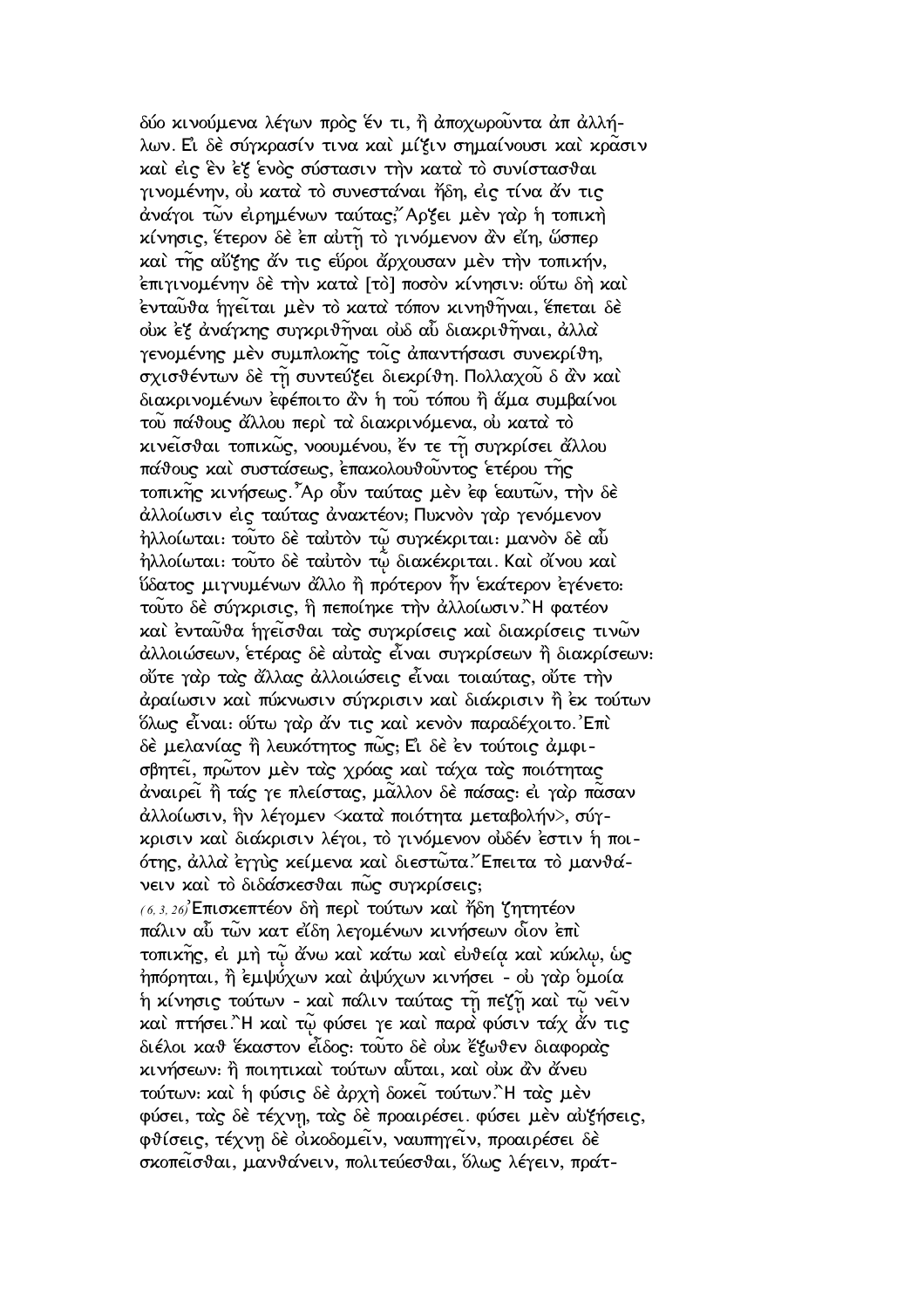δύο κινούμενα λέγων πρὸς ἕν τι, ἢ ἀποχωροῦντα ἀπ ἀλλήλων. Εἰ δὲ σύγκρασίν τινα καὶ μίξιν σημαίνουσι καὶ κρᾶσιν καὶ εἰς ἓν ἐξ ἑνὸς σύστασιν τὴν κατὰ τὸ συνίστασθαι γινομένην, οὐ κατὰ τὸ συνεστάναι ἤδη, εἰς τίνα ἄν τις ἀνάγοι τῶν εἰρημένων ταύτας; Ἄρξει μὲν γὰρ ἡ τοπικὴ κίνησις, ἕτερον δὲ ἐπ αὐτῇ τὸ γινόμενον ἂν εἴη, ὥσπερ καὶ τῆς αὔξης ἄν τις εὕροι ἄρχουσαν μὲν τὴν τοπικήν, ἐπιγινομένην δὲ τὴν κατὰ [τὸ] ποσὸν κίνησιν· οὕτω δὴ καὶ ἐνταῦθα ἡγεῖται μὲν τὸ κατὰ τόπον κινηθῆναι, ἕπεται δὲ οὐκ ἐξ ἀνάγκης συγκριθῆναι οὐδ αὖ διακριθῆναι, ἀλλὰ γενομένης μὲν συμπλοκῆς τοῖς ἀπαντήσασι συνεκρίθη, σχισθέντων δὲ τῇ συντεύξει διεκρίθη. Πολλαχοῦ δ ἂν καὶ διακρινομένων ἐφέποιτο ἂν ἡ τοῦ τόπου ἢ ἅμα συμβαίνοι τοῦ πάθους ἄλλου περὶ τὰ διακρινόμενα, οὐ κατὰ τὸ κινεῖσθαι τοπικῶς, νοουμένου, ἔν τε τῇ συγκρίσει ἄλλου πάθους καὶ συστάσεως, ἐπακολουθοῦντος ἑτέρου τῆς τοπικῆς κινήσεως. Ἆρ οὖν ταύτας μὲν ἐφ ἑαυτῶν, τὴν δὲ ἀλλοίωσιν εἰς ταύτας ἀνακτέον; Πυκνὸν γὰρ γενόμενον ἠλλοίωται· τοῦτο δὲ ταὐτὸν τῷ συγκέκριται· μανὸν δὲ αὖ ἠλλοίωται· τοῦτο δὲ ταὐτὸν τῷ διακέκριται. Καὶ οἴνου καὶ ὕδατος μιγνυμένων ἄλλο ἢ πρότερον ἦν ἑκάτερον ἐγένετο· τοῦτο δὲ σύγκρισις, ἣ πεποίηκε τὴν ἀλλοίωσιν. Ἢ φατέον καὶ ἐνταῦθα ἡγεῖσθαι τὰς συγκρίσεις καὶ διακρίσεις τινῶν ἀλλοιώσεων, ἑτέρας δὲ αὐτὰς εἶναι συγκρίσεων ἢ διακρίσεων· οὔτε γὰρ τὰς ἄλλας ἀλλοιώσεις εἶναι τοιαύτας, οὔτε τὴν ἀραίωσιν καὶ πύκνωσιν σύγκρισιν καὶ διάκρισιν ἢ ἐκ τούτων ὅλως εἶναι· οὕτω γὰρ ἄν τις καὶ κενὸν παραδέχοιτο. Ἐπὶ δὲ μελανίας ἢ λευκότητος πῶς; Εἰ δὲ ἐν τούτοις ἀμφισβητεῖ, πρῶτον μὲν τὰς χρόας καὶ τάχα τὰς ποιότητας ἀναιρεῖ ἢ τάς γε πλείστας, μᾶλλον δὲ πάσας· εἰ γὰρ πᾶσαν ἀλλοίωσιν, ἣν λέγομεν <κατὰ ποιότητα μεταβολήν>, σύγκρισιν καὶ διάκρισιν λέγοι, τὸ γινόμενον οὐδέν ἐστιν ἡ ποιότης, ἀλλὰ ἐγγὺς κείμενα καὶ διεστῶτα. Ἔπειτα τὸ μανθάνειν καὶ τὸ διδάσκεσθαι πῶς συγκρίσεις;

(6, 3, 26) Ἐπισκεπτέον δὴ περὶ τούτων καὶ ἤδη ζητητέον πάλιν αὖ τῶν κατ εἴδη λεγομένων κινήσεων οἷον ἐπὶ τοπικῆς, εἰ μὴ τῷ ἄνω καὶ κάτω καὶ εὐθείᾳ καὶ κύκλῳ, ὡς ἠπόρηται, ἢ ἐμψύχων καὶ ἀψύχων κινήσει - οὐ γὰρ ὁμοία ἡ κίνησις τούτων - καὶ πάλιν ταύτας τῇ πεζῇ καὶ τῷ νεῖν καὶ πτήσει. Ἢ καὶ τῷ φύσει γε καὶ παρὰ φύσιν τάχ ἄν τις διέλοι καθ ἕκαστον εἶδος· τοῦτο δὲ οὐκ ἔξωθεν διαφορὰς κινήσεων· ἢ ποιητικαὶ τούτων αὗται, καὶ οὐκ ἂν ἄνευ τούτων· καὶ ἡ φύσις δὲ ἀρχὴ δοκεῖ τούτων. Ἢ τὰς μὲν φύσει, τὰς δὲ τέχνῃ, τὰς δὲ προαιρέσει. φύσει μὲν αὐξήσεις, φθίσεις, τέχνῃ δὲ οἰκοδομεῖν, ναυπηγεῖν, προαιρέσει δὲ σκοπεῖσθαι, μανθάνειν, πολιτεύεσθαι, ὅλως λέγειν, πράτ-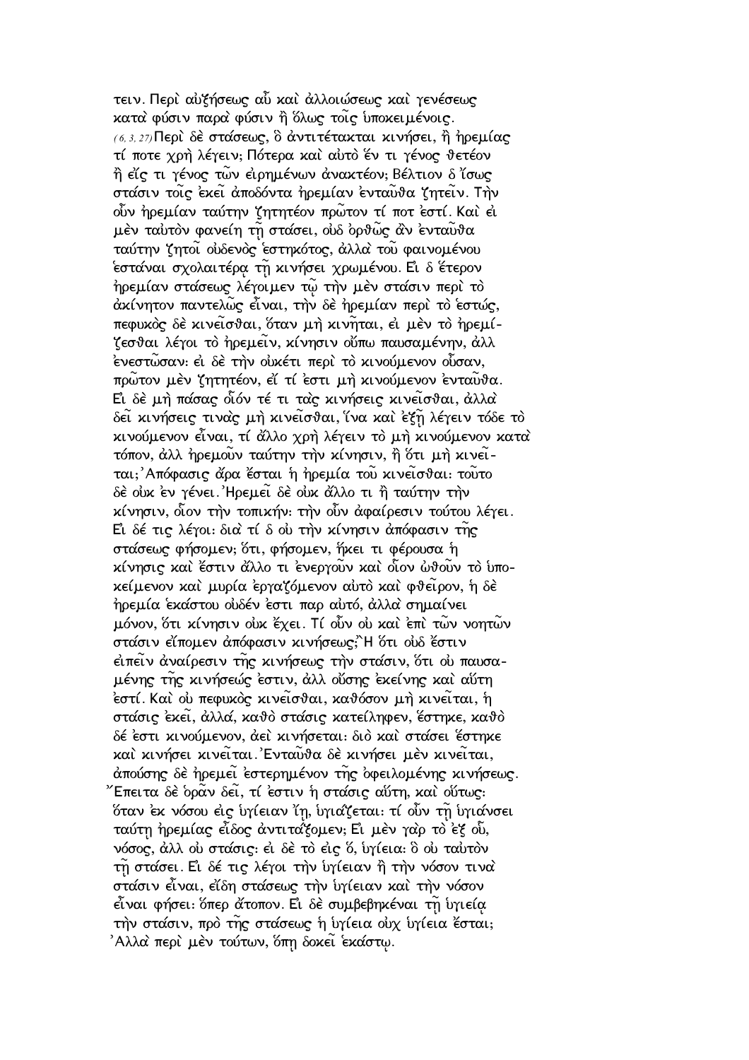τειν. Περὶ αὐξήσεως αὖ καὶ ἀλλοιώσεως καὶ γενέσεως κατὰ φύσιν παρὰ φύσιν ἢ ὅλως τοῖς ὑποκειμένοις.

(6, 3, 27) Περὶ δὲ στάσεως, ὃ ἀντιτέτακται κινήσει, ἢ ἠρεμίας τί ποτε χρὴ λέγειν; Πότερα καὶ αὐτὸ ἕν τι γένος θετέον ἢ εἴς τι γένος τῶν εἰρημένων ἀνακτέον; Βέλτιον δ ἴσως στάσιν τοῖς ἐκεῖ ἀποδόντα ἠρεμίαν ἐνταῦθα ζητεῖν. Τὴν οὖν ἠρεμίαν ταύτην ζητητέον πρῶτον τί ποτ ἐστί. Καὶ εἰ μὲν ταὐτὸν φανείη τῇ στάσει, οὐδ ὀρθῶς ἂν ἐνταῦθα ταύτην ζητοῖ οὐδενὸς ἑστηκότος, ἀλλὰ τοῦ φαινομένου ἑστάναι σχολαιτέρᾳ τῇ κινήσει χρωμένου. Εἰ δ ἕτερον ἠρεμίαν στάσεως λέγοιμεν τῷ τὴν μὲν στάσιν περὶ τὸ ἀκίνητον παντελῶς εἶναι, τὴν δὲ ἠρεμίαν περὶ τὸ ἑστώς, πεφυκὸς δὲ κινεῖσθαι, ὅταν μὴ κινῆται, εἰ μὲν τὸ ἠρεμίζεσθαι λέγοι τὸ ἠρεμεῖν, κίνησιν οὔπω παυσαμένην, ἀλλ ἐνεστῶσαν· εἰ δὲ τὴν οὐκέτι περὶ τὸ κινούμενον οὖσαν, πρῶτον μὲν ζητητέον, εἴ τί ἐστι μὴ κινούμενον ἐνταῦθα. Εἰ δὲ μὴ πάσας οἷόν τέ τι τὰς κινήσεις κινεῖσθαι, ἀλλὰ δεῖ κινήσεις τινὰς μὴ κινεῖσθαι, ἵνα καὶ ἐξῇ λέγειν τόδε τὸ κινούμενον εἶναι, τί ἄλλο χρὴ λέγειν τὸ μὴ κινούμενον κατὰ τόπον, ἀλλ ἠρεμοῦν ταύτην τὴν κίνησιν, ἢ ὅτι μὴ κινεῖται; Ἀπόφασις ἄρα ἔσται ἡ ἠρεμία τοῦ κινεῖσθαι· τοῦτο δὲ οὐκ ἐν γένει. Ἠρεμεῖ δὲ οὐκ ἄλλο τι ἢ ταύτην τὴν κίνησιν, οἷον τὴν τοπικήν· τὴν οὖν ἀφαίρεσιν τούτου λέγει. Εἰ δέ τις λέγοι· διὰ τί δ οὐ τὴν κίνησιν ἀπόφασιν τῆς στάσεως φήσομεν; ὅτι, φήσομεν, ἥκει τι φέρουσα ἡ κίνησις καὶ ἔστιν ἄλλο τι ἐνεργοῦν καὶ οἷον ὠθοῦν τὸ ὑποκείμενον καὶ μυρία ἐργαζόμενον αὐτὸ καὶ φθεῖρον, ἡ δὲ ἠρεμία ἑκάστου οὐδέν ἐστι παρ αὐτό, ἀλλὰ σημαίνει μόνον, ὅτι κίνησιν οὐκ ἔχει. Τί οὖν οὐ καὶ ἐπὶ τῶν νοητῶν στάσιν εἴπομεν ἀπόφασιν κινήσεως; Ἢ ὅτι οὐδ ἔστιν εἰπεῖν ἀναίρεσιν τῆς κινήσεως τὴν στάσιν, ὅτι οὐ παυσαμένης τῆς κινήσεώς ἐστιν, ἀλλ οὔσης ἐκείνης καὶ αὕτη ἐστί. Καὶ οὐ πεφυκὸς κινεῖσθαι, καθόσον μὴ κινεῖται, ἡ στάσις ἐκεῖ, ἀλλά, καθὸ στάσις κατείληφεν, ἕστηκε, καθὸ δέ ἐστι κινούμενον, ἀεὶ κινήσεται· διὸ καὶ στάσει ἕστηκε καὶ κινήσει κινεῖται. Ἐνταῦθα δὲ κινήσει μὲν κινεῖται, ἀπούσης δὲ ἠρεμεῖ ἐστερημένον τῆς ὀφειλομένης κινήσεως. Ἔπειτα δὲ ὁρᾶν δεῖ, τί ἐστιν ἡ στάσις αὕτη, καὶ οὕτως· ὅταν ἐκ νόσου εἰς ὑγίειαν ἴῃ, ὑγιάζεται· τί οὖν τῇ ὑγιάνσει ταύτῃ ἠρεμίας εἶδος ἀντιτάξομεν; Εἰ μὲν γὰρ τὸ ἐξ οὗ, νόσος, ἀλλ οὐ στάσις· εἰ δὲ τὸ εἰς ὅ, ὑγίεια· ὃ οὐ ταὐτὸν τῇ στάσει. Εἰ δέ τις λέγοι τὴν ὑγίειαν ἢ τὴν νόσον τινὰ στάσιν εἶναι, εἴδη στάσεως τὴν ὑγίειαν καὶ τὴν νόσον εἶναι φήσει· ὅπερ ἄτοπον. Εἰ δὲ συμβεβηκέναι τῇ ὑγιείᾳ τὴν στάσιν, πρὸ τῆς στάσεως ἡ ὑγίεια οὐχ ὑγίεια ἔσται; Ἀλλὰ περὶ μὲν τούτων, ὅπῃ δοκεῖ ἑκάστῳ.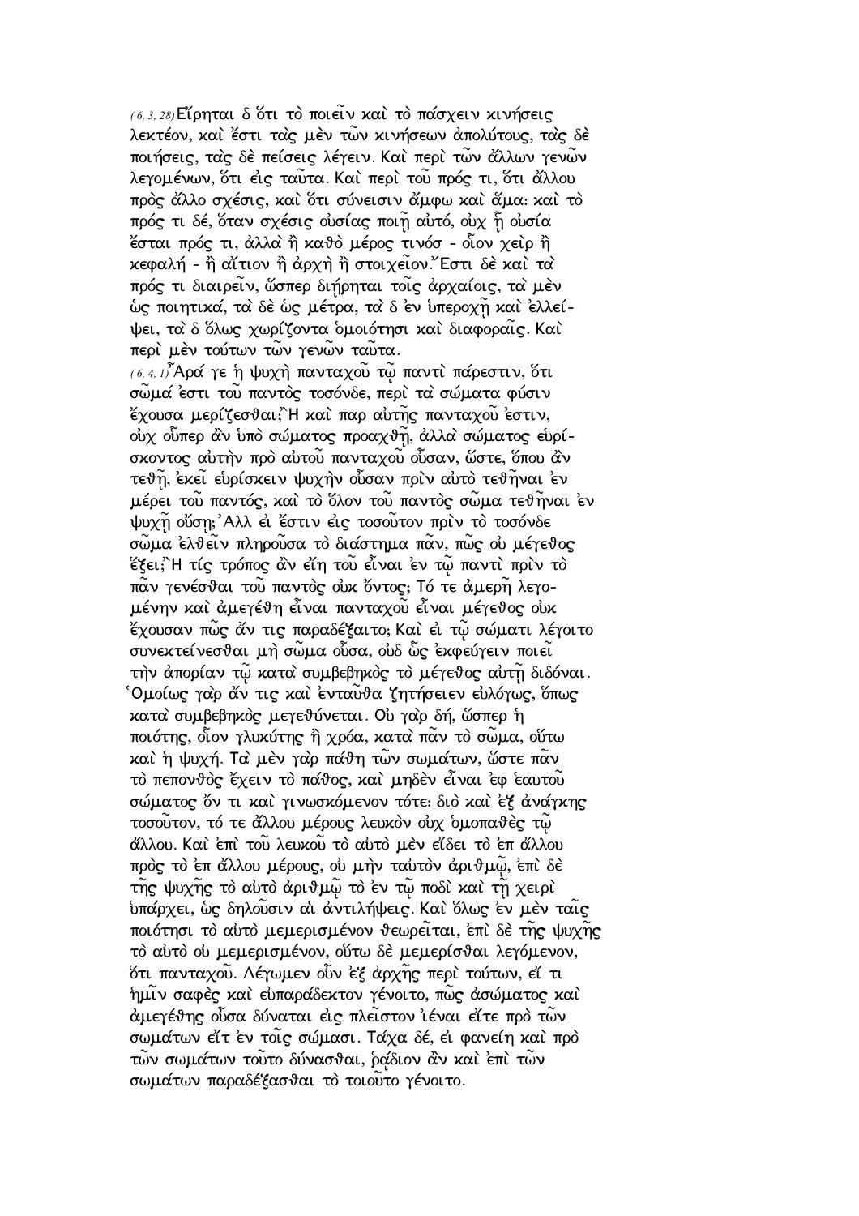(6, 3, 28) Εἴρηται δ ὅτι τὸ ποιεῖν καὶ τὸ πάσχειν κινήσεις λεκτέον, καὶ ἔστι τὰς μὲν τῶν κινήσεων ἀπολύτους, τὰς δὲ ποιήσεις, τὰς δὲ πείσεις λέγειν. Καὶ περὶ τῶν ἄλλων γενῶν λεγομένων, ὅτι εἰς ταῦτα. Καὶ περὶ τοῦ πρός τι, ὅτι ἄλλου πρὸς ἄλλο σχέσις, καὶ ὅτι σύνεισιν ἄμφω καὶ ἅμα: καὶ τὸ πρός τι δέ, ὅταν σχέσις οὐσίας ποιῇ αὐτό, οὐχ ᾗ οὐσία ἔσται πρός τι, ἀλλὰ ᾗ καθὸ μέρος τινόσ - οἷον χεὶρ ἢ κεφαλή - ἢ αἴτιον ἢ ἀρχὴ ἢ στοιχεῖον. Ἔστι δὲ καὶ τὰ πρός τι διαιρεῖν, ὥσπερ διῄρηται τοῖς ἀρχαίοις, τὰ μὲν ὡς ποιητικά, τὰ δὲ ὡς μέτρα, τὰ δ ἐν ὑπεροχῇ καὶ ἐλλείψει, τὰ δ ὅλως χωρίζοντα ὁμοιότησι καὶ διαφοραῖς. Καὶ περὶ μὲν τούτων τῶν γενῶν ταῦτα.

(6, 4, 1) Ἆρά γε ἡ ψυχὴ πανταχοῦ τῷ παντὶ πάρεστιν, ὅτι σῶμά ἐστι τοῦ παντὸς τοσόνδε, περὶ τὰ σώματα φύσιν ἔχουσα μερίζεσθαι; Ἢ καὶ παρ αὐτῆς πανταχοῦ ἐστιν, οὐχ οὗπερ ἂν ὑπὸ σώματος προαχθῇ, ἀλλὰ σώματος εὑρίσκοντος αὐτὴν πρὸ αὐτοῦ πανταχοῦ οὖσαν, ὥστε, ὅπου ἂν τεθῇ, ἐκεῖ εὑρίσκειν ψυχὴν οὖσαν πρὶν αὐτὸ τεθῆναι ἐν μέρει τοῦ παντός, καὶ τὸ ὅλον τοῦ παντὸς σῶμα τεθῆναι ἐν ψυχῇ οὔσῃ; Ἀλλ εἰ ἔστιν εἰς τοσοῦτον πρὶν τὸ τοσόνδε σῶμα ἐλθεῖν πληροῦσα τὸ διάστημα πᾶν, πῶς οὐ μέγεθος ἕξει; Ἢ τίς τρόπος ἂν εἴη τοῦ εἶναι ἐν τῷ παντὶ πρὶν τὸ πᾶν γενέσθαι τοῦ παντὸς οὐκ ὄντος; Τό τε ἀμερῆ λεγομένην καὶ ἀμεγέθη εἶναι πανταχοῦ εἶναι μέγεθος οὐκ ἔχουσαν πῶς ἄν τις παραδέξαιτο; Καὶ εἰ τῷ σώματι λέγοιτο συνεκτείνεσθαι μὴ σῶμα οὖσα, οὐδ ὧς ἐκφεύγειν ποιεῖ τὴν ἀπορίαν τῷ κατὰ συμβεβηκὸς τὸ μέγεθος αὐτῇ διδόναι. Ὁμοίως γὰρ ἄν τις καὶ ἐνταῦθα ζητήσειεν εὐλόγως, ὅπως κατὰ συμβεβηκὸς μεγεθύνεται. Οὐ γὰρ δή, ὥσπερ ἡ ποιότης, οἷον γλυκύτης ἢ χρόα, κατὰ πᾶν τὸ σῶμα, οὕτω καὶ ἡ ψυχή. Τὰ μὲν γὰρ πάθη τῶν σωμάτων, ὥστε πᾶν τὸ πεπονθὸς ἔχειν τὸ πάθος, καὶ μηδὲν εἶναι ἐφ ἑαυτοῦ σώματος ὄν τι καὶ γινωσκόμενον τότε: διὸ καὶ ἐξ ἀνάγκης τοσοῦτον, τό τε ἄλλου μέρους λευκὸν οὐχ ὁμοπαθὲς τῷ ἄλλου. Καὶ ἐπὶ τοῦ λευκοῦ τὸ αὐτὸ μὲν εἴδει τὸ ἐπ ἄλλου πρὸς τὸ ἐπ ἄλλου μέρους, οὐ μὴν ταὐτὸν ἀριθμῷ, ἐπὶ δὲ τῆς ψυχῆς τὸ αὐτὸ ἀριθμῷ τὸ ἐν τῷ ποδὶ καὶ τῇ χειρὶ ὑπάρχει, ὡς δηλοῦσιν αἱ ἀντιλήψεις. Καὶ ὅλως ἐν μὲν ταῖς ποιότησι τὸ αὐτὸ μεμερισμένον θεωρεῖται, ἐπὶ δὲ τῆς ψυχῆς τὸ αὐτὸ οὐ μεμερισμένον, οὕτω δὲ μεμερίσθαι λεγόμενον, ὅτι πανταχοῦ. Λέγωμεν οὖν ἐξ ἀρχῆς περὶ τούτων, εἴ τι ἡμῖν σαφὲς καὶ εὐπαράδεκτον γένοιτο, πῶς ἀσώματος καὶ ἀμεγέθης οὖσα δύναται εἰς πλεῖστον ἰέναι εἴτε πρὸ τῶν σωμάτων εἴτ ἐν τοῖς σώμασι. Τάχα δέ, εἰ φανείη καὶ πρὸ τῶν σωμάτων τοῦτο δύνασθαι, ῥᾴδιον ἂν καὶ ἐπὶ τῶν σωμάτων παραδέξασθαι τὸ τοιοῦτο γένοιτο.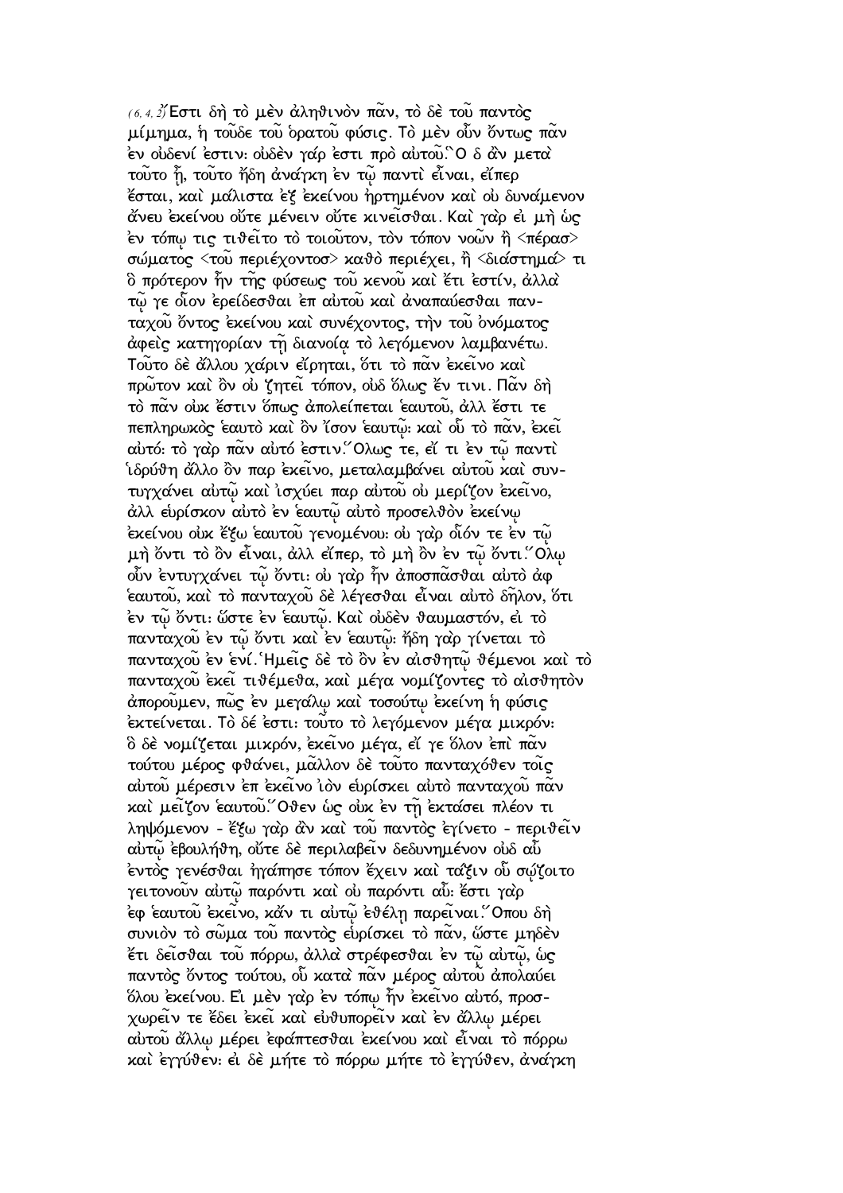(6,4,2) Ἔστι δὴ τὸ μὲν ἀληθινὸν πᾶν, τὸ δὲ τοῦ παντὸς μίμημα, ἡ τοῦδε τοῦ ὁρατοῦ φύσις. Τὸ μὲν οὖν ὄντως πᾶν ἐν οὐδενί ἐστιν· οὐδὲν γάρ ἐστι πρὸ αὐτοῦ. Ὃ δ ἂν μετὰ τοῦτο ᾖ, τοῦτο ἤδη ἀνάγκη ἐν τῷ παντὶ εἶναι, εἴπερ ἔσται, καὶ μάλιστα ἐξ ἐκείνου ἠρτημένον καὶ οὐ δυνάμενον ἄνευ ἐκείνου οὔτε μένειν οὔτε κινεῖσθαι. Καὶ γὰρ εἰ μὴ ὡς ἐν τόπῳ τις τιθεῖτο τὸ τοιοῦτον, τὸν τόπον νοῶν ἢ <πέρασ> σώματος <τοῦ περιέχοντοσ> καθὸ περιέχει, ἢ <διάστημα> τι ὃ πρότερον ἦν τῆς φύσεως τοῦ κενοῦ καὶ ἔτι ἐστίν, ἀλλὰ τῷ γε οἷον ἐρείδεσθαι ἐπ αὐτοῦ καὶ ἀναπαύεσθαι πανταχοῦ ὄντος ἐκείνου καὶ συνέχοντος, τὴν τοῦ ὀνόματος ἀφεὶς κατηγορίαν τῇ διανοίᾳ τὸ λεγόμενον λαμβανέτω. Τοῦτο δὲ ἄλλου χάριν εἴρηται, ὅτι τὸ πᾶν ἐκεῖνο καὶ πρῶτον καὶ ὂν οὐ ζητεῖ τόπον, οὐδ ὅλως ἔν τινι. Πᾶν δὴ τὸ πᾶν οὐκ ἔστιν ὅπως ἀπολείπεται ἑαυτοῦ, ἀλλ ἔστι τε πεπληρωκὸς ἑαυτὸ καὶ ὂν ἴσον ἑαυτῷ· καὶ οὗ τὸ πᾶν, ἐκεῖ αὐτό· τὸ γὰρ πᾶν αὐτό ἐστιν. Ὅλως τε, εἴ τι ἐν τῷ παντὶ ἱδρύθη ἄλλο ὂν παρ ἐκεῖνο, μεταλαμβάνει αὐτοῦ καὶ συντυγχάνει αὐτῷ καὶ ἰσχύει παρ αὐτοῦ οὐ μερίζον ἐκεῖνο, ἀλλ εὑρίσκον αὐτὸ ἐν ἑαυτῷ αὐτὸ προσελθὸν ἐκείνῳ ἐκείνου οὐκ ἔξω ἑαυτοῦ γενομένου· οὐ γὰρ οἷόν τε ἐν τῷ μὴ ὄντι τὸ ὂν εἶναι, ἀλλ εἴπερ, τὸ μὴ ὂν ἐν τῷ ὄντι. Ὅλῳ οὖν ἐντυγχάνει τῷ ὄντι· οὐ γὰρ ἦν ἀποσπᾶσθαι αὐτὸ ἀφ ἑαυτοῦ, καὶ τὸ πανταχοῦ δὲ λέγεσθαι εἶναι αὐτὸ δῆλον, ὅτι ἐν τῷ ὄντι· ὥστε ἐν ἑαυτῷ. Καὶ οὐδὲν θαυμαστόν, εἰ τὸ πανταχοῦ ἐν τῷ ὄντι καὶ ἐν ἑαυτῷ· ἤδη γὰρ γίνεται τὸ πανταχοῦ ἐν ἑνί. Ἡμεῖς δὲ τὸ ὂν ἐν αἰσθητῷ θέμενοι καὶ τὸ πανταχοῦ ἐκεῖ τιθέμεθα, καὶ μέγα νομίζοντες τὸ αἰσθητὸν ἀποροῦμεν, πῶς ἐν μεγάλῳ καὶ τοσούτῳ ἐκείνη ἡ φύσις ἐκτείνεται. Τὸ δέ ἐστι· τοῦτο τὸ λεγόμενον μέγα μικρόν· ὃ δὲ νομίζεται μικρόν, ἐκεῖνο μέγα, εἴ γε ὅλον ἐπὶ πᾶν τούτου μέρος φθάνει, μᾶλλον δὲ τοῦτο πανταχόθεν τοῖς αὐτοῦ μέρεσιν ἐπ ἐκεῖνο ἰὸν εὑρίσκει αὐτὸ πανταχοῦ πᾶν καὶ μεῖζον ἑαυτοῦ. Ὅθεν ὡς οὐκ ἐν τῇ ἐκτάσει πλέον τι ληψόμενον - ἔξω γὰρ ἂν καὶ τοῦ παντὸς ἐγίνετο - περιθεῖν αὐτῷ ἐβουλήθη, οὔτε δὲ περιλαβεῖν δεδυνημένον οὐδ αὖ ἐντὸς γενέσθαι ἠγάπησε τόπον ἔχειν καὶ τάξιν οὗ σῴζοιτο γειτονοῦν αὐτῷ παρόντι καὶ οὐ παρόντι αὖ· ἔστι γὰρ ἐφ ἑαυτοῦ ἐκεῖνο, κἄν τι αὐτῷ ἐθέλῃ παρεῖναι. Ὅπου δὴ συνιὸν τὸ σῶμα τοῦ παντὸς εὑρίσκει τὸ πᾶν, ὥστε μηδὲν ἔτι δεῖσθαι τοῦ πόρρω, ἀλλὰ στρέφεσθαι ἐν τῷ αὐτῷ, ὡς παντὸς ὄντος τούτου, οὗ κατὰ πᾶν μέρος αὐτοῦ ἀπολαύει ὅλου ἐκείνου. Εἰ μὲν γὰρ ἐν τόπῳ ἦν ἐκεῖνο αὐτό, προσχωρεῖν τε ἔδει ἐκεῖ καὶ εὐθυπορεῖν καὶ ἐν ἄλλῳ μέρει αὐτοῦ ἄλλῳ μέρει ἐφάπτεσθαι ἐκείνου καὶ εἶναι τὸ πόρρω καὶ ἐγγύθεν· εἰ δὲ μήτε τὸ πόρρω μήτε τὸ ἐγγύθεν, ἀνάγκη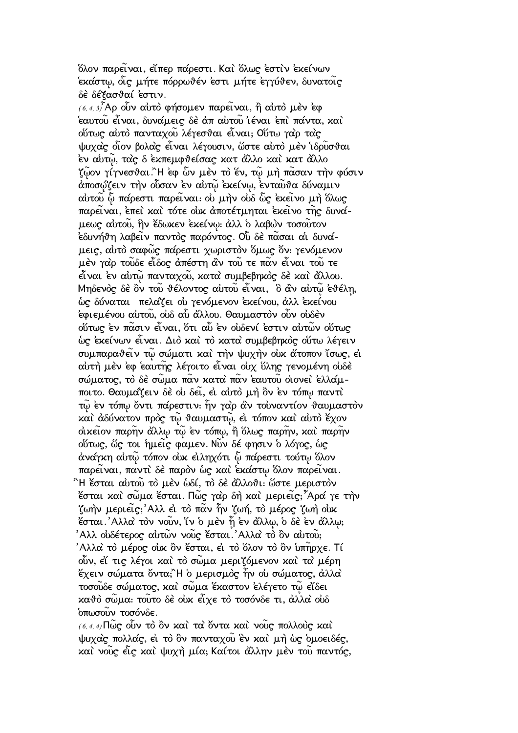ὅλον παρεῖναι, εἴπερ πάρεστι. Καὶ ὅλως ἐστὶν ἐκείνων ἑκάστῳ, οἷς μήτε πόρρωθέν ἐστι μήτε ἐγγύθεν, δυνατοῖς δὲ δέξασθαί ἐστιν.

(6, 4, 3) Ἆρ οὖν αὐτὸ φήσομεν παρεῖναι, ἢ αὐτὸ μὲν ἐφ ἑαυτοῦ εἶναι, δυνάμεις δὲ ἀπ αὐτοῦ ἰέναι ἐπὶ πάντα, καὶ οὕτως αὐτὸ πανταχοῦ λέγεσθαι εἶναι; Οὕτω γὰρ τὰς ψυχὰς οἷον βολὰς εἶναι λέγουσιν, ὥστε αὐτὸ μὲν ἱδρῦσθαι ἐν αὐτῷ, τὰς δ ἐκπεμφθείσας κατ ἄλλο καὶ κατ ἄλλο ζῷον γίγνεσθαι. Ἢ ἐφ ὧν μὲν τὸ ἕν, τῷ μὴ πᾶσαν τὴν φύσιν ἀποσῴζειν τὴν οὖσαν ἐν αὐτῷ ἐκείνῳ, ἐνταῦθα δύναμιν αὐτοῦ ᾧ πάρεστι παρεῖναι: οὐ μὴν οὐδ ὣς ἐκεῖνο μὴ ὅλως παρεῖναι, ἐπεὶ καὶ τότε οὐκ ἀποτέτμηται ἐκεῖνο τῆς δυνάμεως αὐτοῦ, ἣν ἔδωκεν ἐκείνῳ: ἀλλ ὁ λαβὼν τοσοῦτον ἐδυνήθη λαβεῖν παντὸς παρόντος. Οὗ δὲ πᾶσαι αἱ δυνάμεις, αὐτὸ σαφῶς πάρεστι χωριστὸν ὅμως ὄν: γενόμενον μὲν γὰρ τοῦδε εἶδος ἀπέστη ἂν τοῦ τε πᾶν εἶναι τοῦ τε εἶναι ἐν αὐτῷ πανταχοῦ, κατὰ συμβεβηκὸς δὲ καὶ ἄλλου. Μηδενὸς δὲ ὂν τοῦ θέλοντος αὐτοῦ εἶναι, ὃ ἂν αὐτῷ ἐθέλῃ, ὡς δύναται πελάζει οὐ γενόμενον ἐκείνου, ἀλλ ἐκείνου ἐφιεμένου αὐτοῦ, οὐδ αὖ ἄλλου. Θαυμαστὸν οὖν οὐδὲν οὕτως ἐν πᾶσιν εἶναι, ὅτι αὖ ἐν οὐδενί ἐστιν αὐτῶν οὕτως ὡς ἐκείνων εἶναι. Διὸ καὶ τὸ κατὰ συμβεβηκὸς οὕτω λέγειν συμπαραθεῖν τῷ σώματι καὶ τὴν ψυχὴν οὐκ ἄτοπον ἴσως, εἰ αὐτὴ μὲν ἐφ ἑαυτῆς λέγοιτο εἶναι οὐχ ὕλης γενομένη οὐδὲ σώματος, τὸ δὲ σῶμα πᾶν κατὰ πᾶν ἑαυτοῦ οἱονεὶ ἐλλάμποιτο. Θαυμάζειν δὲ οὐ δεῖ, εἰ αὐτὸ μὴ ὂν ἐν τόπῳ παντὶ τῷ ἐν τόπῳ ὄντι πάρεστιν: ἦν γὰρ ἂν τοὐναντίον θαυμαστὸν καὶ ἀδύνατον πρὸς τῷ θαυμαστῷ, εἰ τόπον καὶ αὐτὸ ἔχον οἰκεῖον παρῆν ἄλλῳ τῷ ἐν τόπῳ, ἢ ὅλως παρῆν, καὶ παρῆν οὕτως, ὥς τοι ἡμεῖς φαμεν. Νῦν δέ φησιν ὁ λόγος, ὡς ἀνάγκη αὐτῷ τόπον οὐκ εἰληχότι ᾧ πάρεστι τούτῳ ὅλον παρεῖναι, παντὶ δὲ παρὸν ὡς καὶ ἑκάστῳ ὅλον παρεῖναι. Ἢ ἔσται αὐτοῦ τὸ μὲν ὡδί, τὸ δὲ ἄλλοθι: ὥστε μεριστὸν ἔσται καὶ σῶμα ἔσται. Πῶς γὰρ δὴ καὶ μεριεῖς; Ἆρά γε τὴν ζωὴν μεριεῖς; Ἀλλ εἰ τὸ πᾶν ἦν ζωή, τὸ μέρος ζωὴ οὐκ ἔσται. Ἀλλὰ τὸν νοῦν, ἵν ὁ μὲν ᾖ ἐν ἄλλῳ, ὁ δὲ ἐν ἄλλῳ; Ἀλλ οὐδέτερος αὐτῶν νοῦς ἔσται. Ἀλλὰ τὸ ὂν αὐτοῦ; Ἀλλὰ τὸ μέρος οὐκ ὂν ἔσται, εἰ τὸ ὅλον τὸ ὂν ὑπῆρχε. Τί οὖν, εἴ τις λέγοι καὶ τὸ σῶμα μεριζόμενον καὶ τὰ μέρη ἔχειν σώματα ὄντα; Ἢ ὁ μερισμὸς ἦν οὐ σώματος, ἀλλὰ τοσοῦδε σώματος, καὶ σῶμα ἕκαστον ἐλέγετο τῷ εἴδει καθὸ σῶμα: τοῦτο δὲ οὐκ εἶχε τὸ τοσόνδε τι, ἀλλ οὐδ ὁπωσοῦν τοσόνδε.

(6, 4, 4) Πῶς οὖν τὸ ὂν καὶ τὰ ὄντα καὶ νοῦς πολλοὺς καὶ ψυχὰς πολλάς, εἰ τὸ ὂν πανταχοῦ ἓν καὶ μὴ ὡς ὁμοειδές, καὶ νοῦς εἷς καὶ ψυχὴ μία; Καίτοι ἄλλην μὲν τοῦ παντός,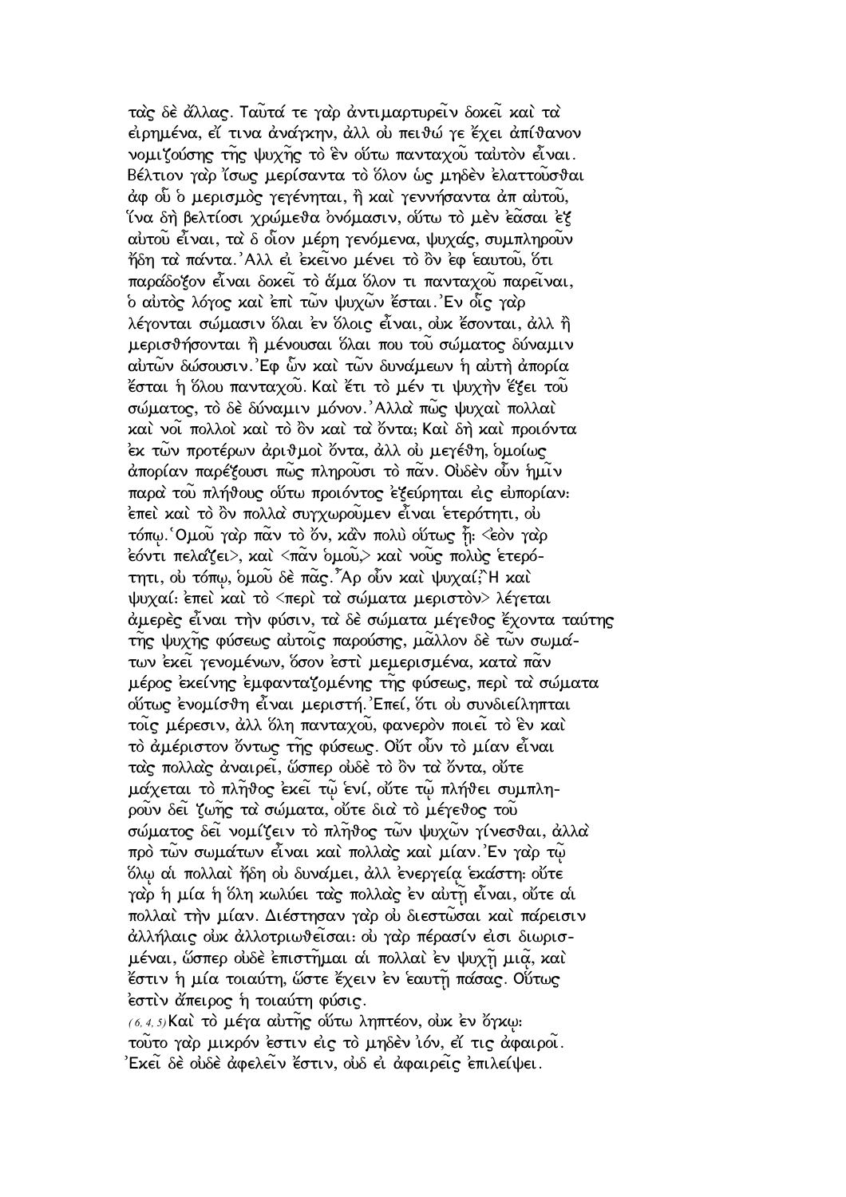τὰς δὲ ἄλλας. Ταῦτά τε γὰρ ἀντιμαρτυρεῖν δοκεῖ καὶ τὰ εἰρημένα, εἴ τινα ἀνάγκην, ἀλλ οὐ πειθώ γε ἔχει ἀπίθανον νομιζούσης τῆς ψυχῆς τὸ ἓν οὕτω πανταχοῦ ταὐτὸν εἶναι. Βέλτιον γὰρ ἴσως μερίσαντα τὸ ὅλον ὡς μηδὲν ἐλαττοῦσθαι ἀφ οὗ ὁ μερισμὸς γεγένηται, ἢ καὶ γεννήσαντα ἀπ αὐτοῦ, ἵνα δὴ βελτίοσι χρώμεθα ὀνόμασιν, οὕτω τὸ μὲν ἐᾶσαι ἐξ αὐτοῦ εἶναι, τὰ δ οἷον μέρη γενόμενα, ψυχάς, συμπληροῦν ἤδη τὰ πάντα. Ἀλλ εἰ ἐκεῖνο μένει τὸ ὂν ἐφ ἑαυτοῦ, ὅτι παράδοξον εἶναι δοκεῖ τὸ ἅμα ὅλον τι πανταχοῦ παρεῖναι, ὁ αὐτὸς λόγος καὶ ἐπὶ τῶν ψυχῶν ἔσται. Ἐν οἷς γὰρ λέγονται σώμασιν ὅλαι ἐν ὅλοις εἶναι, οὐκ ἔσονται, ἀλλ ἢ μερισθήσονται ἢ μένουσαι ὅλαι που τοῦ σώματος δύναμιν αὐτῶν δώσουσιν. Ἐφ ὧν καὶ τῶν δυνάμεων ἡ αὐτὴ ἀπορία ἔσται ἡ ὅλου πανταχοῦ. Καὶ ἔτι τὸ μέν τι ψυχὴν ἕξει τοῦ σώματος, τὸ δὲ δύναμιν μόνον. Ἀλλὰ πῶς ψυχαὶ πολλαὶ καὶ νοῖ πολλοὶ καὶ τὸ ὂν καὶ τὰ ὄντα; Καὶ δὴ καὶ προιόντα ἐκ τῶν προτέρων ἀριθμοὶ ὄντα, ἀλλ οὐ μεγέθη, ὁμοίως ἀπορίαν παρέξουσι πῶς πληροῦσι τὸ πᾶν. Οὐδὲν οὖν ἡμῖν παρὰ τοῦ πλήθους οὕτω προιόντος ἐξεύρηται εἰς εὐπορίαν: ἐπεὶ καὶ τὸ ὂν πολλὰ συγχωροῦμεν εἶναι ἑτερότητι, οὐ τόπῳ. Ὁμοῦ γὰρ πᾶν τὸ ὄν, κἂν πολὺ οὕτως ᾖ: <ἐὸν γὰρ ἐόντι πελάζει>, καὶ <πᾶν ὁμοῦ,> καὶ νοῦς πολὺς ἑτερότητι, οὐ τόπῳ, ὁμοῦ δὲ πᾶς. Ἆρ οὖν καὶ ψυχαί; Ἢ καὶ ψυχαί: ἐπεὶ καὶ τὸ <περὶ τὰ σώματα μεριστὸν> λέγεται ἀμερὲς εἶναι τὴν φύσιν, τὰ δὲ σώματα μέγεθος ἔχοντα ταύτης τῆς ψυχῆς φύσεως αὐτοῖς παρούσης, μᾶλλον δὲ τῶν σωμάτων ἐκεῖ γενομένων, ὅσον ἐστὶ μεμερισμένα, κατὰ πᾶν μέρος ἐκείνης ἐμφανταζομένης τῆς φύσεως, περὶ τὰ σώματα οὕτως ἐνομίσθη εἶναι μεριστή. Ἐπεί, ὅτι οὐ συνδιείληπται τοῖς μέρεσιν, ἀλλ ὅλη πανταχοῦ, φανερὸν ποιεῖ τὸ ἓν καὶ τὸ ἀμέριστον ὄντως τῆς φύσεως. Οὔτ οὖν τὸ μίαν εἶναι τὰς πολλὰς ἀναιρεῖ, ὥσπερ οὐδὲ τὸ ὂν τὰ ὄντα, οὔτε μάχεται τὸ πλῆθος ἐκεῖ τῷ ἑνί, οὔτε τῷ πλήθει συμπληροῦν δεῖ ζωῆς τὰ σώματα, οὔτε διὰ τὸ μέγεθος τοῦ σώματος δεῖ νομίζειν τὸ πλῆθος τῶν ψυχῶν γίνεσθαι, ἀλλὰ πρὸ τῶν σωμάτων εἶναι καὶ πολλὰς καὶ μίαν. Ἐν γὰρ τῷ ὅλῳ αἱ πολλαὶ ἤδη οὐ δυνάμει, ἀλλ ἐνεργείᾳ ἑκάστη: οὔτε γὰρ ἡ μία ἡ ὅλη κωλύει τὰς πολλὰς ἐν αὐτῇ εἶναι, οὔτε αἱ πολλαὶ τὴν μίαν. Διέστησαν γὰρ οὐ διεστῶσαι καὶ πάρεισιν ἀλλήλαις οὐκ ἀλλοτριωθεῖσαι: οὐ γὰρ πέρασίν εἰσι διωρισμέναι, ὥσπερ οὐδὲ ἐπιστῆμαι αἱ πολλαὶ ἐν ψυχῇ μιᾷ, καὶ ἔστιν ἡ μία τοιαύτη, ὥστε ἔχειν ἐν ἑαυτῇ πάσας. Οὕτως ἐστὶν ἄπειρος ἡ τοιαύτη φύσις.

(6, 4, 5) Καὶ τὸ μέγα αὐτῆς οὕτω ληπτέον, οὐκ ἐν ὄγκῳ: τοῦτο γὰρ μικρόν ἐστιν εἰς τὸ μηδὲν ἰόν, εἴ τις ἀφαιροῖ. Ἐκεῖ δὲ οὐδὲ ἀφελεῖν ἔστιν, οὐδ εἰ ἀφαιρεῖς ἐπιλείψει.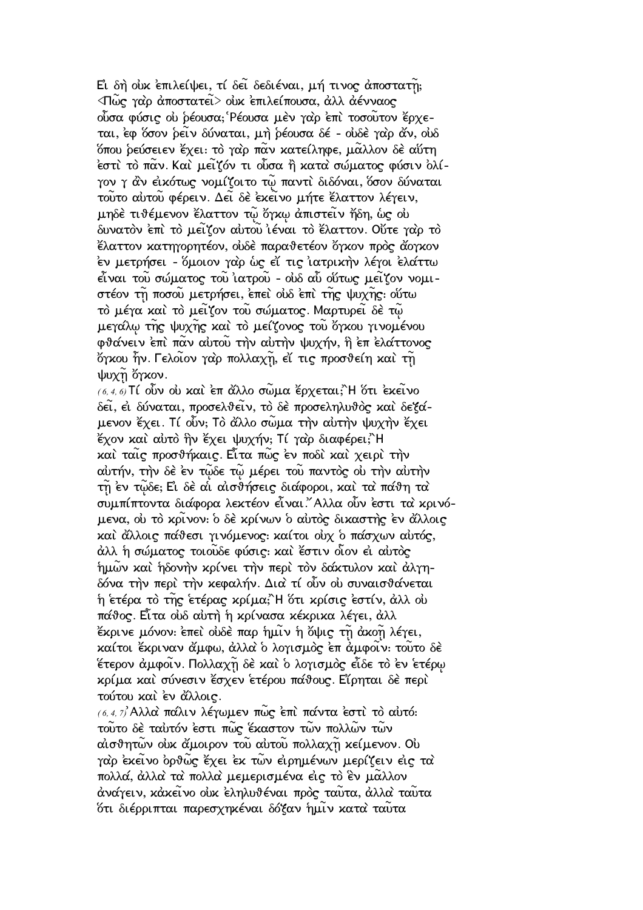Εἰ δὴ οὐκ ἐπιλείψει, τί δεῖ δεδιέναι, μή τινος ἀποστατῇ; <Πῶς γὰρ ἀποστατεῖ> οὐκ ἐπιλείπουσα, ἀλλ ἀέναος οὖσα φύσις οὐ ῥέουσα; Ῥέουσα μὲν γὰρ ἐπὶ τοσοῦτον ἔρχεται, ἐφ ὅσον ῥεῖν δύναται, μὴ ῥέουσα δέ - οὐδὲ γὰρ ἄν, οὐδ ὅπου ῥεύσειεν ἔχει: τὸ γὰρ πᾶν κατείληφε, μᾶλλον δὲ αὕτη ἐστὶ τὸ πᾶν. Καὶ μεῖζόν τι οὖσα ἢ κατὰ σώματος φύσιν ὀλίγον γ ἂν εἰκότως νομίζοιτο τῷ παντὶ διδόναι, ὅσον δύναται τοῦτο αὐτοῦ φέρειν. Δεῖ δὲ ἐκεῖνο μήτε ἔλαττον λέγειν, μηδὲ τιθέμενον ἔλαττον τῷ ὄγκῳ ἀπιστεῖν ἤδη, ὡς οὐ δυνατὸν ἐπὶ τὸ μεῖζον αὐτοῦ ἰέναι τὸ ἔλαττον. Οὔτε γὰρ τὸ ἔλαττον κατηγορητέον, οὐδὲ παραθετέον ὄγκον πρὸς ἄογκον ἐν μετρήσει - ὅμοιον γὰρ ὡς εἴ τις ἰατρικὴν λέγοι ἐλάττω εἶναι τοῦ σώματος τοῦ ἰατροῦ - οὐδ αὖ οὕτως μεῖζον νομιστέον τῇ ποσοῦ μετρήσει, ἐπεὶ οὐδ ἐπὶ τῆς ψυχῆς: οὕτω τὸ μέγα καὶ τὸ μεῖζον τοῦ σώματος. Μαρτυρεῖ δὲ τῷ μεγάλῳ τῆς ψυχῆς καὶ τὸ μείζονος τοῦ ὄγκου γινομένου φθάνειν ἐπὶ πᾶν αὐτοῦ τὴν αὐτὴν ψυχήν, ἢ ἐπ ἐλάττονος ὄγκου ἦν. Γελοῖον γὰρ πολλαχῇ, εἴ τις προσθείη καὶ τῇ ψυχῇ ὄγκον.

(6, 4, 6) Τί οὖν οὐ καὶ ἐπ ἄλλο σῶμα ἔρχεται; Ἢ ὅτι ἐκεῖνο δεῖ, εἰ δύναται, προσελθεῖν, τὸ δὲ προσεληλυθὸς καὶ δεξάμενον ἔχει. Τί οὖν; Τὸ ἄλλο σῶμα τὴν αὐτὴν ψυχὴν ἔχει ἔχον καὶ αὐτὸ ἣν ἔχει ψυχήν; Τί γὰρ διαφέρει; Ἢ καὶ ταῖς προσθήκαις. Εἶτα πῶς ἐν ποδὶ καὶ χειρὶ τὴν αὐτήν, τὴν δὲ ἐν τῷδε τῷ μέρει τοῦ παντὸς οὐ τὴν αὐτὴν τῇ ἐν τῷδε; Εἰ δὲ αἱ αἰσθήσεις διάφοροι, καὶ τὰ πάθη τὰ συμπίπτοντα διάφορα λεκτέον εἶναι. Ἄλλα οὖν ἐστι τὰ κρινόμενα, οὐ τὸ κρῖνον: ὁ δὲ κρίνων ὁ αὐτὸς δικαστὴς ἐν ἄλλοις καὶ ἄλλοις πάθεσι γινόμενος: καίτοι οὐχ ὁ πάσχων αὐτός, ἀλλ ἡ σώματος τοιοῦδε φύσις: καὶ ἔστιν οἷον εἰ αὐτὸς ἡμῶν καὶ ἡδονὴν κρίνει τὴν περὶ τὸν δάκτυλον καὶ ἀλγηδόνα τὴν περὶ τὴν κεφαλήν. Διὰ τί οὖν οὐ συναισθάνεται ἡ ἑτέρα τὸ τῆς ἑτέρας κρίμα; Ἢ ὅτι κρίσις ἐστίν, ἀλλ οὐ πάθος. Εἶτα οὐδ αὐτὴ ἡ κρίνασα κέκρικα λέγει, ἀλλ ἔκρινε μόνον: ἐπεὶ οὐδὲ παρ ἡμῖν ἡ ὄψις τῇ ἀκοῇ λέγει, καίτοι ἔκριναν ἄμφω, ἀλλὰ ὁ λογισμὸς ἐπ ἀμφοῖν: τοῦτο δὲ ἕτερον ἀμφοῖν. Πολλαχῇ δὲ καὶ ὁ λογισμὸς εἶδε τὸ ἐν ἑτέρῳ κρίμα καὶ σύνεσιν ἔσχεν ἑτέρου πάθους. Εἴρηται δὲ περὶ τούτου καὶ ἐν ἄλλοις.

(6, 4, 7) Ἀλλὰ πάλιν λέγωμεν πῶς ἐπὶ πάντα ἐστὶ τὸ αὐτό: τοῦτο δὲ ταὐτόν ἐστι πῶς ἕκαστον τῶν πολλῶν τῶν αἰσθητῶν οὐκ ἄμοιρον τοῦ αὐτοῦ πολλαχῇ κείμενον. Οὐ γὰρ ἐκεῖνο ὀρθῶς ἔχει ἐκ τῶν εἰρημένων μερίζειν εἰς τὰ πολλά, ἀλλὰ τὰ πολλὰ μεμερισμένα εἰς τὸ ἓν μᾶλλον ἀνάγειν, κἀκεῖνο οὐκ ἐληλυθέναι πρὸς ταῦτα, ἀλλὰ ταῦτα ὅτι διέρριπται παρεσχηκέναι δόξαν ἡμῖν κατὰ ταῦτα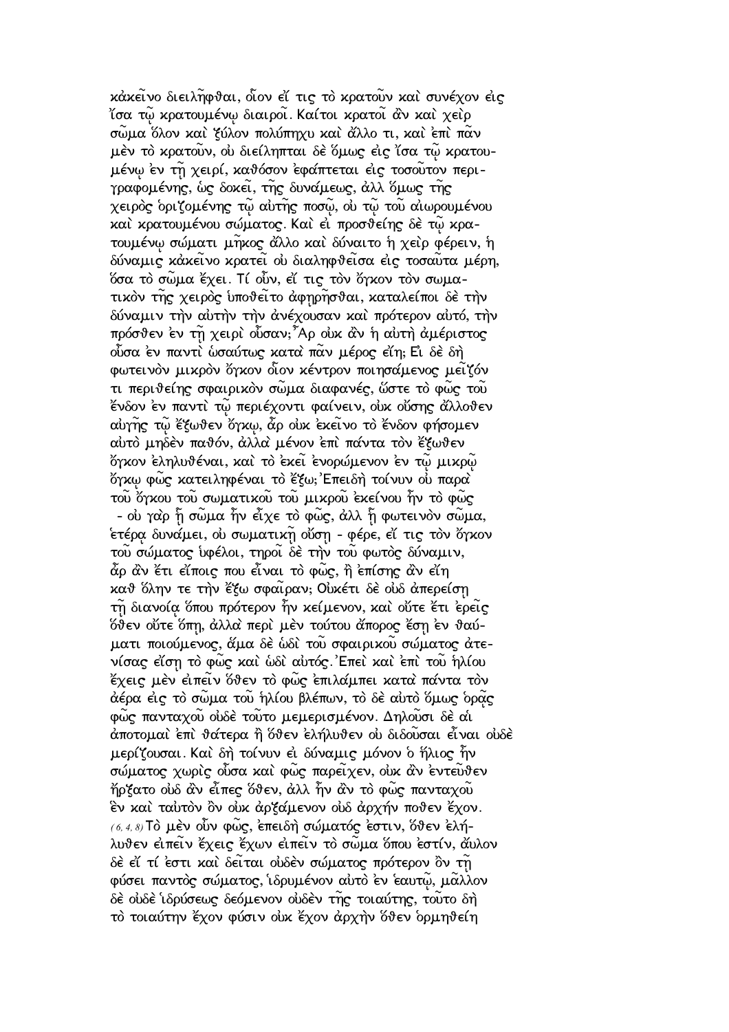κἀκεῖνο διειλῆφθαι, οἷον εἴ τις τὸ κρατοῦν καὶ συνέχον εἰς ἴσα τῷ κρατουμένῳ διαιροῖ. Καίτοι κρατοῖ ἂν καὶ χεὶρ σῶμα ὅλον καὶ ξύλον πολύπηχυ καὶ ἄλλο τι, καὶ ἐπὶ πᾶν μὲν τὸ κρατοῦν, οὐ διείληπται δὲ ὅμως εἰς ἴσα τῷ κρατουμένῳ ἐν τῇ χειρί, καθόσον ἐφάπτεται εἰς τοσοῦτον περιγραφομένης, ὡς δοκεῖ, τῆς δυνάμεως, ἀλλ ὅμως τῆς χειρὸς ὁριζομένης τῷ αὐτῆς ποσῷ, οὐ τῷ τοῦ αἰωρουμένου καὶ κρατουμένου σώματος. Καὶ εἰ προσθείης δὲ τῷ κρατουμένῳ σώματι μῆκος ἄλλο καὶ δύναιτο ἡ χεὶρ φέρειν, ἡ δύναμις κἀκεῖνο κρατεῖ οὐ διαληφθεῖσα εἰς τοσαῦτα μέρη, ὅσα τὸ σῶμα ἔχει. Τί οὖν, εἴ τις τὸν ὄγκον τὸν σωματικὸν τῆς χειρὸς ὑποθεῖτο ἀφῃρῆσθαι, καταλείποι δὲ τὴν δύναμιν τὴν αὐτὴν τὴν ἀνέχουσαν καὶ πρότερον αὐτό, τὴν πρόσθεν ἐν τῇ χειρὶ οὖσαν; Ἆρ οὐκ ἂν ἡ αὐτὴ ἀμέριστος οὖσα ἐν παντὶ ὡσαύτως κατὰ πᾶν μέρος εἴη; Εἰ δὲ δὴ φωτεινὸν μικρὸν ὄγκον οἷον κέντρον ποιησάμενος μεῖζόν τι περιθείης σφαιρικὸν σῶμα διαφανές, ὥστε τὸ φῶς τοῦ ἔνδον ἐν παντὶ τῷ περιέχοντι φαίνειν, οὐκ οὔσης ἄλλοθεν αὐγῆς τῷ ἔξωθεν ὄγκῳ, ἆρ οὐκ ἐκεῖνο τὸ ἔνδον φήσομεν αὐτὸ μηδὲν παθόν, ἀλλὰ μένον ἐπὶ πάντα τὸν ἔξωθεν ὄγκον ἐληλυθέναι, καὶ τὸ ἐκεῖ ἐνορώμενον ἐν τῷ μικρῷ ὄγκῳ φῶς κατειληφέναι τὸ ἔξω; Ἐπειδὴ τοίνυν οὐ παρὰ τοῦ ὄγκου τοῦ σωματικοῦ τοῦ μικροῦ ἐκείνου ἦν τὸ φῶς - οὐ γὰρ ᾗ σῶμα ἦν εἶχε τὸ φῶς, ἀλλ ᾗ φωτεινὸν σῶμα, ἑτέρᾳ δυνάμει, οὐ σωματικῇ οὔσῃ - φέρε, εἴ τις τὸν ὄγκον τοῦ σώματος ὑφέλοι, τηροῖ δὲ τὴν τοῦ φωτὸς δύναμιν, ἆρ ἂν ἔτι εἴποις που εἶναι τὸ φῶς, ἢ ἐπίσης ἂν εἴη καθ ὅλην τε τὴν ἔξω σφαῖραν; Οὐκέτι δὲ οὐδ ἀπερείσῃ τῇ διανοίᾳ ὅπου πρότερον ἦν κείμενον, καὶ οὔτε ἔτι ἐρεῖς ὅθεν οὔτε ὅπῃ, ἀλλὰ περὶ μὲν τούτου ἄπορος ἔσῃ ἐν θαύματι ποιούμενος, ἅμα δὲ ὡδὶ τοῦ σφαιρικοῦ σώματος ἀτενίσας εἴσῃ τὸ φῶς καὶ ὡδὶ αὐτός. Ἐπεὶ καὶ ἐπὶ τοῦ ἡλίου ἔχεις μὲν εἰπεῖν ὅθεν τὸ φῶς ἐπιλάμπει κατὰ πάντα τὸν ἀέρα εἰς τὸ σῶμα τοῦ ἡλίου βλέπων, τὸ δὲ αὐτὸ ὅμως ὁρᾷς φῶς πανταχοῦ οὐδὲ τοῦτο μεμερισμένον. Δηλοῦσι δὲ αἱ ἀποτομαὶ ἐπὶ θάτερα ἢ ὅθεν ἐλήλυθεν οὐ διδοῦσαι εἶναι οὐδὲ μερίζουσαι. Καὶ δὴ τοίνυν εἰ δύναμις μόνον ὁ ἥλιος ἦν σώματος χωρὶς οὖσα καὶ φῶς παρεῖχεν, οὐκ ἂν ἐντεῦθεν ἤρξατο οὐδ ἂν εἶπες ὅθεν, ἀλλ ἦν ἂν τὸ φῶς πανταχοῦ ἓν καὶ ταὐτὸν ὂν οὐκ ἀρξάμενον οὐδ ἀρχήν ποθεν ἔχον.

(6, 4, 8) Τὸ μὲν οὖν φῶς, ἐπειδὴ σώματός ἐστιν, ὅθεν ἐλήλυθεν εἰπεῖν ἔχεις ἔχων εἰπεῖν τὸ σῶμα ὅπου ἐστίν, ἄυλον δὲ εἴ τί ἐστι καὶ δεῖται οὐδὲν σώματος πρότερον ὂν τῇ φύσει παντὸς σώματος, ἱδρυμένον αὐτὸ ἐν ἑαυτῷ, μᾶλλον δὲ οὐδὲ ἱδρύσεως δεόμενον οὐδὲν τῆς τοιαύτης, τοῦτο δὴ τὸ τοιαύτην ἔχον φύσιν οὐκ ἔχον ἀρχὴν ὅθεν ὁρμηθείη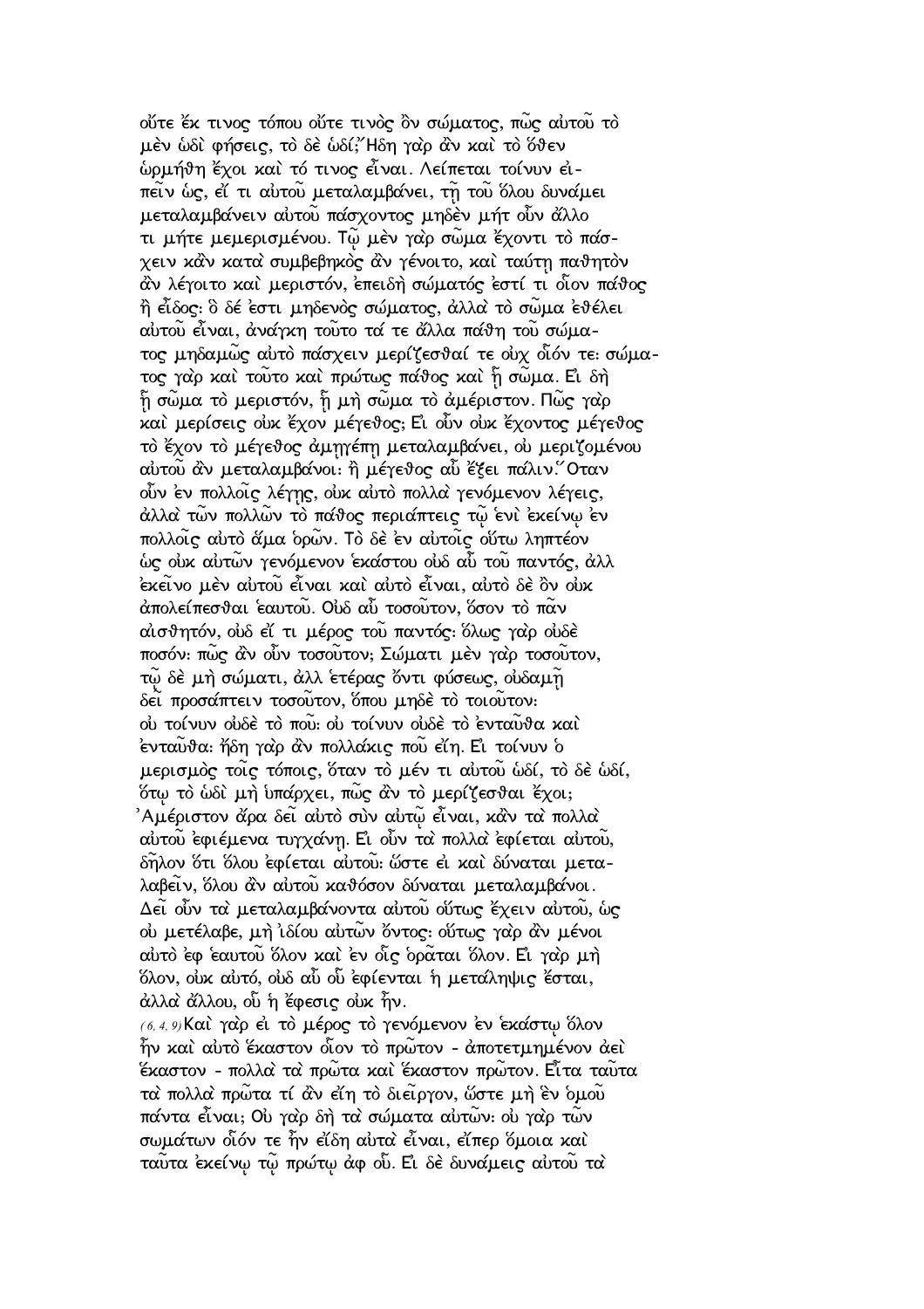οὔτε ἔκ τινος τόπου οὔτε τινὸς ὂν σώματος, πῶς αὐτοῦ τὸ μὲν ὡδὶ φήσεις, τὸ δὲ ὡδί;῎Ηδη γὰρ ἂν καὶ τὸ ὅθεν ὡρμήθη ἔχοι καὶ τό τινος εἶναι. Λείπεται τοίνυν εἰπεῖν ὡς, εἴ τι αὐτοῦ μεταλαμβάνει, τῇ τοῦ ὅλου δυνάμει μεταλαμβάνειν αὐτοῦ πάσχοντος μηδὲν μήτ οὖν ἄλλο τι μήτε μεμερισμένου. Τῷ μὲν γὰρ σῶμα ἔχοντι τὸ πάσχειν κἂν κατὰ συμβεβηκὸς ἂν γένοιτο, καὶ ταύτῃ παθητὸν ἂν λέγοιτο καὶ μεριστόν, ἐπειδὴ σώματός ἐστί τι οἷον πάθος ἢ εἶδος· ὃ δέ ἐστι μηδενὸς σώματος, ἀλλὰ τὸ σῶμα ἐθέλει αὐτοῦ εἶναι, ἀνάγκη τοῦτο τά τε ἄλλα πάθη τοῦ σώματος μηδαμῶς αὐτὸ πάσχειν μερίζεσθαί τε οὐχ οἷόν τε· σώματος γὰρ καὶ τοῦτο καὶ πρώτως πάθος καὶ ᾗ σῶμα. Εἰ δὴ ᾗ σῶμα τὸ μεριστόν, ᾗ μὴ σῶμα τὸ ἀμέριστον. Πῶς γὰρ καὶ μερίσεις οὐκ ἔχον μέγεθος; Εἰ οὖν οὐκ ἔχοντος μέγεθος τὸ ἔχον τὸ μέγεθος ἀμηγέπῃ μεταλαμβάνει, οὐ μεριζομένου αὐτοῦ ἂν μεταλαμβάνοι· ἢ μέγεθος αὖ ἕξει πάλιν.῞Οταν οὖν ἐν πολλοῖς λέγῃς, οὐκ αὐτὸ πολλὰ γενόμενον λέγεις, ἀλλὰ τῶν πολλῶν τὸ πάθος περιάπτεις τῷ ἑνὶ ἐκείνῳ ἐν πολλοῖς αὐτὸ ἅμα ὁρῶν. Τὸ δὲ ἐν αὐτοῖς οὕτω ληπτέον ὡς οὐκ αὐτῶν γενόμενον ἑκάστου οὐδ αὖ τοῦ παντός, ἀλλ ἐκεῖνο μὲν αὐτοῦ εἶναι καὶ αὐτὸ εἶναι, αὐτὸ δὲ ὂν οὐκ ἀπολείπεσθαι ἑαυτοῦ. Οὐδ αὖ τοσοῦτον, ὅσον τὸ πᾶν αἰσθητόν, οὐδ εἴ τι μέρος τοῦ παντός· ὅλως γὰρ οὐδὲ ποσόν· πῶς ἂν οὖν τοσοῦτον; Σώματι μὲν γὰρ τοσοῦτον, τῷ δὲ μὴ σώματι, ἀλλ ἑτέρας ὄντι φύσεως, οὐδαμῇ δεῖ προσάπτειν τοσοῦτον, ὅπου μηδὲ τὸ τοιοῦτον· οὐ τοίνυν οὐδὲ τὸ ποῦ· οὐ τοίνυν οὐδὲ τὸ ἐνταῦθα καὶ ἐνταῦθα· ἤδη γὰρ ἂν πολλάκις ποῦ εἴη. Εἰ τοίνυν ὁ μερισμὸς τοῖς τόποις, ὅταν τὸ μέν τι αὐτοῦ ὡδί, τὸ δὲ ὡδί, ὅτῳ τὸ ὡδὶ μὴ ὑπάρχει, πῶς ἂν τὸ μερίζεσθαι ἔχοι; ᾿Αμέριστον ἄρα δεῖ αὐτὸ σὺν αὐτῷ εἶναι, κἂν τὰ πολλὰ αὐτοῦ ἐφιέμενα τυγχάνῃ. Εἰ οὖν τὰ πολλὰ ἐφίεται αὐτοῦ, δῆλον ὅτι ὅλου ἐφίεται αὐτοῦ· ὥστε εἰ καὶ δύναται μεταλαβεῖν, ὅλου ἂν αὐτοῦ καθόσον δύναται μεταλαμβάνοι. Δεῖ οὖν τὰ μεταλαμβάνοντα αὐτοῦ οὕτως ἔχειν αὐτοῦ, ὡς οὐ μετέλαβε, μὴ ἰδίου αὐτῶν ὄντος· οὕτως γὰρ ἂν μένοι αὐτὸ ἐφ ἑαυτοῦ ὅλον καὶ ἐν οἷς ὁρᾶται ὅλον. Εἰ γὰρ μὴ ὅλον, οὐκ αὐτό, οὐδ αὖ οὗ ἐφίενται ἡ μετάληψις ἔσται, ἀλλὰ ἄλλου, οὗ ἡ ἔφεσις οὐκ ἦν.

(6, 4, 9) Καὶ γὰρ εἰ τὸ μέρος τὸ γενόμενον ἐν ἑκάστῳ ὅλον ἦν καὶ αὐτὸ ἕκαστον οἷον τὸ πρῶτον - ἀποτετμημένον ἀεὶ ἕκαστον - πολλὰ τὰ πρῶτα καὶ ἕκαστον πρῶτον. Εἶτα ταῦτα τὰ πολλὰ πρῶτα τί ἂν εἴη τὸ διεῖργον, ὥστε μὴ ἓν ὁμοῦ πάντα εἶναι; Οὐ γὰρ δὴ τὰ σώματα αὐτῶν· οὐ γὰρ τῶν σωμάτων οἷόν τε ἦν εἴδη αὐτὰ εἶναι, εἴπερ ὅμοια καὶ ταῦτα ἐκείνῳ τῷ πρώτῳ ἀφ οὗ. Εἰ δὲ δυνάμεις αὐτοῦ τὰ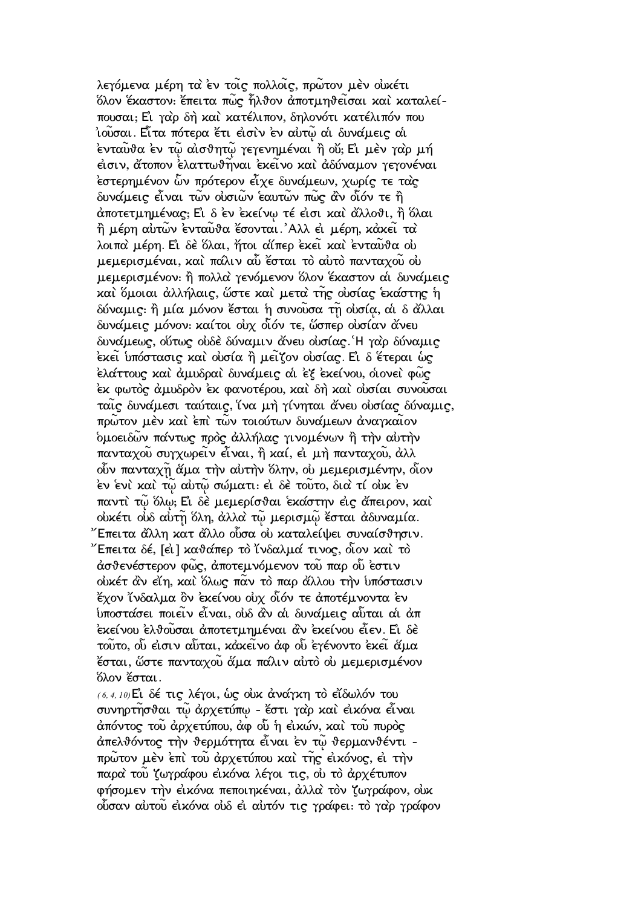λεγόμενα μέρη τὰ ἐν τοῖς πολλοῖς, πρῶτον μὲν οὐκέτι ὅλον ἕκαστον· ἔπειτα πῶς ἦλθον ἀποτμηθεῖσαι καὶ καταλείπουσαι; Εἰ γὰρ δὴ καὶ κατέλιπον, δηλονότι κατέλιπόν που ἰοῦσαι. Εἶτα πότερα ἔτι εἰσὶν ἐν αὐτῷ αἱ δυνάμεις αἱ ἐνταῦθα ἐν τῷ αἰσθητῷ γεγενημέναι ἢ οὔ; Εἰ μὲν γὰρ μή εἰσιν, ἄτοπον ἐλαττωθῆναι ἐκεῖνο καὶ ἀδύναμον γεγονέναι ἐστερημένον ὧν πρότερον εἶχε δυνάμεων, χωρίς τε τὰς δυνάμεις εἶναι τῶν οὐσιῶν ἑαυτῶν πῶς ἂν οἷόν τε ἢ ἀποτετμημένας; Εἰ δ ἐν ἐκείνῳ τέ εἰσι καὶ ἄλλοθι, ἢ ὅλαι ἢ μέρη αὐτῶν ἐνταῦθα ἔσονται. Ἀλλ εἰ μέρη, κἀκεῖ τὰ λοιπὰ μέρη. Εἰ δὲ ὅλαι, ἤτοι αἵπερ ἐκεῖ καὶ ἐνταῦθα οὐ μεμερισμέναι, καὶ πάλιν αὖ ἔσται τὸ αὐτὸ πανταχοῦ οὐ μεμερισμένον· ἢ πολλὰ γενόμενον ὅλον ἕκαστον αἱ δυνάμεις καὶ ὅμοιαι ἀλλήλαις, ὥστε καὶ μετὰ τῆς οὐσίας ἑκάστης ἡ δύναμις· ἢ μία μόνον ἔσται ἡ συνοῦσα τῇ οὐσίᾳ, αἱ δ ἄλλαι δυνάμεις μόνον· καίτοι οὐχ οἷόν τε, ὥσπερ οὐσίαν ἄνευ δυνάμεως, οὕτως οὐδὲ δύναμιν ἄνευ οὐσίας. Ἡ γὰρ δύναμις ἐκεῖ ὑπόστασις καὶ οὐσία ἢ μεῖζον οὐσίας. Εἰ δ ἕτεραι ὡς ἐλάττους καὶ ἀμυδραὶ δυνάμεις αἱ ἐξ ἐκείνου, οἱονεὶ φῶς ἐκ φωτὸς ἀμυδρὸν ἐκ φανοτέρου, καὶ δὴ καὶ οὐσίαι συνοῦσαι ταῖς δυνάμεσι ταύταις, ἵνα μὴ γίνηται ἄνευ οὐσίας δύναμις, πρῶτον μὲν καὶ ἐπὶ τῶν τοιούτων δυνάμεων ἀναγκαῖον ὁμοειδῶν πάντως πρὸς ἀλλήλας γινομένων ἢ τὴν αὐτὴν πανταχοῦ συγχωρεῖν εἶναι, ἢ καί, εἰ μὴ πανταχοῦ, ἀλλ οὖν πανταχῇ ἅμα τὴν αὐτὴν ὅλην, οὐ μεμερισμένην, οἷον ἐν ἑνὶ καὶ τῷ αὐτῷ σώματι· εἰ δὲ τοῦτο, διὰ τί οὐκ ἐν παντὶ τῷ ὅλῳ; Εἰ δὲ μεμερίσθαι ἑκάστην εἰς ἄπειρον, καὶ οὐκέτι οὐδ αὐτὴ ὅλη, ἀλλὰ τῷ μερισμῷ ἔσται ἀδυναμία. Ἔπειτα ἄλλη κατ ἄλλο οὖσα οὐ καταλείψει συναίσθησιν. Ἔπειτα δέ, [εἰ] καθάπερ τὸ ἴνδαλμά τινος, οἷον καὶ τὸ ἀσθενέστερον φῶς, ἀποτεμνόμενον τοῦ παρ οὗ ἐστιν οὐκέτ ἂν εἴη, καὶ ὅλως πᾶν τὸ παρ ἄλλου τὴν ὑπόστασιν ἔχον ἴνδαλμα ὂν ἐκείνου οὐχ οἷόν τε ἀποτέμνοντα ἐν ὑποστάσει ποιεῖν εἶναι, οὐδ ἂν αἱ δυνάμεις αὗται αἱ ἀπ ἐκείνου ἐλθοῦσαι ἀποτετμημέναι ἂν ἐκείνου εἶεν. Εἰ δὲ τοῦτο, οὗ εἰσιν αὗται, κἀκεῖνο ἀφ οὗ ἐγένοντο ἐκεῖ ἅμα ἔσται, ὥστε πανταχοῦ ἅμα πάλιν αὐτὸ οὐ μεμερισμένον ὅλον ἔσται.

(6, 4, 10) Εἰ δέ τις λέγοι, ὡς οὐκ ἀνάγκη τὸ εἴδωλόν του συνηρτῆσθαι τῷ ἀρχετύπῳ - ἔστι γὰρ καὶ εἰκόνα εἶναι ἀπόντος τοῦ ἀρχετύπου, ἀφ οὗ ἡ εἰκών, καὶ τοῦ πυρὸς ἀπελθόντος τὴν θερμότητα εἶναι ἐν τῷ θερμανθέντι - πρῶτον μὲν ἐπὶ τοῦ ἀρχετύπου καὶ τῆς εἰκόνος, εἰ τὴν παρὰ τοῦ ζωγράφου εἰκόνα λέγοι τις, οὐ τὸ ἀρχέτυπον φήσομεν τὴν εἰκόνα πεποιηκέναι, ἀλλὰ τὸν ζωγράφον, οὐκ οὖσαν αὐτοῦ εἰκόνα οὐδ εἰ αὐτόν τις γράφει· τὸ γὰρ γράφον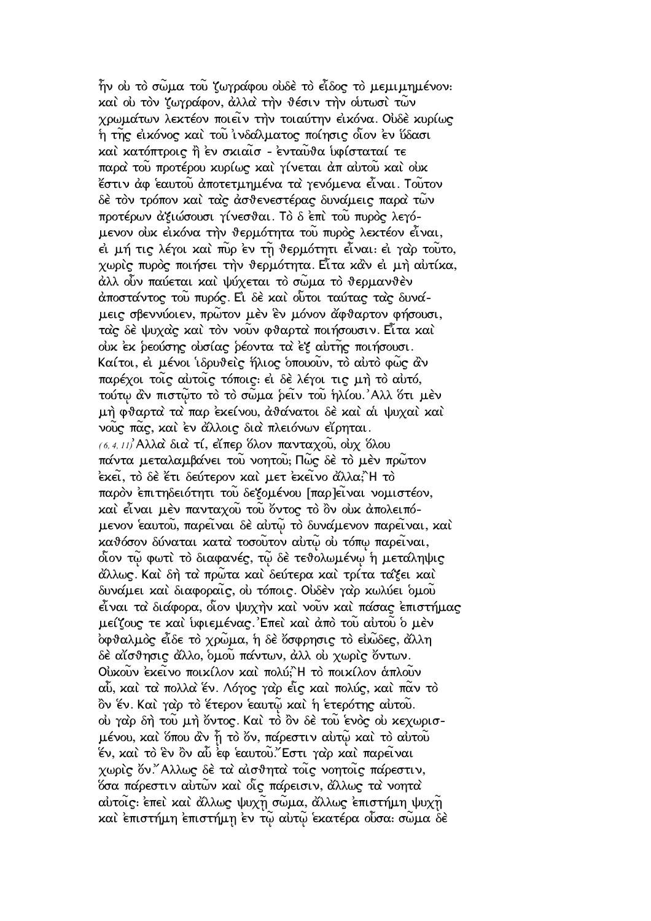ἣν οὐ τὸ σῶμα τοῦ ζωγράφου οὐδὲ τὸ εἶδος τὸ μεμιμημένον· καὶ οὐ τὸν ζωγράφον, ἀλλὰ τὴν θέσιν τὴν οὑτωσὶ τῶν χρωμάτων λεκτέον ποιεῖν τὴν τοιαύτην εἰκόνα. Οὐδὲ κυρίως ἡ τῆς εἰκόνος καὶ τοῦ ἰνδάλματος ποίησις οἷον ἐν ὕδασι καὶ κατόπτροις ἢ ἐν σκιαῖσ - ἐνταῦθα ὑφίσταταί τε παρὰ τοῦ προτέρου κυρίως καὶ γίνεται ἀπ αὐτοῦ καὶ οὐκ ἔστιν ἀφ ἑαυτοῦ ἀποτετμημένα τὰ γενόμενα εἶναι. Τοῦτον δὲ τὸν τρόπον καὶ τὰς ἀσθενεστέρας δυνάμεις παρὰ τῶν προτέρων ἀξιώσουσι γίνεσθαι. Τὸ δ ἐπὶ τοῦ πυρὸς λεγόμενον οὐκ εἰκόνα τὴν θερμότητα τοῦ πυρὸς λεκτέον εἶναι, εἰ μή τις λέγοι καὶ πῦρ ἐν τῇ θερμότητι εἶναι· εἰ γὰρ τοῦτο, χωρὶς πυρὸς ποιήσει τὴν θερμότητα. Εἶτα κἂν εἰ μὴ αὐτίκα, ἀλλ οὖν παύεται καὶ ψύχεται τὸ σῶμα τὸ θερμανθὲν ἀποστάντος τοῦ πυρός. Εἰ δὲ καὶ οὗτοι ταύτας τὰς δυνάμεις σβεννύοιεν, πρῶτον μὲν ἓν μόνον ἄφθαρτον φήσουσι, τὰς δὲ ψυχὰς καὶ τὸν νοῦν φθαρτὰ ποιήσουσιν. Εἶτα καὶ οὐκ ἐκ ῥεούσης οὐσίας ῥέοντα τὰ ἐξ αὐτῆς ποιήσουσι. Καίτοι, εἰ μένοι ἱδρυθεὶς ἥλιος ὁπουοῦν, τὸ αὐτὸ φῶς ἂν παρέχοι τοῖς αὐτοῖς τόποις· εἰ δὲ λέγοι τις μὴ τὸ αὐτό, τούτῳ ἂν πιστῷτο τὸ τὸ σῶμα ῥεῖν τοῦ ἡλίου.᾽Αλλ ὅτι μὲν μὴ φθαρτὰ τὰ παρ ἐκείνου, ἀθάνατοι δὲ καὶ αἱ ψυχαὶ καὶ νοῦς πᾶς, καὶ ἐν ἄλλοις διὰ πλειόνων εἴρηται.

(6,4,11) Ἀλλὰ διὰ τί, εἴπερ ὅλον πανταχοῦ, οὐχ ὅλου πάντα μεταλαμβάνει τοῦ νοητοῦ; Πῶς δὲ τὸ μὲν πρῶτον ἐκεῖ, τὸ δὲ ἔτι δεύτερον καὶ μετ ἐκεῖνο ἄλλα;᾽Η τὸ παρὸν ἐπιτηδειότητι τοῦ δεξομένου [παρ]εἶναι νομιστέον, καὶ εἶναι μὲν πανταχοῦ τοῦ ὄντος τὸ ὂν οὐκ ἀπολειπόμενον ἑαυτοῦ, παρεῖναι δὲ αὐτῷ τὸ δυνάμενον παρεῖναι, καὶ καθόσον δύναται κατὰ τοσοῦτον αὐτῷ οὐ τόπῳ παρεῖναι, οἷον τῷ φωτὶ τὸ διαφανές, τῷ δὲ τεθολωμένῳ ἡ μετάληψις ἄλλως. Καὶ δὴ τὰ πρῶτα καὶ δεύτερα καὶ τρίτα τάξει καὶ δυνάμει καὶ διαφοραῖς, οὐ τόποις. Οὐδὲν γὰρ κωλύει ὁμοῦ εἶναι τὰ διάφορα, οἷον ψυχὴν καὶ νοῦν καὶ πάσας ἐπιστήμας μείζους τε καὶ ὑφιεμένας.᾽Επεὶ καὶ ἀπὸ τοῦ αὐτοῦ ὁ μὲν ὀφθαλμὸς εἶδε τὸ χρῶμα, ἡ δὲ ὄσφρησις τὸ εὐῶδες, ἄλλη δὲ αἴσθησις ἄλλο, ὁμοῦ πάντων, ἀλλ οὐ χωρὶς ὄντων. Οὐκοῦν ἐκεῖνο ποικίλον καὶ πολύ;᾽Η τὸ ποικίλον ἁπλοῦν αὖ, καὶ τὰ πολλὰ ἕν. Λόγος γὰρ εἷς καὶ πολύς, καὶ πᾶν τὸ ὂν ἕν. Καὶ γὰρ τὸ ἕτερον ἑαυτῷ καὶ ἡ ἑτερότης αὐτοῦ. οὐ γὰρ δὴ τοῦ μὴ ὄντος. Καὶ τὸ ὂν δὲ τοῦ ἑνὸς οὐ κεχωρισμένου, καὶ ὅπου ἂν ᾖ τὸ ὄν, πάρεστιν αὐτῷ καὶ τὸ αὐτοῦ ἕν, καὶ τὸ ἓν ὂν αὖ ἐφ ἑαυτοῦ.῎Εστι γὰρ καὶ παρεῖναι χωρὶς ὄν.῎Αλλως δὲ τὰ αἰσθητὰ τοῖς νοητοῖς πάρεστιν, ὅσα πάρεστιν αὐτῶν καὶ οἷς πάρεισιν, ἄλλως τὰ νοητὰ αὐτοῖς· ἐπεὶ καὶ ἄλλως ψυχῇ σῶμα, ἄλλως ἐπιστήμη ψυχῇ καὶ ἐπιστήμη ἐπιστήμῃ ἐν τῷ αὐτῷ ἑκατέρα οὖσα· σῶμα δὲ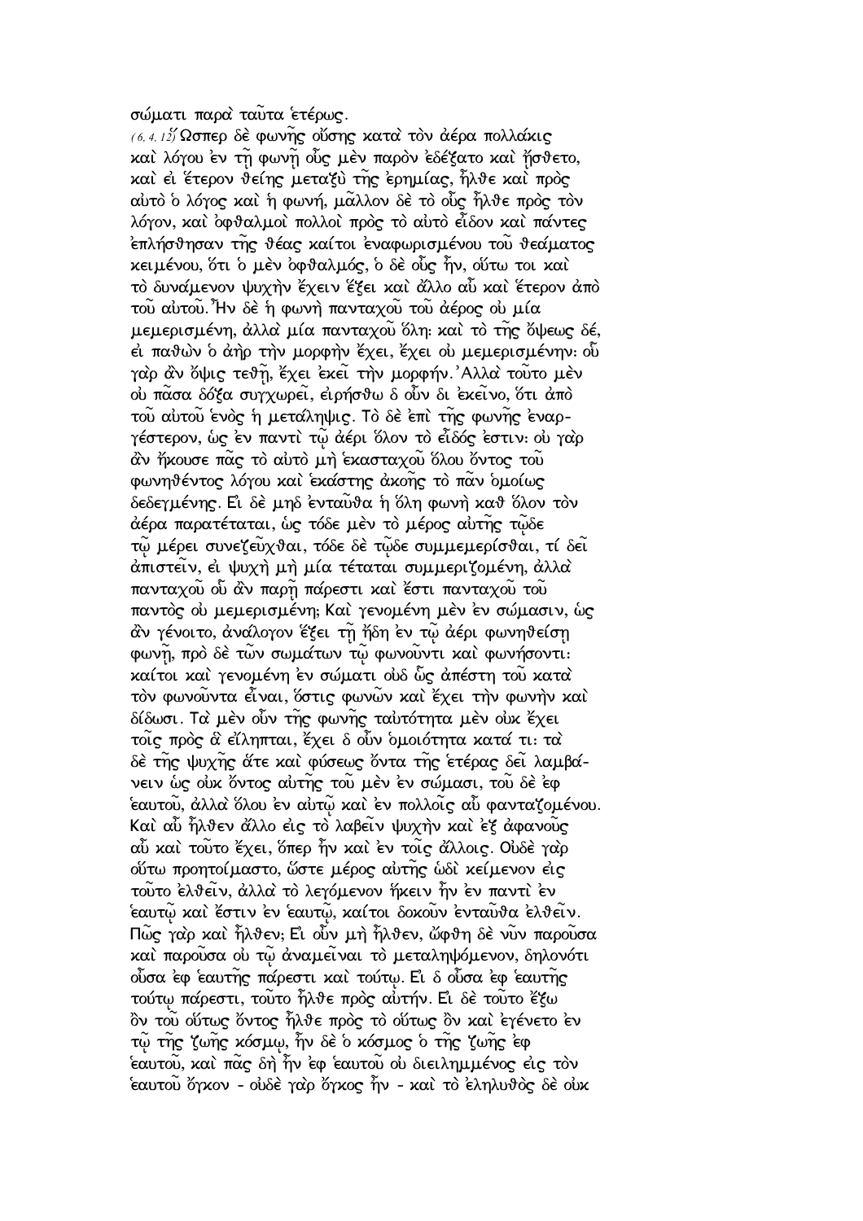σώματι παρὰ ταῦτα ἑτέρως.

*(6, 4, 12)* Ὥσπερ δὲ φωνῆς οὔσης κατὰ τὸν ἀέρα πολλάκις καὶ λόγου ἐν τῇ φωνῇ οὖς μὲν παρὸν ἐδέξατο καὶ ᾔσθετο, καὶ εἰ ἕτερον θείης μεταξὺ τῆς ἐρημίας, ἦλθε καὶ πρὸς αὐτὸ ὁ λόγος καὶ ἡ φωνή, μᾶλλον δὲ τὸ οὖς ἦλθε πρὸς τὸν λόγον, καὶ ὀφθαλμοὶ πολλοὶ πρὸς τὸ αὐτὸ εἶδον καὶ πάντες ἐπλήσθησαν τῆς θέας καίτοι ἐναφωρισμένου τοῦ θεάματος κειμένου, ὅτι ὁ μὲν ὀφθαλμός, ὁ δὲ οὖς ἦν, οὕτω τοι καὶ τὸ δυνάμενον ψυχὴν ἔχειν ἕξει καὶ ἄλλο αὖ καὶ ἕτερον ἀπὸ τοῦ αὐτοῦ. Ἦν δὲ ἡ φωνὴ πανταχοῦ τοῦ ἀέρος οὐ μία μεμερισμένη, ἀλλὰ μία πανταχοῦ ὅλη· καὶ τὸ τῆς ὄψεως δέ, εἰ παθὼν ὁ ἀὴρ τὴν μορφὴν ἔχει, ἔχει οὐ μεμερισμένην· οὗ γὰρ ἂν ὄψις τεθῇ, ἔχει ἐκεῖ τὴν μορφήν. Ἀλλὰ τοῦτο μὲν οὐ πᾶσα δόξα συγχωρεῖ, εἰρήσθω δ οὖν δι ἐκεῖνο, ὅτι ἀπὸ τοῦ αὐτοῦ ἑνὸς ἡ μετάληψις. Τὸ δὲ ἐπὶ τῆς φωνῆς ἐναργέστερον, ὡς ἐν παντὶ τῷ ἀέρι ὅλον τὸ εἶδός ἐστιν· οὐ γὰρ ἂν ἤκουσε πᾶς τὸ αὐτὸ μὴ ἑκασταχοῦ ὅλου ὄντος τοῦ φωνηθέντος λόγου καὶ ἑκάστης ἀκοῆς τὸ πᾶν ὁμοίως δεδεγμένης. Εἰ δὲ μηδ ἐνταῦθα ἡ ὅλη φωνὴ καθ ὅλον τὸν ἀέρα παρατέταται, ὡς τόδε μὲν τὸ μέρος αὐτῆς τῷδε τῷ μέρει συνεζεῦχθαι, τόδε δὲ τῷδε συμμεμερίσθαι, τί δεῖ ἀπιστεῖν, εἰ ψυχὴ μὴ μία τέταται συμμεριζομένη, ἀλλὰ πανταχοῦ οὗ ἂν παρῇ πάρεστι καὶ ἔστι πανταχοῦ τοῦ παντὸς οὐ μεμερισμένη; Καὶ γενομένη μὲν ἐν σώμασιν, ὡς ἂν γένοιτο, ἀνάλογον ἕξει τῇ ἤδη ἐν τῷ ἀέρι φωνηθείσῃ φωνῇ, πρὸ δὲ τῶν σωμάτων τῷ φωνοῦντι καὶ φωνήσοντι· καίτοι καὶ γενομένη ἐν σώματι οὐδ ὣς ἀπέστη τοῦ κατὰ τὸν φωνοῦντα εἶναι, ὅστις φωνῶν καὶ ἔχει τὴν φωνὴν καὶ δίδωσι. Τὰ μὲν οὖν τῆς φωνῆς ταὐτότητα μὲν οὐκ ἔχει τοῖς πρὸς ἃ εἴληπται, ἔχει δ οὖν ὁμοιότητα κατά τι· τὰ δὲ τῆς ψυχῆς ἅτε καὶ φύσεως ὄντα τῆς ἑτέρας δεῖ λαμβάνειν ὡς οὐκ ὄντος αὐτῆς τοῦ μὲν ἐν σώμασι, τοῦ δὲ ἐφ ἑαυτοῦ, ἀλλὰ ὅλου ἐν αὐτῷ καὶ ἐν πολλοῖς αὖ φανταζομένου. Καὶ αὖ ἦλθεν ἄλλο εἰς τὸ λαβεῖν ψυχὴν καὶ ἐξ ἀφανοῦς αὖ καὶ τοῦτο ἔχει, ὅπερ ἦν καὶ ἐν τοῖς ἄλλοις. Οὐδὲ γὰρ οὕτω προητοίμαστο, ὥστε μέρος αὐτῆς ὡδὶ κείμενον εἰς τοῦτο ἐλθεῖν, ἀλλὰ τὸ λεγόμενον ἥκειν ἦν ἐν παντὶ ἐν ἑαυτῷ καὶ ἔστιν ἐν ἑαυτῷ, καίτοι δοκοῦν ἐνταῦθα ἐλθεῖν. Πῶς γὰρ καὶ ἦλθεν; Εἰ οὖν μὴ ἦλθεν, ὤφθη δὲ νῦν παροῦσα καὶ παροῦσα οὐ τῷ ἀναμεῖναι τὸ μεταληψόμενον, δηλονότι οὖσα ἐφ ἑαυτῆς πάρεστι καὶ τούτῳ. Εἰ δ οὖσα ἐφ ἑαυτῆς τούτῳ πάρεστι, τοῦτο ἦλθε πρὸς αὐτήν. Εἰ δὲ τοῦτο ἔξω ὂν τοῦ οὕτως ὄντος ἦλθε πρὸς τὸ οὕτως ὂν καὶ ἐγένετο ἐν τῷ τῆς ζωῆς κόσμῳ, ἦν δὲ ὁ κόσμος ὁ τῆς ζωῆς ἐφ ἑαυτοῦ, καὶ πᾶς δὴ ἦν ἐφ ἑαυτοῦ οὐ διειλημμένος εἰς τὸν ἑαυτοῦ ὄγκον - οὐδὲ γὰρ ὄγκος ἦν - καὶ τὸ ἐληλυθὸς δὲ οὐκ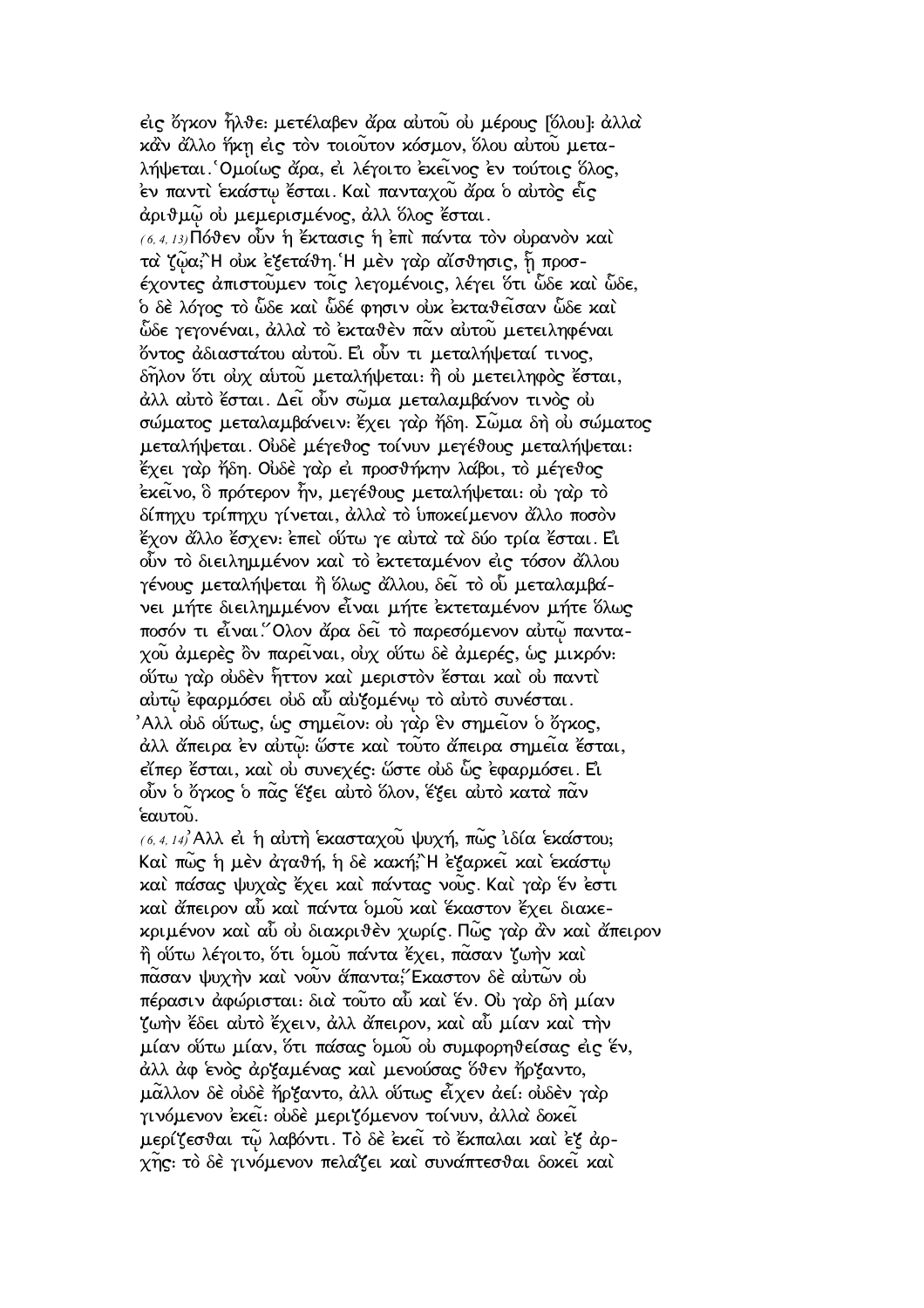εἰς ὄγκον ἦλθε· μετέλαβεν ἄρα αὐτοῦ οὐ μέρους [ὅλου]· ἀλλὰ κἂν ἄλλο ἥκῃ εἰς τὸν τοιοῦτον κόσμον, ὅλου αὐτοῦ μεταλήψεται. Ὁμοίως ἄρα, εἰ λέγοιτο ἐκεῖνος ἐν τούτοις ὅλος, ἐν παντὶ ἑκάστῳ ἔσται. Καὶ πανταχοῦ ἄρα ὁ αὐτὸς εἷς ἀριθμῷ οὐ μεμερισμένος, ἀλλ ὅλος ἔσται.

(6, 4, 13) Πόθεν οὖν ἡ ἔκτασις ἡ ἐπὶ πάντα τὸν οὐρανὸν καὶ τὰ ζῷα; Ἢ οὐκ ἐξετάθη. Ἡ μὲν γὰρ αἴσθησις, ᾗ προσέχοντες ἀπιστοῦμεν τοῖς λεγομένοις, λέγει ὅτι ὧδε καὶ ὧδε, ὁ δὲ λόγος τὸ ὧδε καὶ ὧδέ φησιν οὐκ ἐκταθεῖσαν ὧδε καὶ ὧδε γεγονέναι, ἀλλὰ τὸ ἐκταθὲν πᾶν αὐτοῦ μετειληφέναι ὄντος ἀδιαστάτου αὐτοῦ. Εἰ οὖν τι μεταλήψεταί τινος, δῆλον ὅτι οὐχ αὑτοῦ μεταλήψεται· ἢ οὐ μετειληφὸς ἔσται, ἀλλ αὐτὸ ἔσται. Δεῖ οὖν σῶμα μεταλαμβάνον τινὸς οὐ σώματος μεταλαμβάνειν· ἔχει γὰρ ἤδη. Σῶμα δὴ οὐ σώματος μεταλήψεται. Οὐδὲ μέγεθος τοίνυν μεγέθους μεταλήψεται· ἔχει γὰρ ἤδη. Οὐδὲ γὰρ εἰ προσθήκην λάβοι, τὸ μέγεθος ἐκεῖνο, ὃ πρότερον ἦν, μεγέθους μεταλήψεται· οὐ γὰρ τὸ δίπηχυ τρίπηχυ γίνεται, ἀλλὰ τὸ ὑποκείμενον ἄλλο ποσὸν ἔχον ἄλλο ἔσχεν· ἐπεὶ οὕτω γε αὐτὰ τὰ δύο τρία ἔσται. Εἰ οὖν τὸ διειλημμένον καὶ τὸ ἐκτεταμένον εἰς τόσον ἄλλου γένους μεταλήψεται ἢ ὅλως ἄλλου, δεῖ τὸ οὗ μεταλαμβάνει μήτε διειλημμένον εἶναι μήτε ἐκτεταμένον μήτε ὅλως ποσόν τι εἶναι. Ὅλον ἄρα δεῖ τὸ παρεσόμενον αὐτῷ πανταχοῦ ἀμερὲς ὂν παρεῖναι, οὐχ οὕτω δὲ ἀμερές, ὡς μικρόν· οὕτω γὰρ οὐδὲν ἧττον καὶ μεριστὸν ἔσται καὶ οὐ παντὶ αὐτῷ ἐφαρμόσει οὐδ αὖ αὐξομένῳ τὸ αὐτὸ συνέσται. Ἀλλ οὐδ οὕτως, ὡς σημεῖον· οὐ γὰρ ἓν σημεῖον ὁ ὄγκος, ἀλλ ἄπειρα ἐν αὐτῷ· ὥστε καὶ τοῦτο ἄπειρα σημεῖα ἔσται, εἴπερ ἔσται, καὶ οὐ συνεχές· ὥστε οὐδ ὣς ἐφαρμόσει. Εἰ οὖν ὁ ὄγκος ὁ πᾶς ἕξει αὐτὸ ὅλον, ἕξει αὐτὸ κατὰ πᾶν ἑαυτοῦ.

(6, 4, 14) Ἀλλ εἰ ἡ αὐτὴ ἑκασταχοῦ ψυχή, πῶς ἰδία ἑκάστου; Καὶ πῶς ἡ μὲν ἀγαθή, ἡ δὲ κακή; Ἢ ἐξαρκεῖ καὶ ἑκάστῳ καὶ πάσας ψυχὰς ἔχει καὶ πάντας νοῦς. Καὶ γὰρ ἕν ἐστι καὶ ἄπειρον αὖ καὶ πάντα ὁμοῦ καὶ ἕκαστον ἔχει διακεκριμένον καὶ αὖ οὐ διακριθὲν χωρίς. Πῶς γὰρ ἂν καὶ ἄπειρον ἢ οὕτω λέγοιτο, ὅτι ὁμοῦ πάντα ἔχει, πᾶσαν ζωὴν καὶ πᾶσαν ψυχὴν καὶ νοῦν ἅπαντα; Ἕκαστον δὲ αὐτῶν οὐ πέρασιν ἀφώρισται· διὰ τοῦτο αὖ καὶ ἕν. Οὐ γὰρ δὴ μίαν ζωὴν ἔδει αὐτὸ ἔχειν, ἀλλ ἄπειρον, καὶ αὖ μίαν καὶ τὴν μίαν οὕτω μίαν, ὅτι πάσας ὁμοῦ οὐ συμφορηθείσας εἰς ἕν, ἀλλ ἀφ ἑνὸς ἀρξαμένας καὶ μενούσας ὅθεν ἤρξαντο, μᾶλλον δὲ οὐδὲ ἤρξαντο, ἀλλ οὕτως εἶχεν ἀεί· οὐδὲν γὰρ γινόμενον ἐκεῖ· οὐδὲ μεριζόμενον τοίνυν, ἀλλὰ δοκεῖ μερίζεσθαι τῷ λαβόντι. Τὸ δὲ ἐκεῖ τὸ ἔκπαλαι καὶ ἐξ ἀρχῆς· τὸ δὲ γινόμενον πελάζει καὶ συνάπτεσθαι δοκεῖ καὶ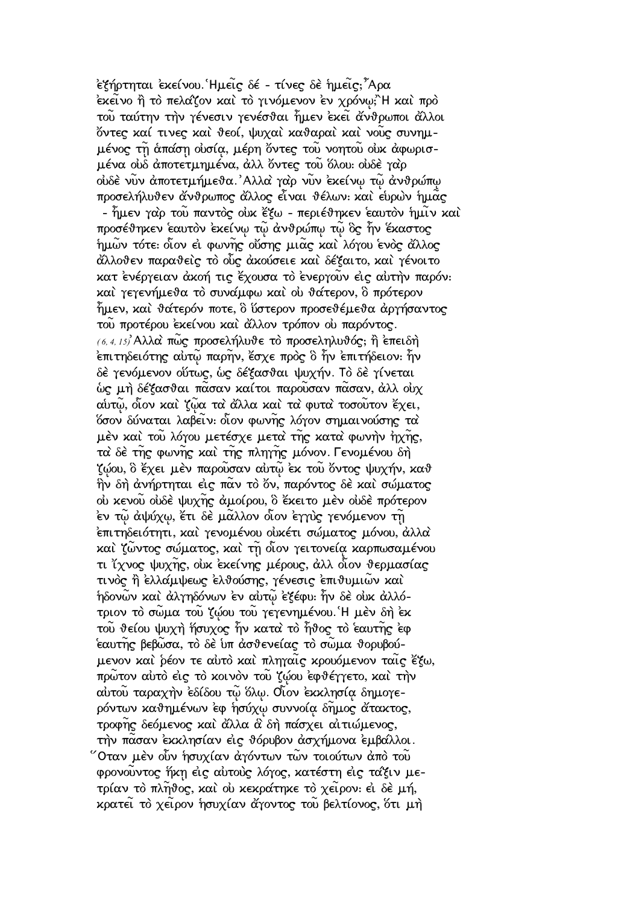ἐξήρτηται ἐκείνου. Ἡμεῖς δέ - τίνες δὲ ἡμεῖς; Ἆρα ἐκεῖνο ἢ τὸ πελάζον καὶ τὸ γινόμενον ἐν χρόνῳ; Ἢ καὶ πρὸ τοῦ ταύτην τὴν γένεσιν γενέσθαι ἦμεν ἐκεῖ ἄνθρωποι ἄλλοι ὄντες καί τινες καὶ θεοί, ψυχαὶ καθαραὶ καὶ νοῦς συνημμένος τῇ ἁπάσῃ οὐσίᾳ, μέρη ὄντες τοῦ νοητοῦ οὐκ ἀφωρισμένα οὐδ ἀποτετμημένα, ἀλλ ὄντες τοῦ ὅλου· οὐδὲ γὰρ οὐδὲ νῦν ἀποτετμήμεθα. Ἀλλὰ γὰρ νῦν ἐκείνῳ τῷ ἀνθρώπῳ προσελήλυθεν ἄνθρωπος ἄλλος εἶναι θέλων· καὶ εὑρὼν ἡμᾶς - ἦμεν γὰρ τοῦ παντὸς οὐκ ἔξω - περιέθηκεν ἑαυτὸν ἡμῖν καὶ προσέθηκεν ἑαυτὸν ἐκείνῳ τῷ ἀνθρώπῳ τῷ ὃς ἦν ἕκαστος ἡμῶν τότε· οἷον εἰ φωνῆς οὔσης μιᾶς καὶ λόγου ἑνὸς ἄλλος ἄλλοθεν παραθεὶς τὸ οὖς ἀκούσειε καὶ δέξαιτο, καὶ γένοιτο κατ ἐνέργειαν ἀκοή τις ἔχουσα τὸ ἐνεργοῦν εἰς αὐτὴν παρόν· καὶ γεγενήμεθα τὸ συνάμφω καὶ οὐ θάτερον, ὃ πρότερον ἦμεν, καὶ θάτερόν ποτε, ὃ ὕστερον προσεθέμεθα ἀργήσαντος τοῦ προτέρου ἐκείνου καὶ ἄλλον τρόπον οὐ παρόντος.

(6, 4, 15) Ἀλλὰ πῶς προσελήλυθε τὸ προσεληλυθός; ἢ ἐπειδὴ ἐπιτηδειότης αὐτῷ παρῆν, ἔσχε πρὸς ὃ ἦν ἐπιτήδειον· ἦν δὲ γενόμενον οὕτως, ὡς δέξασθαι ψυχήν. Τὸ δὲ γίνεται ὡς μὴ δέξασθαι πᾶσαν καίτοι παροῦσαν πᾶσαν, ἀλλ οὐχ αὑτῷ, οἷον καὶ ζῷα τὰ ἄλλα καὶ τὰ φυτὰ τοσοῦτον ἔχει, ὅσον δύναται λαβεῖν· οἷον φωνῆς λόγον σημαινούσης τὰ μὲν καὶ τοῦ λόγου μετέσχε μετὰ τῆς κατὰ φωνὴν ἠχῆς, τὰ δὲ τῆς φωνῆς καὶ τῆς πληγῆς μόνον. Γενομένου δὴ ζῴου, ὃ ἔχει μὲν παροῦσαν αὐτῷ ἐκ τοῦ ὄντος ψυχήν, καθ ἣν δὴ ἀνήρτηται εἰς πᾶν τὸ ὄν, παρόντος δὲ καὶ σώματος οὐ κενοῦ οὐδὲ ψυχῆς ἀμοίρου, ὃ ἔκειτο μὲν οὐδὲ πρότερον ἐν τῷ ἀψύχῳ, ἔτι δὲ μᾶλλον οἷον ἐγγὺς γενόμενον τῇ ἐπιτηδειότητι, καὶ γενομένου οὐκέτι σώματος μόνου, ἀλλὰ καὶ ζῶντος σώματος, καὶ τῇ οἷον γειτονείᾳ καρπωσαμένου τι ἴχνος ψυχῆς, οὐκ ἐκείνης μέρους, ἀλλ οἷον θερμασίας τινὸς ἢ ἐλλάμψεως ἐλθούσης, γένεσις ἐπιθυμιῶν καὶ ἡδονῶν καὶ ἀλγηδόνων ἐν αὐτῷ ἐξέφυ· ἦν δὲ οὐκ ἀλλότριον τὸ σῶμα τοῦ ζῴου τοῦ γεγενημένου. Ἡ μὲν δὴ ἐκ τοῦ θείου ψυχὴ ἥσυχος ἦν κατὰ τὸ ἦθος τὸ ἑαυτῆς ἐφ ἑαυτῆς βεβῶσα, τὸ δὲ ὑπ ἀσθενείας τὸ σῶμα θορυβούμενον καὶ ῥέον τε αὐτὸ καὶ πληγαῖς κρουόμενον ταῖς ἔξω, πρῶτον αὐτὸ εἰς τὸ κοινὸν τοῦ ζῴου ἐφθέγγετο, καὶ τὴν αὐτοῦ ταραχὴν ἐδίδου τῷ ὅλῳ. Οἷον ἐκκλησίᾳ δημογερόντων καθημένων ἐφ ἡσύχῳ συννοίᾳ δῆμος ἄτακτος, τροφῆς δεόμενος καὶ ἄλλα ἃ δὴ πάσχει αἰτιώμενος, τὴν πᾶσαν ἐκκλησίαν εἰς θόρυβον ἀσχήμονα ἐμβάλλοι. Ὅταν μὲν οὖν ἡσυχίαν ἀγόντων τῶν τοιούτων ἀπὸ τοῦ φρονοῦντος ἥκῃ εἰς αὐτοὺς λόγος, κατέστη εἰς τάξιν μετρίαν τὸ πλῆθος, καὶ οὐ κεκράτηκε τὸ χεῖρον· εἰ δὲ μή, κρατεῖ τὸ χεῖρον ἡσυχίαν ἄγοντος τοῦ βελτίονος, ὅτι μὴ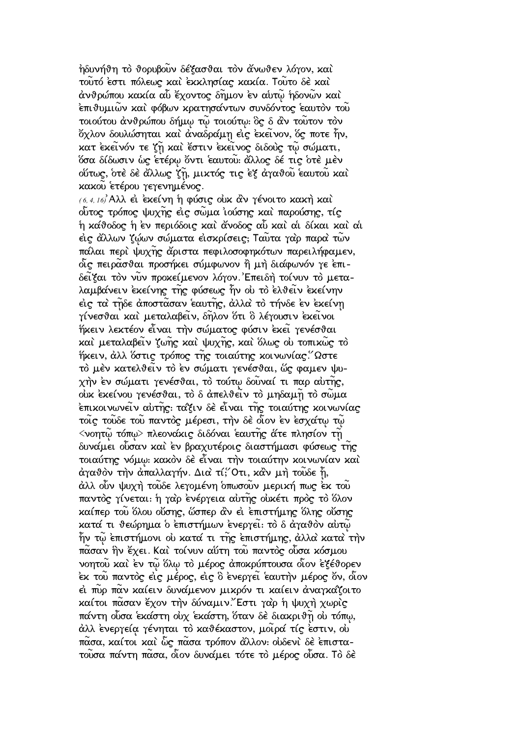ἠδυνήθη τὸ θορυβοῦν δέξασθαι τὸν ἄνωθεν λόγον, καὶ τοῦτό ἐστι πόλεως καὶ ἐκκλησίας κακία. Τοῦτο δὲ καὶ ἀνθρώπου κακία αὖ ἔχοντος δῆμον ἐν αὐτῷ ἡδονῶν καὶ ἐπιθυμιῶν καὶ φόβων κρατησάντων συνδόντος ἑαυτὸν τοῦ τοιούτου ἀνθρώπου δήμῳ τῷ τοιούτῳ· ὃς δ ἂν τοῦτον τὸν ὄχλον δουλώσηται καὶ ἀναδράμῃ εἰς ἐκεῖνον, ὅς ποτε ἦν, κατ ἐκεῖνόν τε ζῇ καὶ ἔστιν ἐκεῖνος διδοὺς τῷ σώματι, ὅσα δίδωσιν ὡς ἑτέρῳ ὄντι ἑαυτοῦ· ἄλλος δέ τις ὁτὲ μὲν οὕτως, ὁτὲ δὲ ἄλλως ζῇ, μικτός τις ἐξ ἀγαθοῦ ἑαυτοῦ καὶ κακοῦ ἑτέρου γεγενημένος.

*(6, 4, 16)* Ἀλλ εἰ ἐκείνη ἡ φύσις οὐκ ἂν γένοιτο κακὴ καὶ οὗτος τρόπος ψυχῆς εἰς σῶμα ἰούσης καὶ παρούσης, τίς ἡ κάθοδος ἡ ἐν περιόδοις καὶ ἄνοδος αὖ καὶ αἱ δίκαι καὶ αἱ εἰς ἄλλων ζῴων σώματα εἰσκρίσεις; Ταῦτα γὰρ παρὰ τῶν πάλαι περὶ ψυχῆς ἄριστα πεφιλοσοφηκότων παρειλήφαμεν, οἷς πειρᾶσθαι προσήκει σύμφωνον ἢ μὴ διάφωνόν γε ἐπιδεῖξαι τὸν νῦν προκείμενον λόγον. Ἐπειδὴ τοίνυν τὸ μεταλαμβάνειν ἐκείνης τῆς φύσεως ἦν οὐ τὸ ἐλθεῖν ἐκείνην εἰς τὰ τῇδε ἀποστᾶσαν ἑαυτῆς, ἀλλὰ τὸ τήνδε ἐν ἐκείνῃ γίνεσθαι καὶ μεταλαβεῖν, δῆλον ὅτι ὃ λέγουσιν ἐκεῖνοι ἥκειν λεκτέον εἶναι τὴν σώματος φύσιν ἐκεῖ γενέσθαι καὶ μεταλαβεῖν ζωῆς καὶ ψυχῆς, καὶ ὅλως οὐ τοπικῶς τὸ ἥκειν, ἀλλ ὅστις τρόπος τῆς τοιαύτης κοινωνίας. Ὥστε τὸ μὲν κατελθεῖν τὸ ἐν σώματι γενέσθαι, ὥς φαμεν ψυχὴν ἐν σώματι γενέσθαι, τὸ τούτῳ δοῦναί τι παρ αὐτῆς, οὐκ ἐκείνου γενέσθαι, τὸ δ ἀπελθεῖν τὸ μηδαμῇ τὸ σῶμα ἐπικοινωνεῖν αὐτῆς· τάξιν δὲ εἶναι τῆς τοιαύτης κοινωνίας τοῖς τοῦδε τοῦ παντὸς μέρεσι, τὴν δὲ οἷον ἐν ἐσχάτῳ τῷ <νοητῷ τόπῳ> πλεονάκις διδόναι ἑαυτῆς ἅτε πλησίον τῇ δυνάμει οὖσαν καὶ ἐν βραχυτέροις διαστήμασι φύσεως τῆς τοιαύτης νόμῳ· κακὸν δὲ εἶναι τὴν τοιαύτην κοινωνίαν καὶ ἀγαθὸν τὴν ἀπαλλαγήν. Διὰ τί; Ὅτι, κἂν μὴ τοῦδε ᾖ, ἀλλ οὖν ψυχὴ τοῦδε λεγομένη ὁπωσοῦν μερική πως ἐκ τοῦ παντὸς γίνεται· ἡ γὰρ ἐνέργεια αὐτῆς οὐκέτι πρὸς τὸ ὅλον καίπερ τοῦ ὅλου οὔσης, ὥσπερ ἂν εἰ ἐπιστήμης ὅλης οὔσης κατά τι θεώρημα ὁ ἐπιστήμων ἐνεργεῖ· τὸ δ ἀγαθὸν αὐτῷ ἦν τῷ ἐπιστήμονι οὐ κατά τι τῆς ἐπιστήμης, ἀλλὰ κατὰ τὴν πᾶσαν ἣν ἔχει. Καὶ τοίνυν αὕτη τοῦ παντὸς οὖσα κόσμου νοητοῦ καὶ ἐν τῷ ὅλῳ τὸ μέρος ἀποκρύπτουσα οἷον ἐξέθορεν ἐκ τοῦ παντὸς εἰς μέρος, εἰς ὃ ἐνεργεῖ ἑαυτὴν μέρος ὄν, οἷον εἰ πῦρ πᾶν καίειν δυνάμενον μικρόν τι καίειν ἀναγκάζοιτο καίτοι πᾶσαν ἔχον τὴν δύναμιν. Ἔστι γὰρ ἡ ψυχὴ χωρὶς πάντῃ οὖσα ἑκάστη οὐχ ἑκάστη, ὅταν δὲ διακριθῇ οὐ τόπῳ, ἀλλ ἐνεργείᾳ γένηται τὸ καθέκαστον, μοῖρά τίς ἐστιν, οὐ πᾶσα, καίτοι καὶ ὣς πᾶσα τρόπον ἄλλον· οὐδενὶ δὲ ἐπιστατοῦσα πάντῃ πᾶσα, οἷον δυνάμει τότε τὸ μέρος οὖσα. Τὸ δὲ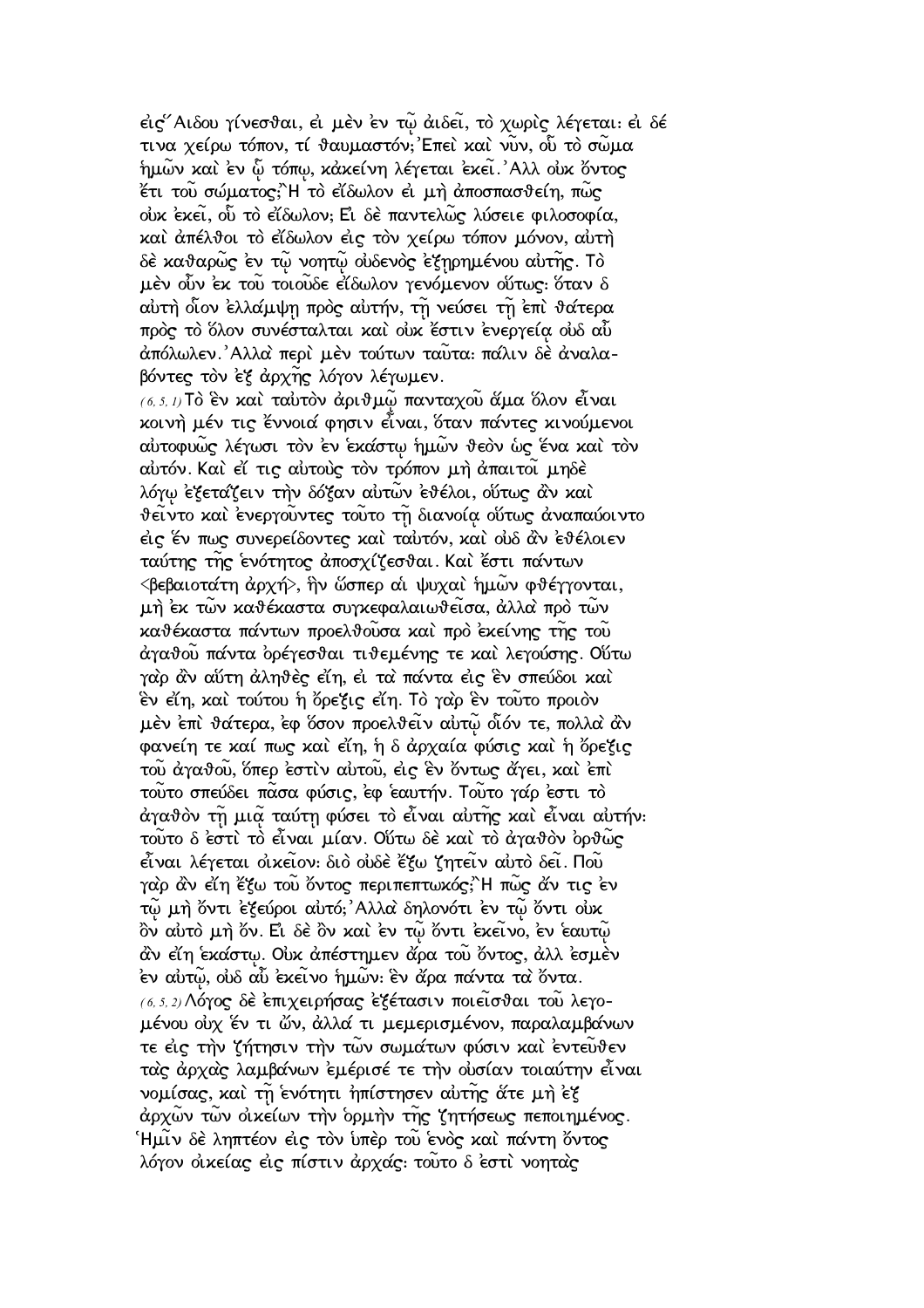εἰς Ἅιδου γίνεσθαι, εἰ μὲν ἐν τῷ ἀιδεῖ, τὸ χωρὶς λέγεται· εἰ δέ τινα χείρω τόπον, τί θαυμαστόν; Ἐπεὶ καὶ νῦν, οὗ τὸ σῶμα ἡμῶν καὶ ἐν ᾧ τόπῳ, κἀκείνη λέγεται ἐκεῖ. Ἀλλ οὐκ ὄντος ἔτι τοῦ σώματος; Ἢ τὸ εἴδωλον εἰ μὴ ἀποσπασθείη, πῶς οὐκ ἐκεῖ, οὗ τὸ εἴδωλον; Εἰ δὲ παντελῶς λύσειε φιλοσοφία, καὶ ἀπέλθοι τὸ εἴδωλον εἰς τὸν χείρω τόπον μόνον, αὐτὴ δὲ καθαρῶς ἐν τῷ νοητῷ οὐδενὸς ἐξῃρημένου αὐτῆς. Τὸ μὲν οὖν ἐκ τοῦ τοιοῦδε εἴδωλον γενόμενον οὕτως· ὅταν δ αὐτὴ οἷον ἐλλάμψῃ πρὸς αὐτήν, τῇ νεύσει τῇ ἐπὶ θάτερα πρὸς τὸ ὅλον συνέσταλται καὶ οὐκ ἔστιν ἐνεργείᾳ οὐδ αὖ ἀπόλωλεν. Ἀλλὰ περὶ μὲν τούτων ταῦτα· πάλιν δὲ ἀναλαβόντες τὸν ἐξ ἀρχῆς λόγον λέγωμεν.

(6, 5, 1) Τὸ ἓν καὶ ταὐτὸν ἀριθμῷ πανταχοῦ ἅμα ὅλον εἶναι κοινὴ μέν τις ἔννοιά φησιν εἶναι, ὅταν πάντες κινούμενοι αὐτοφυῶς λέγωσι τὸν ἐν ἑκάστῳ ἡμῶν θεὸν ὡς ἕνα καὶ τὸν αὐτόν. Καὶ εἴ τις αὐτοὺς τὸν τρόπον μὴ ἀπαιτοῖ μηδὲ λόγῳ ἐξετάζειν τὴν δόξαν αὐτῶν ἐθέλοι, οὕτως ἂν καὶ θεῖντο καὶ ἐνεργοῦντες τοῦτο τῇ διανοίᾳ οὕτως ἀναπαύοιντο εἰς ἕν πως συνερείδοντες καὶ ταὐτόν, καὶ οὐδ ἂν ἐθέλοιεν ταύτης τῆς ἑνότητος ἀποσχίζεσθαι. Καὶ ἔστι πάντων <βεβαιοτάτη ἀρχή>, ἣν ὥσπερ αἱ ψυχαὶ ἡμῶν φθέγγονται, μὴ ἐκ τῶν καθέκαστα συγκεφαλαιωθεῖσα, ἀλλὰ πρὸ τῶν καθέκαστα πάντων προελθοῦσα καὶ πρὸ ἐκείνης τῆς τοῦ ἀγαθοῦ πάντα ὀρέγεσθαι τιθεμένης τε καὶ λεγούσης. Οὕτω γὰρ ἂν αὕτη ἀληθὲς εἴη, εἰ τὰ πάντα εἰς ἓν σπεύδοι καὶ ἓν εἴη, καὶ τούτου ἡ ὄρεξις εἴη. Τὸ γὰρ ἓν τοῦτο προιὸν μὲν ἐπὶ θάτερα, ἐφ ὅσον προελθεῖν αὐτῷ οἷόν τε, πολλὰ ἂν φανείη τε καί πως καὶ εἴη, ἡ δ ἀρχαία φύσις καὶ ἡ ὄρεξις τοῦ ἀγαθοῦ, ὅπερ ἐστὶν αὐτοῦ, εἰς ἓν ὄντως ἄγει, καὶ ἐπὶ τοῦτο σπεύδει πᾶσα φύσις, ἐφ ἑαυτήν. Τοῦτο γάρ ἐστι τὸ ἀγαθὸν τῇ μιᾷ ταύτῃ φύσει τὸ εἶναι αὐτῆς καὶ εἶναι αὐτήν· τοῦτο δ ἐστὶ τὸ εἶναι μίαν. Οὕτω δὲ καὶ τὸ ἀγαθὸν ὀρθῶς εἶναι λέγεται οἰκεῖον· διὸ οὐδὲ ἔξω ζητεῖν αὐτὸ δεῖ. Ποῦ γὰρ ἂν εἴη ἔξω τοῦ ὄντος περιπεπτωκός; Ἢ πῶς ἄν τις ἐν τῷ μὴ ὄντι ἐξεύροι αὐτό; Ἀλλὰ δηλονότι ἐν τῷ ὄντι οὐκ ὂν αὐτὸ μὴ ὄν. Εἰ δὲ ὂν καὶ ἐν τῷ ὄντι ἐκεῖνο, ἐν ἑαυτῷ ἂν εἴη ἑκάστῳ. Οὐκ ἀπέστημεν ἄρα τοῦ ὄντος, ἀλλ ἐσμὲν ἐν αὐτῷ, οὐδ αὖ ἐκεῖνο ἡμῶν· ἓν ἄρα πάντα τὰ ὄντα.

(6, 5, 2) Λόγος δὲ ἐπιχειρήσας ἐξέτασιν ποιεῖσθαι τοῦ λεγομένου οὐχ ἕν τι ὤν, ἀλλά τι μεμερισμένον, παραλαμβάνων τε εἰς τὴν ζήτησιν τὴν τῶν σωμάτων φύσιν καὶ ἐντεῦθεν τὰς ἀρχὰς λαμβάνων ἐμέρισέ τε τὴν οὐσίαν τοιαύτην εἶναι νομίσας, καὶ τῇ ἑνότητι ἠπίστησεν αὐτῆς ἅτε μὴ ἐξ ἀρχῶν τῶν οἰκείων τὴν ὁρμὴν τῆς ζητήσεως πεποιημένος. Ἡμῖν δὲ ληπτέον εἰς τὸν ὑπὲρ τοῦ ἑνὸς καὶ πάντῃ ὄντος λόγον οἰκείας εἰς πίστιν ἀρχάς· τοῦτο δ ἐστὶ νοητὰς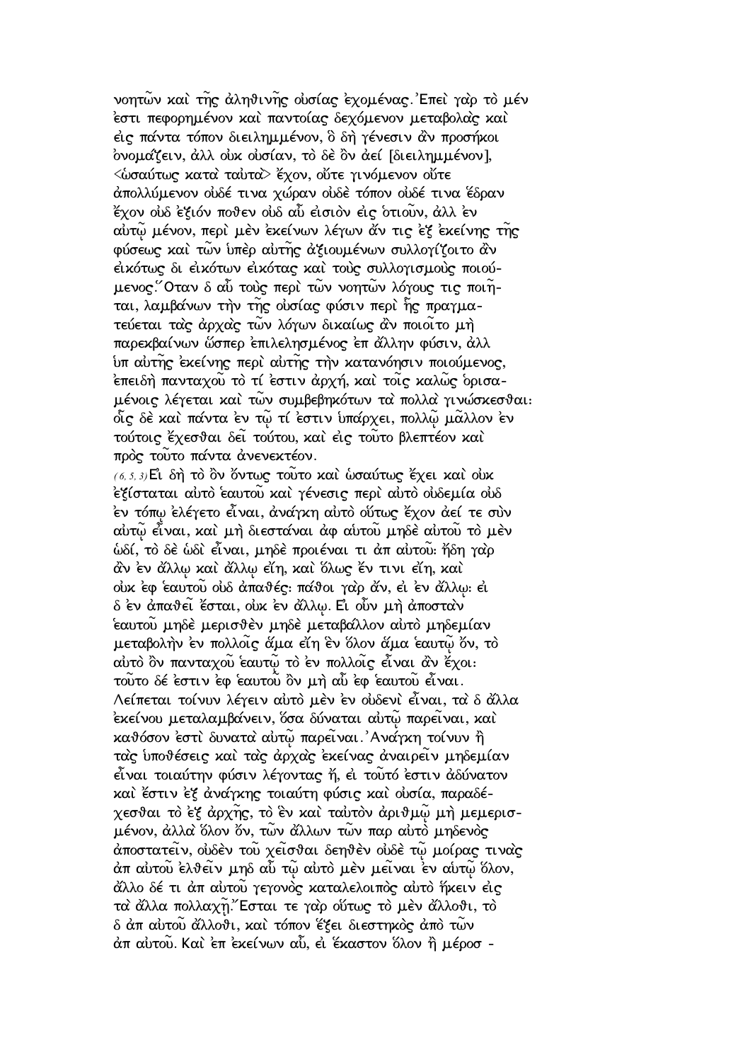νοητῶν καὶ τῆς ἀληθινῆς οὐσίας ἐχομένας.᾿Επεὶ γὰρ τὸ μέν ἐστι πεφορημένον καὶ παντοίας δεχόμενον μεταβολὰς καὶ εἰς πάντα τόπον διειλημμένον, ὃ δὴ γένεσιν ἂν προσήκοι ὀνομάζειν, ἀλλ οὐκ οὐσίαν, τὸ δὲ ὂν ἀεί [διειλημμένον], <ὡσαύτως κατὰ ταὐτὰ> ἔχον, οὔτε γινόμενον οὔτε ἀπολλύμενον οὐδέ τινα χώραν οὐδὲ τόπον οὐδέ τινα ἕδραν ἔχον οὐδ ἐξιόν ποθεν οὐδ αὖ εἰσιὸν εἰς ὁτιοῦν, ἀλλ ἐν αὐτῷ μένον, περὶ μὲν ἐκείνων λέγων ἄν τις ἐξ ἐκείνης τῆς φύσεως καὶ τῶν ὑπὲρ αὐτῆς ἀξιουμένων συλλογίζοιτο ἂν εἰκότως δι εἰκότων εἰκότας καὶ τοὺς συλλογισμοὺς ποιούμενος.῞Οταν δ αὖ τοὺς περὶ τῶν νοητῶν λόγους τις ποιῆται, λαμβάνων τὴν τῆς οὐσίας φύσιν περὶ ἧς πραγματεύεται τὰς ἀρχὰς τῶν λόγων δικαίως ἂν ποιοῖτο μὴ παρεκβαίνων ὥσπερ ἐπιλελησμένος ἐπ ἄλλην φύσιν, ἀλλ ὑπ αὐτῆς ἐκείνης περὶ αὐτῆς τὴν κατανόησιν ποιούμενος, ἐπειδὴ πανταχοῦ τὸ τί ἐστιν ἀρχή, καὶ τοῖς καλῶς ὁρισαμένοις λέγεται καὶ τῶν συμβεβηκότων τὰ πολλὰ γινώσκεσθαι: οἷς δὲ καὶ πάντα ἐν τῷ τί ἐστιν ὑπάρχει, πολλῷ μᾶλλον ἐν τούτοις ἔχεσθαι δεῖ τούτου, καὶ εἰς τοῦτο βλεπτέον καὶ πρὸς τοῦτο πάντα ἀνενεκτέον.

(6, 5, 3) Εἰ δὴ τὸ ὂν ὄντως τοῦτο καὶ ὡσαύτως ἔχει καὶ οὐκ ἐξίσταται αὐτὸ ἑαυτοῦ καὶ γένεσις περὶ αὐτὸ οὐδεμία οὐδ ἐν τόπῳ ἐλέγετο εἶναι, ἀνάγκη αὐτὸ οὕτως ἔχον ἀεί τε σὺν αὐτῷ εἶναι, καὶ μὴ διεστάναι ἀφ αὑτοῦ μηδὲ αὐτοῦ τὸ μὲν ὡδί, τὸ δὲ ὡδὶ εἶναι, μηδὲ προιέναι τι ἀπ αὐτοῦ: ἤδη γὰρ ἂν ἐν ἄλλῳ καὶ ἄλλῳ εἴη, καὶ ὅλως ἔν τινι εἴη, καὶ οὐκ ἐφ ἑαυτοῦ οὐδ ἀπαθές: πάθοι γὰρ ἄν, εἰ ἐν ἄλλῳ: εἰ δ ἐν ἀπαθεῖ ἔσται, οὐκ ἐν ἄλλῳ. Εἰ οὖν μὴ ἀποστὰν ἑαυτοῦ μηδὲ μερισθὲν μηδὲ μεταβάλλον αὐτὸ μηδεμίαν μεταβολὴν ἐν πολλοῖς ἅμα εἴη ἓν ὅλον ἅμα ἑαυτῷ ὄν, τὸ αὐτὸ ὂν πανταχοῦ ἑαυτῷ τὸ ἐν πολλοῖς εἶναι ἂν ἔχοι: τοῦτο δέ ἐστιν ἐφ ἑαυτοῦ ὂν μὴ αὖ ἐφ ἑαυτοῦ εἶναι. Λείπεται τοίνυν λέγειν αὐτὸ μὲν ἐν οὐδενὶ εἶναι, τὰ δ ἄλλα ἐκείνου μεταλαμβάνειν, ὅσα δύναται αὐτῷ παρεῖναι, καὶ καθόσον ἐστὶ δυνατὰ αὐτῷ παρεῖναι.᾿Ανάγκη τοίνυν ἢ τὰς ὑποθέσεις καὶ τὰς ἀρχὰς ἐκείνας ἀναιρεῖν μηδεμίαν εἶναι τοιαύτην φύσιν λέγοντας ἤ, εἰ τοῦτό ἐστιν ἀδύνατον καὶ ἔστιν ἐξ ἀνάγκης τοιαύτη φύσις καὶ οὐσία, παραδέχεσθαι τὸ ἐξ ἀρχῆς, τὸ ἓν καὶ ταὐτὸν ἀριθμῷ μὴ μεμερισμένον, ἀλλὰ ὅλον ὄν, τῶν ἄλλων τῶν παρ αὐτὸ μηδενὸς ἀποστατεῖν, οὐδὲν τοῦ χεῖσθαι δεηθὲν οὐδὲ τῷ μοίρας τινὰς ἀπ αὐτοῦ ἐλθεῖν μηδ αὖ τῷ αὐτὸ μὲν μεῖναι ἐν αὐτῷ ὅλον, ἄλλο δέ τι ἀπ αὐτοῦ γεγονὸς καταλελοιπὸς αὐτὸ ἥκειν εἰς τὰ ἄλλα πολλαχῇ.῎Εσται τε γὰρ οὕτως τὸ μὲν ἄλλοθι, τὸ δ ἀπ αὐτοῦ ἄλλοθι, καὶ τόπον ἕξει διεστηκὸς ἀπὸ τῶν ἀπ αὐτοῦ. Καὶ ἐπ ἐκείνων αὖ, εἰ ἕκαστον ὅλον ἢ μέρος -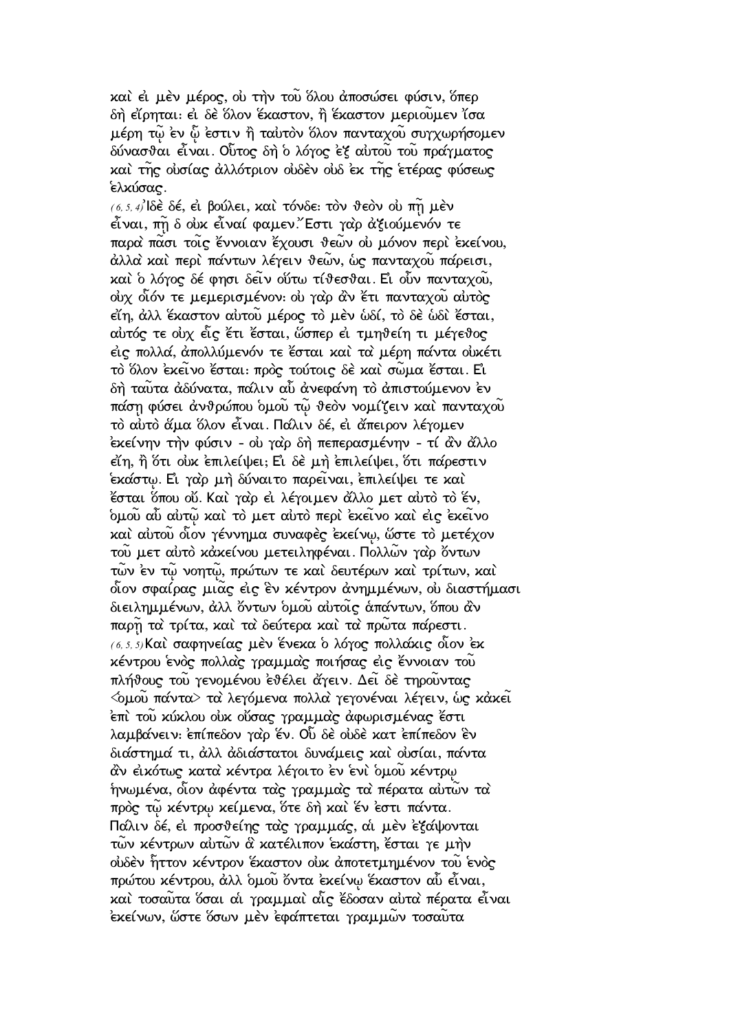καὶ εἰ μὲν μέρος, οὐ τὴν τοῦ ὅλου ἀποσώσει φύσιν, ὅπερ δὴ εἴρηται· εἰ δὲ ὅλον ἕκαστον, ἢ ἕκαστον μεριοῦμεν ἴσα μέρη τῷ ἐν ᾧ ἐστιν ἢ ταὐτὸν ὅλον πανταχοῦ συγχωρήσομεν δύνασθαι εἶναι. Οὗτος δὴ ὁ λόγος ἐξ αὐτοῦ τοῦ πράγματος καὶ τῆς οὐσίας ἀλλότριον οὐδὲν οὐδ ἐκ τῆς ἑτέρας φύσεως ἑλκύσας.

(6, 5, 4) Ἰδὲ δέ, εἰ βούλει, καὶ τόνδε· τὸν θεὸν οὐ πῇ μὲν εἶναι, πῇ δ οὐκ εἶναί φαμεν. Ἔστι γὰρ ἀξιούμενόν τε παρὰ πᾶσι τοῖς ἔννοιαν ἔχουσι θεῶν οὐ μόνον περὶ ἐκείνου, ἀλλὰ καὶ περὶ πάντων λέγειν θεῶν, ὡς πανταχοῦ πάρεισι, καὶ ὁ λόγος δέ φησι δεῖν οὕτω τίθεσθαι. Εἰ οὖν πανταχοῦ, οὐχ οἷόν τε μεμερισμένον· οὐ γὰρ ἂν ἔτι πανταχοῦ αὐτὸς εἴη, ἀλλ ἕκαστον αὐτοῦ μέρος τὸ μὲν ὡδί, τὸ δὲ ὡδὶ ἔσται, αὐτός τε οὐχ εἷς ἔτι ἔσται, ὥσπερ εἰ τμηθείη τι μέγεθος εἰς πολλά, ἀπολλύμενόν τε ἔσται καὶ τὰ μέρη πάντα οὐκέτι τὸ ὅλον ἐκεῖνο ἔσται· πρὸς τούτοις δὲ καὶ σῶμα ἔσται. Εἰ δὴ ταῦτα ἀδύνατα, πάλιν αὖ ἀνεφάνη τὸ ἀπιστούμενον ἐν πάσῃ φύσει ἀνθρώπου ὁμοῦ τῷ θεὸν νομίζειν καὶ πανταχοῦ τὸ αὐτὸ ἅμα ὅλον εἶναι. Πάλιν δέ, εἰ ἄπειρον λέγομεν ἐκείνην τὴν φύσιν - οὐ γὰρ δὴ πεπερασμένην - τί ἂν ἄλλο εἴη, ἢ ὅτι οὐκ ἐπιλείψει; Εἰ δὲ μὴ ἐπιλείψει, ὅτι πάρεστιν ἑκάστῳ. Εἰ γὰρ μὴ δύναιτο παρεῖναι, ἐπιλείψει τε καὶ ἔσται ὅπου οὔ. Καὶ γὰρ εἰ λέγοιμεν ἄλλο μετ αὐτὸ τὸ ἕν, ὁμοῦ αὖ αὐτῷ καὶ τὸ μετ αὐτὸ περὶ ἐκεῖνο καὶ εἰς ἐκεῖνο καὶ αὐτοῦ οἷον γέννημα συναφὲς ἐκείνῳ, ὥστε τὸ μετέχον τοῦ μετ αὐτὸ κἀκείνου μετειληφέναι. Πολλῶν γὰρ ὄντων τῶν ἐν τῷ νοητῷ, πρώτων τε καὶ δευτέρων καὶ τρίτων, καὶ οἷον σφαίρας μιᾶς εἰς ἓν κέντρον ἀνημμένων, οὐ διαστήμασι διειλημμένων, ἀλλ ὄντων ὁμοῦ αὐτοῖς ἁπάντων, ὅπου ἂν παρῇ τὰ τρίτα, καὶ τὰ δεύτερα καὶ τὰ πρῶτα πάρεστι.

(6, 5, 5) Καὶ σαφηνείας μὲν ἕνεκα ὁ λόγος πολλάκις οἷον ἐκ κέντρου ἑνὸς πολλὰς γραμμὰς ποιήσας εἰς ἔννοιαν τοῦ πλήθους τοῦ γενομένου ἐθέλει ἄγειν. Δεῖ δὲ τηροῦντας <ὁμοῦ πάντα> τὰ λεγόμενα πολλὰ γεγονέναι λέγειν, ὡς κἀκεῖ ἐπὶ τοῦ κύκλου οὐκ οὔσας γραμμὰς ἀφωρισμένας ἔστι λαμβάνειν· ἐπίπεδον γὰρ ἕν. Οὗ δὲ οὐδὲ κατ ἐπίπεδον ἓν διάστημά τι, ἀλλ ἀδιάστατοι δυνάμεις καὶ οὐσίαι, πάντα ἂν εἰκότως κατὰ κέντρα λέγοιτο ἐν ἑνὶ ὁμοῦ κέντρῳ ἡνωμένα, οἷον ἀφέντα τὰς γραμμὰς τὰ πέρατα αὐτῶν τὰ πρὸς τῷ κέντρῳ κείμενα, ὅτε δὴ καὶ ἕν ἐστι πάντα. Πάλιν δέ, εἰ προσθείης τὰς γραμμάς, αἱ μὲν ἐξάψονται τῶν κέντρων αὐτῶν ἃ κατέλιπον ἑκάστη, ἔσται γε μὴν οὐδὲν ἧττον κέντρον ἕκαστον οὐκ ἀποτετμημένον τοῦ ἑνὸς πρώτου κέντρου, ἀλλ ὁμοῦ ὄντα ἐκείνῳ ἕκαστον αὖ εἶναι, καὶ τοσαῦτα ὅσαι αἱ γραμμαὶ αἷς ἔδοσαν αὐτὰ πέρατα εἶναι ἐκείνων, ὥστε ὅσων μὲν ἐφάπτεται γραμμῶν τοσαῦτα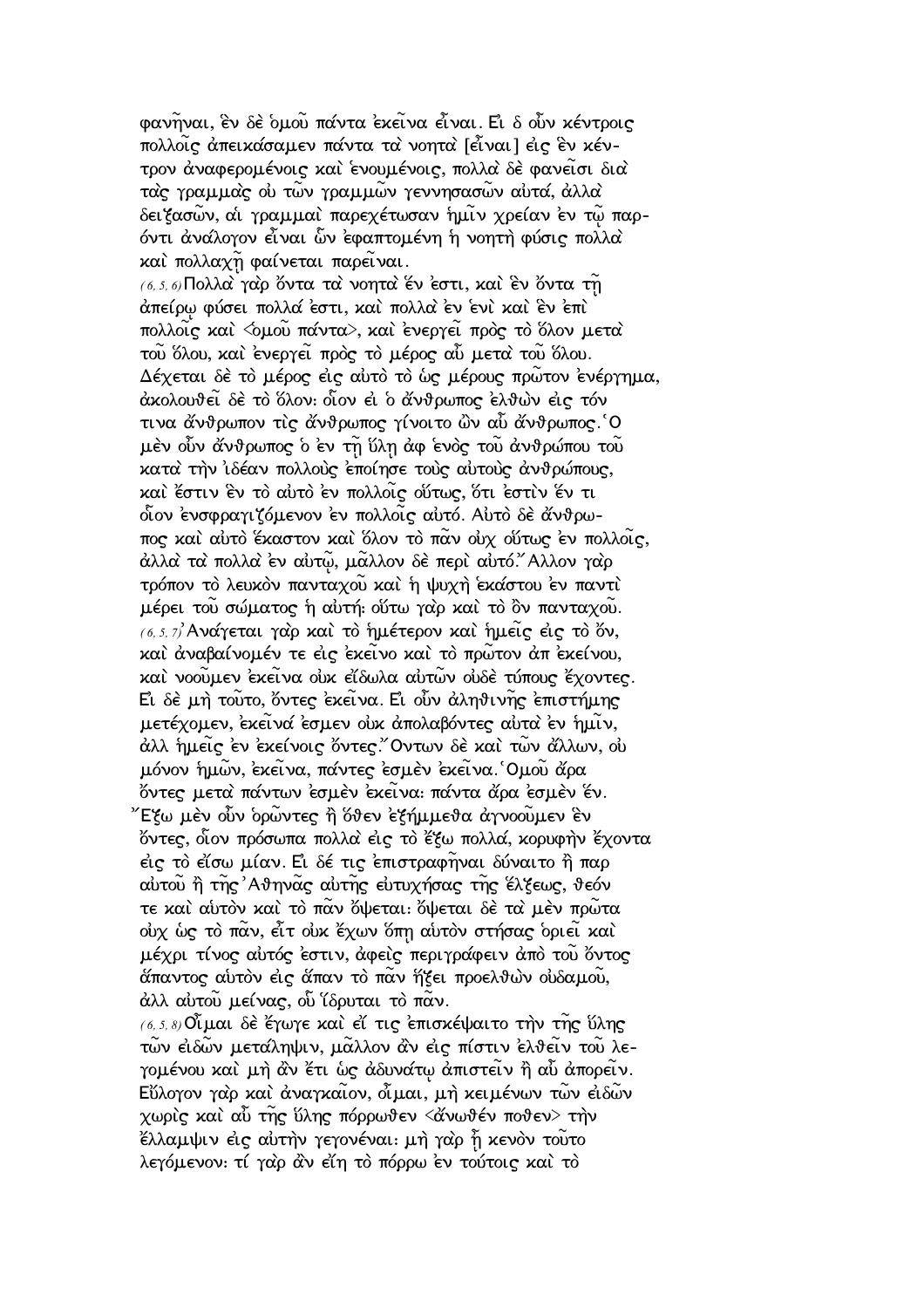φανῆναι, ἐν δὲ ὁμοῦ πάντα ἐκεῖνα εἶναι. Εἰ δ οὖν κέντροις πολλοῖς ἀπεικάσαμεν πάντα τὰ νοητὰ [εἶναι] εἰς ἓν κέντρον ἀναφερομένοις καὶ ἑνουμένοις, πολλὰ δὲ φανεῖσι διὰ τὰς γραμμὰς οὐ τῶν γραμμῶν γεννησασῶν αὐτά, ἀλλὰ δειξασῶν, αἱ γραμμαὶ παρεχέτωσαν ἡμῖν χρείαν ἐν τῷ παρόντι ἀνάλογον εἶναι ὧν ἐφαπτομένη ἡ νοητὴ φύσις πολλὰ καὶ πολλαχῇ φαίνεται παρεῖναι.

(6, 5, 6) Πολλὰ γὰρ ὄντα τὰ νοητὰ ἕν ἐστι, καὶ ἓν ὄντα τῇ ἀπείρῳ φύσει πολλά ἐστι, καὶ πολλὰ ἐν ἑνὶ καὶ ἓν ἐπὶ πολλοῖς καὶ <ὁμοῦ πάντα>, καὶ ἐνεργεῖ πρὸς τὸ ὅλον μετὰ τοῦ ὅλου, καὶ ἐνεργεῖ πρὸς τὸ μέρος αὖ μετὰ τοῦ ὅλου. Δέχεται δὲ τὸ μέρος εἰς αὐτὸ τὸ ὡς μέρους πρῶτον ἐνέργημα, ἀκολουθεῖ δὲ τὸ ὅλον· οἷον εἰ ὁ ἄνθρωπος ἐλθὼν εἰς τόν τινα ἄνθρωπον τὶς ἄνθρωπος γίνοιτο ὢν αὖ ἄνθρωπος. Ὁ μὲν οὖν ἄνθρωπος ὁ ἐν τῇ ὕλῃ ἀφ ἑνὸς τοῦ ἀνθρώπου τοῦ κατὰ τὴν ἰδέαν πολλοὺς ἐποίησε τοὺς αὐτοὺς ἀνθρώπους, καὶ ἔστιν ἓν τὸ αὐτὸ ἐν πολλοῖς οὕτως, ὅτι ἐστὶν ἕν τι οἷον ἐνσφραγιζόμενον ἐν πολλοῖς αὐτό. Αὐτὸ δὲ ἄνθρωπος καὶ αὐτὸ ἕκαστον καὶ ὅλον τὸ πᾶν οὐχ οὕτως ἐν πολλοῖς, ἀλλὰ τὰ πολλὰ ἐν αὐτῷ, μᾶλλον δὲ περὶ αὐτό. Ἄλλον γὰρ τρόπον τὸ λευκὸν πανταχοῦ καὶ ἡ ψυχὴ ἑκάστου ἐν παντὶ μέρει τοῦ σώματος ἡ αὐτή· οὕτω γὰρ καὶ τὸ ὂν πανταχοῦ.

(6, 5, 7) Ἀνάγεται γὰρ καὶ τὸ ἡμέτερον καὶ ἡμεῖς εἰς τὸ ὄν, καὶ ἀναβαίνομέν τε εἰς ἐκεῖνο καὶ τὸ πρῶτον ἀπ ἐκείνου, καὶ νοοῦμεν ἐκεῖνα οὐκ εἴδωλα αὐτῶν οὐδὲ τύπους ἔχοντες. Εἰ δὲ μὴ τοῦτο, ὄντες ἐκεῖνα. Εἰ οὖν ἀληθινῆς ἐπιστήμης μετέχομεν, ἐκεῖνά ἐσμεν οὐκ ἀπολαβόντες αὐτὰ ἐν ἡμῖν, ἀλλ ἡμεῖς ἐν ἐκείνοις ὄντες. Ὄντων δὲ καὶ τῶν ἄλλων, οὐ μόνον ἡμῶν, ἐκεῖνα, πάντες ἐσμὲν ἐκεῖνα. Ὁμοῦ ἄρα ὄντες μετὰ πάντων ἐσμὲν ἐκεῖνα· πάντα ἄρα ἐσμὲν ἕν. Ἔξω μὲν οὖν ὁρῶντες ἢ ὅθεν ἐξήμμεθα ἀγνοοῦμεν ἓν ὄντες, οἷον πρόσωπα πολλὰ εἰς τὸ ἔξω πολλά, κορυφὴν ἔχοντα εἰς τὸ εἴσω μίαν. Εἰ δέ τις ἐπιστραφῆναι δύναιτο ἢ παρ αὐτοῦ ἢ τῆς Ἀθηνᾶς αὐτῆς εὐτυχήσας τῆς ἕλξεως, θεόν τε καὶ αὐτὸν καὶ τὸ πᾶν ὄψεται· ὄψεται δὲ τὰ μὲν πρῶτα οὐχ ὡς τὸ πᾶν, εἶτ οὐκ ἔχων ὅπῃ αὐτὸν στήσας ὁριεῖ καὶ μέχρι τίνος αὐτός ἐστιν, ἀφεὶς περιγράφειν ἀπὸ τοῦ ὄντος ἅπαντος αὐτὸν εἰς ἅπαν τὸ πᾶν ἥξει προελθὼν οὐδαμοῦ, ἀλλ αὐτοῦ μείνας, οὗ ἵδρυται τὸ πᾶν.

(6, 5, 8) Οἶμαι δὲ ἔγωγε καὶ εἴ τις ἐπισκέψαιτο τὴν τῆς ὕλης τῶν εἰδῶν μετάληψιν, μᾶλλον ἂν εἰς πίστιν ἐλθεῖν τοῦ λεγομένου καὶ μὴ ἂν ἔτι ὡς ἀδυνάτῳ ἀπιστεῖν ἢ αὖ ἀπορεῖν. Εὔλογον γὰρ καὶ ἀναγκαῖον, οἶμαι, μὴ κειμένων τῶν εἰδῶν χωρὶς καὶ αὖ τῆς ὕλης πόρρωθεν <ἄνωθέν ποθεν> τὴν ἔλλαμψιν εἰς αὐτὴν γεγονέναι· μὴ γὰρ ᾖ κενὸν τοῦτο λεγόμενον· τί γὰρ ἂν εἴη τὸ πόρρω ἐν τούτοις καὶ τὸ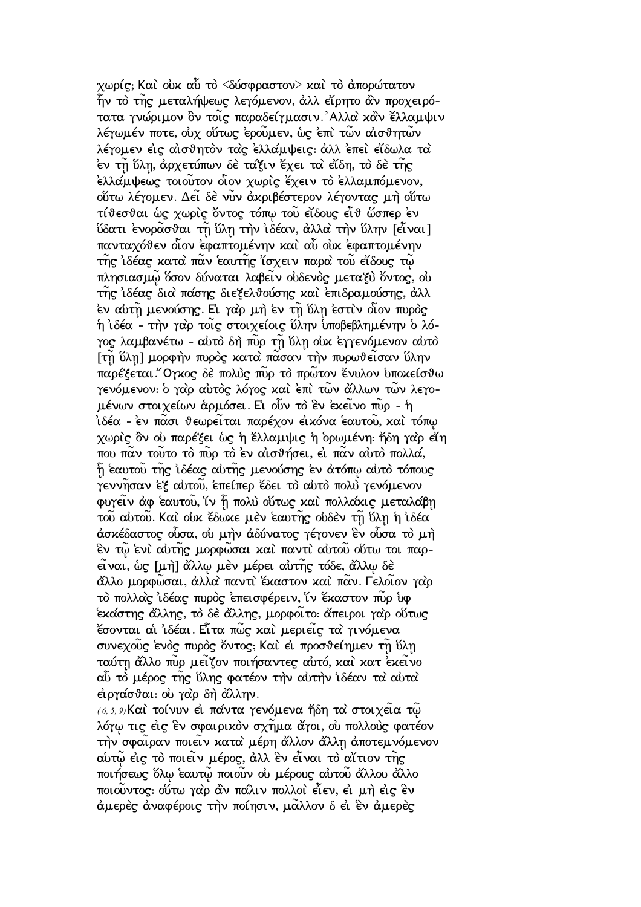χωρίς; Καὶ οὐκ αὖ τὸ <δύσφραστον> καὶ τὸ ἀπορώτατον ἦν τὸ τῆς μεταλήψεως λεγόμενον, ἀλλ εἴρητο ἂν προχειρότατα γνώριμον ὂν τοῖς παραδείγμασιν. Ἀλλὰ κἂν ἔλλαμψιν λέγωμέν ποτε, οὐχ οὕτως ἐροῦμεν, ὡς ἐπὶ τῶν αἰσθητῶν λέγομεν εἰς αἰσθητὸν τὰς ἐλλάμψεις: ἀλλ ἐπεὶ εἴδωλα τὰ ἐν τῇ ὕλῃ, ἀρχετύπων δὲ τάξιν ἔχει τὰ εἴδη, τὸ δὲ τῆς ἐλλάμψεως τοιοῦτον οἷον χωρὶς ἔχειν τὸ ἐλλαμπόμενον, οὕτω λέγομεν. Δεῖ δὲ νῦν ἀκριβέστερον λέγοντας μὴ οὕτω τίθεσθαι ὡς χωρὶς ὄντος τόπῳ τοῦ εἴδους εἶθ ὥσπερ ἐν ὕδατι ἐνορᾶσθαι τῇ ὕλῃ τὴν ἰδέαν, ἀλλὰ τὴν ὕλην [εἶναι] πανταχόθεν οἷον ἐφαπτομένην καὶ αὖ οὐκ ἐφαπτομένην τῆς ἰδέας κατὰ πᾶν ἑαυτῆς ἴσχειν παρὰ τοῦ εἴδους τῷ πλησιασμῷ ὅσον δύναται λαβεῖν οὐδενὸς μεταξὺ ὄντος, οὐ τῆς ἰδέας διὰ πάσης διεξελθούσης καὶ ἐπιδραμούσης, ἀλλ ἐν αὐτῇ μενούσης. Εἰ γὰρ μὴ ἐν τῇ ὕλῃ ἐστὶν οἷον πυρὸς ἡ ἰδέα - τὴν γὰρ τοῖς στοιχείοις ὕλην ὑποβεβλημένην ὁ λόγος λαμβανέτω - αὐτὸ δὴ πῦρ τῇ ὕλῃ οὐκ ἐγγενόμενον αὐτὸ [τῇ ὕλῃ] μορφὴν πυρὸς κατὰ πᾶσαν τὴν πυρωθεῖσαν ὕλην παρέξεται. Ὄγκος δὲ πολὺς πῦρ τὸ πρῶτον ἔνυλον ὑποκείσθω γενόμενον: ὁ γὰρ αὐτὸς λόγος καὶ ἐπὶ τῶν ἄλλων τῶν λεγομένων στοιχείων ἁρμόσει. Εἰ οὖν τὸ ἓν ἐκεῖνο πῦρ - ἡ ἰδέα - ἐν πᾶσι θεωρεῖται παρέχον εἰκόνα ἑαυτοῦ, καὶ τόπῳ χωρὶς ὂν οὐ παρέξει ὡς ἡ ἔλλαμψις ἡ ὁρωμένη: ἤδη γὰρ εἴη που πᾶν τοῦτο τὸ πῦρ τὸ ἐν αἰσθήσει, εἰ πᾶν αὐτὸ πολλά, ᾗ ἑαυτοῦ τῆς ἰδέας αὐτῆς μενούσης ἐν ἀτόπῳ αὐτὸ τόπους γεννῆσαν ἐξ αὐτοῦ, ἐπείπερ ἔδει τὸ αὐτὸ πολὺ γενόμενον φυγεῖν ἀφ ἑαυτοῦ, ἵν ᾖ πολὺ οὕτως καὶ πολλάκις μεταλάβῃ τοῦ αὐτοῦ. Καὶ οὐκ ἔδωκε μὲν ἑαυτῆς οὐδὲν τῇ ὕλῃ ἡ ἰδέα ἀσκέδαστος οὖσα, οὐ μὴν ἀδύνατος γέγονεν ἓν οὖσα τὸ μὴ ἓν τῷ ἑνὶ αὐτῆς μορφῶσαι καὶ παντὶ αὐτοῦ οὕτω τοι παρεῖναι, ὡς [μὴ] ἄλλῳ μὲν μέρει αὐτῆς τόδε, ἄλλῳ δὲ ἄλλο μορφῶσαι, ἀλλὰ παντὶ ἕκαστον καὶ πᾶν. Γελοῖον γὰρ τὸ πολλὰς ἰδέας πυρὸς ἐπεισφέρειν, ἵν ἕκαστον πῦρ ὑφ ἑκάστης ἄλλης, τὸ δὲ ἄλλης, μορφοῖτο: ἄπειροι γὰρ οὕτως ἔσονται αἱ ἰδέαι. Εἶτα πῶς καὶ μεριεῖς τὰ γινόμενα συνεχοῦς ἑνὸς πυρὸς ὄντος; Καὶ εἰ προσθείημεν τῇ ὕλῃ ταύτῃ ἄλλο πῦρ μεῖζον ποιήσαντες αὐτό, καὶ κατ ἐκεῖνο αὖ τὸ μέρος τῆς ὕλης φατέον τὴν αὐτὴν ἰδέαν τὰ αὐτὰ εἰργάσθαι: οὐ γὰρ δὴ ἄλλην.

(6, 5, 9) Καὶ τοίνυν εἰ πάντα γενόμενα ἤδη τὰ στοιχεῖα τῷ λόγῳ τις εἰς ἓν σφαιρικὸν σχῆμα ἄγοι, οὐ πολλοὺς φατέον τὴν σφαῖραν ποιεῖν κατὰ μέρη ἄλλον ἄλλῃ ἀποτεμνόμενον αὑτῷ εἰς τὸ ποιεῖν μέρος, ἀλλ ἓν εἶναι τὸ αἴτιον τῆς ποιήσεως ὅλῳ ἑαυτῷ ποιοῦν οὐ μέρους αὐτοῦ ἄλλου ἄλλο ποιοῦντος: οὕτω γὰρ ἂν πάλιν πολλοὶ εἶεν, εἰ μὴ εἰς ἓν ἀμερὲς ἀναφέροις τὴν ποίησιν, μᾶλλον δ εἰ ἓν ἀμερὲς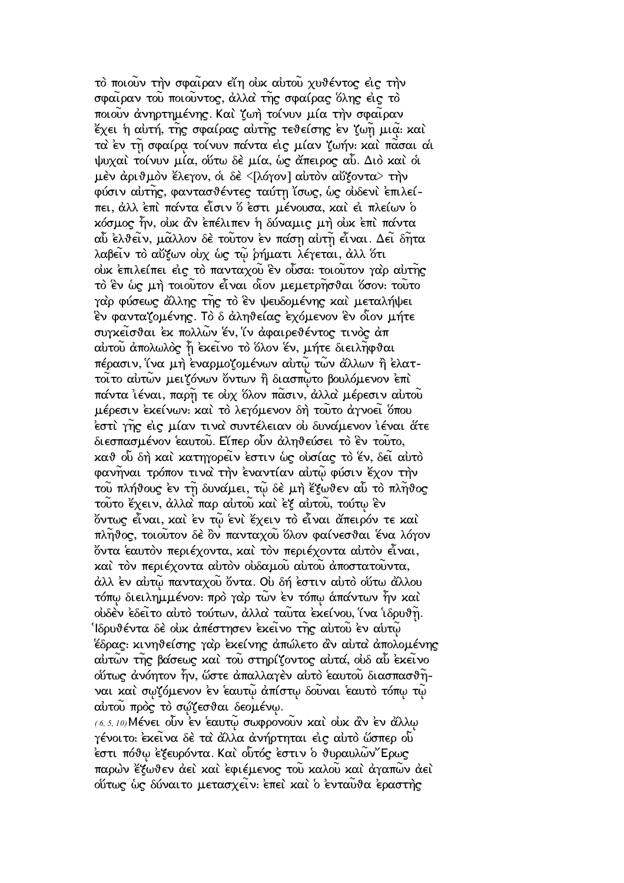τὸ ποιοῦν τὴν σφαῖραν εἴη οὐκ αὐτοῦ χυθέντος εἰς τὴν σφαῖραν τοῦ ποιοῦντος, ἀλλὰ τῆς σφαίρας ὅλης εἰς τὸ ποιοῦν ἀνηρτημένης. Καὶ ζωὴ τοίνυν μία τὴν σφαῖραν ἔχει ἡ αὐτή, τῆς σφαίρας αὐτῆς τεθείσης ἐν ζωῇ μιᾷ: καὶ τὰ ἐν τῇ σφαίρᾳ τοίνυν πάντα εἰς μίαν ζωήν: καὶ πᾶσαι αἱ ψυχαὶ τοίνυν μία, οὕτω δὲ μία, ὡς ἄπειρος αὖ. Διὸ καὶ οἱ μὲν ἀριθμὸν ἔλεγον, οἱ δὲ <[λόγον] αὐτὸν αὔξοντα> τὴν φύσιν αὐτῆς, φαντασθέντες ταύτῃ ἴσως, ὡς οὐδενὶ ἐπιλείπει, ἀλλ ἐπὶ πάντα εἶσιν ὅ ἐστι μένουσα, καὶ εἰ πλείων ὁ κόσμος ἦν, οὐκ ἂν ἐπέλιπεν ἡ δύναμις μὴ οὐκ ἐπὶ πάντα αὖ ἐλθεῖν, μᾶλλον δὲ τοῦτον ἐν πάσῃ αὐτῇ εἶναι. Δεῖ δῆτα λαβεῖν τὸ αὔξων οὐχ ὡς τῷ ῥήματι λέγεται, ἀλλ ὅτι οὐκ ἐπιλείπει εἰς τὸ πανταχοῦ ἓν οὖσα: τοιοῦτον γὰρ αὐτῆς τὸ ἓν ὡς μὴ τοιοῦτον εἶναι οἷον μεμετρῆσθαι ὅσον: τοῦτο γὰρ φύσεως ἄλλης τῆς τὸ ἓν ψευδομένης καὶ μεταλήψει ἓν φανταζομένης. Τὸ δ ἀληθείας ἐχόμενον ἓν οἷον μήτε συγκεῖσθαι ἐκ πολλῶν ἕν, ἵν ἀφαιρεθέντος τινὸς ἀπ αὐτοῦ ἀπολωλὸς ᾖ ἐκεῖνο τὸ ὅλον ἕν, μήτε διειλῆφθαι πέρασιν, ἵνα μὴ ἐναρμοζομένων αὐτῷ τῶν ἄλλων ἢ ἐλαττοῖτο αὐτῶν μειζόνων ὄντων ἢ διασπῷτο βουλόμενον ἐπὶ πάντα ἰέναι, παρῇ τε οὐχ ὅλον πᾶσιν, ἀλλὰ μέρεσιν αὐτοῦ μέρεσιν ἐκείνων: καὶ τὸ λεγόμενον δὴ τοῦτο ἀγνοεῖ ὅπου ἐστὶ γῆς εἰς μίαν τινὰ συντέλειαν οὐ δυνάμενον ἰέναι ἅτε διεσπασμένον ἑαυτοῦ. Εἴπερ οὖν ἀληθεύσει τὸ ἓν τοῦτο, καθ οὗ δὴ καὶ κατηγορεῖν ἐστιν ὡς οὐσίας τὸ ἕν, δεῖ αὐτὸ φανῆναι τρόπον τινὰ τὴν ἐναντίαν αὐτῷ φύσιν ἔχον τὴν τοῦ πλήθους ἐν τῇ δυνάμει, τῷ δὲ μὴ ἔξωθεν αὖ τὸ πλῆθος τοῦτο ἔχειν, ἀλλὰ παρ αὐτοῦ καὶ ἐξ αὐτοῦ, τούτῳ ἓν ὄντως εἶναι, καὶ ἐν τῷ ἑνὶ ἔχειν τὸ εἶναι ἄπειρόν τε καὶ πλῆθος, τοιοῦτον δὲ ὂν πανταχοῦ ὅλον φαίνεσθαι ἕνα λόγον ὄντα ἑαυτὸν περιέχοντα, καὶ τὸν περιέχοντα αὐτὸν εἶναι, καὶ τὸν περιέχοντα αὐτὸν οὐδαμοῦ αὐτοῦ ἀποστατοῦντα, ἀλλ ἐν αὐτῷ πανταχοῦ ὄντα. Οὐ δή ἐστιν αὐτὸ οὕτω ἄλλου τόπῳ διειλημμένον: πρὸ γὰρ τῶν ἐν τόπῳ ἁπάντων ἦν καὶ οὐδὲν ἐδεῖτο αὐτὸ τούτων, ἀλλὰ ταῦτα ἐκείνου, ἵνα ἱδρυθῇ. Ἱδρυθέντα δὲ οὐκ ἀπέστησεν ἐκεῖνο τῆς αὐτοῦ ἐν αὐτῷ ἕδρας: κινηθείσης γὰρ ἐκείνης ἀπώλετο ἂν αὐτὰ ἀπολομένης αὐτῶν τῆς βάσεως καὶ τοῦ στηρίζοντος αὐτά, οὐδ αὖ ἐκεῖνο οὕτως ἀνόητον ἦν, ὥστε ἀπαλλαγὲν αὐτὸ ἑαυτοῦ διασπασθῆναι καὶ σῳζόμενον ἐν ἑαυτῷ ἀπίστῳ δοῦναι ἑαυτὸ τόπῳ τῷ αὐτοῦ πρὸς τὸ σῴζεσθαι δεομένῳ.

*(6, 5, 10)* Μένει οὖν ἐν ἑαυτῷ σωφρονοῦν καὶ οὐκ ἂν ἐν ἄλλῳ γένοιτο: ἐκεῖνα δὲ τὰ ἄλλα ἀνήρτηται εἰς αὐτὸ ὥσπερ οὗ ἐστι πόθῳ ἐξευρόντα. Καὶ οὗτός ἐστιν ὁ θυραυλῶν Ἔρως παρὼν ἔξωθεν ἀεὶ καὶ ἐφιέμενος τοῦ καλοῦ καὶ ἀγαπῶν ἀεὶ οὕτως ὡς δύναιτο μετασχεῖν: ἐπεὶ καὶ ὁ ἐνταῦθα ἐραστὴς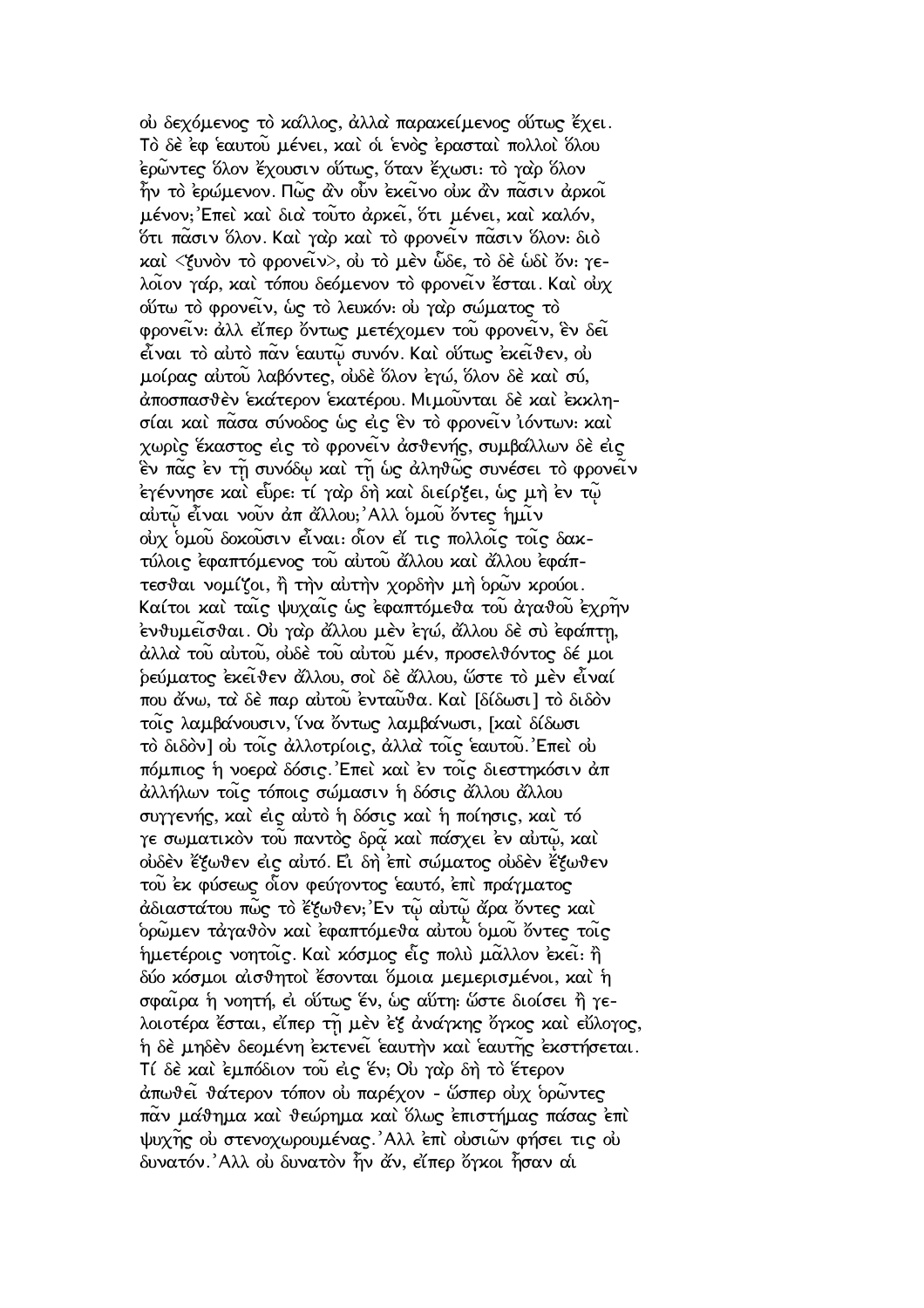οὐ δεχόμενος τὸ κάλλος, ἀλλὰ παρακείμενος οὕτως ἔχει. Τὸ δὲ ἐφ ἑαυτοῦ μένει, καὶ οἱ ἑνὸς ἐρασταὶ πολλοὶ ὅλου ἐρῶντες ὅλον ἔχουσιν οὕτως, ὅταν ἔχωσι: τὸ γὰρ ὅλον ἦν τὸ ἐρώμενον. Πῶς ἂν οὖν ἐκεῖνο οὐκ ἂν πᾶσιν ἀρκοῖ μένον;᾽Επεὶ καὶ διὰ τοῦτο ἀρκεῖ, ὅτι μένει, καὶ καλόν, ὅτι πᾶσιν ὅλον. Καὶ γὰρ καὶ τὸ φρονεῖν πᾶσιν ὅλον: διὸ καὶ <ξυνὸν τὸ φρονεῖν>, οὐ τὸ μὲν ὧδε, τὸ δὲ ὡδὶ ὄν: γελοῖον γάρ, καὶ τόπου δεόμενον τὸ φρονεῖν ἔσται. Καὶ οὐχ οὕτω τὸ φρονεῖν, ὡς τὸ λευκόν: οὐ γὰρ σώματος τὸ φρονεῖν: ἀλλ εἴπερ ὄντως μετέχομεν τοῦ φρονεῖν, ἓν δεῖ εἶναι τὸ αὐτὸ πᾶν ἑαυτῷ συνόν. Καὶ οὕτως ἐκεῖθεν, οὐ μοίρας αὐτοῦ λαβόντες, οὐδὲ ὅλον ἐγώ, ὅλον δὲ καὶ σύ, ἀποσπασθὲν ἑκάτερον ἑκατέρου. Μιμοῦνται δὲ καὶ ἐκκλησίαι καὶ πᾶσα σύνοδος ὡς εἰς ἓν τὸ φρονεῖν ἰόντων: καὶ χωρὶς ἕκαστος εἰς τὸ φρονεῖν ἀσθενής, συμβάλλων δὲ εἰς ἓν πᾶς ἐν τῇ συνόδῳ καὶ τῇ ὡς ἀληθῶς συνέσει τὸ φρονεῖν ἐγέννησε καὶ εὗρε: τί γὰρ δὴ καὶ διείρξει, ὡς μὴ ἐν τῷ αὐτῷ εἶναι νοῦν ἀπ ἄλλου;᾽Αλλ ὁμοῦ ὄντες ἡμῖν οὐχ ὁμοῦ δοκοῦσιν εἶναι: οἷον εἴ τις πολλοῖς τοῖς δακτύλοις ἐφαπτόμενος τοῦ αὐτοῦ ἄλλου καὶ ἄλλου ἐφάπτεσθαι νομίζοι, ἢ τὴν αὐτὴν χορδὴν μὴ ὁρῶν κρούοι. Καίτοι καὶ ταῖς ψυχαῖς ὡς ἐφαπτόμεθα τοῦ ἀγαθοῦ ἐχρῆν ἐνθυμεῖσθαι. Οὐ γὰρ ἄλλου μὲν ἐγώ, ἄλλου δὲ σὺ ἐφάπτῃ, ἀλλὰ τοῦ αὐτοῦ, οὐδὲ τοῦ αὐτοῦ μέν, προσελθόντος δέ μοι ῥεύματος ἐκεῖθεν ἄλλου, σοὶ δὲ ἄλλου, ὥστε τὸ μὲν εἶναί που ἄνω, τὰ δὲ παρ αὐτοῦ ἐνταῦθα. Καὶ [δίδωσι] τὸ διδὸν τοῖς λαμβάνουσιν, ἵνα ὄντως λαμβάνωσι, [καὶ δίδωσι τὸ διδὸν] οὐ τοῖς ἀλλοτρίοις, ἀλλὰ τοῖς ἑαυτοῦ.᾽Επεὶ οὐ πόμπιος ἡ νοερὰ δόσις.᾽Επεὶ καὶ ἐν τοῖς διεστηκόσιν ἀπ ἀλλήλων τοῖς τόποις σώμασιν ἡ δόσις ἄλλου ἄλλου συγγενής, καὶ εἰς αὐτὸ ἡ δόσις καὶ ἡ ποίησις, καὶ τό γε σωματικὸν τοῦ παντὸς δρᾷ καὶ πάσχει ἐν αὐτῷ, καὶ οὐδὲν ἔξωθεν εἰς αὐτό. Εἰ δὴ ἐπὶ σώματος οὐδὲν ἔξωθεν τοῦ ἐκ φύσεως οἷον φεύγοντος ἑαυτό, ἐπὶ πράγματος ἀδιαστάτου πῶς τὸ ἔξωθεν;᾽Εν τῷ αὐτῷ ἄρα ὄντες καὶ ὁρῶμεν τἀγαθὸν καὶ ἐφαπτόμεθα αὐτοῦ ὁμοῦ ὄντες τοῖς ἡμετέροις νοητοῖς. Καὶ κόσμος εἷς πολὺ μᾶλλον ἐκεῖ: ἢ δύο κόσμοι αἰσθητοὶ ἔσονται ὅμοια μεμερισμένοι, καὶ ἡ σφαῖρα ἡ νοητή, εἰ οὕτως ἕν, ὡς αὕτη: ὥστε διοίσει ἢ γελοιοτέρα ἔσται, εἴπερ τῇ μὲν ἐξ ἀνάγκης ὄγκος καὶ εὔλογος, ἡ δὲ μηδὲν δεομένη ἐκτενεῖ ἑαυτὴν καὶ ἑαυτῆς ἐκστήσεται. Τί δὲ καὶ ἐμπόδιον τοῦ εἰς ἕν; Οὐ γὰρ δὴ τὸ ἕτερον ἀπωθεῖ θάτερον τόπον οὐ παρέχον - ὥσπερ οὐχ ὁρῶντες πᾶν μάθημα καὶ θεώρημα καὶ ὅλως ἐπιστήμας πάσας ἐπὶ ψυχῆς οὐ στενοχωρουμένας.᾽Αλλ ἐπὶ οὐσιῶν φήσει τις οὐ δυνατόν.᾽Αλλ οὐ δυνατὸν ἦν ἄν, εἴπερ ὄγκοι ἦσαν αἱ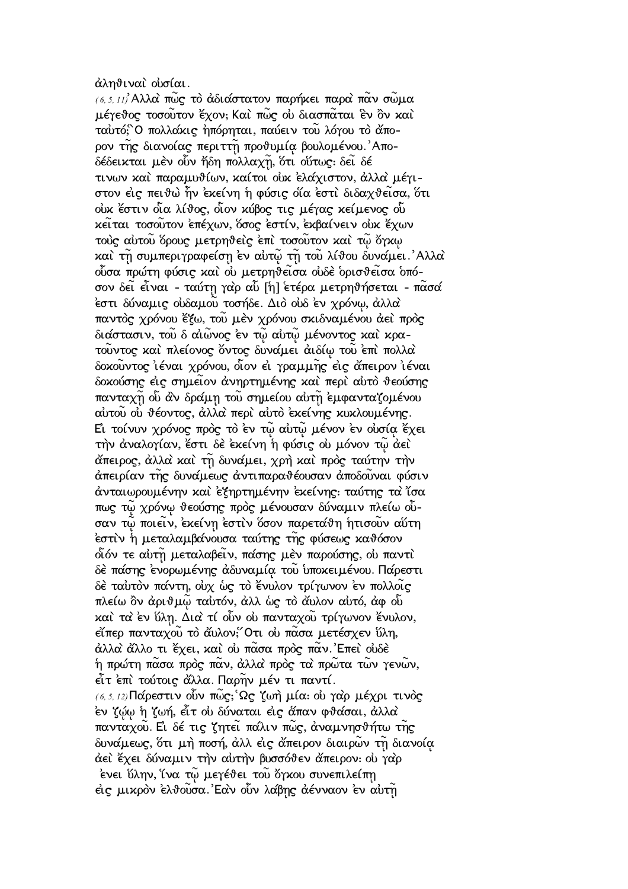ἀληθιναὶ οὐσίαι.

(6, 5, 11) Ἀλλὰ πῶς τὸ ἀδιάστατον παρήκει παρὰ πᾶν σῶμα μέγεθος τοσοῦτον ἔχον; Καὶ πῶς οὐ διασπᾶται ἓν ὂν καὶ ταὐτό; Ὃ πολλάκις ἠπόρηται, παύειν τοῦ λόγου τὸ ἄπορον τῆς διανοίας περιττῇ προθυμίᾳ βουλομένου. Ἀποδέδεικται μὲν οὖν ἤδη πολλαχῇ, ὅτι οὕτως· δεῖ δέ τινων καὶ παραμυθίων, καίτοι οὐκ ἐλάχιστον, ἀλλὰ μέγιστον εἰς πειθὼ ἣν ἐκείνη ἡ φύσις οἵα ἐστὶ διδαχθεῖσα, ὅτι οὐκ ἔστιν οἷα λίθος, οἷον κύβος τις μέγας κείμενος οὗ κεῖται τοσοῦτον ἐπέχων, ὅσος ἐστίν, ἐκβαίνειν οὐκ ἔχων τοὺς αὐτοῦ ὅρους μετρηθεὶς ἐπὶ τοσοῦτον καὶ τῷ ὄγκῳ καὶ τῇ συμπεριγραφείσῃ ἐν αὐτῷ τῇ τοῦ λίθου δυνάμει. Ἀλλὰ οὖσα πρώτη φύσις καὶ οὐ μετρηθεῖσα οὐδὲ ὁρισθεῖσα ὁπόσον δεῖ εἶναι - ταύτῃ γὰρ αὖ [ἡ] ἑτέρα μετρηθήσεται - πᾶσά ἐστι δύναμις οὐδαμοῦ τοσήδε. Διὸ οὐδ ἐν χρόνῳ, ἀλλὰ παντὸς χρόνου ἔξω, τοῦ μὲν χρόνου σκιδναμένου ἀεὶ πρὸς διάστασιν, τοῦ δ αἰῶνος ἐν τῷ αὐτῷ μένοντος καὶ κρατοῦντος καὶ πλείονος ὄντος δυνάμει ἀιδίῳ τοῦ ἐπὶ πολλὰ δοκοῦντος ἰέναι χρόνου, οἷον εἰ γραμμῆς εἰς ἄπειρον ἰέναι δοκούσης εἰς σημεῖον ἀνηρτημένης καὶ περὶ αὐτὸ θεούσης πανταχῇ οὗ ἂν δράμῃ τοῦ σημείου αὐτῇ ἐμφανταζομένου αὐτοῦ οὐ θέοντος, ἀλλὰ περὶ αὐτὸ ἐκείνης κυκλουμένης. Εἰ τοίνυν χρόνος πρὸς τὸ ἐν τῷ αὐτῷ μένον ἐν οὐσίᾳ ἔχει τὴν ἀναλογίαν, ἔστι δὲ ἐκείνη ἡ φύσις οὐ μόνον τῷ ἀεὶ ἄπειρος, ἀλλὰ καὶ τῇ δυνάμει, χρὴ καὶ πρὸς ταύτην τὴν ἀπειρίαν τῆς δυνάμεως ἀντιπαραθέουσαν ἀποδοῦναι φύσιν ἀνταιωρουμένην καὶ ἐξηρτημένην ἐκείνης· ταύτης τὰ ἴσα πως τῷ χρόνῳ θεούσης πρὸς μένουσαν δύναμιν πλείω οὖσαν τῷ ποιεῖν, ἐκείνη ἐστὶν ὅσον παρετάθη ἡτισοῦν αὕτη ἐστὶν ἡ μεταλαμβάνουσα ταύτης τῆς φύσεως καθόσον οἷόν τε αὐτῇ μεταλαβεῖν, πάσης μὲν παρούσης, οὐ παντὶ δὲ πάσης ἐνορωμένης ἀδυναμίᾳ τοῦ ὑποκειμένου. Πάρεστι δὲ ταὐτὸν πάντῃ, οὐχ ὡς τὸ ἔνυλον τρίγωνον ἐν πολλοῖς πλείω ὂν ἀριθμῷ ταὐτόν, ἀλλ ὡς τὸ ἄυλον αὐτό, ἀφ οὗ καὶ τὰ ἐν ὕλῃ. Διὰ τί οὖν οὐ πανταχοῦ τρίγωνον ἔνυλον, εἴπερ πανταχοῦ τὸ ἄυλον; Ὅτι οὐ πᾶσα μετέσχεν ὕλη, ἀλλὰ ἄλλο τι ἔχει, καὶ οὐ πᾶσα πρὸς πᾶν. Ἐπεὶ οὐδὲ ἡ πρώτη πᾶσα πρὸς πᾶν, ἀλλὰ πρὸς τὰ πρῶτα τῶν γενῶν, εἶτ ἐπὶ τούτοις ἄλλα. Παρῆν μέν τι παντί.

(6, 5, 12) Πάρεστιν οὖν πῶς; Ὡς ζωὴ μία· οὐ γὰρ μέχρι τινὸς ἐν ζῴῳ ἡ ζωή, εἶτ οὐ δύναται εἰς ἅπαν φθάσαι, ἀλλὰ πανταχοῦ. Εἰ δέ τις ζητεῖ πάλιν πῶς, ἀναμνησθήτω τῆς δυνάμεως, ὅτι μὴ ποσή, ἀλλ εἰς ἄπειρον διαιρῶν τῇ διανοίᾳ ἀεὶ ἔχει δύναμιν τὴν αὐτὴν βυσσόθεν ἄπειρον· οὐ γὰρ ἔνει ὕλην, ἵνα τῷ μεγέθει τοῦ ὄγκου συνεπιλείπῃ εἰς μικρὸν ἐλθοῦσα. Ἐὰν οὖν λάβῃς ἀέναον ἐν αὐτῇ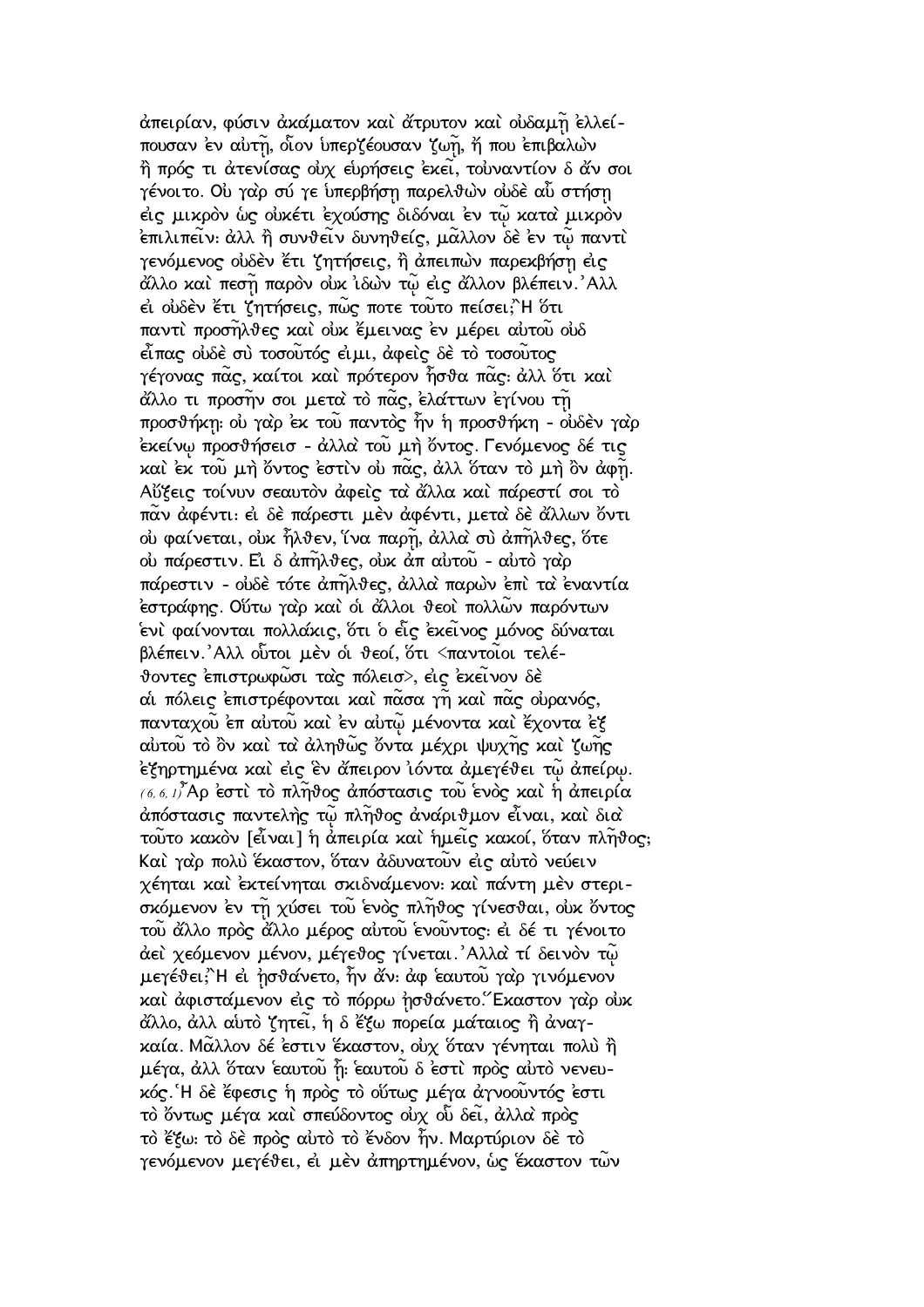ἀπειρίαν, φύσιν ἀκάματον καὶ ἄτρυτον καὶ οὐδαμῇ ἐλλεί-
πουσαν ἐν αὐτῇ, οἷον ὑπερζέουσαν ζωῇ, ἥ που ἐπιβαλὼν
ἢ πρός τι ἀτενίσας οὐχ εὑρήσεις ἐκεῖ, τοὐναντίον δ ἄν σοι
γένοιτο. Οὐ γὰρ σύ γε ὑπερβήσῃ παρελθὼν οὐδὲ αὖ στήσῃ
εἰς μικρὸν ὡς οὐκέτι ἐχούσης διδόναι ἐν τῷ κατὰ μικρὸν
ἐπιλιπεῖν: ἀλλ ἢ συνθεῖν δυνηθείς, μᾶλλον δὲ ἐν τῷ παντὶ
γενόμενος οὐδὲν ἔτι ζητήσεις, ἢ ἀπειπὼν παρεκβήσῃ εἰς
ἄλλο καὶ πεσῇ παρὸν οὐκ ἰδὼν τῷ εἰς ἄλλον βλέπειν.᾿Αλλ
εἰ οὐδὲν ἔτι ζητήσεις, πῶς ποτε τοῦτο πείσει; Ἢ ὅτι
παντὶ προσῆλθες καὶ οὐκ ἔμεινας ἐν μέρει αὐτοῦ οὐδ
εἶπας οὐδὲ σὺ τοσοῦτός εἰμι, ἀφεὶς δὲ τὸ τοσοῦτος
γέγονας πᾶς, καίτοι καὶ πρότερον ἦσθα πᾶς: ἀλλ ὅτι καὶ
ἄλλο τι προσῆν σοι μετὰ τὸ πᾶς, ἐλάττων ἐγίνου τῇ
προσθήκῃ: οὐ γὰρ ἐκ τοῦ παντὸς ἦν ἡ προσθήκη - οὐδὲν γὰρ
ἐκείνῳ προσθήσεισ - ἀλλὰ τοῦ μὴ ὄντος. Γενόμενος δέ τις
καὶ ἐκ τοῦ μὴ ὄντος ἐστὶν οὐ πᾶς, ἀλλ ὅταν τὸ μὴ ὂν ἀφῇ.
Αὔξεις τοίνυν σεαυτὸν ἀφεὶς τὰ ἄλλα καὶ πάρεστί σοι τὸ
πᾶν ἀφέντι: εἰ δὲ πάρεστι μὲν ἀφέντι, μετὰ δὲ ἄλλων ὄντι
οὐ φαίνεται, οὐκ ἦλθεν, ἵνα παρῇ, ἀλλὰ σὺ ἀπῆλθες, ὅτε
οὐ πάρεστιν. Εἰ δ ἀπῆλθες, οὐκ ἀπ αὐτοῦ - αὐτὸ γὰρ
πάρεστιν - οὐδὲ τότε ἀπῆλθες, ἀλλὰ παρὼν ἐπὶ τὰ ἐναντία
ἐστράφης. Οὕτω γὰρ καὶ οἱ ἄλλοι θεοὶ πολλῶν παρόντων
ἑνὶ φαίνονται πολλάκις, ὅτι ὁ εἷς ἐκεῖνος μόνος δύναται
βλέπειν.᾿Αλλ οὗτοι μὲν οἱ θεοί, ὅτι <παντοῖοι τελέ-
θοντες ἐπιστρωφῶσι τὰς πόλεισ>, εἰς ἐκεῖνον δὲ
αἱ πόλεις ἐπιστρέφονται καὶ πᾶσα γῆ καὶ πᾶς οὐρανός,
πανταχοῦ ἐπ αὐτοῦ καὶ ἐν αὐτῷ μένοντα καὶ ἔχοντα ἐξ
αὐτοῦ τὸ ὂν καὶ τὰ ἀληθῶς ὄντα μέχρι ψυχῆς καὶ ζωῆς
ἐξηρτημένα καὶ εἰς ἓν ἄπειρον ἰόντα ἀμεγέθει τῷ ἀπείρῳ.
(6, 6, 1) Ἆρ ἐστὶ τὸ πλῆθος ἀπόστασις τοῦ ἑνὸς καὶ ἡ ἀπειρία
ἀπόστασις παντελὴς τῷ πλῆθος ἀνάριθμον εἶναι, καὶ διὰ
τοῦτο κακὸν [εἶναι] ἡ ἀπειρία καὶ ἡμεῖς κακοί, ὅταν πλῆθος;
Καὶ γὰρ πολὺ ἕκαστον, ὅταν ἀδυνατοῦν εἰς αὑτὸ νεύειν
χέηται καὶ ἐκτείνηται σκιδνάμενον: καὶ πάντῃ μὲν στερι-
σκόμενον ἐν τῇ χύσει τοῦ ἑνὸς πλῆθος γίνεσθαι, οὐκ ὄντος
τοῦ ἄλλο πρὸς ἄλλο μέρος αὐτοῦ ἑνοῦντος: εἰ δέ τι γένοιτο
ἀεὶ χεόμενον μένον, μέγεθος γίνεται.᾿Αλλὰ τί δεινὸν τῷ
μεγέθει; Ἢ εἰ ᾐσθάνετο, ἦν ἄν: ἀφ ἑαυτοῦ γὰρ γινόμενον
καὶ ἀφιστάμενον εἰς τὸ πόρρω ᾐσθάνετο.῞Εκαστον γὰρ οὐκ
ἄλλο, ἀλλ αὑτὸ ζητεῖ, ἡ δ ἔξω πορεία μάταιος ἢ ἀναγ-
καία. Μᾶλλον δέ ἐστιν ἕκαστον, οὐχ ὅταν γένηται πολὺ ἢ
μέγα, ἀλλ ὅταν ἑαυτοῦ ᾖ: ἑαυτοῦ δ ἐστὶ πρὸς αὑτὸ νενευ-
κός.῾Η δὲ ἔφεσις ἡ πρὸς τὸ οὕτως μέγα ἀγνοοῦντός ἐστι
τὸ ὄντως μέγα καὶ σπεύδοντος οὐχ οὗ δεῖ, ἀλλὰ πρὸς
τὸ ἔξω: τὸ δὲ πρὸς αὑτὸ τὸ ἔνδον ἦν. Μαρτύριον δὲ τὸ
γενόμενον μεγέθει, εἰ μὲν ἀπηρτημένον, ὡς ἕκαστον τῶν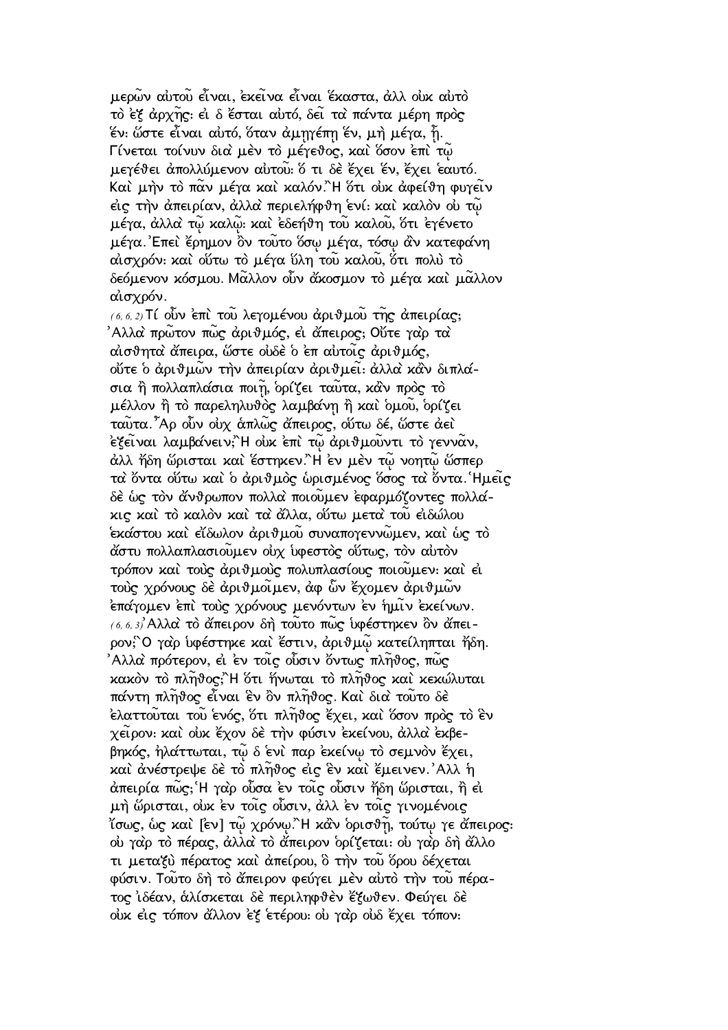μερῶν αὐτοῦ εἶναι, ἐκεῖνα εἶναι ἕκαστα, ἀλλ οὐκ αὐτὸ τὸ ἐξ ἀρχῆς: εἰ δ ἔσται αὐτό, δεῖ τὰ πάντα μέρη πρὸς ἕν: ὥστε εἶναι αὐτό, ὅταν ἁμηγέπη ἕν, μὴ μέγα, ᾖ. Γίνεται τοίνυν διὰ μὲν τὸ μέγεθος, καὶ ὅσον ἐπὶ τῷ μεγέθει ἀπολλύμενον αὐτοῦ: ὅ τι δὲ ἔχει ἕν, ἔχει ἑαυτό. Καὶ μὴν τὸ πᾶν μέγα καὶ καλόν.῍Η ὅτι οὐκ ἀφείθη φυγεῖν εἰς τὴν ἀπειρίαν, ἀλλὰ περιελήφθη ἑνί: καὶ καλὸν οὐ τῷ μέγα, ἀλλὰ τῷ καλῷ: καὶ ἐδεήθη τοῦ καλοῦ, ὅτι ἐγένετο μέγα.᾿Επεὶ ἔρημον ὂν τοῦτο ὅσῳ μέγα, τόσῳ ἂν κατεφάνη αἰσχρόν: καὶ οὕτω τὸ μέγα ὕλη τοῦ καλοῦ, ὅτι πολὺ τὸ δεόμενον κόσμου. Μᾶλλον οὖν ἄκοσμον τὸ μέγα καὶ μᾶλλον αἰσχρόν.

*(6, 6, 2)* Τί οὖν ἐπὶ τοῦ λεγομένου ἀριθμοῦ τῆς ἀπειρίας; ᾿Αλλὰ πρῶτον πῶς ἀριθμός, εἰ ἄπειρος; Οὔτε γὰρ τὰ αἰσθητὰ ἄπειρα, ὥστε οὐδὲ ὁ ἐπ αὐτοῖς ἀριθμός, οὔτε ὁ ἀριθμῶν τὴν ἀπειρίαν ἀριθμεῖ: ἀλλὰ κἂν διπλάσια ἢ πολλαπλάσια ποιῇ, ὁρίζει ταῦτα, κἂν πρὸς τὸ μέλλον ἢ τὸ παρεληλυθὸς λαμβάνῃ ἢ καὶ ὁμοῦ, ὁρίζει ταῦτα.῏Αρ οὖν οὐχ ἁπλῶς ἄπειρος, οὕτω δέ, ὥστε ἀεὶ ἐξεῖναι λαμβάνειν;῍Η οὐκ ἐπὶ τῷ ἀριθμοῦντι τὸ γεννᾶν, ἀλλ ἤδη ὥρισται καὶ ἕστηκεν.῍Η ἐν μὲν τῷ νοητῷ ὥσπερ τὰ ὄντα οὕτω καὶ ὁ ἀριθμὸς ὡρισμένος ὅσος τὰ ὄντα.῾Ημεῖς δὲ ὡς τὸν ἄνθρωπον πολλὰ ποιοῦμεν ἐφαρμόζοντες πολλάκις καὶ τὸ καλὸν καὶ τὰ ἄλλα, οὕτω μετὰ τοῦ εἰδώλου ἑκάστου καὶ εἴδωλον ἀριθμοῦ συναπογεννῶμεν, καὶ ὡς τὸ ἄστυ πολλαπλασιοῦμεν οὐχ ὑφεστὸς οὕτως, τὸν αὐτὸν τρόπον καὶ τοὺς ἀριθμοὺς πολυπλασίους ποιοῦμεν: καὶ εἰ τοὺς χρόνους δὲ ἀριθμοῖμεν, ἀφ ὧν ἔχομεν ἀριθμῶν ἐπάγομεν ἐπὶ τοὺς χρόνους μενόντων ἐν ἡμῖν ἐκείνων.

*(6, 6, 3)* ᾿Αλλὰ τὸ ἄπειρον δὴ τοῦτο πῶς ὑφέστηκεν ὂν ἄπειρον;῝Ο γὰρ ὑφέστηκε καὶ ἔστιν, ἀριθμῷ κατείληπται ἤδη. ᾿Αλλὰ πρότερον, εἰ ἐν τοῖς οὖσιν ὄντως πλῆθος, πῶς κακὸν τὸ πλῆθος;῍Η ὅτι ἥνωται τὸ πλῆθος καὶ κεκώλυται πάντη πλῆθος εἶναι ἓν ὂν πλῆθος. Καὶ διὰ τοῦτο δὲ ἐλαττοῦται τοῦ ἑνός, ὅτι πλῆθος ἔχει, καὶ ὅσον πρὸς τὸ ἓν χεῖρον: καὶ οὐκ ἔχον δὲ τὴν φύσιν ἐκείνου, ἀλλὰ ἐκβεβηκός, ἠλάττωται, τῷ δ ἑνὶ παρ ἐκείνῳ τὸ σεμνὸν ἔχει, καὶ ἀνέστρεψε δὲ τὸ πλῆθος εἰς ἓν καὶ ἔμεινεν.᾿Αλλ ἡ ἀπειρία πῶς;῾Η γὰρ οὖσα ἐν τοῖς οὖσιν ἤδη ὥρισται, ἢ εἰ μὴ ὥρισται, οὐκ ἐν τοῖς οὖσιν, ἀλλ ἐν τοῖς γινομένοις ἴσως, ὡς καὶ [ἐν] τῷ χρόνῳ.῍Η κἂν ὁρισθῇ, τούτῳ γε ἄπειρος: οὐ γὰρ τὸ πέρας, ἀλλὰ τὸ ἄπειρον ὁρίζεται: οὐ γὰρ δὴ ἄλλο τι μεταξὺ πέρατος καὶ ἀπείρου, ὃ τὴν τοῦ ὅρου δέχεται φύσιν. Τοῦτο δὴ τὸ ἄπειρον φεύγει μὲν αὐτὸ τὴν τοῦ πέρατος ἰδέαν, ἁλίσκεται δὲ περιληφθὲν ἔξωθεν. Φεύγει δὲ οὐκ εἰς τόπον ἄλλον ἐξ ἑτέρου: οὐ γὰρ οὐδ ἔχει τόπον: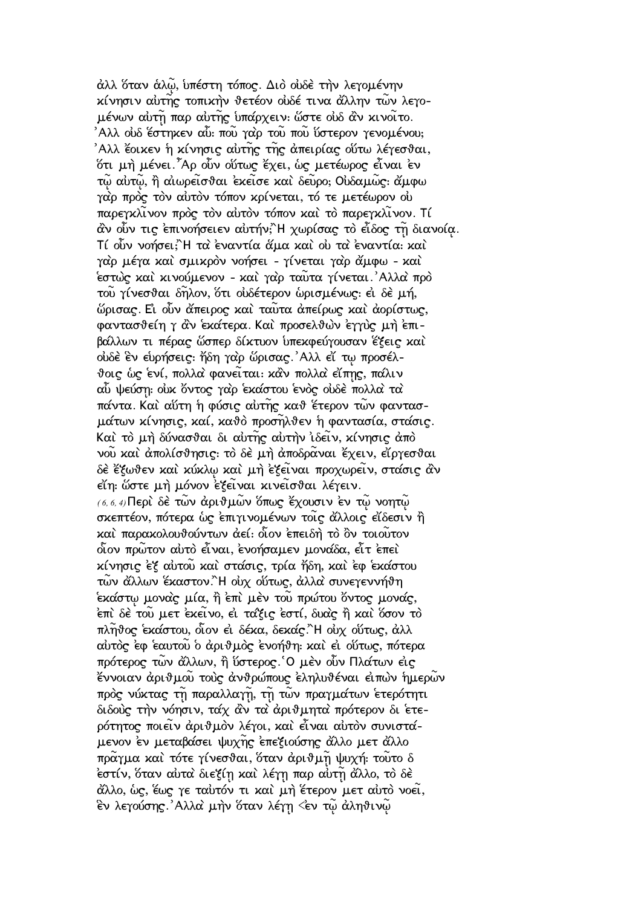ἀλλ ὅταν ἁλῷ, ὑπέστη τόπος. Διὸ οὐδὲ τὴν λεγομένην κίνησιν αὐτῆς τοπικὴν θετέον οὐδέ τινα ἄλλην τῶν λεγομένων αὐτῇ παρ αὐτῆς ὑπάρχειν: ὥστε οὐδ ἂν κινοῖτο. Ἀλλ οὐδ ἕστηκεν αὖ: ποῦ γὰρ τοῦ ποῦ ὕστερον γενομένου; Ἀλλ ἔοικεν ἡ κίνησις αὐτῆς τῆς ἀπειρίας οὕτω λέγεσθαι, ὅτι μὴ μένει. Ἆρ οὖν οὕτως ἔχει, ὡς μετέωρος εἶναι ἐν τῷ αὐτῷ, ἢ αἰωρεῖσθαι ἐκεῖσε καὶ δεῦρο; Οὐδαμῶς: ἄμφω γὰρ πρὸς τὸν αὐτὸν τόπον κρίνεται, τό τε μετέωρον οὐ παρεγκλῖνον πρὸς τὸν αὐτὸν τόπον καὶ τὸ παρεγκλῖνον. Τί ἂν οὖν τις ἐπινοήσειεν αὐτήν; Ἢ χωρίσας τὸ εἶδος τῇ διανοίᾳ. Τί οὖν νοήσει; Ἢ τὰ ἐναντία ἅμα καὶ οὐ τὰ ἐναντία: καὶ γὰρ μέγα καὶ σμικρὸν νοήσει - γίνεται γὰρ ἄμφω - καὶ ἑστὼς καὶ κινούμενον - καὶ γὰρ ταῦτα γίνεται. Ἀλλὰ πρὸ τοῦ γίνεσθαι δῆλον, ὅτι οὐδέτερον ὡρισμένως: εἰ δὲ μή, ὥρισας. Εἰ οὖν ἄπειρος καὶ ταῦτα ἀπείρως καὶ ἀορίστως, φαντασθείη γ ἂν ἑκάτερα. Καὶ προσελθὼν ἐγγὺς μὴ ἐπιβάλλων τι πέρας ὥσπερ δίκτυον ὑπεκφεύγουσαν ἕξεις καὶ οὐδὲ ἓν εὑρήσεις: ἤδη γὰρ ὥρισας. Ἀλλ εἴ τῳ προσέλθοις ὡς ἑνί, πολλὰ φανεῖται: κἂν πολλὰ εἴπῃς, πάλιν αὖ ψεύσῃ: οὐκ ὄντος γὰρ ἑκάστου ἑνὸς οὐδὲ πολλὰ τὰ πάντα. Καὶ αὕτη ἡ φύσις αὐτῆς καθ ἕτερον τῶν φαντασμάτων κίνησις, καί, καθὸ προσῆλθεν ἡ φαντασία, στάσις. Καὶ τὸ μὴ δύνασθαι δι αὐτῆς αὐτὴν ἰδεῖν, κίνησις ἀπὸ νοῦ καὶ ἀπολίσθησις: τὸ δὲ μὴ ἀποδρᾶναι ἔχειν, εἴργεσθαι δὲ ἔξωθεν καὶ κύκλῳ καὶ μὴ ἐξεῖναι προχωρεῖν, στάσις ἂν εἴη: ὥστε μὴ μόνον ἐξεῖναι κινεῖσθαι λέγειν.

(6, 6, 4) Περὶ δὲ τῶν ἀριθμῶν ὅπως ἔχουσιν ἐν τῷ νοητῷ σκεπτέον, πότερα ὡς ἐπιγινομένων τοῖς ἄλλοις εἴδεσιν ἢ καὶ παρακολουθούντων ἀεί: οἷον ἐπειδὴ τὸ ὂν τοιοῦτον οἷον πρῶτον αὐτὸ εἶναι, ἐνοήσαμεν μονάδα, εἶτ ἐπεὶ κίνησις ἐξ αὐτοῦ καὶ στάσις, τρία ἤδη, καὶ ἐφ ἑκάστου τῶν ἄλλων ἕκαστον. Ἢ οὐχ οὕτως, ἀλλὰ συνεγεννήθη ἑκάστῳ μονὰς μία, ἢ ἐπὶ μὲν τοῦ πρώτου ὄντος μονάς, ἐπὶ δὲ τοῦ μετ ἐκεῖνο, εἰ τάξις ἐστί, δυὰς ἢ καὶ ὅσον τὸ πλῆθος ἑκάστου, οἷον εἰ δέκα, δεκάς. Ἢ οὐχ οὕτως, ἀλλ αὐτὸς ἐφ ἑαυτοῦ ὁ ἀριθμὸς ἐνοήθη: καὶ εἰ οὕτως, πότερα πρότερος τῶν ἄλλων, ἢ ὕστερος. Ὁ μὲν οὖν Πλάτων εἰς ἔννοιαν ἀριθμοῦ τοὺς ἀνθρώπους ἐληλυθέναι εἰπὼν ἡμερῶν πρὸς νύκτας τῇ παραλλαγῇ, τῇ τῶν πραγμάτων ἑτερότητι διδοὺς τὴν νόησιν, τάχ ἂν τὰ ἀριθμητὰ πρότερον δι ἑτερότητος ποιεῖν ἀριθμὸν λέγοι, καὶ εἶναι αὐτὸν συνιστάμενον ἐν μεταβάσει ψυχῆς ἐπεξιούσης ἄλλο μετ ἄλλο πρᾶγμα καὶ τότε γίνεσθαι, ὅταν ἀριθμῇ ψυχή: τοῦτο δ ἐστίν, ὅταν αὐτὰ διεξίῃ καὶ λέγῃ παρ αὐτῇ ἄλλο, τὸ δὲ ἄλλο, ὡς, ἕως γε ταὐτόν τι καὶ μὴ ἕτερον μετ αὐτὸ νοεῖ, ἓν λεγούσης. Ἀλλὰ μὴν ὅταν λέγῃ <ἐν τῷ ἀληθινῷ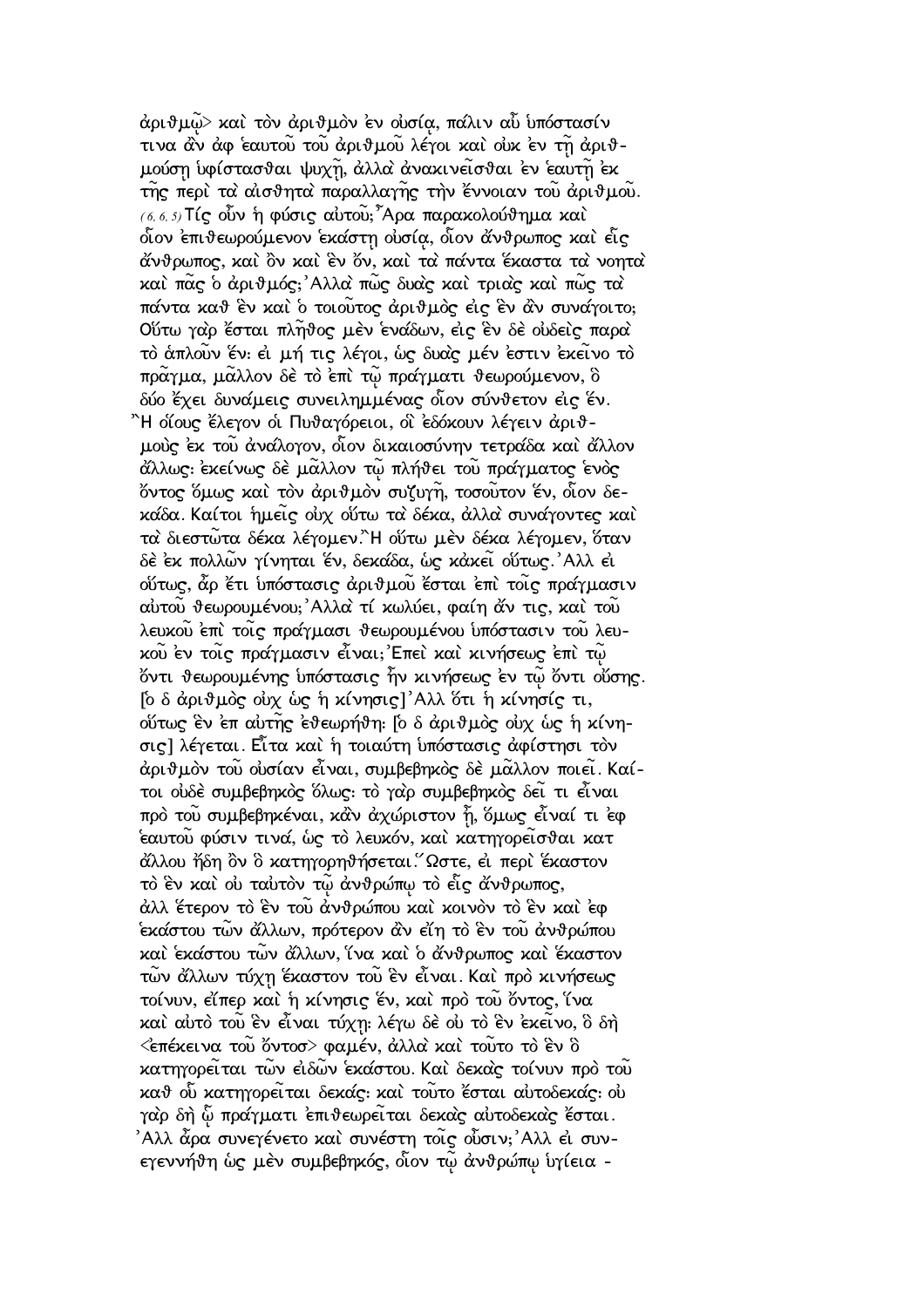ἀριθμῷ> καὶ τὸν ἀριθμὸν ἐν οὐσίᾳ, πάλιν αὖ ὑπόστασίν τινα ἂν ἀφ ἑαυτοῦ τοῦ ἀριθμοῦ λέγοι καὶ οὐκ ἐν τῇ ἀριθμούσῃ ὑφίστασθαι ψυχῇ, ἀλλὰ ἀνακινεῖσθαι ἐν ἑαυτῇ ἐκ τῆς περὶ τὰ αἰσθητὰ παραλλαγῆς τὴν ἔννοιαν τοῦ ἀριθμοῦ. (6, 6, 5) Τίς οὖν ἡ φύσις αὐτοῦ; Ἆρα παρακολούθημα καὶ οἷον ἐπιθεωρούμενον ἑκάστῃ οὐσίᾳ, οἷον ἄνθρωπος καὶ εἷς ἄνθρωπος, καὶ ὂν καὶ ἓν ὄν, καὶ τὰ πάντα ἕκαστα τὰ νοητὰ καὶ πᾶς ὁ ἀριθμός; Ἀλλὰ πῶς δυὰς καὶ τριὰς καὶ πῶς τὰ πάντα καθ ἓν καὶ ὁ τοιοῦτος ἀριθμὸς εἰς ἓν ἂν συνάγοιτο; Οὕτω γὰρ ἔσται πλῆθος μὲν ἑνάδων, εἰς ἓν δὲ οὐδεὶς παρὰ τὸ ἁπλοῦν ἕν: εἰ μή τις λέγοι, ὡς δυὰς μέν ἐστιν ἐκεῖνο τὸ πρᾶγμα, μᾶλλον δὲ τὸ ἐπὶ τῷ πράγματι θεωρούμενον, ὃ δύο ἔχει δυνάμεις συνειλημμένας οἷον σύνθετον εἰς ἕν. Ἢ οἵους ἔλεγον οἱ Πυθαγόρειοι, οἳ ἐδόκουν λέγειν ἀριθμοὺς ἐκ τοῦ ἀνάλογον, οἷον δικαιοσύνην τετράδα καὶ ἄλλον ἄλλως: ἐκείνως δὲ μᾶλλον τῷ πλήθει τοῦ πράγματος ἑνὸς ὄντος ὅμως καὶ τὸν ἀριθμὸν συζυγῆ, τοσοῦτον ἕν, οἷον δεκάδα. Καίτοι ἡμεῖς οὐχ οὕτω τὰ δέκα, ἀλλὰ συνάγοντες καὶ τὰ διεστῶτα δέκα λέγομεν. Ἢ οὕτω μὲν δέκα λέγομεν, ὅταν δὲ ἐκ πολλῶν γίνηται ἕν, δεκάδα, ὡς κἀκεῖ οὕτως. Ἀλλ εἰ οὕτως, ἆρ ἔτι ὑπόστασις ἀριθμοῦ ἔσται ἐπὶ τοῖς πράγμασιν αὐτοῦ θεωρουμένου; Ἀλλὰ τί κωλύει, φαίη ἄν τις, καὶ τοῦ λευκοῦ ἐπὶ τοῖς πράγμασι θεωρουμένου ὑπόστασιν τοῦ λευκοῦ ἐν τοῖς πράγμασιν εἶναι; Ἐπεὶ καὶ κινήσεως ἐπὶ τῷ ὄντι θεωρουμένης ὑπόστασις ἦν κινήσεως ἐν τῷ ὄντι οὔσης. [ὁ δ ἀριθμὸς οὐχ ὡς ἡ κίνησις] Ἀλλ ὅτι ἡ κίνησίς τι, οὕτως ἓν ἐπ αὐτῆς ἐθεωρήθη: [ὁ δ ἀριθμὸς οὐχ ὡς ἡ κίνησις] λέγεται. Εἶτα καὶ ἡ τοιαύτη ὑπόστασις ἀφίστησι τὸν ἀριθμὸν τοῦ οὐσίαν εἶναι, συμβεβηκὸς δὲ μᾶλλον ποιεῖ. Καίτοι οὐδὲ συμβεβηκὸς ὅλως: τὸ γὰρ συμβεβηκὸς δεῖ τι εἶναι πρὸ τοῦ συμβεβηκέναι, κἂν ἀχώριστον ᾖ, ὅμως εἶναί τι ἐφ ἑαυτοῦ φύσιν τινά, ὡς τὸ λευκόν, καὶ κατηγορεῖσθαι κατ ἄλλου ἤδη ὂν ὃ κατηγορηθήσεται. Ὥστε, εἰ περὶ ἕκαστον τὸ ἓν καὶ οὐ ταὐτὸν τῷ ἀνθρώπῳ τὸ εἷς ἄνθρωπος, ἀλλ ἕτερον τὸ ἓν τοῦ ἀνθρώπου καὶ κοινὸν τὸ ἓν καὶ ἐφ ἑκάστου τῶν ἄλλων, πρότερον ἂν εἴη τὸ ἓν τοῦ ἀνθρώπου καὶ ἑκάστου τῶν ἄλλων, ἵνα καὶ ὁ ἄνθρωπος καὶ ἕκαστον τῶν ἄλλων τύχῃ ἕκαστον τοῦ ἓν εἶναι. Καὶ πρὸ κινήσεως τοίνυν, εἴπερ καὶ ἡ κίνησις ἕν, καὶ πρὸ τοῦ ὄντος, ἵνα καὶ αὐτὸ τοῦ ἓν εἶναι τύχῃ: λέγω δὲ οὐ τὸ ἓν ἐκεῖνο, ὃ δὴ <ἐπέκεινα τοῦ ὄντος> φαμέν, ἀλλὰ καὶ τοῦτο τὸ ἓν ὃ κατηγορεῖται τῶν εἰδῶν ἑκάστου. Καὶ δεκὰς τοίνυν πρὸ τοῦ καθ οὗ κατηγορεῖται δεκάς: καὶ τοῦτο ἔσται αὐτοδεκάς: οὐ γὰρ δὴ ᾧ πράγματι ἐπιθεωρεῖται δεκὰς αὐτοδεκὰς ἔσται. Ἀλλ ἆρα συνεγένετο καὶ συνέστη τοῖς οὖσιν; Ἀλλ εἰ συνεγεννήθη ὡς μὲν συμβεβηκός, οἷον τῷ ἀνθρώπῳ ὑγίεια -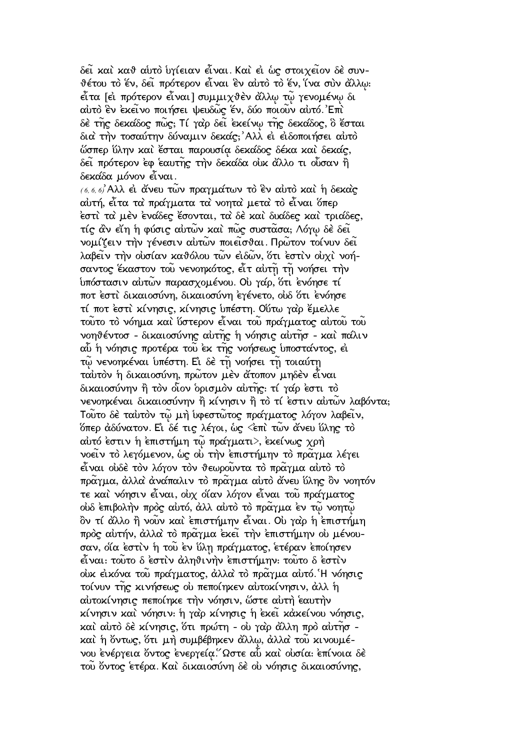δεῖ καὶ καθ αὑτὸ ὑγίειαν εἶναι. Καὶ εἰ ὡς στοιχεῖον δὲ συνθέτου τὸ ἕν, δεῖ πρότερον εἶναι ἓν αὐτὸ τὸ ἕν, ἵνα σὺν ἄλλῳ: εἶτα [εἰ πρότερον εἶναι] συμμιχθὲν ἄλλῳ τῷ γενομένῳ δι αὐτὸ ἓν ἐκεῖνο ποιήσει ψευδῶς ἕν, δύο ποιοῦν αὐτό. Ἐπὶ δὲ τῆς δεκάδος πῶς; Τί γὰρ δεῖ ἐκείνῳ τῆς δεκάδος, ὃ ἔσται διὰ τὴν τοσαύτην δύναμιν δεκάς; Ἀλλ εἰ εἰδοποιήσει αὐτὸ ὥσπερ ὕλην καὶ ἔσται παρουσίᾳ δεκάδος δέκα καὶ δεκάς, δεῖ πρότερον ἐφ ἑαυτῆς τὴν δεκάδα οὐκ ἄλλο τι οὖσαν ἢ δεκάδα μόνον εἶναι.

(6, 6, 6) Ἀλλ εἰ ἄνευ τῶν πραγμάτων τὸ ἓν αὐτὸ καὶ ἡ δεκὰς αὐτή, εἶτα τὰ πράγματα τὰ νοητὰ μετὰ τὸ εἶναι ὅπερ ἐστὶ τὰ μὲν ἑνάδες ἔσονται, τὰ δὲ καὶ δυάδες καὶ τριάδες, τίς ἂν εἴη ἡ φύσις αὐτῶν καὶ πῶς συστᾶσα; Λόγῳ δὲ δεῖ νομίζειν τὴν γένεσιν αὐτῶν ποιεῖσθαι. Πρῶτον τοίνυν δεῖ λαβεῖν τὴν οὐσίαν καθόλου τῶν εἰδῶν, ὅτι ἐστὶν οὐχὶ νοήσαντος ἕκαστον τοῦ νενοηκότος, εἶτ αὐτῇ τῇ νοήσει τὴν ὑπόστασιν αὐτῶν παρασχομένου. Οὐ γάρ, ὅτι ἐνόησε τί ποτ ἐστὶ δικαιοσύνη, δικαιοσύνη ἐγένετο, οὐδ ὅτι ἐνόησε τί ποτ ἐστὶ κίνησις, κίνησις ὑπέστη. Οὕτω γὰρ ἔμελλε τοῦτο τὸ νόημα καὶ ὕστερον εἶναι τοῦ πράγματος αὐτοῦ τοῦ νοηθέντοσ - δικαιοσύνης αὐτῆς ἡ νόησις αὐτῆσ - καὶ πάλιν αὖ ἡ νόησις προτέρα τοῦ ἐκ τῆς νοήσεως ὑποστάντος, εἰ τῷ νενοηκέναι ὑπέστη. Εἰ δὲ τῇ νοήσει τῇ τοιαύτῃ ταὐτὸν ἡ δικαιοσύνη, πρῶτον μὲν ἄτοπον μηδὲν εἶναι δικαιοσύνην ἢ τὸν οἷον ὁρισμὸν αὐτῆς: τί γάρ ἐστι τὸ νενοηκέναι δικαιοσύνην ἢ κίνησιν ἢ τὸ τί ἐστιν αὐτῶν λαβόντα; Τοῦτο δὲ ταὐτὸν τῷ μὴ ὑφεστῶτος πράγματος λόγον λαβεῖν, ὅπερ ἀδύνατον. Εἰ δέ τις λέγοι, ὡς <ἐπὶ τῶν ἄνευ ὕλης τὸ αὐτό ἐστιν ἡ ἐπιστήμη τῷ πράγματι>, ἐκείνως χρὴ νοεῖν τὸ λεγόμενον, ὡς οὐ τὴν ἐπιστήμην τὸ πρᾶγμα λέγει εἶναι οὐδὲ τὸν λόγον τὸν θεωροῦντα τὸ πρᾶγμα αὐτὸ τὸ πρᾶγμα, ἀλλὰ ἀνάπαλιν τὸ πρᾶγμα αὐτὸ ἄνευ ὕλης ὂν νοητόν τε καὶ νόησιν εἶναι, οὐχ οἵαν λόγον εἶναι τοῦ πράγματος οὐδ ἐπιβολὴν πρὸς αὐτό, ἀλλ αὐτὸ τὸ πρᾶγμα ἐν τῷ νοητῷ ὂν τί ἄλλο ἢ νοῦν καὶ ἐπιστήμην εἶναι. Οὐ γὰρ ἡ ἐπιστήμη πρὸς αὐτήν, ἀλλὰ τὸ πρᾶγμα ἐκεῖ τὴν ἐπιστήμην οὐ μένουσαν, οἵα ἐστὶν ἡ τοῦ ἐν ὕλῃ πράγματος, ἑτέραν ἐποίησεν εἶναι: τοῦτο δ ἐστὶν ἀληθινὴν ἐπιστήμην: τοῦτο δ ἐστὶν οὐκ εἰκόνα τοῦ πράγματος, ἀλλὰ τὸ πρᾶγμα αὐτό. Ἡ νόησις τοίνυν τῆς κινήσεως οὐ πεποίηκεν αὐτοκίνησιν, ἀλλ ἡ αὐτοκίνησις πεποίηκε τὴν νόησιν, ὥστε αὐτὴ ἑαυτὴν κίνησιν καὶ νόησιν: ἡ γὰρ κίνησις ἡ ἐκεῖ κἀκείνου νόησις, καὶ αὐτὸ δὲ κίνησις, ὅτι πρώτη - οὐ γὰρ ἄλλη πρὸ αὐτῆσ - καὶ ἡ ὄντως, ὅτι μὴ συμβέβηκεν ἄλλῳ, ἀλλὰ τοῦ κινουμένου ἐνέργεια ὄντος ἐνεργείᾳ. Ὥστε αὖ καὶ οὐσία: ἐπίνοια δὲ τοῦ ὄντος ἑτέρα. Καὶ δικαιοσύνη δὲ οὐ νόησις δικαιοσύνης,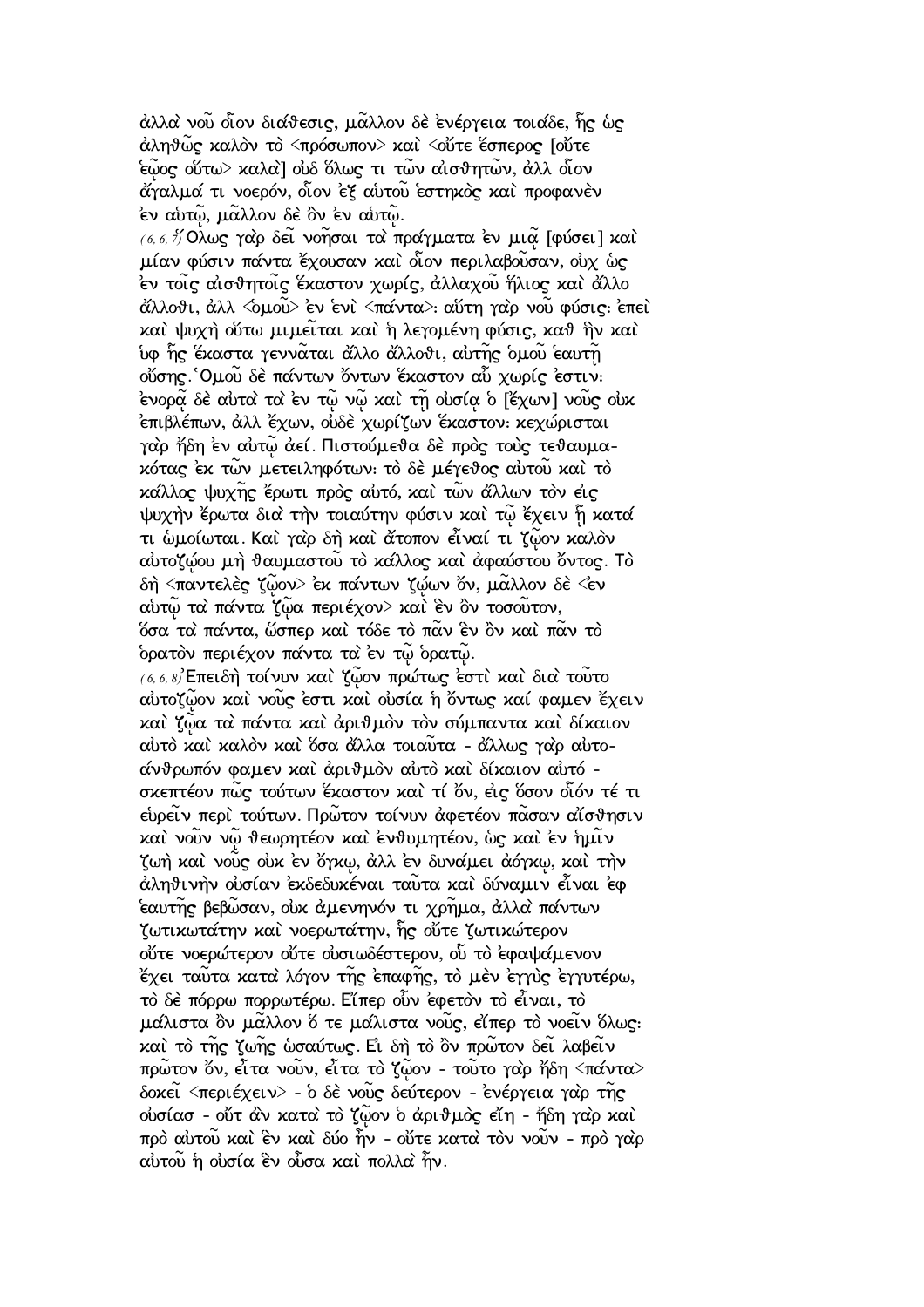ἀλλὰ νοῦ οἷον διάθεσις, μᾶλλον δὲ ἐνέργεια τοιάδε, ἧς ὡς ἀληθῶς καλὸν τὸ <πρόσωπον> καὶ <οὔτε ἕσπερος [οὔτε ἑῷος οὕτω> καλὰ] οὐδ ὅλως τι τῶν αἰσθητῶν, ἀλλ οἷον ἄγαλμά τι νοερόν, οἷον ἐξ αὐτοῦ ἑστηκὸς καὶ προφανὲν ἐν αὐτῷ, μᾶλλον δὲ ὂν ἐν αὐτῷ.

(6, 6, 7) Ὅλως γὰρ δεῖ νοῆσαι τὰ πράγματα ἐν μιᾷ [φύσει] καὶ μίαν φύσιν πάντα ἔχουσαν καὶ οἷον περιλαβοῦσαν, οὐχ ὡς ἐν τοῖς αἰσθητοῖς ἕκαστον χωρίς, ἀλλαχοῦ ἥλιος καὶ ἄλλο ἄλλοθι, ἀλλ <ὁμοῦ> ἐν ἑνὶ <πάντα>: αὕτη γὰρ νοῦ φύσις: ἐπεὶ καὶ ψυχὴ οὕτω μιμεῖται καὶ ἡ λεγομένη φύσις, καθ ἣν καὶ ὑφ ἧς ἕκαστα γεννᾶται ἄλλο ἄλλοθι, αὐτῆς ὁμοῦ ἑαυτῇ οὔσης. Ὁμοῦ δὲ πάντων ὄντων ἕκαστον αὖ χωρίς ἐστιν: ἐνορᾷ δὲ αὐτὰ τὰ ἐν τῷ νῷ καὶ τῇ οὐσίᾳ ὁ [ἔχων] νοῦς οὐκ ἐπιβλέπων, ἀλλ ἔχων, οὐδὲ χωρίζων ἕκαστον: κεχώρισται γὰρ ἤδη ἐν αὐτῷ ἀεί. Πιστούμεθα δὲ πρὸς τοὺς τεθαυμακότας ἐκ τῶν μετειληφότων: τὸ δὲ μέγεθος αὐτοῦ καὶ τὸ κάλλος ψυχῆς ἔρωτι πρὸς αὐτό, καὶ τῶν ἄλλων τὸν εἰς ψυχὴν ἔρωτα διὰ τὴν τοιαύτην φύσιν καὶ τῷ ἔχειν ἤ κατά τι ὡμοίωται. Καὶ γὰρ δὴ καὶ ἄτοπον εἶναί τι ζῷον καλὸν αὐτοζῴου μὴ θαυμαστοῦ τὸ κάλλος καὶ ἀφαύστου ὄντος. Τὸ δὴ <παντελὲς ζῷον> ἐκ πάντων ζώων ὄν, μᾶλλον δὲ <ἐν αὐτῷ τὰ πάντα ζῷα περιέχον> καὶ ἓν ὂν τοσοῦτον, ὅσα τὰ πάντα, ὥσπερ καὶ τόδε τὸ πᾶν ἓν ὂν καὶ πᾶν τὸ ὁρατὸν περιέχον πάντα τὰ ἐν τῷ ὁρατῷ.

(6, 6, 8) Ἐπειδὴ τοίνυν καὶ ζῷον πρώτως ἐστὶ καὶ διὰ τοῦτο αὐτοζῷον καὶ νοῦς ἐστι καὶ οὐσία ἡ ὄντως καί φαμεν ἔχειν καὶ ζῷα τὰ πάντα καὶ ἀριθμὸν τὸν σύμπαντα καὶ δίκαιον αὐτὸ καὶ καλὸν καὶ ὅσα ἄλλα τοιαῦτα - ἄλλως γὰρ αὐτοάνθρωπόν φαμεν καὶ ἀριθμὸν αὐτὸ καὶ δίκαιον αὐτό - σκεπτέον πῶς τούτων ἕκαστον καὶ τί ὄν, εἰς ὅσον οἷόν τέ τι εὑρεῖν περὶ τούτων. Πρῶτον τοίνυν ἀφετέον πᾶσαν αἴσθησιν καὶ νοῦν νῷ θεωρητέον καὶ ἐνθυμητέον, ὡς καὶ ἐν ἡμῖν ζωὴ καὶ νοῦς οὐκ ἐν ὄγκῳ, ἀλλ ἐν δυνάμει ἀόγκῳ, καὶ τὴν ἀληθινὴν οὐσίαν ἐκδεδυκέναι ταῦτα καὶ δύναμιν εἶναι ἐφ ἑαυτῆς βεβῶσαν, οὐκ ἀμενηνόν τι χρῆμα, ἀλλὰ πάντων ζωτικωτάτην καὶ νοερωτάτην, ἧς οὔτε ζωτικώτερον οὔτε νοερώτερον οὔτε οὐσιωδέστερον, οὗ τὸ ἐφαψάμενον ἔχει ταῦτα κατὰ λόγον τῆς ἐπαφῆς, τὸ μὲν ἐγγὺς ἐγγυτέρω, τὸ δὲ πόρρω πορρωτέρω. Εἴπερ οὖν ἐφετὸν τὸ εἶναι, τὸ μάλιστα ὂν μᾶλλον ὅ τε μάλιστα νοῦς, εἴπερ τὸ νοεῖν ὅλως: καὶ τὸ τῆς ζωῆς ὡσαύτως. Εἰ δὴ τὸ ὂν πρῶτον δεῖ λαβεῖν πρῶτον ὄν, εἶτα νοῦν, εἶτα τὸ ζῷον - τοῦτο γὰρ ἤδη <πάντα> δοκεῖ <περιέχειν> - ὁ δὲ νοῦς δεύτερον - ἐνέργεια γὰρ τῆς οὐσίας - οὔτ ἂν κατὰ τὸ ζῷον ὁ ἀριθμὸς εἴη - ἤδη γὰρ καὶ πρὸ αὐτοῦ καὶ ἓν καὶ δύο ἦν - οὔτε κατὰ τὸν νοῦν - πρὸ γὰρ αὐτοῦ ἡ οὐσία ἓν οὖσα καὶ πολλὰ ἦν.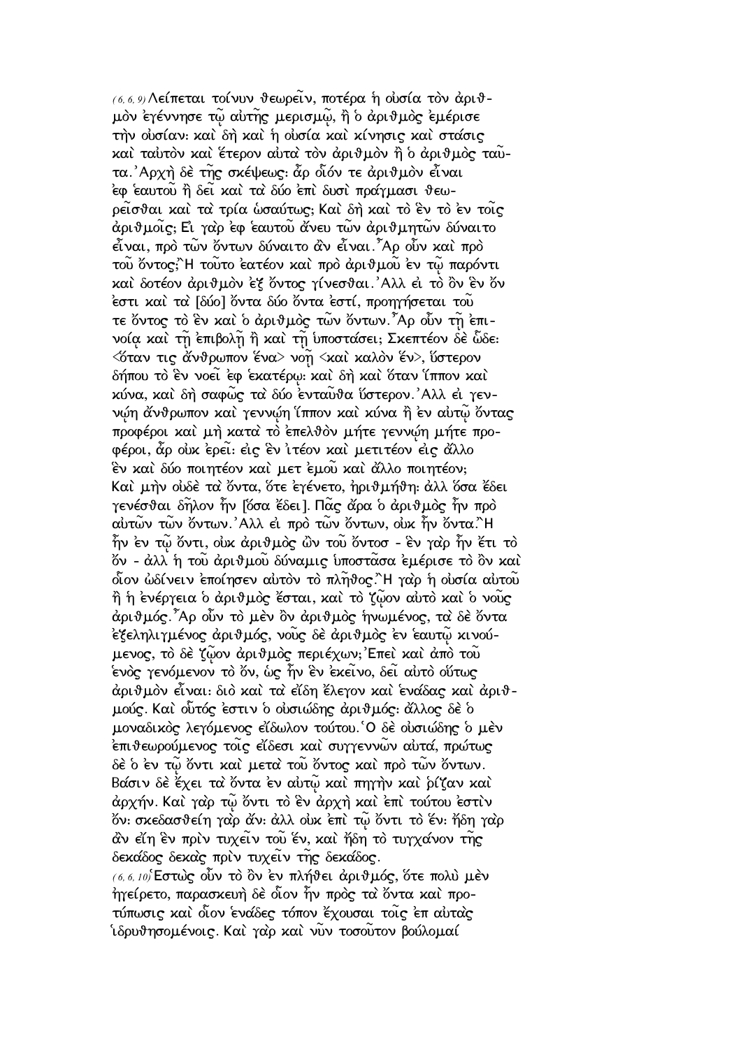(6, 6, 9) Λείπεται τοίνυν θεωρεῖν, ποτέρα ἡ οὐσία τὸν ἀριθμὸν ἐγέννησε τῷ αὐτῆς μερισμῷ, ἢ ὁ ἀριθμὸς ἐμέρισε τὴν οὐσίαν· καὶ δὴ καὶ ἡ οὐσία καὶ κίνησις καὶ στάσις καὶ ταὐτὸν καὶ ἕτερον αὐτὰ τὸν ἀριθμὸν ἢ ὁ ἀριθμὸς ταῦτα. Ἀρχὴ δὲ τῆς σκέψεως· ἆρ οἷόν τε ἀριθμὸν εἶναι ἐφ ἑαυτοῦ ἢ δεῖ καὶ τὰ δύο ἐπὶ δυσὶ πράγμασι θεωρεῖσθαι καὶ τὰ τρία ὡσαύτως; Καὶ δὴ καὶ τὸ ἓν τὸ ἐν τοῖς ἀριθμοῖς; Εἰ γὰρ ἐφ ἑαυτοῦ ἄνευ τῶν ἀριθμητῶν δύναιτο εἶναι, πρὸ τῶν ὄντων δύναιτο ἂν εἶναι. Ἆρ οὖν καὶ πρὸ τοῦ ὄντος; Ἢ τοῦτο ἐατέον καὶ πρὸ ἀριθμοῦ ἐν τῷ παρόντι καὶ δοτέον ἀριθμὸν ἐξ ὄντος γίνεσθαι. Ἀλλ εἰ τὸ ὂν ἓν ὄν ἐστι καὶ τὰ [δύο] ὄντα δύο ὄντα ἐστί, προηγήσεται τοῦ τε ὄντος τὸ ἓν καὶ ὁ ἀριθμὸς τῶν ὄντων. Ἆρ οὖν τῇ ἐπινοίᾳ καὶ τῇ ἐπιβολῇ ἢ καὶ τῇ ὑποστάσει; Σκεπτέον δὲ ὧδε· <ὅταν τις ἄνθρωπον ἕνα> νοῇ <καὶ καλὸν ἕν>, ὕστερον δήπου τὸ ἓν νοεῖ ἐφ ἑκατέρῳ· καὶ δὴ καὶ ὅταν ἵππον καὶ κύνα, καὶ δὴ σαφῶς τὰ δύο ἐνταῦθα ὕστερον. Ἀλλ εἰ γεννῴη ἄνθρωπον καὶ γεννῴη ἵππον καὶ κύνα ἢ ἐν αὐτῷ ὄντας προφέροι καὶ μὴ κατὰ τὸ ἐπελθὸν μήτε γεννῴη μήτε προφέροι, ἆρ οὐκ ἐρεῖ· εἰς ἓν ἰτέον καὶ μετιτέον εἰς ἄλλο ἓν καὶ δύο ποιητέον καὶ μετ ἐμοῦ καὶ ἄλλο ποιητέον; Καὶ μὴν οὐδὲ τὰ ὄντα, ὅτε ἐγένετο, ἠριθμήθη· ἀλλ ὅσα ἔδει γενέσθαι δῆλον ἦν [ὅσα ἔδει]. Πᾶς ἄρα ὁ ἀριθμὸς ἦν πρὸ αὐτῶν τῶν ὄντων. Ἀλλ εἰ πρὸ τῶν ὄντων, οὐκ ἦν ὄντα. Ἢ ἦν ἐν τῷ ὄντι, οὐκ ἀριθμὸς ὢν τοῦ ὄντοσ - ἓν γὰρ ἦν ἔτι τὸ ὄν - ἀλλ ἡ τοῦ ἀριθμοῦ δύναμις ὑποστᾶσα ἐμέρισε τὸ ὂν καὶ οἷον ὠδίνειν ἐποίησεν αὐτὸν τὸ πλῆθος. Ἢ γὰρ ἡ οὐσία αὐτοῦ ἢ ἡ ἐνέργεια ὁ ἀριθμὸς ἔσται, καὶ τὸ ζῷον αὐτὸ καὶ ὁ νοῦς ἀριθμός. Ἆρ οὖν τὸ μὲν ὂν ἀριθμὸς ἡνωμένος, τὰ δὲ ὄντα ἐξεληλιγμένος ἀριθμός, νοῦς δὲ ἀριθμὸς ἐν ἑαυτῷ κινούμενος, τὸ δὲ ζῷον ἀριθμὸς περιέχων; Ἐπεὶ καὶ ἀπὸ τοῦ ἑνὸς γενόμενον τὸ ὄν, ὡς ἦν ἓν ἐκεῖνο, δεῖ αὐτὸ οὕτως ἀριθμὸν εἶναι· διὸ καὶ τὰ εἴδη ἔλεγον καὶ ἑνάδας καὶ ἀριθμούς. Καὶ οὗτός ἐστιν ὁ οὐσιώδης ἀριθμός· ἄλλος δὲ ὁ μοναδικὸς λεγόμενος εἴδωλον τούτου. Ὁ δὲ οὐσιώδης ὁ μὲν ἐπιθεωρούμενος τοῖς εἴδεσι καὶ συγγεννῶν αὐτά, πρώτως δὲ ὁ ἐν τῷ ὄντι καὶ μετὰ τοῦ ὄντος καὶ πρὸ τῶν ὄντων. Βάσιν δὲ ἔχει τὰ ὄντα ἐν αὐτῷ καὶ πηγὴν καὶ ῥίζαν καὶ ἀρχήν. Καὶ γὰρ τῷ ὄντι τὸ ἓν ἀρχὴ καὶ ἐπὶ τούτου ἐστὶν ὄν· σκεδασθείη γὰρ ἄν· ἀλλ οὐκ ἐπὶ τῷ ὄντι τὸ ἕν· ἤδη γὰρ ἂν εἴη ἓν πρὶν τυχεῖν τοῦ ἕν, καὶ ἤδη τὸ τυγχάνον τῆς δεκάδος δεκὰς πρὶν τυχεῖν τῆς δεκάδος.

(6, 6, 10) Ἑστὼς οὖν τὸ ὂν ἐν πλήθει ἀριθμός, ὅτε πολὺ μὲν ἠγείρετο, παρασκευὴ δὲ οἷον ἦν πρὸς τὰ ὄντα καὶ προτύπωσις καὶ οἷον ἑνάδες τόπον ἔχουσαι τοῖς ἐπ αὐτὰς ἱδρυθησομένοις. Καὶ γὰρ καὶ νῦν τοσοῦτον βούλομαί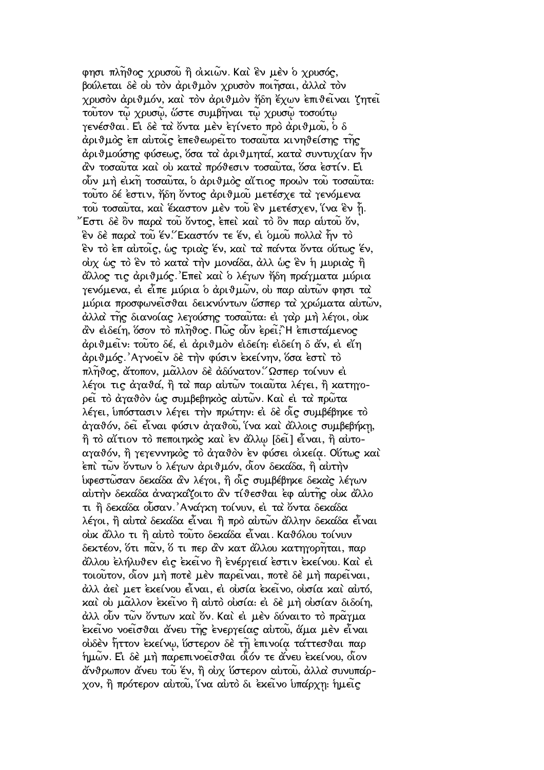φησι πλῆθος χρυσοῦ ἢ οἰκιῶν. Καὶ ἓν μὲν ὁ χρυσός, βούλεται δὲ οὐ τὸν ἀριθμὸν χρυσὸν ποιῆσαι, ἀλλὰ τὸν χρυσὸν ἀριθμόν, καὶ τὸν ἀριθμὸν ἤδη ἔχων ἐπιθεῖναι ζητεῖ τοῦτον τῷ χρυσῷ, ὥστε συμβῆναι τῷ χρυσῷ τοσούτῳ γενέσθαι. Εἰ δὲ τὰ ὄντα μὲν ἐγίνετο πρὸ ἀριθμοῦ, ὁ δ ἀριθμὸς ἐπ αὐτοῖς ἐπεθεωρεῖτο τοσαῦτα κινηθείσης τῆς ἀριθμούσης φύσεως, ὅσα τὰ ἀριθμητά, κατὰ συντυχίαν ἦν ἂν τοσαῦτα καὶ οὐ κατὰ πρόθεσιν τοσαῦτα, ὅσα ἐστίν. Εἰ οὖν μὴ εἰκῇ τοσαῦτα, ὁ ἀριθμὸς αἴτιος προὼν τοῦ τοσαῦτα: τοῦτο δέ ἐστιν, ἤδη ὄντος ἀριθμοῦ μετέσχε τὰ γενόμενα τοῦ τοσαῦτα, καὶ ἕκαστον μὲν τοῦ ἓν μετέσχεν, ἵνα ἓν ᾖ. Ἔστι δὲ ὂν παρὰ τοῦ ὄντος, ἐπεὶ καὶ τὸ ὂν παρ αὐτοῦ ὄν, ἓν δὲ παρὰ τοῦ ἕν. Ἕκαστόν τε ἕν, εἰ ὁμοῦ πολλὰ ἦν τὸ ἓν τὸ ἐπ αὐτοῖς, ὡς τριὰς ἕν, καὶ τὰ πάντα ὄντα οὕτως ἕν, οὐχ ὡς τὸ ἓν τὸ κατὰ τὴν μονάδα, ἀλλ ὡς ἓν ἡ μυριὰς ἢ ἄλλος τις ἀριθμός. Ἐπεὶ καὶ ὁ λέγων ἤδη πράγματα μύρια γενόμενα, εἰ εἶπε μύρια ὁ ἀριθμῶν, οὐ παρ αὐτῶν φησι τὰ μύρια προσφωνεῖσθαι δεικνύντων ὥσπερ τὰ χρώματα αὐτῶν, ἀλλὰ τῆς διανοίας λεγούσης τοσαῦτα: εἰ γὰρ μὴ λέγοι, οὐκ ἂν εἰδείη, ὅσον τὸ πλῆθος. Πῶς οὖν ἐρεῖ; Ἢ ἐπιστάμενος ἀριθμεῖν: τοῦτο δέ, εἰ ἀριθμὸν εἰδείη: εἰδείη δ ἄν, εἰ εἴη ἀριθμός. Ἀγνοεῖν δὲ τὴν φύσιν ἐκείνην, ὅσα ἐστὶ τὸ πλῆθος, ἄτοπον, μᾶλλον δὲ ἀδύνατον. Ὥσπερ τοίνυν εἰ λέγοι τις ἀγαθά, ἢ τὰ παρ αὐτῶν τοιαῦτα λέγει, ἢ κατηγορεῖ τὸ ἀγαθὸν ὡς συμβεβηκὸς αὐτῶν. Καὶ εἰ τὰ πρῶτα λέγει, ὑπόστασιν λέγει τὴν πρώτην: εἰ δὲ οἷς συμβέβηκε τὸ ἀγαθόν, δεῖ εἶναι φύσιν ἀγαθοῦ, ἵνα καὶ ἄλλοις συμβεβήκῃ, ἢ τὸ αἴτιον τὸ πεποιηκὸς καὶ ἐν ἄλλῳ [δεῖ] εἶναι, ἢ αὐτοαγαθόν, ἢ γεγεννηκὸς τὸ ἀγαθὸν ἐν φύσει οἰκείᾳ. Οὕτως καὶ ἐπὶ τῶν ὄντων ὁ λέγων ἀριθμόν, οἷον δεκάδα, ἢ αὐτὴν ὑφεστῶσαν δεκάδα ἂν λέγοι, ἢ οἷς συμβέβηκε δεκὰς λέγων αὐτὴν δεκάδα ἀναγκάζοιτο ἂν τίθεσθαι ἐφ αὑτῆς οὐκ ἄλλο τι ἢ δεκάδα οὖσαν. Ἀνάγκη τοίνυν, εἰ τὰ ὄντα δεκάδα λέγοι, ἢ αὐτὰ δεκάδα εἶναι ἢ πρὸ αὐτῶν ἄλλην δεκάδα εἶναι οὐκ ἄλλο τι ἢ αὐτὸ τοῦτο δεκάδα εἶναι. Καθόλου τοίνυν δεκτέον, ὅτι πᾶν, ὅ τι περ ἂν κατ ἄλλου κατηγορῆται, παρ ἄλλου ἐλήλυθεν εἰς ἐκεῖνο ἢ ἐνέργειά ἐστιν ἐκείνου. Καὶ εἰ τοιοῦτον, οἷον μὴ ποτὲ μὲν παρεῖναι, ποτὲ δὲ μὴ παρεῖναι, ἀλλ ἀεὶ μετ ἐκείνου εἶναι, εἰ οὐσία ἐκεῖνο, οὐσία καὶ αὐτό, καὶ οὐ μᾶλλον ἐκεῖνο ἢ αὐτὸ οὐσία: εἰ δὲ μὴ οὐσίαν διδοίη, ἀλλ οὖν τῶν ὄντων καὶ ὄν. Καὶ εἰ μὲν δύναιτο τὸ πρᾶγμα ἐκεῖνο νοεῖσθαι ἄνευ τῆς ἐνεργείας αὐτοῦ, ἅμα μὲν εἶναι οὐδὲν ἧττον ἐκείνῳ, ὕστερον δὲ τῇ ἐπινοίᾳ τάττεσθαι παρ ἡμῶν. Εἰ δὲ μὴ παρεπινοεῖσθαι οἷόν τε ἄνευ ἐκείνου, οἷον ἄνθρωπον ἄνευ τοῦ ἕν, ἢ οὐχ ὕστερον αὐτοῦ, ἀλλὰ συνυπάρχον, ἢ πρότερον αὐτοῦ, ἵνα αὐτὸ δι ἐκεῖνο ὑπάρχῃ: ἡμεῖς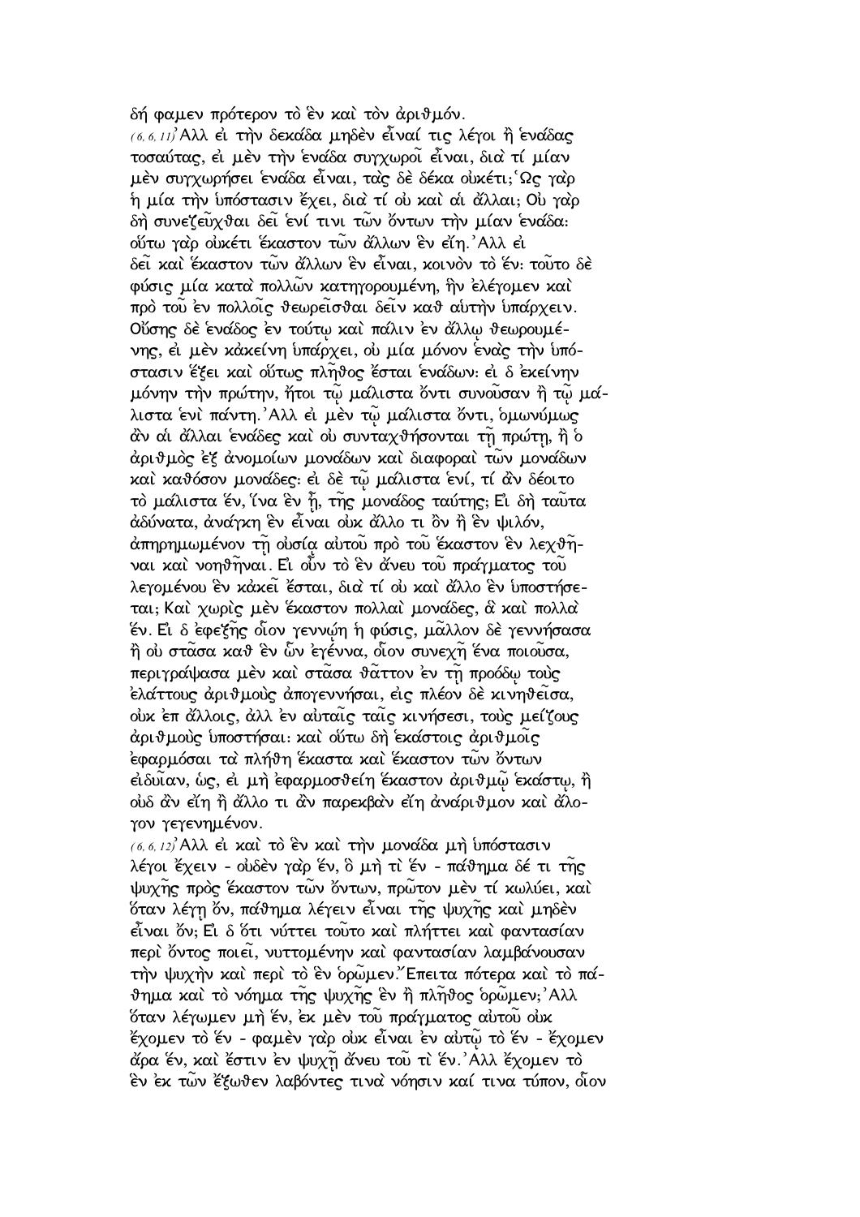δή φαμεν πρότερον τὸ ἓν καὶ τὸν ἀριθμόν.

(6, 6, 11) Ἀλλ εἰ τὴν δεκάδα μηδὲν εἶναί τις λέγοι ἢ ἑνάδας τοσαύτας, εἰ μὲν τὴν ἑνάδα συγχωροῖ εἶναι, διὰ τί μίαν μὲν συγχωρήσει ἑνάδα εἶναι, τὰς δὲ δέκα οὐκέτι; Ὡς γὰρ ἡ μία τὴν ὑπόστασιν ἔχει, διὰ τί οὐ καὶ αἱ ἄλλαι; Οὐ γὰρ δὴ συνεζεῦχθαι δεῖ ἑνί τινι τῶν ὄντων τὴν μίαν ἑνάδα: οὕτω γὰρ οὐκέτι ἕκαστον τῶν ἄλλων ἓν εἴη. Ἀλλ εἰ δεῖ καὶ ἕκαστον τῶν ἄλλων ἓν εἶναι, κοινὸν τὸ ἕν: τοῦτο δὲ φύσις μία κατὰ πολλῶν κατηγορουμένη, ἣν ἐλέγομεν καὶ πρὸ τοῦ ἐν πολλοῖς θεωρεῖσθαι δεῖν καθ αὑτὴν ὑπάρχειν. Οὔσης δὲ ἑνάδος ἐν τούτῳ καὶ πάλιν ἐν ἄλλῳ θεωρουμένης, εἰ μὲν κἀκείνη ὑπάρχει, οὐ μία μόνον ἑνὰς τὴν ὑπόστασιν ἕξει καὶ οὕτως πλῆθος ἔσται ἑνάδων: εἰ δ ἐκείνην μόνην τὴν πρώτην, ἤτοι τῷ μάλιστα ὄντι συνοῦσαν ἢ τῷ μάλιστα ἑνὶ πάντη. Ἀλλ εἰ μὲν τῷ μάλιστα ὄντι, ὁμωνύμως ἂν αἱ ἄλλαι ἑνάδες καὶ οὐ συνταχθήσονται τῇ πρώτῃ, ἢ ὁ ἀριθμὸς ἐξ ἀνομοίων μονάδων καὶ διαφοραὶ τῶν μονάδων καὶ καθόσον μονάδες: εἰ δὲ τῷ μάλιστα ἑνί, τί ἂν δέοιτο τὸ μάλιστα ἕν, ἵνα ἓν ᾖ, τῆς μονάδος ταύτης; Εἰ δὴ ταῦτα ἀδύνατα, ἀνάγκη ἓν εἶναι οὐκ ἄλλο τι ὂν ἢ ἓν ψιλόν, ἀπηρημωμένον τῇ οὐσίᾳ αὐτοῦ πρὸ τοῦ ἕκαστον ἓν λεχθῆναι καὶ νοηθῆναι. Εἰ οὖν τὸ ἓν ἄνευ τοῦ πράγματος τοῦ λεγομένου ἓν κἀκεῖ ἔσται, διὰ τί οὐ καὶ ἄλλο ἓν ὑποστήσεται; Καὶ χωρὶς μὲν ἕκαστον πολλαὶ μονάδες, ἃ καὶ πολλὰ ἕν. Εἰ δ ἐφεξῆς οἷον γεννῴη ἡ φύσις, μᾶλλον δὲ γεννήσασα ἢ οὐ στᾶσα καθ ἓν ὧν ἐγέννα, οἷον συνεχῆ ἕνα ποιοῦσα, περιγράψασα μὲν καὶ στᾶσα θᾶττον ἐν τῇ προόδῳ τοὺς ἐλάττους ἀριθμοὺς ἀπογεννήσαι, εἰς πλέον δὲ κινηθεῖσα, οὐκ ἐπ ἄλλοις, ἀλλ ἐν αὐταῖς ταῖς κινήσεσι, τοὺς μείζους ἀριθμοὺς ὑποστήσαι: καὶ οὕτω δὴ ἑκάστοις ἀριθμοῖς ἐφαρμόσαι τὰ πλήθη ἕκαστα καὶ ἕκαστον τῶν ὄντων εἰδυῖαν, ὡς, εἰ μὴ ἐφαρμοσθείη ἕκαστον ἀριθμῷ ἑκάστῳ, ἢ οὐδ ἂν εἴη ἢ ἄλλο τι ἂν παρεκβὰν εἴη ἀνάριθμον καὶ ἄλογον γεγενημένον.

(6, 6, 12) Ἀλλ εἰ καὶ τὸ ἓν καὶ τὴν μονάδα μὴ ὑπόστασιν λέγοι ἔχειν - οὐδὲν γὰρ ἕν, ὃ μὴ τὶ ἕν - πάθημα δέ τι τῆς ψυχῆς πρὸς ἕκαστον τῶν ὄντων, πρῶτον μὲν τί κωλύει, καὶ ὅταν λέγῃ ὄν, πάθημα λέγειν εἶναι τῆς ψυχῆς καὶ μηδὲν εἶναι ὄν; Εἰ δ ὅτι νύττει τοῦτο καὶ πλήττει καὶ φαντασίαν περὶ ὄντος ποιεῖ, νυττομένην καὶ φαντασίαν λαμβάνουσαν τὴν ψυχὴν καὶ περὶ τὸ ἓν ὁρῶμεν. Ἔπειτα πότερα καὶ τὸ πάθημα καὶ τὸ νόημα τῆς ψυχῆς ἓν ἢ πλῆθος ὁρῶμεν; Ἀλλ ὅταν λέγωμεν μὴ ἕν, ἐκ μὲν τοῦ πράγματος αὐτοῦ οὐκ ἔχομεν τὸ ἕν - φαμὲν γὰρ οὐκ εἶναι ἐν αὐτῷ τὸ ἕν - ἔχομεν ἄρα ἕν, καὶ ἔστιν ἐν ψυχῇ ἄνευ τοῦ τὶ ἕν. Ἀλλ ἔχομεν τὸ ἓν ἐκ τῶν ἔξωθεν λαβόντες τινὰ νόησιν καί τινα τύπον, οἷον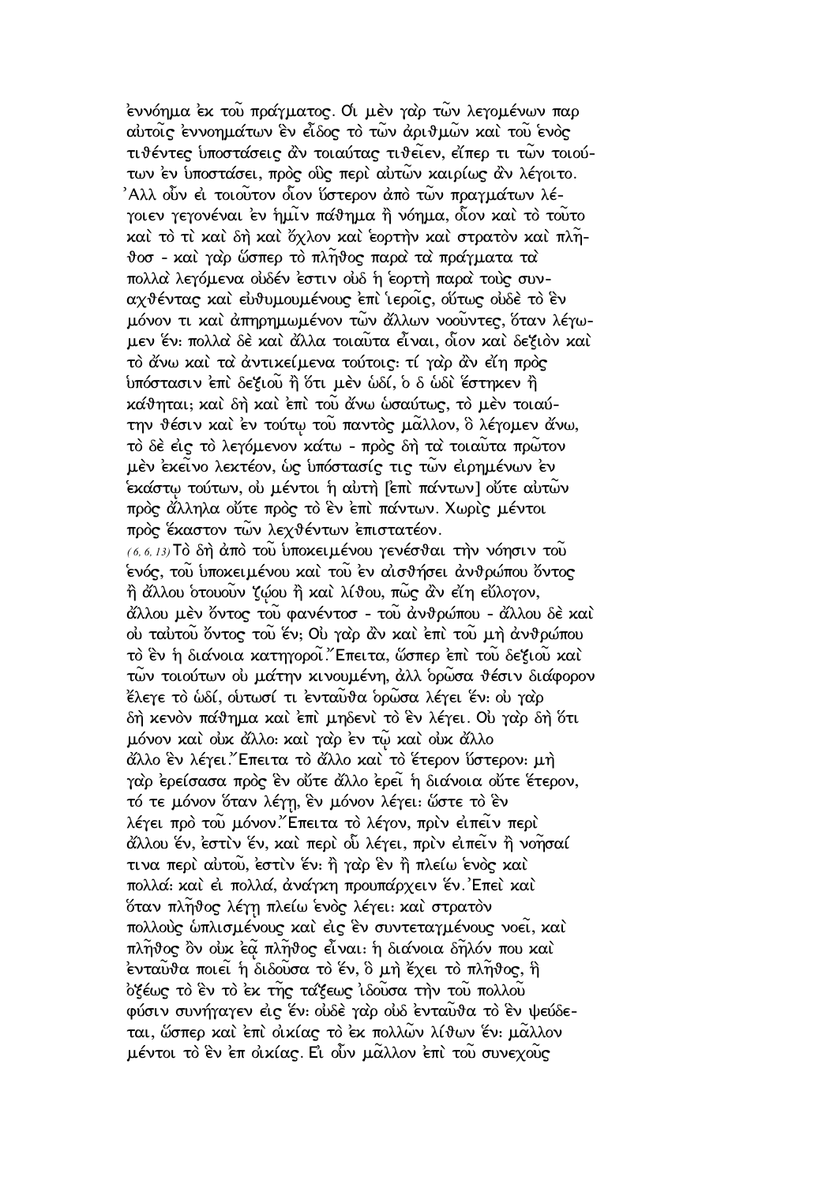ἐννόημα ἐκ τοῦ πράγματος. Οἱ μὲν γὰρ τῶν λεγομένων παρ αὐτοῖς ἐννοημάτων ἓν εἶδος τὸ τῶν ἀριθμῶν καὶ τοῦ ἑνὸς τιθέντες ὑποστάσεις ἂν τοιαύτας τιθεῖεν, εἴπερ τι τῶν τοιούτων ἐν ὑποστάσει, πρὸς οὓς περὶ αὐτῶν καιρίως ἂν λέγοιτο. Ἀλλ οὖν εἰ τοιοῦτον οἷον ὕστερον ἀπὸ τῶν πραγμάτων λέγοιεν γεγονέναι ἐν ἡμῖν πάθημα ἢ νόημα, οἷον καὶ τὸ τοῦτο καὶ τὸ τὶ καὶ δὴ καὶ ὄχλον καὶ ἑορτὴν καὶ στρατὸν καὶ πλῆθοσ - καὶ γὰρ ὥσπερ τὸ πλῆθος παρὰ τὰ πράγματα τὰ πολλὰ λεγόμενα οὐδέν ἐστιν οὐδ ἡ ἑορτὴ παρὰ τοὺς συναχθέντας καὶ εὐθυμουμένους ἐπὶ ἱεροῖς, οὕτως οὐδὲ τὸ ἓν μόνον τι καὶ ἀπηρημωμένον τῶν ἄλλων νοοῦντες, ὅταν λέγωμεν ἕν: πολλὰ δὲ καὶ ἄλλα τοιαῦτα εἶναι, οἷον καὶ δεξιὸν καὶ τὸ ἄνω καὶ τὰ ἀντικείμενα τούτοις: τί γὰρ ἂν εἴη πρὸς ὑπόστασιν ἐπὶ δεξιοῦ ἢ ὅτι μὲν ὡδί, ὁ δ ὡδὶ ἕστηκεν ἢ κάθηται; καὶ δὴ καὶ ἐπὶ τοῦ ἄνω ὡσαύτως, τὸ μὲν τοιαύτην θέσιν καὶ ἐν τούτῳ τοῦ παντὸς μᾶλλον, ὃ λέγομεν ἄνω, τὸ δὲ εἰς τὸ λεγόμενον κάτω - πρὸς δὴ τὰ τοιαῦτα πρῶτον μὲν ἐκεῖνο λεκτέον, ὡς ὑπόστασίς τις τῶν εἰρημένων ἐν ἑκάστῳ τούτων, οὐ μέντοι ἡ αὐτὴ [ἐπὶ πάντων] οὔτε αὐτῶν πρὸς ἄλληλα οὔτε πρὸς τὸ ἓν ἐπὶ πάντων. Χωρὶς μέντοι πρὸς ἕκαστον τῶν λεχθέντων ἐπιστατέον.

(6, 6, 13) Τὸ δὴ ἀπὸ τοῦ ὑποκειμένου γενέσθαι τὴν νόησιν τοῦ ἑνός, τοῦ ὑποκειμένου καὶ τοῦ ἐν αἰσθήσει ἀνθρώπου ὄντος ἢ ἄλλου ὁτουοῦν ζῴου ἢ καὶ λίθου, πῶς ἂν εἴη εὔλογον, ἄλλου μὲν ὄντος τοῦ φανέντοσ - τοῦ ἀνθρώπου - ἄλλου δὲ καὶ οὐ ταὐτοῦ ὄντος τοῦ ἕν; Οὐ γὰρ ἂν καὶ ἐπὶ τοῦ μὴ ἀνθρώπου τὸ ἓν ἡ διάνοια κατηγοροῖ. Ἔπειτα, ὥσπερ ἐπὶ τοῦ δεξιοῦ καὶ τῶν τοιούτων οὐ μάτην κινουμένη, ἀλλ ὁρῶσα θέσιν διάφορον ἔλεγε τὸ ὡδί, οὑτωσί τι ἐνταῦθα ὁρῶσα λέγει ἕν: οὐ γὰρ δὴ κενὸν πάθημα καὶ ἐπὶ μηδενὶ τὸ ἓν λέγει. Οὐ γὰρ δὴ ὅτι μόνον καὶ οὐκ ἄλλο: καὶ γὰρ ἐν τῷ καὶ οὐκ ἄλλο ἄλλο ἓν λέγει. Ἔπειτα τὸ ἄλλο καὶ τὸ ἕτερον ὕστερον: μὴ γὰρ ἐρείσασα πρὸς ἓν οὔτε ἄλλο ἐρεῖ ἡ διάνοια οὔτε ἕτερον, τό τε μόνον ὅταν λέγῃ, ἓν μόνον λέγει: ὥστε τὸ ἓν λέγει πρὸ τοῦ μόνον. Ἔπειτα τὸ λέγον, πρὶν εἰπεῖν περὶ ἄλλου ἕν, ἐστὶν ἕν, καὶ περὶ οὗ λέγει, πρὶν εἰπεῖν ἢ νοῆσαί τινα περὶ αὐτοῦ, ἐστὶν ἕν: ἢ γὰρ ἓν ἢ πλείω ἑνὸς καὶ πολλά: καὶ εἰ πολλά, ἀνάγκη προυπάρχειν ἕν. Ἐπεὶ καὶ ὅταν πλῆθος λέγῃ πλείω ἑνὸς λέγει: καὶ στρατὸν πολλοὺς ὡπλισμένους καὶ εἰς ἓν συντεταγμένους νοεῖ, καὶ πλῆθος ὂν οὐκ ἐᾷ πλῆθος εἶναι: ἡ διάνοια δηλόν που καὶ ἐνταῦθα ποιεῖ ἡ διδοῦσα τὸ ἕν, ὃ μὴ ἔχει τὸ πλῆθος, ἢ ὀξέως τὸ ἓν τὸ ἐκ τῆς τάξεως ἰδοῦσα τὴν τοῦ πολλοῦ φύσιν συνήγαγεν εἰς ἕν: οὐδὲ γὰρ οὐδ ἐνταῦθα τὸ ἓν ψεύδεται, ὥσπερ καὶ ἐπὶ οἰκίας τὸ ἐκ πολλῶν λίθων ἕν: μᾶλλον μέντοι τὸ ἓν ἐπ οἰκίας. Εἰ οὖν μᾶλλον ἐπὶ τοῦ συνεχοῦς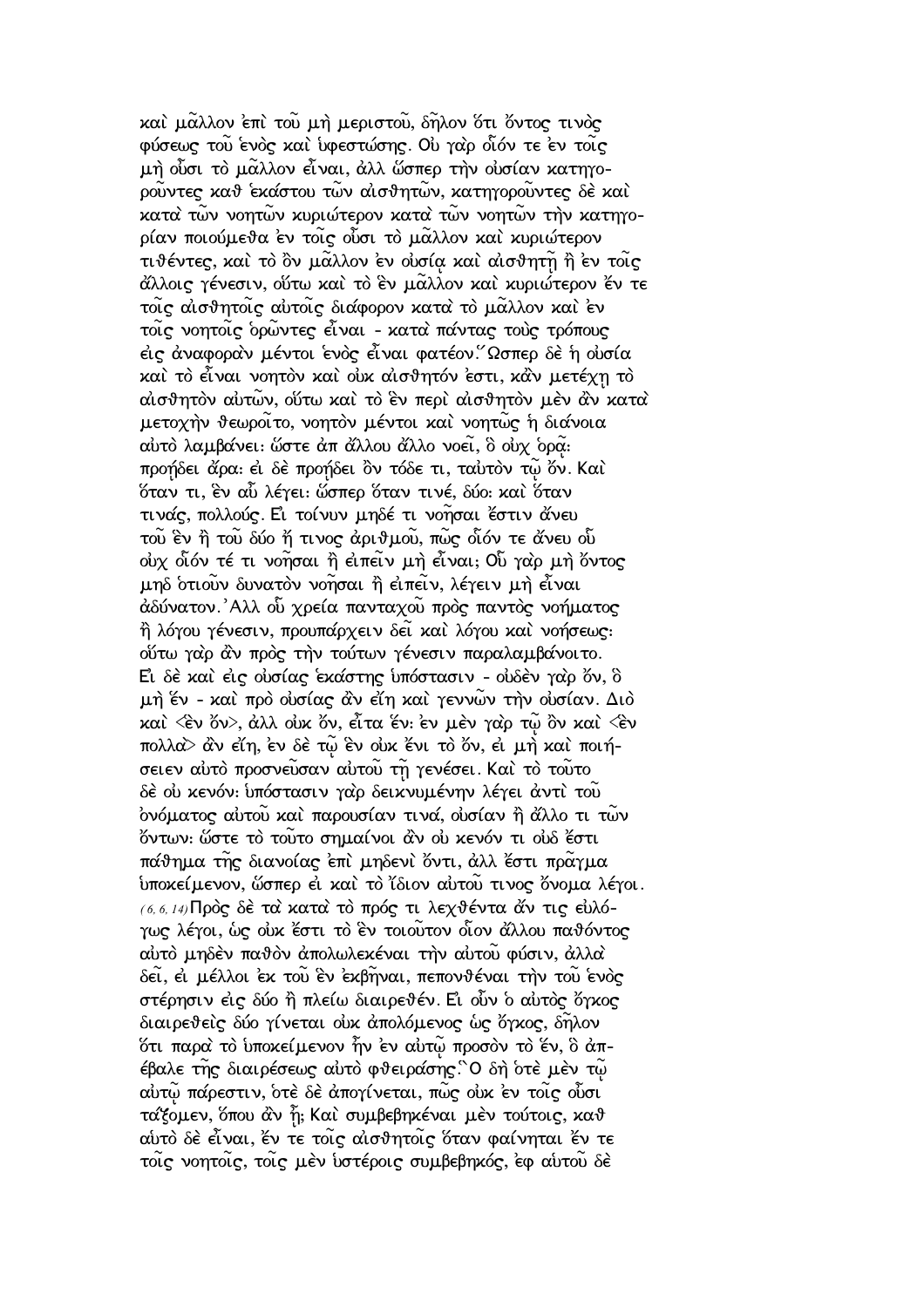καὶ μᾶλλον ἐπὶ τοῦ μὴ μεριστοῦ, δῆλον ὅτι ὄντος τινὸς φύσεως τοῦ ἑνὸς καὶ ὑφεστώσης. Οὐ γὰρ οἷόν τε ἐν τοῖς μὴ οὖσι τὸ μᾶλλον εἶναι, ἀλλ ὥσπερ τὴν οὐσίαν κατηγοροῦντες καθ ἑκάστου τῶν αἰσθητῶν, κατηγοροῦντες δὲ καὶ κατὰ τῶν νοητῶν κυριώτερον κατὰ τῶν νοητῶν τὴν κατηγορίαν ποιούμεθα ἐν τοῖς οὖσι τὸ μᾶλλον καὶ κυριώτερον τιθέντες, καὶ τὸ ὂν μᾶλλον ἐν οὐσίᾳ καὶ αἰσθητῇ ἢ ἐν τοῖς ἄλλοις γένεσιν, οὕτω καὶ τὸ ἓν μᾶλλον καὶ κυριώτερον ἕν τε τοῖς αἰσθητοῖς αὐτοῖς διάφορον κατὰ τὸ μᾶλλον καὶ ἐν τοῖς νοητοῖς ὁρῶντες εἶναι - κατὰ πάντας τοὺς τρόπους εἰς ἀναφορὰν μέντοι ἑνὸς εἶναι φατέον. Ὥσπερ δὲ ἡ οὐσία καὶ τὸ εἶναι νοητὸν καὶ οὐκ αἰσθητόν ἐστι, κἂν μετέχῃ τὸ αἰσθητὸν αὐτῶν, οὕτω καὶ τὸ ἓν περὶ αἰσθητὸν μὲν ἂν κατὰ μετοχὴν θεωροῖτο, νοητὸν μέντοι καὶ νοητῶς ἡ διάνοια αὐτὸ λαμβάνει: ὥστε ἀπ ἄλλου ἄλλο νοεῖ, ὃ οὐχ ὁρᾷ: προῄδει ἄρα: εἰ δὲ προῄδει ὂν τόδε τι, ταὐτὸν τῷ ὄν. Καὶ ὅταν τι, ἓν αὖ λέγει: ὥσπερ ὅταν τινέ, δύο: καὶ ὅταν τινάς, πολλούς. Εἰ τοίνυν μηδέ τι νοῆσαι ἔστιν ἄνευ τοῦ ἓν ἢ τοῦ δύο ἤ τινος ἀριθμοῦ, πῶς οἷόν τε ἄνευ οὗ οὐχ οἷόν τέ τι νοῆσαι ἢ εἰπεῖν μὴ εἶναι; Οὗ γὰρ μὴ ὄντος μηδ ὁτιοῦν δυνατὸν νοῆσαι ἢ εἰπεῖν, λέγειν μὴ εἶναι ἀδύνατον. Ἀλλ οὗ χρεία πανταχοῦ πρὸς παντὸς νοήματος ἢ λόγου γένεσιν, προυπάρχειν δεῖ καὶ λόγου καὶ νοήσεως: οὕτω γὰρ ἂν πρὸς τὴν τούτων γένεσιν παραλαμβάνοιτο. Εἰ δὲ καὶ εἰς οὐσίας ἑκάστης ὑπόστασιν - οὐδὲν γὰρ ὄν, ὃ μὴ ἕν - καὶ πρὸ οὐσίας ἂν εἴη καὶ γεννῶν τὴν οὐσίαν. Διὸ καὶ <ἓν ὄν>, ἀλλ οὐκ ὄν, εἶτα ἕν: ἐν μὲν γὰρ τῷ ὂν καὶ <ἓν πολλὰ> ἂν εἴη, ἐν δὲ τῷ ἓν οὐκ ἔνι τὸ ὄν, εἰ μὴ καὶ ποιήσειεν αὐτὸ προσνεῦσαν αὐτοῦ τῇ γενέσει. Καὶ τὸ τοῦτο δὲ οὐ κενόν: ὑπόστασιν γὰρ δεικνυμένην λέγει ἀντὶ τοῦ ὀνόματος αὐτοῦ καὶ παρουσίαν τινά, οὐσίαν ἢ ἄλλο τι τῶν ὄντων: ὥστε τὸ τοῦτο σημαίνοι ἂν οὐ κενόν τι οὐδ ἔστι πάθημα τῆς διανοίας ἐπὶ μηδενὶ ὄντι, ἀλλ ἔστι πρᾶγμα ὑποκείμενον, ὥσπερ εἰ καὶ τὸ ἴδιον αὐτοῦ τινος ὄνομα λέγοι. (6, 6, 14) Πρὸς δὲ τὰ κατὰ τὸ πρός τι λεχθέντα ἄν τις εὐλόγως λέγοι, ὡς οὐκ ἔστι τὸ ἓν τοιοῦτον οἷον ἄλλου παθόντος αὐτὸ μηδὲν παθὸν ἀπολωλεκέναι τὴν αὑτοῦ φύσιν, ἀλλὰ δεῖ, εἰ μέλλοι ἐκ τοῦ ἓν ἐκβῆναι, πεπονθέναι τὴν τοῦ ἑνὸς στέρησιν εἰς δύο ἢ πλείω διαιρεθέν. Εἰ οὖν ὁ αὐτὸς ὄγκος διαιρεθεὶς δύο γίνεται οὐκ ἀπολόμενος ὡς ὄγκος, δῆλον ὅτι παρὰ τὸ ὑποκείμενον ἦν ἐν αὐτῷ προσὸν τὸ ἕν, ὃ ἀπέβαλε τῆς διαιρέσεως αὐτὸ φθειράσης. Ὃ δὴ ὁτὲ μὲν τῷ αὐτῷ πάρεστιν, ὁτὲ δὲ ἀπογίνεται, πῶς οὐκ ἐν τοῖς οὖσι τάξομεν, ὅπου ἂν ᾖ; Καὶ συμβεβηκέναι μὲν τούτοις, καθ αὑτὸ δὲ εἶναι, ἔν τε τοῖς αἰσθητοῖς ὅταν φαίνηται ἔν τε τοῖς νοητοῖς, τοῖς μὲν ὑστέροις συμβεβηκός, ἐφ αὑτοῦ δὲ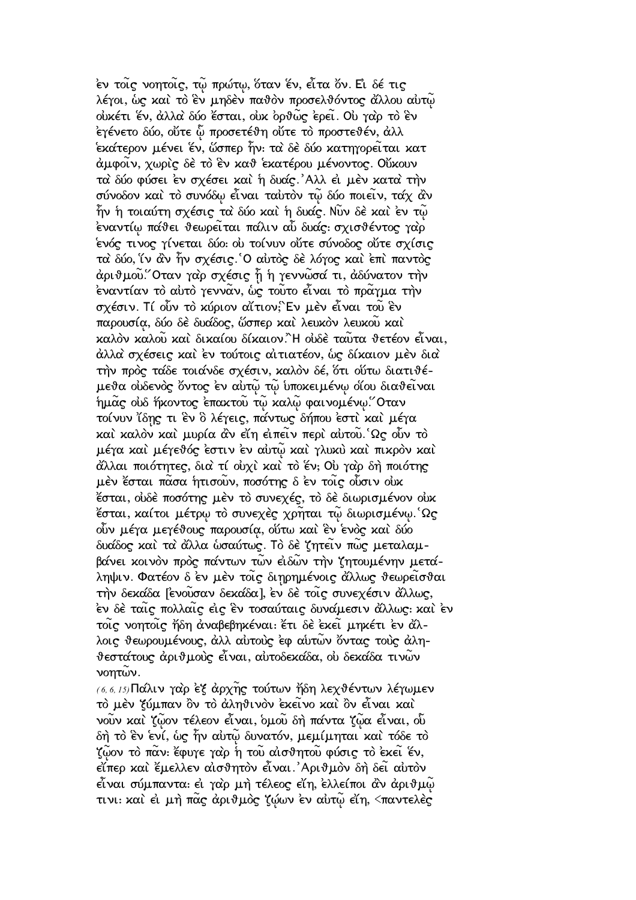ἐν τοῖς νοητοῖς, τῷ πρώτῳ, ὅταν ἕν, εἶτα ὄν. Εἰ δέ τις λέγοι, ὡς καὶ τὸ ἓν μηδὲν παθὸν προσελθόντος ἄλλου αὐτῷ οὐκέτι ἕν, ἀλλὰ δύο ἔσται, οὐκ ὀρθῶς ἐρεῖ. Οὐ γὰρ τὸ ἓν ἐγένετο δύο, οὔτε ᾧ προσετέθη οὔτε τὸ προστεθέν, ἀλλ ἑκάτερον μένει ἕν, ὥσπερ ἦν· τὰ δὲ δύο κατηγορεῖται κατ ἀμφοῖν, χωρὶς δὲ τὸ ἓν καθ ἑκατέρου μένοντος. Οὔκουν τὰ δύο φύσει ἐν σχέσει καὶ ἡ δυάς. Ἀλλ εἰ μὲν κατὰ τὴν σύνοδον καὶ τὸ συνόδῳ εἶναι ταὐτὸν τῷ δύο ποιεῖν, τάχ ἂν ἦν ἡ τοιαύτη σχέσις τὰ δύο καὶ ἡ δυάς. Νῦν δὲ καὶ ἐν τῷ ἐναντίῳ πάθει θεωρεῖται πάλιν αὖ δυάς· σχισθέντος γὰρ ἑνός τινος γίνεται δύο· οὐ τοίνυν οὔτε σύνοδος οὔτε σχίσις τὰ δύο, ἵν ἂν ἦν σχέσις. Ὁ αὐτὸς δὲ λόγος καὶ ἐπὶ παντὸς ἀριθμοῦ. Ὅταν γὰρ σχέσις ᾖ ἡ γεννῶσά τι, ἀδύνατον τὴν ἐναντίαν τὸ αὐτὸ γεννᾶν, ὡς τοῦτο εἶναι τὸ πρᾶγμα τὴν σχέσιν. Τί οὖν τὸ κύριον αἴτιον; Ἓν μὲν εἶναι τοῦ ἓν παρουσίᾳ, δύο δὲ δυάδος, ὥσπερ καὶ λευκὸν λευκοῦ καὶ καλὸν καλοῦ καὶ δικαίου δίκαιον. Ἢ οὐδὲ ταῦτα θετέον εἶναι, ἀλλὰ σχέσεις καὶ ἐν τούτοις αἰτιατέον, ὡς δίκαιον μὲν διὰ τὴν πρὸς τάδε τοιάνδε σχέσιν, καλὸν δέ, ὅτι οὕτω διατιθέμεθα οὐδενὸς ὄντος ἐν αὐτῷ τῷ ὑποκειμένῳ οἵου διαθεῖναι ἡμᾶς οὐδ ἥκοντος ἐπακτοῦ τῷ καλῷ φαινομένῳ. Ὅταν τοίνυν ἴδῃς τι ἓν ὃ λέγεις, πάντως δήπου ἐστὶ καὶ μέγα καὶ καλὸν καὶ μυρία ἂν εἴη εἰπεῖν περὶ αὐτοῦ. Ὡς οὖν τὸ μέγα καὶ μέγεθός ἐστιν ἐν αὐτῷ καὶ γλυκὺ καὶ πικρὸν καὶ ἄλλαι ποιότητες, διὰ τί οὐχὶ καὶ τὸ ἕν; Οὐ γὰρ δὴ ποιότης μὲν ἔσται πᾶσα ἡτισοῦν, ποσότης δ ἐν τοῖς οὖσιν οὐκ ἔσται, οὐδὲ ποσότης μὲν τὸ συνεχές, τὸ δὲ διωρισμένον οὐκ ἔσται, καίτοι μέτρῳ τὸ συνεχὲς χρῆται τῷ διωρισμένῳ. Ὡς οὖν μέγα μεγέθους παρουσίᾳ, οὕτω καὶ ἓν ἑνὸς καὶ δύο δυάδος καὶ τὰ ἄλλα ὡσαύτως. Τὸ δὲ ζητεῖν πῶς μεταλαμβάνει κοινὸν πρὸς πάντων τῶν εἰδῶν τὴν ζητουμένην μετάληψιν. Φατέον δ ἐν μὲν τοῖς διῃρημένοις ἄλλως θεωρεῖσθαι τὴν δεκάδα [ἐνοῦσαν δεκάδα], ἐν δὲ τοῖς συνεχέσιν ἄλλως, ἐν δὲ ταῖς πολλαῖς εἰς ἓν τοσαύταις δυνάμεσιν ἄλλως· καὶ ἐν τοῖς νοητοῖς ἤδη ἀναβεβηκέναι· ἔτι δὲ ἐκεῖ μηκέτι ἐν ἄλλοις θεωρουμένους, ἀλλ αὐτοὺς ἐφ αὑτῶν ὄντας τοὺς ἀληθεστάτους ἀριθμοὺς εἶναι, αὐτοδεκάδα, οὐ δεκάδα τινῶν νοητῶν.

(6, 6, 15) Πάλιν γὰρ ἐξ ἀρχῆς τούτων ἤδη λεχθέντων λέγωμεν τὸ μὲν ξύμπαν ὂν τὸ ἀληθινὸν ἐκεῖνο καὶ ὂν εἶναι καὶ νοῦν καὶ ζῷον τέλεον εἶναι, ὁμοῦ δὴ πάντα ζῷα εἶναι, οὗ δὴ τὸ ἓν ἑνί, ὡς ἦν αὐτῷ δυνατόν, μεμίμηται καὶ τόδε τὸ ζῷον τὸ πᾶν· ἔφυγε γὰρ ἡ τοῦ αἰσθητοῦ φύσις τὸ ἐκεῖ ἕν, εἴπερ καὶ ἔμελλεν αἰσθητὸν εἶναι. Ἀριθμὸν δὴ δεῖ αὐτὸν εἶναι σύμπαντα· εἰ γὰρ μὴ τέλεος εἴη, ἐλλείποι ἂν ἀριθμῷ τινι· καὶ εἰ μὴ πᾶς ἀριθμὸς ζῴων ἐν αὐτῷ εἴη, <παντελὲς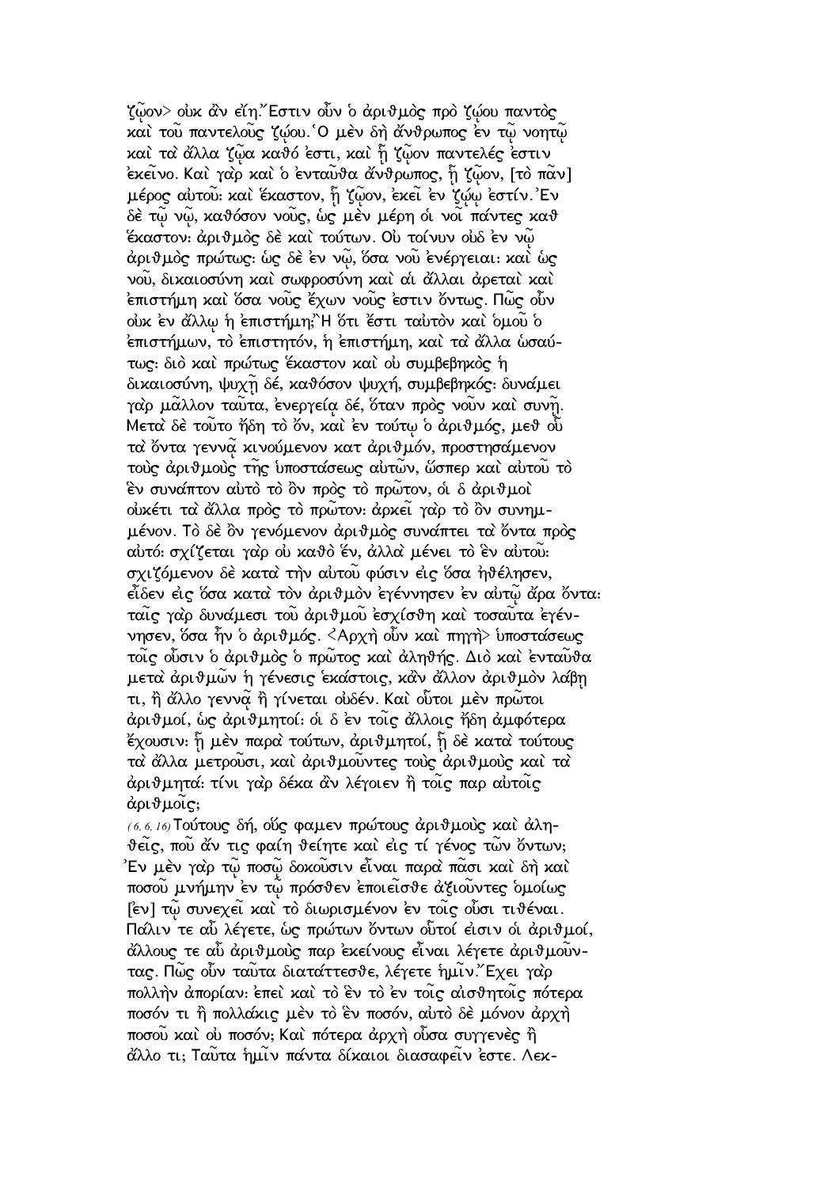ζῷον> οὐκ ἂν εἴη. Ἔστιν οὖν ὁ ἀριθμὸς πρὸ ζῴου παντὸς καὶ τοῦ παντελοῦς ζῴου. Ὁ μὲν δὴ ἄνθρωπος ἐν τῷ νοητῷ καὶ τὰ ἄλλα ζῷα καθό ἐστι, καὶ ᾗ ζῷον παντελές ἐστιν ἐκεῖνο. Καὶ γὰρ καὶ ὁ ἐνταῦθα ἄνθρωπος, ᾗ ζῷον, [τὸ πᾶν] μέρος αὐτοῦ· καὶ ἕκαστον, ᾗ ζῷον, ἐκεῖ ἐν ζῴῳ ἐστίν. Ἐν δὲ τῷ νῷ, καθόσον νοῦς, ὡς μὲν μέρη οἱ νοῖ πάντες καθ ἕκαστον· ἀριθμὸς δὲ καὶ τούτων. Οὐ τοίνυν οὐδ ἐν νῷ ἀριθμὸς πρώτως· ὡς δὲ ἐν νῷ, ὅσα νοῦ ἐνέργειαι· καὶ ὡς νοῦ, δικαιοσύνη καὶ σωφροσύνη καὶ αἱ ἄλλαι ἀρεταὶ καὶ ἐπιστήμη καὶ ὅσα νοῦς ἔχων νοῦς ἐστιν ὄντως. Πῶς οὖν οὐκ ἐν ἄλλῳ ἡ ἐπιστήμη; Ἢ ὅτι ἔστι ταὐτὸν καὶ ὁμοῦ ὁ ἐπιστήμων, τὸ ἐπιστητόν, ἡ ἐπιστήμη, καὶ τὰ ἄλλα ὡσαύτως· διὸ καὶ πρώτως ἕκαστον καὶ οὐ συμβεβηκὸς ἡ δικαιοσύνη, ψυχῇ δέ, καθόσον ψυχή, συμβεβηκός· δυνάμει γὰρ μᾶλλον ταῦτα, ἐνεργείᾳ δέ, ὅταν πρὸς νοῦν καὶ συνῇ. Μετὰ δὲ τοῦτο ἤδη τὸ ὄν, καὶ ἐν τούτῳ ὁ ἀριθμός, μεθ οὗ τὰ ὄντα γεννᾷ κινούμενον κατ ἀριθμόν, προστησάμενον τοὺς ἀριθμοὺς τῆς ὑποστάσεως αὐτῶν, ὥσπερ καὶ αὐτοῦ τὸ ἓν συνάπτον αὐτὸ τὸ ὂν πρὸς τὸ πρῶτον, οἱ δ ἀριθμοὶ οὐκέτι τὰ ἄλλα πρὸς τὸ πρῶτον· ἀρκεῖ γὰρ τὸ ὂν συνημμένον. Τὸ δὲ ὂν γενόμενον ἀριθμὸς συνάπτει τὰ ὄντα πρὸς αὐτό· σχίζεται γὰρ οὐ καθὸ ἕν, ἀλλὰ μένει τὸ ἓν αὐτοῦ· σχιζόμενον δὲ κατὰ τὴν αὐτοῦ φύσιν εἰς ὅσα ἠθέλησεν, εἶδεν εἰς ὅσα κατὰ τὸν ἀριθμὸν ἐγέννησεν ἐν αὐτῷ ἄρα ὄντα· ταῖς γὰρ δυνάμεσι τοῦ ἀριθμοῦ ἐσχίσθη καὶ τοσαῦτα ἐγέννησεν, ὅσα ἦν ὁ ἀριθμός. <Ἀρχὴ οὖν καὶ πηγὴ> ὑποστάσεως τοῖς οὖσιν ὁ ἀριθμὸς ὁ πρῶτος καὶ ἀληθής. Διὸ καὶ ἐνταῦθα μετὰ ἀριθμῶν ἡ γένεσις ἑκάστοις, κἂν ἄλλον ἀριθμὸν λάβῃ τι, ἢ ἄλλο γεννᾷ ἢ γίνεται οὐδέν. Καὶ οὗτοι μὲν πρῶτοι ἀριθμοί, ὡς ἀριθμητοί· οἱ δ ἐν τοῖς ἄλλοις ἤδη ἀμφότερα ἔχουσιν· ᾗ μὲν παρὰ τούτων, ἀριθμητοί, ᾗ δὲ κατὰ τούτους τὰ ἄλλα μετροῦσι, καὶ ἀριθμοῦντες τοὺς ἀριθμοὺς καὶ τὰ ἀριθμητά· τίνι γὰρ δέκα ἂν λέγοιεν ἢ τοῖς παρ αὐτοῖς ἀριθμοῖς;

(6, 6, 16) Τούτους δή, οὕς φαμεν πρώτους ἀριθμοὺς καὶ ἀληθεῖς, ποῦ ἄν τις φαίη θείητε καὶ εἰς τί γένος τῶν ὄντων; Ἐν μὲν γὰρ τῷ ποσῷ δοκοῦσιν εἶναι παρὰ πᾶσι καὶ δὴ καὶ ποσοῦ μνήμην ἐν τῷ πρόσθεν ἐποιεῖσθε ἀξιοῦντες ὁμοίως [ἐν] τῷ συνεχεῖ καὶ τὸ διωρισμένον ἐν τοῖς οὖσι τιθέναι. Πάλιν τε αὖ λέγετε, ὡς πρώτων ὄντων οὗτοί εἰσιν οἱ ἀριθμοί, ἄλλους τε αὖ ἀριθμοὺς παρ ἐκείνους εἶναι λέγετε ἀριθμοῦντας. Πῶς οὖν ταῦτα διατάττεσθε, λέγετε ἡμῖν. Ἔχει γὰρ πολλὴν ἀπορίαν· ἐπεὶ καὶ τὸ ἓν τὸ ἐν τοῖς αἰσθητοῖς πότερα ποσόν τι ἢ πολλάκις μὲν τὸ ἓν ποσόν, αὐτὸ δὲ μόνον ἀρχὴ ποσοῦ καὶ οὐ ποσόν; Καὶ πότερα ἀρχὴ οὖσα συγγενὲς ἢ ἄλλο τι; Ταῦτα ἡμῖν πάντα δίκαιοι διασαφεῖν ἐστε. Λεκ-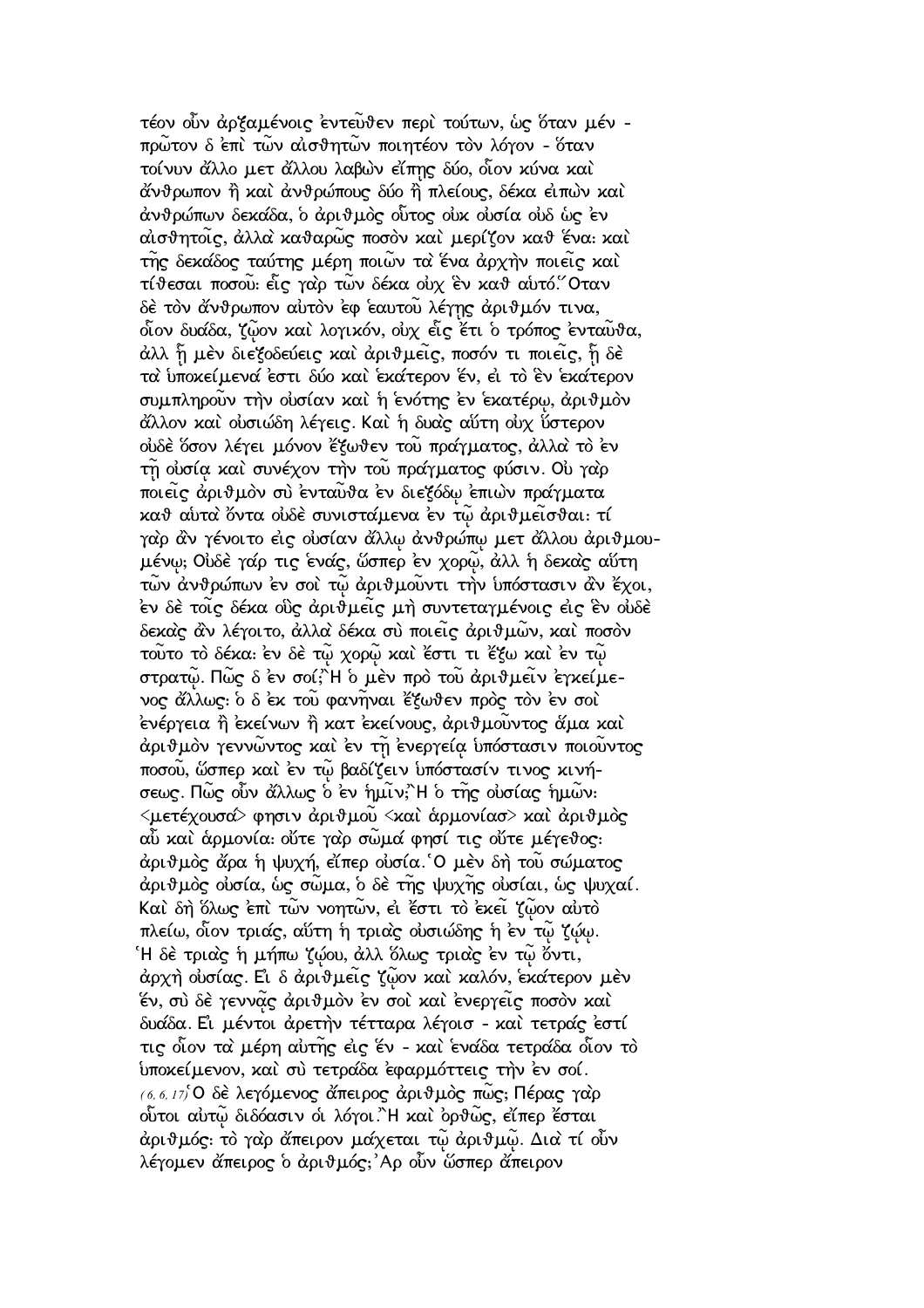τέον οὖν ἀρξαμένοις ἐντεῦθεν περὶ τούτων, ὡς ὅταν μέν - πρῶτον δ ἐπὶ τῶν αἰσθητῶν ποιητέον τὸν λόγον - ὅταν τοίνυν ἄλλο μετ ἄλλου λαβὼν εἴπῃς δύο, οἷον κύνα καὶ ἄνθρωπον ἢ καὶ ἀνθρώπους δύο ἢ πλείους, δέκα εἰπὼν καὶ ἀνθρώπων δεκάδα, ὁ ἀριθμὸς οὗτος οὐκ οὐσία οὐδ ὡς ἐν αἰσθητοῖς, ἀλλὰ καθαρῶς ποσὸν καὶ μερίζον καθ ἕνα: καὶ τῆς δεκάδος ταύτης μέρη ποιῶν τὰ ἕνα ἀρχὴν ποιεῖς καὶ τίθεσαι ποσοῦ: εἷς γὰρ τῶν δέκα οὐχ ἓν καθ αὑτό.῞Οταν δὲ τὸν ἄνθρωπον αὐτὸν ἐφ ἑαυτοῦ λέγῃς ἀριθμόν τινα, οἷον δυάδα, ζῷον καὶ λογικόν, οὐχ εἷς ἔτι ὁ τρόπος ἐνταῦθα, ἀλλ ᾗ μὲν διεξοδεύεις καὶ ἀριθμεῖς, ποσόν τι ποιεῖς, ᾗ δὲ τὰ ὑποκείμενά ἐστι δύο καὶ ἑκάτερον ἕν, εἰ τὸ ἓν ἑκάτερον συμπληροῦν τὴν οὐσίαν καὶ ἡ ἑνότης ἐν ἑκατέρῳ, ἀριθμὸν ἄλλον καὶ οὐσιώδη λέγεις. Καὶ ἡ δυὰς αὕτη οὐχ ὕστερον οὐδὲ ὅσον λέγει μόνον ἔξωθεν τοῦ πράγματος, ἀλλὰ τὸ ἐν τῇ οὐσίᾳ καὶ συνέχον τὴν τοῦ πράγματος φύσιν. Οὐ γὰρ ποιεῖς ἀριθμὸν σὺ ἐνταῦθα ἐν διεξόδῳ ἐπιὼν πράγματα καθ αὑτὰ ὄντα οὐδὲ συνιστάμενα ἐν τῷ ἀριθμεῖσθαι: τί γὰρ ἂν γένοιτο εἰς οὐσίαν ἄλλῳ ἀνθρώπῳ μετ ἄλλου ἀριθμουμένῳ; Οὐδὲ γάρ τις ἑνάς, ὥσπερ ἐν χορῷ, ἀλλ ἡ δεκὰς αὕτη τῶν ἀνθρώπων ἐν σοὶ τῷ ἀριθμοῦντι τὴν ὑπόστασιν ἂν ἔχοι, ἐν δὲ τοῖς δέκα οὓς ἀριθμεῖς μὴ συντεταγμένοις εἰς ἓν οὐδὲ δεκὰς ἂν λέγοιτο, ἀλλὰ δέκα σὺ ποιεῖς ἀριθμῶν, καὶ ποσὸν τοῦτο τὸ δέκα: ἐν δὲ τῷ χορῷ καὶ ἔστι τι ἔξω καὶ ἐν τῷ στρατῷ. Πῶς δ ἐν σοί;῍Η ὁ μὲν πρὸ τοῦ ἀριθμεῖν ἐγκείμενος ἄλλως: ὁ δ ἐκ τοῦ φανῆναι ἔξωθεν πρὸς τὸν ἐν σοὶ ἐνέργεια ἢ ἐκείνων ἢ κατ ἐκείνους, ἀριθμοῦντος ἅμα καὶ ἀριθμὸν γεννῶντος καὶ ἐν τῇ ἐνεργείᾳ ὑπόστασιν ποιοῦντος ποσοῦ, ὥσπερ καὶ ἐν τῷ βαδίζειν ὑπόστασίν τινος κινήσεως. Πῶς οὖν ἄλλως ὁ ἐν ἡμῖν;῍Η ὁ τῆς οὐσίας ἡμῶν: <μετέχουσα> φησιν ἀριθμοῦ <καὶ ἁρμονίασ> καὶ ἀριθμὸς αὖ καὶ ἁρμονία: οὔτε γὰρ σῶμά φησί τις οὔτε μέγεθος: ἀριθμὸς ἄρα ἡ ψυχή, εἴπερ οὐσία.῾Ο μὲν δὴ τοῦ σώματος ἀριθμὸς οὐσία, ὡς σῶμα, ὁ δὲ τῆς ψυχῆς οὐσίαι, ὡς ψυχαί. Καὶ δὴ ὅλως ἐπὶ τῶν νοητῶν, εἰ ἔστι τὸ ἐκεῖ ζῷον αὐτὸ πλείω, οἷον τριάς, αὕτη ἡ τριὰς οὐσιώδης ἡ ἐν τῷ ζῴῳ. ῾Η δὲ τριὰς ἡ μήπω ζῴου, ἀλλ ὅλως τριὰς ἐν τῷ ὄντι, ἀρχὴ οὐσίας. Εἰ δ ἀριθμεῖς ζῷον καὶ καλόν, ἑκάτερον μὲν ἕν, σὺ δὲ γεννᾷς ἀριθμὸν ἐν σοὶ καὶ ἐνεργεῖς ποσὸν καὶ δυάδα. Εἰ μέντοι ἀρετὴν τέτταρα λέγοισ - καὶ τετράς ἐστί τις οἷον τὰ μέρη αὐτῆς εἰς ἕν - καὶ ἑνάδα τετράδα οἷον τὸ ὑποκείμενον, καὶ σὺ τετράδα ἐφαρμόττεις τὴν ἐν σοί.

(6, 6, 17) Ὁ δὲ λεγόμενος ἄπειρος ἀριθμὸς πῶς; Πέρας γὰρ οὗτοι αὐτῷ διδόασιν οἱ λόγοι.῍Η καὶ ὀρθῶς, εἴπερ ἔσται ἀριθμός: τὸ γὰρ ἄπειρον μάχεται τῷ ἀριθμῷ. Διὰ τί οὖν λέγομεν ἄπειρος ὁ ἀριθμός;᾽Αρ οὖν ὥσπερ ἄπειρον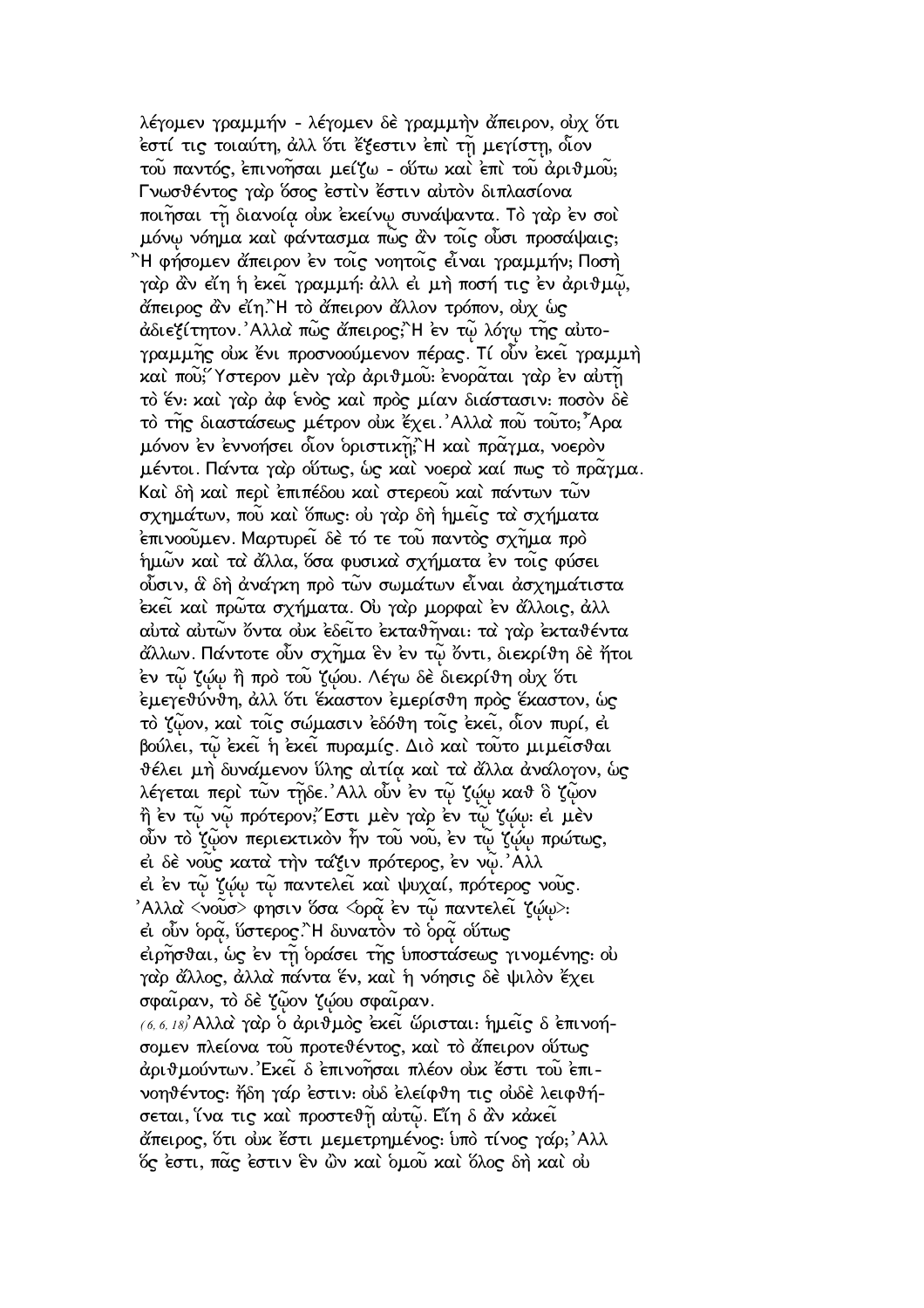λέγομεν γραμμήν - λέγομεν δὲ γραμμὴν ἄπειρον, οὐχ ὅτι ἐστί τις τοιαύτη, ἀλλ ὅτι ἔξεστιν ἐπὶ τῇ μεγίστῃ, οἷον τοῦ παντός, ἐπινοῆσαι μείζω - οὕτω καὶ ἐπὶ τοῦ ἀριθμοῦ; Γνωσθέντος γὰρ ὅσος ἐστὶν ἔστιν αὐτὸν διπλασίονα ποιῆσαι τῇ διανοίᾳ οὐκ ἐκείνῳ συνάψαντα. Τὸ γὰρ ἐν σοὶ μόνῳ νόημα καὶ φάντασμα πῶς ἂν τοῖς οὖσι προσάψαις; Ἢ φήσομεν ἄπειρον ἐν τοῖς νοητοῖς εἶναι γραμμήν; Ποσὴ γὰρ ἂν εἴη ἡ ἐκεῖ γραμμή: ἀλλ εἰ μὴ ποσή τις ἐν ἀριθμῷ, ἄπειρος ἂν εἴη. Ἢ τὸ ἄπειρον ἄλλον τρόπον, οὐχ ὡς ἀδιεξίτητον. Ἀλλὰ πῶς ἄπειρος; Ἢ ἐν τῷ λόγῳ τῆς αὐτογραμμῆς οὐκ ἔνι προσνοούμενον πέρας. Τί οὖν ἐκεῖ γραμμὴ καὶ ποῦ; Ὕστερον μὲν γὰρ ἀριθμοῦ: ἐνορᾶται γὰρ ἐν αὐτῇ τὸ ἕν: καὶ γὰρ ἀφ ἑνὸς καὶ πρὸς μίαν διάστασιν: ποσὸν δὲ τὸ τῆς διαστάσεως μέτρον οὐκ ἔχει. Ἀλλὰ ποῦ τοῦτο; Ἆρα μόνον ἐν ἐννοήσει οἷον ὁριστικῇ; Ἢ καὶ πρᾶγμα, νοερὸν μέντοι. Πάντα γὰρ οὕτως, ὡς καὶ νοερὰ καί πως τὸ πρᾶγμα. Καὶ δὴ καὶ περὶ ἐπιπέδου καὶ στερεοῦ καὶ πάντων τῶν σχημάτων, ποῦ καὶ ὅπως: οὐ γὰρ δὴ ἡμεῖς τὰ σχήματα ἐπινοοῦμεν. Μαρτυρεῖ δὲ τό τε τοῦ παντὸς σχῆμα πρὸ ἡμῶν καὶ τὰ ἄλλα, ὅσα φυσικὰ σχήματα ἐν τοῖς φύσει οὖσιν, ἃ δὴ ἀνάγκη πρὸ τῶν σωμάτων εἶναι ἀσχημάτιστα ἐκεῖ καὶ πρῶτα σχήματα. Οὐ γὰρ μορφαὶ ἐν ἄλλοις, ἀλλ αὐτὰ αὐτῶν ὄντα οὐκ ἐδεῖτο ἐκταθῆναι: τὰ γὰρ ἐκταθέντα ἄλλων. Πάντοτε οὖν σχῆμα ἓν ἐν τῷ ὄντι, διεκρίθη δὲ ἤτοι ἐν τῷ ζῴῳ ἢ πρὸ τοῦ ζῴου. Λέγω δὲ διεκρίθη οὐχ ὅτι ἐμεγεθύνθη, ἀλλ ὅτι ἕκαστον ἐμερίσθη πρὸς ἕκαστον, ὡς τὸ ζῷον, καὶ τοῖς σώμασιν ἐδόθη τοῖς ἐκεῖ, οἷον πυρί, εἰ βούλει, τῷ ἐκεῖ ἡ ἐκεῖ πυραμίς. Διὸ καὶ τοῦτο μιμεῖσθαι θέλει μὴ δυνάμενον ὕλης αἰτίᾳ καὶ τὰ ἄλλα ἀνάλογον, ὡς λέγεται περὶ τῶν τῇδε. Ἀλλ οὖν ἐν τῷ ζῴῳ καθ ὃ ζῷον ἢ ἐν τῷ νῷ πρότερον; Ἔστι μὲν γὰρ ἐν τῷ ζῴῳ: εἰ μὲν οὖν τὸ ζῷον περιεκτικὸν ἦν τοῦ νοῦ, ἐν τῷ ζῴῳ πρώτως, εἰ δὲ νοῦς κατὰ τὴν τάξιν πρότερος, ἐν νῷ. Ἀλλ εἰ ἐν τῷ ζῴῳ τῷ παντελεῖ καὶ ψυχαί, πρότερος νοῦς. Ἀλλὰ <νοῦσ> φησιν ὅσα <ὁρᾷ ἐν τῷ παντελεῖ ζῴῳ>: εἰ οὖν ὁρᾷ, ὕστερος. Ἢ δυνατὸν τὸ ὁρᾷ οὕτως εἰρῆσθαι, ὡς ἐν τῇ ὁράσει τῆς ὑποστάσεως γινομένης: οὐ γὰρ ἄλλος, ἀλλὰ πάντα ἕν, καὶ ἡ νόησις δὲ ψιλὸν ἔχει σφαῖραν, τὸ δὲ ζῷον ζῴου σφαῖραν.

(6, 6, 18) Ἀλλὰ γὰρ ὁ ἀριθμὸς ἐκεῖ ὥρισται: ἡμεῖς δ ἐπινοήσομεν πλείονα τοῦ προτεθέντος, καὶ τὸ ἄπειρον οὕτως ἀριθμούντων. Ἐκεῖ δ ἐπινοῆσαι πλέον οὐκ ἔστι τοῦ ἐπινοηθέντος: ἤδη γάρ ἐστιν: οὐδ ἐλείφθη τις οὐδὲ λειφθήσεται, ἵνα τις καὶ προστεθῇ αὐτῷ. Εἴη δ ἂν κἀκεῖ ἄπειρος, ὅτι οὐκ ἔστι μεμετρημένος: ὑπὸ τίνος γάρ; Ἀλλ ὅς ἐστι, πᾶς ἐστιν ἓν ὢν καὶ ὁμοῦ καὶ ὅλος δὴ καὶ οὐ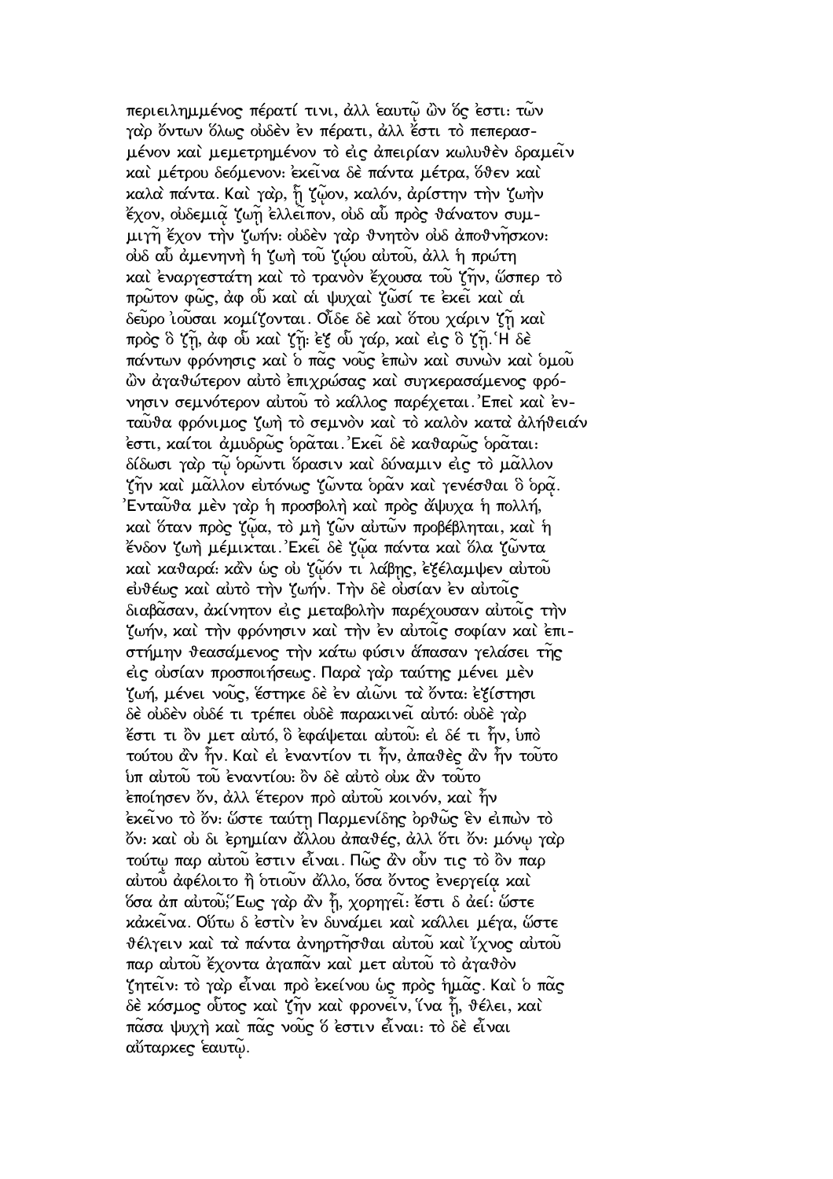περιειλημμένος πέρατί τινι, ἀλλ ἑαυτῷ ὢν ὅς ἐστι: τῶν γὰρ ὄντων ὅλως οὐδὲν ἐν πέρατι, ἀλλ ἔστι τὸ πεπερασμένον καὶ μεμετρημένον τὸ εἰς ἀπειρίαν κωλυθὲν δραμεῖν καὶ μέτρου δεόμενον: ἐκεῖνα δὲ πάντα μέτρα, ὅθεν καὶ καλὰ πάντα. Καὶ γὰρ, ᾗ ζῷον, καλόν, ἀρίστην τὴν ζωὴν ἔχον, οὐδεμιᾷ ζωῇ ἐλλεῖπον, οὐδ αὖ πρὸς θάνατον συμμιγῆ ἔχον τὴν ζωήν: οὐδὲν γὰρ θνητὸν οὐδ ἀποθνῆσκον: οὐδ αὖ ἀμενηνὴ ἡ ζωὴ τοῦ ζῴου αὐτοῦ, ἀλλ ἡ πρώτη καὶ ἐναργεστάτη καὶ τὸ τρανὸν ἔχουσα τοῦ ζῆν, ὥσπερ τὸ πρῶτον φῶς, ἀφ οὗ καὶ αἱ ψυχαὶ ζῶσί τε ἐκεῖ καὶ αἱ δεῦρο ἰοῦσαι κομίζονται. Οἶδε δὲ καὶ ὅτου χάριν ζῇ καὶ πρὸς ὃ ζῇ, ἀφ οὗ καὶ ζῇ: ἐξ οὗ γάρ, καὶ εἰς ὃ ζῇ. Ἡ δὲ πάντων φρόνησις καὶ ὁ πᾶς νοῦς ἐπὼν καὶ συνὼν καὶ ὁμοῦ ὢν ἀγαθώτερον αὐτὸ ἐπιχρώσας καὶ συγκερασάμενος φρόνησιν σεμνότερον αὐτοῦ τὸ κάλλος παρέχεται. Ἐπεὶ καὶ ἐνταῦθα φρόνιμος ζωὴ τὸ σεμνὸν καὶ τὸ καλὸν κατὰ ἀλήθειάν ἐστι, καίτοι ἀμυδρῶς ὁρᾶται. Ἐκεῖ δὲ καθαρῶς ὁρᾶται: δίδωσι γὰρ τῷ ὁρῶντι ὅρασιν καὶ δύναμιν εἰς τὸ μᾶλλον ζῆν καὶ μᾶλλον εὐτόνως ζῶντα ὁρᾶν καὶ γενέσθαι ὃ ὁρᾷ. Ἐνταῦθα μὲν γὰρ ἡ προσβολὴ καὶ πρὸς ἄψυχα ἡ πολλή, καὶ ὅταν πρὸς ζῷα, τὸ μὴ ζῶν αὐτῶν προβέβληται, καὶ ἡ ἔνδον ζωὴ μέμικται. Ἐκεῖ δὲ ζῷα πάντα καὶ ὅλα ζῶντα καὶ καθαρά: κἂν ὡς οὐ ζῷόν τι λάβῃς, ἐξέλαμψεν αὐτοῦ εὐθέως καὶ αὐτὸ τὴν ζωήν. Τὴν δὲ οὐσίαν ἐν αὐτοῖς διαβᾶσαν, ἀκίνητον εἰς μεταβολὴν παρέχουσαν αὐτοῖς τὴν ζωήν, καὶ τὴν φρόνησιν καὶ τὴν ἐν αὐτοῖς σοφίαν καὶ ἐπιστήμην θεασάμενος τὴν κάτω φύσιν ἅπασαν γελάσει τῆς εἰς οὐσίαν προσποιήσεως. Παρὰ γὰρ ταύτης μένει μὲν ζωή, μένει νοῦς, ἕστηκε δὲ ἐν αἰῶνι τὰ ὄντα: ἐξίστησι δὲ οὐδὲν οὐδέ τι τρέπει οὐδὲ παρακινεῖ αὐτό: οὐδὲ γὰρ ἔστι τι ὂν μετ αὐτό, ὃ ἐφάψεται αὐτοῦ: εἰ δέ τι ἦν, ὑπὸ τούτου ἂν ἦν. Καὶ εἰ ἐναντίον τι ἦν, ἀπαθὲς ἂν ἦν τοῦτο ὑπ αὐτοῦ τοῦ ἐναντίου: ὂν δὲ αὐτὸ οὐκ ἂν τοῦτο ἐποίησεν ὄν, ἀλλ ἕτερον πρὸ αὐτοῦ κοινόν, καὶ ἦν ἐκεῖνο τὸ ὄν: ὥστε ταύτῃ Παρμενίδης ὀρθῶς ἓν εἰπὼν τὸ ὄν: καὶ οὐ δι ἐρημίαν ἄλλου ἀπαθές, ἀλλ ὅτι ὄν: μόνῳ γὰρ τούτῳ παρ αὐτοῦ ἐστιν εἶναι. Πῶς ἂν οὖν τις τὸ ὂν παρ αὐτοῦ ἀφέλοιτο ἢ ὁτιοῦν ἄλλο, ὅσα ὄντος ἐνεργείᾳ καὶ ὅσα ἀπ αὐτοῦ; Ἕως γὰρ ἂν ᾖ, χορηγεῖ: ἔστι δ ἀεί: ὥστε κἀκεῖνα. Οὕτω δ ἐστὶν ἐν δυνάμει καὶ κάλλει μέγα, ὥστε θέλγειν καὶ τὰ πάντα ἀνηρτῆσθαι αὐτοῦ καὶ ἴχνος αὐτοῦ παρ αὐτοῦ ἔχοντα ἀγαπᾶν καὶ μετ αὐτοῦ τὸ ἀγαθὸν ζητεῖν: τὸ γὰρ εἶναι πρὸ ἐκείνου ὡς πρὸς ἡμᾶς. Καὶ ὁ πᾶς δὲ κόσμος οὗτος καὶ ζῆν καὶ φρονεῖν, ἵνα ᾖ, θέλει, καὶ πᾶσα ψυχὴ καὶ πᾶς νοῦς ὅ ἐστιν εἶναι: τὸ δὲ εἶναι αὔταρκες ἑαυτῷ.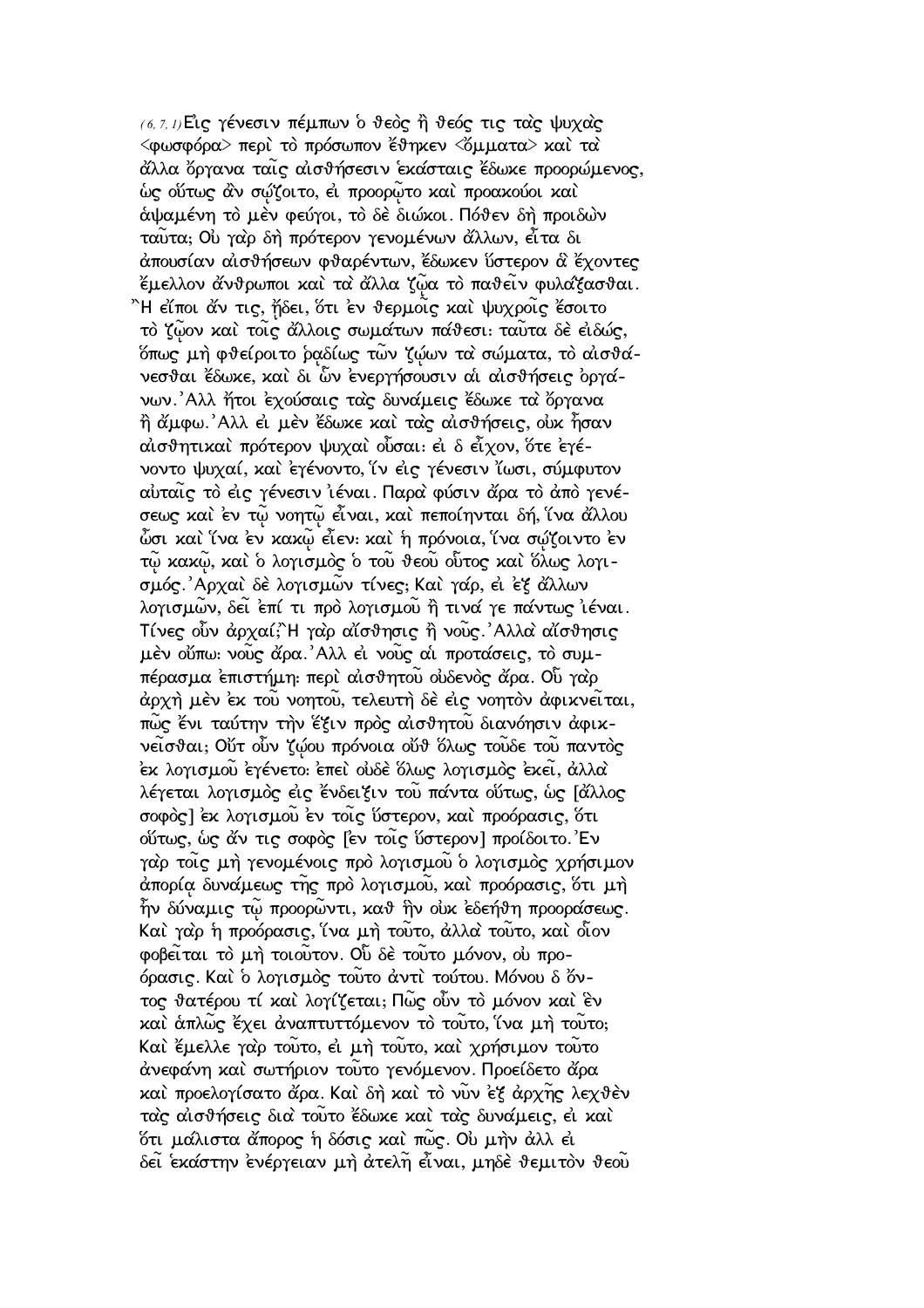(6, 7, 1) Εἰς γένεσιν πέμπων ὁ θεὸς ἤ θεός τις τὰς ψυχὰς <φωσφόρα> περὶ τὸ πρόσωπον ἔθηκεν <ὄμματα> καὶ τὰ ἄλλα ὄργανα ταῖς αἰσθήσεσιν ἑκάσταις ἔδωκε προορώμενος, ὡς οὕτως ἂν σῴζοιτο, εἰ προορῷτο καὶ προακούοι καὶ ἁψαμένη τὸ μὲν φεύγοι, τὸ δὲ διώκοι. Πόθεν δὴ προιδὼν ταῦτα; Οὐ γὰρ δὴ πρότερον γενομένων ἄλλων, εἶτα δι ἀπουσίαν αἰσθήσεων φθαρέντων, ἔδωκεν ὕστερον ἃ ἔχοντες ἔμελλον ἄνθρωποι καὶ τὰ ἄλλα ζῷα τὸ παθεῖν φυλάξασθαι. Ἢ εἴποι ἄν τις, ᾔδει, ὅτι ἐν θερμοῖς καὶ ψυχροῖς ἔσοιτο τὸ ζῷον καὶ τοῖς ἄλλοις σωμάτων πάθεσι: ταῦτα δὲ εἰδώς, ὅπως μὴ φθείροιτο ῥαδίως τῶν ζῴων τὰ σώματα, τὸ αἰσθάνεσθαι ἔδωκε, καὶ δι ὧν ἐνεργήσουσιν αἱ αἰσθήσεις ὀργάνων. Ἀλλ ἤτοι ἐχούσαις τὰς δυνάμεις ἔδωκε τὰ ὄργανα ἢ ἄμφω. Ἀλλ εἰ μὲν ἔδωκε καὶ τὰς αἰσθήσεις, οὐκ ἦσαν αἰσθητικαὶ πρότερον ψυχαὶ οὖσαι: εἰ δ εἶχον, ὅτε ἐγένοντο ψυχαί, καὶ ἐγένοντο, ἵν εἰς γένεσιν ἴωσι, σύμφυτον αὐταῖς τὸ εἰς γένεσιν ἰέναι. Παρὰ φύσιν ἄρα τὸ ἀπὸ γενέσεως καὶ ἐν τῷ νοητῷ εἶναι, καὶ πεποίηνται δή, ἵνα ἄλλου ὦσι καὶ ἵνα ἐν κακῷ εἶεν: καὶ ἡ πρόνοια, ἵνα σῴζοιντο ἐν τῷ κακῷ, καὶ ὁ λογισμὸς ὁ τοῦ θεοῦ οὗτος καὶ ὅλως λογισμός. Ἀρχαὶ δὲ λογισμῶν τίνες; Καὶ γάρ, εἰ ἐξ ἄλλων λογισμῶν, δεῖ ἐπί τι πρὸ λογισμοῦ ἤ τινά γε πάντως ἰέναι. Τίνες οὖν ἀρχαί; Ἡ γὰρ αἴσθησις ἢ νοῦς. Ἀλλὰ αἴσθησις μὲν οὔπω: νοῦς ἄρα. Ἀλλ εἰ νοῦς αἱ προτάσεις, τὸ συμπέρασμα ἐπιστήμη: περὶ αἰσθητοῦ οὐδενὸς ἄρα. Οὗ γὰρ ἀρχὴ μὲν ἐκ τοῦ νοητοῦ, τελευτὴ δὲ εἰς νοητὸν ἀφικνεῖται, πῶς ἔνι ταύτην τὴν ἕξιν πρὸς αἰσθητοῦ διανόησιν ἀφικνεῖσθαι; Οὔτ οὖν ζῴου πρόνοια οὔθ ὅλως τοῦδε τοῦ παντὸς ἐκ λογισμοῦ ἐγένετο: ἐπεὶ οὐδὲ ὅλως λογισμὸς ἐκεῖ, ἀλλὰ λέγεται λογισμὸς εἰς ἔνδειξιν τοῦ πάντα οὕτως, ὡς [ἄλλος σοφὸς] ἐκ λογισμοῦ ἐν τοῖς ὕστερον, καὶ πρόορασις, ὅτι οὕτως, ὡς ἄν τις σοφὸς [ἐν τοῖς ὕστερον] προΐδοιτο. Ἐν γὰρ τοῖς μὴ γενομένοις πρὸ λογισμοῦ ὁ λογισμὸς χρήσιμον ἀπορίᾳ δυνάμεως τῆς πρὸ λογισμοῦ, καὶ πρόορασις, ὅτι μὴ ἦν δύναμις τῷ προορῶντι, καθ ἣν οὐκ ἐδεήθη προοράσεως. Καὶ γὰρ ἡ πρόορασις, ἵνα μὴ τοῦτο, ἀλλὰ τοῦτο, καὶ οἷον φοβεῖται τὸ μὴ τοιοῦτον. Οὗ δὲ τοῦτο μόνον, οὐ πρόορασις. Καὶ ὁ λογισμὸς τοῦτο ἀντὶ τούτου. Μόνου δ ὄντος θατέρου τί καὶ λογίζεται; Πῶς οὖν τὸ μόνον καὶ ἓν καὶ ἁπλῶς ἔχει ἀναπτυττόμενον τὸ τοῦτο, ἵνα μὴ τοῦτο; Καὶ ἔμελλε γὰρ τοῦτο, εἰ μὴ τοῦτο, καὶ χρήσιμον τοῦτο ἀνεφάνη καὶ σωτήριον τοῦτο γενόμενον. Προείδετο ἄρα καὶ προελογίσατο ἄρα. Καὶ δὴ καὶ τὸ νῦν ἐξ ἀρχῆς λεχθὲν τὰς αἰσθήσεις διὰ τοῦτο ἔδωκε καὶ τὰς δυνάμεις, εἰ καὶ ὅτι μάλιστα ἄπορος ἡ δόσις καὶ πῶς. Οὐ μὴν ἀλλ εἰ δεῖ ἑκάστην ἐνέργειαν μὴ ἀτελῆ εἶναι, μηδὲ θεμιτὸν θεοῦ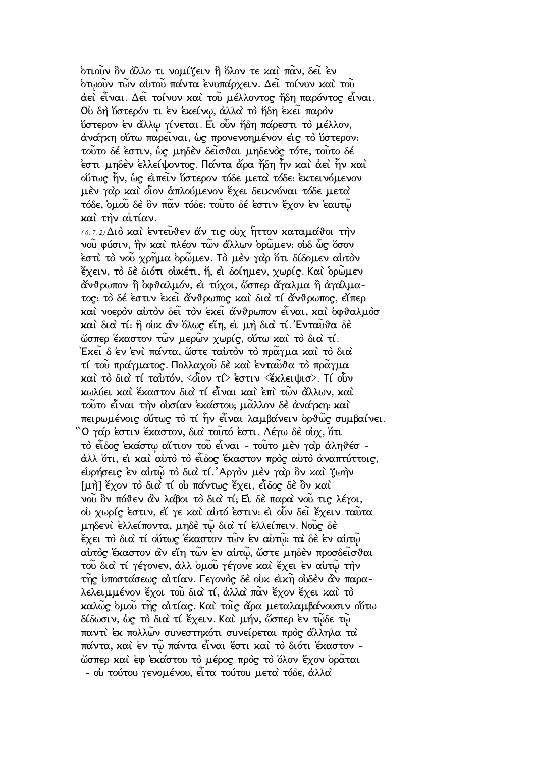ὁτιοῦν ὂν ἄλλο τι νομίζειν ἢ ὅλον τε καὶ πᾶν, δεῖ ἐν ὁτῳοῦν τῶν αὐτοῦ πάντα ἐνυπάρχειν. Δεῖ τοίνυν καὶ τοῦ ἀεὶ εἶναι. Δεῖ τοίνυν καὶ τοῦ μέλλοντος ἤδη παρόντος εἶναι. Οὐ δὴ ὕστερόν τι ἐν ἐκείνῳ, ἀλλὰ τὸ ἤδη ἐκεῖ παρὸν ὕστερον ἐν ἄλλῳ γίνεται. Εἰ οὖν ἤδη πάρεστι τὸ μέλλον, ἀνάγκη οὕτω παρεῖναι, ὡς προνενοημένον εἰς τὸ ὕστερον· τοῦτο δέ ἐστιν, ὡς μηδὲν δεῖσθαι μηδενὸς τότε, τοῦτο δέ ἐστι μηδὲν ἐλλείψοντος. Πάντα ἄρα ἤδη ἦν καὶ ἀεὶ ἦν καὶ οὕτως ἦν, ὡς εἰπεῖν ὕστερον τόδε μετὰ τόδε· ἐκτεινόμενον μὲν γὰρ καὶ οἷον ἁπλούμενον ἔχει δεικνύναι τόδε μετὰ τόδε, ὁμοῦ δὲ ὂν πᾶν τόδε· τοῦτο δέ ἐστιν ἔχον ἐν ἑαυτῷ καὶ τὴν αἰτίαν.

(6, 7, 2) Διὸ καὶ ἐντεῦθεν ἄν τις οὐχ ἧττον καταμάθοι τὴν νοῦ φύσιν, ἣν καὶ πλέον τῶν ἄλλων ὁρῶμεν· οὐδ ὧς ὅσον ἐστὶ τὸ νοῦ χρῆμα ὁρῶμεν. Τὸ μὲν γὰρ ὅτι δίδομεν αὐτὸν ἔχειν, τὸ δὲ διότι οὐκέτι, ἤ, εἰ δοίημεν, χωρίς. Καὶ ὁρῶμεν ἄνθρωπον ἢ ὀφθαλμόν, εἰ τύχοι, ὥσπερ ἄγαλμα ἢ ἀγάλματος· τὸ δέ ἐστιν ἐκεῖ ἄνθρωπος καὶ διὰ τί ἄνθρωπος, εἴπερ καὶ νοερὸν αὐτὸν δεῖ τὸν ἐκεῖ ἄνθρωπον εἶναι, καὶ ὀφθαλμὸσ καὶ διὰ τί· ἢ οὐκ ἂν ὅλως εἴη, εἰ μὴ διὰ τί. Ἐνταῦθα δὲ ὥσπερ ἕκαστον τῶν μερῶν χωρίς, οὕτω καὶ τὸ διὰ τί. Ἐκεῖ δ ἐν ἑνὶ πάντα, ὥστε ταὐτὸν τὸ πρᾶγμα καὶ τὸ διὰ τί τοῦ πράγματος. Πολλαχοῦ δὲ καὶ ἐνταῦθα τὸ πρᾶγμα καὶ τὸ διὰ τί ταὐτόν, <οἷον τί> ἐστιν <ἔκλειψισ>. Τί οὖν κωλύει καὶ ἕκαστον διὰ τί εἶναι καὶ ἐπὶ τῶν ἄλλων, καὶ τοῦτο εἶναι τὴν οὐσίαν ἑκάστου; μᾶλλον δὲ ἀνάγκη· καὶ πειρωμένοις οὕτως τὸ τί ἦν εἶναι λαμβάνειν ὀρθῶς συμβαίνει. Ὃ γάρ ἐστιν ἕκαστον, διὰ τοῦτό ἐστι. Λέγω δὲ οὐχ, ὅτι τὸ εἶδος ἑκάστῳ αἴτιον τοῦ εἶναι - τοῦτο μὲν γὰρ ἀληθέσ - ἀλλ ὅτι, εἰ καὶ αὐτὸ τὸ εἶδος ἕκαστον πρὸς αὐτὸ ἀναπτύττοις, εὑρήσεις ἐν αὐτῷ τὸ διὰ τί. Ἀργὸν μὲν γὰρ ὂν καὶ ζωὴν [μὴ] ἔχον τὸ διὰ τί οὐ πάντως ἔχει, εἶδος δὲ ὂν καὶ νοῦ ὂν πόθεν ἂν λάβοι τὸ διὰ τί; Εἰ δὲ παρὰ νοῦ τις λέγοι, οὐ χωρίς ἐστιν, εἴ γε καὶ αὐτό ἐστιν· εἰ οὖν δεῖ ἔχειν ταῦτα μηδενὶ ἐλλείποντα, μηδὲ τῷ διὰ τί ἐλλείπειν. Νοῦς δὲ ἔχει τὸ διὰ τί οὕτως ἕκαστον τῶν ἐν αὐτῷ· τὰ δὲ ἐν αὐτῷ αὐτὸς ἕκαστον ἂν εἴη τῶν ἐν αὐτῷ, ὥστε μηδὲν προσδεῖσθαι τοῦ διὰ τί γέγονεν, ἀλλ ὁμοῦ γέγονε καὶ ἔχει ἐν αὐτῷ τὴν τῆς ὑποστάσεως αἰτίαν. Γεγονὸς δὲ οὐκ εἰκῇ οὐδὲν ἂν παραλελειμμένον ἔχοι τοῦ διὰ τί, ἀλλὰ πᾶν ἔχον ἔχει καὶ τὸ καλῶς ὁμοῦ τῆς αἰτίας. Καὶ τοῖς ἄρα μεταλαμβάνουσιν οὕτω δίδωσιν, ὡς τὸ διὰ τί ἔχειν. Καὶ μήν, ὥσπερ ἐν τῷδε τῷ παντὶ ἐκ πολλῶν συνεστηκότι συνείρεται πρὸς ἄλληλα τὰ πάντα, καὶ ἐν τῷ πάντα εἶναι ἔστι καὶ τὸ διότι ἕκαστον - ὥσπερ καὶ ἐφ ἑκάστου τὸ μέρος πρὸς τὸ ὅλον ἔχον ὁρᾶται - οὐ τούτου γενομένου, εἶτα τούτου μετὰ τόδε, ἀλλὰ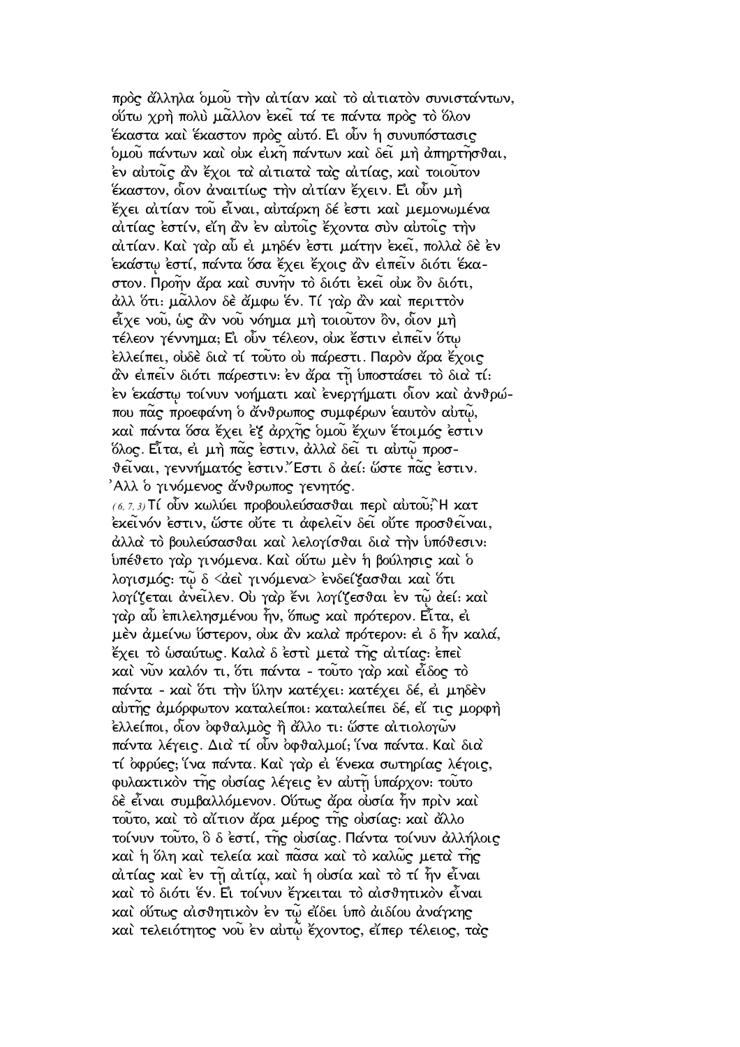πρὸς ἄλληλα ὁμοῦ τὴν αἰτίαν καὶ τὸ αἰτιατὸν συνιστάντων, οὕτω χρὴ πολὺ μᾶλλον ἐκεῖ τά τε πάντα πρὸς τὸ ὅλον ἕκαστα καὶ ἕκαστον πρὸς αὐτό. Εἰ οὖν ἡ συνυπόστασις ὁμοῦ πάντων καὶ οὐκ εἰκῇ πάντων καὶ δεῖ μὴ ἀπηρτῆσθαι, ἐν αὐτοῖς ἂν ἔχοι τὰ αἰτιατὰ τὰς αἰτίας, καὶ τοιοῦτον ἕκαστον, οἷον ἀναιτίως τὴν αἰτίαν ἔχειν. Εἰ οὖν μὴ ἔχει αἰτίαν τοῦ εἶναι, αὐτάρκη δέ ἐστι καὶ μεμονωμένα αἰτίας ἐστίν, εἴη ἂν ἐν αὐτοῖς ἔχοντα σὺν αὐτοῖς τὴν αἰτίαν. Καὶ γὰρ αὖ εἰ μηδέν ἐστι μάτην ἐκεῖ, πολλὰ δὲ ἐν ἑκάστῳ ἐστί, πάντα ὅσα ἔχει ἔχοις ἂν εἰπεῖν διότι ἕκαστον. Προῆν ἄρα καὶ συνῆν τὸ διότι ἐκεῖ οὐκ ὂν διότι, ἀλλ ὅτι: μᾶλλον δὲ ἄμφω ἕν. Τί γὰρ ἂν καὶ περιττὸν εἶχε νοῦ, ὡς ἂν νοῦ νόημα μὴ τοιοῦτον ὄν, οἷον μὴ τέλεον γέννημα; Εἰ οὖν τέλεον, οὐκ ἔστιν εἰπεῖν ὅτῳ ἐλλείπει, οὐδὲ διὰ τί τοῦτο οὐ πάρεστι. Παρὸν ἄρα ἔχοις ἂν εἰπεῖν διότι πάρεστιν: ἐν ἄρα τῇ ὑποστάσει τὸ διὰ τί: ἐν ἑκάστῳ τοίνυν νοήματι καὶ ἐνεργήματι οἷον καὶ ἀνθρώπου πᾶς προεφάνη ὁ ἄνθρωπος συμφέρων ἑαυτὸν αὐτῷ, καὶ πάντα ὅσα ἔχει ἐξ ἀρχῆς ὁμοῦ ἔχων ἑτοιμός ἐστιν ὅλος. Εἶτα, εἰ μὴ πᾶς ἐστιν, ἀλλὰ δεῖ τι αὐτῷ προσθεῖναι, γεννήματός ἐστιν. Ἔστι δ ἀεί: ὥστε πᾶς ἐστιν. Ἀλλ ὁ γινόμενος ἄνθρωπος γενητός.

(6, 7, 3) Τί οὖν κωλύει προβουλεύσασθαι περὶ αὐτοῦ; Ἡ κατ ἐκεῖνόν ἐστιν, ὥστε οὔτε τι ἀφελεῖν δεῖ οὔτε προσθεῖναι, ἀλλὰ τὸ βουλεύσασθαι καὶ λελογίσθαι διὰ τὴν ὑπόθεσιν: ὑπέθετο γὰρ γινόμενα. Καὶ οὕτω μὲν ἡ βούλησις καὶ ὁ λογισμός: τῷ δ <ἀεὶ γινόμενα> ἐνδείξασθαι καὶ ὅτι λογίζεται ἀνεῖλεν. Οὐ γὰρ ἔνι λογίζεσθαι ἐν τῷ ἀεί: καὶ γὰρ αὖ ἐπιλελησμένου ἦν, ὅπως καὶ πρότερον. Εἶτα, εἰ μὲν ἀμείνω ὕστερον, οὐκ ἂν καλὰ πρότερον: εἰ δ ἦν καλά, ἔχει τὸ ὡσαύτως. Καλὰ δ ἐστὶ μετὰ τῆς αἰτίας: ἐπεὶ καὶ νῦν καλόν τι, ὅτι πάντα - τοῦτο γὰρ καὶ εἶδος τὸ πάντα - καὶ ὅτι τὴν ὕλην κατέχει: κατέχει δέ, εἰ μηδὲν αὐτῆς ἀμόρφωτον καταλείποι: καταλείπει δέ, εἴ τις μορφὴ ἐλλείποι, οἷον ὀφθαλμὸς ἢ ἄλλο τι: ὥστε αἰτιολογῶν πάντα λέγεις. Διὰ τί οὖν ὀφθαλμοί; ἵνα πάντα. Καὶ διὰ τί ὀφρύες; ἵνα πάντα. Καὶ γὰρ εἰ ἕνεκα σωτηρίας λέγοις, φυλακτικὸν τῆς οὐσίας λέγεις ἐν αὐτῇ ὑπάρχον: τοῦτο δὲ εἶναι συμβαλλόμενον. Οὕτως ἄρα οὐσία ἦν πρὶν καὶ τοῦτο, καὶ τὸ αἴτιον ἄρα μέρος τῆς οὐσίας: καὶ ἄλλο τοίνυν τοῦτο, ὃ δ ἐστί, τῆς οὐσίας. Πάντα τοίνυν ἀλλήλοις καὶ ἡ ὅλη καὶ τελεία καὶ πᾶσα καὶ τὸ καλῶς μετὰ τῆς αἰτίας καὶ ἐν τῇ αἰτίᾳ, καὶ ἡ οὐσία καὶ τὸ τί ἦν εἶναι καὶ τὸ διότι ἕν. Εἰ τοίνυν ἔγκειται τὸ αἰσθητικὸν εἶναι καὶ οὕτως αἰσθητικὸν ἐν τῷ εἴδει ὑπὸ ἀιδίου ἀνάγκης καὶ τελειότητος νοῦ ἐν αὐτῷ ἔχοντος, εἴπερ τέλειος, τὰς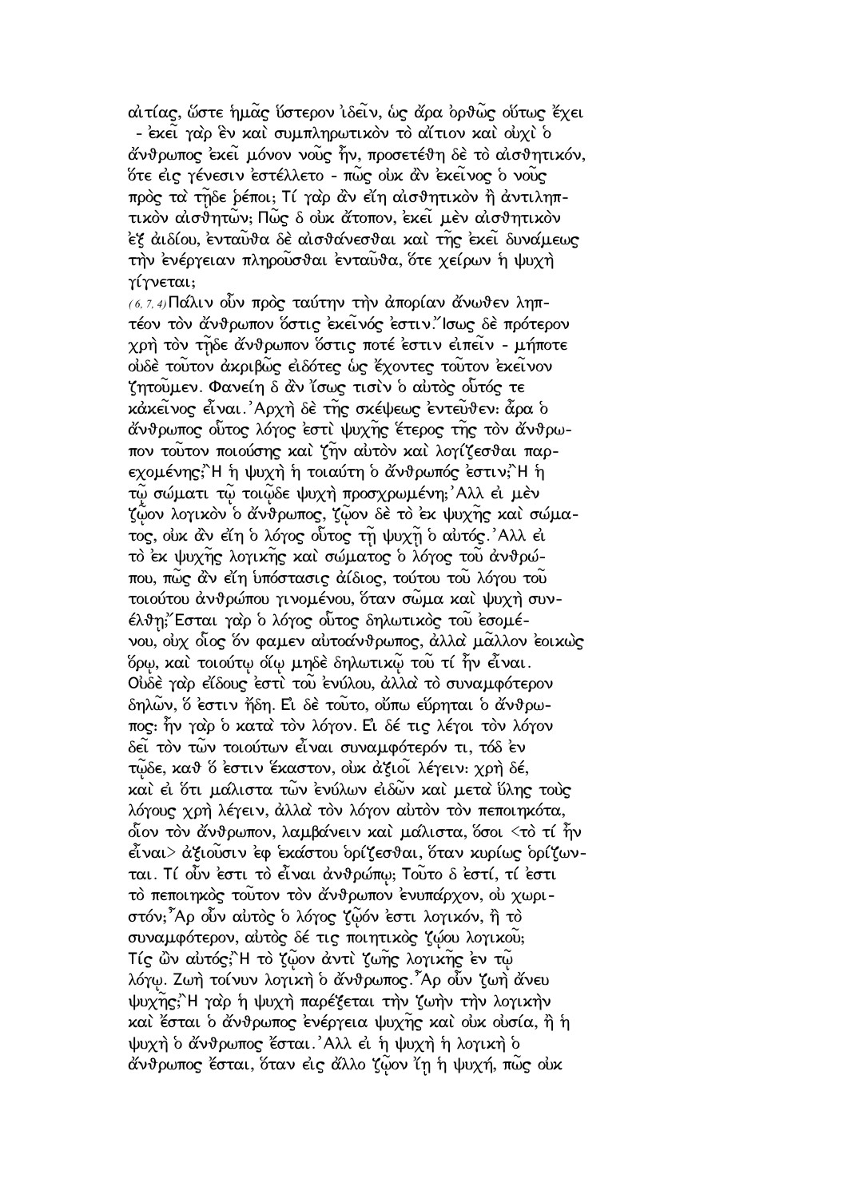αἰτίας, ὥστε ἡμᾶς ὕστερον ἰδεῖν, ὡς ἄρα ὀρθῶς οὕτως ἔχει - ἐκεῖ γὰρ ἓν καὶ συμπληρωτικὸν τὸ αἴτιον καὶ οὐχὶ ὁ ἄνθρωπος ἐκεῖ μόνον νοῦς ἦν, προσετέθη δὲ τὸ αἰσθητικόν, ὅτε εἰς γένεσιν ἐστέλλετο - πῶς οὐκ ἂν ἐκεῖνος ὁ νοῦς πρὸς τὰ τῇδε ῥέποι; Τί γὰρ ἂν εἴη αἰσθητικὸν ἢ ἀντιληπτικὸν αἰσθητῶν; Πῶς δ οὐκ ἄτοπον, ἐκεῖ μὲν αἰσθητικὸν ἐξ ἀιδίου, ἐνταῦθα δὲ αἰσθάνεσθαι καὶ τῆς ἐκεῖ δυνάμεως τὴν ἐνέργειαν πληροῦσθαι ἐνταῦθα, ὅτε χείρων ἡ ψυχὴ γίγνεται;

(6, 7, 4) Πάλιν οὖν πρὸς ταύτην τὴν ἀπορίαν ἄνωθεν ληπτέον τὸν ἄνθρωπον ὅστις ἐκεῖνός ἐστιν. Ἴσως δὲ πρότερον χρὴ τὸν τῇδε ἄνθρωπον ὅστις ποτέ ἐστιν εἰπεῖν - μήποτε οὐδὲ τοῦτον ἀκριβῶς εἰδότες ὡς ἔχοντες τοῦτον ἐκεῖνον ζητοῦμεν. Φανείη δ ἂν ἴσως τισὶν ὁ αὐτὸς οὗτός τε κἀκεῖνος εἶναι. Ἀρχὴ δὲ τῆς σκέψεως ἐντεῦθεν: ἆρα ὁ ἄνθρωπος οὗτος λόγος ἐστὶ ψυχῆς ἕτερος τῆς τὸν ἄνθρωπον τοῦτον ποιούσης καὶ ζῆν αὐτὸν καὶ λογίζεσθαι παρεχομένης; Ἢ ἡ ψυχὴ ἡ τοιαύτη ὁ ἄνθρωπός ἐστιν; Ἢ ἡ τῷ σώματι τῷ τοιῷδε ψυχὴ προσχρωμένη; Ἀλλ εἰ μὲν ζῷον λογικὸν ὁ ἄνθρωπος, ζῷον δὲ τὸ ἐκ ψυχῆς καὶ σώματος, οὐκ ἂν εἴη ὁ λόγος οὗτος τῇ ψυχῇ ὁ αὐτός. Ἀλλ εἰ τὸ ἐκ ψυχῆς λογικῆς καὶ σώματος ὁ λόγος τοῦ ἀνθρώπου, πῶς ἂν εἴη ὑπόστασις ἀίδιος, τούτου τοῦ λόγου τοῦ τοιούτου ἀνθρώπου γινομένου, ὅταν σῶμα καὶ ψυχὴ συνέλθῃ; Ἔσται γὰρ ὁ λόγος οὗτος δηλωτικὸς τοῦ ἐσομένου, οὐχ οἷος ὅν φαμεν αὐτοάνθρωπος, ἀλλὰ μᾶλλον ἐοικὼς ὅρῳ, καὶ τοιούτῳ οἵῳ μηδὲ δηλωτικῷ τοῦ τί ἦν εἶναι. Οὐδὲ γὰρ εἴδους ἐστὶ τοῦ ἐνύλου, ἀλλὰ τὸ συναμφότερον δηλῶν, ὅ ἐστιν ἤδη. Εἰ δὲ τοῦτο, οὔπω εὕρηται ὁ ἄνθρωπος: ἦν γὰρ ὁ κατὰ τὸν λόγον. Εἰ δέ τις λέγοι τὸν λόγον δεῖ τὸν τῶν τοιούτων εἶναι συναμφοτερόν τι, τόδ ἐν τῷδε, καθ ὅ ἐστιν ἕκαστον, οὐκ ἀξιοῖ λέγειν: χρὴ δέ, καὶ εἰ ὅτι μάλιστα τῶν ἐνύλων εἰδῶν καὶ μετὰ ὕλης τοὺς λόγους χρὴ λέγειν, ἀλλὰ τὸν λόγον αὐτὸν τὸν πεποιηκότα, οἷον τὸν ἄνθρωπον, λαμβάνειν καὶ μάλιστα, ὅσοι <τὸ τί ἦν εἶναι> ἀξιοῦσιν ἐφ ἑκάστου ὁρίζεσθαι, ὅταν κυρίως ὁρίζωνται. Τί οὖν ἐστι τὸ εἶναι ἀνθρώπῳ; Τοῦτο δ ἐστί, τί ἐστι τὸ πεποιηκὸς τοῦτον τὸν ἄνθρωπον ἐνυπάρχον, οὐ χωριστόν; Ἆρ οὖν αὐτὸς ὁ λόγος ζῷόν ἐστι λογικόν, ἢ τὸ συναμφότερον, αὐτὸς δέ τις ποιητικὸς ζῴου λογικοῦ; Τίς ὢν αὐτός; Ἢ τὸ ζῷον ἀντὶ ζωῆς λογικῆς ἐν τῷ λόγῳ. Ζωὴ τοίνυν λογικὴ ὁ ἄνθρωπος. Ἆρ οὖν ζωὴ ἄνευ ψυχῆς; Ἢ γὰρ ἡ ψυχὴ παρέξεται τὴν ζωὴν τὴν λογικὴν καὶ ἔσται ὁ ἄνθρωπος ἐνέργεια ψυχῆς καὶ οὐκ οὐσία, ἢ ἡ ψυχὴ ὁ ἄνθρωπος ἔσται. Ἀλλ εἰ ἡ ψυχὴ ἡ λογικὴ ὁ ἄνθρωπος ἔσται, ὅταν εἰς ἄλλο ζῷον ἴῃ ἡ ψυχή, πῶς οὐκ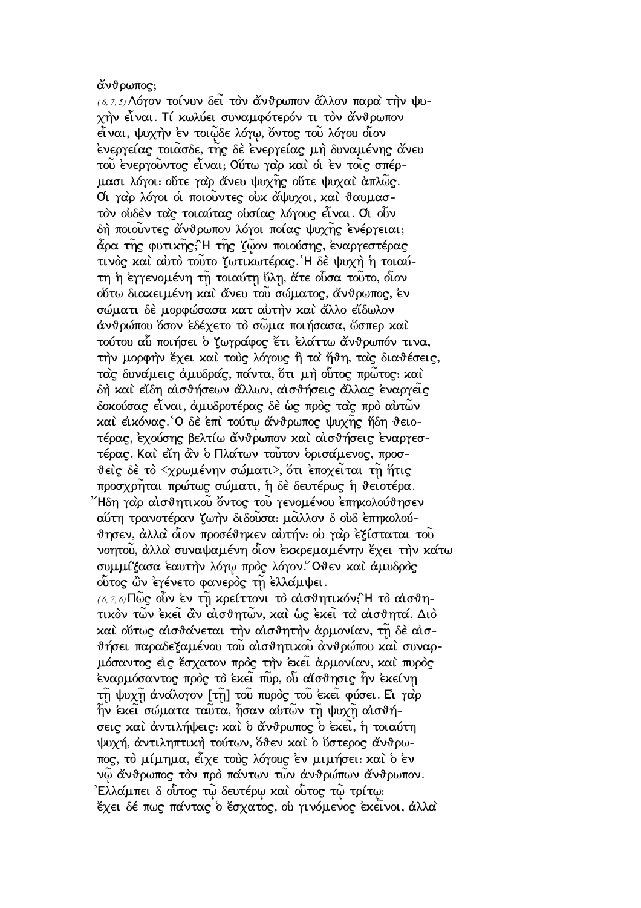ἄνθρωπος;

(6, 7, 5) Λόγον τοίνυν δεῖ τὸν ἄνθρωπον ἄλλον παρὰ τὴν ψυχὴν εἶναι. Τί κωλύει συναμφότερόν τι τὸν ἄνθρωπον εἶναι, ψυχὴν ἐν τοιῷδε λόγῳ, ὄντος τοῦ λόγου οἷον ἐνεργείας τοιᾶσδε, τῆς δὲ ἐνεργείας μὴ δυναμένης ἄνευ τοῦ ἐνεργοῦντος εἶναι; Οὕτω γὰρ καὶ οἱ ἐν τοῖς σπέρμασι λόγοι· οὔτε γὰρ ἄνευ ψυχῆς οὔτε ψυχαὶ ἁπλῶς. Οἱ γὰρ λόγοι οἱ ποιοῦντες οὐκ ἄψυχοι, καὶ θαυμαστὸν οὐδὲν τὰς τοιαύτας οὐσίας λόγους εἶναι. Οἱ οὖν δὴ ποιοῦντες ἄνθρωπον λόγοι ποίας ψυχῆς ἐνέργειαι; ἆρα τῆς φυτικῆς; Ἢ τῆς ζῷον ποιούσης, ἐναργεστέρας τινὸς καὶ αὐτὸ τοῦτο ζωτικωτέρας. Ἡ δὲ ψυχὴ ἡ τοιαύτη ἡ ἐγγενομένη τῇ τοιαύτῃ ὕλῃ, ἅτε οὖσα τοῦτο, οἷον οὕτω διακειμένη καὶ ἄνευ τοῦ σώματος, ἄνθρωπος, ἐν σώματι δὲ μορφώσασα κατ αὐτὴν καὶ ἄλλο εἴδωλον ἀνθρώπου ὅσον ἐδέχετο τὸ σῶμα ποιήσασα, ὥσπερ καὶ τούτου αὖ ποιήσει ὁ ζωγράφος ἔτι ἐλάττω ἄνθρωπόν τινα, τὴν μορφὴν ἔχει καὶ τοὺς λόγους ἢ τὰ ἤθη, τὰς διαθέσεις, τὰς δυνάμεις ἀμυδράς, πάντα, ὅτι μὴ οὗτος πρῶτος· καὶ δὴ καὶ εἴδη αἰσθήσεων ἄλλων, αἰσθήσεις ἄλλας ἐναργεῖς δοκούσας εἶναι, ἀμυδροτέρας δὲ ὡς πρὸς τὰς πρὸ αὐτῶν καὶ εἰκόνας. Ὁ δὲ ἐπὶ τούτῳ ἄνθρωπος ψυχῆς ἤδη θειοτέρας, ἐχούσης βελτίω ἄνθρωπον καὶ αἰσθήσεις ἐναργεστέρας. Καὶ εἴη ἂν ὁ Πλάτων τοῦτον ὁρισάμενος, προσθεὶς δὲ τὸ <χρωμένην σώματι>, ὅτι ἐποχεῖται τῇ ἥτις προσχρῆται πρώτως σώματι, ἡ δὲ δευτέρως ἡ θειοτέρα. Ἤδη γὰρ αἰσθητικοῦ ὄντος τοῦ γενομένου ἐπηκολούθησεν αὕτη τρανοτέραν ζωὴν διδοῦσα· μᾶλλον δ οὐδ ἐπηκολούθησεν, ἀλλὰ οἷον προσέθηκεν αὐτήν· οὐ γὰρ ἐξίσταται τοῦ νοητοῦ, ἀλλὰ συναψαμένη οἷον ἐκκρεμαμένην ἔχει τὴν κάτω συμμίξασα ἑαυτὴν λόγῳ πρὸς λόγον. Ὅθεν καὶ ἀμυδρὸς οὗτος ὢν ἐγένετο φανερὸς τῇ ἐλλάμψει.

(6, 7, 6) Πῶς οὖν ἐν τῇ κρείττονι τὸ αἰσθητικόν; Ἢ τὸ αἰσθητικὸν τῶν ἐκεῖ ἂν αἰσθητῶν, καὶ ὡς ἐκεῖ τὰ αἰσθητά. Διὸ καὶ οὕτως αἰσθάνεται τὴν αἰσθητὴν ἁρμονίαν, τῇ δὲ αἰσθήσει παραδεξαμένου τοῦ αἰσθητικοῦ ἀνθρώπου καὶ συναρμόσαντος εἰς ἔσχατον πρὸς τὴν ἐκεῖ ἁρμονίαν, καὶ πυρὸς ἐναρμόσαντος πρὸς τὸ ἐκεῖ πῦρ, οὗ αἴσθησις ἦν ἐκείνη τῇ ψυχῇ ἀνάλογον [τῇ] τοῦ πυρὸς τοῦ ἐκεῖ φύσει. Εἰ γὰρ ἦν ἐκεῖ σώματα ταῦτα, ἦσαν αὐτῶν τῇ ψυχῇ αἰσθήσεις καὶ ἀντιλήψεις· καὶ ὁ ἄνθρωπος ὁ ἐκεῖ, ἡ τοιαύτη ψυχή, ἀντιληπτικὴ τούτων, ὅθεν καὶ ὁ ὕστερος ἄνθρωπος, τὸ μίμημα, εἶχε τοὺς λόγους ἐν μιμήσει· καὶ ὁ ἐν νῷ ἄνθρωπος τὸν πρὸ πάντων τῶν ἀνθρώπων ἄνθρωπον. Ἐλλάμπει δ οὗτος τῷ δευτέρῳ καὶ οὗτος τῷ τρίτῳ· ἔχει δέ πως πάντας ὁ ἔσχατος, οὐ γινόμενος ἐκεῖνοι, ἀλλὰ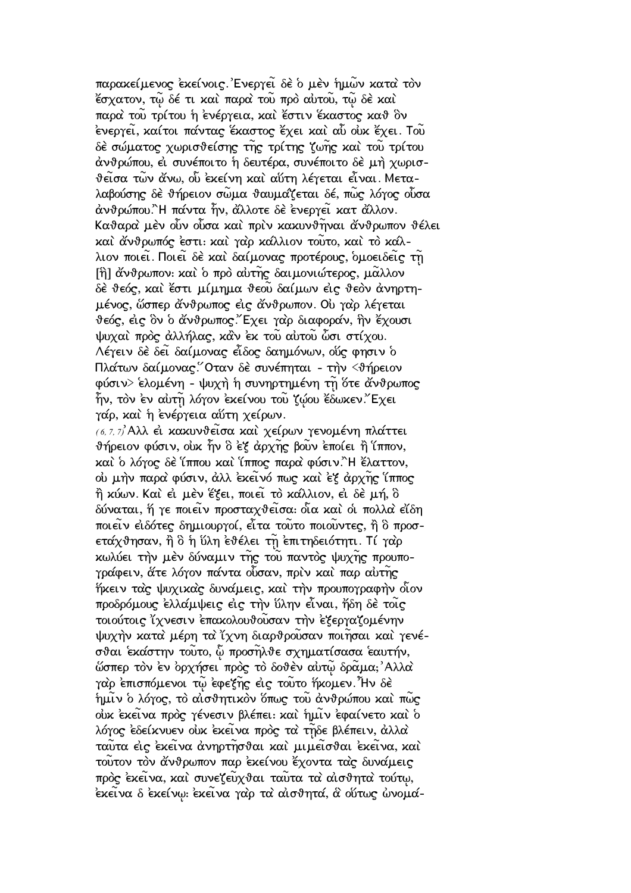παρακείμενος ἐκείνοις. Ἐνεργεῖ δὲ ὁ μὲν ἡμῶν κατὰ τὸν ἔσχατον, τῷ δέ τι καὶ παρὰ τοῦ πρὸ αὐτοῦ, τῷ δὲ καὶ παρὰ τοῦ τρίτου ἡ ἐνέργεια, καὶ ἔστιν ἕκαστος καθ' ὃν ἐνεργεῖ, καίτοι πάντας ἕκαστος ἔχει καὶ αὖ οὐκ ἔχει. Τοῦ δὲ σώματος χωρισθείσης τῆς τρίτης ζωῆς καὶ τοῦ τρίτου ἀνθρώπου, εἰ συνέποιτο ἡ δευτέρα, συνέποιτο δὲ μὴ χωρισθεῖσα τῶν ἄνω, οὗ ἐκείνη καὶ αὕτη λέγεται εἶναι. Μεταλαβούσης δὲ θήρειον σῶμα θαυμάζεται δέ, πῶς λόγος οὖσα ἀνθρώπου. Ἢ πάντα ἦν, ἄλλοτε δὲ ἐνεργεῖ κατ ἄλλον. Καθαρὰ μὲν οὖν οὖσα καὶ πρὶν κακυνθῆναι ἄνθρωπον θέλει καὶ ἄνθρωπός ἐστι: καὶ γὰρ κάλλιον τοῦτο, καὶ τὸ κάλλιον ποιεῖ. Ποιεῖ δὲ καὶ δαίμονας προτέρους, ὁμοειδεῖς τῇ [ἢ] ἄνθρωπον: καὶ ὁ πρὸ αὐτῆς δαιμονιώτερος, μᾶλλον δὲ θεός, καὶ ἔστι μίμημα θεοῦ δαίμων εἰς θεὸν ἀνηρτημένος, ὥσπερ ἄνθρωπος εἰς ἄνθρωπον. Οὐ γὰρ λέγεται θεός, εἰς ὃν ὁ ἄνθρωπος. Ἔχει γὰρ διαφοράν, ἣν ἔχουσι ψυχαὶ πρὸς ἀλλήλας, κἂν ἐκ τοῦ αὐτοῦ ὦσι στίχου. Λέγειν δὲ δεῖ δαίμονας εἶδος δαημόνων, οὕς φησιν ὁ Πλάτων δαίμονας. Ὅταν δὲ συνέπηται - τὴν <θήρειον φύσιν> ἑλομένη - ψυχὴ ἡ συνηρτημένη τῇ ὅτε ἄνθρωπος ἦν, τὸν ἐν αὐτῇ λόγον ἐκείνου τοῦ ζῴου ἔδωκεν. Ἔχει γάρ, καὶ ἡ ἐνέργεια αὕτη χείρων.

(6, 7, 7) Ἀλλ εἰ κακυνθεῖσα καὶ χείρων γενομένη πλάττει θήρειον φύσιν, οὐκ ἦν ὃ ἐξ ἀρχῆς βοῦν ἐποίει ἢ ἵππον, καὶ ὁ λόγος δὲ ἵππου καὶ ἵππος παρὰ φύσιν. Ἢ ἔλαττον, οὐ μὴν παρὰ φύσιν, ἀλλ ἐκεῖνό πως καὶ ἐξ ἀρχῆς ἵππος ἢ κύων. Καὶ εἰ μὲν ἕξει, ποιεῖ τὸ κάλλιον, εἰ δὲ μή, ὃ δύναται, ἥ γε ποιεῖν προσταχθεῖσα: οἷα καὶ οἱ πολλὰ εἴδη ποιεῖν εἰδότες δημιουργοί, εἶτα τοῦτο ποιοῦντες, ἢ ὃ προσετάχθησαν, ἢ ὃ ἡ ὕλη ἐθέλει τῇ ἐπιτηδειότητι. Τί γὰρ κωλύει τὴν μὲν δύναμιν τῆς τοῦ παντὸς ψυχῆς προυπογράφειν, ἅτε λόγον πάντα οὖσαν, πρὶν καὶ παρ αὐτῆς ἥκειν τὰς ψυχικὰς δυνάμεις, καὶ τὴν προυπογραφὴν οἷον προδρόμους ἐλλάμψεις εἰς τὴν ὕλην εἶναι, ἤδη δὲ τοῖς τοιούτοις ἴχνεσιν ἐπακολουθοῦσαν τὴν ἐξεργαζομένην ψυχὴν κατὰ μέρη τὰ ἴχνη διαρθροῦσαν ποιῆσαι καὶ γενέσθαι ἑκάστην τοῦτο, ᾧ προσῆλθε σχηματίσασα ἑαυτήν, ὥσπερ τὸν ἐν ὀρχήσει πρὸς τὸ δοθὲν αὐτῷ δρᾶμα; Ἀλλὰ γὰρ ἐπισπόμενοι τῷ ἐφεξῆς εἰς τοῦτο ἥκομεν. Ἦν δὲ ἡμῖν ὁ λόγος, τὸ αἰσθητικὸν ὅπως τοῦ ἀνθρώπου καὶ πῶς οὐκ ἐκεῖνα πρὸς γένεσιν βλέπει: καὶ ἡμῖν ἐφαίνετο καὶ ὁ λόγος ἐδείκνυεν οὐκ ἐκεῖνα πρὸς τὰ τῇδε βλέπειν, ἀλλὰ ταῦτα εἰς ἐκεῖνα ἀνηρτῆσθαι καὶ μιμεῖσθαι ἐκεῖνα, καὶ τοῦτον τὸν ἄνθρωπον παρ ἐκείνου ἔχοντα τὰς δυνάμεις πρὸς ἐκεῖνα, καὶ συνεζεῦχθαι ταῦτα τὰ αἰσθητὰ τούτῳ, ἐκεῖνα δ ἐκείνῳ: ἐκεῖνα γὰρ τὰ αἰσθητά, ἃ οὕτως ὠνομά-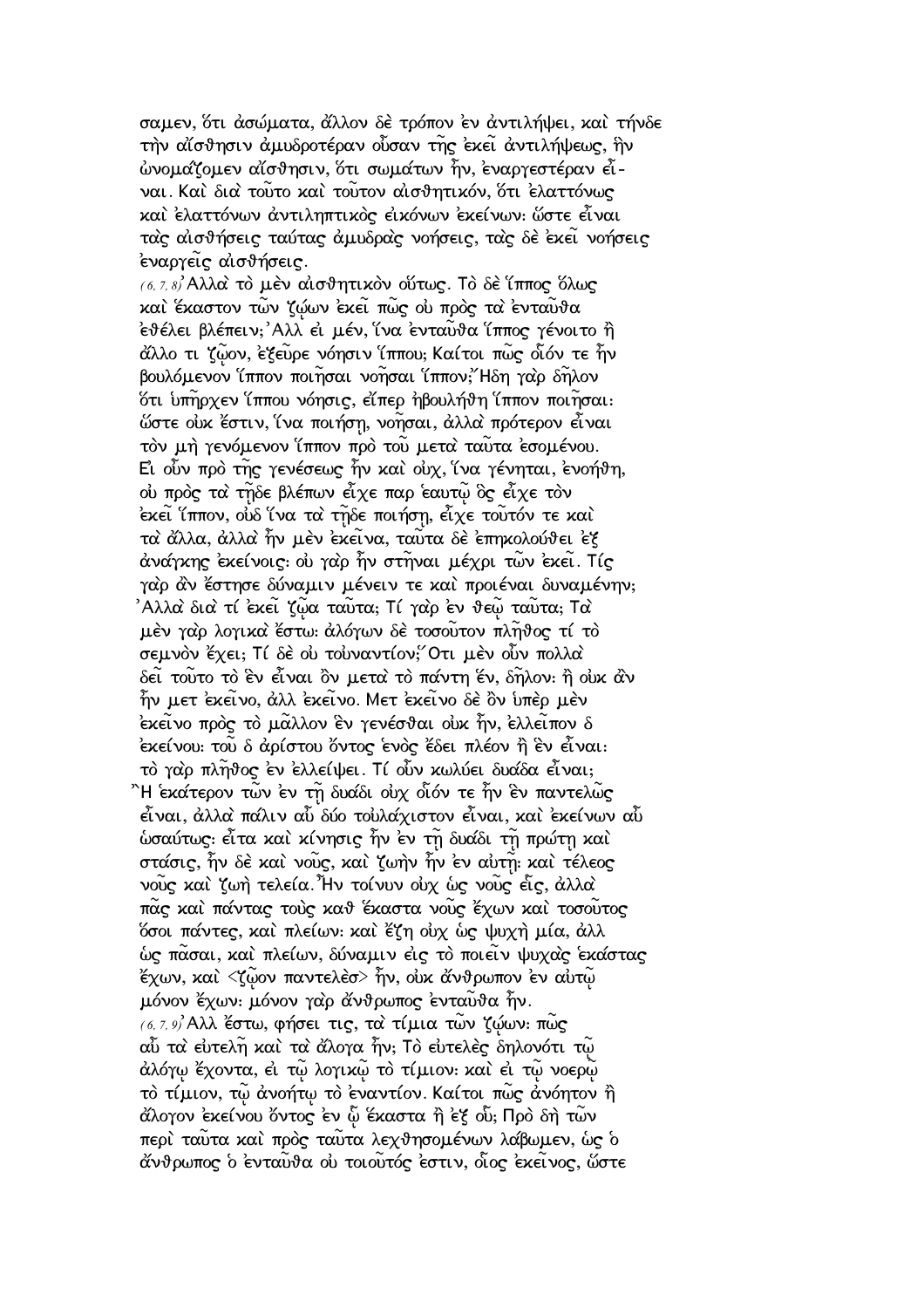σαμεν, ὅτι ἀσώματα, ἄλλον δὲ τρόπον ἐν ἀντιλήψει, καὶ τήνδε τὴν αἴσθησιν ἀμυδροτέραν οὖσαν τῆς ἐκεῖ ἀντιλήψεως, ἣν ὠνομάζομεν αἴσθησιν, ὅτι σωμάτων ἦν, ἐναργεστέραν εἶναι. Καὶ διὰ τοῦτο καὶ τοῦτον αἰσθητικόν, ὅτι ἐλαττόνως καὶ ἐλαττόνων ἀντιληπτικὸς εἰκόνων ἐκείνων: ὥστε εἶναι τὰς αἰσθήσεις ταύτας ἀμυδρὰς νοήσεις, τὰς δὲ ἐκεῖ νοήσεις ἐναργεῖς αἰσθήσεις.

(6, 7, 8) Ἀλλὰ τὸ μὲν αἰσθητικὸν οὕτως. Τὸ δὲ ἵππος ὅλως καὶ ἕκαστον τῶν ζῴων ἐκεῖ πῶς οὐ πρὸς τὰ ἐνταῦθα ἐθέλει βλέπειν; Ἀλλ εἰ μέν, ἵνα ἐνταῦθα ἵππος γένοιτο ἢ ἄλλο τι ζῷον, ἐξεῦρε νόησιν ἵππου; Καίτοι πῶς οἷόν τε ἦν βουλόμενον ἵππον ποιῆσαι νοῆσαι ἵππον; Ἤδη γὰρ δῆλον ὅτι ὑπῆρχεν ἵππου νόησις, εἴπερ ἠβουλήθη ἵππον ποιῆσαι: ὥστε οὐκ ἔστιν, ἵνα ποιήσῃ, νοῆσαι, ἀλλὰ πρότερον εἶναι τὸν μὴ γενόμενον ἵππον πρὸ τοῦ μετὰ ταῦτα ἐσομένου. Εἰ οὖν πρὸ τῆς γενέσεως ἦν καὶ οὐχ, ἵνα γένηται, ἐνοήθη, οὐ πρὸς τὰ τῇδε βλέπων εἶχε παρ ἑαυτῷ ὃς εἶχε τὸν ἐκεῖ ἵππον, οὐδ ἵνα τὰ τῇδε ποιήσῃ, εἶχε τοῦτόν τε καὶ τὰ ἄλλα, ἀλλὰ ἦν μὲν ἐκεῖνα, ταῦτα δὲ ἐπηκολούθει ἐξ ἀνάγκης ἐκείνοις: οὐ γὰρ ἦν στῆναι μέχρι τῶν ἐκεῖ. Τίς γὰρ ἂν ἔστησε δύναμιν μένειν τε καὶ προιέναι δυναμένην; Ἀλλὰ διὰ τί ἐκεῖ ζῷα ταῦτα; Τί γὰρ ἐν θεῷ ταῦτα; Τὰ μὲν γὰρ λογικὰ ἔστω: ἀλόγων δὲ τοσοῦτον πλῆθος τί τὸ σεμνὸν ἔχει; Τί δὲ οὐ τοὐναντίον; Ὅτι μὲν οὖν πολλὰ δεῖ τοῦτο τὸ ἓν εἶναι ὂν μετὰ τὸ πάντη ἕν, δῆλον: ἢ οὐκ ἂν ἦν μετ ἐκεῖνο, ἀλλ ἐκεῖνο. Μετ ἐκεῖνο δὲ ὂν ὑπὲρ μὲν ἐκεῖνο πρὸς τὸ μᾶλλον ἓν γενέσθαι οὐκ ἦν, ἐλλεῖπον δ ἐκείνου: τοῦ δ ἀρίστου ὄντος ἑνὸς ἔδει πλέον ἢ ἓν εἶναι: τὸ γὰρ πλῆθος ἐν ἐλλείψει. Τί οὖν κωλύει δυάδα εἶναι; Ἢ ἑκάτερον τῶν ἐν τῇ δυάδι οὐχ οἷόν τε ἦν ἓν παντελῶς εἶναι, ἀλλὰ πάλιν αὖ δύο τοὐλάχιστον εἶναι, καὶ ἐκείνων αὖ ὡσαύτως: εἶτα καὶ κίνησις ἦν ἐν τῇ δυάδι τῇ πρώτῃ καὶ στάσις, ἦν δὲ καὶ νοῦς, καὶ ζωὴν ἦν ἐν αὐτῇ: καὶ τέλεος νοῦς καὶ ζωὴ τελεία. Ἦν τοίνυν οὐχ ὡς νοῦς εἷς, ἀλλὰ πᾶς καὶ πάντας τοὺς καθ ἕκαστα νοῦς ἔχων καὶ τοσοῦτος ὅσοι πάντες, καὶ πλείων: καὶ ἔζη οὐχ ὡς ψυχὴ μία, ἀλλ ὡς πᾶσαι, καὶ πλείων, δύναμιν εἰς τὸ ποιεῖν ψυχὰς ἑκάστας ἔχων, καὶ <ζῷον παντελὲσ> ἦν, οὐκ ἄνθρωπον ἐν αὐτῷ μόνον ἔχων: μόνον γὰρ ἄνθρωπος ἐνταῦθα ἦν.

(6, 7, 9) Ἀλλ ἔστω, φήσει τις, τὰ τίμια τῶν ζῴων: πῶς αὖ τὰ εὐτελῆ καὶ τὰ ἄλογα ἦν; Τὸ εὐτελὲς δηλονότι τῷ ἀλόγῳ ἔχοντα, εἰ τῷ λογικῷ τὸ τίμιον: καὶ εἰ τῷ νοερῷ τὸ τίμιον, τῷ ἀνοήτῳ τὸ ἐναντίον. Καίτοι πῶς ἀνόητον ἢ ἄλογον ἐκείνου ὄντος ἐν ᾧ ἕκαστα ἢ ἐξ οὗ; Πρὸ δὴ τῶν περὶ ταῦτα καὶ πρὸς ταῦτα λεχθησομένων λάβωμεν, ὡς ὁ ἄνθρωπος ὁ ἐνταῦθα οὐ τοιοῦτός ἐστιν, οἷος ἐκεῖνος, ὥστε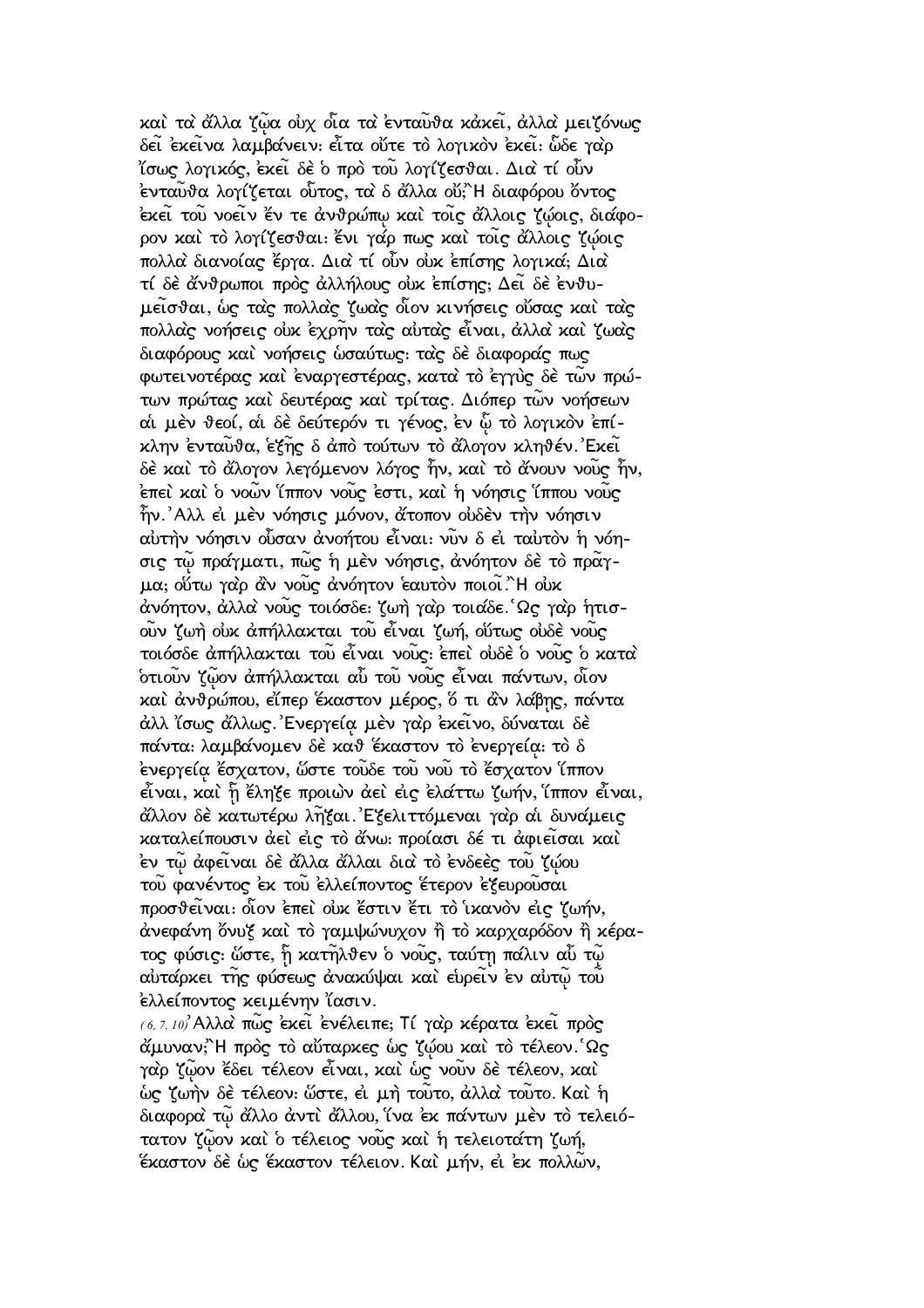καὶ τὰ ἄλλα ζῷα οὐχ οἷα τὰ ἐνταῦθα κἀκεῖ, ἀλλὰ μειζόνως δεῖ ἐκεῖνα λαμβάνειν· εἶτα οὔτε τὸ λογικὸν ἐκεῖ· ὧδε γὰρ ἴσως λογικός, ἐκεῖ δὲ ὁ πρὸ τοῦ λογίζεσθαι. Διὰ τί οὖν ἐνταῦθα λογίζεται οὗτος, τὰ δ ἄλλα οὔ;῍Η διαφόρου ὄντος ἐκεῖ τοῦ νοεῖν ἔν τε ἀνθρώπῳ καὶ τοῖς ἄλλοις ζῴοις, διάφορον καὶ τὸ λογίζεσθαι· ἔνι γάρ πως καὶ τοῖς ἄλλοις ζῴοις πολλὰ διανοίας ἔργα. Διὰ τί οὖν οὐκ ἐπίσης λογικά; Διὰ τί δὲ ἄνθρωποι πρὸς ἀλλήλους οὐκ ἐπίσης; Δεῖ δὲ ἐνθυμεῖσθαι, ὡς τὰς πολλὰς ζωὰς οἷον κινήσεις οὔσας καὶ τὰς πολλὰς νοήσεις οὐκ ἐχρῆν τὰς αὐτὰς εἶναι, ἀλλὰ καὶ ζωὰς διαφόρους καὶ νοήσεις ὡσαύτως· τὰς δὲ διαφοράς πως φωτεινοτέρας καὶ ἐναργεστέρας, κατὰ τὸ ἐγγὺς δὲ τῶν πρώτων πρώτας καὶ δευτέρας καὶ τρίτας. Διόπερ τῶν νοήσεων αἱ μὲν θεοί, αἱ δὲ δεύτερόν τι γένος, ἐν ᾧ τὸ λογικὸν ἐπίκλην ἐνταῦθα, ἑξῆς δ ἀπὸ τούτων τὸ ἄλογον κληθέν. Ἐκεῖ δὲ καὶ τὸ ἄλογον λεγόμενον λόγος ἦν, καὶ τὸ ἄνουν νοῦς ἦν, ἐπεὶ καὶ ὁ νοῶν ἵππον νοῦς ἐστι, καὶ ἡ νόησις ἵππου νοῦς ἦν. Ἀλλ εἰ μὲν νόησις μόνον, ἄτοπον οὐδὲν τὴν νόησιν αὐτὴν νόησιν οὖσαν ἀνοήτου εἶναι· νῦν δ εἰ ταὐτὸν ἡ νόησις τῷ πράγματι, πῶς ἡ μὲν νόησις, ἀνόητον δὲ τὸ πρᾶγμα; οὕτω γὰρ ἂν νοῦς ἀνόητον ἑαυτὸν ποιοῖ.῍Η οὐκ ἀνόητον, ἀλλὰ νοῦς τοιόσδε· ζωὴ γὰρ τοιάδε. Ὡς γὰρ ἡτισοῦν ζωὴ οὐκ ἀπήλλακται τοῦ εἶναι ζωή, οὕτως οὐδὲ νοῦς τοιόσδε ἀπήλλακται τοῦ εἶναι νοῦς· ἐπεὶ οὐδὲ ὁ νοῦς ὁ κατὰ ὁτιοῦν ζῷον ἀπήλλακται αὖ τοῦ νοῦς εἶναι πάντων, οἷον καὶ ἀνθρώπου, εἴπερ ἕκαστον μέρος, ὅ τι ἂν λάβῃς, πάντα ἀλλ ἴσως ἄλλως. Ἐνεργείᾳ μὲν γὰρ ἐκεῖνο, δύναται δὲ πάντα· λαμβάνομεν δὲ καθ ἕκαστον τὸ ἐνεργείᾳ· τὸ δ ἐνεργείᾳ ἔσχατον, ὥστε τοῦδε τοῦ νοῦ τὸ ἔσχατον ἵππον εἶναι, καὶ ᾗ ἔληξε προιὼν ἀεὶ εἰς ἐλάττω ζωήν, ἵππον εἶναι, ἄλλον δὲ κατωτέρω λῆξαι. Ἐξελιττόμεναι γὰρ αἱ δυνάμεις καταλείπουσιν ἀεὶ εἰς τὸ ἄνω· προίασι δέ τι ἀφιεῖσαι καὶ ἐν τῷ ἀφεῖναι δὲ ἄλλα ἄλλαι διὰ τὸ ἐνδεὲς τοῦ ζῴου τοῦ φανέντος ἐκ τοῦ ἐλλείποντος ἕτερον ἐξευροῦσαι προσθεῖναι· οἷον ἐπεὶ οὐκ ἔστιν ἔτι τὸ ἱκανὸν εἰς ζωήν, ἀνεφάνη ὄνυξ καὶ τὸ γαμψώνυχον ἢ τὸ καρχαρόδον ἢ κέρατος φύσις· ὥστε, ᾗ κατῆλθεν ὁ νοῦς, ταύτῃ πάλιν αὖ τῷ αὐτάρκει τῆς φύσεως ἀνακύψαι καὶ εὑρεῖν ἐν αὐτῷ τοῦ ἐλλείποντος κειμένην ἴασιν.

(6, 7, 10) Ἀλλὰ πῶς ἐκεῖ ἐνέλειπε; Τί γὰρ κέρατα ἐκεῖ πρὸς ἄμυναν;῍Η πρὸς τὸ αὔταρκες ὡς ζῴου καὶ τὸ τέλεον. Ὡς γὰρ ζῷον ἔδει τέλεον εἶναι, καὶ ὡς νοῦν δὲ τέλεον, καὶ ὡς ζωὴν δὲ τέλεον· ὥστε, εἰ μὴ τοῦτο, ἀλλὰ τοῦτο. Καὶ ἡ διαφορὰ τῷ ἄλλο ἀντὶ ἄλλου, ἵνα ἐκ πάντων μὲν τὸ τελειότατον ζῷον καὶ ὁ τέλειος νοῦς καὶ ἡ τελειοτάτη ζωή, ἕκαστον δὲ ὡς ἕκαστον τέλειον. Καὶ μήν, εἰ ἐκ πολλῶν,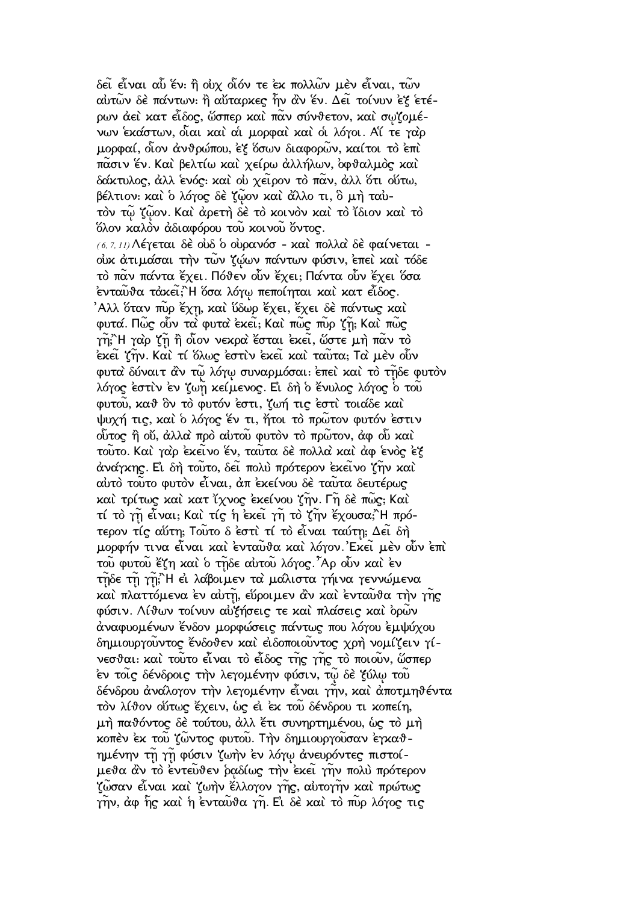δεῖ εἶναι αὖ ἕν· ἢ οὐχ οἷόν τε ἐκ πολλῶν μὲν εἶναι, τῶν αὐτῶν δὲ πάντων· ἢ αὔταρκες ἦν ἂν ἕν. Δεῖ τοίνυν ἐξ ἑτέρων ἀεὶ κατ εἶδος, ὥσπερ καὶ πᾶν σύνθετον, καὶ σῳζομένων ἑκάστων, οἷαι καὶ αἱ μορφαὶ καὶ οἱ λόγοι. Αἵ τε γὰρ μορφαί, οἷον ἀνθρώπου, ἐξ ὅσων διαφορῶν, καίτοι τὸ ἐπὶ πᾶσιν ἕν. Καὶ βελτίω καὶ χείρω ἀλλήλων, ὀφθαλμὸς καὶ δάκτυλος, ἀλλ ἑνός· καὶ οὐ χεῖρον τὸ πᾶν, ἀλλ ὅτι οὕτω, βέλτιον· καὶ ὁ λόγος δὲ ζῷον καὶ ἄλλο τι, ὃ μὴ ταὐτὸν τῷ ζῷον. Καὶ ἀρετὴ δὲ τὸ κοινὸν καὶ τὸ ἴδιον καὶ τὸ ὅλον καλὸν ἀδιαφόρου τοῦ κοινοῦ ὄντος.

*(6, 7, 11)* Λέγεται δὲ οὐδ ὁ οὐρανόσ - καὶ πολλὰ δὲ φαίνεται - οὐκ ἀτιμάσαι τὴν τῶν ζῴων πάντων φύσιν, ἐπεὶ καὶ τόδε τὸ πᾶν πάντα ἔχει. Πόθεν οὖν ἔχει; Πάντα οὖν ἔχει ὅσα ἐνταῦθα τἀκεῖ; Ἢ ὅσα λόγῳ πεποίηται καὶ κατ εἶδος. Ἀλλ ὅταν πῦρ ἔχῃ, καὶ ὕδωρ ἔχει, ἔχει δὲ πάντως καὶ φυτά. Πῶς οὖν τὰ φυτὰ ἐκεῖ; Καὶ πῶς πῦρ ζῇ; Καὶ πῶς γῆ; Ἢ γὰρ ζῇ ἢ οἷον νεκρὰ ἔσται ἐκεῖ, ὥστε μὴ πᾶν τὸ ἐκεῖ ζῆν. Καὶ τί ὅλως ἐστὶν ἐκεῖ καὶ ταῦτα; Τὰ μὲν οὖν φυτὰ δύναιτ ἂν τῷ λόγῳ συναρμόσαι· ἐπεὶ καὶ τὸ τῇδε φυτὸν λόγος ἐστὶν ἐν ζωῇ κείμενος. Εἰ δὴ ὁ ἔνυλος λόγος ὁ τοῦ φυτοῦ, καθ ὃν τὸ φυτόν ἐστι, ζωή τις ἐστὶ τοιάδε καὶ ψυχή τις, καὶ ὁ λόγος ἕν τι, ἤτοι τὸ πρῶτον φυτόν ἐστιν οὗτος ἢ οὔ, ἀλλὰ πρὸ αὐτοῦ φυτὸν τὸ πρῶτον, ἀφ οὗ καὶ τοῦτο. Καὶ γὰρ ἐκεῖνο ἕν, ταῦτα δὲ πολλὰ καὶ ἀφ ἑνὸς ἐξ ἀνάγκης. Εἰ δὴ τοῦτο, δεῖ πολὺ πρότερον ἐκεῖνο ζῆν καὶ αὐτὸ τοῦτο φυτὸν εἶναι, ἀπ ἐκείνου δὲ ταῦτα δευτέρως καὶ τρίτως καὶ κατ ἴχνος ἐκείνου ζῆν. Γῆ δὲ πῶς; Καὶ τί τὸ γῇ εἶναι; Καὶ τίς ἡ ἐκεῖ γῆ τὸ ζῆν ἔχουσα; Ἢ πρότερον τίς αὕτη; Τοῦτο δ ἐστὶ τί τὸ εἶναι ταύτῃ; Δεῖ δὴ μορφήν τινα εἶναι καὶ ἐνταῦθα καὶ λόγον. Ἐκεῖ μὲν οὖν ἐπὶ τοῦ φυτοῦ ἔζη καὶ ὁ τῇδε αὐτοῦ λόγος. Ἆρ οὖν καὶ ἐν τῇδε τῇ γῇ; Ἢ εἰ λάβοιμεν τὰ μάλιστα γήινα γεννώμενα καὶ πλαττόμενα ἐν αὐτῇ, εὕροιμεν ἂν καὶ ἐνταῦθα τὴν γῆς φύσιν. Λίθων τοίνυν αὐξήσεις τε καὶ πλάσεις καὶ ὀρῶν ἀναφυομένων ἔνδον μορφώσεις πάντως που λόγου ἐμψύχου δημιουργοῦντος ἔνδοθεν καὶ εἰδοποιοῦντος χρὴ νομίζειν γίνεσθαι· καὶ τοῦτο εἶναι τὸ εἶδος τῆς γῆς τὸ ποιοῦν, ὥσπερ ἐν τοῖς δένδροις τὴν λεγομένην φύσιν, τῷ δὲ ξύλῳ τοῦ δένδρου ἀνάλογον τὴν λεγομένην εἶναι γῆν, καὶ ἀποτμηθέντα τὸν λίθον οὕτως ἔχειν, ὡς εἰ ἐκ τοῦ δένδρου τι κοπείη, μὴ παθόντος δὲ τούτου, ἀλλ ἔτι συνηρτημένου, ὡς τὸ μὴ κοπὲν ἐκ τοῦ ζῶντος φυτοῦ. Τὴν δημιουργοῦσαν ἐγκαθημένην τῇ γῇ φύσιν ζωὴν ἐν λόγῳ ἀνευρόντες πιστοίμεθα ἂν τὸ ἐντεῦθεν ῥᾳδίως τὴν ἐκεῖ γῆν πολὺ πρότερον ζῶσαν εἶναι καὶ ζωὴν ἔλλογον γῆς, αὐτογῆν καὶ πρώτως γῆν, ἀφ ἧς καὶ ἡ ἐνταῦθα γῆ. Εἰ δὲ καὶ τὸ πῦρ λόγος τις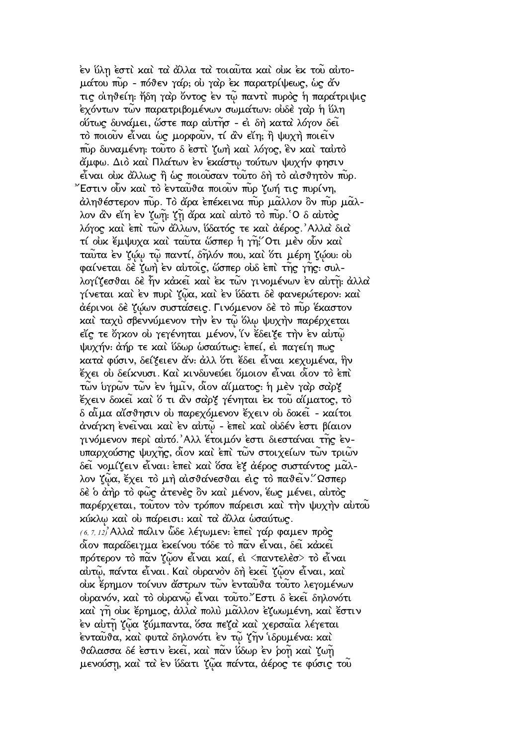ἐν ὕλῃ ἐστὶ καὶ τὰ ἄλλα τὰ τοιαῦτα καὶ οὐκ ἐκ τοῦ αὐτομάτου πῦρ - πόθεν γάρ; οὐ γὰρ ἐκ παρατρίψεως, ὡς ἄν τις οἰηθείη· ἤδη γὰρ ὄντος ἐν τῷ παντὶ πυρὸς ἡ παράτριψις ἐχόντων τῶν παρατριβομένων σωμάτων· οὐδὲ γὰρ ἡ ὕλη οὕτως δυνάμει, ὥστε παρ αὐτῆσ - εἰ δὴ κατὰ λόγον δεῖ τὸ ποιοῦν εἶναι ὡς μορφοῦν, τί ἂν εἴη; ἢ ψυχὴ ποιεῖν πῦρ δυναμένη· τοῦτο δ ἐστὶ ζωὴ καὶ λόγος, ἓν καὶ ταὐτὸ ἄμφω. Διὸ καὶ Πλάτων ἐν ἑκάστῳ τούτων ψυχήν φησιν εἶναι οὐκ ἄλλως ἢ ὡς ποιοῦσαν τοῦτο δὴ τὸ αἰσθητὸν πῦρ. Ἔστιν οὖν καὶ τὸ ἐνταῦθα ποιοῦν πῦρ ζωή τις πυρίνη, ἀληθέστερον πῦρ. Τὸ ἄρα ἐπέκεινα πῦρ μᾶλλον ὂν πῦρ μᾶλλον ἂν εἴη ἐν ζωῇ· ζῇ ἄρα καὶ αὐτὸ τὸ πῦρ. Ὁ δ αὐτὸς λόγος καὶ ἐπὶ τῶν ἄλλων, ὕδατός τε καὶ ἀέρος. Ἀλλὰ διὰ τί οὐκ ἔμψυχα καὶ ταῦτα ὥσπερ ἡ γῆ; Ὅτι μὲν οὖν καὶ ταῦτα ἐν ζῴῳ τῷ παντί, δῆλόν που, καὶ ὅτι μέρη ζῴου· οὐ φαίνεται δὲ ζωὴ ἐν αὐτοῖς, ὥσπερ οὐδ ἐπὶ τῆς γῆς· συλλογίζεσθαι δὲ ἦν κἀκεῖ καὶ ἐκ τῶν γινομένων ἐν αὐτῇ· ἀλλὰ γίνεται καὶ ἐν πυρὶ ζῷα, καὶ ἐν ὕδατι δὲ φανερώτερον· καὶ ἀέρινοι δὲ ζῴων συστάσεις. Γινόμενον δὲ τὸ πῦρ ἕκαστον καὶ ταχὺ σβεννύμενον τὴν ἐν τῷ ὅλῳ ψυχὴν παρέρχεται εἴς τε ὄγκον οὐ γεγένηται μένον, ἵν ἔδειξε τὴν ἐν αὐτῷ ψυχήν· ἀήρ τε καὶ ὕδωρ ὡσαύτως· ἐπεί, εἰ παγείη πως κατὰ φύσιν, δείξειεν ἄν· ἀλλ ὅτι ἔδει εἶναι κεχυμένα, ἣν ἔχει οὐ δείκνυσι. Καὶ κινδυνεύει ὅμοιον εἶναι οἷον τὸ ἐπὶ τῶν ὑγρῶν τῶν ἐν ἡμῖν, οἷον αἵματος· ἡ μὲν γὰρ σὰρξ ἔχειν δοκεῖ καὶ ὅ τι ἂν σὰρξ γένηται ἐκ τοῦ αἵματος, τὸ δ αἷμα αἴσθησιν οὐ παρεχόμενον ἔχειν οὐ δοκεῖ - καίτοι ἀνάγκη ἐνεῖναι καὶ ἐν αὐτῷ - ἐπεὶ καὶ οὐδέν ἐστι βίαιον γινόμενον περὶ αὐτό. Ἀλλ ἕτοιμόν ἐστι διεστάναι τῆς ἐνυπαρχούσης ψυχῆς, οἷον καὶ ἐπὶ τῶν στοιχείων τῶν τριῶν δεῖ νομίζειν εἶναι· ἐπεὶ καὶ ὅσα ἐξ ἀέρος συστάντος μᾶλλον ζῷα, ἔχει τὸ μὴ αἰσθάνεσθαι εἰς τὸ παθεῖν. Ὥσπερ δὲ ὁ ἀὴρ τὸ φῶς ἀτενὲς ὂν καὶ μένον, ἕως μένει, αὐτὸς παρέρχεται, τοῦτον τὸν τρόπον πάρεισι καὶ τὴν ψυχὴν αὐτοῦ κύκλῳ καὶ οὐ πάρεισι· καὶ τὰ ἄλλα ὡσαύτως.

(6, 7, 12) Ἀλλὰ πάλιν ὧδε λέγωμεν· ἐπεὶ γάρ φαμεν πρὸς οἷον παράδειγμα ἐκείνου τόδε τὸ πᾶν εἶναι, δεῖ κἀκεῖ πρότερον τὸ πᾶν ζῷον εἶναι καί, εἰ <παντελὲσ> τὸ εἶναι αὐτῷ, πάντα εἶναι. Καὶ οὐρανὸν δὴ ἐκεῖ ζῷον εἶναι, καὶ οὐκ ἔρημον τοίνυν ἄστρων τῶν ἐνταῦθα τοῦτο λεγομένων οὐρανόν, καὶ τὸ οὐρανῷ εἶναι τοῦτο. Ἔστι δ ἐκεῖ δηλονότι καὶ γῆ οὐκ ἔρημος, ἀλλὰ πολὺ μᾶλλον ἐζωωμένη, καὶ ἔστιν ἐν αὐτῇ ζῷα ξύμπαντα, ὅσα πεζὰ καὶ χερσαῖα λέγεται ἐνταῦθα, καὶ φυτὰ δηλονότι ἐν τῷ ζῆν ἱδρυμένα· καὶ θάλασσα δέ ἐστιν ἐκεῖ, καὶ πᾶν ὕδωρ ἐν ῥοῇ καὶ ζωῇ μενούσῃ, καὶ τὰ ἐν ὕδατι ζῷα πάντα, ἀέρος τε φύσις τοῦ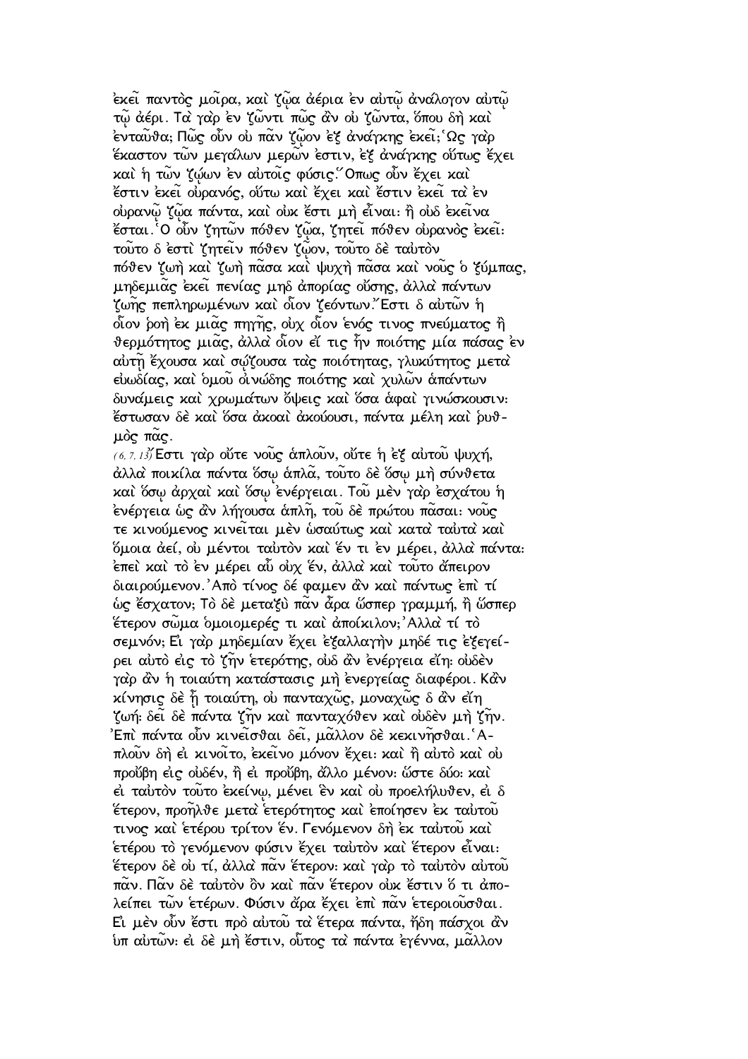ἐκεῖ παντὸς μοῖρα, καὶ ζῷα ἀέρια ἐν αὐτῷ ἀνάλογον αὐτῷ τῷ ἀέρι. Τὰ γὰρ ἐν ζῶντι πῶς ἂν οὐ ζῶντα, ὅπου δὴ καὶ ἐνταῦθα; Πῶς οὖν οὐ πᾶν ζῷον ἐξ ἀνάγκης ἐκεῖ; Ὡς γὰρ ἕκαστον τῶν μεγάλων μερῶν ἐστιν, ἐξ ἀνάγκης οὕτως ἔχει καὶ ἡ τῶν ζῴων ἐν αὐτοῖς φύσις. Ὅπως οὖν ἔχει καὶ ἔστιν ἐκεῖ οὐρανός, οὕτω καὶ ἔχει καὶ ἔστιν ἐκεῖ τὰ ἐν οὐρανῷ ζῷα πάντα, καὶ οὐκ ἔστι μὴ εἶναι· ἢ οὐδ ἐκεῖνα ἔσται. Ὁ οὖν ζητῶν πόθεν ζῷα, ζητεῖ πόθεν οὐρανὸς ἐκεῖ· τοῦτο δ ἐστὶ ζητεῖν πόθεν ζῷον, τοῦτο δὲ ταὐτὸν πόθεν ζωὴ καὶ ζωὴ πᾶσα καὶ ψυχὴ πᾶσα καὶ νοῦς ὁ ξύμπας, μηδεμιᾶς ἐκεῖ πενίας μηδ ἀπορίας οὔσης, ἀλλὰ πάντων ζωῆς πεπληρωμένων καὶ οἷον ζεόντων. Ἔστι δ αὐτῶν ἡ οἷον ῥοὴ ἐκ μιᾶς πηγῆς, οὐχ οἷον ἑνός τινος πνεύματος ἢ θερμότητος μιᾶς, ἀλλὰ οἷον εἴ τις ἦν ποιότης μία πάσας ἐν αὐτῇ ἔχουσα καὶ σῴζουσα τὰς ποιότητας, γλυκύτητος μετὰ εὐωδίας, καὶ ὁμοῦ οἰνώδης ποιότης καὶ χυλῶν ἁπάντων δυνάμεις καὶ χρωμάτων ὄψεις καὶ ὅσα ἁφαὶ γινώσκουσιν· ἔστωσαν δὲ καὶ ὅσα ἀκοαὶ ἀκούουσι, πάντα μέλη καὶ ῥυθμὸς πᾶς.

(6, 7, 13) Ἔστι γὰρ οὔτε νοῦς ἁπλοῦν, οὔτε ἡ ἐξ αὐτοῦ ψυχή, ἀλλὰ ποικίλα πάντα ὅσῳ ἁπλᾶ, τοῦτο δὲ ὅσῳ μὴ σύνθετα καὶ ὅσῳ ἀρχαὶ καὶ ὅσῳ ἐνέργειαι. Τοῦ μὲν γὰρ ἐσχάτου ἡ ἐνέργεια ὡς ἂν λήγουσα ἁπλῆ, τοῦ δὲ πρώτου πᾶσαι· νοῦς τε κινούμενος κινεῖται μὲν ὡσαύτως καὶ κατὰ ταὐτὰ καὶ ὅμοια ἀεί, οὐ μέντοι ταὐτὸν καὶ ἕν τι ἐν μέρει, ἀλλὰ πάντα· ἐπεὶ καὶ τὸ ἐν μέρει αὖ οὐχ ἕν, ἀλλὰ καὶ τοῦτο ἄπειρον διαιρούμενον. Ἀπὸ τίνος δέ φαμεν ἂν καὶ πάντως ἐπὶ τί ὡς ἔσχατον; Τὸ δὲ μεταξὺ πᾶν ἆρα ὥσπερ γραμμή, ἢ ὥσπερ ἕτερον σῶμα ὁμοιομερές τι καὶ ἀποίκιλον; Ἀλλὰ τί τὸ σεμνόν; Εἰ γὰρ μηδεμίαν ἔχει ἐξαλλαγὴν μηδέ τις ἐξεγείρει αὐτὸ εἰς τὸ ζῆν ἑτερότης, οὐδ ἂν ἐνέργεια εἴη· οὐδὲν γὰρ ἂν ἡ τοιαύτη κατάστασις μὴ ἐνεργείας διαφέροι. Κἂν κίνησις δὲ ᾖ τοιαύτη, οὐ πανταχῶς, μοναχῶς δ ἂν εἴη ζωή· δεῖ δὲ πάντα ζῆν καὶ πανταχόθεν καὶ οὐδὲν μὴ ζῆν. Ἐπὶ πάντα οὖν κινεῖσθαι δεῖ, μᾶλλον δὲ κεκινῆσθαι. Ἁπλοῦν δὴ εἰ κινοῖτο, ἐκεῖνο μόνον ἔχει· καὶ ἢ αὐτὸ καὶ οὐ προὔβη εἰς οὐδέν, ἢ εἰ προὔβη, ἄλλο μένον· ὥστε δύο· καὶ εἰ ταὐτὸν τοῦτο ἐκείνῳ, μένει ἓν καὶ οὐ προελήλυθεν, εἰ δ ἕτερον, προῆλθε μετὰ ἑτερότητος καὶ ἐποίησεν ἐκ ταὐτοῦ τινος καὶ ἑτέρου τρίτον ἕν. Γενόμενον δὴ ἐκ ταὐτοῦ καὶ ἑτέρου τὸ γενόμενον φύσιν ἔχει ταὐτὸν καὶ ἕτερον εἶναι· ἕτερον δὲ οὐ τί, ἀλλὰ πᾶν ἕτερον· καὶ γὰρ τὸ ταὐτὸν αὐτοῦ πᾶν. Πᾶν δὲ ταὐτὸν ὂν καὶ πᾶν ἕτερον οὐκ ἔστιν ὅ τι ἀπολείπει τῶν ἑτέρων. Φύσιν ἄρα ἔχει ἐπὶ πᾶν ἑτεροιοῦσθαι. Εἰ μὲν οὖν ἔστι πρὸ αὐτοῦ τὰ ἕτερα πάντα, ἤδη πάσχοι ἂν ὑπ αὐτῶν· εἰ δὲ μὴ ἔστιν, οὗτος τὰ πάντα ἐγέννα, μᾶλλον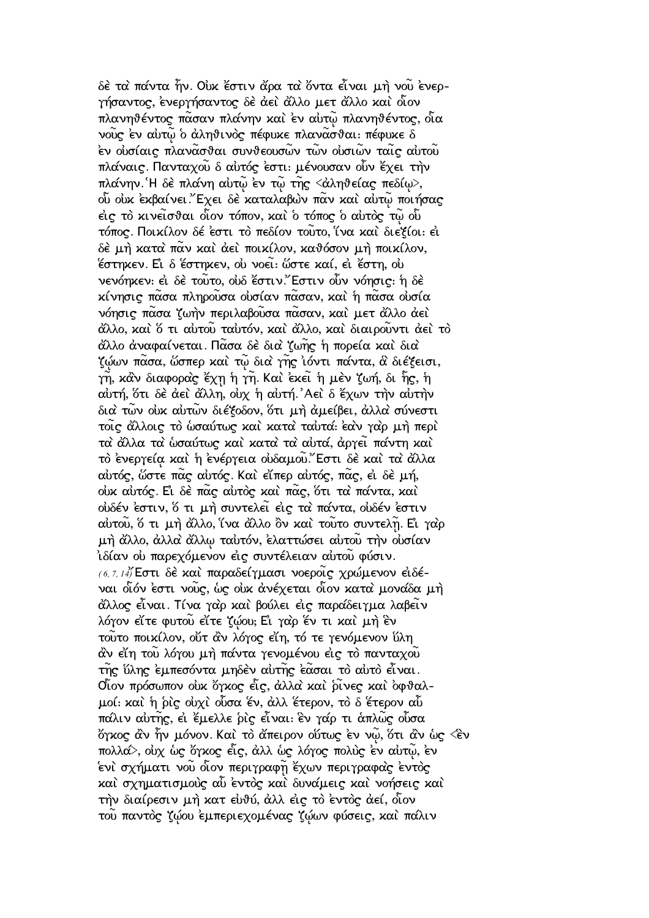δὲ τὰ πάντα ἦν. Οὐκ ἔστιν ἄρα τὰ ὄντα εἶναι μὴ νοῦ ἐνεργήσαντος, ἐνεργήσαντος δὲ ἀεὶ ἄλλο μετ ἄλλο καὶ οἷον πλανηθέντος πᾶσαν πλάνην καὶ ἐν αὐτῷ πλανηθέντος, οἷα νοῦς ἐν αὐτῷ ὁ ἀληθινὸς πέφυκε πλανᾶσθαι: πέφυκε δ ἐν οὐσίαις πλανᾶσθαι συνθεουσῶν τῶν οὐσιῶν ταῖς αὐτοῦ πλάναις. Πανταχοῦ δ αὐτός ἐστι: μένουσαν οὖν ἔχει τὴν πλάνην. Ἡ δὲ πλάνη αὐτῷ ἐν τῷ τῆς <ἀληθείας πεδίῳ>, οὗ οὐκ ἐκβαίνει. Ἔχει δὲ καταλαβὼν πᾶν καὶ αὐτῷ ποιήσας εἰς τὸ κινεῖσθαι οἷον τόπον, καὶ ὁ τόπος ὁ αὐτὸς τῷ οὗ τόπος. Ποικίλον δέ ἐστι τὸ πεδίον τοῦτο, ἵνα καὶ διεξίοι: εἰ δὲ μὴ κατὰ πᾶν καὶ ἀεὶ ποικίλον, καθόσον μὴ ποικίλον, ἕστηκεν. Εἰ δ ἕστηκεν, οὐ νοεῖ: ὥστε καί, εἰ ἔστη, οὐ νενόηκεν: εἰ δὲ τοῦτο, οὐδ ἔστιν. Ἔστιν οὖν νόησις: ἡ δὲ κίνησις πᾶσα πληροῦσα οὐσίαν πᾶσαν, καὶ ἡ πᾶσα οὐσία νόησις πᾶσα ζωὴν περιλαβοῦσα πᾶσαν, καὶ μετ ἄλλο ἀεὶ ἄλλο, καὶ ὅ τι αὐτοῦ ταὐτόν, καὶ ἄλλο, καὶ διαιροῦντι ἀεὶ τὸ ἄλλο ἀναφαίνεται. Πᾶσα δὲ διὰ ζωῆς ἡ πορεία καὶ διὰ ζῴων πᾶσα, ὥσπερ καὶ τῷ διὰ γῆς ἰόντι πάντα, ἃ διέξεισι, γῆ, κἂν διαφορὰς ἔχῃ ἡ γῆ. Καὶ ἐκεῖ ἡ μὲν ζωή, δι ἧς, ἡ αὐτή, ὅτι δὲ ἀεὶ ἄλλη, οὐχ ἡ αὐτή. Ἀεὶ δ ἔχων τὴν αὐτὴν διὰ τῶν οὐκ αὐτῶν διέξοδον, ὅτι μὴ ἀμείβει, ἀλλὰ σύνεστι τοῖς ἄλλοις τὸ ὡσαύτως καὶ κατὰ ταὐτά: ἐὰν γὰρ μὴ περὶ τὰ ἄλλα τὰ ὡσαύτως καὶ κατὰ τὰ αὐτά, ἀργεῖ πάντη καὶ τὸ ἐνεργείᾳ καὶ ἡ ἐνέργεια οὐδαμοῦ. Ἔστι δὲ καὶ τὰ ἄλλα αὐτός, ὥστε πᾶς αὐτός. Καὶ εἴπερ αὐτός, πᾶς, εἰ δὲ μή, οὐκ αὐτός. Εἰ δὲ πᾶς αὐτὸς καὶ πᾶς, ὅτι τὰ πάντα, καὶ οὐδέν ἐστιν, ὅ τι μὴ συντελεῖ εἰς τὰ πάντα, οὐδέν ἐστιν αὐτοῦ, ὅ τι μὴ ἄλλο, ἵνα ἄλλο ὂν καὶ τοῦτο συντελῇ. Εἰ γὰρ μὴ ἄλλο, ἀλλὰ ἄλλῳ ταὐτόν, ἐλαττώσει αὐτοῦ τὴν οὐσίαν ἰδίαν οὐ παρεχόμενον εἰς συντέλειαν αὐτοῦ φύσιν.

(6, 7, 14) Ἔστι δὲ καὶ παραδείγμασι νοεροῖς χρώμενον εἰδέναι οἷόν ἐστι νοῦς, ὡς οὐκ ἀνέχεται οἷον κατὰ μονάδα μὴ ἄλλος εἶναι. Τίνα γὰρ καὶ βούλει εἰς παράδειγμα λαβεῖν λόγον εἴτε φυτοῦ εἴτε ζῴου; Εἰ γὰρ ἕν τι καὶ μὴ ἓν τοῦτο ποικίλον, οὔτ ἂν λόγος εἴη, τό τε γενόμενον ὕλη ἂν εἴη τοῦ λόγου μὴ πάντα γενομένου εἰς τὸ πανταχοῦ τῆς ὕλης ἐμπεσόντα μηδὲν αὐτῆς ἐᾶσαι τὸ αὐτὸ εἶναι. Οἷον πρόσωπον οὐκ ὄγκος εἷς, ἀλλὰ καὶ ῥῖνες καὶ ὀφθαλμοί: καὶ ἡ ῥὶς οὐχὶ οὖσα ἕν, ἀλλ ἕτερον, τὸ δ ἕτερον αὖ πάλιν αὐτῆς, εἰ ἔμελλε ῥὶς εἶναι: ἓν γάρ τι ἁπλῶς οὖσα ὄγκος ἂν ἦν μόνον. Καὶ τὸ ἄπειρον οὕτως ἐν νῷ, ὅτι ἂν ὡς <ἓν πολλά>, οὐχ ὡς ὄγκος εἷς, ἀλλ ὡς λόγος πολὺς ἐν αὐτῷ, ἐν ἑνὶ σχήματι νοῦ οἷον περιγραφῇ ἔχων περιγραφὰς ἐντὸς καὶ σχηματισμοὺς αὖ ἐντὸς καὶ δυνάμεις καὶ νοήσεις καὶ τὴν διαίρεσιν μὴ κατ εὐθύ, ἀλλ εἰς τὸ ἐντὸς ἀεί, οἷον τοῦ παντὸς ζῴου ἐμπεριεχομένας ζῴων φύσεις, καὶ πάλιν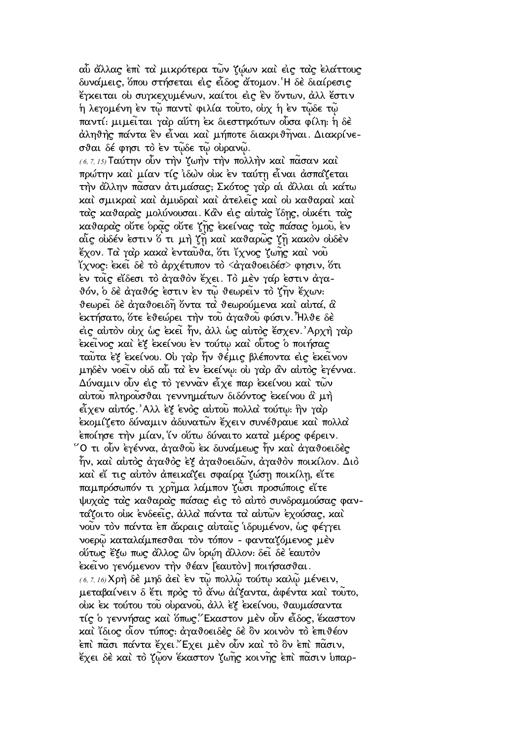αὖ ἄλλας ἐπὶ τὰ μικρότερα τῶν ζῴων καὶ εἰς τὰς ἐλάττους δυνάμεις, ὅπου στήσεται εἰς εἶδος ἄτομον. Ἡ δὲ διαίρεσις ἔγκειται οὐ συγκεχυμένων, καίτοι εἰς ἓν ὄντων, ἀλλ ἔστιν ἡ λεγομένη ἐν τῷ παντὶ φιλία τοῦτο, οὐχ ἡ ἐν τῷδε τῷ παντί: μιμεῖται γὰρ αὕτη ἐκ διεστηκότων οὖσα φίλη: ἡ δὲ ἀληθὴς πάντα ἓν εἶναι καὶ μήποτε διακριθῆναι. Διακρίνεσθαι δέ φησι τὸ ἐν τῷδε τῷ οὐρανῷ.

(6, 7, 15) Ταύτην οὖν τὴν ζωὴν τὴν πολλὴν καὶ πᾶσαν καὶ πρώτην καὶ μίαν τίς ἰδὼν οὐκ ἐν ταύτῃ εἶναι ἀσπάζεται τὴν ἄλλην πᾶσαν ἀτιμάσας; Σκότος γὰρ αἱ ἄλλαι αἱ κάτω καὶ σμικραὶ καὶ ἀμυδραὶ καὶ ἀτελεῖς καὶ οὐ καθαραὶ καὶ τὰς καθαρὰς μολύνουσαι. Κἂν εἰς αὐτὰς ἴδῃς, οὐκέτι τὰς καθαρὰς οὔτε ὁρᾷς οὔτε ζῇς ἐκείνας τὰς πάσας ὁμοῦ, ἐν αἷς οὐδέν ἐστιν ὅ τι μὴ ζῇ καὶ καθαρῶς ζῇ κακὸν οὐδὲν ἔχον. Τὰ γὰρ κακὰ ἐνταῦθα, ὅτι ἴχνος ζωῆς καὶ νοῦ ἴχνος: ἐκεῖ δὲ τὸ ἀρχέτυπον τὸ <ἀγαθοειδέσ> φησιν, ὅτι ἐν τοῖς εἴδεσι τὸ ἀγαθὸν ἔχει. Τὸ μὲν γάρ ἐστιν ἀγαθόν, ὁ δὲ ἀγαθός ἐστιν ἐν τῷ θεωρεῖν τὸ ζῆν ἔχων: θεωρεῖ δὲ ἀγαθοειδῆ ὄντα τὰ θεωρούμενα καὶ αὐτά, ἃ ἐκτήσατο, ὅτε ἐθεώρει τὴν τοῦ ἀγαθοῦ φύσιν. Ἦλθε δὲ εἰς αὐτὸν οὐχ ὡς ἐκεῖ ἦν, ἀλλ ὡς αὐτὸς ἔσχεν. Ἀρχὴ γὰρ ἐκεῖνος καὶ ἐξ ἐκείνου ἐν τούτῳ καὶ οὗτος ὁ ποιήσας ταῦτα ἐξ ἐκείνου. Οὐ γὰρ ἦν θέμις βλέποντα εἰς ἐκεῖνον μηδὲν νοεῖν οὐδ αὖ τὰ ἐν ἐκείνῳ: οὐ γὰρ ἂν αὐτὸς ἐγέννα. Δύναμιν οὖν εἰς τὸ γεννᾶν εἶχε παρ ἐκείνου καὶ τῶν αὐτοῦ πληροῦσθαι γεννημάτων διδόντος ἐκείνου ἃ μὴ εἶχεν αὐτός. Ἀλλ ἐξ ἑνὸς αὐτοῦ πολλὰ τούτῳ: ἣν γὰρ ἐκομίζετο δύναμιν ἀδυνατῶν ἔχειν συνέθραυε καὶ πολλὰ ἐποίησε τὴν μίαν, ἵν οὕτω δύναιτο κατὰ μέρος φέρειν. Ὅ τι οὖν ἐγέννα, ἀγαθοῦ ἐκ δυνάμεως ἦν καὶ ἀγαθοειδὲς ἦν, καὶ αὐτὸς ἀγαθὸς ἐξ ἀγαθοειδῶν, ἀγαθὸν ποικίλον. Διὸ καὶ εἴ τις αὐτὸν ἀπεικάζει σφαίρᾳ ζώσῃ ποικίλῃ, εἴτε παμπρόσωπόν τι χρῆμα λάμπον ζῶσι προσώποις εἴτε ψυχὰς τὰς καθαρὰς πάσας εἰς τὸ αὐτὸ συνδραμούσας φαντάζοιτο οὐκ ἐνδεεῖς, ἀλλὰ πάντα τὰ αὐτῶν ἐχούσας, καὶ νοῦν τὸν πάντα ἐπ ἄκραις αὐταῖς ἱδρυμένον, ὡς φέγγει νοερῷ καταλάμπεσθαι τὸν τόπον - φανταζόμενος μὲν οὕτως ἔξω πως ἄλλος ὢν ὁρῴη ἄλλον: δεῖ δὲ ἑαυτὸν ἐκεῖνο γενόμενον τὴν θέαν [ἑαυτὸν] ποιήσασθαι.

(6, 7, 16) Χρὴ δὲ μηδ ἀεὶ ἐν τῷ πολλῷ τούτῳ καλῷ μένειν, μεταβαίνειν δ ἔτι πρὸς τὸ ἄνω ἀίξαντα, ἀφέντα καὶ τοῦτο, οὐκ ἐκ τούτου τοῦ οὐρανοῦ, ἀλλ ἐξ ἐκείνου, θαυμάσαντα τίς ὁ γεννήσας καὶ ὅπως. Ἕκαστον μὲν οὖν εἶδος, ἕκαστον καὶ ἴδιος οἷον τύπος: ἀγαθοειδὲς δὲ ὂν κοινὸν τὸ ἐπιθέον ἐπὶ πᾶσι πάντα ἔχει. Ἔχει μὲν οὖν καὶ τὸ ὂν ἐπὶ πᾶσιν, ἔχει δὲ καὶ τὸ ζῷον ἕκαστον ζωῆς κοινῆς ἐπὶ πᾶσιν ὑπαρ-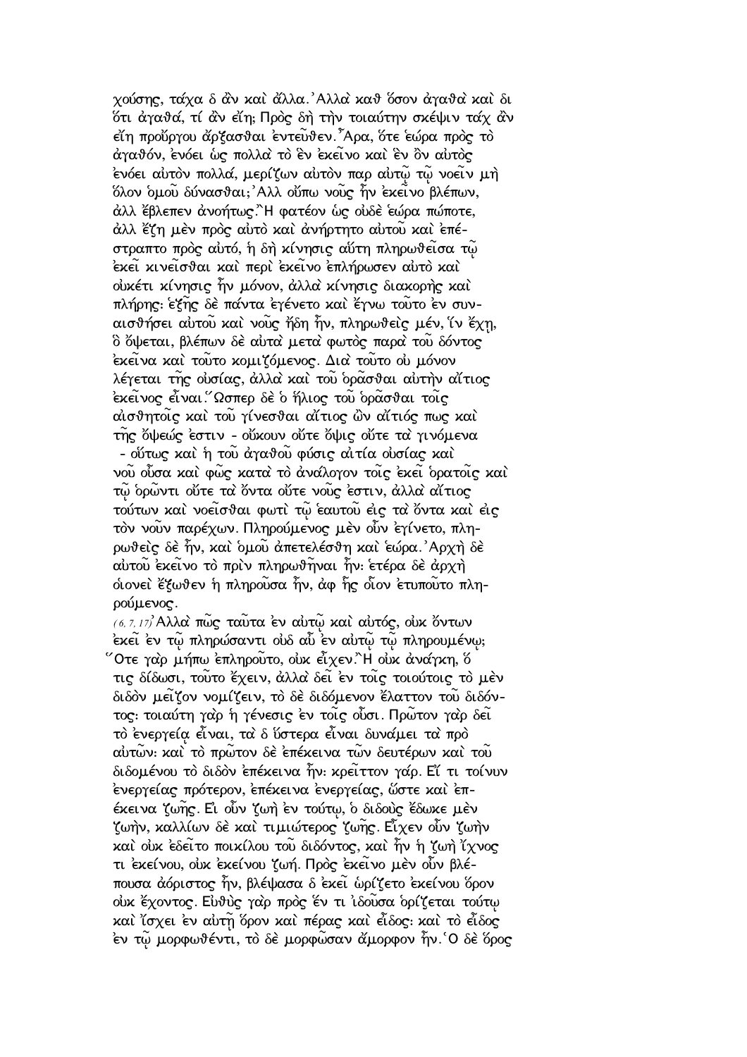χούσης, τάχα δ ἂν καὶ ἄλλα.᾿Αλλὰ καθ ὅσον ἀγαθὰ καὶ δι ὅτι ἀγαθά, τί ἂν εἴη; Πρὸς δὴ τὴν τοιαύτην σκέψιν τάχ ἂν εἴη προὔργου ἄρξασθαι ἐντεῦθεν.῏Αρα, ὅτε ἑώρα πρὸς τὸ ἀγαθόν, ἐνόει ὡς πολλὰ τὸ ἓν ἐκεῖνο καὶ ἓν ὂν αὐτὸς ἐνόει αὐτὸν πολλά, μερίζων αὐτὸν παρ αὑτῷ τῷ νοεῖν μὴ ὅλον ὁμοῦ δύνασθαι;᾿Αλλ οὔπω νοῦς ἦν ἐκεῖνο βλέπων, ἀλλ ἔβλεπεν ἀνοήτως.῍Η φατέον ὡς οὐδὲ ἑώρα πώποτε, ἀλλ ἔζη μὲν πρὸς αὐτὸ καὶ ἀνήρτητο αὐτοῦ καὶ ἐπέστραπτο πρὸς αὐτό, ἡ δὴ κίνησις αὕτη πληρωθεῖσα τῷ ἐκεῖ κινεῖσθαι καὶ περὶ ἐκεῖνο ἐπλήρωσεν αὐτὸ καὶ οὐκέτι κίνησις ἦν μόνον, ἀλλὰ κίνησις διακορὴς καὶ πλήρης: ἑξῆς δὲ πάντα ἐγένετο καὶ ἔγνω τοῦτο ἐν συναισθήσει αὑτοῦ καὶ νοῦς ἤδη ἦν, πληρωθεὶς μέν, ἵν ἔχῃ, ὃ ὄψεται, βλέπων δὲ αὐτὰ μετὰ φωτὸς παρὰ τοῦ δόντος ἐκεῖνα καὶ τοῦτο κομιζόμενος. Διὰ τοῦτο οὐ μόνον λέγεται τῆς οὐσίας, ἀλλὰ καὶ τοῦ ὁρᾶσθαι αὐτὴν αἴτιος ἐκεῖνος εἶναι.῞Ωσπερ δὲ ὁ ἥλιος τοῦ ὁρᾶσθαι τοῖς αἰσθητοῖς καὶ τοῦ γίνεσθαι αἴτιος ὢν αἴτιός πως καὶ τῆς ὄψεώς ἐστιν - οὔκουν οὔτε ὄψις οὔτε τὰ γινόμενα - οὕτως καὶ ἡ τοῦ ἀγαθοῦ φύσις αἰτία οὐσίας καὶ νοῦ οὖσα καὶ φῶς κατὰ τὸ ἀνάλογον τοῖς ἐκεῖ ὁρατοῖς καὶ τῷ ὁρῶντι οὔτε τὰ ὄντα οὔτε νοῦς ἐστιν, ἀλλὰ αἴτιος τούτων καὶ νοεῖσθαι φωτὶ τῷ ἑαυτοῦ εἰς τὰ ὄντα καὶ εἰς τὸν νοῦν παρέχων. Πληρούμενος μὲν οὖν ἐγίνετο, πληρωθεὶς δὲ ἦν, καὶ ὁμοῦ ἀπετελέσθη καὶ ἑώρα.᾿Αρχὴ δὲ αὐτοῦ ἐκεῖνο τὸ πρὶν πληρωθῆναι ἦν: ἑτέρα δὲ ἀρχὴ οἱονεὶ ἔξωθεν ἡ πληροῦσα ἦν, ἀφ ἧς οἷον ἐτυποῦτο πληρούμενος.

(6, 7, 17)᾿Αλλὰ πῶς ταῦτα ἐν αὐτῷ καὶ αὐτός, οὐκ ὄντων ἐκεῖ ἐν τῷ πληρώσαντι οὐδ αὖ ἐν αὐτῷ τῷ πληρουμένῳ; ῞Οτε γὰρ μήπω ἐπληροῦτο, οὐκ εἶχεν.῍Η οὐκ ἀνάγκη, ὅ τις δίδωσι, τοῦτο ἔχειν, ἀλλὰ δεῖ ἐν τοῖς τοιούτοις τὸ μὲν διδὸν μεῖζον νομίζειν, τὸ δὲ διδόμενον ἔλαττον τοῦ διδόντος: τοιαύτη γὰρ ἡ γένεσις ἐν τοῖς οὖσι. Πρῶτον γὰρ δεῖ τὸ ἐνεργείᾳ εἶναι, τὰ δ ὕστερα εἶναι δυνάμει τὰ πρὸ αὐτῶν: καὶ τὸ πρῶτον δὲ ἐπέκεινα τῶν δευτέρων καὶ τοῦ διδομένου τὸ διδὸν ἐπέκεινα ἦν: κρεῖττον γάρ. Εἴ τι τοίνυν ἐνεργείας πρότερον, ἐπέκεινα ἐνεργείας, ὥστε καὶ ἐπέκεινα ζωῆς. Εἰ οὖν ζωὴ ἐν τούτῳ, ὁ διδοὺς ἔδωκε μὲν ζωήν, καλλίων δὲ καὶ τιμιώτερος ζωῆς. Εἶχεν οὖν ζωὴν καὶ οὐκ ἐδεῖτο ποικίλου τοῦ διδόντος, καὶ ἦν ἡ ζωὴ ἴχνος τι ἐκείνου, οὐκ ἐκείνου ζωή. Πρὸς ἐκεῖνο μὲν οὖν βλέπουσα ἀόριστος ἦν, βλέψασα δ ἐκεῖ ὡρίζετο ἐκείνου ὅρον οὐκ ἔχοντος. Εὐθὺς γὰρ πρὸς ἕν τι ἰδοῦσα ὁρίζεται τούτῳ καὶ ἴσχει ἐν αὑτῇ ὅρον καὶ πέρας καὶ εἶδος: καὶ τὸ εἶδος ἐν τῷ μορφωθέντι, τὸ δὲ μορφῶσαν ἄμορφον ἦν.῾Ο δὲ ὅρος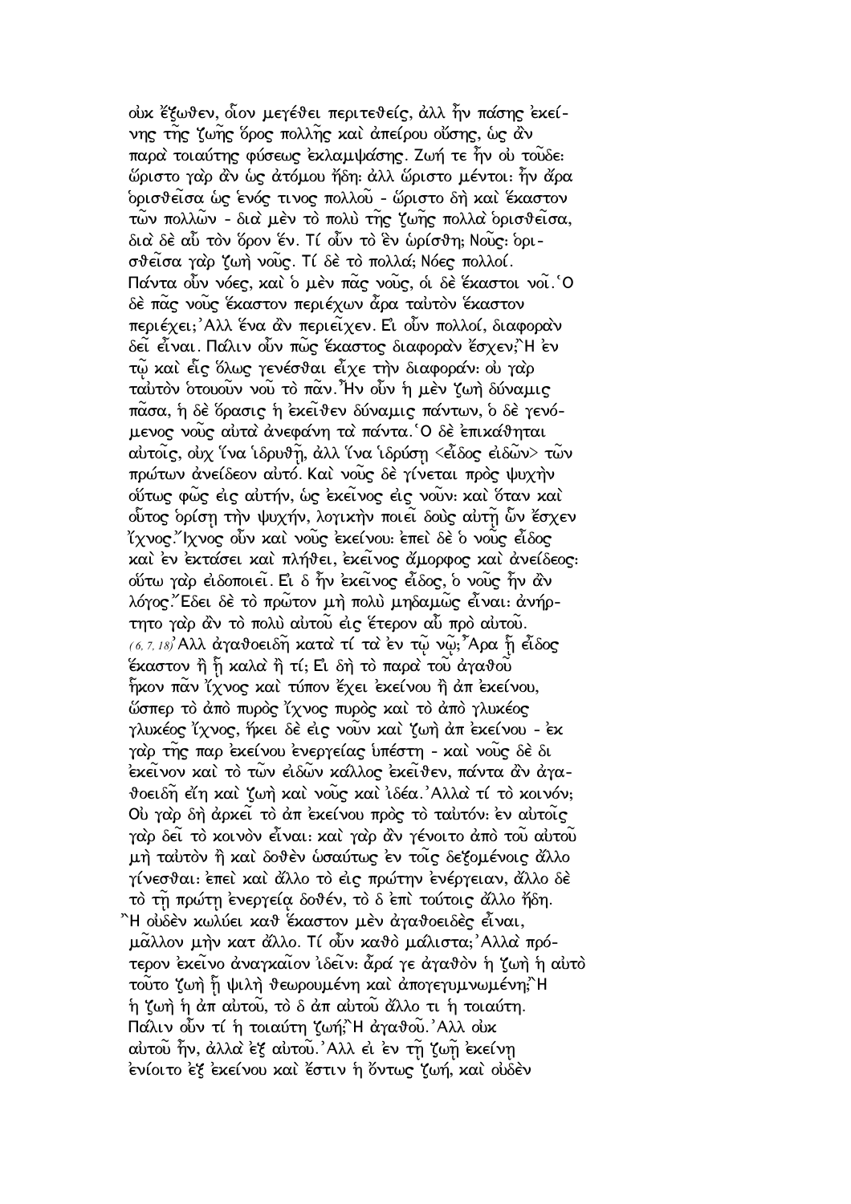οὐκ ἔξωθεν, οἷον μεγέθει περιτεθείς, ἀλλ ἦν πάσης ἐκείνης τῆς ζωῆς ὅρος πολλῆς καὶ ἀπείρου οὔσης, ὡς ἂν παρὰ τοιαύτης φύσεως ἐκλαμψάσης. Ζωή τε ἦν οὐ τοῦδε: ὥριστο γὰρ ἂν ὡς ἀτόμου ἤδη: ἀλλ ὥριστο μέντοι: ἦν ἄρα ὁρισθεῖσα ὡς ἑνός τινος πολλοῦ - ὥριστο δὴ καὶ ἕκαστον τῶν πολλῶν - διὰ μὲν τὸ πολὺ τῆς ζωῆς πολλὰ ὁρισθεῖσα, διὰ δὲ αὖ τὸν ὅρον ἕν. Τί οὖν τὸ ἓν ὡρίσθη; Νοῦς: ὁρισθεῖσα γὰρ ζωὴ νοῦς. Τί δὲ τὸ πολλά; Νόες πολλοί. Πάντα οὖν νόες, καὶ ὁ μὲν πᾶς νοῦς, οἱ δὲ ἕκαστοι νοῖ. Ὁ δὲ πᾶς νοῦς ἕκαστον περιέχων ἆρα ταὐτὸν ἕκαστον περιέχει; Ἀλλ ἕνα ἂν περιεῖχεν. Εἰ οὖν πολλοί, διαφορὰν δεῖ εἶναι. Πάλιν οὖν πῶς ἕκαστος διαφορὰν ἔσχεν; Ἢ ἐν τῷ καὶ εἷς ὅλως γενέσθαι εἶχε τὴν διαφοράν: οὐ γὰρ ταὐτὸν ὁτουοῦν νοῦ τὸ πᾶν. Ἦν οὖν ἡ μὲν ζωὴ δύναμις πᾶσα, ἡ δὲ ὅρασις ἡ ἐκεῖθεν δύναμις πάντων, ὁ δὲ γενόμενος νοῦς αὐτὰ ἀνεφάνη τὰ πάντα. Ὁ δὲ ἐπικάθηται αὐτοῖς, οὐχ ἵνα ἱδρυθῇ, ἀλλ ἵνα ἱδρύσῃ <εἶδος εἰδῶν> τῶν πρώτων ἀνείδεον αὐτό. Καὶ νοῦς δὲ γίνεται πρὸς ψυχὴν οὕτως φῶς εἰς αὐτήν, ὡς ἐκεῖνος εἰς νοῦν: καὶ ὅταν καὶ οὗτος ὁρίσῃ τὴν ψυχήν, λογικὴν ποιεῖ δοὺς αὐτῇ ὧν ἔσχεν ἴχνος. Ἴχνος οὖν καὶ νοῦς ἐκείνου: ἐπεὶ δὲ ὁ νοῦς εἶδος καὶ ἐν ἐκτάσει καὶ πλήθει, ἐκεῖνος ἄμορφος καὶ ἀνείδεος: οὕτω γὰρ εἰδοποιεῖ. Εἰ δ ἦν ἐκεῖνος εἶδος, ὁ νοῦς ἦν ἂν λόγος. Ἔδει δὲ τὸ πρῶτον μὴ πολὺ μηδαμῶς εἶναι: ἀνήρτητο γὰρ ἂν τὸ πολὺ αὐτοῦ εἰς ἕτερον αὖ πρὸ αὐτοῦ.

(6, 7, 18) Ἀλλ ἀγαθοειδῆ κατὰ τί τὰ ἐν τῷ νῷ; Ἆρα ᾗ εἶδος ἕκαστον ἢ ᾗ καλὰ ἢ τί; Εἰ δὴ τὸ παρὰ τοῦ ἀγαθοῦ ἧκον πᾶν ἴχνος καὶ τύπον ἔχει ἐκείνου ἢ ἀπ ἐκείνου, ὥσπερ τὸ ἀπὸ πυρὸς ἴχνος πυρὸς καὶ τὸ ἀπὸ γλυκέος γλυκέος ἴχνος, ἥκει δὲ εἰς νοῦν καὶ ζωὴ ἀπ ἐκείνου - ἐκ γὰρ τῆς παρ ἐκείνου ἐνεργείας ὑπέστη - καὶ νοῦς δὲ δι ἐκεῖνον καὶ τὸ τῶν εἰδῶν κάλλος ἐκεῖθεν, πάντα ἂν ἀγαθοειδῆ εἴη καὶ ζωὴ καὶ νοῦς καὶ ἰδέα. Ἀλλὰ τί τὸ κοινόν; Οὐ γὰρ δὴ ἀρκεῖ τὸ ἀπ ἐκείνου πρὸς τὸ ταὐτόν: ἐν αὐτοῖς γὰρ δεῖ τὸ κοινὸν εἶναι: καὶ γὰρ ἂν γένοιτο ἀπὸ τοῦ αὐτοῦ μὴ ταὐτὸν ἢ καὶ δοθὲν ὡσαύτως ἐν τοῖς δεξομένοις ἄλλο γίνεσθαι: ἐπεὶ καὶ ἄλλο τὸ εἰς πρώτην ἐνέργειαν, ἄλλο δὲ τὸ τῇ πρώτῃ ἐνεργείᾳ δοθέν, τὸ δ ἐπὶ τούτοις ἄλλο ἤδη. Ἢ οὐδὲν κωλύει καθ ἕκαστον μὲν ἀγαθοειδὲς εἶναι, μᾶλλον μὴν κατ ἄλλο. Τί οὖν καθὸ μάλιστα; Ἀλλὰ πρότερον ἐκεῖνο ἀναγκαῖον ἰδεῖν: ἆρά γε ἀγαθὸν ἡ ζωὴ ἡ αὐτὸ τοῦτο ζωὴ ᾗ ψιλὴ θεωρουμένη καὶ ἀπογεγυμνωμένη; Ἢ ἡ ζωὴ ἡ ἀπ αὐτοῦ, τὸ δ ἀπ αὐτοῦ ἄλλο τι ἡ τοιαύτη. Πάλιν οὖν τί ἡ τοιαύτη ζωή; Ἢ ἀγαθοῦ. Ἀλλ οὐκ αὐτοῦ ἦν, ἀλλὰ ἐξ αὐτοῦ. Ἀλλ εἰ ἐν τῇ ζωῇ ἐκείνῃ ἐνίοιτο ἐξ ἐκείνου καὶ ἔστιν ἡ ὄντως ζωή, καὶ οὐδὲν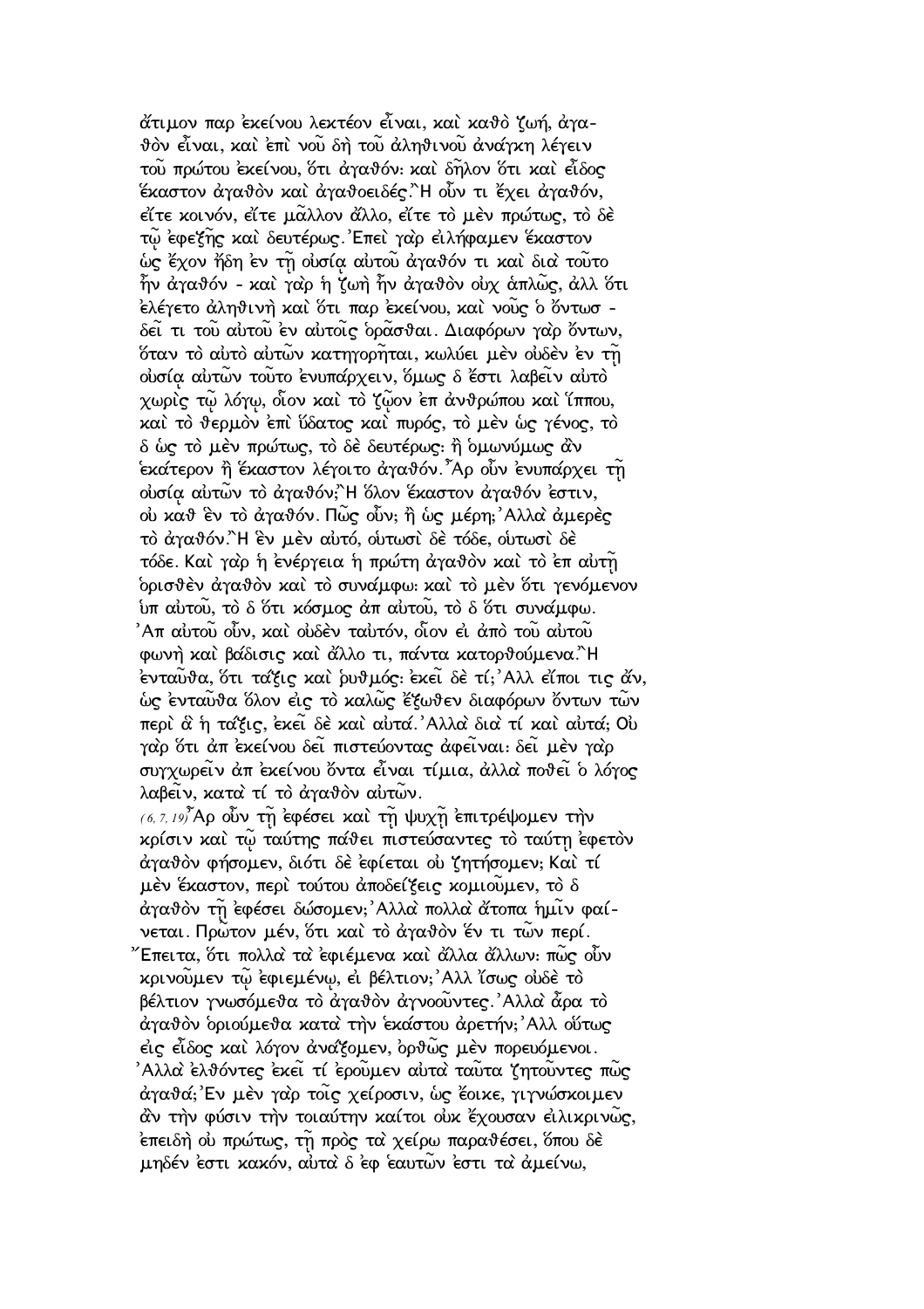ἄτιμον παρ ἐκείνου λεκτέον εἶναι, καὶ καθὸ ζωή, ἀγαθὸν εἶναι, καὶ ἐπὶ νοῦ δὴ τοῦ ἀληθινοῦ ἀνάγκη λέγειν τοῦ πρώτου ἐκείνου, ὅτι ἀγαθόν: καὶ δῆλον ὅτι καὶ εἶδος ἕκαστον ἀγαθὸν καὶ ἀγαθοειδές.῍Η οὖν τι ἔχει ἀγαθόν, εἴτε κοινόν, εἴτε μᾶλλον ἄλλο, εἴτε τὸ μὲν πρώτως, τὸ δὲ τῷ ἐφεξῆς καὶ δευτέρως.᾿Επεὶ γὰρ εἰλήφαμεν ἕκαστον ὡς ἔχον ἤδη ἐν τῇ οὐσίᾳ αὐτοῦ ἀγαθόν τι καὶ διὰ τοῦτο ἦν ἀγαθόν - καὶ γὰρ ἡ ζωὴ ἦν ἀγαθὸν οὐχ ἁπλῶς, ἀλλ ὅτι ἐλέγετο ἀληθινὴ καὶ ὅτι παρ ἐκείνου, καὶ νοῦς ὁ ὄντωσ - δεῖ τι τοῦ αὐτοῦ ἐν αὐτοῖς ὁρᾶσθαι. Διαφόρων γὰρ ὄντων, ὅταν τὸ αὐτὸ αὐτῶν κατηγορῆται, κωλύει μὲν οὐδὲν ἐν τῇ οὐσίᾳ αὐτῶν τοῦτο ἐνυπάρχειν, ὅμως δ ἔστι λαβεῖν αὐτὸ χωρὶς τῷ λόγῳ, οἷον καὶ τὸ ζῷον ἐπ ἀνθρώπου καὶ ἵππου, καὶ τὸ θερμὸν ἐπὶ ὕδατος καὶ πυρός, τὸ μὲν ὡς γένος, τὸ δ ὡς τὸ μὲν πρώτως, τὸ δὲ δευτέρως: ἢ ὁμωνύμως ἂν ἑκάτερον ἢ ἕκαστον λέγοιτο ἀγαθόν.῏Αρ οὖν ἐνυπάρχει τῇ οὐσίᾳ αὐτῶν τὸ ἀγαθόν;῍Η ὅλον ἕκαστον ἀγαθόν ἐστιν, οὐ καθ ἓν τὸ ἀγαθόν. Πῶς οὖν; ἢ ὡς μέρη;᾿Αλλὰ ἀμερὲς τὸ ἀγαθόν.῍Η ἓν μὲν αὐτό, οὑτωσὶ δὲ τόδε, οὑτωσὶ δὲ τόδε. Καὶ γὰρ ἡ ἐνέργεια ἡ πρώτη ἀγαθὸν καὶ τὸ ἐπ αὐτῇ ὁρισθὲν ἀγαθὸν καὶ τὸ συνάμφω: καὶ τὸ μὲν ὅτι γενόμενον ὑπ αὐτοῦ, τὸ δ ὅτι κόσμος ἀπ αὐτοῦ, τὸ δ ὅτι συνάμφω. ᾿Απ αὐτοῦ οὖν, καὶ οὐδὲν ταὐτόν, οἷον εἰ ἀπὸ τοῦ αὐτοῦ φωνὴ καὶ βάδισις καὶ ἄλλο τι, πάντα κατορθούμενα.῍Η ἐνταῦθα, ὅτι τάξις καὶ ῥυθμός: ἐκεῖ δὲ τί;᾿Αλλ εἴποι τις ἄν, ὡς ἐνταῦθα ὅλον εἰς τὸ καλῶς ἔξωθεν διαφόρων ὄντων τῶν περὶ ἃ ἡ τάξις, ἐκεῖ δὲ καὶ αὐτά.᾿Αλλὰ διὰ τί καὶ αὐτά; Οὐ γὰρ ὅτι ἀπ ἐκείνου δεῖ πιστεύοντας ἀφεῖναι: δεῖ μὲν γὰρ συγχωρεῖν ἀπ ἐκείνου ὄντα εἶναι τίμια, ἀλλὰ ποθεῖ ὁ λόγος λαβεῖν, κατὰ τί τὸ ἀγαθὸν αὐτῶν.

(6, 7, 19)῏Αρ οὖν τῇ ἐφέσει καὶ τῇ ψυχῇ ἐπιτρέψομεν τὴν κρίσιν καὶ τῷ ταύτης πάθει πιστεύσαντες τὸ ταύτῃ ἐφετὸν ἀγαθὸν φήσομεν, διότι δὲ ἐφίεται οὐ ζητήσομεν; Καὶ τί μὲν ἕκαστον, περὶ τούτου ἀποδείξεις κομιοῦμεν, τὸ δ ἀγαθὸν τῇ ἐφέσει δώσομεν;᾿Αλλὰ πολλὰ ἄτοπα ἡμῖν φαίνεται. Πρῶτον μέν, ὅτι καὶ τὸ ἀγαθὸν ἕν τι τῶν περί. ῎Επειτα, ὅτι πολλὰ τὰ ἐφιέμενα καὶ ἄλλα ἄλλων: πῶς οὖν κρινοῦμεν τῷ ἐφιεμένῳ, εἰ βέλτιον;᾿Αλλ ἴσως οὐδὲ τὸ βέλτιον γνωσόμεθα τὸ ἀγαθὸν ἀγνοοῦντες.᾿Αλλὰ ἆρα τὸ ἀγαθὸν ὁριούμεθα κατὰ τὴν ἑκάστου ἀρετήν;᾿Αλλ οὕτως εἰς εἶδος καὶ λόγον ἀνάξομεν, ὀρθῶς μὲν πορευόμενοι. ᾿Αλλὰ ἐλθόντες ἐκεῖ τί ἐροῦμεν αὐτὰ ταῦτα ζητοῦντες πῶς ἀγαθά;᾿Εν μὲν γὰρ τοῖς χείροσιν, ὡς ἔοικε, γιγνώσκοιμεν ἂν τὴν φύσιν τὴν τοιαύτην καίτοι οὐκ ἔχουσαν εἰλικρινῶς, ἐπειδὴ οὐ πρώτως, τῇ πρὸς τὰ χείρω παραθέσει, ὅπου δὲ μηδέν ἐστι κακόν, αὐτὰ δ ἐφ ἑαυτῶν ἐστι τὰ ἀμείνω,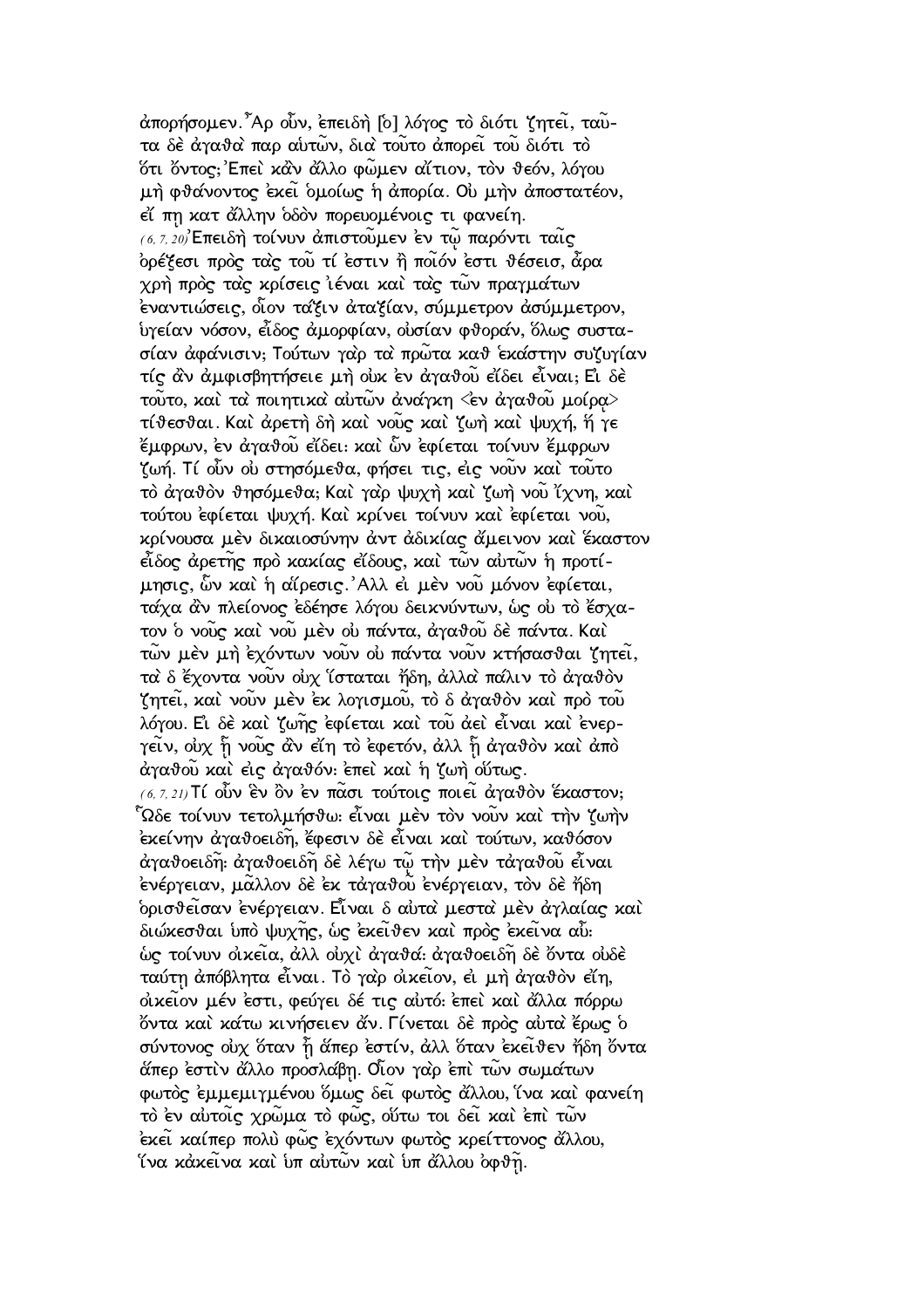ἀπορήσομεν. Ἆρ οὖν, ἐπειδὴ [ὁ] λόγος τὸ διότι ζητεῖ, ταῦτα δὲ ἀγαθὰ παρ αὐτῶν, διὰ τοῦτο ἀπορεῖ τοῦ διότι τὸ ὅτι ὄντος; Ἐπεὶ κἂν ἄλλο φῶμεν αἴτιον, τὸν θεόν, λόγου μὴ φθάνοντος ἐκεῖ ὁμοίως ἡ ἀπορία. Οὐ μὴν ἀποστατέον, εἴ πῃ κατ ἄλλην ὁδὸν πορευομένοις τι φανείη.

(6, 7, 20) Ἐπειδὴ τοίνυν ἀπιστοῦμεν ἐν τῷ παρόντι ταῖς ὀρέξεσι πρὸς τὰς τοῦ τί ἐστιν ἢ ποῖόν ἐστι θέσεις, ἆρα χρὴ πρὸς τὰς κρίσεις ἰέναι καὶ τὰς τῶν πραγμάτων ἐναντιώσεις, οἷον τάξιν ἀταξίαν, σύμμετρον ἀσύμμετρον, ὑγείαν νόσον, εἶδος ἀμορφίαν, οὐσίαν φθοράν, ὅλως συστασίαν ἀφάνισιν; Τούτων γὰρ τὰ πρῶτα καθ ἑκάστην συζυγίαν τίς ἂν ἀμφισβητήσειε μὴ οὐκ ἐν ἀγαθοῦ εἴδει εἶναι; Εἰ δὲ τοῦτο, καὶ τὰ ποιητικὰ αὐτῶν ἀνάγκη <ἐν ἀγαθοῦ μοίρᾳ> τίθεσθαι. Καὶ ἀρετὴ δὴ καὶ νοῦς καὶ ζωὴ καὶ ψυχή, ἥ γε ἔμφρων, ἐν ἀγαθοῦ εἴδει: καὶ ὧν ἐφίεται τοίνυν ἔμφρων ζωή. Τί οὖν οὐ στησόμεθα, φήσει τις, εἰς νοῦν καὶ τοῦτο τὸ ἀγαθὸν θησόμεθα; Καὶ γὰρ ψυχὴ καὶ ζωὴ νοῦ ἴχνη, καὶ τούτου ἐφίεται ψυχή. Καὶ κρίνει τοίνυν καὶ ἐφίεται νοῦ, κρίνουσα μὲν δικαιοσύνην ἀντ ἀδικίας ἄμεινον καὶ ἕκαστον εἶδος ἀρετῆς πρὸ κακίας εἴδους, καὶ τῶν αὐτῶν ἡ προτίμησις, ὧν καὶ ἡ αἵρεσις. Ἀλλ εἰ μὲν νοῦ μόνον ἐφίεται, τάχα ἂν πλείονος ἐδέησε λόγου δεικνύντων, ὡς οὐ τὸ ἔσχατον ὁ νοῦς καὶ νοῦ μὲν οὐ πάντα, ἀγαθοῦ δὲ πάντα. Καὶ τῶν μὲν μὴ ἐχόντων νοῦν οὐ πάντα νοῦν κτήσασθαι ζητεῖ, τὰ δ ἔχοντα νοῦν οὐχ ἵσταται ἤδη, ἀλλὰ πάλιν τὸ ἀγαθὸν ζητεῖ, καὶ νοῦν μὲν ἐκ λογισμοῦ, τὸ δ ἀγαθὸν καὶ πρὸ τοῦ λόγου. Εἰ δὲ καὶ ζωῆς ἐφίεται καὶ τοῦ ἀεὶ εἶναι καὶ ἐνεργεῖν, οὐχ ᾗ νοῦς ἂν εἴη τὸ ἐφετόν, ἀλλ ᾗ ἀγαθὸν καὶ ἀπὸ ἀγαθοῦ καὶ εἰς ἀγαθόν: ἐπεὶ καὶ ἡ ζωὴ οὕτως.

(6, 7, 21) Τί οὖν ἓν ὂν ἐν πᾶσι τούτοις ποιεῖ ἀγαθὸν ἕκαστον; Ὧδε τοίνυν τετολμήσθω: εἶναι μὲν τὸν νοῦν καὶ τὴν ζωὴν ἐκείνην ἀγαθοειδῆ, ἔφεσιν δὲ εἶναι καὶ τούτων, καθόσον ἀγαθοειδῆ: ἀγαθοειδῆ δὲ λέγω τῷ τὴν μὲν τἀγαθοῦ εἶναι ἐνέργειαν, μᾶλλον δὲ ἐκ τἀγαθοῦ ἐνέργειαν, τὸν δὲ ἤδη ὁρισθεῖσαν ἐνέργειαν. Εἶναι δ αὐτὰ μεστὰ μὲν ἀγλαΐας καὶ διώκεσθαι ὑπὸ ψυχῆς, ὡς ἐκεῖθεν καὶ πρὸς ἐκεῖνα αὖ: ὡς τοίνυν οἰκεῖα, ἀλλ οὐχὶ ἀγαθά: ἀγαθοειδῆ δὲ ὄντα οὐδὲ ταύτῃ ἀπόβλητα εἶναι. Τὸ γὰρ οἰκεῖον, εἰ μὴ ἀγαθὸν εἴη, οἰκεῖον μέν ἐστι, φεύγει δέ τις αὐτό: ἐπεὶ καὶ ἄλλα πόρρω ὄντα καὶ κάτω κινήσειεν ἄν. Γίνεται δὲ πρὸς αὐτὰ ἔρως ὁ σύντονος οὐχ ὅταν ᾖ ἅπερ ἐστίν, ἀλλ ὅταν ἐκεῖθεν ἤδη ὄντα ἅπερ ἐστὶν ἄλλο προσλάβῃ. Οἷον γὰρ ἐπὶ τῶν σωμάτων φωτὸς ἐμμεμιγμένου ὅμως δεῖ φωτὸς ἄλλου, ἵνα καὶ φανείη τὸ ἐν αὐτοῖς χρῶμα τὸ φῶς, οὕτω τοι δεῖ καὶ ἐπὶ τῶν ἐκεῖ καίπερ πολὺ φῶς ἐχόντων φωτὸς κρείττονος ἄλλου, ἵνα κἀκεῖνα καὶ ὑπ αὐτῶν καὶ ὑπ ἄλλου ὀφθῇ.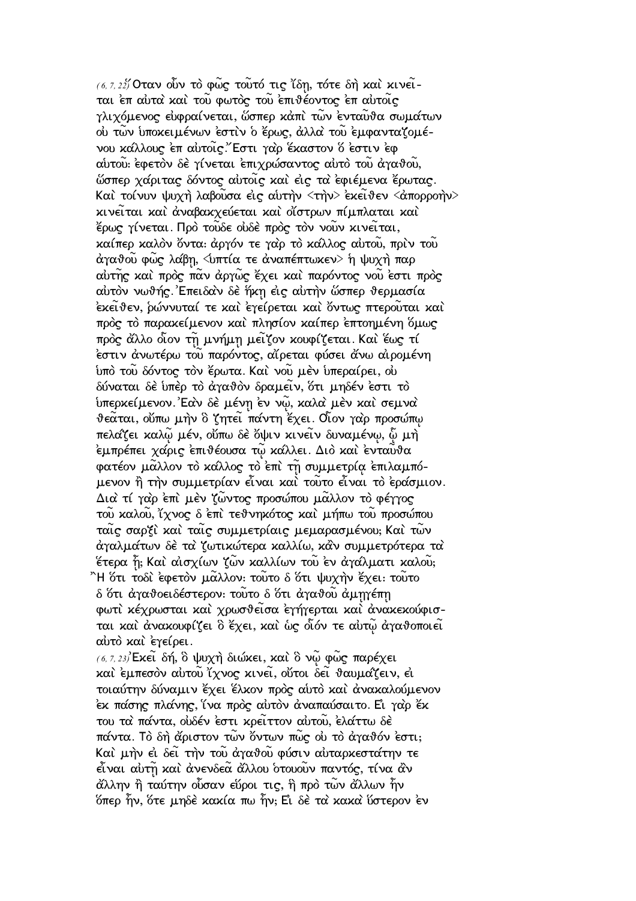(6, 7, 22) Ὅταν οὖν τὸ φῶς τοῦτό τις ἴδῃ, τότε δὴ καὶ κινεῖται ἐπ αὐτὰ καὶ τοῦ φωτὸς τοῦ ἐπιθέοντος ἐπ αὐτοῖς γλιχόμενος εὐφραίνεται, ὥσπερ κἀπὶ τῶν ἐνταῦθα σωμάτων οὐ τῶν ὑποκειμένων ἐστὶν ὁ ἔρως, ἀλλὰ τοῦ ἐμφανταζομένου κάλλους ἐπ αὐτοῖς. Ἔστι γὰρ ἕκαστον ὅ ἐστιν ἐφ αὑτοῦ· ἐφετὸν δὲ γίνεται ἐπιχρώσαντος αὐτὸ τοῦ ἀγαθοῦ, ὥσπερ χάριτας δόντος αὐτοῖς καὶ εἰς τὰ ἐφιέμενα ἔρωτας. Καὶ τοίνυν ψυχὴ λαβοῦσα εἰς αὐτὴν <τὴν> ἐκεῖθεν <ἀπορροὴν> κινεῖται καὶ ἀναβακχεύεται καὶ οἴστρων πίμπλαται καὶ ἔρως γίνεται. Πρὸ τοῦδε οὐδὲ πρὸς τὸν νοῦν κινεῖται, καίπερ καλὸν ὄντα· ἀργόν τε γὰρ τὸ κάλλος αὐτοῦ, πρὶν τοῦ ἀγαθοῦ φῶς λάβῃ, <ὑπτία τε ἀναπέπτωκεν> ἡ ψυχὴ παρ αὐτῆς καὶ πρὸς πᾶν ἀργῶς ἔχει καὶ παρόντος νοῦ ἐστι πρὸς αὐτὸν νωθής. Ἐπειδὰν δὲ ἥκῃ εἰς αὐτὴν ὥσπερ θερμασία ἐκεῖθεν, ῥώννυταί τε καὶ ἐγείρεται καὶ ὄντως πτεροῦται καὶ πρὸς τὸ παρακείμενον καὶ πλησίον καίπερ ἐπτοημένη ὅμως πρὸς ἄλλο οἷον τῇ μνήμῃ μεῖζον κουφίζεται. Καὶ ἕως τί ἐστιν ἀνωτέρω τοῦ παρόντος, αἴρεται φύσει ἄνω αἰρομένη ὑπὸ τοῦ δόντος τὸν ἔρωτα. Καὶ νοῦ μὲν ὑπεραίρει, οὐ δύναται δὲ ὑπὲρ τὸ ἀγαθὸν δραμεῖν, ὅτι μηδέν ἐστι τὸ ὑπερκείμενον. Ἐὰν δὲ μένῃ ἐν νῷ, καλὰ μὲν καὶ σεμνὰ θεᾶται, οὔπω μὴν ὃ ζητεῖ πάντῃ ἔχει. Οἷον γὰρ προσώπῳ πελάζει καλῷ μέν, οὔπω δὲ ὄψιν κινεῖν δυναμένῳ, ᾧ μὴ ἐμπρέπει χάρις ἐπιθέουσα τῷ κάλλει. Διὸ καὶ ἐνταῦθα φατέον μᾶλλον τὸ κάλλος τὸ ἐπὶ τῇ συμμετρίᾳ ἐπιλαμπόμενον ἢ τὴν συμμετρίαν εἶναι καὶ τοῦτο εἶναι τὸ ἐράσμιον. Διὰ τί γὰρ ἐπὶ μὲν ζῶντος προσώπου μᾶλλον τὸ φέγγος τοῦ καλοῦ, ἴχνος δ ἐπὶ τεθνηκότος καὶ μήπω τοῦ προσώπου ταῖς σαρξὶ καὶ ταῖς συμμετρίαις μεμαρασμένου; Καὶ τῶν ἀγαλμάτων δὲ τὰ ζωτικώτερα καλλίω, κἂν συμμετρότερα τὰ ἕτερα ᾖ; Καὶ αἰσχίων ζῶν καλλίων τοῦ ἐν ἀγάλματι καλοῦ; Ἢ ὅτι τοδὶ ἐφετὸν μᾶλλον· τοῦτο δ ὅτι ψυχὴν ἔχει· τοῦτο δ ὅτι ἀγαθοειδέστερον· τοῦτο δ ὅτι ἀγαθοῦ ἀμηγέπῃ φωτὶ κέχρωσται καὶ χρωσθεῖσα ἐγήγερται καὶ ἀνακεκούφισται καὶ ἀνακουφίζει ὃ ἔχει, καὶ ὡς οἷόν τε αὐτῷ ἀγαθοποιεῖ αὐτὸ καὶ ἐγείρει.

(6, 7, 23) Ἐκεῖ δή, ὃ ψυχὴ διώκει, καὶ ὃ νῷ φῶς παρέχει καὶ ἐμπεσὸν αὐτοῦ ἴχνος κινεῖ, οὔτοι δεῖ θαυμάζειν, εἰ τοιαύτην δύναμιν ἔχει ἕλκον πρὸς αὐτὸ καὶ ἀνακαλούμενον ἐκ πάσης πλάνης, ἵνα πρὸς αὐτὸν ἀναπαύσαιτο. Εἰ γὰρ ἔκ του τὰ πάντα, οὐδέν ἐστι κρεῖττον αὐτοῦ, ἐλάττω δὲ πάντα. Τὸ δὴ ἄριστον τῶν ὄντων πῶς οὐ τὸ ἀγαθόν ἐστι; Καὶ μὴν εἰ δεῖ τὴν τοῦ ἀγαθοῦ φύσιν αὐταρκεστάτην τε εἶναι αὐτῇ καὶ ἀνενδεᾶ ἄλλου ὁτουοῦν παντός, τίνα ἂν ἄλλην ἢ ταύτην οὖσαν εὕροι τις, ἣ πρὸ τῶν ἄλλων ἦν ὅπερ ἦν, ὅτε μηδὲ κακία πω ἦν; Εἰ δὲ τὰ κακὰ ὕστερον ἐν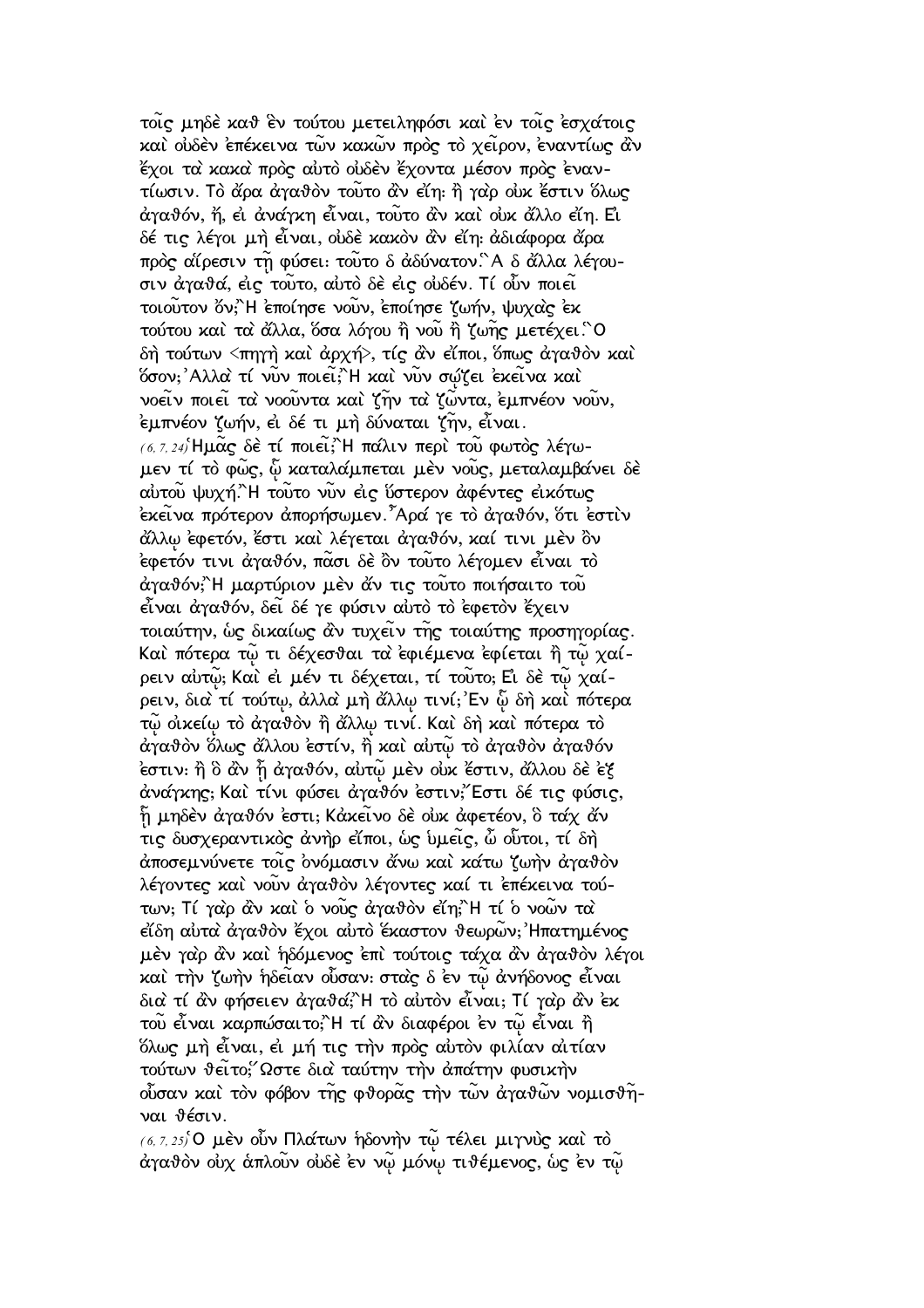τοῖς μηδὲ καθ ἓν τούτου μετειληφόσι καὶ ἐν τοῖς ἐσχάτοις καὶ οὐδὲν ἐπέκεινα τῶν κακῶν πρὸς τὸ χεῖρον, ἐναντίως ἂν ἔχοι τὰ κακὰ πρὸς αὐτὸ οὐδὲν ἔχοντα μέσον πρὸς ἐναντίωσιν. Τὸ ἄρα ἀγαθὸν τοῦτο ἂν εἴη· ἢ γὰρ οὐκ ἔστιν ὅλως ἀγαθόν, ἤ, εἰ ἀνάγκη εἶναι, τοῦτο ἂν καὶ οὐκ ἄλλο εἴη. Εἰ δέ τις λέγοι μὴ εἶναι, οὐδὲ κακὸν ἂν εἴη· ἀδιάφορα ἄρα πρὸς αἵρεσιν τῇ φύσει· τοῦτο δ ἀδύνατον. Ἃ δ ἄλλα λέγουσιν ἀγαθά, εἰς τοῦτο, αὐτὸ δὲ εἰς οὐδέν. Τί οὖν ποιεῖ τοιοῦτον ὄν; Ἢ ἐποίησε νοῦν, ἐποίησε ζωήν, ψυχὰς ἐκ τούτου καὶ τὰ ἄλλα, ὅσα λόγου ἢ νοῦ ἢ ζωῆς μετέχει. Ὃ δὴ τούτων <πηγὴ καὶ ἀρχή>, τίς ἂν εἴποι, ὅπως ἀγαθὸν καὶ ὅσον; Ἀλλὰ τί νῦν ποιεῖ; Ἢ καὶ νῦν σῴζει ἐκεῖνα καὶ νοεῖν ποιεῖ τὰ νοοῦντα καὶ ζῆν τὰ ζῶντα, ἐμπνέον νοῦν, ἐμπνέον ζωήν, εἰ δέ τι μὴ δύναται ζῆν, εἶναι.

(6, 7, 24) Ἡμᾶς δὲ τί ποιεῖ; Ἢ πάλιν περὶ τοῦ φωτὸς λέγωμεν τί τὸ φῶς, ᾧ καταλάμπεται μὲν νοῦς, μεταλαμβάνει δὲ αὐτοῦ ψυχή. Ἢ τοῦτο νῦν εἰς ὕστερον ἀφέντες εἰκότως ἐκεῖνα πρότερον ἀπορήσωμεν. Ἆρά γε τὸ ἀγαθόν, ὅτι ἐστὶν ἄλλῳ ἐφετόν, ἔστι καὶ λέγεται ἀγαθόν, καί τινι μὲν ὂν ἐφετόν τινι ἀγαθόν, πᾶσι δὲ ὂν τοῦτο λέγομεν εἶναι τὸ ἀγαθόν; Ἢ μαρτύριον μὲν ἄν τις τοῦτο ποιήσαιτο τοῦ εἶναι ἀγαθόν, δεῖ δέ γε φύσιν αὐτὸ τὸ ἐφετὸν ἔχειν τοιαύτην, ὡς δικαίως ἂν τυχεῖν τῆς τοιαύτης προσηγορίας. Καὶ πότερα τῷ τι δέχεσθαι τὰ ἐφιέμενα ἐφίεται ἢ τῷ χαίρειν αὐτῷ; Καὶ εἰ μέν τι δέχεται, τί τοῦτο; Εἰ δὲ τῷ χαίρειν, διὰ τί τούτῳ, ἀλλὰ μὴ ἄλλῳ τινί; Ἐν ᾧ δὴ καὶ πότερα τῷ οἰκείῳ τὸ ἀγαθὸν ἢ ἄλλῳ τινί. Καὶ δὴ καὶ πότερα τὸ ἀγαθὸν ὅλως ἄλλου ἐστίν, ἢ καὶ αὐτῷ τὸ ἀγαθὸν ἀγαθόν ἐστιν· ἢ ὃ ἂν ᾖ ἀγαθόν, αὐτῷ μὲν οὐκ ἔστιν, ἄλλου δὲ ἐξ ἀνάγκης; Καὶ τίνι φύσει ἀγαθόν ἐστιν; Ἔστι δέ τις φύσις, ᾗ μηδὲν ἀγαθόν ἐστι; Κἀκεῖνο δὲ οὐκ ἀφετέον, ὃ τάχ ἄν τις δυσχεραντικὸς ἀνὴρ εἴποι, ὡς ὑμεῖς, ὦ οὗτοι, τί δὴ ἀποσεμνύνετε τοῖς ὀνόμασιν ἄνω καὶ κάτω ζωὴν ἀγαθὸν λέγοντες καὶ νοῦν ἀγαθὸν λέγοντες καί τι ἐπέκεινα τούτων; Τί γὰρ ἂν καὶ ὁ νοῦς ἀγαθὸν εἴη; Ἢ τί ὁ νοῶν τὰ εἴδη αὐτὰ ἀγαθὸν ἔχοι αὐτὸ ἕκαστον θεωρῶν; Ἠπατημένος μὲν γὰρ ἂν καὶ ἡδόμενος ἐπὶ τούτοις τάχα ἂν ἀγαθὸν λέγοι καὶ τὴν ζωὴν ἡδεῖαν οὖσαν· στὰς δ ἐν τῷ ἀνήδονος εἶναι διὰ τί ἂν φήσειεν ἀγαθά; Ἢ τὸ αὐτὸν εἶναι; Τί γὰρ ἂν ἐκ τοῦ εἶναι καρπώσαιτο; Ἢ τί ἂν διαφέροι ἐν τῷ εἶναι ἢ ὅλως μὴ εἶναι, εἰ μή τις τὴν πρὸς αὐτὸν φιλίαν αἰτίαν τούτων θεῖτο; Ὥστε διὰ ταύτην τὴν ἀπάτην φυσικὴν οὖσαν καὶ τὸν φόβον τῆς φθορᾶς τὴν τῶν ἀγαθῶν νομισθῆναι θέσιν.

(6, 7, 25) Ὁ μὲν οὖν Πλάτων ἡδονὴν τῷ τέλει μιγνὺς καὶ τὸ ἀγαθὸν οὐχ ἁπλοῦν οὐδὲ ἐν νῷ μόνῳ τιθέμενος, ὡς ἐν τῷ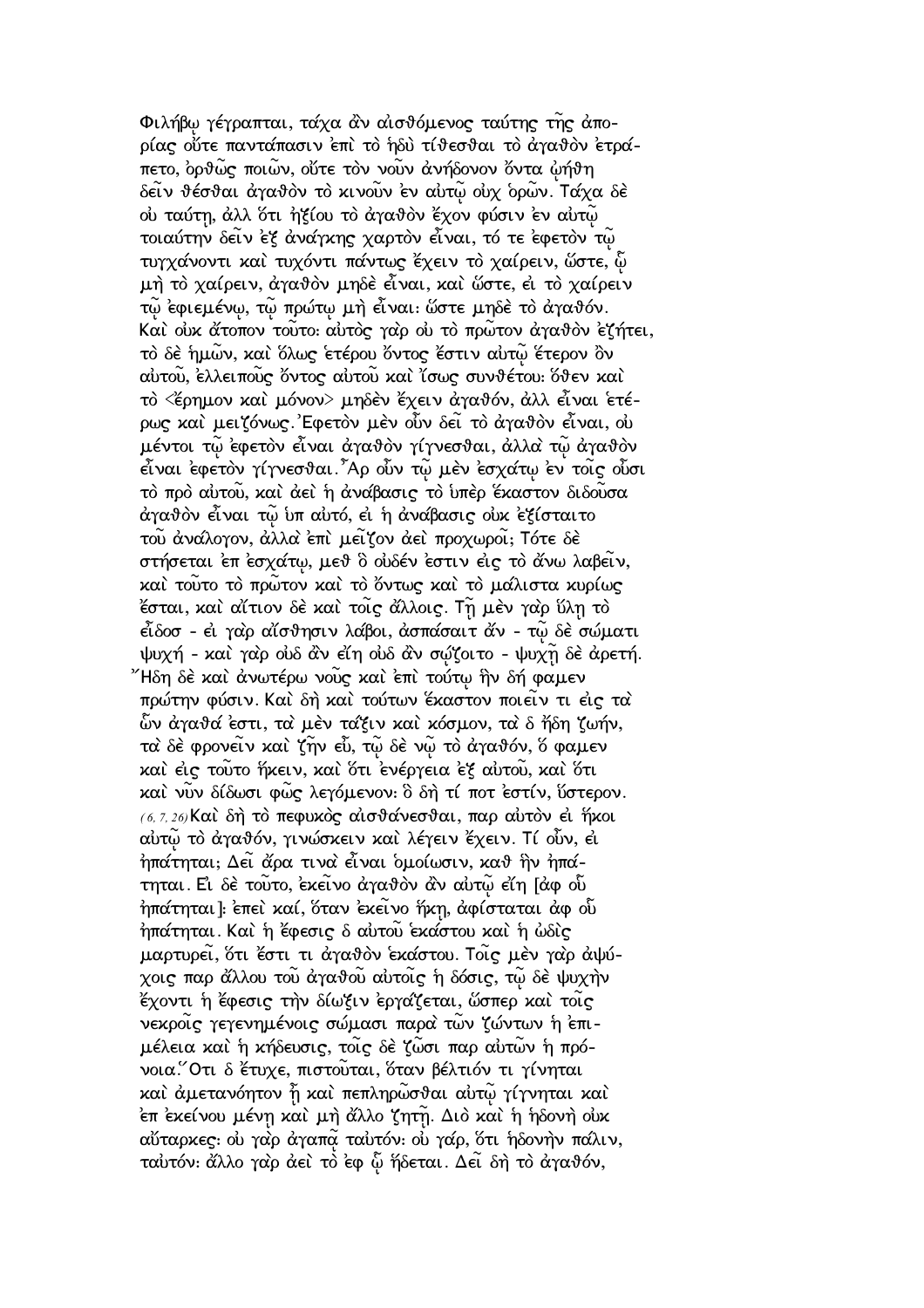Φιλήβῳ γέγραπται, τάχα ἂν αἰσθόμενος ταύτης τῆς ἀπορίας οὔτε παντάπασιν ἐπὶ τὸ ἡδὺ τίθεσθαι τὸ ἀγαθὸν ἐτράπετο, ὀρθῶς ποιῶν, οὔτε τὸν νοῦν ἀνήδονον ὄντα ᾠήθη δεῖν θέσθαι ἀγαθὸν τὸ κινοῦν ἐν αὐτῷ οὐχ ὁρῶν. Τάχα δὲ οὐ ταύτῃ, ἀλλ ὅτι ἠξίου τὸ ἀγαθὸν ἔχον φύσιν ἐν αὐτῷ τοιαύτην δεῖν ἐξ ἀνάγκης χαρτὸν εἶναι, τό τε ἐφετὸν τῷ τυγχάνοντι καὶ τυχόντι πάντως ἔχειν τὸ χαίρειν, ὥστε, ᾧ μὴ τὸ χαίρειν, ἀγαθὸν μηδὲ εἶναι, καὶ ὥστε, εἰ τὸ χαίρειν τῷ ἐφιεμένῳ, τῷ πρώτῳ μὴ εἶναι: ὥστε μηδὲ τὸ ἀγαθόν. Καὶ οὐκ ἄτοπον τοῦτο: αὐτὸς γὰρ οὐ τὸ πρῶτον ἀγαθὸν ἐζήτει, τὸ δὲ ἡμῶν, καὶ ὅλως ἑτέρου ὄντος ἔστιν αὐτῷ ἕτερον ὂν αὐτοῦ, ἐλλειποῦς ὄντος αὐτοῦ καὶ ἴσως συνθέτου: ὅθεν καὶ τὸ <ἔρημον καὶ μόνον> μηδὲν ἔχειν ἀγαθόν, ἀλλ εἶναι ἑτέρως καὶ μειζόνως.᾿Εφετὸν μὲν οὖν δεῖ τὸ ἀγαθὸν εἶναι, οὐ μέντοι τῷ ἐφετὸν εἶναι ἀγαθὸν γίγνεσθαι, ἀλλὰ τῷ ἀγαθὸν εἶναι ἐφετὸν γίγνεσθαι.῏Αρ οὖν τῷ μὲν ἐσχάτῳ ἐν τοῖς οὖσι τὸ πρὸ αὐτοῦ, καὶ ἀεὶ ἡ ἀνάβασις τὸ ὑπὲρ ἕκαστον διδοῦσα ἀγαθὸν εἶναι τῷ ὑπ αὐτό, εἰ ἡ ἀνάβασις οὐκ ἐξίσταιτο τοῦ ἀνάλογον, ἀλλὰ ἐπὶ μεῖζον ἀεὶ προχωροῖ; Τότε δὲ στήσεται ἐπ ἐσχάτῳ, μεθ ὃ οὐδέν ἐστιν εἰς τὸ ἄνω λαβεῖν, καὶ τοῦτο τὸ πρῶτον καὶ τὸ ὄντως καὶ τὸ μάλιστα κυρίως ἔσται, καὶ αἴτιον δὲ καὶ τοῖς ἄλλοις. Τῇ μὲν γὰρ ὕλῃ τὸ εἶδοσ - εἰ γὰρ αἴσθησιν λάβοι, ἀσπάσαιτ ἄν - τῷ δὲ σώματι ψυχή - καὶ γὰρ οὐδ ἂν εἴη οὐδ ἂν σῴζοιτο - ψυχῇ δὲ ἀρετή. ῎Ηδη δὲ καὶ ἀνωτέρω νοῦς καὶ ἐπὶ τούτῳ ἣν δή φαμεν πρώτην φύσιν. Καὶ δὴ καὶ τούτων ἕκαστον ποιεῖν τι εἰς τὰ ὧν ἀγαθά ἐστι, τὰ μὲν τάξιν καὶ κόσμον, τὰ δ ἤδη ζωήν, τὰ δὲ φρονεῖν καὶ ζῆν εὖ, τῷ δὲ νῷ τὸ ἀγαθόν, ὅ φαμεν καὶ εἰς τοῦτο ἥκειν, καὶ ὅτι ἐνέργεια ἐξ αὐτοῦ, καὶ ὅτι καὶ νῦν δίδωσι φῶς λεγόμενον: ὃ δὴ τί ποτ ἐστίν, ὕστερον. *(6, 7, 26)* Καὶ δὴ τὸ πεφυκὸς αἰσθάνεσθαι, παρ αὐτὸν εἰ ἥκοι αὐτῷ τὸ ἀγαθόν, γινώσκειν καὶ λέγειν ἔχειν. Τί οὖν, εἰ ἠπάτηται; Δεῖ ἄρα τινὰ εἶναι ὁμοίωσιν, καθ ἣν ἠπάτηται. Εἰ δὲ τοῦτο, ἐκεῖνο ἀγαθὸν ἂν αὐτῷ εἴη [ἀφ οὗ ἠπάτηται]: ἐπεὶ καί, ὅταν ἐκεῖνο ἥκῃ, ἀφίσταται ἀφ οὗ ἠπάτηται. Καὶ ἡ ἔφεσις δ αὐτοῦ ἑκάστου καὶ ἡ ὠδὶς μαρτυρεῖ, ὅτι ἔστι τι ἀγαθὸν ἑκάστου. Τοῖς μὲν γὰρ ἀψύχοις παρ ἄλλου τοῦ ἀγαθοῦ αὐτοῖς ἡ δόσις, τῷ δὲ ψυχὴν ἔχοντι ἡ ἔφεσις τὴν δίωξιν ἐργάζεται, ὥσπερ καὶ τοῖς νεκροῖς γεγενημένοις σώμασι παρὰ τῶν ζώντων ἡ ἐπιμέλεια καὶ ἡ κήδευσις, τοῖς δὲ ζῶσι παρ αὐτῶν ἡ πρόνοια.῞Οτι δ ἔτυχε, πιστοῦται, ὅταν βέλτιόν τι γίνηται καὶ ἀμετανόητον ᾖ καὶ πεπληρῶσθαι αὐτῷ γίγνηται καὶ ἐπ ἐκείνου μένῃ καὶ μὴ ἄλλο ζητῇ. Διὸ καὶ ἡ ἡδονὴ οὐκ αὔταρκες: οὐ γὰρ ἀγαπᾷ ταὐτόν: οὐ γάρ, ὅτι ἡδονὴν πάλιν, ταὐτόν: ἄλλο γὰρ ἀεὶ τὸ ἐφ ᾧ ἥδεται. Δεῖ δὴ τὸ ἀγαθόν,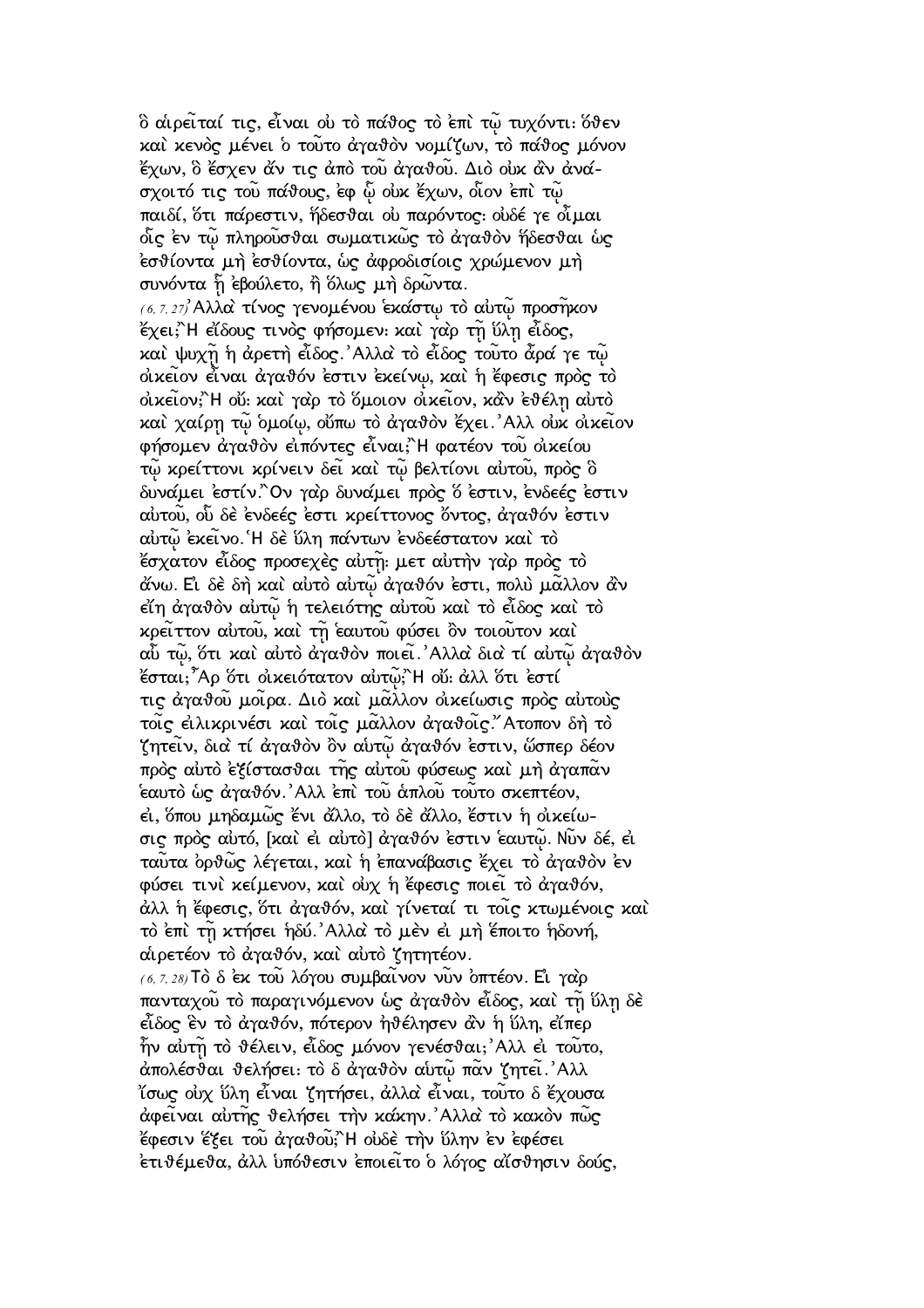ὃ αἱρεῖταί τις, εἶναι οὐ τὸ πάθος τὸ ἐπὶ τῷ τυχόντι· ὅθεν καὶ κενὸς μένει ὁ τοῦτο ἀγαθὸν νομίζων, τὸ πάθος μόνον ἔχων, ὃ ἔσχεν ἄν τις ἀπὸ τοῦ ἀγαθοῦ. Διὸ οὐκ ἂν ἀνάσχοιτό τις τοῦ πάθους, ἐφ ᾧ οὐκ ἔχων, οἷον ἐπὶ τῷ παιδί, ὅτι πάρεστιν, ἥδεσθαι οὐ παρόντος· οὐδέ γε οἶμαι οἷς ἐν τῷ πληροῦσθαι σωματικῶς τὸ ἀγαθὸν ἥδεσθαι ὡς ἐσθίοντα μὴ ἐσθίοντα, ὡς ἀφροδισίοις χρώμενον μὴ συνόντα ᾗ ἐβούλετο, ἢ ὅλως μὴ δρῶντα.

(6, 7, 27) Ἀλλὰ τίνος γενομένου ἑκάστῳ τὸ αὐτῷ προσῆκον ἔχει; Ἢ εἴδους τινὸς φήσομεν· καὶ γὰρ τῇ ὕλῃ εἶδος, καὶ ψυχῇ ἡ ἀρετὴ εἶδος. Ἀλλὰ τὸ εἶδος τοῦτο ἆρά γε τῷ οἰκεῖον εἶναι ἀγαθόν ἐστιν ἐκείνῳ, καὶ ἡ ἔφεσις πρὸς τὸ οἰκεῖον; Ἢ οὔ· καὶ γὰρ τὸ ὅμοιον οἰκεῖον, κἂν ἐθέλῃ αὐτὸ καὶ χαίρῃ τῷ ὁμοίῳ, οὔπω τὸ ἀγαθὸν ἔχει. Ἀλλ οὐκ οἰκεῖον φήσομεν ἀγαθὸν εἰπόντες εἶναι; Ἢ φατέον τοῦ οἰκείου τῷ κρείττονι κρίνειν δεῖ καὶ τῷ βελτίονι αὐτοῦ, πρὸς ὃ δυνάμει ἐστίν. Ὂν γὰρ δυνάμει πρὸς ὅ ἐστιν, ἐνδεές ἐστιν αὐτοῦ, οὗ δὲ ἐνδεές ἐστι κρείττονος ὄντος, ἀγαθόν ἐστιν αὐτῷ ἐκεῖνο. Ἡ δὲ ὕλη πάντων ἐνδεέστατον καὶ τὸ ἔσχατον εἶδος προσεχὲς αὐτῇ· μετ αὐτὴν γὰρ πρὸς τὸ ἄνω. Εἰ δὲ δὴ καὶ αὐτὸ αὐτῷ ἀγαθόν ἐστι, πολὺ μᾶλλον ἂν εἴη ἀγαθὸν αὐτῷ ἡ τελειότης αὐτοῦ καὶ τὸ εἶδος καὶ τὸ κρεῖττον αὐτοῦ, καὶ τῇ ἑαυτοῦ φύσει ὂν τοιοῦτον καὶ αὖ τῷ, ὅτι καὶ αὐτὸ ἀγαθὸν ποιεῖ. Ἀλλὰ διὰ τί αὐτῷ ἀγαθὸν ἔσται; Ἆρ ὅτι οἰκειότατον αὐτῷ; Ἢ οὔ· ἀλλ ὅτι ἐστί τις ἀγαθοῦ μοῖρα. Διὸ καὶ μᾶλλον οἰκείωσις πρὸς αὐτοὺς τοῖς εἰλικρινέσι καὶ τοῖς μᾶλλον ἀγαθοῖς. Ἄτοπον δὴ τὸ ζητεῖν, διὰ τί ἀγαθὸν ὂν αὐτῷ ἀγαθόν ἐστιν, ὥσπερ δέον πρὸς αὐτὸ ἐξίστασθαι τῆς αὑτοῦ φύσεως καὶ μὴ ἀγαπᾶν ἑαυτὸ ὡς ἀγαθόν. Ἀλλ ἐπὶ τοῦ ἁπλοῦ τοῦτο σκεπτέον, εἰ, ὅπου μηδαμῶς ἔνι ἄλλο, τὸ δὲ ἄλλο, ἔστιν ἡ οἰκείωσις πρὸς αὑτό, [καὶ εἰ αὐτὸ] ἀγαθόν ἐστιν ἑαυτῷ. Νῦν δέ, εἰ ταῦτα ὀρθῶς λέγεται, καὶ ἡ ἐπανάβασις ἔχει τὸ ἀγαθὸν ἐν φύσει τινὶ κείμενον, καὶ οὐχ ἡ ἔφεσις ποιεῖ τὸ ἀγαθόν, ἀλλ ἡ ἔφεσις, ὅτι ἀγαθόν, καὶ γίνεταί τι τοῖς κτωμένοις καὶ τὸ ἐπὶ τῇ κτήσει ἡδύ. Ἀλλὰ τὸ μὲν εἰ μὴ ἕποιτο ἡδονή, αἱρετέον τὸ ἀγαθόν, καὶ αὐτὸ ζητητέον.

(6, 7, 28) Τὸ δ ἐκ τοῦ λόγου συμβαῖνον νῦν ὀπτέον. Εἰ γὰρ πανταχοῦ τὸ παραγινόμενον ὡς ἀγαθὸν εἶδος, καὶ τῇ ὕλῃ δὲ εἶδος ἓν τὸ ἀγαθόν, πότερον ἠθέλησεν ἂν ἡ ὕλη, εἴπερ ἦν αὐτῇ τὸ θέλειν, εἶδος μόνον γενέσθαι; Ἀλλ εἰ τοῦτο, ἀπολέσθαι θελήσει· τὸ δ ἀγαθὸν αὐτῷ πᾶν ζητεῖ. Ἀλλ ἴσως οὐχ ὕλη εἶναι ζητήσει, ἀλλὰ εἶναι, τοῦτο δ ἔχουσα ἀφεῖναι αὐτῆς θελήσει τὴν κάκην. Ἀλλὰ τὸ κακὸν πῶς ἔφεσιν ἕξει τοῦ ἀγαθοῦ; Ἢ οὐδὲ τὴν ὕλην ἐν ἐφέσει ἐτιθέμεθα, ἀλλ ὑπόθεσιν ἐποιεῖτο ὁ λόγος αἴσθησιν δούς,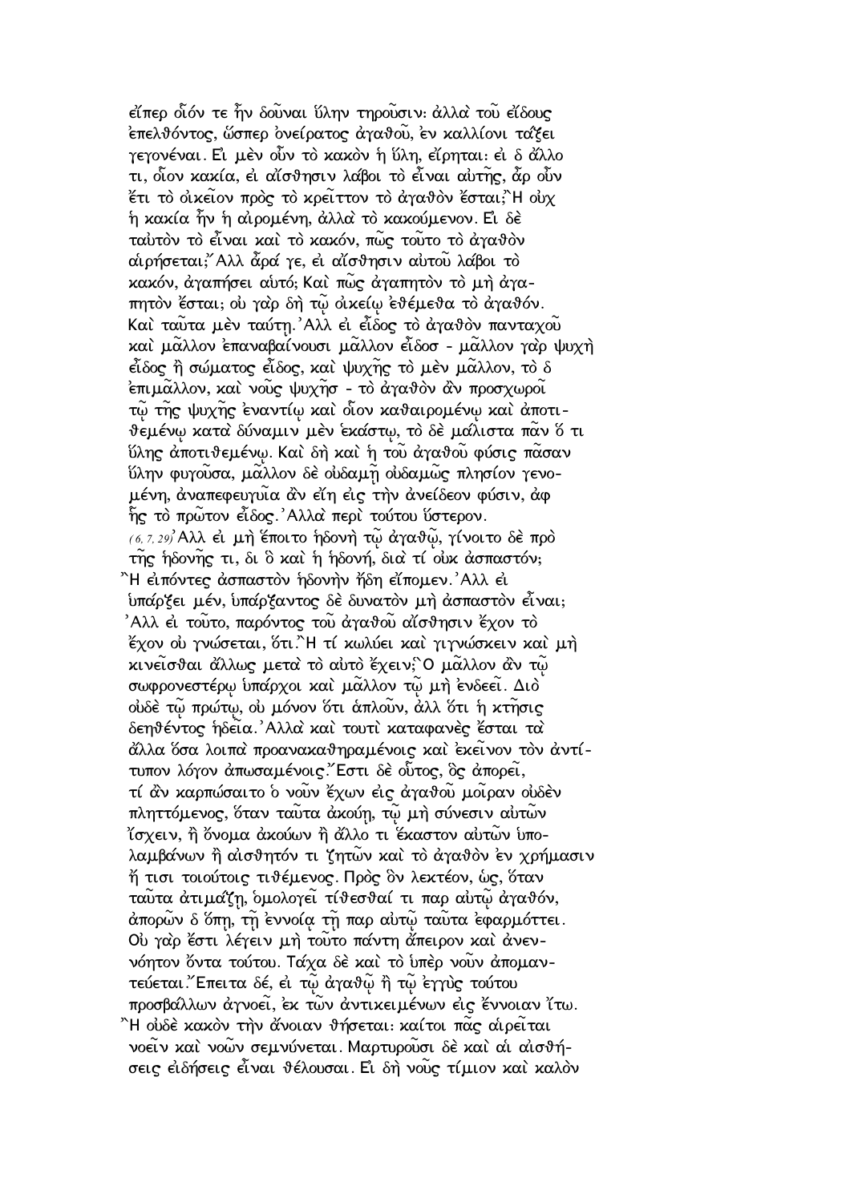εἴπερ οἷόν τε ἦν δοῦναι ὕλην τηροῦσιν· ἀλλὰ τοῦ εἴδους ἐπελθόντος, ὥσπερ ὀνείρατος ἀγαθοῦ, ἐν καλλίονι τάξει γεγονέναι. Εἰ μὲν οὖν τὸ κακὸν ἡ ὕλη, εἴρηται· εἰ δ ἄλλο τι, οἷον κακία, εἰ αἴσθησιν λάβοι τὸ εἶναι αὐτῆς, ἆρ οὖν ἔτι τὸ οἰκεῖον πρὸς τὸ κρεῖττον τὸ ἀγαθὸν ἔσται;῍Η οὐχ ἡ κακία ἦν ἡ αἱρομένη, ἀλλὰ τὸ κακούμενον. Εἰ δὲ ταὐτὸν τὸ εἶναι καὶ τὸ κακόν, πῶς τοῦτο τὸ ἀγαθὸν αἱρήσεται;῎Αλλ ἆρά γε, εἰ αἴσθησιν αὐτοῦ λάβοι τὸ κακόν, ἀγαπήσει αὐτό; Καὶ πῶς ἀγαπητὸν τὸ μὴ ἀγαπητὸν ἔσται; οὐ γὰρ δὴ τῷ οἰκείῳ ἐθέμεθα τὸ ἀγαθόν. Καὶ ταῦτα μὲν ταύτῃ.᾿Αλλ εἰ εἶδος τὸ ἀγαθὸν πανταχοῦ καὶ μᾶλλον ἐπαναβαίνουσι μᾶλλον εἶδοσ - μᾶλλον γὰρ ψυχὴ εἶδος ἢ σώματος εἶδος, καὶ ψυχῆς τὸ μὲν μᾶλλον, τὸ δ ἐπιμᾶλλον, καὶ νοῦς ψυχῆσ - τὸ ἀγαθὸν ἂν προσχωροῖ τῷ τῆς ψυχῆς ἐναντίῳ καὶ οἷον καθαιρομένῳ καὶ ἀποτιθεμένῳ κατὰ δύναμιν μὲν ἑκάστῳ, τὸ δὲ μάλιστα πᾶν ὅ τι ὕλης ἀποτιθεμένῳ. Καὶ δὴ καὶ ἡ τοῦ ἀγαθοῦ φύσις πᾶσαν ὕλην φυγοῦσα, μᾶλλον δὲ οὐδαμῇ οὐδαμῶς πλησίον γενομένη, ἀναπεφευγυῖα ἂν εἴη εἰς τὴν ἀνείδεον φύσιν, ἀφ ἧς τὸ πρῶτον εἶδος.᾿Αλλὰ περὶ τούτου ὕστερον.

(6, 7, 29)᾿Αλλ εἰ μὴ ἕποιτο ἡδονὴ τῷ ἀγαθῷ, γίνοιτο δὲ πρὸ τῆς ἡδονῆς τι, δι ὃ καὶ ἡ ἡδονή, διὰ τί οὐκ ἀσπαστόν; ῍Η εἰπόντες ἀσπαστὸν ἡδονὴν ἤδη εἴπομεν.᾿Αλλ εἰ ὑπάρξει μέν, ὑπάρξαντος δὲ δυνατὸν μὴ ἀσπαστὸν εἶναι; ᾿Αλλ εἰ τοῦτο, παρόντος τοῦ ἀγαθοῦ αἴσθησιν ἔχον τὸ ἔχον οὐ γνώσεται, ὅτι.῍Η τί κωλύει καὶ γιγνώσκειν καὶ μὴ κινεῖσθαι ἄλλως μετὰ τὸ αὐτὸ ἔχειν;῝Ο μᾶλλον ἂν τῷ σωφρονεστέρῳ ὑπάρχοι καὶ μᾶλλον τῷ μὴ ἐνδεεῖ. Διὸ οὐδὲ τῷ πρώτῳ, οὐ μόνον ὅτι ἁπλοῦν, ἀλλ ὅτι ἡ κτῆσις δεηθέντος ἡδεῖα.᾿Αλλὰ καὶ τουτὶ καταφανὲς ἔσται τὰ ἄλλα ὅσα λοιπὰ προανακαθηραμένοις καὶ ἐκεῖνον τὸν ἀντίτυπον λόγον ἀπωσαμένοις.῎Εστι δὲ οὗτος, ὃς ἀπορεῖ, τί ἂν καρπώσαιτο ὁ νοῦν ἔχων εἰς ἀγαθοῦ μοῖραν οὐδὲν πληττόμενος, ὅταν ταῦτα ἀκούῃ, τῷ μὴ σύνεσιν αὐτῶν ἴσχειν, ἢ ὄνομα ἀκούων ἢ ἄλλο τι ἕκαστον αὐτῶν ὑπολαμβάνων ἢ αἰσθητόν τι ζητῶν καὶ τὸ ἀγαθὸν ἐν χρήμασιν ἤ τισι τοιούτοις τιθέμενος. Πρὸς ὃν λεκτέον, ὡς, ὅταν ταῦτα ἀτιμάζῃ, ὁμολογεῖ τίθεσθαί τι παρ αὐτῷ ἀγαθόν, ἀπορῶν δ ὅπῃ, τῇ ἐννοίᾳ τῇ παρ αὐτῷ ταῦτα ἐφαρμόττει. Οὐ γάρ ἔστι λέγειν μὴ τοῦτο πάντη ἄπειρον καὶ ἀνεννόητον ὄντα τούτου. Τάχα δὲ καὶ τὸ ὑπὲρ νοῦν ἀπομαντεύεται.῎Επειτα δέ, εἰ τῷ ἀγαθῷ ἢ τῷ ἐγγὺς τούτου προσβάλλων ἀγνοεῖ, ἐκ τῶν ἀντικειμένων εἰς ἔννοιαν ἴτω. ῍Η οὐδὲ κακὸν τὴν ἄνοιαν θήσεται· καίτοι πᾶς αἱρεῖται νοεῖν καὶ νοῶν σεμνύνεται. Μαρτυροῦσι δὲ καὶ αἱ αἰσθήσεις εἰδήσεις εἶναι θέλουσαι. Εἰ δὴ νοῦς τίμιον καὶ καλὸν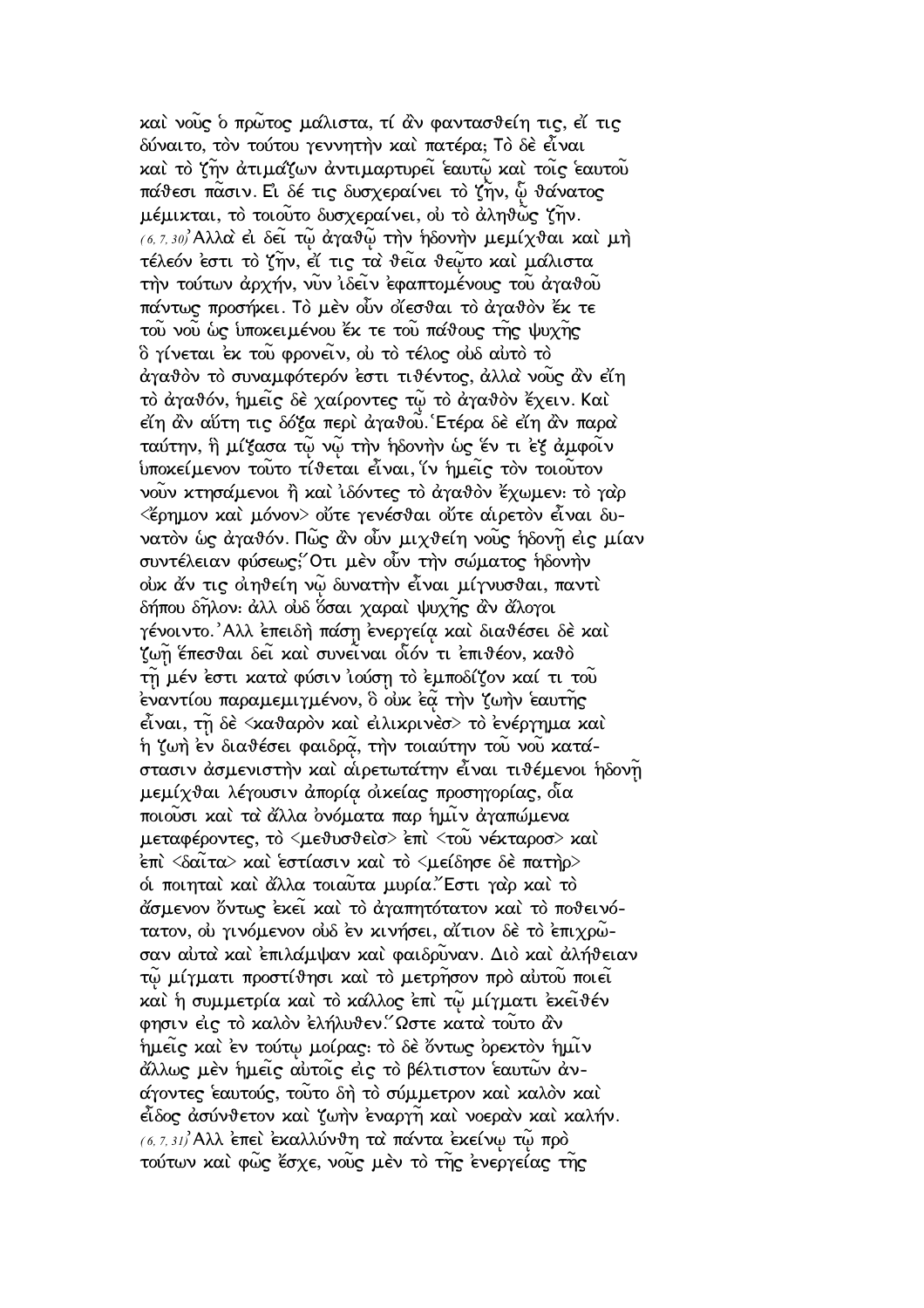καὶ νοῦς ὁ πρῶτος μάλιστα, τί ἂν φαντασθείη τις, εἴ τις δύναιτο, τὸν τούτου γεννητὴν καὶ πατέρα; Τὸ δὲ εἶναι καὶ τὸ ζῆν ἀτιμάζων ἀντιμαρτυρεῖ ἑαυτῷ καὶ τοῖς ἑαυτοῦ πάθεσι πᾶσιν. Εἰ δέ τις δυσχεραίνει τὸ ζῆν, ᾧ θάνατος μέμικται, τὸ τοιοῦτο δυσχεραίνει, οὐ τὸ ἀληθῶς ζῆν.

(6, 7, 30) Ἀλλὰ εἰ δεῖ τῷ ἀγαθῷ τὴν ἡδονὴν μεμίχθαι καὶ μὴ τέλεόν ἐστι τὸ ζῆν, εἴ τις τὰ θεῖα θεῷτο καὶ μάλιστα τὴν τούτων ἀρχήν, νῦν ἰδεῖν ἐφαπτομένους τοῦ ἀγαθοῦ πάντως προσήκει. Τὸ μὲν οὖν οἴεσθαι τὸ ἀγαθὸν ἔκ τε τοῦ νοῦ ὡς ὑποκειμένου ἔκ τε τοῦ πάθους τῆς ψυχῆς ὃ γίνεται ἐκ τοῦ φρονεῖν, οὐ τὸ τέλος οὐδ αὐτὸ τὸ ἀγαθὸν τὸ συναμφότερόν ἐστι τιθέντος, ἀλλὰ νοῦς ἂν εἴη τὸ ἀγαθόν, ἡμεῖς δὲ χαίροντες τῷ τὸ ἀγαθὸν ἔχειν. Καὶ εἴη ἂν αὕτη τις δόξα περὶ ἀγαθοῦ. Ἑτέρα δὲ εἴη ἂν παρὰ ταύτην, ἣ μίξασα τῷ νῷ τὴν ἡδονὴν ὡς ἕν τι ἐξ ἀμφοῖν ὑποκείμενον τοῦτο τίθεται εἶναι, ἵν ἡμεῖς τὸν τοιοῦτον νοῦν κτησάμενοι ἢ καὶ ἰδόντες τὸ ἀγαθὸν ἔχωμεν· τὸ γὰρ <ἔρημον καὶ μόνον> οὔτε γενέσθαι οὔτε αἱρετὸν εἶναι δυνατὸν ὡς ἀγαθόν. Πῶς ἂν οὖν μιχθείη νοῦς ἡδονῇ εἰς μίαν συντέλειαν φύσεως; Ὅτι μὲν οὖν τὴν σώματος ἡδονὴν οὐκ ἄν τις οἰηθείη νῷ δυνατὴν εἶναι μίγνυσθαι, παντὶ δήπου δῆλον· ἀλλ οὐδ ὅσαι χαραὶ ψυχῆς ἂν ἄλογοι γένοιντο. Ἀλλ ἐπειδὴ πάσῃ ἐνεργείᾳ καὶ διαθέσει δὲ καὶ ζωῇ ἕπεσθαι δεῖ καὶ συνεῖναι οἷόν τι ἐπιθέον, καθὸ τῇ μέν ἐστι κατὰ φύσιν ἰούσῃ τὸ ἐμποδίζον καί τι τοῦ ἐναντίου παραμεμιγμένον, ὃ οὐκ ἐᾷ τὴν ζωὴν ἑαυτῆς εἶναι, τῇ δὲ <καθαρὸν καὶ εἰλικρινὲσ> τὸ ἐνέργημα καὶ ἡ ζωὴ ἐν διαθέσει φαιδρᾷ, τὴν τοιαύτην τοῦ νοῦ κατάστασιν ἀσμενιστὴν καὶ αἱρετωτάτην εἶναι τιθέμενοι ἡδονῇ μεμίχθαι λέγουσιν ἀπορίᾳ οἰκείας προσηγορίας, οἷα ποιοῦσι καὶ τὰ ἄλλα ὀνόματα παρ ἡμῖν ἀγαπώμενα μεταφέροντες, τὸ <μεθυσθεὶσ> ἐπὶ <τοῦ νέκταροσ> καὶ ἐπὶ <δαῖτα> καὶ ἑστίασιν καὶ τὸ <μείδησε δὲ πατὴρ> οἱ ποιηταὶ καὶ ἄλλα τοιαῦτα μυρία. Ἔστι γὰρ καὶ τὸ ἄσμενον ὄντως ἐκεῖ καὶ τὸ ἀγαπητότατον καὶ τὸ ποθεινότατον, οὐ γινόμενον οὐδ ἐν κινήσει, αἴτιον δὲ τὸ ἐπιχρῶσαν αὐτὰ καὶ ἐπιλάμψαν καὶ φαιδρῦναν. Διὸ καὶ ἀλήθειαν τῷ μίγματι προστίθησι καὶ τὸ μετρῆσον πρὸ αὐτοῦ ποιεῖ καὶ ἡ συμμετρία καὶ τὸ κάλλος ἐπὶ τῷ μίγματι ἐκεῖθέν φησιν εἰς τὸ καλὸν ἐλήλυθεν. Ὥστε κατὰ τοῦτο ἂν ἡμεῖς καὶ ἐν τούτῳ μοίρας· τὸ δὲ ὄντως ὀρεκτὸν ἡμῖν ἄλλως μὲν ἡμεῖς αὐτοῖς εἰς τὸ βέλτιστον ἑαυτῶν ἀνάγοντες ἑαυτούς, τοῦτο δὴ τὸ σύμμετρον καὶ καλὸν καὶ εἶδος ἀσύνθετον καὶ ζωὴν ἐναργῆ καὶ νοερὰν καὶ καλήν.

(6, 7, 31) Ἀλλ ἐπεὶ ἐκαλλύνθη τὰ πάντα ἐκείνῳ τῷ πρὸ τούτων καὶ φῶς ἔσχε, νοῦς μὲν τὸ τῆς ἐνεργείας τῆς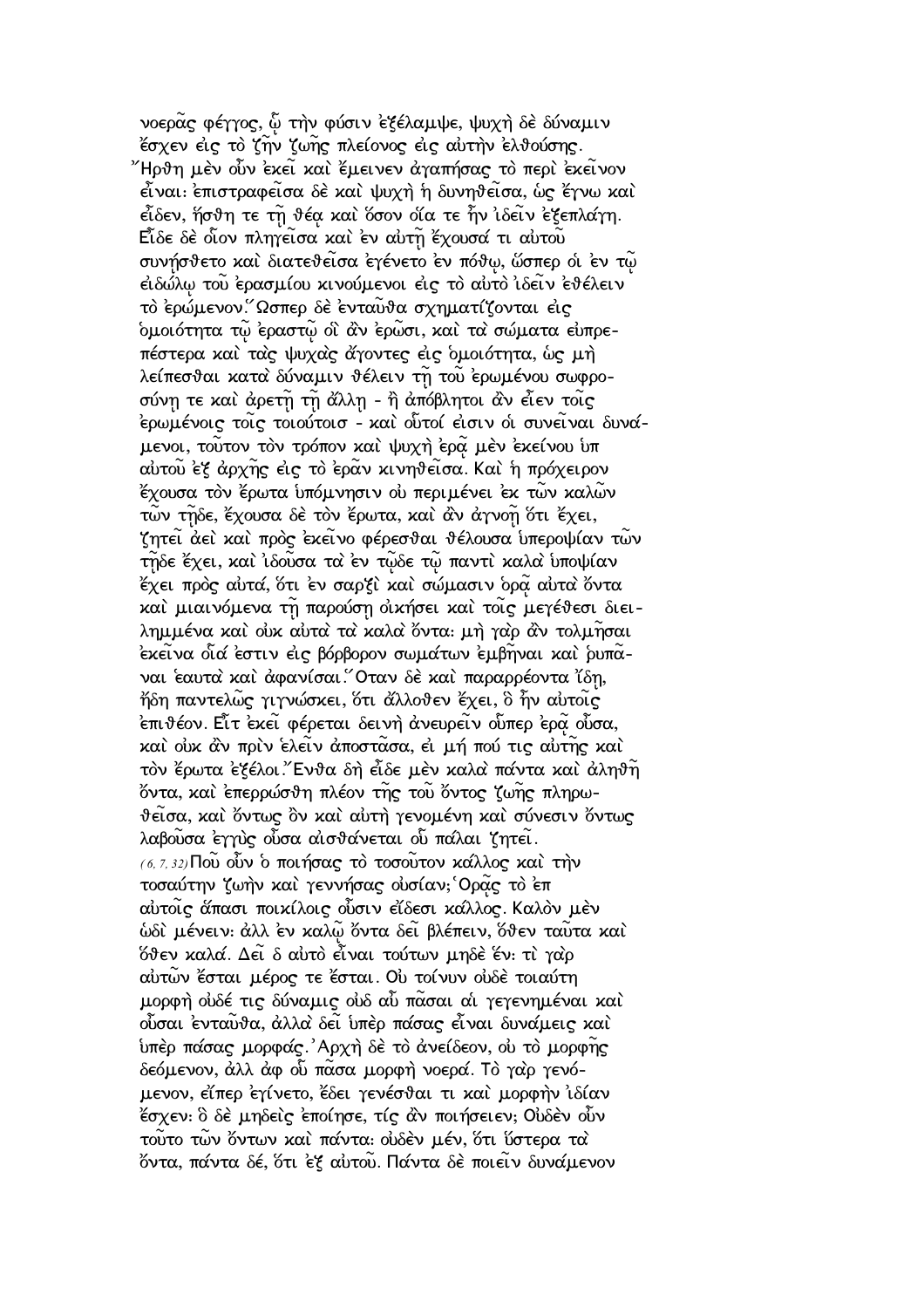νοερᾶς φέγγος, ᾧ τὴν φύσιν ἐξέλαμψε, ψυχὴ δὲ δύναμιν ἔσχεν εἰς τὸ ζῆν ζωῆς πλείονος εἰς αὐτὴν ἐλθούσης. Ἤρθη μὲν οὖν ἐκεῖ καὶ ἔμεινεν ἀγαπήσας τὸ περὶ ἐκεῖνον εἶναι· ἐπιστραφεῖσα δὲ καὶ ψυχὴ ἡ δυνηθεῖσα, ὡς ἔγνω καὶ εἶδεν, ἥσθη τε τῇ θέᾳ καὶ ὅσον οἵα τε ἦν ἰδεῖν ἐξεπλάγη. Εἶδε δὲ οἷον πληγεῖσα καὶ ἐν αὐτῇ ἔχουσά τι αὐτοῦ συνῄσθετο καὶ διατεθεῖσα ἐγένετο ἐν πόθῳ, ὥσπερ οἱ ἐν τῷ εἰδώλῳ τοῦ ἐρασμίου κινούμενοι εἰς τὸ αὐτὸ ἰδεῖν ἐθέλειν τὸ ἐρώμενον. Ὥσπερ δὲ ἐνταῦθα σχηματίζονται εἰς ὁμοιότητα τῷ ἐραστῷ οἳ ἂν ἐρῶσι, καὶ τὰ σώματα εὐπρεπέστερα καὶ τὰς ψυχὰς ἄγοντες εἰς ὁμοιότητα, ὡς μὴ λείπεσθαι κατὰ δύναμιν θέλειν τῇ τοῦ ἐρωμένου σωφροσύνῃ τε καὶ ἀρετῇ τῇ ἄλλῃ - ἢ ἀπόβλητοι ἂν εἶεν τοῖς ἐρωμένοις τοῖς τοιούτοισ - καὶ οὗτοί εἰσιν οἱ συνεῖναι δυνάμενοι, τοῦτον τὸν τρόπον καὶ ψυχὴ ἐρᾷ μὲν ἐκείνου ὑπ αὐτοῦ ἐξ ἀρχῆς εἰς τὸ ἐρᾶν κινηθεῖσα. Καὶ ἡ πρόχειρον ἔχουσα τὸν ἔρωτα ὑπόμνησιν οὐ περιμένει ἐκ τῶν καλῶν τῶν τῇδε, ἔχουσα δὲ τὸν ἔρωτα, καὶ ἂν ἀγνοῇ ὅτι ἔχει, ζητεῖ ἀεὶ καὶ πρὸς ἐκεῖνο φέρεσθαι θέλουσα ὑπεροψίαν τῶν τῇδε ἔχει, καὶ ἰδοῦσα τὰ ἐν τῷδε τῷ παντὶ καλὰ ὑποψίαν ἔχει πρὸς αὐτά, ὅτι ἐν σαρξὶ καὶ σώμασιν ὁρᾷ αὐτὰ ὄντα καὶ μιαινόμενα τῇ παρούσῃ οἰκήσει καὶ τοῖς μεγέθεσι διειλημμένα καὶ οὐκ αὐτὰ τὰ καλὰ ὄντα· μὴ γὰρ ἂν τολμῆσαι ἐκεῖνα οἷά ἐστιν εἰς βόρβορον σωμάτων ἐμβῆναι καὶ ῥυπᾶναι ἑαυτὰ καὶ ἀφανίσαι. Ὅταν δὲ καὶ παραρρέοντα ἴδῃ, ἤδη παντελῶς γιγνώσκει, ὅτι ἄλλοθεν ἔχει, ὃ ἦν αὐτοῖς ἐπιθέον. Εἶτ ἐκεῖ φέρεται δεινὴ ἀνευρεῖν οὗπερ ἐρᾷ οὖσα, καὶ οὐκ ἂν πρὶν ἑλεῖν ἀποστᾶσα, εἰ μή πού τις αὐτῆς καὶ τὸν ἔρωτα ἐξέλοι. Ἔνθα δὴ εἶδε μὲν καλὰ πάντα καὶ ἀληθῆ ὄντα, καὶ ἐπερρώσθη πλέον τῆς τοῦ ὄντος ζωῆς πληρωθεῖσα, καὶ ὄντως ὂν καὶ αὐτὴ γενομένη καὶ σύνεσιν ὄντως λαβοῦσα ἐγγὺς οὖσα αἰσθάνεται οὗ πάλαι ζητεῖ.

*(6, 7, 32)* Ποῦ οὖν ὁ ποιήσας τὸ τοσοῦτον κάλλος καὶ τὴν τοσαύτην ζωὴν καὶ γεννήσας οὐσίαν; Ὁρᾷς τὸ ἐπ αὐτοῖς ἅπασι ποικίλοις οὖσιν εἴδεσι κάλλος. Καλὸν μὲν ὡδὶ μένειν· ἀλλ ἐν καλῷ ὄντα δεῖ βλέπειν, ὅθεν ταῦτα καὶ ὅθεν καλά. Δεῖ δ αὐτὸ εἶναι τούτων μηδὲ ἕν· τὶ γὰρ αὐτῶν ἔσται μέρος τε ἔσται. Οὐ τοίνυν οὐδὲ τοιαύτη μορφὴ οὐδέ τις δύναμις οὐδ αὖ πᾶσαι αἱ γεγενημέναι καὶ οὖσαι ἐνταῦθα, ἀλλὰ δεῖ ὑπὲρ πάσας εἶναι δυνάμεις καὶ ὑπὲρ πάσας μορφάς. Ἀρχὴ δὲ τὸ ἀνείδεον, οὐ τὸ μορφῆς δεόμενον, ἀλλ ἀφ οὗ πᾶσα μορφὴ νοερά. Τὸ γὰρ γενόμενον, εἴπερ ἐγίνετο, ἔδει γενέσθαι τι καὶ μορφὴν ἰδίαν ἔσχεν· ὃ δὲ μηδεὶς ἐποίησε, τίς ἂν ποιήσειεν; Οὐδὲν οὖν τοῦτο τῶν ὄντων καὶ πάντα· οὐδὲν μέν, ὅτι ὕστερα τὰ ὄντα, πάντα δέ, ὅτι ἐξ αὐτοῦ. Πάντα δὲ ποιεῖν δυνάμενον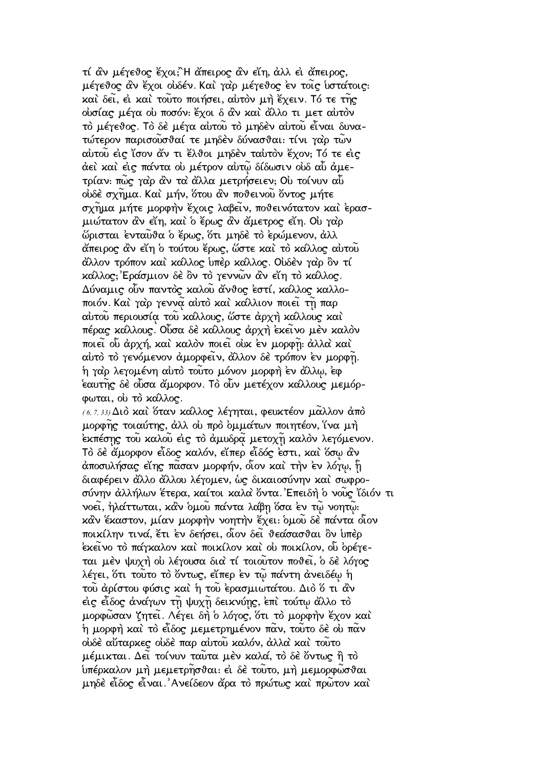τί ἂν μέγεθος ἔχοι;῾Η ἄπειρος ἂν εἴη, ἀλλ εἰ ἄπειρος, μέγεθος ἂν ἔχοι οὐδέν. Καὶ γὰρ μέγεθος ἐν τοῖς ὑστάτοις: καὶ δεῖ, εἰ καὶ τοῦτο ποιήσει, αὐτὸν μὴ ἔχειν. Τό τε τῆς οὐσίας μέγα οὐ ποσόν: ἔχοι δ ἂν καὶ ἄλλο τι μετ αὐτὸν τὸ μέγεθος. Τὸ δὲ μέγα αὐτοῦ τὸ μηδὲν αὐτοῦ εἶναι δυνατώτερον παρισοῦσθαί τε μηδὲν δύνασθαι: τίνι γὰρ τῶν αὐτοῦ εἰς ἴσον ἄν τι ἔλθοι μηδὲν ταὐτὸν ἔχον; Τό τε εἰς ἀεὶ καὶ εἰς πάντα οὐ μέτρον αὐτῷ δίδωσιν οὐδ αὖ ἀμετρίαν: πῶς γὰρ ἂν τὰ ἄλλα μετρήσειεν; Οὐ τοίνυν αὖ οὐδὲ σχῆμα. Καὶ μήν, ὅτου ἂν ποθεινοῦ ὄντος μήτε σχῆμα μήτε μορφὴν ἔχοις λαβεῖν, ποθεινότατον καὶ ἐρασμιώτατον ἂν εἴη, καὶ ὁ ἔρως ἂν ἄμετρος εἴη. Οὐ γὰρ ὥρισται ἐνταῦθα ὁ ἔρως, ὅτι μηδὲ τὸ ἐρώμενον, ἀλλ ἄπειρος ἂν εἴη ὁ τούτου ἔρως, ὥστε καὶ τὸ κάλλος αὐτοῦ ἄλλον τρόπον καὶ κάλλος ὑπὲρ κάλλος. Οὐδὲν γὰρ ὂν τί κάλλος;᾿Ερασμιον δὲ ὂν τὸ γεννῶν ἂν εἴη τὸ κάλλος. Δύναμις οὖν παντὸς καλοῦ ἄνθος ἐστί, κάλλος καλλοποιόν. Καὶ γὰρ γεννᾷ αὐτὸ καὶ κάλλιον ποιεῖ τῇ παρ αὐτοῦ περιουσίᾳ τοῦ κάλλους, ὥστε ἀρχὴ κάλλους καὶ πέρας κάλλους. Οὖσα δὲ κάλλους ἀρχὴ ἐκεῖνο μὲν καλὸν ποιεῖ οὗ ἀρχή, καὶ καλὸν ποιεῖ οὐκ ἐν μορφῇ: ἀλλὰ καὶ αὐτὸ τὸ γενόμενον ἀμορφεῖν, ἄλλον δὲ τρόπον ἐν μορφῇ. ἡ γὰρ λεγομένη αὐτὸ τοῦτο μόνον μορφὴ ἐν ἄλλῳ, ἐφ ἑαυτῆς δὲ οὖσα ἄμορφον. Τὸ οὖν μετέχον κάλλους μεμόρφωται, οὐ τὸ κάλλος.

(6, 7, 33) Διὸ καὶ ὅταν κάλλος λέγηται, φευκτέον μᾶλλον ἀπὸ μορφῆς τοιαύτης, ἀλλ οὐ πρὸ ὀμμάτων ποιητέον, ἵνα μὴ ἐκπέσῃς τοῦ καλοῦ εἰς τὸ ἀμυδρᾷ μετοχῇ καλὸν λεγόμενον. Τὸ δὲ ἄμορφον εἶδος καλόν, εἴπερ εἶδός ἐστι, καὶ ὅσῳ ἂν ἀποσυλήσας εἴῃς πᾶσαν μορφήν, οἷον καὶ τὴν ἐν λόγῳ, ᾗ διαφέρειν ἄλλο ἄλλου λέγομεν, ὡς δικαιοσύνην καὶ σωφροσύνην ἀλλήλων ἕτερα, καίτοι καλὰ ὄντα.᾿Επειδὴ ὁ νοῦς ἴδιόν τι νοεῖ, ἠλάττωται, κἂν ὁμοῦ πάντα λάβῃ ὅσα ἐν τῷ νοητῷ: κἂν ἕκαστον, μίαν μορφὴν νοητὴν ἔχει: ὁμοῦ δὲ πάντα οἷον ποικίλην τινά, ἔτι ἐν δεήσει, οἷον δεῖ θεάσασθαι ὂν ὑπὲρ ἐκεῖνο τὸ πάγκαλον καὶ ποικίλον καὶ οὐ ποικίλον, οὗ ὀρέγεται μὲν ψυχὴ οὐ λέγουσα διὰ τί τοιοῦτον ποθεῖ, ὁ δὲ λόγος λέγει, ὅτι τοῦτο τὸ ὄντως, εἴπερ ἐν τῷ πάντη ἀνειδέῳ ἡ τοῦ ἀρίστου φύσις καὶ ἡ τοῦ ἐρασμιωτάτου. Διὸ ὅ τι ἂν εἰς εἶδος ἀνάγων τῇ ψυχῇ δεικνύῃς, ἐπὶ τούτῳ ἄλλο τὸ μορφῶσαν ζητεῖ. Λέγει δὴ ὁ λόγος, ὅτι τὸ μορφὴν ἔχον καὶ ἡ μορφὴ καὶ τὸ εἶδος μεμετρημένον πᾶν, τοῦτο δὲ οὐ πᾶν οὐδὲ αὔταρκες οὐδὲ παρ αὐτοῦ καλόν, ἀλλὰ καὶ τοῦτο μέμικται. Δεῖ τοίνυν ταῦτα μὲν καλά, τὸ δὲ ὄντως ἢ τὸ ὑπέρκαλον μὴ μεμετρῆσθαι: εἰ δὲ τοῦτο, μὴ μεμορφῶσθαι μηδὲ εἶδος εἶναι.᾿Ανείδεον ἄρα τὸ πρώτως καὶ πρῶτον καὶ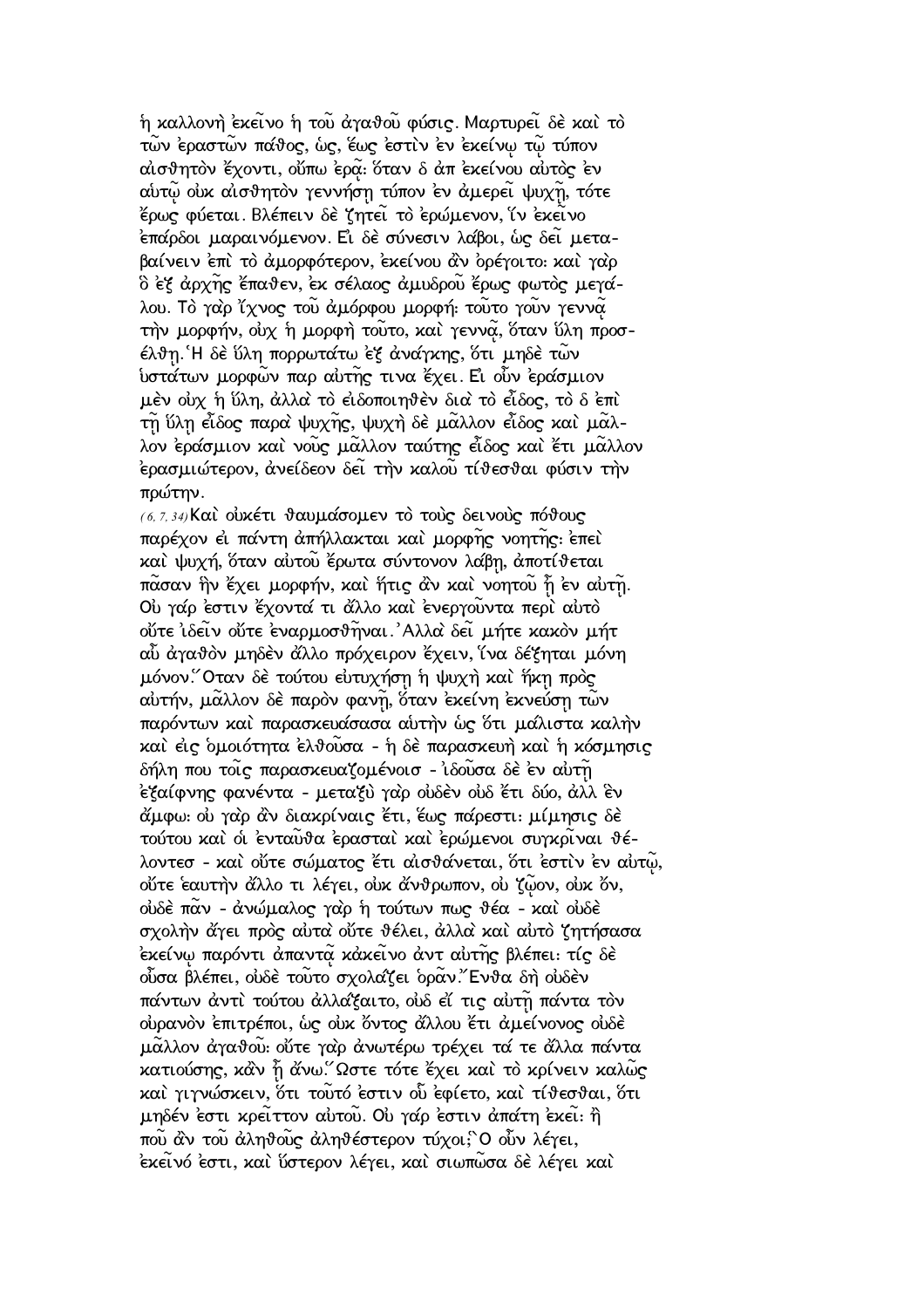ἡ καλλονὴ ἐκεῖνο ἡ τοῦ ἀγαθοῦ φύσις. Μαρτυρεῖ δὲ καὶ τὸ τῶν ἐραστῶν πάθος, ὡς, ἕως ἐστὶν ἐν ἐκείνῳ τῷ τύπον αἰσθητὸν ἔχοντι, οὔπω ἐρᾷ· ὅταν δ ἀπ ἐκείνου αὐτὸς ἐν αὐτῷ οὐκ αἰσθητὸν γεννήσῃ τύπον ἐν ἀμερεῖ ψυχῇ, τότε ἔρως φύεται. Βλέπειν δὲ ζητεῖ τὸ ἐρώμενον, ἵν ἐκεῖνο ἐπάρδοι μαραινόμενον. Εἰ δὲ σύνεσιν λάβοι, ὡς δεῖ μεταβαίνειν ἐπὶ τὸ ἀμορφότερον, ἐκείνου ἂν ὀρέγοιτο· καὶ γὰρ ὃ ἐξ ἀρχῆς ἔπαθεν, ἐκ σέλαος ἀμυδροῦ ἔρως φωτὸς μεγάλου. Τὸ γὰρ ἴχνος τοῦ ἀμόρφου μορφή· τοῦτο γοῦν γεννᾷ τὴν μορφήν, οὐχ ἡ μορφὴ τοῦτο, καὶ γεννᾷ, ὅταν ὕλη προσέλθῃ. Ἡ δὲ ὕλη πορρωτάτω ἐξ ἀνάγκης, ὅτι μηδὲ τῶν ὑστάτων μορφῶν παρ αὐτῆς τινα ἔχει. Εἰ οὖν ἐράσμιον μὲν οὐχ ἡ ὕλη, ἀλλὰ τὸ εἰδοποιηθὲν διὰ τὸ εἶδος, τὸ δ ἐπὶ τῇ ὕλῃ εἶδος παρὰ ψυχῆς, ψυχὴ δὲ μᾶλλον εἶδος καὶ μᾶλλον ἐράσμιον καὶ νοῦς μᾶλλον ταύτης εἶδος καὶ ἔτι μᾶλλον ἐρασμιώτερον, ἀνείδεον δεῖ τὴν καλοῦ τίθεσθαι φύσιν τὴν πρώτην.

(6, 7, 34) Καὶ οὐκέτι θαυμάσομεν τὸ τοὺς δεινοὺς πόθους παρέχον εἰ πάντῃ ἀπήλλακται καὶ μορφῆς νοητῆς· ἐπεὶ καὶ ψυχή, ὅταν αὐτοῦ ἔρωτα σύντονον λάβῃ, ἀποτίθεται πᾶσαν ἣν ἔχει μορφήν, καὶ ἥτις ἂν καὶ νοητοῦ ᾖ ἐν αὐτῇ. Οὐ γάρ ἐστιν ἔχοντά τι ἄλλο καὶ ἐνεργοῦντα περὶ αὐτὸ οὔτε ἰδεῖν οὔτε ἐναρμοσθῆναι. Ἀλλὰ δεῖ μήτε κακὸν μήτ αὖ ἀγαθὸν μηδὲν ἄλλο πρόχειρον ἔχειν, ἵνα δέξηται μόνη μόνον. Ὅταν δὲ τούτου εὐτυχήσῃ ἡ ψυχὴ καὶ ἥκῃ πρὸς αὐτήν, μᾶλλον δὲ παρὸν φανῇ, ὅταν ἐκείνη ἐκνεύσῃ τῶν παρόντων καὶ παρασκευάσασα αὑτὴν ὡς ὅτι μάλιστα καλὴν καὶ εἰς ὁμοιότητα ἐλθοῦσα - ἡ δὲ παρασκευὴ καὶ ἡ κόσμησις δήλη που τοῖς παρασκευαζομένοισ - ἰδοῦσα δὲ ἐν αὐτῇ ἐξαίφνης φανέντα - μεταξὺ γὰρ οὐδὲν οὐδ ἔτι δύο, ἀλλ ἓν ἄμφω· οὐ γὰρ ἂν διακρίναις ἔτι, ἕως πάρεστι· μίμησις δὲ τούτου καὶ οἱ ἐνταῦθα ἐρασταὶ καὶ ἐρώμενοι συγκρῖναι θέλοντεσ - καὶ οὔτε σώματος ἔτι αἰσθάνεται, ὅτι ἐστὶν ἐν αὐτῷ, οὔτε ἑαυτὴν ἄλλο τι λέγει, οὐκ ἄνθρωπον, οὐ ζῷον, οὐκ ὄν, οὐδὲ πᾶν - ἀνώμαλος γὰρ ἡ τούτων πως θέα - καὶ οὐδὲ σχολὴν ἄγει πρὸς αὐτὰ οὔτε θέλει, ἀλλὰ καὶ αὐτὸ ζητήσασα ἐκείνῳ παρόντι ἀπαντᾷ κἀκεῖνο ἀντ αὐτῆς βλέπει· τίς δὲ οὖσα βλέπει, οὐδὲ τοῦτο σχολάζει ὁρᾶν. Ἔνθα δὴ οὐδὲν πάντων ἀντὶ τούτου ἀλλάξαιτο, οὐδ εἴ τις αὐτῇ πάντα τὸν οὐρανὸν ἐπιτρέποι, ὡς οὐκ ὄντος ἄλλου ἔτι ἀμείνονος οὐδὲ μᾶλλον ἀγαθοῦ· οὔτε γὰρ ἀνωτέρω τρέχει τά τε ἄλλα πάντα κατιούσης, κἂν ᾖ ἄνω. Ὥστε τότε ἔχει καὶ τὸ κρίνειν καλῶς καὶ γιγνώσκειν, ὅτι τοῦτό ἐστιν οὗ ἐφίετο, καὶ τίθεσθαι, ὅτι μηδέν ἐστι κρεῖττον αὐτοῦ. Οὐ γάρ ἐστιν ἀπάτη ἐκεῖ· ἢ ποῦ ἂν τοῦ ἀληθοῦς ἀληθέστερον τύχοι; Ὃ οὖν λέγει, ἐκεῖνό ἐστι, καὶ ὕστερον λέγει, καὶ σιωπῶσα δὲ λέγει καὶ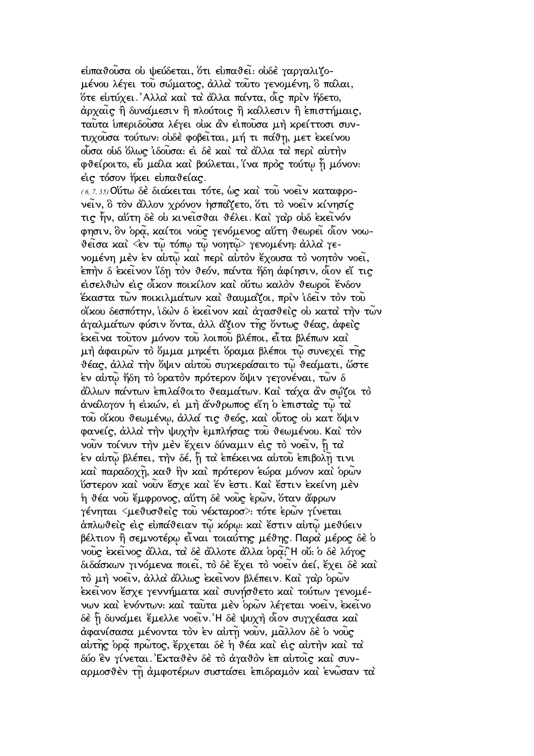εὐπαθοῦσα οὐ ψεύδεται, ὅτι εὐπαθεῖ· οὐδὲ γαργαλιζομένου λέγει τοῦ σώματος, ἀλλὰ τοῦτο γενομένη, ὃ πάλαι, ὅτε εὐτύχει. Ἀλλὰ καὶ τὰ ἄλλα πάντα, οἷς πρὶν ἥδετο, ἀρχαῖς ἢ δυνάμεσιν ἢ πλούτοις ἢ κάλλεσιν ἢ ἐπιστήμαις, ταῦτα ὑπεριδοῦσα λέγει οὐκ ἂν εἰποῦσα μὴ κρείττοσι συντυχοῦσα τούτων· οὐδὲ φοβεῖται, μή τι πάθῃ, μετ ἐκείνου οὖσα οὐδ ὅλως ἰδοῦσα· εἰ δὲ καὶ τὰ ἄλλα τὰ περὶ αὐτὴν φθείροιτο, εὖ μάλα καὶ βούλεται, ἵνα πρὸς τούτῳ ᾖ μόνον· εἰς τόσον ἥκει εὐπαθείας.

(6, 7, 35) Οὕτω δὲ διάκειται τότε, ὡς καὶ τοῦ νοεῖν καταφρονεῖν, ὃ τὸν ἄλλον χρόνον ἠσπάζετο, ὅτι τὸ νοεῖν κίνησίς τις ἦν, αὕτη δὲ οὐ κινεῖσθαι θέλει. Καὶ γὰρ οὐδ ἐκεῖνόν φησιν, ὃν ὁρᾷ, καίτοι νοῦς γενόμενος αὕτη θεωρεῖ οἷον νοωθεῖσα καὶ <ἐν τῷ τόπῳ τῷ νοητῷ> γενομένη· ἀλλὰ γενομένη μὲν ἐν αὐτῷ καὶ περὶ αὐτὸν ἔχουσα τὸ νοητὸν νοεῖ, ἐπὴν δ ἐκεῖνον ἴδῃ τὸν θεόν, πάντα ἤδη ἀφίησιν, οἷον εἴ τις εἰσελθὼν εἰς οἶκον ποικίλον καὶ οὕτω καλὸν θεωροῖ ἔνδον ἕκαστα τῶν ποικιλμάτων καὶ θαυμάζοι, πρὶν ἰδεῖν τὸν τοῦ οἴκου δεσπότην, ἰδὼν δ ἐκεῖνον καὶ ἀγασθεὶς οὐ κατὰ τὴν τῶν ἀγαλμάτων φύσιν ὄντα, ἀλλ ἄξιον τῆς ὄντως θέας, ἀφεὶς ἐκεῖνα τοῦτον μόνον τοῦ λοιποῦ βλέποι, εἶτα βλέπων καὶ μὴ ἀφαιρῶν τὸ ὄμμα μηκέτι ὅραμα βλέποι τῷ συνεχεῖ τῆς θέας, ἀλλὰ τὴν ὄψιν αὐτοῦ συγκεράσαιτο τῷ θεάματι, ὥστε ἐν αὐτῷ ἤδη τὸ ὁρατὸν πρότερον ὄψιν γεγονέναι, τῶν δ ἄλλων πάντων ἐπιλάθοιτο θεαμάτων. Καὶ τάχα ἂν σῴζοι τὸ ἀνάλογον ἡ εἰκών, εἰ μὴ ἄνθρωπος εἴη ὁ ἐπιστὰς τῷ τὰ τοῦ οἴκου θεωμένῳ, ἀλλά τις θεός, καὶ οὗτος οὐ κατ ὄψιν φανείς, ἀλλὰ τὴν ψυχὴν ἐμπλήσας τοῦ θεωμένου. Καὶ τὸν νοῦν τοίνυν τὴν μὲν ἔχειν δύναμιν εἰς τὸ νοεῖν, ᾗ τὰ ἐν αὐτῷ βλέπει, τὴν δέ, ᾗ τὰ ἐπέκεινα αὐτοῦ ἐπιβολῇ τινι καὶ παραδοχῇ, καθ ἣν καὶ πρότερον ἑώρα μόνον καὶ ὁρῶν ὕστερον καὶ νοῦν ἔσχε καὶ ἕν ἐστι. Καὶ ἔστιν ἐκείνη μὲν ἡ θέα νοῦ ἔμφρονος, αὕτη δὲ νοῦς ἐρῶν, ὅταν ἄφρων γένηται <μεθυσθεὶς τοῦ νέκταρος>· τότε ἐρῶν γίνεται ἁπλωθεὶς εἰς εὐπάθειαν τῷ κόρῳ· καὶ ἔστιν αὐτῷ μεθύειν βέλτιον ἢ σεμνοτέρῳ εἶναι τοιαύτης μέθης. Παρὰ μέρος δὲ ὁ νοῦς ἐκεῖνος ἄλλα, τὰ δὲ ἄλλοτε ἄλλα ὁρᾷ; Ἢ οὔ· ὁ δὲ λόγος διδάσκων γινόμενα ποιεῖ, τὸ δὲ ἔχει τὸ νοεῖν ἀεί, ἔχει δὲ καὶ τὸ μὴ νοεῖν, ἀλλὰ ἄλλως ἐκεῖνον βλέπειν. Καὶ γὰρ ὁρῶν ἐκεῖνον ἔσχε γεννήματα καὶ συνῄσθετο καὶ τούτων γενομένων καὶ ἐνόντων· καὶ ταῦτα μὲν ὁρῶν λέγεται νοεῖν, ἐκεῖνο δὲ ᾗ δυνάμει ἔμελλε νοεῖν. Ἡ δὲ ψυχὴ οἷον συγχέασα καὶ ἀφανίσασα μένοντα τὸν ἐν αὐτῇ νοῦν, μᾶλλον δὲ ὁ νοῦς αὐτῆς ὁρᾷ πρῶτος, ἔρχεται δὲ ἡ θέα καὶ εἰς αὐτὴν καὶ τὰ δύο ἓν γίνεται. Ἐκταθὲν δὲ τὸ ἀγαθὸν ἐπ αὐτοῖς καὶ συναρμοσθὲν τῇ ἀμφοτέρων συστάσει ἐπιδραμὸν καὶ ἑνῶσαν τὰ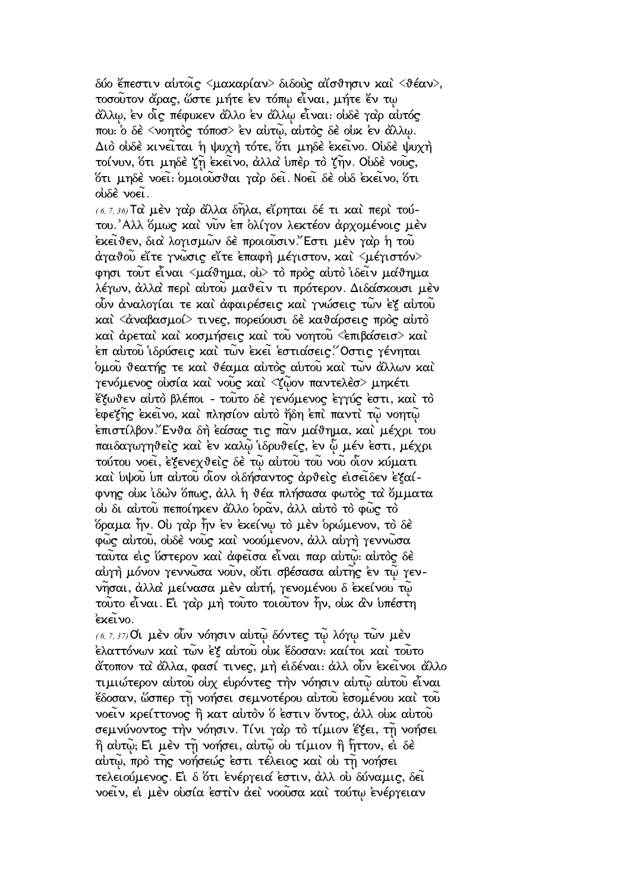δύο ἔπεστιν αὐτοῖς <μακαρίαν> διδοὺς αἴσθησιν καὶ <θέαν>, τοσοῦτον ἄρας, ὥστε μήτε ἐν τόπῳ εἶναι, μήτε ἔν τῳ ἄλλῳ, ἐν οἷς πέφυκεν ἄλλο ἐν ἄλλῳ εἶναι· οὐδὲ γὰρ αὐτός που· ὁ δὲ <νοητὸς τόποσ> ἐν αὐτῷ, αὐτὸς δὲ οὐκ ἐν ἄλλῳ. Διὸ οὐδὲ κινεῖται ἡ ψυχὴ τότε, ὅτι μηδὲ ἐκεῖνο. Οὐδὲ ψυχὴ τοίνυν, ὅτι μηδὲ ζῇ ἐκεῖνο, ἀλλὰ ὑπὲρ τὸ ζῆν. Οὐδὲ νοῦς, ὅτι μηδὲ νοεῖ· ὁμοιοῦσθαι γὰρ δεῖ. Νοεῖ δὲ οὐδ ἐκεῖνο, ὅτι οὐδὲ νοεῖ.

(6, 7, 36) Τὰ μὲν γὰρ ἄλλα δῆλα, εἴρηται δέ τι καὶ περὶ τούτου. Ἀλλ ὅμως καὶ νῦν ἐπ ὀλίγον λεκτέον ἀρχομένοις μὲν ἐκεῖθεν, διὰ λογισμῶν δὲ προιοῦσιν. Ἔστι μὲν γὰρ ἡ τοῦ ἀγαθοῦ εἴτε γνῶσις εἴτε ἐπαφὴ μέγιστον, καὶ <μέγιστόν> φησι τοῦτ εἶναι <μάθημα, οὐ> τὸ πρὸς αὐτὸ ἰδεῖν μάθημα λέγων, ἀλλὰ περὶ αὐτοῦ μαθεῖν τι πρότερον. Διδάσκουσι μὲν οὖν ἀναλογίαι τε καὶ ἀφαιρέσεις καὶ γνώσεις τῶν ἐξ αὐτοῦ καὶ <ἀναβασμοί> τινες, πορεύουσι δὲ καθάρσεις πρὸς αὐτὸ καὶ ἀρεταὶ καὶ κοσμήσεις καὶ τοῦ νοητοῦ <ἐπιβάσεισ> καὶ ἐπ αὐτοῦ ἱδρύσεις καὶ τῶν ἐκεῖ ἑστιάσεις. Ὅστις γένηται ὁμοῦ θεατής τε καὶ θέαμα αὐτὸς αὐτοῦ καὶ τῶν ἄλλων καὶ γενόμενος οὐσία καὶ νοῦς καὶ <ζῷον παντελὲσ> μηκέτι ἔξωθεν αὐτὸ βλέποι - τοῦτο δὲ γενόμενος ἐγγύς ἐστι, καὶ τὸ ἐφεξῆς ἐκεῖνο, καὶ πλησίον αὐτὸ ἤδη ἐπὶ παντὶ τῷ νοητῷ ἐπιστίλβον. Ἔνθα δὴ ἐάσας τις πᾶν μάθημα, καὶ μέχρι του παιδαγωγηθεὶς καὶ ἐν καλῷ ἱδρυθείς, ἐν ᾧ μέν ἐστι, μέχρι τούτου νοεῖ, ἐξενεχθεὶς δὲ τῷ αὐτοῦ τοῦ νοῦ οἷον κύματι καὶ ὑψοῦ ὑπ αὐτοῦ οἷον οἰδήσαντος ἀρθεὶς εἰσεῖδεν ἐξαίφνης οὐκ ἰδὼν ὅπως, ἀλλ ἡ θέα πλήσασα φωτὸς τὰ ὄμματα οὐ δι αὐτοῦ πεποίηκεν ἄλλο ὁρᾶν, ἀλλ αὐτὸ τὸ φῶς τὸ ὅραμα ἦν. Οὐ γὰρ ἦν ἐν ἐκείνῳ τὸ μὲν ὁρώμενον, τὸ δὲ φῶς αὐτοῦ, οὐδὲ νοῦς καὶ νοούμενον, ἀλλ αὐγὴ γεννῶσα ταῦτα εἰς ὕστερον καὶ ἀφεῖσα εἶναι παρ αὐτῷ· αὐτὸς δὲ αὐγὴ μόνον γεννῶσα νοῦν, οὔτι σβέσασα αὑτῆς ἐν τῷ γεννῆσαι, ἀλλὰ μείνασα μὲν αὐτή, γενομένου δ ἐκείνου τῷ τοῦτο εἶναι. Εἰ γὰρ μὴ τοῦτο τοιοῦτον ἦν, οὐκ ἂν ὑπέστη ἐκεῖνο.

(6, 7, 37) Οἱ μὲν οὖν νόησιν αὐτῷ δόντες τῷ λόγῳ τῶν μὲν ἐλαττόνων καὶ τῶν ἐξ αὐτοῦ οὐκ ἔδοσαν· καίτοι καὶ τοῦτο ἄτοπον τὰ ἄλλα, φασί τινες, μὴ εἰδέναι· ἀλλ οὖν ἐκεῖνοι ἄλλο τιμιώτερον αὐτοῦ οὐχ εὑρόντες τὴν νόησιν αὐτῷ αὐτοῦ εἶναι ἔδοσαν, ὥσπερ τῇ νοήσει σεμνοτέρου αὐτοῦ ἐσομένου καὶ τοῦ νοεῖν κρείττονος ἢ κατ αὐτὸν ὅ ἐστιν ὄντος, ἀλλ οὐκ αὐτοῦ σεμνύνοντος τὴν νόησιν. Τίνι γὰρ τὸ τίμιον ἕξει, τῇ νοήσει ἢ αὐτῷ; Εἰ μὲν τῇ νοήσει, αὐτῷ οὐ τίμιον ἢ ἧττον, εἰ δὲ αὐτῷ, πρὸ τῆς νοήσεώς ἐστι τέλειος καὶ οὐ τῇ νοήσει τελειούμενος. Εἰ δ ὅτι ἐνέργειά ἐστιν, ἀλλ οὐ δύναμις, δεῖ νοεῖν, εἰ μὲν οὐσία ἐστὶν ἀεὶ νοοῦσα καὶ τούτῳ ἐνέργειαν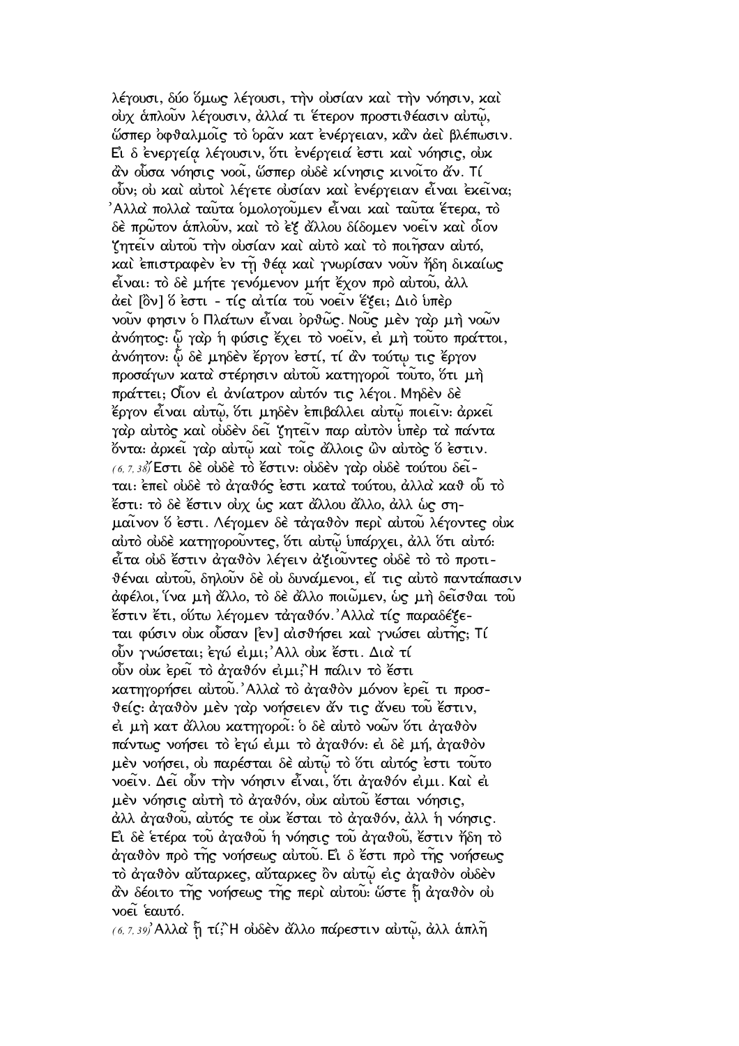λέγουσι, δύο ὅμως λέγουσι, τὴν οὐσίαν καὶ τὴν νόησιν, καὶ οὐχ ἁπλοῦν λέγουσιν, ἀλλά τι ἕτερον προστιθέασιν αὐτῷ, ὥσπερ ὀφθαλμοῖς τὸ ὁρᾶν κατ ἐνέργειαν, κἂν ἀεὶ βλέπωσιν. Εἰ δ ἐνεργείᾳ λέγουσιν, ὅτι ἐνέργειά ἐστι καὶ νόησις, οὐκ ἂν οὖσα νόησις νοοῖ, ὥσπερ οὐδὲ κίνησις κινοῖτο ἄν. Τί οὖν; οὐ καὶ αὐτοὶ λέγετε οὐσίαν καὶ ἐνέργειαν εἶναι ἐκεῖνα; Ἀλλὰ πολλὰ ταῦτα ὁμολογοῦμεν εἶναι καὶ ταῦτα ἕτερα, τὸ δὲ πρῶτον ἁπλοῦν, καὶ τὸ ἐξ ἄλλου δίδομεν νοεῖν καὶ οἷον ζητεῖν αὐτοῦ τὴν οὐσίαν καὶ αὐτὸ καὶ τὸ ποιῆσαν αὐτό, καὶ ἐπιστραφὲν ἐν τῇ θέᾳ καὶ γνωρίσαν νοῦν ἤδη δικαίως εἶναι: τὸ δὲ μήτε γενόμενον μήτ ἔχον πρὸ αὐτοῦ, ἀλλ ἀεὶ [ὂν] ὅ ἐστι - τίς αἰτία τοῦ νοεῖν ἕξει; Διὸ ὑπὲρ νοῦν φησιν ὁ Πλάτων εἶναι ὀρθῶς. Νοῦς μὲν γὰρ μὴ νοῶν ἀνόητος: ᾧ γὰρ ἡ φύσις ἔχει τὸ νοεῖν, εἰ μὴ τοῦτο πράττοι, ἀνόητον: ᾧ δὲ μηδὲν ἔργον ἐστί, τί ἂν τούτῳ τις ἔργον προσάγων κατὰ στέρησιν αὐτοῦ κατηγοροῖ τοῦτο, ὅτι μὴ πράττει; Οἷον εἰ ἀνίατρον αὐτόν τις λέγοι. Μηδὲν δὲ ἔργον εἶναι αὐτῷ, ὅτι μηδὲν ἐπιβάλλει αὐτῷ ποιεῖν: ἀρκεῖ γὰρ αὐτὸς καὶ οὐδὲν δεῖ ζητεῖν παρ αὐτὸν ὑπὲρ τὰ πάντα ὄντα: ἀρκεῖ γὰρ αὐτῷ καὶ τοῖς ἄλλοις ὢν αὐτὸς ὅ ἐστιν.

(6, 7, 38) Ἔστι δὲ οὐδὲ τὸ ἔστιν: οὐδὲν γὰρ οὐδὲ τούτου δεῖται: ἐπεὶ οὐδὲ τὸ ἀγαθός ἐστι κατὰ τούτου, ἀλλὰ καθ οὗ τὸ ἔστι: τὸ δὲ ἔστιν οὐχ ὡς κατ ἄλλου ἄλλο, ἀλλ ὡς σημαῖνον ὅ ἐστι. Λέγομεν δὲ τἀγαθὸν περὶ αὐτοῦ λέγοντες οὐκ αὐτὸ οὐδὲ κατηγοροῦντες, ὅτι αὐτῷ ὑπάρχει, ἀλλ ὅτι αὐτό: εἶτα οὐδ ἔστιν ἀγαθὸν λέγειν ἀξιοῦντες οὐδὲ τὸ τὸ προτιθέναι αὐτοῦ, δηλοῦν δὲ οὐ δυνάμενοι, εἴ τις αὐτὸ παντάπασιν ἀφέλοι, ἵνα μὴ ἄλλο, τὸ δὲ ἄλλο ποιῶμεν, ὡς μὴ δεῖσθαι τοῦ ἔστιν ἔτι, οὕτω λέγομεν τἀγαθόν. Ἀλλὰ τίς παραδέξεται φύσιν οὐκ οὖσαν [ἐν] αἰσθήσει καὶ γνώσει αὐτῆς; Τί οὖν γνώσεται; ἐγώ εἰμι; Ἀλλ οὐκ ἔστι. Διὰ τί οὖν οὐκ ἐρεῖ τὸ ἀγαθόν εἰμι; Ἢ πάλιν τὸ ἔστι κατηγορήσει αὐτοῦ. Ἀλλὰ τὸ ἀγαθὸν μόνον ἐρεῖ τι προσθείς: ἀγαθὸν μὲν γὰρ νοήσειεν ἄν τις ἄνευ τοῦ ἔστιν, εἰ μὴ κατ ἄλλου κατηγοροῖ: ὁ δὲ αὐτὸ νοῶν ὅτι ἀγαθὸν πάντως νοήσει τὸ ἐγώ εἰμι τὸ ἀγαθόν: εἰ δὲ μή, ἀγαθὸν μὲν νοήσει, οὐ παρέσται δὲ αὐτῷ τὸ ὅτι αὐτός ἐστι τοῦτο νοεῖν. Δεῖ οὖν τὴν νόησιν εἶναι, ὅτι ἀγαθόν εἰμι. Καὶ εἰ μὲν νόησις αὐτὴ τὸ ἀγαθόν, οὐκ αὐτοῦ ἔσται νόησις, ἀλλ ἀγαθοῦ, αὐτός τε οὐκ ἔσται τὸ ἀγαθόν, ἀλλ ἡ νόησις. Εἰ δὲ ἑτέρα τοῦ ἀγαθοῦ ἡ νόησις τοῦ ἀγαθοῦ, ἔστιν ἤδη τὸ ἀγαθὸν πρὸ τῆς νοήσεως αὐτοῦ. Εἰ δ ἔστι πρὸ τῆς νοήσεως τὸ ἀγαθὸν αὔταρκες, αὔταρκες ὂν αὐτῷ εἰς ἀγαθὸν οὐδὲν ἂν δέοιτο τῆς νοήσεως τῆς περὶ αὐτοῦ: ὥστε ᾗ ἀγαθὸν οὐ νοεῖ ἑαυτό.

(6, 7, 39) Ἀλλὰ ᾗ τί; Ἢ οὐδὲν ἄλλο πάρεστιν αὐτῷ, ἀλλ ἁπλῆ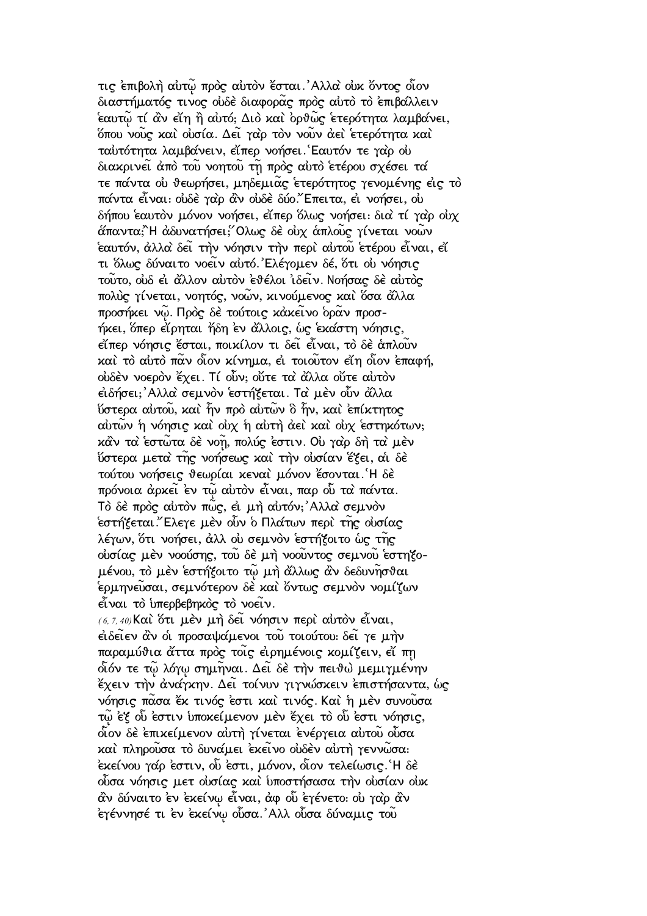τις ἐπιβολὴ αὐτῷ πρὸς αὐτὸν ἔσται.᾿Αλλὰ οὐκ ὄντος οἷον διαστήματός τινος οὐδὲ διαφορᾶς πρὸς αὐτὸ τὸ ἐπιβάλλειν ἑαυτῷ τί ἂν εἴη ἢ αὐτό; Διὸ καὶ ὀρθῶς ἑτερότητα λαμβάνει, ὅπου νοῦς καὶ οὐσία. Δεῖ γὰρ τὸν νοῦν ἀεὶ ἑτερότητα καὶ ταὐτότητα λαμβάνειν, εἴπερ νοήσει.῾Εαυτόν τε γὰρ οὐ διακρινεῖ ἀπὸ τοῦ νοητοῦ τῇ πρὸς αὐτὸ ἑτέρου σχέσει τά τε πάντα οὐ θεωρήσει, μηδεμιᾶς ἑτερότητος γενομένης εἰς τὸ πάντα εἶναι: οὐδὲ γὰρ ἂν οὐδὲ δύο.῎Επειτα, εἰ νοήσει, οὐ δήπου ἑαυτὸν μόνον νοήσει, εἴπερ ὅλως νοήσει: διὰ τί γὰρ οὐχ ἅπαντα;῍Η ἀδυνατήσει;῞Ολως δὲ οὐχ ἁπλοῦς γίνεται νοῶν ἑαυτόν, ἀλλὰ δεῖ τὴν νόησιν τὴν περὶ αὐτοῦ ἑτέρου εἶναι, εἴ τι ὅλως δύναιτο νοεῖν αὐτό.᾿Ελέγομεν δέ, ὅτι οὐ νόησις τοῦτο, οὐδ εἰ ἄλλον αὐτὸν ἐθέλοι ἰδεῖν. Νοήσας δὲ αὐτὸς πολὺς γίνεται, νοητός, νοῶν, κινούμενος καὶ ὅσα ἄλλα προσήκει νῷ. Πρὸς δὲ τούτοις κἀκεῖνο ὁρᾶν προσήκει, ὅπερ εἴρηται ἤδη ἐν ἄλλοις, ὡς ἑκάστη νόησις, εἴπερ νόησις ἔσται, ποικίλον τι δεῖ εἶναι, τὸ δὲ ἁπλοῦν καὶ τὸ αὐτὸ πᾶν οἷον κίνημα, εἰ τοιοῦτον εἴη οἷον ἐπαφή, οὐδὲν νοερὸν ἔχει. Τί οὖν; οὔτε τὰ ἄλλα οὔτε αὐτὸν εἰδήσει;᾿Αλλὰ σεμνὸν ἑστήξεται. Τὰ μὲν οὖν ἄλλα ὕστερα αὐτοῦ, καὶ ἦν πρὸ αὐτῶν ὃ ἦν, καὶ ἐπίκτητος αὐτῶν ἡ νόησις καὶ οὐχ ἡ αὐτὴ ἀεὶ καὶ οὐχ ἑστηκότων; κἂν τὰ ἑστῶτα δὲ νοῇ, πολύς ἐστιν. Οὐ γὰρ δὴ τὰ μὲν ὕστερα μετὰ τῆς νοήσεως καὶ τὴν οὐσίαν ἕξει, αἱ δὲ τούτου νοήσεις θεωρίαι κεναὶ μόνον ἔσονται.῾Η δὲ πρόνοια ἀρκεῖ ἐν τῷ αὐτὸν εἶναι, παρ οὗ τὰ πάντα. Τὸ δὲ πρὸς αὐτὸν πῶς, εἰ μὴ αὐτόν;᾿Αλλὰ σεμνὸν ἑστήξεται.῎Ελεγε μὲν οὖν ὁ Πλάτων περὶ τῆς οὐσίας λέγων, ὅτι νοήσει, ἀλλ οὐ σεμνὸν ἑστήξοιτο ὡς τῆς οὐσίας μὲν νοούσης, τοῦ δὲ μὴ νοοῦντος σεμνοῦ ἑστηξομένου, τὸ μὲν ἑστήξοιτο τῷ μὴ ἄλλως ἂν δεδυνῆσθαι ἑρμηνεῦσαι, σεμνότερον δὲ καὶ ὄντως σεμνὸν νομίζων εἶναι τὸ ὑπερβεβηκὸς τὸ νοεῖν.

(6, 7, 40) Καὶ ὅτι μὲν μὴ δεῖ νόησιν περὶ αὐτὸν εἶναι, εἰδεῖεν ἂν οἱ προσαψάμενοι τοῦ τοιούτου: δεῖ γε μὴν παραμύθια ἄττα πρὸς τοῖς εἰρημένοις κομίζειν, εἴ πῃ οἷόν τε τῷ λόγῳ σημῆναι. Δεῖ δὲ τὴν πειθὼ μεμιγμένην ἔχειν τὴν ἀνάγκην. Δεῖ τοίνυν γιγνώσκειν ἐπιστήσαντα, ὡς νόησις πᾶσα ἔκ τινός ἐστι καὶ τινός. Καὶ ἡ μὲν συνοῦσα τῷ ἐξ οὗ ἐστιν ὑποκείμενον μὲν ἔχει τὸ οὗ ἐστι νόησις, οἷον δὲ ἐπικείμενον αὐτὴ γίνεται ἐνέργεια αὐτοῦ οὖσα καὶ πληροῦσα τὸ δυνάμει ἐκεῖνο οὐδὲν αὐτὴ γεννῶσα: ἐκείνου γάρ ἐστιν, οὗ ἐστι, μόνον, οἷον τελείωσις.῾Η δὲ οὖσα νόησις μετ οὐσίας καὶ ὑποστήσασα τὴν οὐσίαν οὐκ ἂν δύναιτο ἐν ἐκείνῳ εἶναι, ἀφ οὗ ἐγένετο: οὐ γὰρ ἂν ἐγέννησέ τι ἐν ἐκείνῳ οὖσα.᾿Αλλ οὖσα δύναμις τοῦ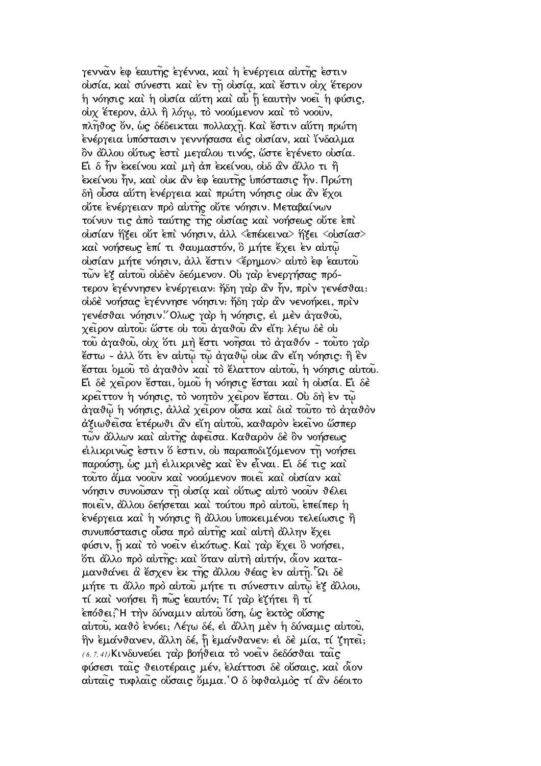γεννᾶν ἐφ ἑαυτῆς ἐγέννα, καὶ ἡ ἐνέργεια αὐτῆς ἐστιν οὐσία, καὶ σύνεστι καὶ ἐν τῇ οὐσίᾳ, καὶ ἔστιν οὐχ ἕτερον ἡ νόησις καὶ ἡ οὐσία αὕτη καὶ αὖ ᾗ ἑαυτὴν νοεῖ ἡ φύσις, οὐχ ἕτερον, ἀλλ ἢ λόγῳ, τὸ νοούμενον καὶ τὸ νοοῦν, πλῆθος ὄν, ὡς δέδεικται πολλαχῇ. Καὶ ἔστιν αὕτη πρώτη ἐνέργεια ὑπόστασιν γεννήσασα εἰς οὐσίαν, καὶ ἴνδαλμα ὂν ἄλλου οὕτως ἐστὶ μεγάλου τινός, ὥστε ἐγένετο οὐσία. Εἰ δ ἦν ἐκείνου καὶ μὴ ἀπ ἐκείνου, οὐδ ἂν ἄλλο τι ἢ ἐκείνου ἦν, καὶ οὐκ ἂν ἐφ ἑαυτῆς ὑπόστασις ἦν. Πρώτη δὴ οὖσα αὕτη ἐνέργεια καὶ πρώτη νόησις οὐκ ἂν ἔχοι οὔτε ἐνέργειαν πρὸ αὐτῆς οὔτε νόησιν. Μεταβαίνων τοίνυν τις ἀπὸ ταύτης τῆς οὐσίας καὶ νοήσεως οὔτε ἐπὶ οὐσίαν ἥξει οὔτ ἐπὶ νόησιν, ἀλλ <ἐπέκεινα> ἥξει <οὐσίασ> καὶ νοήσεως ἐπί τι θαυμαστόν, ὃ μήτε ἔχει ἐν αὐτῷ οὐσίαν μήτε νόησιν, ἀλλ ἔστιν <ἔρημον> αὐτὸ ἐφ ἑαυτοῦ τῶν ἐξ αὐτοῦ οὐδὲν δεόμενον. Οὐ γὰρ ἐνεργήσας πρότερον ἐγέννησεν ἐνέργειαν: ἤδη γὰρ ἂν ἦν, πρὶν γενέσθαι: οὐδὲ νοήσας ἐγέννησε νόησιν: ἤδη γὰρ ἂν νενοήκει, πρὶν γενέσθαι νόησιν.῞Ολως γὰρ ἡ νόησις, εἰ μὲν ἀγαθοῦ, χεῖρον αὐτοῦ: ὥστε οὐ τοῦ ἀγαθοῦ ἂν εἴη: λέγω δὲ οὐ τοῦ ἀγαθοῦ, οὐχ ὅτι μὴ ἔστι νοῆσαι τὸ ἀγαθόν - τοῦτο γὰρ ἔστω - ἀλλ ὅτι ἐν αὐτῷ τῷ ἀγαθῷ οὐκ ἂν εἴη νόησις: ἢ ἓν ἔσται ὁμοῦ τὸ ἀγαθὸν καὶ τὸ ἔλαττον αὐτοῦ, ἡ νόησις αὐτοῦ. Εἰ δὲ χεῖρον ἔσται, ὁμοῦ ἡ νόησις ἔσται καὶ ἡ οὐσία. Εἰ δὲ κρεῖττον ἡ νόησις, τὸ νοητὸν χεῖρον ἔσται. Οὐ δὴ ἐν τῷ ἀγαθῷ ἡ νόησις, ἀλλὰ χεῖρον οὖσα καὶ διὰ τοῦτο τὸ ἀγαθὸν ἀξιωθεῖσα ἑτέρωθι ἂν εἴη αὐτοῦ, καθαρὸν ἐκεῖνο ὥσπερ τῶν ἄλλων καὶ αὐτῆς ἀφεῖσα. Καθαρὸν δὲ ὂν νοήσεως εἰλικρινῶς ἐστιν ὅ ἐστιν, οὐ παραποδιζόμενον τῇ νοήσει παρούσῃ, ὡς μὴ εἰλικρινὲς καὶ ἓν εἶναι. Εἰ δέ τις καὶ τοῦτο ἅμα νοοῦν καὶ νοούμενον ποιεῖ καὶ οὐσίαν καὶ νόησιν συνοῦσαν τῇ οὐσίᾳ καὶ οὕτως αὐτὸ νοοῦν θέλει ποιεῖν, ἄλλου δεήσεται καὶ τούτου πρὸ αὐτοῦ, ἐπείπερ ἡ ἐνέργεια καὶ ἡ νόησις ἢ ἄλλου ὑποκειμένου τελείωσις ἢ συνυπόστασις οὖσα πρὸ αὐτῆς καὶ αὐτὴ ἄλλην ἔχει φύσιν, ᾗ καὶ τὸ νοεῖν εἰκότως. Καὶ γὰρ ἔχει ὃ νοήσει, ὅτι ἄλλο πρὸ αὐτῆς: καὶ ὅταν αὐτὴ αὑτήν, οἷον καταμανθάνει ἃ ἔσχεν ἐκ τῆς ἄλλου θέας ἐν αὑτῇ.῟Ωι δὲ μήτε τι ἄλλο πρὸ αὐτοῦ μήτε τι σύνεστιν αὐτῷ ἐξ ἄλλου, τί καὶ νοήσει ἢ πῶς ἑαυτόν; Τί γὰρ ἐζήτει ἢ τί ἐπόθει;῍Η τὴν δύναμιν αὐτοῦ ὅση, ὡς ἐκτὸς οὔσης αὐτοῦ, καθὸ ἐνόει; Λέγω δέ, εἰ ἄλλη μὲν ἡ δύναμις αὐτοῦ, ἣν ἐμάνθανεν, ἄλλη δέ, ᾗ ἐμάνθανεν: εἰ δὲ μία, τί ζητεῖ; *(6, 7, 41)* Κινδυνεύει γὰρ βοήθεια τὸ νοεῖν δεδόσθαι ταῖς φύσεσι ταῖς θειοτέραις μέν, ἐλάττοσι δὲ οὔσαις, καὶ οἷον αὐταῖς τυφλαῖς οὔσαις ὄμμα.῾Ο δ ὀφθαλμὸς τί ἂν δέοιτο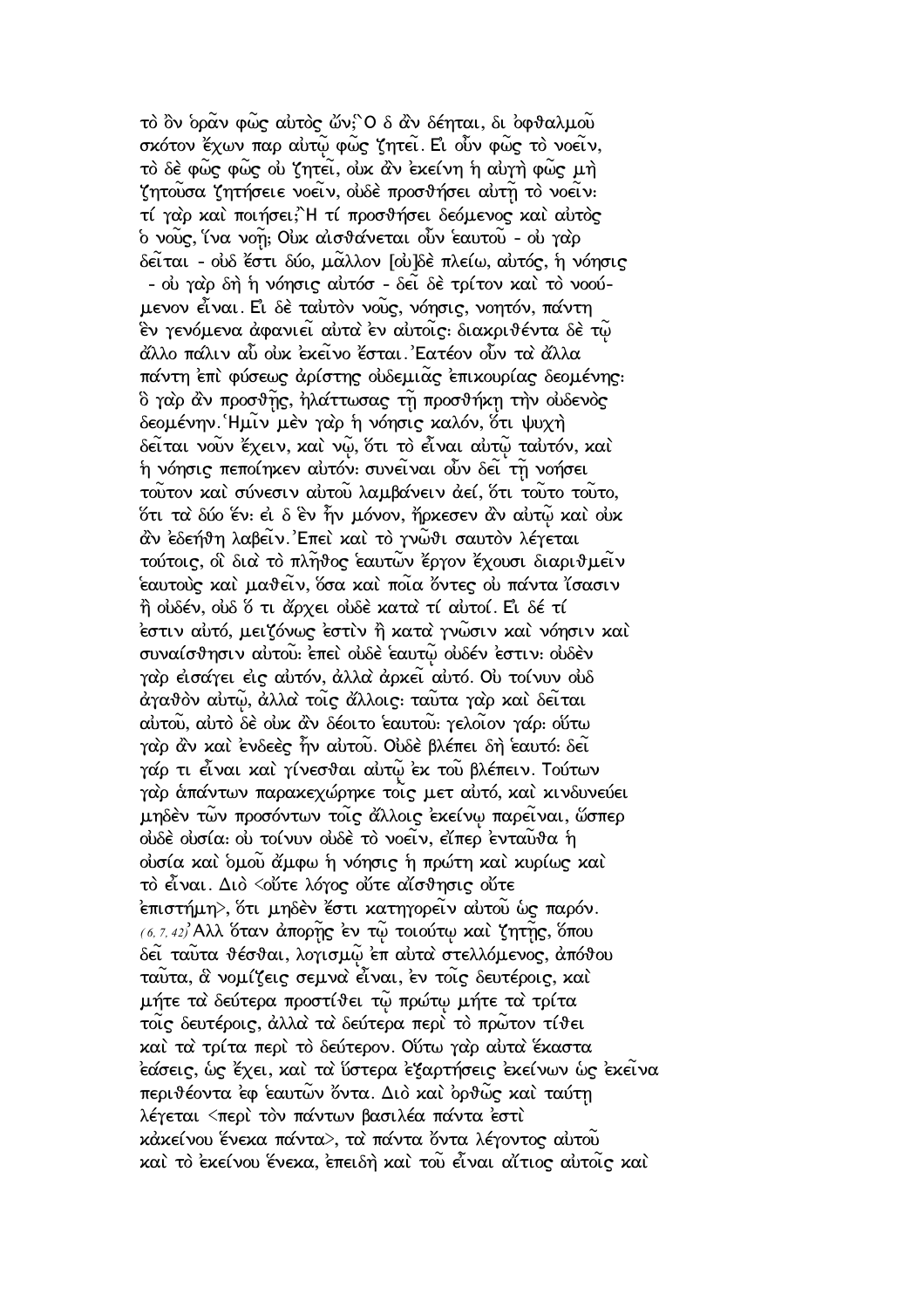τὸ ὂν ὁρᾶν φῶς αὐτὸς ὤν; Ὃ δ ἂν δέηται, δι ὀφθαλμοῦ σκότον ἔχων παρ αὐτῷ φῶς ζητεῖ. Εἰ οὖν φῶς τὸ νοεῖν, τὸ δὲ φῶς φῶς οὐ ζητεῖ, οὐκ ἂν ἐκείνη ἡ αὐγὴ φῶς μὴ ζητοῦσα ζητήσειε νοεῖν, οὐδὲ προσθήσει αὐτῇ τὸ νοεῖν: τί γὰρ καὶ ποιήσει; Ἢ τί προσθήσει δεόμενος καὶ αὐτὸς ὁ νοῦς, ἵνα νοῇ; Οὐκ αἰσθάνεται οὖν ἑαυτοῦ - οὐ γὰρ δεῖται - οὐδ ἔστι δύο, μᾶλλον [οὐ]δὲ πλείω, αὐτός, ἡ νόησις - οὐ γὰρ δὴ ἡ νόησις αὐτόσ - δεῖ δὲ τρίτον καὶ τὸ νοούμενον εἶναι. Εἰ δὲ ταὐτὸν νοῦς, νόησις, νοητόν, πάντη ἓν γενόμενα ἀφανιεῖ αὐτὰ ἐν αὐτοῖς: διακριθέντα δὲ τῷ ἄλλο πάλιν αὖ οὐκ ἐκεῖνο ἔσται. Ἐατέον οὖν τὰ ἄλλα πάντη ἐπὶ φύσεως ἀρίστης οὐδεμιᾶς ἐπικουρίας δεομένης: ὃ γὰρ ἂν προσθῇς, ἠλάττωσας τῇ προσθήκῃ τὴν οὐδενὸς δεομένην. Ἡμῖν μὲν γὰρ ἡ νόησις καλόν, ὅτι ψυχὴ δεῖται νοῦν ἔχειν, καὶ νῷ, ὅτι τὸ εἶναι αὐτῷ ταὐτόν, καὶ ἡ νόησις πεποίηκεν αὐτόν: συνεῖναι οὖν δεῖ τῇ νοήσει τοῦτον καὶ σύνεσιν αὐτοῦ λαμβάνειν ἀεί, ὅτι τοῦτο τοῦτο, ὅτι τὰ δύο ἕν: εἰ δ ἓν ἦν μόνον, ἤρκεσεν ἂν αὐτῷ καὶ οὐκ ἂν ἐδεήθη λαβεῖν. Ἐπεὶ καὶ τὸ γνῶθι σαυτὸν λέγεται τούτοις, οἳ διὰ τὸ πλῆθος ἑαυτῶν ἔργον ἔχουσι διαριθμεῖν ἑαυτοὺς καὶ μαθεῖν, ὅσα καὶ ποῖα ὄντες οὐ πάντα ἴσασιν ἢ οὐδέν, οὐδ ὅ τι ἄρχει οὐδὲ κατὰ τί αὐτοί. Εἰ δέ τί ἐστιν αὐτό, μειζόνως ἐστὶν ἢ κατὰ γνῶσιν καὶ νόησιν καὶ συναίσθησιν αὐτοῦ: ἐπεὶ οὐδὲ ἑαυτῷ οὐδέν ἐστιν: οὐδὲν γὰρ εἰσάγει εἰς αὐτόν, ἀλλὰ ἀρκεῖ αὐτό. Οὐ τοίνυν οὐδ ἀγαθὸν αὐτῷ, ἀλλὰ τοῖς ἄλλοις: ταῦτα γὰρ καὶ δεῖται αὐτοῦ, αὐτὸ δὲ οὐκ ἂν δέοιτο ἑαυτοῦ: γελοῖον γάρ: οὕτω γὰρ ἂν καὶ ἐνδεὲς ἦν αὐτοῦ. Οὐδὲ βλέπει δὴ ἑαυτό: δεῖ γάρ τι εἶναι καὶ γίνεσθαι αὐτῷ ἐκ τοῦ βλέπειν. Τούτων γὰρ ἁπάντων παρακεχώρηκε τοῖς μετ αὐτό, καὶ κινδυνεύει μηδὲν τῶν προσόντων τοῖς ἄλλοις ἐκείνῳ παρεῖναι, ὥσπερ οὐδὲ οὐσία: οὐ τοίνυν οὐδὲ τὸ νοεῖν, εἴπερ ἐνταῦθα ἡ οὐσία καὶ ὁμοῦ ἄμφω ἡ νόησις ἡ πρώτη καὶ κυρίως καὶ τὸ εἶναι. Διὸ <οὔτε λόγος οὔτε αἴσθησις οὔτε ἐπιστήμη>, ὅτι μηδὲν ἔστι κατηγορεῖν αὐτοῦ ὡς παρόν.

(6, 7, 42) Ἀλλ ὅταν ἀπορῇς ἐν τῷ τοιούτῳ καὶ ζητῇς, ὅπου δεῖ ταῦτα θέσθαι, λογισμῷ ἐπ αὐτὰ στελλόμενος, ἀπόθου ταῦτα, ἃ νομίζεις σεμνὰ εἶναι, ἐν τοῖς δευτέροις, καὶ μήτε τὰ δεύτερα προστίθει τῷ πρώτῳ μήτε τὰ τρίτα τοῖς δευτέροις, ἀλλὰ τὰ δεύτερα περὶ τὸ πρῶτον τίθει καὶ τὰ τρίτα περὶ τὸ δεύτερον. Οὕτω γὰρ αὐτὰ ἕκαστα ἐάσεις, ὡς ἔχει, καὶ τὰ ὕστερα ἐξαρτήσεις ἐκείνων ὡς ἐκεῖνα περιθέοντα ἐφ ἑαυτῶν ὄντα. Διὸ καὶ ὀρθῶς καὶ ταύτῃ λέγεται <περὶ τὸν πάντων βασιλέα πάντα ἐστὶ κἀκείνου ἕνεκα πάντα>, τὰ πάντα ὄντα λέγοντος αὐτοῦ καὶ τὸ ἐκείνου ἕνεκα, ἐπειδὴ καὶ τοῦ εἶναι αἴτιος αὐτοῖς καὶ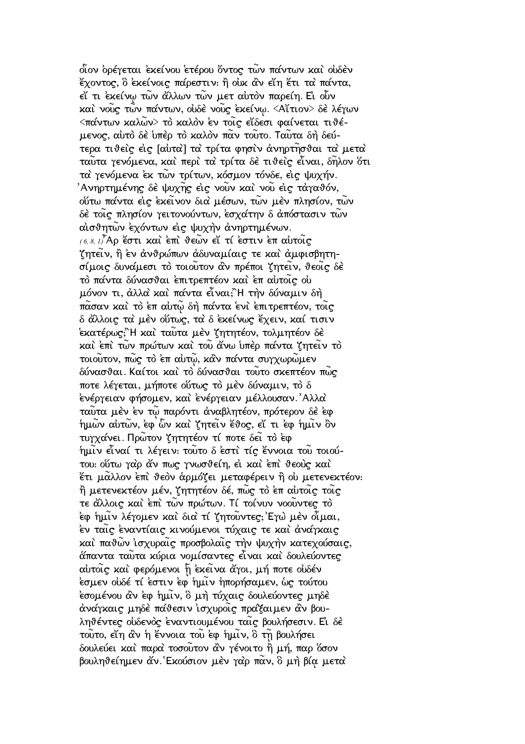οἷον ὀρέγεται ἐκείνου ἑτέρου ὄντος τῶν πάντων καὶ οὐδὲν ἔχοντος, ὃ ἐκείνοις πάρεστιν· ἢ οὐκ ἂν εἴη ἔτι τὰ πάντα, εἴ τι ἐκείνῳ τῶν ἄλλων τῶν μετ αὐτὸν παρείη. Εἰ οὖν καὶ νοῦς τῶν πάντων, οὐδὲ νοῦς ἐκείνῳ. <Αἴτιον> δὲ λέγων <πάντων καλῶν> τὸ καλὸν ἐν τοῖς εἴδεσι φαίνεται τιθέμενος, αὐτὸ δὲ ὑπὲρ τὸ καλὸν πᾶν τοῦτο. Ταῦτα δὴ δεύτερα τιθεὶς εἰς [αὐτὰ] τὰ τρίτα φησὶν ἀνηρτῆσθαι τὰ μετὰ ταῦτα γενόμενα, καὶ περὶ τὰ τρίτα δὲ τιθεὶς εἶναι, δῆλον ὅτι τὰ γενόμενα ἐκ τῶν τρίτων, κόσμον τόνδε, εἰς ψυχήν. Ἀνηρτημένης δὲ ψυχῆς εἰς νοῦν καὶ νοῦ εἰς τἀγαθόν, οὕτω πάντα εἰς ἐκεῖνον διὰ μέσων, τῶν μὲν πλησίον, τῶν δὲ τοῖς πλησίον γειτονούντων, ἐσχάτην δ ἀπόστασιν τῶν αἰσθητῶν ἐχόντων εἰς ψυχὴν ἀνηρτημένων.

(6, 8, 1) Ἆρ ἔστι καὶ ἐπὶ θεῶν εἴ τί ἐστιν ἐπ αὐτοῖς ζητεῖν, ἢ ἐν ἀνθρώπων ἀδυναμίαις τε καὶ ἀμφισβητησίμοις δυνάμεσι τὸ τοιοῦτον ἂν πρέποι ζητεῖν, θεοῖς δὲ τὸ πάντα δύνασθαι ἐπιτρεπτέον καὶ ἐπ αὐτοῖς οὐ μόνον τι, ἀλλὰ καὶ πάντα εἶναι; Ἢ τὴν δύναμιν δὴ πᾶσαν καὶ τὸ ἐπ αὐτῷ δὴ πάντα ἑνὶ ἐπιτρεπτέον, τοῖς δ ἄλλοις τὰ μὲν οὕτως, τὰ δ ἐκείνως ἔχειν, καί τισιν ἑκατέρως; Ἢ καὶ ταῦτα μὲν ζητητέον, τολμητέον δὲ καὶ ἐπὶ τῶν πρώτων καὶ τοῦ ἄνω ὑπὲρ πάντα ζητεῖν τὸ τοιοῦτον, πῶς τὸ ἐπ αὐτῷ, κἂν πάντα συγχωρῶμεν δύνασθαι. Καίτοι καὶ τὸ δύνασθαι τοῦτο σκεπτέον πῶς ποτε λέγεται, μήποτε οὕτως τὸ μὲν δύναμιν, τὸ δ ἐνέργειαν φήσομεν, καὶ ἐνέργειαν μέλλουσαν. Ἀλλὰ ταῦτα μὲν ἐν τῷ παρόντι ἀναβλητέον, πρότερον δὲ ἐφ ἡμῶν αὐτῶν, ἐφ ὧν καὶ ζητεῖν ἔθος, εἴ τι ἐφ ἡμῖν ὂν τυγχάνει. Πρῶτον ζητητέον τί ποτε δεῖ τὸ ἐφ ἡμῖν εἶναί τι λέγειν· τοῦτο δ ἐστὶ τίς ἔννοια τοῦ τοιούτου· οὕτω γὰρ ἄν πως γνωσθείη, εἰ καὶ ἐπὶ θεοὺς καὶ ἔτι μᾶλλον ἐπὶ θεὸν ἁρμόζει μεταφέρειν ἢ οὐ μετενεκτέον· ἢ μετενεκτέον μέν, ζητητέον δέ, πῶς τὸ ἐπ αὐτοῖς τοῖς τε ἄλλοις καὶ ἐπὶ τῶν πρώτων. Τί τοίνυν νοοῦντες τὸ ἐφ ἡμῖν λέγομεν καὶ διὰ τί ζητοῦντες; Ἐγὼ μὲν οἶμαι, ἐν ταῖς ἐναντίαις κινούμενοι τύχαις τε καὶ ἀνάγκαις καὶ παθῶν ἰσχυραῖς προσβολαῖς τὴν ψυχὴν κατεχούσαις, ἅπαντα ταῦτα κύρια νομίσαντες εἶναι καὶ δουλεύοντες αὐτοῖς καὶ φερόμενοι ᾗ ἐκεῖνα ἄγοι, μή ποτε οὐδέν ἐσμεν οὐδέ τί ἐστιν ἐφ ἡμῖν ἠπορήσαμεν, ὡς τούτου ἐσομένου ἂν ἐφ ἡμῖν, ὃ μὴ τύχαις δουλεύοντες μηδὲ ἀνάγκαις μηδὲ πάθεσιν ἰσχυροῖς πράξαιμεν ἂν βουληθέντες οὐδενὸς ἐναντιουμένου ταῖς βουλήσεσιν. Εἰ δὲ τοῦτο, εἴη ἂν ἡ ἔννοια τοῦ ἐφ ἡμῖν, ὃ τῇ βουλήσει δουλεύει καὶ παρὰ τοσοῦτον ἂν γένοιτο ἢ μή, παρ ὅσον βουληθείημεν ἄν. Ἑκούσιον μὲν γὰρ πᾶν, ὃ μὴ βίᾳ μετὰ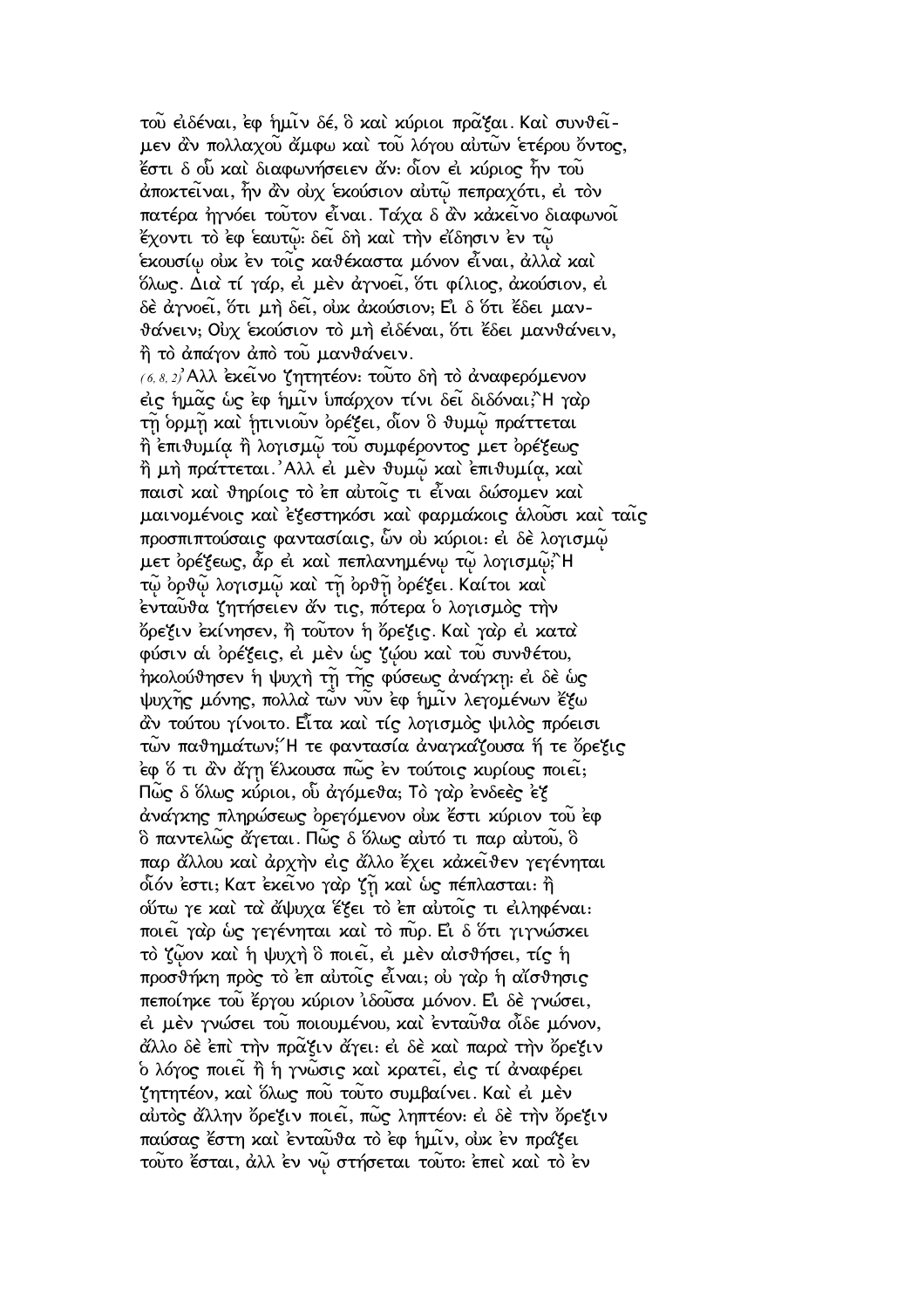τοῦ εἰδέναι, ἐφ ἡμῖν δέ, ὃ καὶ κύριοι πρᾶξαι. Καὶ συνθεῖμεν ἂν πολλαχοῦ ἄμφω καὶ τοῦ λόγου αὐτῶν ἑτέρου ὄντος, ἔστι δ οὗ καὶ διαφωνήσειεν ἄν: οἷον εἰ κύριος ἦν τοῦ ἀποκτεῖναι, ἦν ἂν οὐχ ἑκούσιον αὐτῷ πεπραχότι, εἰ τὸν πατέρα ἠγνόει τοῦτον εἶναι. Τάχα δ ἂν κἀκεῖνο διαφωνοῖ ἔχοντι τὸ ἐφ ἑαυτῷ: δεῖ δὴ καὶ τὴν εἴδησιν ἐν τῷ ἑκουσίῳ οὐκ ἐν τοῖς καθέκαστα μόνον εἶναι, ἀλλὰ καὶ ὅλως. Διὰ τί γάρ, εἰ μὲν ἀγνοεῖ, ὅτι φίλιος, ἀκούσιον, εἰ δὲ ἀγνοεῖ, ὅτι μὴ δεῖ, οὐκ ἀκούσιον; Εἰ δ ὅτι ἔδει μανθάνειν; Οὐχ ἑκούσιον τὸ μὴ εἰδέναι, ὅτι ἔδει μανθάνειν, ἢ τὸ ἀπάγον ἀπὸ τοῦ μανθάνειν.

(6, 8, 2) Ἀλλ ἐκεῖνο ζητητέον: τοῦτο δὴ τὸ ἀναφερόμενον εἰς ἡμᾶς ὡς ἐφ ἡμῖν ὑπάρχον τίνι δεῖ διδόναι; Ἡ γὰρ τῇ ὁρμῇ καὶ ἡτινιοῦν ὀρέξει, οἷον ὃ θυμῷ πράττεται ἢ ἐπιθυμίᾳ ἢ λογισμῷ τοῦ συμφέροντος μετ ὀρέξεως ἢ μὴ πράττεται. Ἀλλ εἰ μὲν θυμῷ καὶ ἐπιθυμίᾳ, καὶ παισὶ καὶ θηρίοις τὸ ἐπ αὐτοῖς τι εἶναι δώσομεν καὶ μαινομένοις καὶ ἐξεστηκόσι καὶ φαρμάκοις ἁλοῦσι καὶ ταῖς προσπιπτούσαις φαντασίαις, ὧν οὐ κύριοι: εἰ δὲ λογισμῷ μετ ὀρέξεως, ἆρ εἰ καὶ πεπλανημένῳ τῷ λογισμῷ; Ἡ τῷ ὀρθῷ λογισμῷ καὶ τῇ ὀρθῇ ὀρέξει. Καίτοι καὶ ἐνταῦθα ζητήσειεν ἄν τις, πότερα ὁ λογισμὸς τὴν ὄρεξιν ἐκίνησεν, ἢ τοῦτον ἡ ὄρεξις. Καὶ γὰρ εἰ κατὰ φύσιν αἱ ὀρέξεις, εἰ μὲν ὡς ζῴου καὶ τοῦ συνθέτου, ἠκολούθησεν ἡ ψυχὴ τῇ τῆς φύσεως ἀνάγκῃ: εἰ δὲ ὡς ψυχῆς μόνης, πολλὰ τῶν νῦν ἐφ ἡμῖν λεγομένων ἔξω ἂν τούτου γίνοιτο. Εἶτα καὶ τίς λογισμὸς ψιλὸς πρόεισι τῶν παθημάτων; Ἥ τε φαντασία ἀναγκάζουσα ἥ τε ὄρεξις ἐφ ὅ τι ἂν ἄγῃ ἕλκουσα πῶς ἐν τούτοις κυρίους ποιεῖ; Πῶς δ ὅλως κύριοι, οὗ ἀγόμεθα; Τὸ γὰρ ἐνδεὲς ἐξ ἀνάγκης πληρώσεως ὀρεγόμενον οὐκ ἔστι κύριον τοῦ ἐφ ὃ παντελῶς ἄγεται. Πῶς δ ὅλως αὐτό τι παρ αὑτοῦ, ὃ παρ ἄλλου καὶ ἀρχὴν εἰς ἄλλο ἔχει κἀκεῖθεν γεγένηται οἷόν ἐστι; Κατ ἐκεῖνο γὰρ ζῇ καὶ ὡς πέπλασται: ἢ οὕτω γε καὶ τὰ ἄψυχα ἕξει τὸ ἐπ αὐτοῖς τι εἰληφέναι: ποιεῖ γὰρ ὡς γεγένηται καὶ τὸ πῦρ. Εἰ δ ὅτι γιγνώσκει τὸ ζῷον καὶ ἡ ψυχὴ ὃ ποιεῖ, εἰ μὲν αἰσθήσει, τίς ἡ προσθήκη πρὸς τὸ ἐπ αὐτοῖς εἶναι; οὐ γὰρ ἡ αἴσθησις πεποίηκε τοῦ ἔργου κύριον ἰδοῦσα μόνον. Εἰ δὲ γνώσει, εἰ μὲν γνώσει τοῦ ποιουμένου, καὶ ἐνταῦθα οἶδε μόνον, ἄλλο δὲ ἐπὶ τὴν πρᾶξιν ἄγει: εἰ δὲ καὶ παρὰ τὴν ὄρεξιν ὁ λόγος ποιεῖ ἢ ἡ γνῶσις καὶ κρατεῖ, εἰς τί ἀναφέρει ζητητέον, καὶ ὅλως ποῦ τοῦτο συμβαίνει. Καὶ εἰ μὲν αὐτὸς ἄλλην ὄρεξιν ποιεῖ, πῶς ληπτέον: εἰ δὲ τὴν ὄρεξιν παύσας ἔστη καὶ ἐνταῦθα τὸ ἐφ ἡμῖν, οὐκ ἐν πράξει τοῦτο ἔσται, ἀλλ ἐν νῷ στήσεται τοῦτο: ἐπεὶ καὶ τὸ ἐν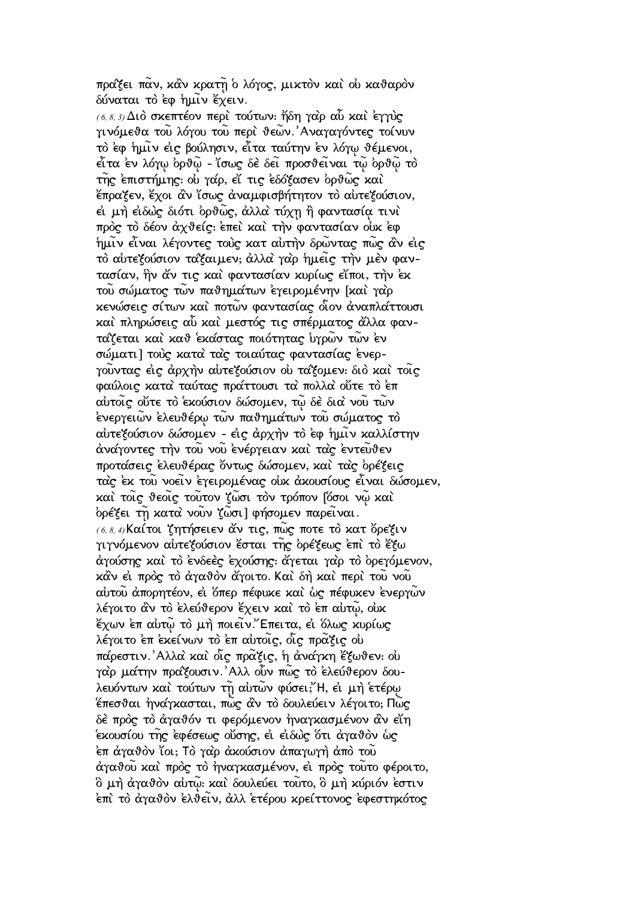πράξει πᾶν, κἂν κρατῇ ὁ λόγος, μικτὸν καὶ οὐ καθαρὸν δύναται τὸ ἐφ ἡμῖν ἔχειν.

(6, 8, 3) Διὸ σκεπτέον περὶ τούτων: ἤδη γὰρ αὖ καὶ ἐγγὺς γινόμεθα τοῦ λόγου τοῦ περὶ θεῶν. Ἀναγαγόντες τοίνυν τὸ ἐφ ἡμῖν εἰς βούλησιν, εἶτα ταύτην ἐν λόγῳ θέμενοι, εἶτα ἐν λόγῳ ὀρθῷ - ἴσως δὲ δεῖ προσθεῖναι τῷ ὀρθῷ τὸ τῆς ἐπιστήμης: οὐ γάρ, εἴ τις ἐδόξασεν ὀρθῶς καὶ ἔπραξεν, ἔχοι ἂν ἴσως ἀναμφισβήτητον τὸ αὐτεξούσιον, εἰ μὴ εἰδὼς διότι ὀρθῶς, ἀλλὰ τύχῃ ἢ φαντασίᾳ τινὶ πρὸς τὸ δέον ἀχθείς: ἐπεὶ καὶ τὴν φαντασίαν οὐκ ἐφ ἡμῖν εἶναι λέγοντες τοὺς κατ αὐτὴν δρῶντας πῶς ἂν εἰς τὸ αὐτεξούσιον τάξαιμεν; ἀλλὰ γὰρ ἡμεῖς τὴν μὲν φαντασίαν, ἣν ἄν τις καὶ φαντασίαν κυρίως εἴποι, τὴν ἐκ τοῦ σώματος τῶν παθημάτων ἐγειρομένην [καὶ γὰρ κενώσεις σίτων καὶ ποτῶν φαντασίας οἷον ἀναπλάττουσι καὶ πληρώσεις αὖ καὶ μεστός τις σπέρματος ἄλλα φαντάζεται καὶ καθ ἑκάστας ποιότητας ὑγρῶν τῶν ἐν σώματι] τοὺς κατὰ τὰς τοιαύτας φαντασίας ἐνεργοῦντας εἰς ἀρχὴν αὐτεξούσιον οὐ τάξομεν: διὸ καὶ τοῖς φαύλοις κατὰ ταύτας πράττουσι τὰ πολλὰ οὔτε τὸ ἐπ αὐτοῖς οὔτε τὸ ἑκούσιον δώσομεν, τῷ δὲ διὰ νοῦ τῶν ἐνεργειῶν ἐλευθέρῳ τῶν παθημάτων τοῦ σώματος τὸ αὐτεξούσιον δώσομεν - εἰς ἀρχὴν τὸ ἐφ ἡμῖν καλλίστην ἀνάγοντες τὴν τοῦ νοῦ ἐνέργειαν καὶ τὰς ἐντεῦθεν προτάσεις ἐλευθέρας ὄντως δώσομεν, καὶ τὰς ὀρέξεις τὰς ἐκ τοῦ νοεῖν ἐγειρομένας οὐκ ἀκουσίους εἶναι δώσομεν, καὶ τοῖς θεοῖς τοῦτον ζῶσι τὸν τρόπον [ὅσοι νῷ καὶ ὀρέξει τῇ κατὰ νοῦν ζῶσι] φήσομεν παρεῖναι.

(6, 8, 4) Καίτοι ζητήσειεν ἄν τις, πῶς ποτε τὸ κατ ὄρεξιν γιγνόμενον αὐτεξούσιον ἔσται τῆς ὀρέξεως ἐπὶ τὸ ἔξω ἀγούσης καὶ τὸ ἐνδεὲς ἐχούσης: ἄγεται γὰρ τὸ ὀρεγόμενον, κἂν εἰ πρὸς τὸ ἀγαθὸν ἄγοιτο. Καὶ δὴ καὶ περὶ τοῦ νοῦ αὐτοῦ ἀπορητέον, εἰ ὅπερ πέφυκε καὶ ὡς πέφυκεν ἐνεργῶν λέγοιτο ἂν τὸ ἐλεύθερον ἔχειν καὶ τὸ ἐπ αὐτῷ, οὐκ ἔχων ἐπ αὐτῷ τὸ μὴ ποιεῖν. Ἔπειτα, εἰ ὅλως κυρίως λέγοιτο ἐπ ἐκείνων τὸ ἐπ αὐτοῖς, οἷς πρᾶξις οὐ πάρεστιν. Ἀλλὰ καὶ οἷς πρᾶξις, ἡ ἀνάγκη ἔξωθεν: οὐ γὰρ μάτην πράξουσιν. Ἀλλ οὖν πῶς τὸ ἐλεύθερον δουλευόντων καὶ τούτων τῇ αὐτῶν φύσει; Ἤ, εἰ μὴ ἑτέρῳ ἕπεσθαι ἠνάγκασται, πῶς ἂν τὸ δουλεύειν λέγοιτο; Πῶς δὲ πρὸς τὸ ἀγαθόν τι φερόμενον ἠναγκασμένον ἂν εἴη ἑκουσίου τῆς ἐφέσεως οὔσης, εἰ εἰδὼς ὅτι ἀγαθὸν ὡς ἐπ ἀγαθὸν ἴοι; Τὸ γὰρ ἀκούσιον ἀπαγωγὴ ἀπὸ τοῦ ἀγαθοῦ καὶ πρὸς τὸ ἠναγκασμένον, εἰ πρὸς τοῦτο φέροιτο, ὃ μὴ ἀγαθὸν αὐτῷ: καὶ δουλεύει τοῦτο, ὃ μὴ κύριόν ἐστιν ἐπὶ τὸ ἀγαθὸν ἐλθεῖν, ἀλλ ἑτέρου κρείττονος ἐφεστηκότος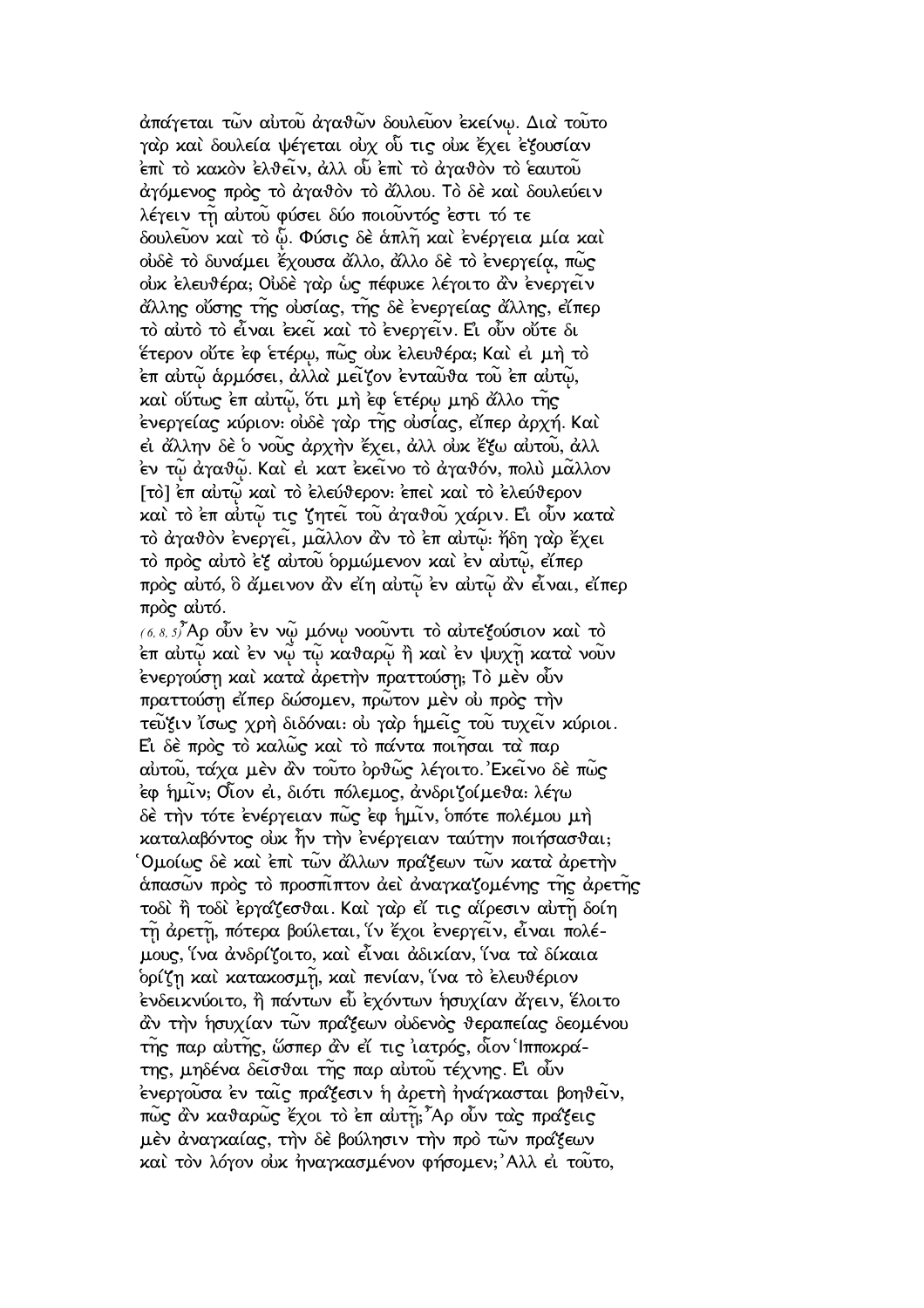ἀπάγεται τῶν αὐτοῦ ἀγαθῶν δουλεῦον ἐκείνῳ. Διὰ τοῦτο γὰρ καὶ δουλεία ψέγεται οὐχ οὗ τις οὐκ ἔχει ἐξουσίαν ἐπὶ τὸ κακὸν ἐλθεῖν, ἀλλ οὗ ἐπὶ τὸ ἀγαθὸν τὸ ἑαυτοῦ ἀγόμενος πρὸς τὸ ἀγαθὸν τὸ ἄλλου. Τὸ δὲ καὶ δουλεύειν λέγειν τῇ αὐτοῦ φύσει δύο ποιοῦντός ἐστι τό τε δουλεῦον καὶ τὸ ᾧ. Φύσις δὲ ἁπλῆ καὶ ἐνέργεια μία καὶ οὐδὲ τὸ δυνάμει ἔχουσα ἄλλο, ἄλλο δὲ τὸ ἐνεργείᾳ, πῶς οὐκ ἐλευθέρα; Οὐδὲ γὰρ ὡς πέφυκε λέγοιτο ἂν ἐνεργεῖν ἄλλης οὔσης τῆς οὐσίας, τῆς δὲ ἐνεργείας ἄλλης, εἴπερ τὸ αὐτὸ τὸ εἶναι ἐκεῖ καὶ τὸ ἐνεργεῖν. Εἰ οὖν οὔτε δι ἕτερον οὔτε ἐφ ἑτέρῳ, πῶς οὐκ ἐλευθέρα; Καὶ εἰ μὴ τὸ ἐπ αὐτῷ ἁρμόσει, ἀλλὰ μεῖζον ἐνταῦθα τοῦ ἐπ αὐτῷ, καὶ οὕτως ἐπ αὐτῷ, ὅτι μὴ ἐφ ἑτέρῳ μηδ ἄλλο τῆς ἐνεργείας κύριον· οὐδὲ γὰρ τῆς οὐσίας, εἴπερ ἀρχή. Καὶ εἰ ἄλλην δὲ ὁ νοῦς ἀρχὴν ἔχει, ἀλλ οὐκ ἔξω αὐτοῦ, ἀλλ ἐν τῷ ἀγαθῷ. Καὶ εἰ κατ ἐκεῖνο τὸ ἀγαθόν, πολὺ μᾶλλον [τὸ] ἐπ αὐτῷ καὶ τὸ ἐλεύθερον· ἐπεὶ καὶ τὸ ἐλεύθερον καὶ τὸ ἐπ αὐτῷ τις ζητεῖ τοῦ ἀγαθοῦ χάριν. Εἰ οὖν κατὰ τὸ ἀγαθὸν ἐνεργεῖ, μᾶλλον ἂν τὸ ἐπ αὐτῷ· ἤδη γὰρ ἔχει τὸ πρὸς αὐτὸ ἐξ αὐτοῦ ὁρμώμενον καὶ ἐν αὐτῷ, εἴπερ πρὸς αὐτό, ὃ ἄμεινον ἂν εἴη αὐτῷ ἐν αὐτῷ ἂν εἶναι, εἴπερ πρὸς αὐτό.

(6, 8, 5) Ἆρ οὖν ἐν νῷ μόνῳ νοοῦντι τὸ αὐτεξούσιον καὶ τὸ ἐπ αὐτῷ καὶ ἐν νῷ τῷ καθαρῷ ἢ καὶ ἐν ψυχῇ κατὰ νοῦν ἐνεργούσῃ καὶ κατὰ ἀρετὴν πραττούσῃ; Τὸ μὲν οὖν πραττούσῃ εἴπερ δώσομεν, πρῶτον μὲν οὐ πρὸς τὴν τεῦξιν ἴσως χρὴ διδόναι· οὐ γὰρ ἡμεῖς τοῦ τυχεῖν κύριοι. Εἰ δὲ πρὸς τὸ καλῶς καὶ τὸ πάντα ποιῆσαι τὰ παρ αὐτοῦ, τάχα μὲν ἂν τοῦτο ὀρθῶς λέγοιτο. Ἐκεῖνο δὲ πῶς ἐφ ἡμῖν; Οἷον εἰ, διότι πόλεμος, ἀνδριζοίμεθα· λέγω δὲ τὴν τότε ἐνέργειαν πῶς ἐφ ἡμῖν, ὁπότε πολέμου μὴ καταλαβόντος οὐκ ἦν τὴν ἐνέργειαν ταύτην ποιήσασθαι; Ὁμοίως δὲ καὶ ἐπὶ τῶν ἄλλων πράξεων τῶν κατὰ ἀρετὴν ἁπασῶν πρὸς τὸ προσπῖπτον ἀεὶ ἀναγκαζομένης τῆς ἀρετῆς τοδὶ ἢ τοδὶ ἐργάζεσθαι. Καὶ γὰρ εἴ τις αἵρεσιν αὐτῇ δοίη τῇ ἀρετῇ, πότερα βούλεται, ἵν ἔχοι ἐνεργεῖν, εἶναι πολέμους, ἵνα ἀνδρίζοιτο, καὶ εἶναι ἀδικίαν, ἵνα τὰ δίκαια ὁρίζῃ καὶ κατακοσμῇ, καὶ πενίαν, ἵνα τὸ ἐλευθέριον ἐνδεικνύοιτο, ἢ πάντων εὖ ἐχόντων ἡσυχίαν ἄγειν, ἕλοιτο ἂν τὴν ἡσυχίαν τῶν πράξεων οὐδενὸς θεραπείας δεομένου τῆς παρ αὐτῆς, ὥσπερ ἂν εἴ τις ἰατρός, οἷον Ἱπποκράτης, μηδένα δεῖσθαι τῆς παρ αὐτοῦ τέχνης. Εἰ οὖν ἐνεργοῦσα ἐν ταῖς πράξεσιν ἡ ἀρετὴ ἠνάγκασται βοηθεῖν, πῶς ἂν καθαρῶς ἔχοι τὸ ἐπ αὐτῇ; Ἆρ οὖν τὰς πράξεις μὲν ἀναγκαίας, τὴν δὲ βούλησιν τὴν πρὸ τῶν πράξεων καὶ τὸν λόγον οὐκ ἠναγκασμένον φήσομεν; Ἀλλ εἰ τοῦτο,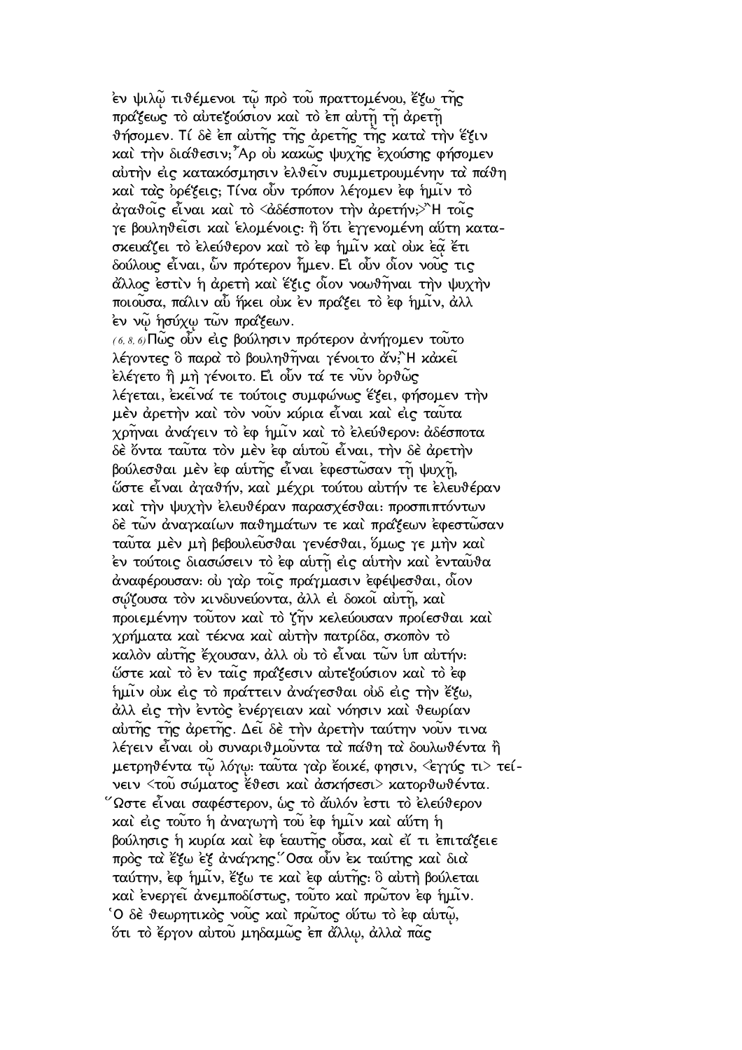ἐν ψιλῷ τιθέμενοι τῷ πρὸ τοῦ πραττομένου, ἔξω τῆς πράξεως τὸ αὐτεξούσιον καὶ τὸ ἐπ αὐτῇ τῇ ἀρετῇ θήσομεν. Τί δὲ ἐπ αὐτῆς τῆς ἀρετῆς τῆς κατὰ τὴν ἕξιν καὶ τὴν διάθεσιν; Ἆρ οὐ κακῶς ψυχῆς ἐχούσης φήσομεν αὐτὴν εἰς κατακόσμησιν ἐλθεῖν συμμετρουμένην τὰ πάθη καὶ τὰς ὀρέξεις; Τίνα οὖν τρόπον λέγομεν ἐφ ἡμῖν τὸ ἀγαθοῖς εἶναι καὶ τὸ <ἀδέσποτον τὴν ἀρετήν;> Ἢ τοῖς γε βουληθεῖσι καὶ ἑλομένοις: ἢ ὅτι ἐγγενομένη αὕτη κατασκευάζει τὸ ἐλεύθερον καὶ τὸ ἐφ ἡμῖν καὶ οὐκ ἐᾷ ἔτι δούλους εἶναι, ὧν πρότερον ἦμεν. Εἰ οὖν οἷον νοῦς τις ἄλλος ἐστὶν ἡ ἀρετὴ καὶ ἕξις οἷον νοωθῆναι τὴν ψυχὴν ποιοῦσα, πάλιν αὖ ἥκει οὐκ ἐν πράξει τὸ ἐφ ἡμῖν, ἀλλ ἐν νῷ ἡσύχῳ τῶν πράξεων.

(6, 8, 6) Πῶς οὖν εἰς βούλησιν πρότερον ἀνήγομεν τοῦτο λέγοντες ὃ παρὰ τὸ βουληθῆναι γένοιτο ἄν; Ἢ κἀκεῖ ἐλέγετο ἢ μὴ γένοιτο. Εἰ οὖν τά τε νῦν ὀρθῶς λέγεται, ἐκεῖνά τε τούτοις συμφώνως ἕξει, φήσομεν τὴν μὲν ἀρετὴν καὶ τὸν νοῦν κύρια εἶναι καὶ εἰς ταῦτα χρῆναι ἀνάγειν τὸ ἐφ ἡμῖν καὶ τὸ ἐλεύθερον: ἀδέσποτα δὲ ὄντα ταῦτα τὸν μὲν ἐφ αὑτοῦ εἶναι, τὴν δὲ ἀρετὴν βούλεσθαι μὲν ἐφ αὑτῆς εἶναι ἐφεστῶσαν τῇ ψυχῇ, ὥστε εἶναι ἀγαθήν, καὶ μέχρι τούτου αὐτήν τε ἐλευθέραν καὶ τὴν ψυχὴν ἐλευθέραν παρασχέσθαι: προσπιπτόντων δὲ τῶν ἀναγκαίων παθημάτων τε καὶ πράξεων ἐφεστῶσαν ταῦτα μὲν μὴ βεβουλεῦσθαι γενέσθαι, ὅμως γε μὴν καὶ ἐν τούτοις διασώσειν τὸ ἐφ αὑτῇ εἰς αὑτὴν καὶ ἐνταῦθα ἀναφέρουσαν: οὐ γὰρ τοῖς πράγμασιν ἐφέψεσθαι, οἷον σῴζουσα τὸν κινδυνεύοντα, ἀλλ εἰ δοκοῖ αὐτῇ, καὶ προιεμένην τοῦτον καὶ τὸ ζῆν κελεύουσαν προίεσθαι καὶ χρήματα καὶ τέκνα καὶ αὐτὴν πατρίδα, σκοπὸν τὸ καλὸν αὑτῆς ἔχουσαν, ἀλλ οὐ τὸ εἶναι τῶν ὑπ αὐτήν: ὥστε καὶ τὸ ἐν ταῖς πράξεσιν αὐτεξούσιον καὶ τὸ ἐφ ἡμῖν οὐκ εἰς τὸ πράττειν ἀνάγεσθαι οὐδ εἰς τὴν ἔξω, ἀλλ εἰς τὴν ἐντὸς ἐνέργειαν καὶ νόησιν καὶ θεωρίαν αὐτῆς τῆς ἀρετῆς. Δεῖ δὲ τὴν ἀρετὴν ταύτην νοῦν τινα λέγειν εἶναι οὐ συναριθμοῦντα τὰ πάθη τὰ δουλωθέντα ἢ μετρηθέντα τῷ λόγῳ: ταῦτα γὰρ ἔοικέ, φησιν, <ἐγγύς τι> τείνειν <τοῦ σώματος ἔθεσι καὶ ἀσκήσεσι> κατορθωθέντα. Ὥστε εἶναι σαφέστερον, ὡς τὸ ἄυλόν ἐστι τὸ ἐλεύθερον καὶ εἰς τοῦτο ἡ ἀναγωγὴ τοῦ ἐφ ἡμῖν καὶ αὕτη ἡ βούλησις ἡ κυρία καὶ ἐφ ἑαυτῆς οὖσα, καὶ εἴ τι ἐπιτάξειε πρὸς τὰ ἔξω ἐξ ἀνάγκης. Ὅσα οὖν ἐκ ταύτης καὶ διὰ ταύτην, ἐφ ἡμῖν, ἔξω τε καὶ ἐφ αὑτῆς: ὃ αὐτὴ βούλεται καὶ ἐνεργεῖ ἀνεμποδίστως, τοῦτο καὶ πρῶτον ἐφ ἡμῖν. Ὁ δὲ θεωρητικὸς νοῦς καὶ πρῶτος οὕτω τὸ ἐφ αὑτῷ, ὅτι τὸ ἔργον αὐτοῦ μηδαμῶς ἐπ ἄλλῳ, ἀλλὰ πᾶς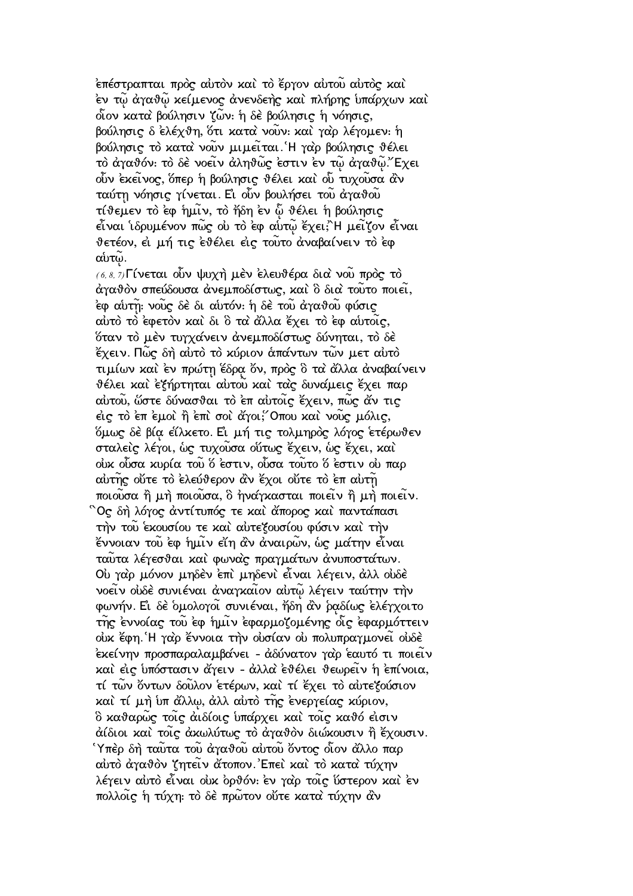ἐπέστραπται πρὸς αὐτὸν καὶ τὸ ἔργον αὐτοῦ αὐτὸς καὶ ἐν τῷ ἀγαθῷ κείμενος ἀνενδεὴς καὶ πλήρης ὑπάρχων καὶ οἷον κατὰ βούλησιν ζῶν· ἡ δὲ βούλησις ἡ νόησις, βούλησις δ ἐλέχθη, ὅτι κατὰ νοῦν· καὶ γὰρ λέγομεν· ἡ βούλησις τὸ κατὰ νοῦν μιμεῖται. Ἡ γὰρ βούλησις θέλει τὸ ἀγαθόν· τὸ δὲ νοεῖν ἀληθῶς ἐστιν ἐν τῷ ἀγαθῷ. Ἔχει οὖν ἐκεῖνος, ὅπερ ἡ βούλησις θέλει καὶ οὗ τυχοῦσα ἂν ταύτῃ νόησις γίνεται. Εἰ οὖν βουλήσει τοῦ ἀγαθοῦ τίθεμεν τὸ ἐφ ἡμῖν, τὸ ἤδη ἐν ᾧ θέλει ἡ βούλησις εἶναι ἱδρυμένον πῶς οὐ τὸ ἐφ αὑτῷ ἔχει; Ἢ μεῖζον εἶναι θετέον, εἰ μή τις ἐθέλει εἰς τοῦτο ἀναβαίνειν τὸ ἐφ αὑτῷ.

(6, 8, 7) Γίνεται οὖν ψυχὴ μὲν ἐλευθέρα διὰ νοῦ πρὸς τὸ ἀγαθὸν σπεύδουσα ἀνεμποδίστως, καὶ ὃ διὰ τοῦτο ποιεῖ, ἐφ αὑτῇ· νοῦς δὲ δι αὑτόν· ἡ δὲ τοῦ ἀγαθοῦ φύσις αὐτὸ τὸ ἐφετὸν καὶ δι ὃ τὰ ἄλλα ἔχει τὸ ἐφ αὑτοῖς, ὅταν τὸ μὲν τυγχάνειν ἀνεμποδίστως δύνηται, τὸ δὲ ἔχειν. Πῶς δὴ αὐτὸ τὸ κύριον ἁπάντων τῶν μετ αὐτὸ τιμίων καὶ ἐν πρώτῃ ἕδρᾳ ὄν, πρὸς ὃ τὰ ἄλλα ἀναβαίνειν θέλει καὶ ἐξήρτηται αὐτοῦ καὶ τὰς δυνάμεις ἔχει παρ αὐτοῦ, ὥστε δύνασθαι τὸ ἐπ αὐτοῖς ἔχειν, πῶς ἄν τις εἰς τὸ ἐπ ἐμοὶ ἢ ἐπὶ σοὶ ἄγοι; Ὅπου καὶ νοῦς μόλις, ὅμως δὲ βίᾳ εἵλκετο. Εἰ μή τις τολμηρὸς λόγος ἑτέρωθεν σταλεὶς λέγοι, ὡς τυχοῦσα οὕτως ἔχειν, ὡς ἔχει, καὶ οὐκ οὖσα κυρία τοῦ ὅ ἐστιν, οὖσα τοῦτο ὅ ἐστιν οὐ παρ αὑτῆς οὔτε τὸ ἐλεύθερον ἂν ἔχοι οὔτε τὸ ἐπ αὑτῇ ποιοῦσα ἢ μὴ ποιοῦσα, ὃ ἠνάγκασται ποιεῖν ἢ μὴ ποιεῖν. Ὃς δὴ λόγος ἀντίτυπός τε καὶ ἄπορος καὶ παντάπασι τὴν τοῦ ἑκουσίου τε καὶ αὐτεξουσίου φύσιν καὶ τὴν ἔννοιαν τοῦ ἐφ ἡμῖν εἴη ἂν ἀναιρῶν, ὡς μάτην εἶναι ταῦτα λέγεσθαι καὶ φωνὰς πραγμάτων ἀνυποστάτων. Οὐ γὰρ μόνον μηδὲν ἐπὶ μηδενὶ εἶναι λέγειν, ἀλλ οὐδὲ νοεῖν οὐδὲ συνιέναι ἀναγκαῖον αὐτῷ λέγειν ταύτην τὴν φωνήν. Εἰ δὲ ὁμολογοῖ συνιέναι, ἤδη ἂν ῥᾳδίως ἐλέγχοιτο τῆς ἐννοίας τοῦ ἐφ ἡμῖν ἐφαρμοζομένης οἷς ἐφαρμόττειν οὐκ ἔφη. Ἡ γὰρ ἔννοια τὴν οὐσίαν οὐ πολυπραγμονεῖ οὐδὲ ἐκείνην προσπαραλαμβάνει - ἀδύνατον γὰρ ἑαυτό τι ποιεῖν καὶ εἰς ὑπόστασιν ἄγειν - ἀλλὰ ἐθέλει θεωρεῖν ἡ ἐπίνοια, τί τῶν ὄντων δοῦλον ἑτέρων, καὶ τί ἔχει τὸ αὐτεξούσιον καὶ τί μὴ ὑπ ἄλλῳ, ἀλλ αὐτὸ τῆς ἐνεργείας κύριον, ὃ καθαρῶς τοῖς ἀιδίοις ὑπάρχει καὶ τοῖς καθὸ εἰσιν ἀίδιοι καὶ τοῖς ἀκωλύτως τὸ ἀγαθὸν διώκουσιν ἢ ἔχουσιν. Ὑπὲρ δὴ ταῦτα τοῦ ἀγαθοῦ αὐτοῦ ὄντος οἷον ἄλλο παρ αὐτὸ ἀγαθὸν ζητεῖν ἄτοπον. Ἐπεὶ καὶ τὸ κατὰ τύχην λέγειν αὐτὸ εἶναι οὐκ ὀρθόν· ἐν γὰρ τοῖς ὕστερον καὶ ἐν πολλοῖς ἡ τύχη· τὸ δὲ πρῶτον οὔτε κατὰ τύχην ἂν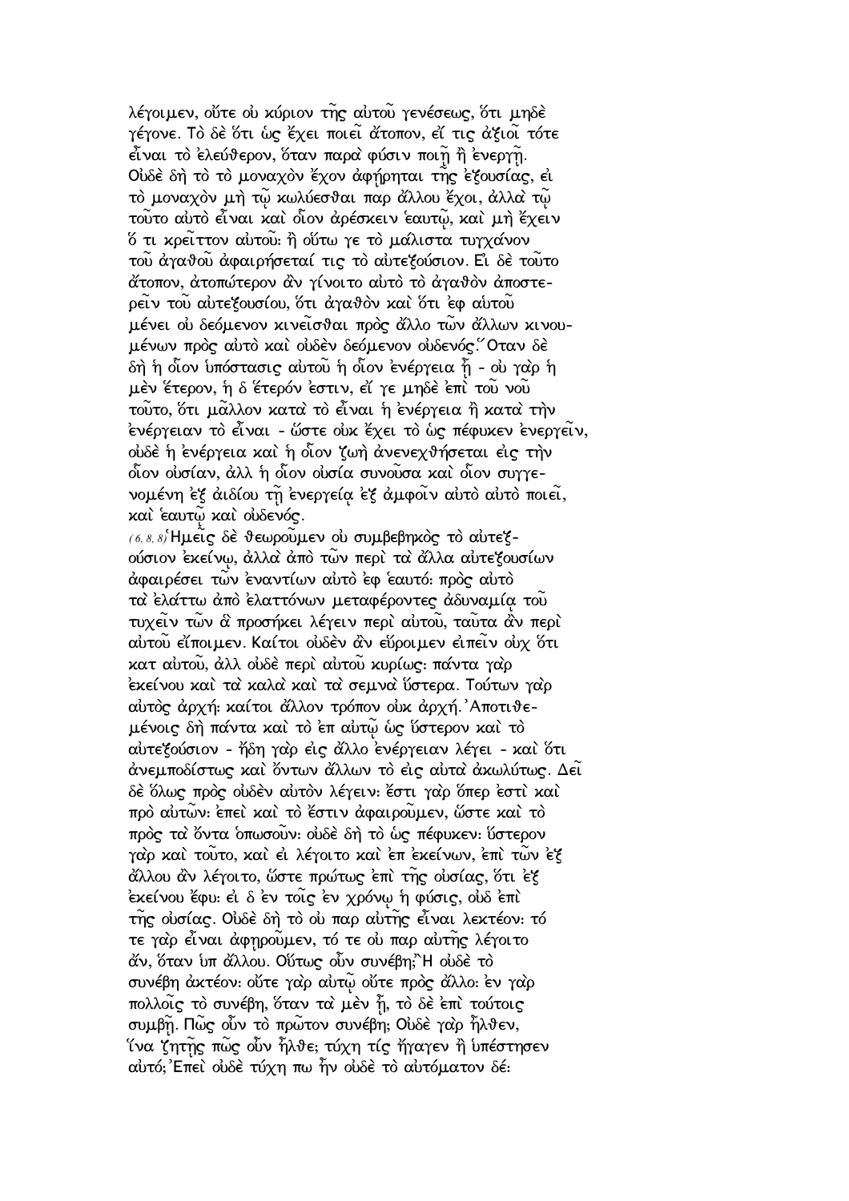λέγοιμεν, οὔτε οὐ κύριον τῆς αὐτοῦ γενέσεως, ὅτι μηδὲ γέγονε. Τὸ δὲ ὅτι ὡς ἔχει ποιεῖ ἄτοπον, εἴ τις ἀξιοῖ τότε εἶναι τὸ ἐλεύθερον, ὅταν παρὰ φύσιν ποιῇ ἢ ἐνεργῇ. Οὐδὲ δὴ τὸ τὸ μοναχὸν ἔχον ἀφῄρηται τῆς ἐξουσίας, εἰ τὸ μοναχὸν μὴ τῷ κωλύεσθαι παρ ἄλλου ἔχοι, ἀλλὰ τῷ τοῦτο αὐτὸ εἶναι καὶ οἷον ἀρέσκειν ἑαυτῷ, καὶ μὴ ἔχειν ὅ τι κρεῖττον αὐτοῦ: ἢ οὕτω γε τὸ μάλιστα τυγχάνον τοῦ ἀγαθοῦ ἀφαιρήσεταί τις τὸ αὐτεξούσιον. Εἰ δὲ τοῦτο ἄτοπον, ἀτοπώτερον ἂν γίνοιτο αὐτὸ τὸ ἀγαθὸν ἀποστερεῖν τοῦ αὐτεξουσίου, ὅτι ἀγαθὸν καὶ ὅτι ἐφ αὑτοῦ μένει οὐ δεόμενον κινεῖσθαι πρὸς ἄλλο τῶν ἄλλων κινουμένων πρὸς αὐτὸ καὶ οὐδὲν δεόμενον οὐδενός. Ὅταν δὲ δὴ ἡ οἷον ὑπόστασις αὐτοῦ ἡ οἷον ἐνέργεια ᾖ - οὐ γὰρ ἡ μὲν ἕτερον, ἡ δ ἕτερόν ἐστιν, εἴ γε μηδὲ ἐπὶ τοῦ νοῦ τοῦτο, ὅτι μᾶλλον κατὰ τὸ εἶναι ἡ ἐνέργεια ἢ κατὰ τὴν ἐνέργειαν τὸ εἶναι - ὥστε οὐκ ἔχει τὸ ὡς πέφυκεν ἐνεργεῖν, οὐδὲ ἡ ἐνέργεια καὶ ἡ οἷον ζωὴ ἀνενεχθήσεται εἰς τὴν οἷον οὐσίαν, ἀλλ ἡ οἷον οὐσία συνοῦσα καὶ οἷον συγγενομένη ἐξ ἀιδίου τῇ ἐνεργείᾳ ἐξ ἀμφοῖν αὐτὸ αὑτὸ ποιεῖ, καὶ ἑαυτῷ καὶ οὐδενός.

(6, 8, 8) Ἡμεῖς δὲ θεωροῦμεν οὐ συμβεβηκὸς τὸ αὐτεξούσιον ἐκείνῳ, ἀλλὰ ἀπὸ τῶν περὶ τὰ ἄλλα αὐτεξουσίων ἀφαιρέσει τῶν ἐναντίων αὐτὸ ἐφ ἑαυτό: πρὸς αὐτὸ τὰ ἐλάττω ἀπὸ ἐλαττόνων μεταφέροντες ἀδυναμίᾳ τοῦ τυχεῖν τῶν ἃ προσήκει λέγειν περὶ αὐτοῦ, ταῦτα ἂν περὶ αὐτοῦ εἴποιμεν. Καίτοι οὐδὲν ἂν εὕροιμεν εἰπεῖν οὐχ ὅτι κατ αὐτοῦ, ἀλλ οὐδὲ περὶ αὐτοῦ κυρίως: πάντα γὰρ ἐκείνου καὶ τὰ καλὰ καὶ τὰ σεμνὰ ὕστερα. Τούτων γὰρ αὐτὸς ἀρχή: καίτοι ἄλλον τρόπον οὐκ ἀρχή. Ἀποτιθεμένοις δὴ πάντα καὶ τὸ ἐπ αὐτῷ ὡς ὕστερον καὶ τὸ αὐτεξούσιον - ἤδη γὰρ εἰς ἄλλο ἐνέργειαν λέγει - καὶ ὅτι ἀνεμποδίστως καὶ ὄντων ἄλλων τὸ εἰς αὐτὰ ἀκωλύτως. Δεῖ δὲ ὅλως πρὸς οὐδὲν αὐτὸν λέγειν: ἔστι γὰρ ὅπερ ἐστὶ καὶ πρὸ αὐτῶν: ἐπεὶ καὶ τὸ ἔστιν ἀφαιροῦμεν, ὥστε καὶ τὸ πρὸς τὰ ὄντα ὁπωσοῦν: οὐδὲ δὴ τὸ ὡς πέφυκεν: ὕστερον γὰρ καὶ τοῦτο, καὶ εἰ λέγοιτο καὶ ἐπ ἐκείνων, ἐπὶ τῶν ἐξ ἄλλου ἂν λέγοιτο, ὥστε πρώτως ἐπὶ τῆς οὐσίας, ὅτι ἐξ ἐκείνου ἔφυ: εἰ δ ἐν τοῖς ἐν χρόνῳ ἡ φύσις, οὐδ ἐπὶ τῆς οὐσίας. Οὐδὲ δὴ τὸ οὐ παρ αὐτῆς εἶναι λεκτέον: τό τε γὰρ εἶναι ἀφῃροῦμεν, τό τε οὐ παρ αὐτῆς λέγοιτο ἄν, ὅταν ὑπ ἄλλου. Οὕτως οὖν συνέβη; Ἢ οὐδὲ τὸ συνέβη ἀκτέον: οὔτε γὰρ αὐτῷ οὔτε πρὸς ἄλλο: ἐν γὰρ πολλοῖς τὸ συνέβη, ὅταν τὰ μὲν ᾖ, τὸ δὲ ἐπὶ τούτοις συμβῇ. Πῶς οὖν τὸ πρῶτον συνέβη; Οὐδὲ γὰρ ἦλθεν, ἵνα ζητῇς πῶς οὖν ἦλθε; τύχη τίς ἤγαγεν ἢ ὑπέστησεν αὐτό; Ἐπεὶ οὐδὲ τύχη πω ἦν οὐδὲ τὸ αὐτόματον δέ: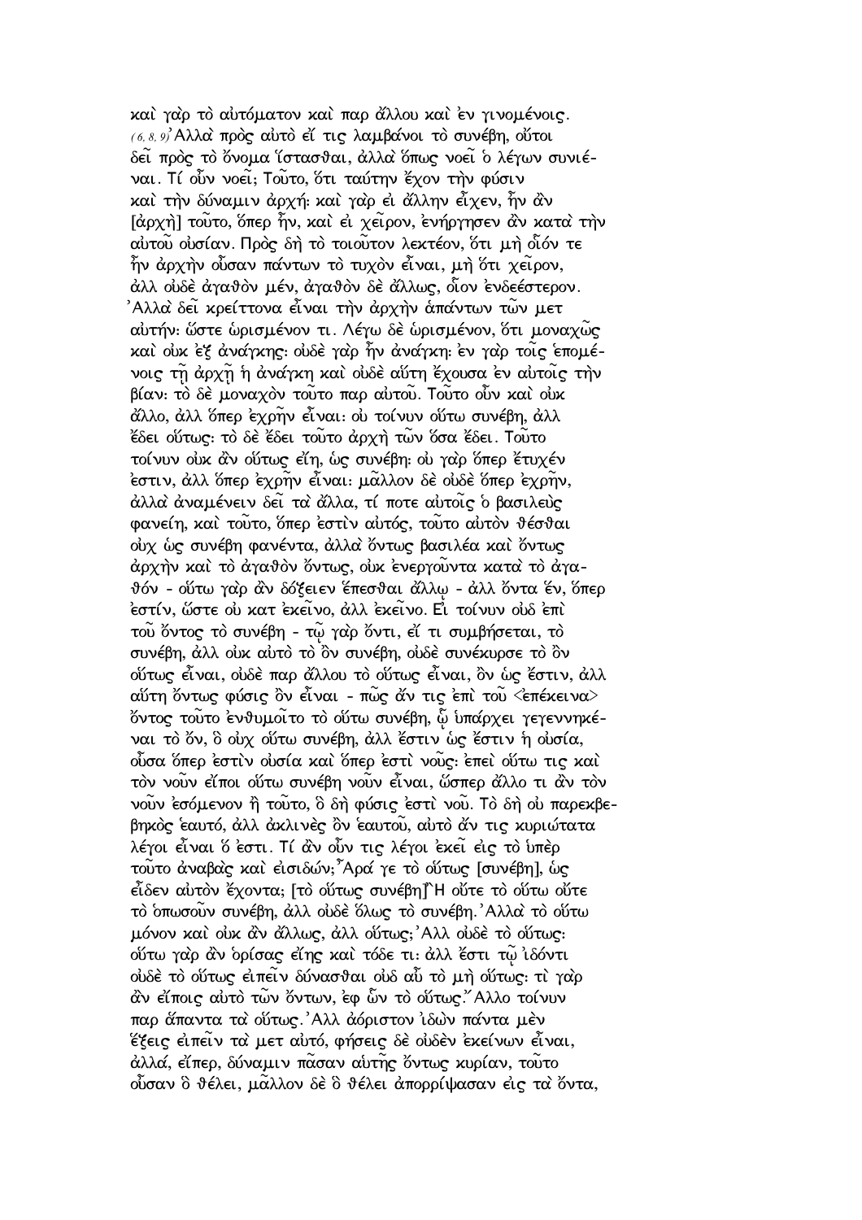καὶ γὰρ τὸ αὐτόματον καὶ παρ ἄλλου καὶ ἐν γινομένοις. (6, 8, 9) Ἀλλὰ πρὸς αὐτὸ εἴ τις λαμβάνοι τὸ συνέβη, οὔτοι δεῖ πρὸς τὸ ὄνομα ἵστασθαι, ἀλλὰ ὅπως νοεῖ ὁ λέγων συνιέναι. Τί οὖν νοεῖ; Τοῦτο, ὅτι ταύτην ἔχον τὴν φύσιν καὶ τὴν δύναμιν ἀρχή: καὶ γὰρ εἰ ἄλλην εἶχεν, ἦν ἂν [ἀρχὴ] τοῦτο, ὅπερ ἦν, καὶ εἰ χεῖρον, ἐνήργησεν ἂν κατὰ τὴν αὐτοῦ οὐσίαν. Πρὸς δὴ τὸ τοιοῦτον λεκτέον, ὅτι μὴ οἷόν τε ἦν ἀρχὴν οὖσαν πάντων τὸ τυχὸν εἶναι, μὴ ὅτι χεῖρον, ἀλλ οὐδὲ ἀγαθὸν μέν, ἀγαθὸν δὲ ἄλλως, οἷον ἐνδεέστερον. Ἀλλὰ δεῖ κρείττονα εἶναι τὴν ἀρχὴν ἁπάντων τῶν μετ αὐτήν: ὥστε ὡρισμένον τι. Λέγω δὲ ὡρισμένον, ὅτι μοναχῶς καὶ οὐκ ἐξ ἀνάγκης: οὐδὲ γὰρ ἦν ἀνάγκη: ἐν γὰρ τοῖς ἑπομένοις τῇ ἀρχῇ ἡ ἀνάγκη καὶ οὐδὲ αὕτη ἔχουσα ἐν αὐτοῖς τὴν βίαν: τὸ δὲ μοναχὸν τοῦτο παρ αὐτοῦ. Τοῦτο οὖν καὶ οὐκ ἄλλο, ἀλλ ὅπερ ἐχρῆν εἶναι: οὐ τοίνυν οὕτω συνέβη, ἀλλ ἔδει οὕτως: τὸ δὲ ἔδει τοῦτο ἀρχὴ τῶν ὅσα ἔδει. Τοῦτο τοίνυν οὐκ ἂν οὕτως εἴη, ὡς συνέβη: οὐ γὰρ ὅπερ ἔτυχέν ἐστιν, ἀλλ ὅπερ ἐχρῆν εἶναι: μᾶλλον δὲ οὐδὲ ὅπερ ἐχρῆν, ἀλλὰ ἀναμένειν δεῖ τὰ ἄλλα, τί ποτε αὐτοῖς ὁ βασιλεὺς φανείη, καὶ τοῦτο, ὅπερ ἐστὶν αὐτός, τοῦτο αὐτὸν θέσθαι οὐχ ὡς συνέβη φανέντα, ἀλλὰ ὄντως βασιλέα καὶ ὄντως ἀρχὴν καὶ τὸ ἀγαθὸν ὄντως, οὐκ ἐνεργοῦντα κατὰ τὸ ἀγαθόν - οὕτω γὰρ ἂν δόξειεν ἕπεσθαι ἄλλῳ - ἀλλ ὄντα ἕν, ὅπερ ἐστίν, ὥστε οὐ κατ ἐκεῖνο, ἀλλ ἐκεῖνο. Εἰ τοίνυν οὐδ ἐπὶ τοῦ ὄντος τὸ συνέβη - τῷ γὰρ ὄντι, εἴ τι συμβήσεται, τὸ συνέβη, ἀλλ οὐκ αὐτὸ τὸ ὂν συνέβη, οὐδὲ συνέκυρσε τὸ ὂν οὕτως εἶναι, οὐδὲ παρ ἄλλου τὸ οὕτως εἶναι, ὂν ὡς ἔστιν, ἀλλ αὕτη ὄντως φύσις ὂν εἶναι - πῶς ἄν τις ἐπὶ τοῦ <ἐπέκεινα> ὄντος τοῦτο ἐνθυμοῖτο τὸ οὕτω συνέβη, ᾧ ὑπάρχει γεγεννηκέναι τὸ ὄν, ὃ οὐχ οὕτω συνέβη, ἀλλ ἔστιν ὡς ἔστιν ἡ οὐσία, οὖσα ὅπερ ἐστὶν οὐσία καὶ ὅπερ ἐστὶ νοῦς: ἐπεὶ οὕτω τις καὶ τὸν νοῦν εἴποι οὕτω συνέβη νοῦν εἶναι, ὥσπερ ἄλλο τι ἂν τὸν νοῦν ἐσόμενον ἢ τοῦτο, ὃ δὴ φύσις ἐστὶ νοῦ. Τὸ δὴ οὐ παρεκβεβηκὸς ἑαυτό, ἀλλ ἀκλινὲς ὂν ἑαυτοῦ, αὐτὸ ἄν τις κυριώτατα λέγοι εἶναι ὅ ἐστι. Τί ἂν οὖν τις λέγοι ἐκεῖ εἰς τὸ ὑπὲρ τοῦτο ἀναβὰς καὶ εἰσιδών; Ἆρά γε τὸ οὕτως [συνέβη], ὡς εἶδεν αὐτὸν ἔχοντα; [τὸ οὕτως συνέβη] Ἢ οὔτε τὸ οὕτω οὔτε τὸ ὁπωσοῦν συνέβη, ἀλλ οὐδὲ ὅλως τὸ συνέβη. Ἀλλὰ τὸ οὕτω μόνον καὶ οὐκ ἂν ἄλλως, ἀλλ οὕτως; Ἀλλ οὐδὲ τὸ οὕτως: οὕτω γὰρ ἂν ὁρίσας εἴης καὶ τόδε τι: ἀλλ ἔστι τῷ ἰδόντι οὐδὲ τὸ οὕτως εἰπεῖν δύνασθαι οὐδ αὖ τὸ μὴ οὕτως: τὶ γὰρ ἂν εἴποις αὐτὸ τῶν ὄντων, ἐφ ὧν τὸ οὕτως; Ἄλλο τοίνυν παρ ἅπαντα τὰ οὕτως. Ἀλλ ἀόριστον ἰδὼν πάντα μὲν ἕξεις εἰπεῖν τὰ μετ αὐτό, φήσεις δὲ οὐδὲν ἐκείνων εἶναι, ἀλλά, εἴπερ, δύναμιν πᾶσαν αὑτῆς ὄντως κυρίαν, τοῦτο οὖσαν ὃ θέλει, μᾶλλον δὲ ὃ θέλει ἀπορρίψασαν εἰς τὰ ὄντα,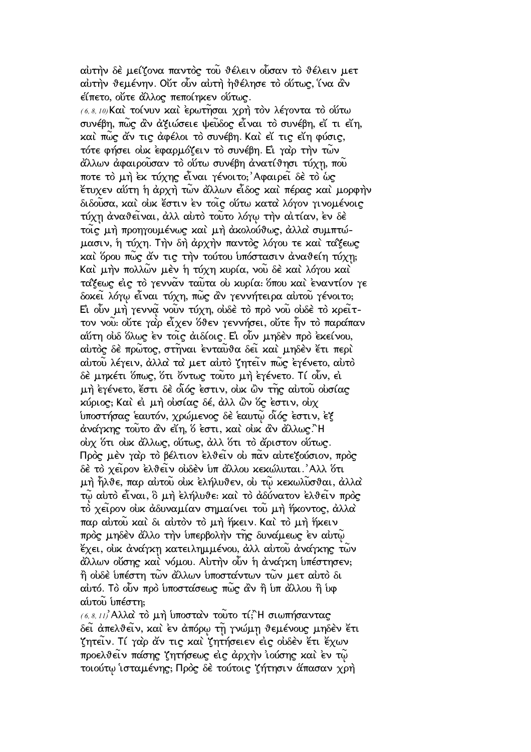αὐτὴν δὲ μείζονα παντὸς τοῦ θέλειν οὖσαν τὸ θέλειν μετ αὐτὴν θεμένην. Οὔτ οὖν αὐτὴ ἠθέλησε τὸ οὕτως, ἵνα ἂν εἵπετο, οὔτε ἄλλος πεποίηκεν οὕτως.

(6, 8, 10) Καὶ τοίνυν καὶ ἐρωτῆσαι χρὴ τὸν λέγοντα τὸ οὕτω συνέβη, πῶς ἂν ἀξιώσειε ψεῦδος εἶναι τὸ συνέβη, εἴ τι εἴη, καὶ πῶς ἄν τις ἀφέλοι τὸ συνέβη. Καὶ εἴ τις εἴη φύσις, τότε φήσει οὐκ ἐφαρμόζειν τὸ συνέβη. Εἰ γὰρ τὴν τῶν ἄλλων ἀφαιροῦσαν τὸ οὕτω συνέβη ἀνατίθησι τύχῃ, ποῦ ποτε τὸ μὴ ἐκ τύχης εἶναι γένοιτο; Ἀφαιρεῖ δὲ τὸ ὡς ἔτυχεν αὕτη ἡ ἀρχὴ τῶν ἄλλων εἶδος καὶ πέρας καὶ μορφὴν διδοῦσα, καὶ οὐκ ἔστιν ἐν τοῖς οὕτω κατὰ λόγον γινομένοις τύχῃ ἀναθεῖναι, ἀλλ αὐτὸ τοῦτο λόγῳ τὴν αἰτίαν, ἐν δὲ τοῖς μὴ προηγουμένως καὶ μὴ ἀκολούθως, ἀλλὰ συμπτώμασιν, ἡ τύχη. Τὴν δὴ ἀρχὴν παντὸς λόγου τε καὶ τάξεως καὶ ὅρου πῶς ἄν τις τὴν τούτου ὑπόστασιν ἀναθείη τύχῃ; Καὶ μὴν πολλῶν μὲν ἡ τύχη κυρία, νοῦ δὲ καὶ λόγου καὶ τάξεως εἰς τὸ γεννᾶν ταῦτα οὐ κυρία· ὅπου καὶ ἐναντίον γε δοκεῖ λόγῳ εἶναι τύχη, πῶς ἂν γεννήτειρα αὐτοῦ γένοιτο; Εἰ οὖν μὴ γεννᾷ νοῦν τύχη, οὐδὲ τὸ πρὸ νοῦ οὐδὲ τὸ κρεῖττον νοῦ· οὔτε γὰρ εἶχεν ὅθεν γεννήσει, οὔτε ἦν τὸ παράπαν αὕτη οὐδ ὅλως ἐν τοῖς ἀιδίοις. Εἰ οὖν μηδὲν πρὸ ἐκείνου, αὐτὸς δὲ πρῶτος, στῆναι ἐνταῦθα δεῖ καὶ μηδὲν ἔτι περὶ αὐτοῦ λέγειν, ἀλλὰ τὰ μετ αὐτὸ ζητεῖν πῶς ἐγένετο, αὐτὸ δὲ μηκέτι ὅπως, ὅτι ὄντως τοῦτο μὴ ἐγένετο. Τί οὖν, εἰ μὴ ἐγένετο, ἔστι δὲ οἷός ἐστιν, οὐκ ὢν τῆς αὐτοῦ οὐσίας κύριος; Καὶ εἰ μὴ οὐσίας δέ, ἀλλ ὢν ὅς ἐστιν, οὐχ ὑποστήσας ἑαυτόν, χρώμενος δὲ ἑαυτῷ οἷός ἐστιν, ἐξ ἀνάγκης τοῦτο ἂν εἴη, ὅ ἐστι, καὶ οὐκ ἂν ἄλλως. Ἢ οὐχ ὅτι οὐκ ἄλλως, οὕτως, ἀλλ ὅτι τὸ ἄριστον οὕτως. Πρὸς μὲν γὰρ τὸ βέλτιον ἐλθεῖν οὐ πᾶν αὐτεξούσιον, πρὸς δὲ τὸ χεῖρον ἐλθεῖν οὐδὲν ὑπ ἄλλου κεκώλυται. Ἀλλ ὅτι μὴ ἦλθε, παρ αὐτοῦ οὐκ ἐλήλυθεν, οὐ τῷ κεκωλῦσθαι, ἀλλὰ τῷ αὐτὸ εἶναι, ὃ μὴ ἐλήλυθε· καὶ τὸ ἀδύνατον ἐλθεῖν πρὸς τὸ χεῖρον οὐκ ἀδυναμίαν σημαίνει τοῦ μὴ ἥκοντος, ἀλλὰ παρ αὐτοῦ καὶ δι αὐτὸν τὸ μὴ ἥκειν. Καὶ τὸ μὴ ἥκειν πρὸς μηδὲν ἄλλο τὴν ὑπερβολὴν τῆς δυνάμεως ἐν αὐτῷ ἔχει, οὐκ ἀνάγκῃ κατειλημμένου, ἀλλ αὐτοῦ ἀνάγκης τῶν ἄλλων οὔσης καὶ νόμου. Αὑτὴν οὖν ἡ ἀνάγκη ὑπέστησεν; ἢ οὐδὲ ὑπέστη τῶν ἄλλων ὑποστάντων τῶν μετ αὐτὸ δι αὐτό. Τὸ οὖν πρὸ ὑποστάσεως πῶς ἂν ἢ ὑπ ἄλλου ἢ ὑφ αὑτοῦ ὑπέστη;

(6, 8, 11) Ἀλλὰ τὸ μὴ ὑποστὰν τοῦτο τί; Ἢ σιωπήσαντας δεῖ ἀπελθεῖν, καὶ ἐν ἀπόρῳ τῇ γνώμῃ θεμένους μηδὲν ἔτι ζητεῖν. Τί γὰρ ἄν τις καὶ ζητήσειεν εἰς οὐδὲν ἔτι ἔχων προελθεῖν πάσης ζητήσεως εἰς ἀρχὴν ἰούσης καὶ ἐν τῷ τοιούτῳ ἱσταμένης; Πρὸς δὲ τούτοις ζήτησιν ἅπασαν χρὴ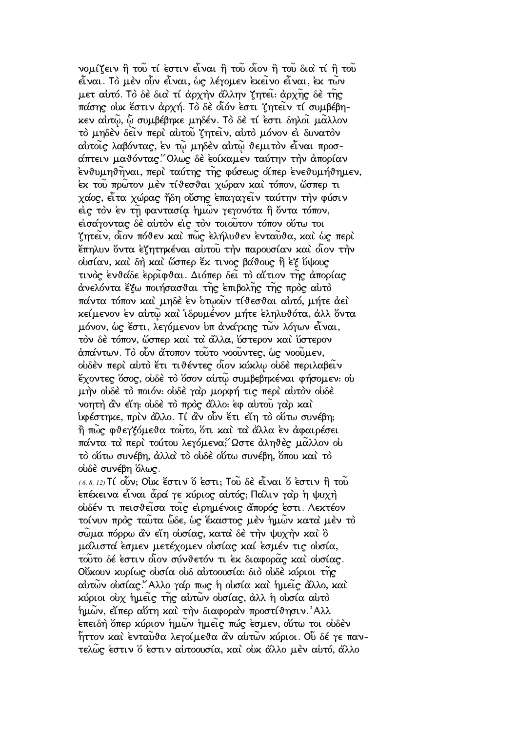νομίζειν ἢ τοῦ τί ἐστιν εἶναι ἢ τοῦ οἷον ἢ τοῦ διὰ τί ἢ τοῦ εἶναι. Τὸ μὲν οὖν εἶναι, ὡς λέγομεν ἐκεῖνο εἶναι, ἐκ τῶν μετ αὐτό. Τὸ δὲ διὰ τί ἀρχὴν ἄλλην ζητεῖ· ἀρχῆς δὲ τῆς πάσης οὐκ ἔστιν ἀρχή. Τὸ δὲ οἷόν ἐστι ζητεῖν τί συμβέβηκεν αὐτῷ, ᾧ συμβέβηκε μηδέν. Τὸ δὲ τί ἐστι δηλοῖ μᾶλλον τὸ μηδὲν δεῖν περὶ αὐτοῦ ζητεῖν, αὐτὸ μόνον εἰ δυνατὸν αὐτοῖς λαβόντας, ἐν τῷ μηδὲν αὐτῷ θεμιτὸν εἶναι προσάπτειν μαθόντας. Ὅλως δὲ ἐοίκαμεν ταύτην τὴν ἀπορίαν ἐνθυμηθῆναι, περὶ ταύτης τῆς φύσεως οἵπερ ἐνεθυμήθημεν, ἐκ τοῦ πρῶτον μὲν τίθεσθαι χώραν καὶ τόπον, ὥσπερ τι χάος, εἶτα χώρας ἤδη οὔσης ἐπαγαγεῖν ταύτην τὴν φύσιν εἰς τὸν ἐν τῇ φαντασίᾳ ἡμῶν γεγονότα ἢ ὄντα τόπον, εἰσάγοντας δὲ αὐτὸν εἰς τὸν τοιοῦτον τόπον οὕτω τοι ζητεῖν, οἷον πόθεν καὶ πῶς ἐλήλυθεν ἐνταῦθα, καὶ ὡς περὶ ἔπηλυν ὄντα ἐζητηκέναι αὐτοῦ τὴν παρουσίαν καὶ οἷον τὴν οὐσίαν, καὶ δὴ καὶ ὥσπερ ἔκ τινος βάθους ἢ ἐξ ὕψους τινὸς ἐνθάδε ἐρρῖφθαι. Διόπερ δεῖ τὸ αἴτιον τῆς ἀπορίας ἀνελόντα ἔξω ποιήσασθαι τῆς ἐπιβολῆς τῆς πρὸς αὐτὸ πάντα τόπον καὶ μηδὲ ἐν ὁτῳοῦν τίθεσθαι αὐτό, μήτε ἀεὶ κείμενον ἐν αὐτῷ καὶ ἱδρυμένον μήτε ἐληλυθότα, ἀλλ ὄντα μόνον, ὡς ἔστι, λεγόμενον ὑπ ἀνάγκης τῶν λόγων εἶναι, τὸν δὲ τόπον, ὥσπερ καὶ τὰ ἄλλα, ὕστερον καὶ ὕστερον ἁπάντων. Τὸ οὖν ἄτοπον τοῦτο νοοῦντες, ὡς νοοῦμεν, οὐδὲν περὶ αὐτὸ ἔτι τιθέντες οἷον κύκλῳ οὐδὲ περιλαβεῖν ἔχοντες ὅσος, οὐδὲ τὸ ὅσον αὐτῷ συμβεβηκέναι φήσομεν· οὐ μὴν οὐδὲ τὸ ποιόν· οὐδὲ γὰρ μορφή τις περὶ αὐτὸν οὐδὲ νοητὴ ἂν εἴη· οὐδὲ τὸ πρὸς ἄλλο· ἐφ αὑτοῦ γὰρ καὶ ὑφέστηκε, πρὶν ἄλλο. Τί ἂν οὖν ἔτι εἴη τὸ οὕτω συνέβη; ἢ πῶς φθεγξόμεθα τοῦτο, ὅτι καὶ τὰ ἄλλα ἐν ἀφαιρέσει πάντα τὰ περὶ τούτου λεγόμενα; Ὥστε ἀληθὲς μᾶλλον οὐ τὸ οὕτω συνέβη, ἀλλὰ τὸ οὐδὲ οὕτω συνέβη, ὅπου καὶ τὸ οὐδὲ συνέβη ὅλως.

(6, 8, 12) Τί οὖν; Οὐκ ἔστιν ὅ ἐστι; Τοῦ δὲ εἶναι ὅ ἐστιν ἢ τοῦ ἐπέκεινα εἶναι ἆρά γε κύριος αὐτός; Πάλιν γὰρ ἡ ψυχὴ οὐδέν τι πεισθεῖσα τοῖς εἰρημένοις ἄπορός ἐστι. Λεκτέον τοίνυν πρὸς ταῦτα ὧδε, ὡς ἕκαστος μὲν ἡμῶν κατὰ μὲν τὸ σῶμα πόρρω ἂν εἴη οὐσίας, κατὰ δὲ τὴν ψυχὴν καὶ ὃ μάλιστά ἐσμεν μετέχομεν οὐσίας καί ἐσμέν τις οὐσία, τοῦτο δέ ἐστιν οἷον σύνθετόν τι ἐκ διαφορᾶς καὶ οὐσίας. Οὔκουν κυρίως οὐσία οὐδ αὐτοουσία· διὸ οὐδὲ κύριοι τῆς αὐτῶν οὐσίας. Ἄλλο γάρ πως ἡ οὐσία καὶ ἡμεῖς ἄλλο, καὶ κύριοι οὐχ ἡμεῖς τῆς αὐτῶν οὐσίας, ἀλλ ἡ οὐσία αὐτὸ ἡμῶν, εἴπερ αὕτη καὶ τὴν διαφορὰν προστίθησιν. Ἀλλ ἐπειδὴ ὅπερ κύριον ἡμῶν ἡμεῖς πώς ἐσμεν, οὕτω τοι οὐδὲν ἧττον καὶ ἐνταῦθα λεγοίμεθα ἂν αὐτῶν κύριοι. Οὗ δέ γε παντελῶς ἐστιν ὅ ἐστιν αὐτοουσία, καὶ οὐκ ἄλλο μὲν αὐτό, ἄλλο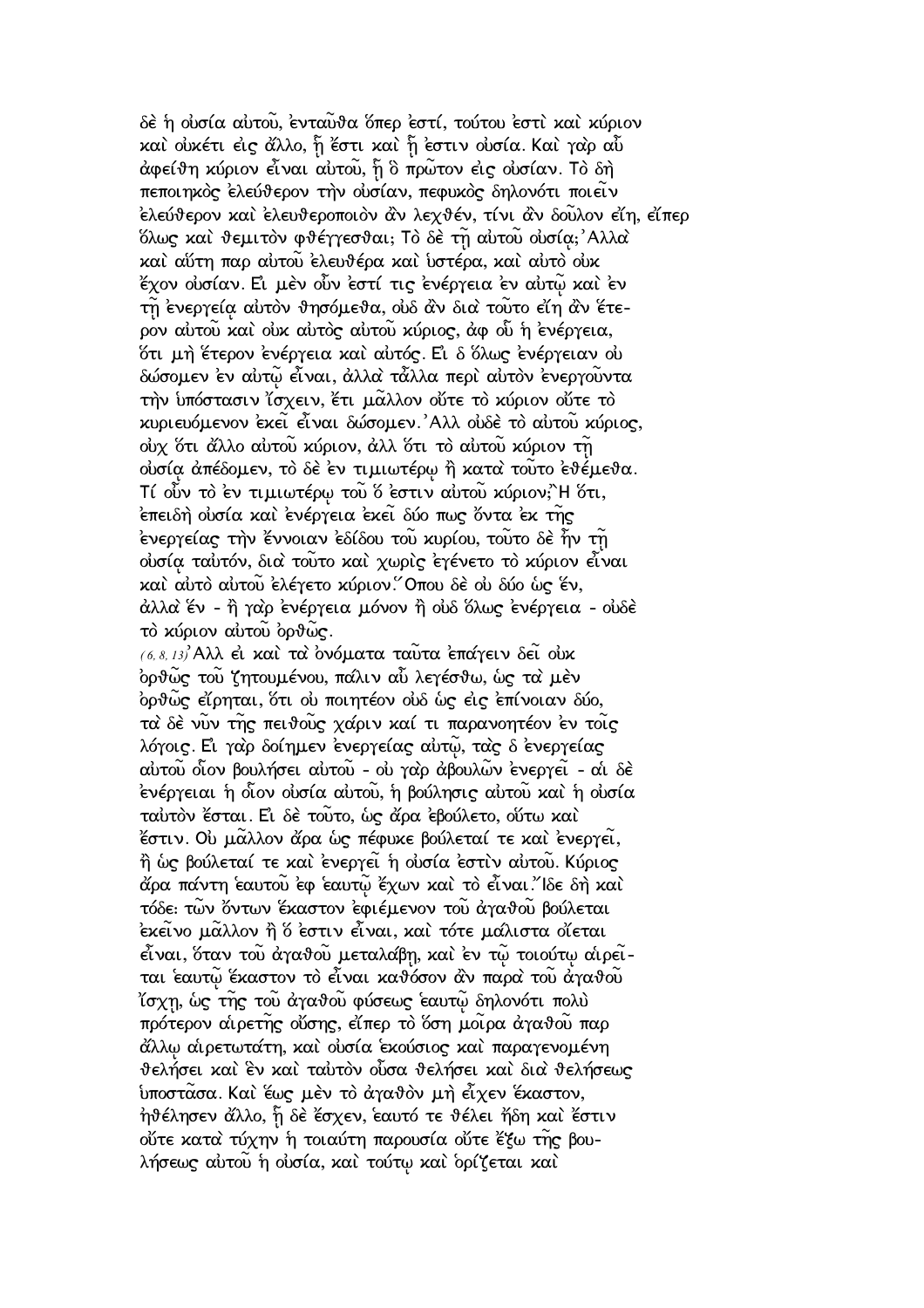δὲ ἡ οὐσία αὐτοῦ, ἐνταῦθα ὅπερ ἐστί, τούτου ἐστὶ καὶ κύριον καὶ οὐκέτι εἰς ἄλλο, ᾗ ἔστι καὶ ᾗ ἐστιν οὐσία. Καὶ γὰρ αὖ ἀφείθη κύριον εἶναι αὐτοῦ, ᾗ ὃ πρῶτον εἰς οὐσίαν. Τὸ δὴ πεποιηκὸς ἐλεύθερον τὴν οὐσίαν, πεφυκὸς δηλονότι ποιεῖν ἐλεύθερον καὶ ἐλευθεροποιὸν ἂν λεχθέν, τίνι ἂν δοῦλον εἴη, εἴπερ ὅλως καὶ θεμιτὸν φθέγγεσθαι; Τὸ δὲ τῇ αὐτοῦ οὐσίᾳ; Ἀλλὰ καὶ αὕτη παρ αὐτοῦ ἐλευθέρα καὶ ὑστέρα, καὶ αὐτὸ οὐκ ἔχον οὐσίαν. Εἰ μὲν οὖν ἐστί τις ἐνέργεια ἐν αὐτῷ καὶ ἐν τῇ ἐνεργείᾳ αὐτὸν θησόμεθα, οὐδ ἂν διὰ τοῦτο εἴη ἂν ἕτερον αὐτοῦ καὶ οὐκ αὐτὸς αὐτοῦ κύριος, ἀφ οὗ ἡ ἐνέργεια, ὅτι μὴ ἕτερον ἐνέργεια καὶ αὐτός. Εἰ δ ὅλως ἐνέργειαν οὐ δώσομεν ἐν αὐτῷ εἶναι, ἀλλὰ τἆλλα περὶ αὐτὸν ἐνεργοῦντα τὴν ὑπόστασιν ἴσχειν, ἔτι μᾶλλον οὔτε τὸ κύριον οὔτε τὸ κυριευόμενον ἐκεῖ εἶναι δώσομεν. Ἀλλ οὐδὲ τὸ αὐτοῦ κύριος, οὐχ ὅτι ἄλλο αὐτοῦ κύριον, ἀλλ ὅτι τὸ αὐτοῦ κύριον τῇ οὐσίᾳ ἀπέδομεν, τὸ δὲ ἐν τιμιωτέρῳ ἢ κατὰ τοῦτο ἐθέμεθα. Τί οὖν τὸ ἐν τιμιωτέρῳ τοῦ ὅ ἐστιν αὐτοῦ κύριον; Ἢ ὅτι, ἐπειδὴ οὐσία καὶ ἐνέργεια ἐκεῖ δύο πως ὄντα ἐκ τῆς ἐνεργείας τὴν ἔννοιαν ἐδίδου τοῦ κυρίου, τοῦτο δὲ ἦν τῇ οὐσίᾳ ταὐτόν, διὰ τοῦτο καὶ χωρὶς ἐγένετο τὸ κύριον εἶναι καὶ αὐτὸ αὐτοῦ ἐλέγετο κύριον. Ὅπου δὲ οὐ δύο ὡς ἕν, ἀλλὰ ἕν - ἢ γὰρ ἐνέργεια μόνον ἢ οὐδ ὅλως ἐνέργεια - οὐδὲ τὸ κύριον αὐτοῦ ὀρθῶς.

(6, 8, 13) Ἀλλ εἰ καὶ τὰ ὀνόματα ταῦτα ἐπάγειν δεῖ οὐκ ὀρθῶς τοῦ ζητουμένου, πάλιν αὖ λεγέσθω, ὡς τὰ μὲν ὀρθῶς εἴρηται, ὅτι οὐ ποιητέον οὐδ ὡς εἰς ἐπίνοιαν δύο, τὰ δὲ νῦν τῆς πειθοῦς χάριν καί τι παρανοητέον ἐν τοῖς λόγοις. Εἰ γὰρ δοίημεν ἐνεργείας αὐτῷ, τὰς δ ἐνεργείας αὐτοῦ οἷον βουλήσει αὐτοῦ - οὐ γὰρ ἀβουλῶν ἐνεργεῖ - αἱ δὲ ἐνέργειαι ἡ οἷον οὐσία αὐτοῦ, ἡ βούλησις αὐτοῦ καὶ ἡ οὐσία ταὐτὸν ἔσται. Εἰ δὲ τοῦτο, ὡς ἄρα ἐβούλετο, οὕτω καὶ ἔστιν. Οὐ μᾶλλον ἄρα ὡς πέφυκε βούλεταί τε καὶ ἐνεργεῖ, ἢ ὡς βούλεταί τε καὶ ἐνεργεῖ ἡ οὐσία ἐστὶν αὐτοῦ. Κύριος ἄρα πάντη ἑαυτοῦ ἐφ ἑαυτῷ ἔχων καὶ τὸ εἶναι. Ἴδε δὴ καὶ τόδε: τῶν ὄντων ἕκαστον ἐφιέμενον τοῦ ἀγαθοῦ βούλεται ἐκεῖνο μᾶλλον ἢ ὅ ἐστιν εἶναι, καὶ τότε μάλιστα οἴεται εἶναι, ὅταν τοῦ ἀγαθοῦ μεταλάβῃ, καὶ ἐν τῷ τοιούτῳ αἱρεῖται ἑαυτῷ ἕκαστον τὸ εἶναι καθόσον ἂν παρὰ τοῦ ἀγαθοῦ ἴσχῃ, ὡς τῆς τοῦ ἀγαθοῦ φύσεως ἑαυτῷ δηλονότι πολὺ πρότερον αἱρετῆς οὔσης, εἴπερ τὸ ὅση μοῖρα ἀγαθοῦ παρ ἄλλῳ αἱρετωτάτη, καὶ οὐσία ἑκούσιος καὶ παραγενομένη θελήσει καὶ ἓν καὶ ταὐτὸν οὖσα θελήσει καὶ διὰ θελήσεως ὑποστᾶσα. Καὶ ἕως μὲν τὸ ἀγαθὸν μὴ εἶχεν ἕκαστον, ἠθέλησεν ἄλλο, ᾗ δὲ ἔσχεν, ἑαυτό τε θέλει ἤδη καὶ ἔστιν οὔτε κατὰ τύχην ἡ τοιαύτη παρουσία οὔτε ἔξω τῆς βουλήσεως αὐτοῦ ἡ οὐσία, καὶ τούτῳ καὶ ὁρίζεται καὶ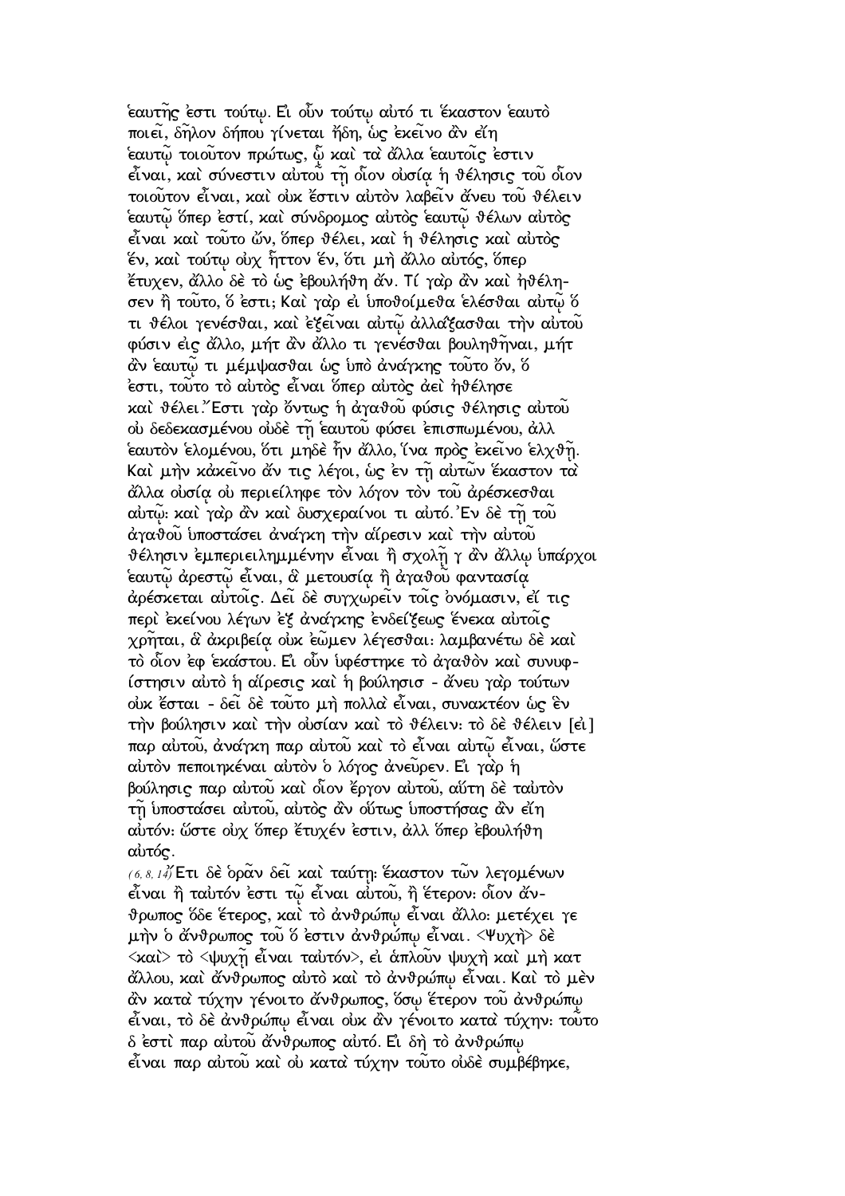ἑαυτῆς ἐστι τούτῳ. Εἰ οὖν τούτῳ αὐτό τι ἕκαστον ἑαυτὸ ποιεῖ, δῆλον δήπου γίνεται ἤδη, ὡς ἐκεῖνο ἂν εἴη ἑαυτῷ τοιοῦτον πρώτως, ᾧ καὶ τὰ ἄλλα ἑαυτοῖς ἐστιν εἶναι, καὶ σύνεστιν αὐτοῦ τῇ οἷον οὐσίᾳ ἡ θέλησις τοῦ οἷον τοιοῦτον εἶναι, καὶ οὐκ ἔστιν αὐτὸν λαβεῖν ἄνευ τοῦ θέλειν ἑαυτῷ ὅπερ ἐστί, καὶ σύνδρομος αὐτὸς ἑαυτῷ θέλων αὐτὸς εἶναι καὶ τοῦτο ὤν, ὅπερ θέλει, καὶ ἡ θέλησις καὶ αὐτὸς ἕν, καὶ τούτῳ οὐχ ἧττον ἕν, ὅτι μὴ ἄλλο αὐτός, ὅπερ ἔτυχεν, ἄλλο δὲ τὸ ὡς ἐβουλήθη ἄν. Τί γὰρ ἂν καὶ ἠθέλησεν ἢ τοῦτο, ὅ ἐστι; Καὶ γὰρ εἰ ὑποθοίμεθα ἑλέσθαι αὐτῷ ὅ τι θέλοι γενέσθαι, καὶ ἐξεῖναι αὐτῷ ἀλλάξασθαι τὴν αὐτοῦ φύσιν εἰς ἄλλο, μήτ' ἂν ἄλλο τι γενέσθαι βουληθῆναι, μήτ' ἂν ἑαυτῷ τι μέμψασθαι ὡς ὑπὸ ἀνάγκης τοῦτο ὄν, ὅ ἐστι, τοῦτο τὸ αὐτὸς εἶναι ὅπερ αὐτὸς ἀεὶ ἠθέλησε καὶ θέλει. Ἔστι γὰρ ὄντως ἡ ἀγαθοῦ φύσις θέλησις αὐτοῦ οὐ δεδεκασμένου οὐδὲ τῇ ἑαυτοῦ φύσει ἐπισπωμένου, ἀλλ ἑαυτὸν ἑλομένου, ὅτι μηδὲ ἦν ἄλλο, ἵνα πρὸς ἐκεῖνο ἑλχθῇ. Καὶ μὴν κἀκεῖνο ἄν τις λέγοι, ὡς ἐν τῇ αὐτῶν ἕκαστον τὰ ἄλλα οὐσίᾳ οὐ περιείληφε τὸν λόγον τὸν τοῦ ἀρέσκεσθαι αὐτῷ· καὶ γὰρ ἂν καὶ δυσχεραίνοι τι αὐτό. Ἐν δὲ τῇ τοῦ ἀγαθοῦ ὑποστάσει ἀνάγκη τὴν αἵρεσιν καὶ τὴν αὐτοῦ θέλησιν ἐμπεριειλημμένην εἶναι ἢ σχολῇ γ' ἂν ἄλλῳ ὑπάρχοι ἑαυτῷ ἀρεστῷ εἶναι, ἃ μετουσίᾳ ἢ ἀγαθοῦ φαντασίᾳ ἀρέσκεται αὐτοῖς. Δεῖ δὲ συγχωρεῖν τοῖς ὀνόμασιν, εἴ τις περὶ ἐκείνου λέγων ἐξ ἀνάγκης ἐνδείξεως ἕνεκα αὐτοῖς χρῆται, ἃ ἀκριβείᾳ οὐκ ἐῶμεν λέγεσθαι· λαμβανέτω δὲ καὶ τὸ οἷον ἐφ' ἑκάστου. Εἰ οὖν ὑφέστηκε τὸ ἀγαθὸν καὶ συνυφίστησιν αὐτὸ ἡ αἵρεσις καὶ ἡ βούλησισ - ἄνευ γὰρ τούτων οὐκ ἔσται - δεῖ δὲ τοῦτο μὴ πολλὰ εἶναι, συνακτέον ὡς ἓν τὴν βούλησιν καὶ τὴν οὐσίαν καὶ τὸ θέλειν· τὸ δὲ θέλειν [εἰ] παρ' αὐτοῦ, ἀνάγκη παρ' αὐτοῦ καὶ τὸ εἶναι αὐτῷ εἶναι, ὥστε αὐτὸν πεποιηκέναι αὐτὸν ὁ λόγος ἀνεῦρεν. Εἰ γὰρ ἡ βούλησις παρ' αὐτοῦ καὶ οἷον ἔργον αὐτοῦ, αὕτη δὲ ταὐτὸν τῇ ὑποστάσει αὐτοῦ, αὐτὸς ἂν οὕτως ὑποστήσας ἂν εἴη αὐτόν· ὥστε οὐχ ὅπερ ἔτυχέν ἐστιν, ἀλλ' ὅπερ ἐβουλήθη αὐτός.

(6, 8, 14) Ἔτι δὲ ὁρᾶν δεῖ καὶ ταύτῃ· ἕκαστον τῶν λεγομένων εἶναι ἢ ταὐτόν ἐστι τῷ εἶναι αὐτοῦ, ἢ ἕτερον· οἷον ἄνθρωπος ὅδε ἕτερος, καὶ τὸ ἀνθρώπῳ εἶναι ἄλλο· μετέχει γε μὴν ὁ ἄνθρωπος τοῦ ὅ ἐστιν ἀνθρώπῳ εἶναι. <Ψυχὴ> δὲ <καὶ> τὸ <ψυχῇ εἶναι ταὐτόν>, εἰ ἁπλοῦν ψυχὴ καὶ μὴ κατ' ἄλλου, καὶ ἄνθρωπος αὐτὸ καὶ τὸ ἀνθρώπῳ εἶναι. Καὶ τὸ μὲν ἂν κατὰ τύχην γένοιτο ἄνθρωπος, ὅσῳ ἕτερον τοῦ ἀνθρώπῳ εἶναι, τὸ δὲ ἀνθρώπῳ εἶναι οὐκ ἂν γένοιτο κατὰ τύχην· τοῦτο δ' ἐστὶ παρ' αὐτοῦ ἄνθρωπος αὐτό. Εἰ δὴ τὸ ἀνθρώπῳ εἶναι παρ' αὐτοῦ καὶ οὐ κατὰ τύχην τοῦτο οὐδὲ συμβέβηκε,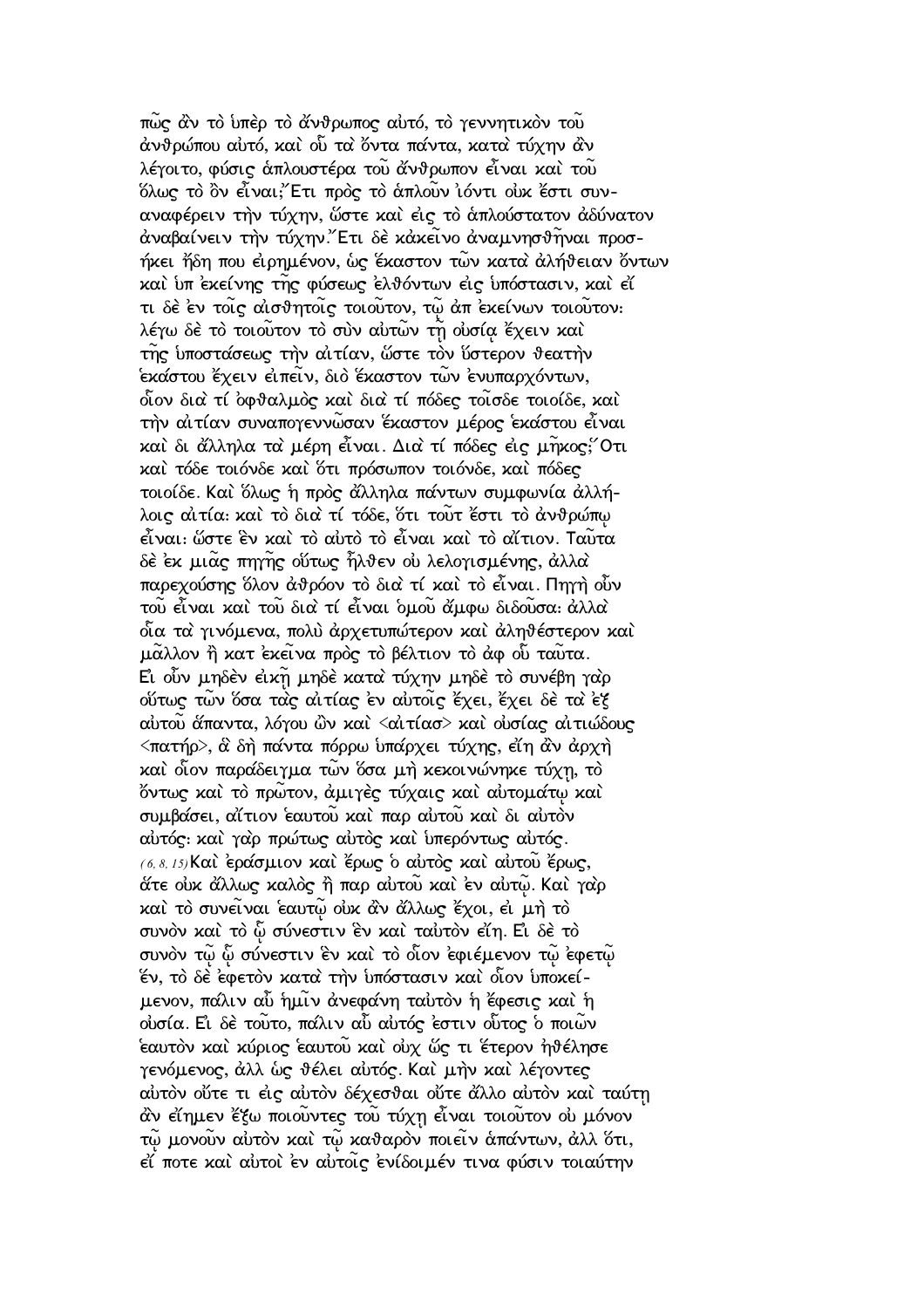πῶς ἂν τὸ ὑπὲρ τὸ ἄνθρωπος αὐτό, τὸ γεννητικὸν τοῦ ἀνθρώπου αὐτό, καὶ οὗ τὰ ὄντα πάντα, κατὰ τύχην ἂν λέγοιτο, φύσις ἁπλουστέρα τοῦ ἄνθρωπον εἶναι καὶ τοῦ ὅλως τὸ ὂν εἶναι;Ἔτι πρὸς τὸ ἁπλοῦν ἰόντι οὐκ ἔστι συναναφέρειν τὴν τύχην, ὥστε καὶ εἰς τὸ ἁπλούστατον ἀδύνατον ἀναβαίνειν τὴν τύχην.Ἔτι δὲ κἀκεῖνο ἀναμνησθῆναι προσήκει ἤδη που εἰρημένον, ὡς ἕκαστον τῶν κατὰ ἀλήθειαν ὄντων καὶ ὑπ ἐκείνης τῆς φύσεως ἐλθόντων εἰς ὑπόστασιν, καὶ εἴ τι δὲ ἐν τοῖς αἰσθητοῖς τοιοῦτον, τῷ ἀπ ἐκείνων τοιοῦτον: λέγω δὲ τὸ τοιοῦτον τὸ σὺν αὐτῶν τῇ οὐσίᾳ ἔχειν καὶ τῆς ὑποστάσεως τὴν αἰτίαν, ὥστε τὸν ὕστερον θεατὴν ἑκάστου ἔχειν εἰπεῖν, διὸ ἕκαστον τῶν ἐνυπαρχόντων, οἷον διὰ τί ὀφθαλμὸς καὶ διὰ τί πόδες τοῖσδε τοιοίδε, καὶ τὴν αἰτίαν συναπογεννῶσαν ἕκαστον μέρος ἑκάστου εἶναι καὶ δι ἄλληλα τὰ μέρη εἶναι. Διὰ τί πόδες εἰς μῆκος;Ὅτι καὶ τόδε τοιόνδε καὶ ὅτι πρόσωπον τοιόνδε, καὶ πόδες τοιοίδε. Καὶ ὅλως ἡ πρὸς ἄλληλα πάντων συμφωνία ἀλλήλοις αἰτία: καὶ τὸ διὰ τί τόδε, ὅτι τοῦτ ἔστι τὸ ἀνθρώπῳ εἶναι: ὥστε ἓν καὶ τὸ αὐτὸ τὸ εἶναι καὶ τὸ αἴτιον. Ταῦτα δὲ ἐκ μιᾶς πηγῆς οὕτως ἦλθεν οὐ λελογισμένης, ἀλλὰ παρεχούσης ὅλον ἀθρόον τὸ διὰ τί καὶ τὸ εἶναι. Πηγὴ οὖν τοῦ εἶναι καὶ τοῦ διὰ τί εἶναι ὁμοῦ ἄμφω διδοῦσα: ἀλλὰ οἷα τὰ γινόμενα, πολὺ ἀρχετυπώτερον καὶ ἀληθέστερον καὶ μᾶλλον ἢ κατ ἐκεῖνα πρὸς τὸ βέλτιον τὸ ἀφ οὗ ταῦτα. Εἰ οὖν μηδὲν εἰκῇ μηδὲ κατὰ τύχην μηδὲ τὸ συνέβη γὰρ οὕτως τῶν ὅσα τὰς αἰτίας ἐν αὐτοῖς ἔχει, ἔχει δὲ τὰ ἐξ αὐτοῦ ἅπαντα, λόγου ὢν καὶ <αἰτίασ> καὶ οὐσίας αἰτιώδους <πατήρ>, ἃ δὴ πάντα πόρρω ὑπάρχει τύχης, εἴη ἂν ἀρχὴ καὶ οἷον παράδειγμα τῶν ὅσα μὴ κεκοινώνηκε τύχῃ, τὸ ὄντως καὶ τὸ πρῶτον, ἀμιγὲς τύχαις καὶ αὐτομάτῳ καὶ συμβάσει, αἴτιον ἑαυτοῦ καὶ παρ αὐτοῦ καὶ δι αὐτὸν αὐτός: καὶ γὰρ πρώτως αὐτὸς καὶ ὑπερόντως αὐτός.

(6, 8, 15) Καὶ ἐράσμιον καὶ ἔρως ὁ αὐτὸς καὶ αὐτοῦ ἔρως, ἅτε οὐκ ἄλλως καλὸς ἢ παρ αὐτοῦ καὶ ἐν αὐτῷ. Καὶ γὰρ καὶ τὸ συνεῖναι ἑαυτῷ οὐκ ἂν ἄλλως ἔχοι, εἰ μὴ τὸ συνὸν καὶ τὸ ᾧ σύνεστιν ἓν καὶ ταὐτὸν εἴη. Εἰ δὲ τὸ συνὸν τῷ ᾧ σύνεστιν ἓν καὶ τὸ οἷον ἐφιέμενον τῷ ἐφετῷ ἕν, τὸ δὲ ἐφετὸν κατὰ τὴν ὑπόστασιν καὶ οἷον ὑποκείμενον, πάλιν αὖ ἡμῖν ἀνεφάνη ταὐτὸν ἡ ἔφεσις καὶ ἡ οὐσία. Εἰ δὲ τοῦτο, πάλιν αὖ αὐτός ἐστιν οὗτος ὁ ποιῶν ἑαυτὸν καὶ κύριος ἑαυτοῦ καὶ οὐχ ὥς τι ἕτερον ἠθέλησε γενόμενος, ἀλλ ὡς θέλει αὐτός. Καὶ μὴν καὶ λέγοντες αὐτὸν οὔτε τι εἰς αὐτὸν δέχεσθαι οὔτε ἄλλο αὐτὸν καὶ ταύτῃ ἂν εἴημεν ἔξω ποιοῦντες τοῦ τύχῃ εἶναι τοιοῦτον οὐ μόνον τῷ μονοῦν αὐτὸν καὶ τῷ καθαρὸν ποιεῖν ἁπάντων, ἀλλ ὅτι, εἴ ποτε καὶ αὐτοὶ ἐν αὐτοῖς ἐνίδοιμέν τινα φύσιν τοιαύτην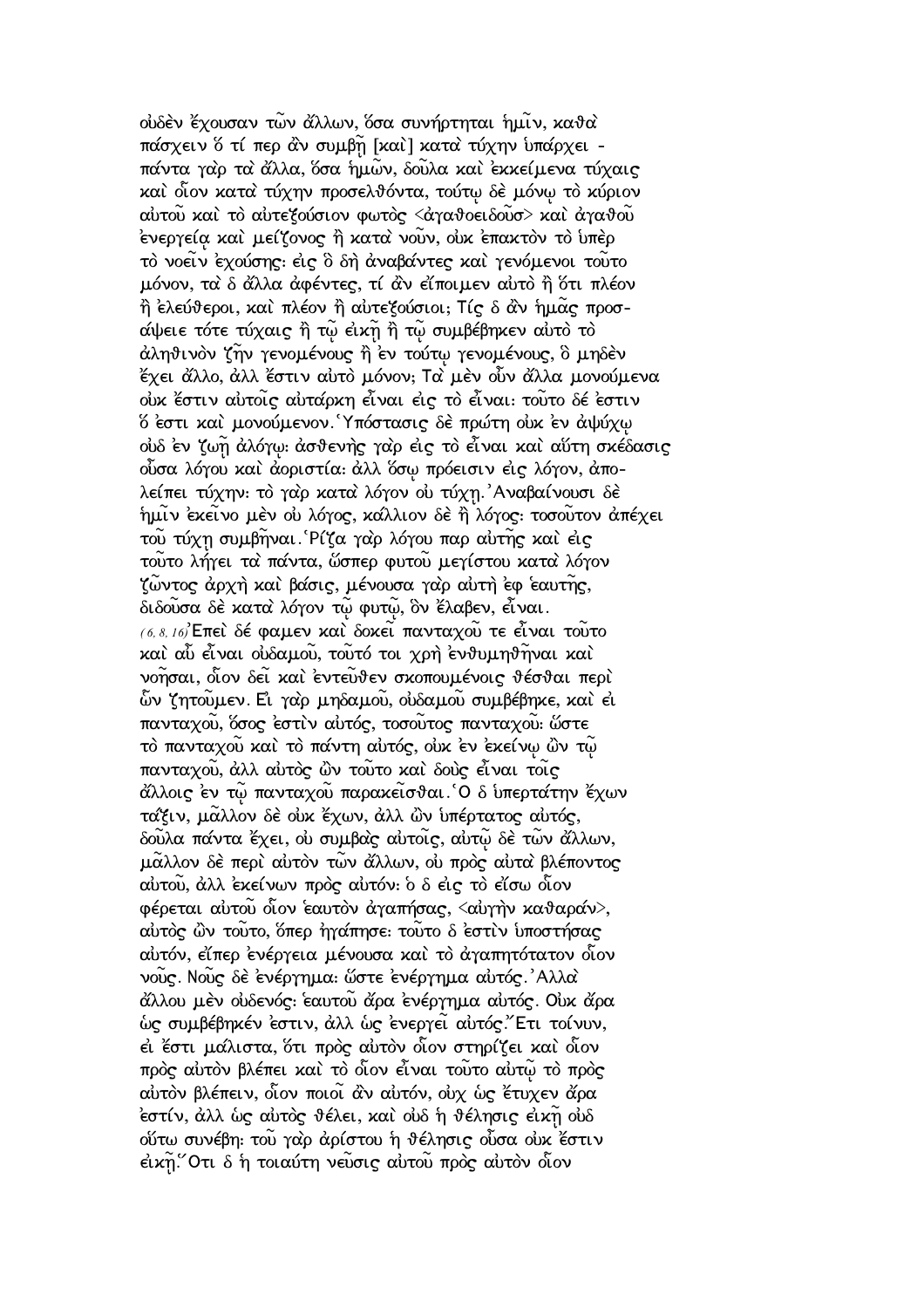οὐδὲν ἔχουσαν τῶν ἄλλων, ὅσα συνήρτηται ἡμῖν, καθὰ πάσχειν ὅ τί περ ἂν συμβῇ [καὶ] κατὰ τύχην ὑπάρχει - πάντα γὰρ τὰ ἄλλα, ὅσα ἡμῶν, δοῦλα καὶ ἐκκείμενα τύχαις καὶ οἷον κατὰ τύχην προσελθόντα, τούτῳ δὲ μόνῳ τὸ κύριον αὐτοῦ καὶ τὸ αὐτεξούσιον φωτὸς <ἀγαθοειδοῦσ> καὶ ἀγαθοῦ ἐνεργείᾳ καὶ μείζονος ἢ κατὰ νοῦν, οὐκ ἔπακτον τὸ ὑπὲρ τὸ νοεῖν ἐχούσης: εἰς ὃ δὴ ἀναβάντες καὶ γενόμενοι τοῦτο μόνον, τὰ δ ἄλλα ἀφέντες, τί ἂν εἴποιμεν αὐτὸ ἢ ὅτι πλέον ἢ ἐλεύθεροι, καὶ πλέον ἢ αὐτεξούσιοι; Τίς δ ἂν ἡμᾶς προσάψειε τότε τύχαις ἢ τῷ εἰκῇ ἢ τῷ συμβέβηκεν αὐτὸ τὸ ἀληθινὸν ζῆν γενομένους ἢ ἐν τούτῳ γενομένους, ὃ μηδὲν ἔχει ἄλλο, ἀλλ ἔστιν αὐτὸ μόνον; Τὰ μὲν οὖν ἄλλα μονούμενα οὐκ ἔστιν αὐτοῖς αὐτάρκη εἶναι εἰς τὸ εἶναι: τοῦτο δέ ἐστιν ὅ ἐστι καὶ μονούμενον. Ὑπόστασις δὲ πρώτη οὐκ ἐν ἀψύχῳ οὐδ ἐν ζωῇ ἀλόγῳ: ἀσθενὴς γὰρ εἰς τὸ εἶναι καὶ αὕτη σκέδασις οὖσα λόγου καὶ ἀοριστία: ἀλλ ὅσῳ πρόεισιν εἰς λόγον, ἀπολείπει τύχην: τὸ γὰρ κατὰ λόγον οὐ τύχη. Ἀναβαίνουσι δὲ ἡμῖν ἐκεῖνο μὲν οὐ λόγος, κάλλιον δὲ ἢ λόγος: τοσοῦτον ἀπέχει τοῦ τύχῃ συμβῆναι. Ῥίζα γὰρ λόγου παρ αὐτῆς καὶ εἰς τοῦτο λήγει τὰ πάντα, ὥσπερ φυτοῦ μεγίστου κατὰ λόγον ζῶντος ἀρχὴ καὶ βάσις, μένουσα γὰρ αὐτὴ ἐφ ἑαυτῆς, διδοῦσα δὲ κατὰ λόγον τῷ φυτῷ, ὃν ἔλαβεν, εἶναι.

(6, 8, 16) Ἐπεὶ δέ φαμεν καὶ δοκεῖ πανταχοῦ τε εἶναι τοῦτο καὶ αὖ εἶναι οὐδαμοῦ, τοῦτό τοι χρὴ ἐνθυμηθῆναι καὶ νοῆσαι, οἷον δεῖ καὶ ἐντεῦθεν σκοπουμένοις θέσθαι περὶ ὧν ζητοῦμεν. Εἰ γὰρ μηδαμοῦ, οὐδαμοῦ συμβέβηκε, καὶ εἰ πανταχοῦ, ὅσος ἐστὶν αὐτός, τοσοῦτος πανταχοῦ: ὥστε τὸ πανταχοῦ καὶ τὸ πάντῃ αὐτός, οὐκ ἐν ἐκείνῳ ὢν τῷ πανταχοῦ, ἀλλ αὐτὸς ὢν τοῦτο καὶ δοὺς εἶναι τοῖς ἄλλοις ἐν τῷ πανταχοῦ παρακεῖσθαι. Ὁ δ ὑπερτάτην ἔχων τάξιν, μᾶλλον δὲ οὐκ ἔχων, ἀλλ ὢν ὑπέρτατος αὐτός, δοῦλα πάντα ἔχει, οὐ συμβὰς αὐτοῖς, αὐτῷ δὲ τῶν ἄλλων, μᾶλλον δὲ περὶ αὐτὸν τῶν ἄλλων, οὐ πρὸς αὐτὰ βλέποντος αὐτοῦ, ἀλλ ἐκείνων πρὸς αὐτόν: ὁ δ εἰς τὸ εἴσω οἷον φέρεται αὐτοῦ οἷον ἑαυτὸν ἀγαπήσας, <αὐγὴν καθαράν>, αὐτὸς ὢν τοῦτο, ὅπερ ἠγάπησε: τοῦτο δ ἐστὶν ὑποστήσας αὐτόν, εἴπερ ἐνέργεια μένουσα καὶ τὸ ἀγαπητότατον οἷον νοῦς. Νοῦς δὲ ἐνέργημα: ὥστε ἐνέργημα αὐτός. Ἀλλὰ ἄλλου μὲν οὐδενός: ἑαυτοῦ ἄρα ἐνέργημα αὐτός. Οὐκ ἄρα ὡς συμβέβηκέν ἐστιν, ἀλλ ὡς ἐνεργεῖ αὐτός. Ἔτι τοίνυν, εἰ ἔστι μάλιστα, ὅτι πρὸς αὐτὸν οἷον στηρίζει καὶ οἷον πρὸς αὐτὸν βλέπει καὶ τὸ οἷον εἶναι τοῦτο αὐτῷ τὸ πρὸς αὐτὸν βλέπειν, οἷον ποιοῖ ἂν αὐτόν, οὐχ ὡς ἔτυχεν ἄρα ἐστίν, ἀλλ ὡς αὐτὸς θέλει, καὶ οὐδ ἡ θέλησις εἰκῇ οὐδ οὕτω συνέβη: τοῦ γὰρ ἀρίστου ἡ θέλησις οὖσα οὐκ ἔστιν εἰκῇ. Ὅτι δ ἡ τοιαύτη νεῦσις αὐτοῦ πρὸς αὐτὸν οἷον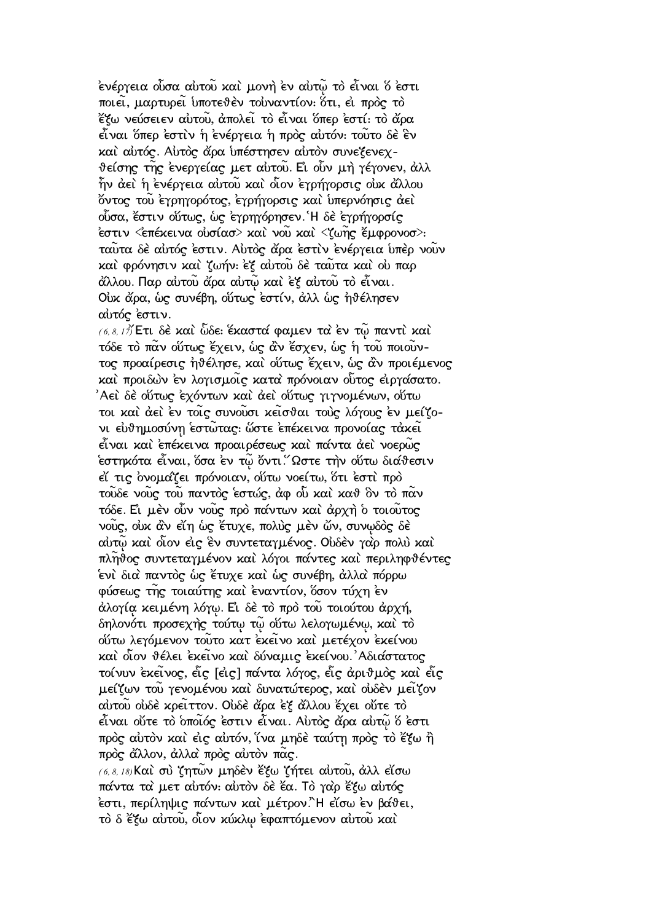ἐνέργεια οὖσα αὐτοῦ καὶ μονὴ ἐν αὐτῷ τὸ εἶναι ὅ ἐστι ποιεῖ, μαρτυρεῖ ὑποτεθὲν τοὐναντίον: ὅτι, εἰ πρὸς τὸ ἔξω νεύσειεν αὐτοῦ, ἀπολεῖ τὸ εἶναι ὅπερ ἐστί: τὸ ἄρα εἶναι ὅπερ ἐστὶν ἡ ἐνέργεια ἡ πρὸς αὐτόν: τοῦτο δὲ ἓν καὶ αὐτός. Αὐτὸς ἄρα ὑπέστησεν αὐτὸν συνεξενεχθείσης τῆς ἐνεργείας μετ αὐτοῦ. Εἰ οὖν μὴ γέγονεν, ἀλλ ἦν ἀεὶ ἡ ἐνέργεια αὐτοῦ καὶ οἷον ἐγρήγορσις οὐκ ἄλλου ὄντος τοῦ ἐγρηγορότος, ἐγρήγορσις καὶ ὑπερνόησις ἀεὶ οὖσα, ἔστιν οὕτως, ὡς ἐγρηγόρησεν. Ἡ δὲ ἐγρήγορσίς ἐστιν <ἐπέκεινα οὐσίασ> καὶ νοῦ καὶ <ζωῆς ἔμφρονοσ>: ταῦτα δὲ αὐτός ἐστιν. Αὐτὸς ἄρα ἐστὶν ἐνέργεια ὑπὲρ νοῦν καὶ φρόνησιν καὶ ζωήν: ἐξ αὐτοῦ δὲ ταῦτα καὶ οὐ παρ ἄλλου. Παρ αὐτοῦ ἄρα αὐτῷ καὶ ἐξ αὐτοῦ τὸ εἶναι. Οὐκ ἄρα, ὡς συνέβη, οὕτως ἐστίν, ἀλλ ὡς ἠθέλησεν αὐτός ἐστιν.

(6, 8, 17) Ἔτι δὲ καὶ ὧδε: ἕκαστά φαμεν τὰ ἐν τῷ παντὶ καὶ τόδε τὸ πᾶν οὕτως ἔχειν, ὡς ἂν ἔσχεν, ὡς ἡ τοῦ ποιοῦντος προαίρεσις ἠθέλησε, καὶ οὕτως ἔχειν, ὡς ἂν προιέμενος καὶ προιδὼν ἐν λογισμοῖς κατὰ πρόνοιαν οὗτος εἰργάσατο. Ἀεὶ δὲ οὕτως ἐχόντων καὶ ἀεὶ οὕτως γιγνομένων, οὕτω τοι καὶ ἀεὶ ἐν τοῖς συνοῦσι κεῖσθαι τοὺς λόγους ἐν μείζονι εὐθημοσύνῃ ἑστῶτας: ὥστε ἐπέκεινα προνοίας τἀκεῖ εἶναι καὶ ἐπέκεινα προαιρέσεως καὶ πάντα ἀεὶ νοερῶς ἑστηκότα εἶναι, ὅσα ἐν τῷ ὄντι. Ὥστε τὴν οὕτω διάθεσιν εἴ τις ὀνομάζει πρόνοιαν, οὕτω νοείτω, ὅτι ἐστὶ πρὸ τοῦδε νοῦς τοῦ παντὸς ἑστώς, ἀφ οὗ καὶ καθ ὃν τὸ πᾶν τόδε. Εἰ μὲν οὖν νοῦς πρὸ πάντων καὶ ἀρχὴ ὁ τοιοῦτος νοῦς, οὐκ ἂν εἴη ὡς ἔτυχε, πολὺς μὲν ὤν, συνῳδὸς δὲ αὐτῷ καὶ οἷον εἰς ἓν συντεταγμένος. Οὐδὲν γὰρ πολὺ καὶ πλῆθος συντεταγμένον καὶ λόγοι πάντες καὶ περιληφθέντες ἑνὶ διὰ παντὸς ὡς ἔτυχε καὶ ὡς συνέβη, ἀλλὰ πόρρω φύσεως τῆς τοιαύτης καὶ ἐναντίον, ὅσον τύχη ἐν ἀλογίᾳ κειμένη λόγῳ. Εἰ δὲ τὸ πρὸ τοῦ τοιούτου ἀρχή, δηλονότι προσεχὴς τούτῳ τῷ οὕτω λελογωμένῳ, καὶ τὸ οὕτω λεγόμενον τοῦτο κατ ἐκεῖνο καὶ μετέχον ἐκείνου καὶ οἷον θέλει ἐκεῖνο καὶ δύναμις ἐκείνου. Ἀδιάστατος τοίνυν ἐκεῖνος, εἷς [εἰς] πάντα λόγος, εἷς ἀριθμὸς καὶ εἷς μείζων τοῦ γενομένου καὶ δυνατώτερος, καὶ οὐδὲν μεῖζον αὐτοῦ οὐδὲ κρεῖττον. Οὐδὲ ἄρα ἐξ ἄλλου ἔχει οὔτε τὸ εἶναι οὔτε τὸ ὁποῖός ἐστιν εἶναι. Αὐτὸς ἄρα αὐτῷ ὅ ἐστι πρὸς αὐτὸν καὶ εἰς αὐτόν, ἵνα μηδὲ ταύτῃ πρὸς τὸ ἔξω ἢ πρὸς ἄλλον, ἀλλὰ πρὸς αὐτὸν πᾶς.

(6, 8, 18) Καὶ σὺ ζητῶν μηδὲν ἔξω ζήτει αὐτοῦ, ἀλλ εἴσω πάντα τὰ μετ αὐτόν: αὐτὸν δὲ ἔα. Τὸ γὰρ ἔξω αὐτός ἐστι, περίληψις πάντων καὶ μέτρον. Ἢ εἴσω ἐν βάθει, τὸ δ ἔξω αὐτοῦ, οἷον κύκλῳ ἐφαπτόμενον αὐτοῦ καὶ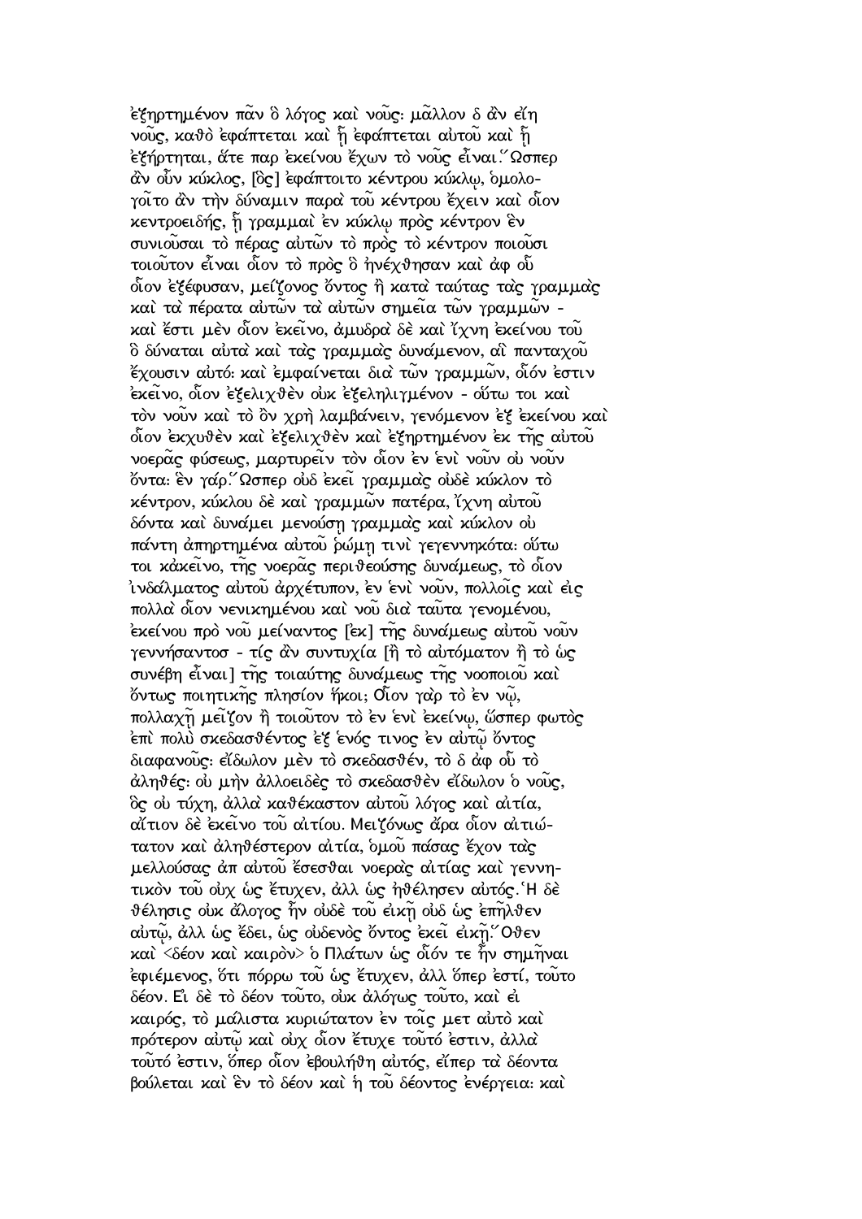ἐξηρτημένον πᾶν ὁ λόγος καὶ νοῦς· μᾶλλον δ ἂν εἴη νοῦς, καθὸ ἐφάπτεται καὶ ᾗ ἐφάπτεται αὐτοῦ καὶ ᾗ ἐξήρτηται, ἅτε παρ ἐκείνου ἔχων τὸ νοῦς εἶναι. Ὥσπερ ἂν οὖν κύκλος, [ὃς] ἐφάπτοιτο κέντρου κύκλῳ, ὁμολογοῖτο ἂν τὴν δύναμιν παρὰ τοῦ κέντρου ἔχειν καὶ οἷον κεντροειδής, ᾗ γραμμαὶ ἐν κύκλῳ πρὸς κέντρον ἓν συνιοῦσαι τὸ πέρας αὐτῶν τὸ πρὸς τὸ κέντρον ποιοῦσι τοιοῦτον εἶναι οἷον τὸ πρὸς ὃ ἠνέχθησαν καὶ ἀφ οὗ οἷον ἐξέφυσαν, μείζονος ὄντος ἢ κατὰ ταύτας τὰς γραμμὰς καὶ τὰ πέρατα αὐτῶν τὰ αὐτῶν σημεῖα τῶν γραμμῶν - καὶ ἔστι μὲν οἷον ἐκεῖνο, ἀμυδρὰ δὲ καὶ ἴχνη ἐκείνου τοῦ ὃ δύναται αὐτὰ καὶ τὰς γραμμὰς δυνάμενον, αἳ πανταχοῦ ἔχουσιν αὐτό· καὶ ἐμφαίνεται διὰ τῶν γραμμῶν, οἷόν ἐστιν ἐκεῖνο, οἷον ἐξελιχθὲν οὐκ ἐξεληλιγμένον - οὕτω τοι καὶ τὸν νοῦν καὶ τὸ ὂν χρὴ λαμβάνειν, γενόμενον ἐξ ἐκείνου καὶ οἷον ἐκχυθὲν καὶ ἐξελιχθὲν καὶ ἐξηρτημένον ἐκ τῆς αὐτοῦ νοερᾶς φύσεως, μαρτυρεῖν τὸν οἷον ἐν ἑνὶ νοῦν οὐ νοῦν ὄντα· ἓν γάρ. Ὥσπερ οὐδ ἐκεῖ γραμμὰς οὐδὲ κύκλον τὸ κέντρον, κύκλου δὲ καὶ γραμμῶν πατέρα, ἴχνη αὐτοῦ δόντα καὶ δυνάμει μενούσῃ γραμμὰς καὶ κύκλον οὐ πάντη ἀπηρτημένα αὐτοῦ ῥώμῃ τινὶ γεγεννηκότα· οὕτω τοι κἀκεῖνο, τῆς νοερᾶς περιθεούσης δυνάμεως, τὸ οἷον ἰνδάλματος αὐτοῦ ἀρχέτυπον, ἐν ἑνὶ νοῦν, πολλοῖς καὶ εἰς πολλὰ οἷον νενικημένου καὶ νοῦ διὰ ταῦτα γενομένου, ἐκείνου πρὸ νοῦ μείναντος [ἐκ] τῆς δυνάμεως αὐτοῦ νοῦν γεννήσαντοσ - τίς ἂν συντυχία [ἢ τὸ αὐτόματον ἢ τὸ ὡς συνέβη εἶναι] τῆς τοιαύτης δυνάμεως τῆς νοοποιοῦ καὶ ὄντως ποιητικῆς πλησίον ἥκοι; Οἷον γὰρ τὸ ἐν νῷ, πολλαχῇ μεῖζον ἢ τοιοῦτον τὸ ἐν ἑνὶ ἐκείνῳ, ὥσπερ φωτὸς ἐπὶ πολὺ σκεδασθέντος ἐξ ἑνός τινος ἐν αὐτῷ ὄντος διαφανοῦς· εἴδωλον μὲν τὸ σκεδασθέν, τὸ δ ἀφ οὗ τὸ ἀληθές· οὐ μὴν ἀλλοειδὲς τὸ σκεδασθὲν εἴδωλον ὁ νοῦς, ὃς οὐ τύχη, ἀλλὰ καθέκαστον αὐτοῦ λόγος καὶ αἰτία, αἴτιον δὲ ἐκεῖνο τοῦ αἰτίου. Μειζόνως ἄρα οἷον αἰτιώτατον καὶ ἀληθέστερον αἰτία, ὁμοῦ πάσας ἔχον τὰς μελλούσας ἀπ αὐτοῦ ἔσεσθαι νοερὰς αἰτίας καὶ γεννητικὸν τοῦ οὐχ ὡς ἔτυχεν, ἀλλ ὡς ἠθέλησεν αὐτός. Ἡ δὲ θέλησις οὐκ ἄλογος ἦν οὐδὲ τοῦ εἰκῇ οὐδ ὡς ἐπῆλθεν αὐτῷ, ἀλλ ὡς ἔδει, ὡς οὐδενὸς ὄντος ἐκεῖ εἰκῇ. Ὅθεν καὶ <δέον καὶ καιρὸν> ὁ Πλάτων ὡς οἷόν τε ἦν σημῆναι ἐφιέμενος, ὅτι πόρρω τοῦ ὡς ἔτυχεν, ἀλλ ὅπερ ἐστί, τοῦτο δέον. Εἰ δὲ τὸ δέον τοῦτο, οὐκ ἀλόγως τοῦτο, καὶ εἰ καιρός, τὸ μάλιστα κυριώτατον ἐν τοῖς μετ αὐτὸ καὶ πρότερον αὐτῷ καὶ οὐχ οἷον ἔτυχε τοῦτό ἐστιν, ἀλλὰ τοῦτό ἐστιν, ὅπερ οἷον ἐβουλήθη αὐτός, εἴπερ τὰ δέοντα βούλεται καὶ ἓν τὸ δέον καὶ ἡ τοῦ δέοντος ἐνέργεια· καὶ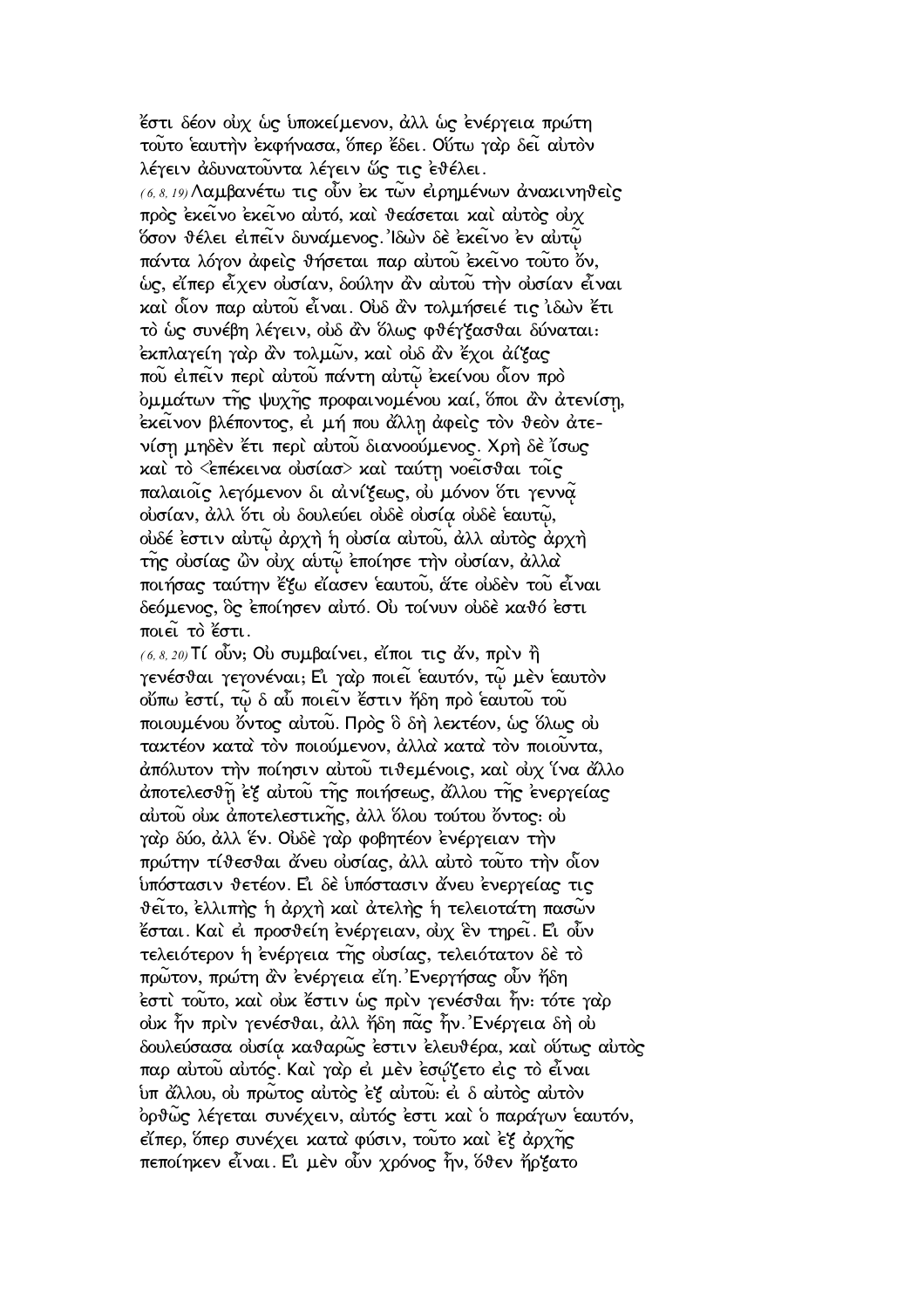ἔστι δέον οὐχ ὡς ὑποκείμενον, ἀλλ ὡς ἐνέργεια πρώτη τοῦτο ἑαυτὴν ἐκφήνασα, ὅπερ ἔδει. Οὕτω γὰρ δεῖ αὐτὸν λέγειν ἀδυνατοῦντα λέγειν ὥς τις ἐθέλει.

(6, 8, 19) Λαμβανέτω τις οὖν ἐκ τῶν εἰρημένων ἀνακινηθεὶς πρὸς ἐκεῖνο ἐκεῖνο αὐτό, καὶ θεάσεται καὶ αὐτὸς οὐχ ὅσον θέλει εἰπεῖν δυνάμενος. Ἰδὼν δὲ ἐκεῖνο ἐν αὐτῷ πάντα λόγον ἀφεὶς θήσεται παρ αὐτοῦ ἐκεῖνο τοῦτο ὄν, ὡς, εἴπερ εἶχεν οὐσίαν, δούλην ἂν αὐτοῦ τὴν οὐσίαν εἶναι καὶ οἷον παρ αὐτοῦ εἶναι. Οὐδ ἂν τολμήσειέ τις ἰδὼν ἔτι τὸ ὡς συνέβη λέγειν, οὐδ ἂν ὅλως φθέγξασθαι δύναται: ἐκπλαγείη γὰρ ἂν τολμῶν, καὶ οὐδ ἂν ἔχοι ἀίξας ποῦ εἰπεῖν περὶ αὐτοῦ πάντη αὐτῷ ἐκείνου οἷον πρὸ ὀμμάτων τῆς ψυχῆς προφαινομένου καί, ὅποι ἂν ἀτενίσῃ, ἐκεῖνον βλέποντος, εἰ μή που ἄλλῃ ἀφεὶς τὸν θεὸν ἀτενίσῃ μηδὲν ἔτι περὶ αὐτοῦ διανοούμενος. Χρὴ δὲ ἴσως καὶ τὸ <ἐπέκεινα οὐσίας> καὶ ταύτῃ νοεῖσθαι τοῖς παλαιοῖς λεγόμενον δι αἰνίξεως, οὐ μόνον ὅτι γεννᾷ οὐσίαν, ἀλλ ὅτι οὐ δουλεύει οὐδὲ οὐσίᾳ οὐδὲ ἑαυτῷ, οὐδέ ἐστιν αὐτῷ ἀρχὴ ἡ οὐσία αὐτοῦ, ἀλλ αὐτὸς ἀρχὴ τῆς οὐσίας ὢν οὐχ αὑτῷ ἐποίησε τὴν οὐσίαν, ἀλλὰ ποιήσας ταύτην ἔξω εἴασεν ἑαυτοῦ, ἅτε οὐδὲν τοῦ εἶναι δεόμενος, ὃς ἐποίησεν αὐτό. Οὐ τοίνυν οὐδὲ καθὸ ἔστι ποιεῖ τὸ ἔστι.

(6, 8, 20) Τί οὖν; Οὐ συμβαίνει, εἴποι τις ἄν, πρὶν ἢ γενέσθαι γεγονέναι; Εἰ γὰρ ποιεῖ ἑαυτόν, τῷ μὲν ἑαυτὸν οὔπω ἐστί, τῷ δ αὖ ποιεῖν ἔστιν ἤδη πρὸ ἑαυτοῦ τοῦ ποιουμένου ὄντος αὐτοῦ. Πρὸς ὃ δὴ λεκτέον, ὡς ὅλως οὐ τακτέον κατὰ τὸν ποιούμενον, ἀλλὰ κατὰ τὸν ποιοῦντα, ἀπόλυτον τὴν ποίησιν αὐτοῦ τιθεμένοις, καὶ οὐχ ἵνα ἄλλο ἀποτελεσθῇ ἐξ αὐτοῦ τῆς ποιήσεως, ἄλλου τῆς ἐνεργείας αὐτοῦ οὐκ ἀποτελεστικῆς, ἀλλ ὅλου τούτου ὄντος: οὐ γὰρ δύο, ἀλλ ἕν. Οὐδὲ γὰρ φοβητέον ἐνέργειαν τὴν πρώτην τίθεσθαι ἄνευ οὐσίας, ἀλλ αὐτὸ τοῦτο τὴν οἷον ὑπόστασιν θετέον. Εἰ δὲ ὑπόστασιν ἄνευ ἐνεργείας τις θεῖτο, ἐλλιπὴς ἡ ἀρχὴ καὶ ἀτελὴς ἡ τελειοτάτη πασῶν ἔσται. Καὶ εἰ προσθείη ἐνέργειαν, οὐχ ἓν τηρεῖ. Εἰ οὖν τελειότερον ἡ ἐνέργεια τῆς οὐσίας, τελειότατον δὲ τὸ πρῶτον, πρώτη ἂν ἐνέργεια εἴη. Ἐνεργήσας οὖν ἤδη ἐστὶ τοῦτο, καὶ οὐκ ἔστιν ὡς πρὶν γενέσθαι ἦν: τότε γὰρ οὐκ ἦν πρὶν γενέσθαι, ἀλλ ἤδη πᾶς ἦν. Ἐνέργεια δὴ οὐ δουλεύσασα οὐσίᾳ καθαρῶς ἐστιν ἐλευθέρα, καὶ οὕτως αὐτὸς παρ αὑτοῦ αὐτός. Καὶ γὰρ εἰ μὲν ἐσῴζετο εἰς τὸ εἶναι ὑπ ἄλλου, οὐ πρῶτος αὐτὸς ἐξ αὐτοῦ: εἰ δ αὐτὸς αὑτὸν ὀρθῶς λέγεται συνέχειν, αὐτός ἐστι καὶ ὁ παράγων ἑαυτόν, εἴπερ, ὅπερ συνέχει κατὰ φύσιν, τοῦτο καὶ ἐξ ἀρχῆς πεποίηκεν εἶναι. Εἰ μὲν οὖν χρόνος ἦν, ὅθεν ἤρξατο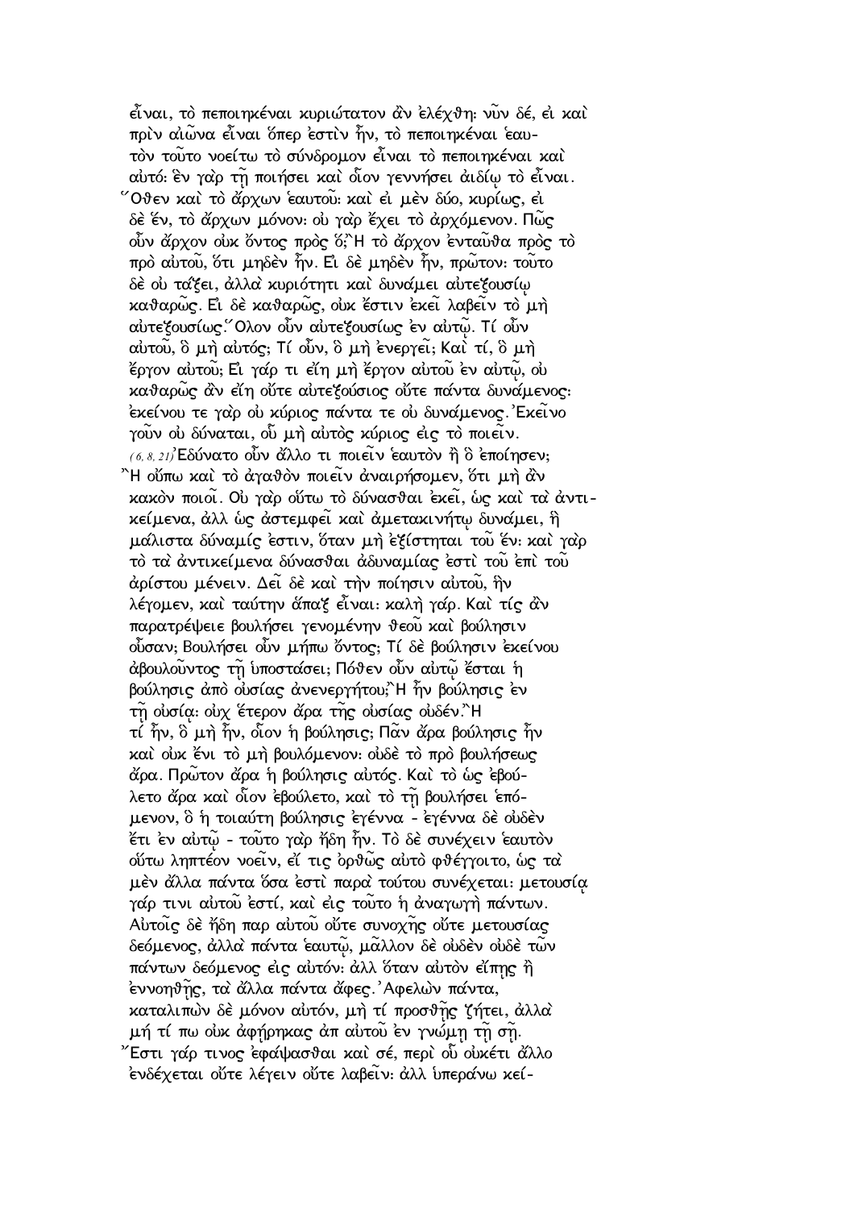εἶναι, τὸ πεποιηκέναι κυριώτατον ἂν ἐλέχθη· νῦν δέ, εἰ καὶ πρὶν αἰῶνα εἶναι ὅπερ ἐστὶν ἦν, τὸ πεποιηκέναι ἑαυτὸν τοῦτο νοείτω τὸ σύνδρομον εἶναι τὸ πεποιηκέναι καὶ αὐτό· ἐν γὰρ τῇ ποιήσει καὶ οἷον γεννήσει ἀιδίῳ τὸ εἶναι. Ὅθεν καὶ τὸ ἄρχων ἑαυτοῦ· καὶ εἰ μὲν δύο, κυρίως, εἰ δὲ ἕν, τὸ ἄρχων μόνον· οὐ γὰρ ἔχει τὸ ἀρχόμενον. Πῶς οὖν ἄρχον οὐκ ὄντος πρὸς ὅ; Ἡ τὸ ἄρχον ἐνταῦθα πρὸς τὸ πρὸ αὐτοῦ, ὅτι μηδὲν ἦν. Εἰ δὲ μηδὲν ἦν, πρῶτον· τοῦτο δὲ οὐ τάξει, ἀλλὰ κυριότητι καὶ δυνάμει αὐτεξουσίῳ καθαρῶς. Εἰ δὲ καθαρῶς, οὐκ ἔστιν ἐκεῖ λαβεῖν τὸ μὴ αὐτεξουσίως. Ὅλον οὖν αὐτεξουσίως ἐν αὐτῷ. Τί οὖν αὐτοῦ, ὃ μὴ αὐτός; Τί οὖν, ὃ μὴ ἐνεργεῖ; Καὶ τί, ὃ μὴ ἔργον αὐτοῦ; Εἰ γάρ τι εἴη μὴ ἔργον αὐτοῦ ἐν αὐτῷ, οὐ καθαρῶς ἂν εἴη οὔτε αὐτεξούσιος οὔτε πάντα δυνάμενος· ἐκείνου τε γὰρ οὐ κύριος πάντα τε οὐ δυνάμενος. Ἐκεῖνο γοῦν οὐ δύναται, οὗ μὴ αὐτὸς κύριος εἰς τὸ ποιεῖν.

(6, 8, 21) Ἐδύνατο οὖν ἄλλο τι ποιεῖν ἑαυτὸν ἢ ὃ ἐποίησεν; Ἢ οὔπω καὶ τὸ ἀγαθὸν ποιεῖν ἀναιρήσομεν, ὅτι μὴ ἂν κακὸν ποιοῖ. Οὐ γὰρ οὕτω τὸ δύνασθαι ἐκεῖ, ὡς καὶ τὰ ἀντικείμενα, ἀλλ ὡς ἀστεμφεῖ καὶ ἀμετακινήτῳ δυνάμει, ἣ μάλιστα δύναμίς ἐστιν, ὅταν μὴ ἐξίστηται τοῦ ἕν· καὶ γὰρ τὸ τὰ ἀντικείμενα δύνασθαι ἀδυναμίας ἐστὶ τοῦ ἐπὶ τοῦ ἀρίστου μένειν. Δεῖ δὲ καὶ τὴν ποίησιν αὐτοῦ, ἣν λέγομεν, καὶ ταύτην ἅπαξ εἶναι· καλὴ γάρ. Καὶ τίς ἂν παρατρέψειε βουλήσει γενομένην θεοῦ καὶ βούλησιν οὖσαν; Βουλήσει οὖν μήπω ὄντος; Τί δὲ βούλησιν ἐκείνου ἀβουλοῦντος τῇ ὑποστάσει; Πόθεν οὖν αὐτῷ ἔσται ἡ βούλησις ἀπὸ οὐσίας ἀνενεργήτου; Ἡ ἦν βούλησις ἐν τῇ οὐσίᾳ· οὐχ ἕτερον ἄρα τῆς οὐσίας οὐδέν. Ἡ τί ἦν, ὃ μὴ ἦν, οἷον ἡ βούλησις; Πᾶν ἄρα βούλησις ἦν καὶ οὐκ ἔνι τὸ μὴ βουλόμενον· οὐδὲ τὸ πρὸ βουλήσεως ἄρα. Πρῶτον ἄρα ἡ βούλησις αὐτός. Καὶ τὸ ὡς ἐβούλετο ἄρα καὶ οἷον ἐβούλετο, καὶ τὸ τῇ βουλήσει ἑπόμενον, ὃ ἡ τοιαύτη βούλησις ἐγέννα - ἐγέννα δὲ οὐδὲν ἔτι ἐν αὐτῷ - τοῦτο γὰρ ἤδη ἦν. Τὸ δὲ συνέχειν ἑαυτὸν οὕτω ληπτέον νοεῖν, εἴ τις ὀρθῶς αὐτὸ φθέγγοιτο, ὡς τὰ μὲν ἄλλα πάντα ὅσα ἐστὶ παρὰ τούτου συνέχεται· μετουσίᾳ γάρ τινι αὐτοῦ ἐστί, καὶ εἰς τοῦτο ἡ ἀναγωγὴ πάντων. Αὐτοῖς δὲ ἤδη παρ αὐτοῦ οὔτε συνοχῆς οὔτε μετουσίας δεόμενος, ἀλλὰ πάντα ἑαυτῷ, μᾶλλον δὲ οὐδὲν οὐδὲ τῶν πάντων δεόμενος εἰς αὐτόν· ἀλλ ὅταν αὐτὸν εἴπῃς ἢ ἐννοηθῇς, τὰ ἄλλα πάντα ἄφες. Ἀφελὼν πάντα, καταλιπὼν δὲ μόνον αὐτόν, μὴ τί προσθῇς ζήτει, ἀλλὰ μή τί πω οὐκ ἀφῄρηκας ἀπ αὐτοῦ ἐν γνώμῃ τῇ σῇ. Ἔστι γάρ τινος ἐφάψασθαι καὶ σέ, περὶ οὗ οὐκέτι ἄλλο ἐνδέχεται οὔτε λέγειν οὔτε λαβεῖν· ἀλλ ὑπεράνω κεί-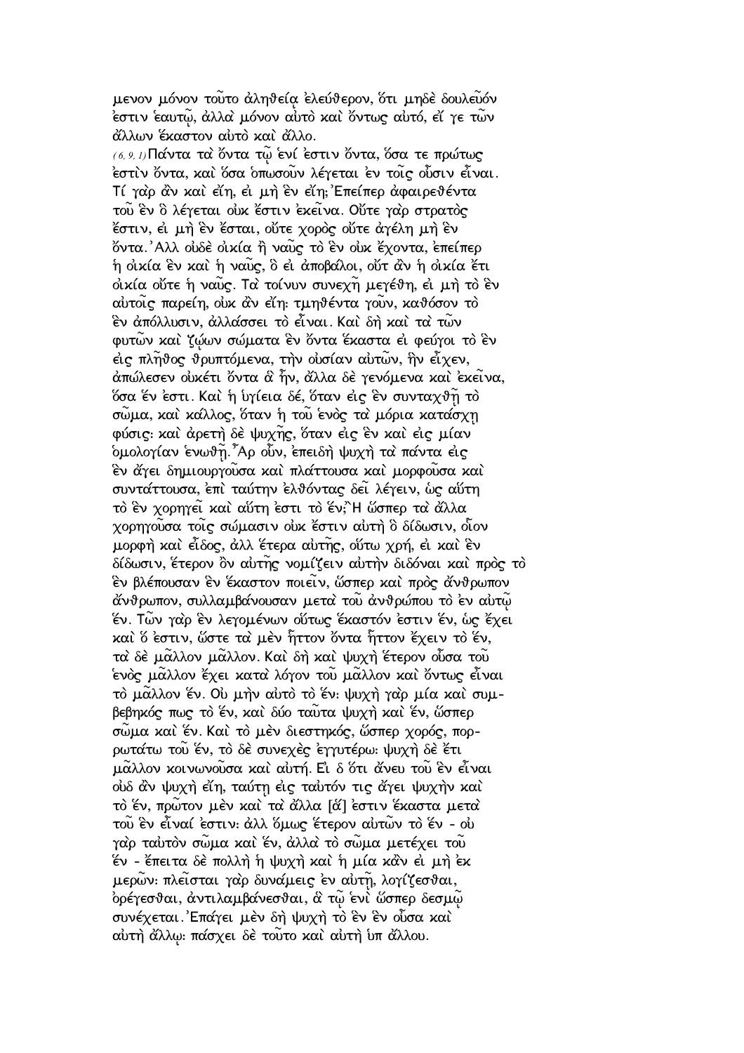μενον μόνον τοῦτο ἀληθείᾳ ἐλεύθερον, ὅτι μηδὲ δουλεῦόν ἐστιν ἑαυτῷ, ἀλλὰ μόνον αὐτὸ καὶ ὄντως αὐτό, εἴ γε τῶν ἄλλων ἕκαστον αὐτὸ καὶ ἄλλο.

(6, 9, 1) Πάντα τὰ ὄντα τῷ ἑνί ἐστιν ὄντα, ὅσα τε πρώτως ἐστὶν ὄντα, καὶ ὅσα ὁπωσοῦν λέγεται ἐν τοῖς οὖσιν εἶναι. Τί γὰρ ἂν καὶ εἴη, εἰ μὴ ἓν εἴη; Ἐπείπερ ἀφαιρεθέντα τοῦ ἓν ὃ λέγεται οὐκ ἔστιν ἐκεῖνα. Οὔτε γὰρ στρατὸς ἔστιν, εἰ μὴ ἓν ἔσται, οὔτε χορὸς οὔτε ἀγέλη μὴ ἓν ὄντα. Ἀλλ οὐδὲ οἰκία ἢ ναῦς τὸ ἓν οὐκ ἔχοντα, ἐπείπερ ἡ οἰκία ἓν καὶ ἡ ναῦς, ὃ εἰ ἀποβάλοι, οὔτ ἂν ἡ οἰκία ἔτι οἰκία οὔτε ἡ ναῦς. Τὰ τοίνυν συνεχῆ μεγέθη, εἰ μὴ τὸ ἓν αὐτοῖς παρείη, οὐκ ἂν εἴη: τμηθέντα γοῦν, καθόσον τὸ ἓν ἀπόλλυσιν, ἀλλάσσει τὸ εἶναι. Καὶ δὴ καὶ τὰ τῶν φυτῶν καὶ ζῴων σώματα ἓν ὄντα ἕκαστα εἰ φεύγοι τὸ ἓν εἰς πλῆθος θρυπτόμενα, τὴν οὐσίαν αὐτῶν, ἣν εἶχεν, ἀπώλεσεν οὐκέτι ὄντα ἃ ἦν, ἄλλα δὲ γενόμενα καὶ ἐκεῖνα, ὅσα ἕν ἐστι. Καὶ ἡ ὑγίεια δέ, ὅταν εἰς ἓν συνταχθῇ τὸ σῶμα, καὶ κάλλος, ὅταν ἡ τοῦ ἑνὸς τὰ μόρια κατάσχῃ φύσις: καὶ ἀρετὴ δὲ ψυχῆς, ὅταν εἰς ἓν καὶ εἰς μίαν ὁμολογίαν ἑνωθῇ. Ἆρ οὖν, ἐπειδὴ ψυχὴ τὰ πάντα εἰς ἓν ἄγει δημιουργοῦσα καὶ πλάττουσα καὶ μορφοῦσα καὶ συντάττουσα, ἐπὶ ταύτην ἐλθόντας δεῖ λέγειν, ὡς αὕτη τὸ ἓν χορηγεῖ καὶ αὕτη ἐστὶ τὸ ἕν; Ἢ ὥσπερ τὰ ἄλλα χορηγοῦσα τοῖς σώμασιν οὐκ ἔστιν αὐτὴ ὃ δίδωσιν, οἷον μορφὴ καὶ εἶδος, ἀλλ ἕτερα αὐτῆς, οὕτω χρή, εἰ καὶ ἓν δίδωσιν, ἕτερον ὂν αὐτῆς νομίζειν αὐτὴν διδόναι καὶ πρὸς τὸ ἓν βλέπουσαν ἓν ἕκαστον ποιεῖν, ὥσπερ καὶ πρὸς ἄνθρωπον ἄνθρωπον, συλλαμβάνουσαν μετὰ τοῦ ἀνθρώπου τὸ ἐν αὐτῷ ἕν. Τῶν γὰρ ἓν λεγομένων οὕτως ἕκαστόν ἐστιν ἕν, ὡς ἔχει καὶ ὅ ἐστιν, ὥστε τὰ μὲν ἧττον ὄντα ἧττον ἔχειν τὸ ἕν, τὰ δὲ μᾶλλον μᾶλλον. Καὶ δὴ καὶ ψυχὴ ἕτερον οὖσα τοῦ ἑνὸς μᾶλλον ἔχει κατὰ λόγον τοῦ μᾶλλον καὶ ὄντως εἶναι τὸ μᾶλλον ἕν. Οὐ μὴν αὐτὸ τὸ ἕν: ψυχὴ γὰρ μία καὶ συμβεβηκός πως τὸ ἕν, καὶ δύο ταῦτα ψυχὴ καὶ ἕν, ὥσπερ σῶμα καὶ ἕν. Καὶ τὸ μὲν διεστηκός, ὥσπερ χορός, πορρωτάτω τοῦ ἕν, τὸ δὲ συνεχὲς ἐγγυτέρω: ψυχὴ δὲ ἔτι μᾶλλον κοινωνοῦσα καὶ αὐτή. Εἰ δ ὅτι ἄνευ τοῦ ἓν εἶναι οὐδ ἂν ψυχὴ εἴη, ταύτῃ εἰς ταὐτόν τις ἄγει ψυχὴν καὶ τὸ ἕν, πρῶτον μὲν καὶ τὰ ἄλλα [ἅ] ἐστιν ἕκαστα μετὰ τοῦ ἓν εἶναί ἐστιν: ἀλλ ὅμως ἕτερον αὐτῶν τὸ ἕν - οὐ γὰρ ταὐτὸν σῶμα καὶ ἕν, ἀλλὰ τὸ σῶμα μετέχει τοῦ ἕν - ἔπειτα δὲ πολλὴ ἡ ψυχὴ καὶ ἡ μία κἂν εἰ μὴ ἐκ μερῶν: πλεῖσται γὰρ δυνάμεις ἐν αὐτῇ, λογίζεσθαι, ὀρέγεσθαι, ἀντιλαμβάνεσθαι, ἃ τῷ ἑνὶ ὥσπερ δεσμῷ συνέχεται. Ἐπάγει μὲν δὴ ψυχὴ τὸ ἓν ἓν οὖσα καὶ αὐτὴ ἄλλῳ: πάσχει δὲ τοῦτο καὶ αὐτὴ ὑπ ἄλλου.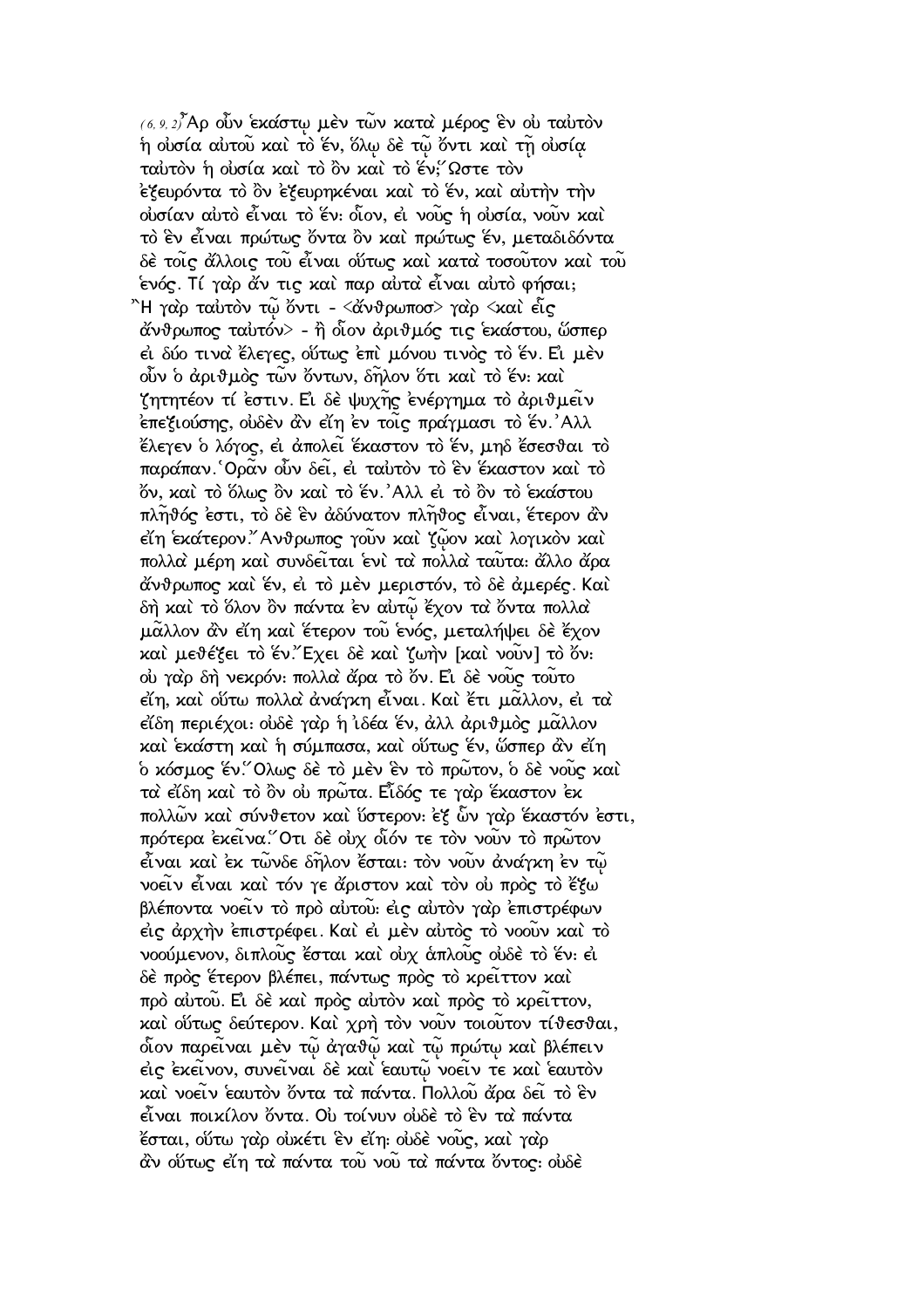(6, 9, 2) Ἆρ οὖν ἑκάστῳ μὲν τῶν κατὰ μέρος ἓν οὐ ταὐτὸν ἡ οὐσία αὐτοῦ καὶ τὸ ἕν, ὅλῳ δὲ τῷ ὄντι καὶ τῇ οὐσίᾳ ταὐτὸν ἡ οὐσία καὶ τὸ ὂν καὶ τὸ ἕν; Ὥστε τὸν ἐξευρόντα τὸ ὂν ἐξευρηκέναι καὶ τὸ ἕν, καὶ αὐτὴν τὴν οὐσίαν αὐτὸ εἶναι τὸ ἕν· οἷον, εἰ νοῦς ἡ οὐσία, νοῦν καὶ τὸ ἓν εἶναι πρώτως ὄντα ὂν καὶ πρώτως ἕν, μεταδιδόντα δὲ τοῖς ἄλλοις τοῦ εἶναι οὕτως καὶ κατὰ τοσοῦτον καὶ τοῦ ἑνός. Τί γὰρ ἄν τις καὶ παρ αὐτὰ εἶναι αὐτὸ φῆσαι; Ἢ γὰρ ταὐτὸν τῷ ὄντι - <ἄνθρωπος> γὰρ <καὶ εἷς ἄνθρωπος ταὐτόν> - ἢ οἷον ἀριθμός τις ἑκάστου, ὥσπερ εἰ δύο τινὰ ἔλεγες, οὕτως ἐπὶ μόνου τινὸς τὸ ἕν. Εἰ μὲν οὖν ὁ ἀριθμὸς τῶν ὄντων, δῆλον ὅτι καὶ τὸ ἕν· καὶ ζητητέον τί ἐστιν. Εἰ δὲ ψυχῆς ἐνέργημα τὸ ἀριθμεῖν ἐπεξιούσης, οὐδὲν ἂν εἴη ἐν τοῖς πράγμασι τὸ ἕν. Ἀλλ ἔλεγεν ὁ λόγος, εἰ ἀπολεῖ ἕκαστον τὸ ἕν, μηδ ἔσεσθαι τὸ παράπαν. Ὁρᾶν οὖν δεῖ, εἰ ταὐτὸν τὸ ἓν ἕκαστον καὶ τὸ ὄν, καὶ τὸ ὅλως ὂν καὶ τὸ ἕν. Ἀλλ εἰ τὸ ὂν τὸ ἑκάστου πλῆθός ἐστι, τὸ δὲ ἓν ἀδύνατον πλῆθος εἶναι, ἕτερον ἂν εἴη ἑκάτερον. Ἄνθρωπος γοῦν καὶ ζῷον καὶ λογικὸν καὶ πολλὰ μέρη καὶ συνδεῖται ἑνὶ τὰ πολλὰ ταῦτα· ἄλλο ἄρα ἄνθρωπος καὶ ἕν, εἰ τὸ μὲν μεριστόν, τὸ δὲ ἀμερές. Καὶ δὴ καὶ τὸ ὅλον ὂν πάντα ἐν αὐτῷ ἔχον τὰ ὄντα πολλὰ μᾶλλον ἂν εἴη καὶ ἕτερον τοῦ ἑνός, μεταλήψει δὲ ἔχον καὶ μεθέξει τὸ ἕν. Ἔχει δὲ καὶ ζωὴν [καὶ νοῦν] τὸ ὄν· οὐ γὰρ δὴ νεκρόν· πολλὰ ἄρα τὸ ὄν. Εἰ δὲ νοῦς τοῦτο εἴη, καὶ οὕτω πολλὰ ἀνάγκη εἶναι. Καὶ ἔτι μᾶλλον, εἰ τὰ εἴδη περιέχοι· οὐδὲ γὰρ ἡ ἰδέα ἕν, ἀλλ ἀριθμὸς μᾶλλον καὶ ἑκάστη καὶ ἡ σύμπασα, καὶ οὕτως ἕν, ὥσπερ ἂν εἴη ὁ κόσμος ἕν. Ὅλως δὲ τὸ μὲν ἓν τὸ πρῶτον, ὁ δὲ νοῦς καὶ τὰ εἴδη καὶ τὸ ὂν οὐ πρῶτα. Εἶδός τε γὰρ ἕκαστον ἐκ πολλῶν καὶ σύνθετον καὶ ὕστερον· ἐξ ὧν γὰρ ἕκαστόν ἐστι, πρότερα ἐκεῖνα. Ὅτι δὲ οὐχ οἷόν τε τὸν νοῦν τὸ πρῶτον εἶναι καὶ ἐκ τῶνδε δῆλον ἔσται· τὸν νοῦν ἀνάγκη ἐν τῷ νοεῖν εἶναι καὶ τόν γε ἄριστον καὶ τὸν οὐ πρὸς τὸ ἔξω βλέποντα νοεῖν τὸ πρὸ αὐτοῦ· εἰς αὐτὸν γὰρ ἐπιστρέφων εἰς ἀρχὴν ἐπιστρέφει. Καὶ εἰ μὲν αὐτὸς τὸ νοοῦν καὶ τὸ νοούμενον, διπλοῦς ἔσται καὶ οὐχ ἁπλοῦς οὐδὲ τὸ ἕν· εἰ δὲ πρὸς ἕτερον βλέπει, πάντως πρὸς τὸ κρεῖττον καὶ πρὸ αὐτοῦ. Εἰ δὲ καὶ πρὸς αὐτὸν καὶ πρὸς τὸ κρεῖττον, καὶ οὕτως δεύτερον. Καὶ χρὴ τὸν νοῦν τοιοῦτον τίθεσθαι, οἷον παρεῖναι μὲν τῷ ἀγαθῷ καὶ τῷ πρώτῳ καὶ βλέπειν εἰς ἐκεῖνον, συνεῖναι δὲ καὶ ἑαυτῷ νοεῖν τε καὶ ἑαυτὸν καὶ νοεῖν ἑαυτὸν ὄντα τὰ πάντα. Πολλοῦ ἄρα δεῖ τὸ ἓν εἶναι ποικίλον ὄντα. Οὐ τοίνυν οὐδὲ τὸ ἓν τὰ πάντα ἔσται, οὕτω γὰρ οὐκέτι ἓν εἴη· οὐδὲ νοῦς, καὶ γὰρ ἂν οὕτως εἴη τὰ πάντα τοῦ νοῦ τὰ πάντα ὄντος· οὐδὲ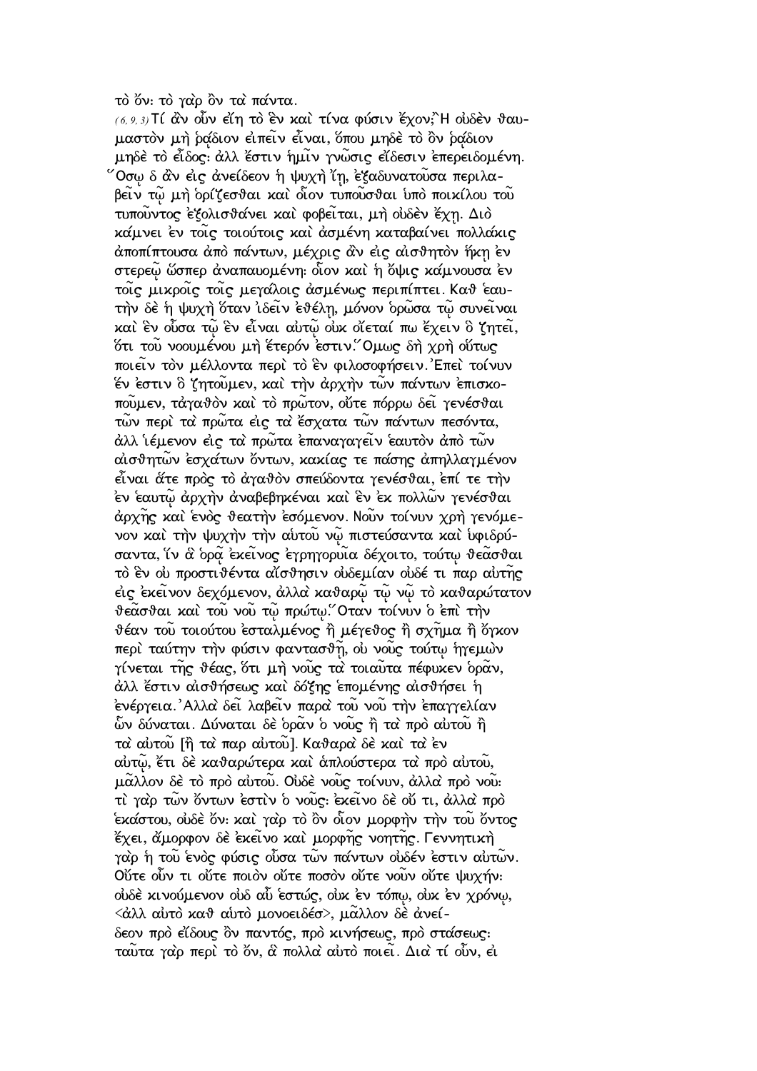τὸ ὄν· τὸ γὰρ ὂν τὰ πάντα.

(6, 9, 3) Τί ἂν οὖν εἴη τὸ ἓν καὶ τίνα φύσιν ἔχον; Ἢ οὐδὲν θαυμαστὸν μὴ ῥᾴδιον εἰπεῖν εἶναι, ὅπου μηδὲ τὸ ὂν ῥᾴδιον μηδὲ τὸ εἶδος· ἀλλ' ἔστιν ἡμῖν γνῶσις εἴδεσιν ἐπερειδομένη. Ὅσῳ δ' ἂν εἰς ἀνείδεον ἡ ψυχὴ ἴῃ, ἐξαδυνατοῦσα περιλαβεῖν τῷ μὴ ὁρίζεσθαι καὶ οἷον τυποῦσθαι ὑπὸ ποικίλου τοῦ τυποῦντος ἐξολισθάνει καὶ φοβεῖται, μὴ οὐδὲν ἔχῃ. Διὸ κάμνει ἐν τοῖς τοιούτοις καὶ ἀσμένη καταβαίνει πολλάκις ἀποπίπτουσα ἀπὸ πάντων, μέχρις ἂν εἰς αἰσθητὸν ἥκῃ ἐν στερεῷ ὥσπερ ἀναπαυομένη· οἷον καὶ ἡ ὄψις κάμνουσα ἐν τοῖς μικροῖς τοῖς μεγάλοις ἀσμένως περιπίπτει. Καθ' ἑαυτὴν δὲ ἡ ψυχὴ ὅταν ἰδεῖν ἐθέλῃ, μόνον ὁρῶσα τῷ συνεῖναι καὶ ἓν οὖσα τῷ ἓν εἶναι αὐτῷ οὐκ οἴεταί πω ἔχειν ὃ ζητεῖ, ὅτι τοῦ νοουμένου μὴ ἕτερόν ἐστιν. Ὅμως δὴ χρὴ οὕτως ποιεῖν τὸν μέλλοντα περὶ τὸ ἓν φιλοσοφήσειν. Ἐπεὶ τοίνυν ἕν ἐστιν ὃ ζητοῦμεν, καὶ τὴν ἀρχὴν τῶν πάντων ἐπισκοποῦμεν, τἀγαθὸν καὶ τὸ πρῶτον, οὔτε πόρρω δεῖ γενέσθαι τῶν περὶ τὰ πρῶτα εἰς τὰ ἔσχατα τῶν πάντων πεσόντα, ἀλλ' ἱέμενον εἰς τὰ πρῶτα ἐπαναγαγεῖν ἑαυτὸν ἀπὸ τῶν αἰσθητῶν ἐσχάτων ὄντων, κακίας τε πάσης ἀπηλλαγμένον εἶναι ἅτε πρὸς τὸ ἀγαθὸν σπεύδοντα γενέσθαι, ἐπί τε τὴν ἐν ἑαυτῷ ἀρχὴν ἀναβεβηκέναι καὶ ἓν ἐκ πολλῶν γενέσθαι ἀρχῆς καὶ ἑνὸς θεατὴν ἐσόμενον. Νοῦν τοίνυν χρὴ γενόμενον καὶ τὴν ψυχὴν τὴν αὐτοῦ νῷ πιστεύσαντα καὶ ὑφιδρύσαντα, ἵν' ἃ ὁρᾷ ἐκεῖνος ἐγρηγορυῖα δέχοιτο, τούτῳ θεᾶσθαι τὸ ἓν οὐ προστιθέντα αἴσθησιν οὐδεμίαν οὐδέ τι παρ' αὐτῆς εἰς ἐκεῖνον δεχόμενον, ἀλλὰ καθαρῷ τῷ νῷ τὸ καθαρώτατον θεᾶσθαι καὶ τοῦ νοῦ τῷ πρώτῳ. Ὅταν τοίνυν ὁ ἐπὶ τὴν θέαν τοῦ τοιούτου ἐσταλμένος ἢ μέγεθος ἢ σχῆμα ἢ ὄγκον περὶ ταύτην τὴν φύσιν φαντασθῇ, οὐ νοῦς τούτῳ ἡγεμὼν γίνεται τῆς θέας, ὅτι μὴ νοῦς τὰ τοιαῦτα πέφυκεν ὁρᾶν, ἀλλ' ἔστιν αἰσθήσεως καὶ δόξης ἑπομένης αἰσθήσει ἡ ἐνέργεια. Ἀλλὰ δεῖ λαβεῖν παρὰ τοῦ νοῦ τὴν ἐπαγγελίαν ὧν δύναται. Δύναται δὲ ὁρᾶν ὁ νοῦς ἢ τὰ πρὸ αὐτοῦ ἢ τὰ αὐτοῦ [ἢ τὰ παρ' αὐτοῦ]. Καθαρὰ δὲ καὶ τὰ ἐν αὐτῷ, ἔτι δὲ καθαρώτερα καὶ ἁπλούστερα τὰ πρὸ αὐτοῦ, μᾶλλον δὲ τὸ πρὸ αὐτοῦ. Οὐδὲ νοῦς τοίνυν, ἀλλὰ πρὸ νοῦ· τὶ γὰρ τῶν ὄντων ἐστὶν ὁ νοῦς· ἐκεῖνο δὲ οὔ τι, ἀλλὰ πρὸ ἑκάστου, οὐδὲ ὄν· καὶ γὰρ τὸ ὂν οἷον μορφὴν τὴν τοῦ ὄντος ἔχει, ἄμορφον δὲ ἐκεῖνο καὶ μορφῆς νοητῆς. Γεννητικὴ γὰρ ἡ τοῦ ἑνὸς φύσις οὖσα τῶν πάντων οὐδέν ἐστιν αὐτῶν. Οὔτε οὖν τι οὔτε ποιὸν οὔτε ποσὸν οὔτε νοῦν οὔτε ψυχήν· οὐδὲ κινούμενον οὐδ' αὖ ἑστώς, οὐκ ἐν τόπῳ, οὐκ ἐν χρόνῳ, <ἀλλ' αὐτὸ καθ' αὑτὸ μονοειδές>, μᾶλλον δὲ ἀνείδεον πρὸ εἴδους ὂν παντός, πρὸ κινήσεως, πρὸ στάσεως· ταῦτα γὰρ περὶ τὸ ὄν, ἃ πολλὰ αὐτὸ ποιεῖ. Διὰ τί οὖν, εἰ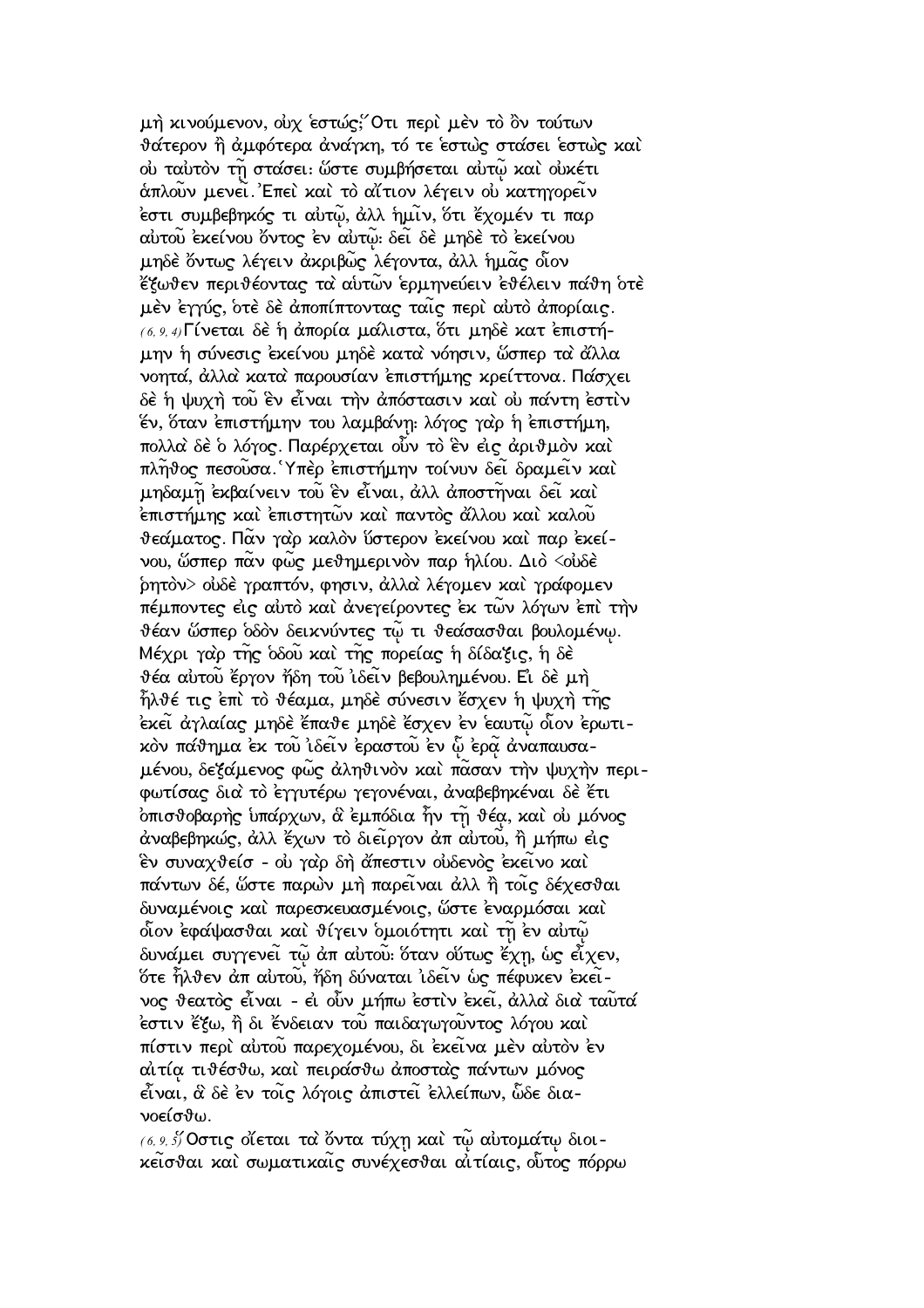μὴ κινούμενον, οὐχ ἑστώς;῞Οτι περὶ μὲν τὸ ὂν τούτων θάτερον ἢ ἀμφότερα ἀνάγκη, τό τε ἑστὼς στάσει ἑστὼς καὶ οὐ ταὐτὸν τῇ στάσει· ὥστε συμβήσεται αὐτῷ καὶ οὐκέτι ἁπλοῦν μενεῖ.᾿Επεὶ καὶ τὸ αἴτιον λέγειν οὐ κατηγορεῖν ἐστι συμβεβηκός τι αὐτῷ, ἀλλ ἡμῖν, ὅτι ἔχομέν τι παρ αὐτοῦ ἐκείνου ὄντος ἐν αὐτῷ· δεῖ δὲ μηδὲ τὸ ἐκείνου μηδὲ ὄντως λέγειν ἀκριβῶς λέγοντα, ἀλλ ἡμᾶς οἷον ἔξωθεν περιθέοντας τὰ αὐτῶν ἑρμηνεύειν ἐθέλειν πάθη ὁτὲ μὲν ἐγγύς, ὁτὲ δὲ ἀποπίπτοντας ταῖς περὶ αὐτὸ ἀπορίαις.

(6, 9, 4) Γίνεται δὲ ἡ ἀπορία μάλιστα, ὅτι μηδὲ κατ ἐπιστήμην ἡ σύνεσις ἐκείνου μηδὲ κατὰ νόησιν, ὥσπερ τὰ ἄλλα νοητά, ἀλλὰ κατὰ παρουσίαν ἐπιστήμης κρείττονα. Πάσχει δὲ ἡ ψυχὴ τοῦ ἓν εἶναι τὴν ἀπόστασιν καὶ οὐ πάντη ἐστὶν ἕν, ὅταν ἐπιστήμην του λαμβάνῃ· λόγος γὰρ ἡ ἐπιστήμη, πολλὰ δὲ ὁ λόγος. Παρέρχεται οὖν τὸ ἓν εἰς ἀριθμὸν καὶ πλῆθος πεσοῦσα.῾Υπὲρ ἐπιστήμην τοίνυν δεῖ δραμεῖν καὶ μηδαμῇ ἐκβαίνειν τοῦ ἓν εἶναι, ἀλλ ἀποστῆναι δεῖ καὶ ἐπιστήμης καὶ ἐπιστητῶν καὶ παντὸς ἄλλου καὶ καλοῦ θεάματος. Πᾶν γὰρ καλὸν ὕστερον ἐκείνου καὶ παρ ἐκείνου, ὥσπερ πᾶν φῶς μεθημερινὸν παρ ἡλίου. Διὸ <οὐδὲ ῥητὸν> οὐδὲ γραπτόν, φησιν, ἀλλὰ λέγομεν καὶ γράφομεν πέμποντες εἰς αὐτὸ καὶ ἀνεγείροντες ἐκ τῶν λόγων ἐπὶ τὴν θέαν ὥσπερ ὁδὸν δεικνύντες τῷ τι θεάσασθαι βουλομένῳ. Μέχρι γὰρ τῆς ὁδοῦ καὶ τῆς πορείας ἡ δίδαξις, ἡ δὲ θέα αὐτοῦ ἔργον ἤδη τοῦ ἰδεῖν βεβουλημένου. Εἰ δὲ μὴ ἦλθέ τις ἐπὶ τὸ θέαμα, μηδὲ σύνεσιν ἔσχεν ἡ ψυχὴ τῆς ἐκεῖ ἀγλαίας μηδὲ ἔπαθε μηδὲ ἔσχεν ἐν ἑαυτῷ οἷον ἐρωτικὸν πάθημα ἐκ τοῦ ἰδεῖν ἐραστοῦ ἐν ᾧ ἐρᾷ ἀναπαυσαμένου, δεξάμενος φῶς ἀληθινὸν καὶ πᾶσαν τὴν ψυχὴν περιφωτίσας διὰ τὸ ἐγγυτέρω γεγονέναι, ἀναβεβηκέναι δὲ ἔτι ὀπισθοβαρὴς ὑπάρχων, ἃ ἐμπόδια ἦν τῇ θέᾳ, καὶ οὐ μόνος ἀναβεβηκώς, ἀλλ ἔχων τὸ διεῖργον ἀπ αὐτοῦ, ἢ μήπω εἰς ἓν συναχθείσ - οὐ γὰρ δὴ ἄπεστιν οὐδενὸς ἐκεῖνο καὶ πάντων δέ, ὥστε παρὼν μὴ παρεῖναι ἀλλ ἢ τοῖς δέχεσθαι δυναμένοις καὶ παρεσκευασμένοις, ὥστε ἐναρμόσαι καὶ οἷον ἐφάψασθαι καὶ θίγειν ὁμοιότητι καὶ τῇ ἐν αὐτῷ δυνάμει συγγενεῖ τῷ ἀπ αὐτοῦ· ὅταν οὕτως ἔχῃ, ὡς εἶχεν, ὅτε ἦλθεν ἀπ αὐτοῦ, ἤδη δύναται ἰδεῖν ὡς πέφυκεν ἐκεῖνος θεατὸς εἶναι - εἰ οὖν μήπω ἐστὶν ἐκεῖ, ἀλλὰ διὰ ταῦτά ἐστιν ἔξω, ἢ δι ἔνδειαν τοῦ παιδαγωγοῦντος λόγου καὶ πίστιν περὶ αὐτοῦ παρεχομένου, δι ἐκεῖνα μὲν αὐτὸν ἐν αἰτίᾳ τιθέσθω, καὶ πειράσθω ἀποστὰς πάντων μόνος εἶναι, ἃ δὲ ἐν τοῖς λόγοις ἀπιστεῖ ἐλλείπων, ὧδε διανοείσθω.

(6, 9, 5) ῞Οστις οἴεται τὰ ὄντα τύχῃ καὶ τῷ αὐτομάτῳ διοικεῖσθαι καὶ σωματικαῖς συνέχεσθαι αἰτίαις, οὗτος πόρρω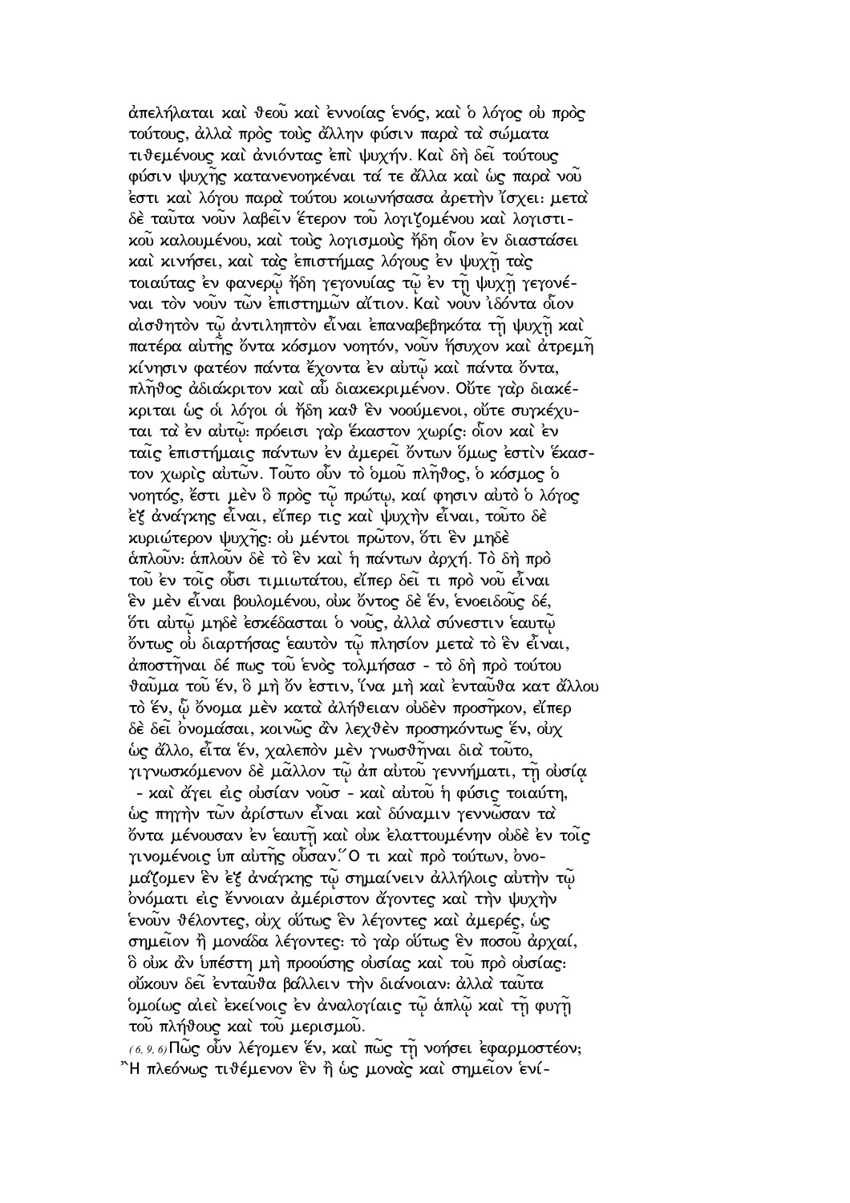ἀπελήλαται καὶ θεοῦ καὶ ἐννοίας ἑνός, καὶ ὁ λόγος οὐ πρὸς τούτους, ἀλλὰ πρὸς τοὺς ἄλλην φύσιν παρὰ τὰ σώματα τιθεμένους καὶ ἀνιόντας ἐπὶ ψυχήν. Καὶ δὴ δεῖ τούτους φύσιν ψυχῆς κατανενοηκέναι τά τε ἄλλα καὶ ὡς παρὰ νοῦ ἐστι καὶ λόγου παρὰ τούτου κοινωνήσασα ἀρετὴν ἴσχει· μετὰ δὲ ταῦτα νοῦν λαβεῖν ἕτερον τοῦ λογιζομένου καὶ λογιστικοῦ καλουμένου, καὶ τοὺς λογισμοὺς ἤδη οἷον ἐν διαστάσει καὶ κινήσει, καὶ τὰς ἐπιστήμας λόγους ἐν ψυχῇ τὰς τοιαύτας ἐν φανερῷ ἤδη γεγονυίας τῷ ἐν τῇ ψυχῇ γεγονέναι τὸν νοῦν τῶν ἐπιστημῶν αἴτιον. Καὶ νοῦν ἰδόντα οἷον αἰσθητὸν τῷ ἀντιληπτὸν εἶναι ἐπαναβεβηκότα τῇ ψυχῇ καὶ πατέρα αὐτῆς ὄντα κόσμον νοητόν, νοῦν ἥσυχον καὶ ἀτρεμῆ κίνησιν φατέον πάντα ἔχοντα ἐν αὐτῷ καὶ πάντα ὄντα, πλῆθος ἀδιάκριτον καὶ αὖ διακεκριμένον. Οὔτε γὰρ διακέκριται ὡς οἱ λόγοι οἱ ἤδη καθ ἓν νοούμενοι, οὔτε συγκέχυται τὰ ἐν αὐτῷ· πρόεισι γὰρ ἕκαστον χωρίς· οἷον καὶ ἐν ταῖς ἐπιστήμαις πάντων ἐν ἀμερεῖ ὄντων ὅμως ἐστὶν ἕκαστον χωρὶς αὐτῶν. Τοῦτο οὖν τὸ ὁμοῦ πλῆθος, ὁ κόσμος ὁ νοητός, ἔστι μὲν ὃ πρὸς τῷ πρώτῳ, καί φησιν αὐτὸ ὁ λόγος ἐξ ἀνάγκης εἶναι, εἴπερ τις καὶ ψυχὴν εἶναι, τοῦτο δὲ κυριώτερον ψυχῆς· οὐ μέντοι πρῶτον, ὅτι ἓν μηδὲ ἁπλοῦν· ἁπλοῦν δὲ τὸ ἓν καὶ ἡ πάντων ἀρχή. Τὸ δὴ πρὸ τοῦ ἐν τοῖς οὖσι τιμιωτάτου, εἴπερ δεῖ τι πρὸ νοῦ εἶναι ἓν μὲν εἶναι βουλομένου, οὐκ ὄντος δὲ ἕν, ἑνοειδοῦς δέ, ὅτι αὐτῷ μηδὲ ἐσκέδασται ὁ νοῦς, ἀλλὰ σύνεστιν ἑαυτῷ ὄντως οὐ διαρτήσας ἑαυτὸν τῷ πλησίον μετὰ τὸ ἓν εἶναι, ἀποστῆναι δέ πως τοῦ ἑνὸς τολμήσασ - τὸ δὴ πρὸ τούτου θαῦμα τοῦ ἕν, ὃ μὴ ὄν ἐστιν, ἵνα μὴ καὶ ἐνταῦθα κατ ἄλλου τὸ ἕν, ᾧ ὄνομα μὲν κατὰ ἀλήθειαν οὐδὲν προσῆκον, εἴπερ δὲ δεῖ ὀνομάσαι, κοινῶς ἂν λεχθὲν προσηκόντως ἕν, οὐχ ὡς ἄλλο, εἶτα ἕν, χαλεπὸν μὲν γνωσθῆναι διὰ τοῦτο, γιγνωσκόμενον δὲ μᾶλλον τῷ ἀπ αὐτοῦ γεννήματι, τῇ οὐσίᾳ - καὶ ἄγει εἰς οὐσίαν νοῦσ - καὶ αὐτοῦ ἡ φύσις τοιαύτη, ὡς πηγὴν τῶν ἀρίστων εἶναι καὶ δύναμιν γεννῶσαν τὰ ὄντα μένουσαν ἐν ἑαυτῇ καὶ οὐκ ἐλαττουμένην οὐδὲ ἐν τοῖς γινομένοις ὑπ αὐτῆς οὖσαν. Ὅ τι καὶ πρὸ τούτων, ὀνομάζομεν ἓν ἐξ ἀνάγκης τῷ σημαίνειν ἀλλήλοις αὐτὴν τῷ ὀνόματι εἰς ἔννοιαν ἀμέριστον ἄγοντες καὶ τὴν ψυχὴν ἑνοῦν θέλοντες, οὐχ οὕτως ἓν λέγοντες καὶ ἀμερές, ὡς σημεῖον ἢ μονάδα λέγοντες· τὸ γὰρ οὕτως ἓν ποσοῦ ἀρχαί, ὃ οὐκ ἂν ὑπέστη μὴ προούσης οὐσίας καὶ τοῦ πρὸ οὐσίας· οὔκουν δεῖ ἐνταῦθα βάλλειν τὴν διάνοιαν· ἀλλὰ ταῦτα ὁμοίως αἰεὶ ἐκείνοις ἐν ἀναλογίαις τῷ ἁπλῷ καὶ τῇ φυγῇ τοῦ πλήθους καὶ τοῦ μερισμοῦ.

*(6, 9, 6)* Πῶς οὖν λέγομεν ἕν, καὶ πῶς τῇ νοήσει ἐφαρμοστέον; Ἢ πλεόνως τιθέμενον ἓν ἢ ὡς μονὰς καὶ σημεῖον ἑνί-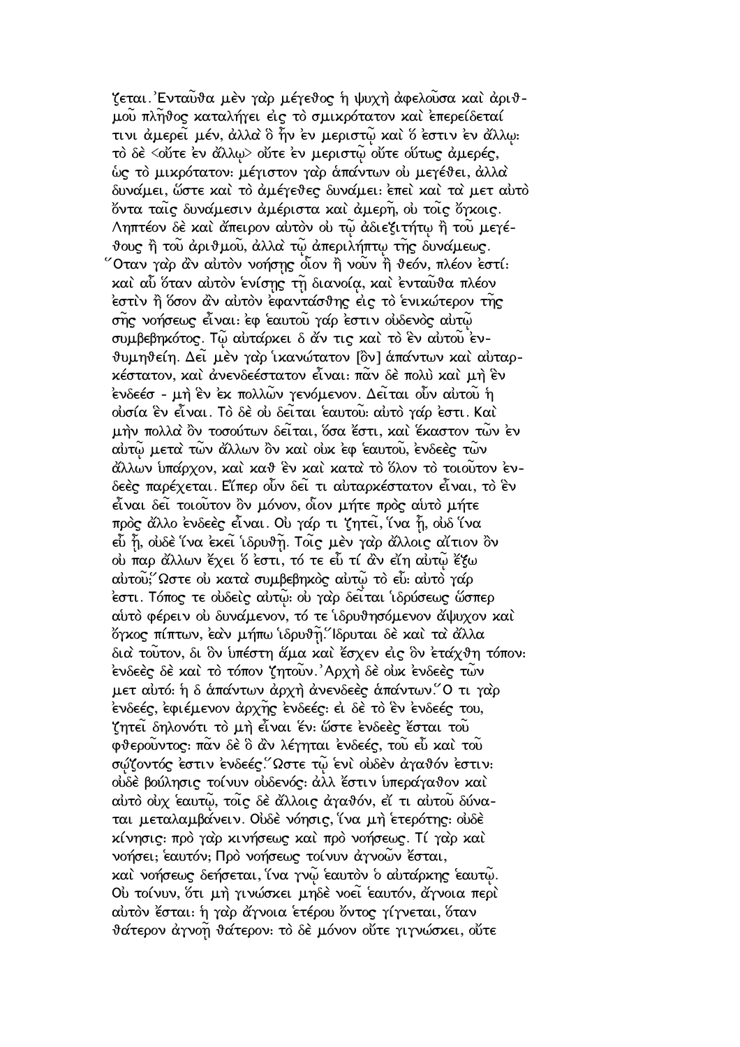ζεται. Ἐνταῦθα μὲν γὰρ μέγεθος ἡ ψυχὴ ἀφελοῦσα καὶ ἀριθμοῦ πλῆθος καταλήγει εἰς τὸ σμικρότατον καὶ ἐπερείδεταί τινι ἀμερεῖ μέν, ἀλλὰ ὃ ἦν ἐν μεριστῷ καὶ ὅ ἐστιν ἐν ἄλλῳ· τὸ δὲ <οὔτε ἐν ἄλλῳ> οὔτε ἐν μεριστῷ οὔτε οὕτως ἀμερές, ὡς τὸ μικρότατον· μέγιστον γὰρ ἁπάντων οὐ μεγέθει, ἀλλὰ δυνάμει, ὥστε καὶ τὸ ἀμέγεθες δυνάμει· ἐπεὶ καὶ τὰ μετ αὐτὸ ὄντα ταῖς δυνάμεσιν ἀμέριστα καὶ ἀμερῆ, οὐ τοῖς ὄγκοις. Ληπτέον δὲ καὶ ἄπειρον αὐτὸν οὐ τῷ ἀδιεξιτήτῳ ἢ τοῦ μεγέθους ἢ τοῦ ἀριθμοῦ, ἀλλὰ τῷ ἀπεριλήπτῳ τῆς δυνάμεως. Ὅταν γὰρ ἂν αὐτὸν νοήσῃς οἷον ἢ νοῦν ἢ θεόν, πλέον ἐστί· καὶ αὖ ὅταν αὐτὸν ἑνίσῃς τῇ διανοίᾳ, καὶ ἐνταῦθα πλέον ἐστὶν ἢ ὅσον ἂν αὐτὸν ἐφαντάσθης εἰς τὸ ἑνικώτερον τῆς σῆς νοήσεως εἶναι· ἐφ ἑαυτοῦ γάρ ἐστιν οὐδενὸς αὐτῷ συμβεβηκότος. Τῷ αὐτάρκει δ ἄν τις καὶ τὸ ἓν αὐτοῦ ἐνθυμηθείη. Δεῖ μὲν γὰρ ἱκανώτατον [ὂν] ἁπάντων καὶ αὐταρκέστατον, καὶ ἀνενδεέστατον εἶναι· πᾶν δὲ πολὺ καὶ μὴ ἓν ἐνδεέσ - μὴ ἓν ἐκ πολλῶν γενόμενον. Δεῖται οὖν αὐτοῦ ἡ οὐσία ἓν εἶναι. Τὸ δὲ οὐ δεῖται ἑαυτοῦ· αὐτὸ γάρ ἐστι. Καὶ μὴν πολλὰ ὂν τοσούτων δεῖται, ὅσα ἔστι, καὶ ἕκαστον τῶν ἐν αὐτῷ μετὰ τῶν ἄλλων ὂν καὶ οὐκ ἐφ ἑαυτοῦ, ἐνδεὲς τῶν ἄλλων ὑπάρχον, καὶ καθ ἓν καὶ κατὰ τὸ ὅλον τὸ τοιοῦτον ἐνδεὲς παρέχεται. Εἴπερ οὖν δεῖ τι αὐταρκέστατον εἶναι, τὸ ἓν εἶναι δεῖ τοιοῦτον ὂν μόνον, οἷον μήτε πρὸς αὑτὸ μήτε πρὸς ἄλλο ἐνδεὲς εἶναι. Οὐ γάρ τι ζητεῖ, ἵνα ᾖ, οὐδ ἵνα εὖ ᾖ, οὐδὲ ἵνα ἐκεῖ ἱδρυθῇ. Τοῖς μὲν γὰρ ἄλλοις αἴτιον ὂν οὐ παρ ἄλλων ἔχει ὅ ἐστι, τό τε εὖ τί ἂν εἴη αὐτῷ ἔξω αὐτοῦ; Ὥστε οὐ κατὰ συμβεβηκὸς αὐτῷ τὸ εὖ· αὐτὸ γάρ ἐστι. Τόπος τε οὐδεὶς αὐτῷ· οὐ γὰρ δεῖται ἱδρύσεως ὥσπερ αὑτὸ φέρειν οὐ δυνάμενον, τό τε ἱδρυθησόμενον ἄψυχον καὶ ὄγκος πίπτων, ἐὰν μήπω ἱδρυθῇ. Ἵδρυται δὲ καὶ τὰ ἄλλα διὰ τοῦτον, δι ὃν ὑπέστη ἅμα καὶ ἔσχεν εἰς ὃν ἐτάχθη τόπον· ἐνδεὲς δὲ καὶ τὸ τόπον ζητοῦν. Ἀρχὴ δὲ οὐκ ἐνδεὲς τῶν μετ αὐτό· ἡ δ ἁπάντων ἀρχὴ ἀνενδεὲς ἁπάντων. Ὅ τι γὰρ ἐνδεές, ἐφιέμενον ἀρχῆς ἐνδεές· εἰ δὲ τὸ ἓν ἐνδεές του, ζητεῖ δηλονότι τὸ μὴ εἶναι ἕν· ὥστε ἐνδεὲς ἔσται τοῦ φθεροῦντος· πᾶν δὲ ὃ ἂν λέγηται ἐνδεές, τοῦ εὖ καὶ τοῦ σῴζοντός ἐστιν ἐνδεές. Ὥστε τῷ ἑνὶ οὐδὲν ἀγαθόν ἐστιν· οὐδὲ βούλησις τοίνυν οὐδενός· ἀλλ ἔστιν ὑπεράγαθον καὶ αὐτὸ οὐχ ἑαυτῷ, τοῖς δὲ ἄλλοις ἀγαθόν, εἴ τι αὐτοῦ δύναται μεταλαμβάνειν. Οὐδὲ νόησις, ἵνα μὴ ἑτερότης· οὐδὲ κίνησις· πρὸ γὰρ κινήσεως καὶ πρὸ νοήσεως. Τί γὰρ καὶ νοήσει; ἑαυτόν; Πρὸ νοήσεως τοίνυν ἀγνοῶν ἔσται, καὶ νοήσεως δεήσεται, ἵνα γνῷ ἑαυτὸν ὁ αὐτάρκης ἑαυτῷ. Οὐ τοίνυν, ὅτι μὴ γινώσκει μηδὲ νοεῖ ἑαυτόν, ἄγνοια περὶ αὐτὸν ἔσται· ἡ γὰρ ἄγνοια ἑτέρου ὄντος γίγνεται, ὅταν θάτερον ἀγνοῇ θάτερον· τὸ δὲ μόνον οὔτε γιγνώσκει, οὔτε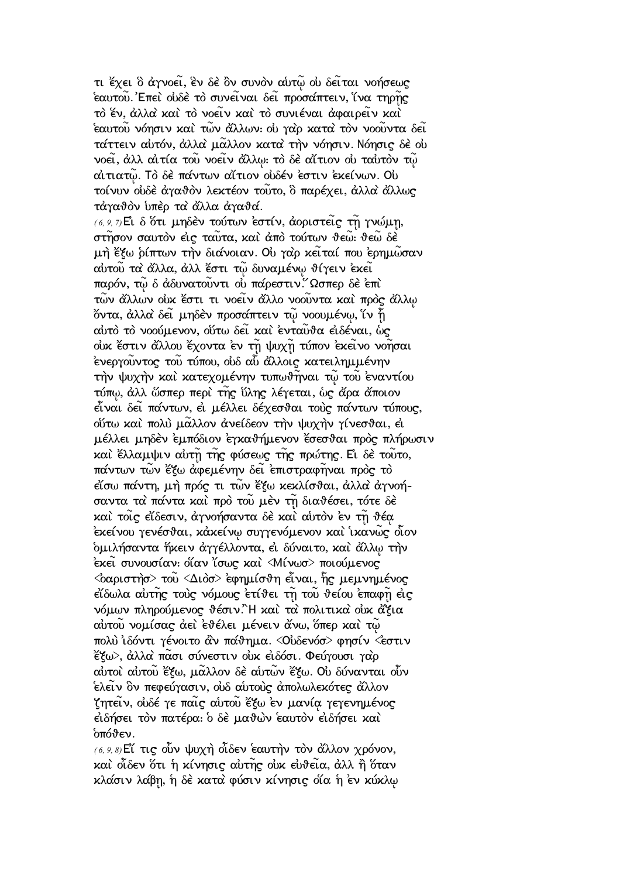τι ἔχει ὃ ἀγνοεῖ, ἓν δὲ ὂν συνὸν αὑτῷ οὐ δεῖται νοήσεως ἑαυτοῦ. Ἐπεὶ οὐδὲ τὸ συνεῖναι δεῖ προσάπτειν, ἵνα τηρῇς τὸ ἕν, ἀλλὰ καὶ τὸ νοεῖν καὶ τὸ συνιέναι ἀφαιρεῖν καὶ ἑαυτοῦ νόησιν καὶ τῶν ἄλλων: οὐ γὰρ κατὰ τὸν νοοῦντα δεῖ τάττειν αὐτόν, ἀλλὰ μᾶλλον κατὰ τὴν νόησιν. Νόησις δὲ οὐ νοεῖ, ἀλλ αἰτία τοῦ νοεῖν ἄλλῳ: τὸ δὲ αἴτιον οὐ ταὐτὸν τῷ αἰτιατῷ. Τὸ δὲ πάντων αἴτιον οὐδέν ἐστιν ἐκείνων. Οὐ τοίνυν οὐδὲ ἀγαθὸν λεκτέον τοῦτο, ὃ παρέχει, ἀλλὰ ἄλλως τἀγαθὸν ὑπὲρ τὰ ἄλλα ἀγαθά.

(6, 9, 7) Εἰ δ ὅτι μηδὲν τούτων ἐστίν, ἀοριστεῖς τῇ γνώμῃ, στῆσον σαυτὸν εἰς ταῦτα, καὶ ἀπὸ τούτων θεῶ: θεῶ δὲ μὴ ἔξω ῥίπτων τὴν διάνοιαν. Οὐ γὰρ κεῖταί που ἐρημῶσαν αὐτοῦ τὰ ἄλλα, ἀλλ ἔστι τῷ δυναμένῳ θίγειν ἐκεῖ παρόν, τῷ δ ἀδυνατοῦντι οὐ πάρεστιν. Ὥσπερ δὲ ἐπὶ τῶν ἄλλων οὐκ ἔστι τι νοεῖν ἄλλο νοοῦντα καὶ πρὸς ἄλλῳ ὄντα, ἀλλὰ δεῖ μηδὲν προσάπτειν τῷ νοουμένῳ, ἵν ᾖ αὐτὸ τὸ νοούμενον, οὕτω δεῖ καὶ ἐνταῦθα εἰδέναι, ὡς οὐκ ἔστιν ἄλλου ἔχοντα ἐν τῇ ψυχῇ τύπον ἐκεῖνο νοῆσαι ἐνεργοῦντος τοῦ τύπου, οὐδ αὖ ἄλλοις κατειλημμένην τὴν ψυχὴν καὶ κατεχομένην τυπωθῆναι τῷ τοῦ ἐναντίου τύπῳ, ἀλλ ὥσπερ περὶ τῆς ὕλης λέγεται, ὡς ἄρα ἄποιον εἶναι δεῖ πάντων, εἰ μέλλει δέχεσθαι τοὺς πάντων τύπους, οὕτω καὶ πολὺ μᾶλλον ἀνείδεον τὴν ψυχὴν γίνεσθαι, εἰ μέλλει μηδὲν ἐμπόδιον ἐγκαθήμενον ἔσεσθαι πρὸς πλήρωσιν καὶ ἔλλαμψιν αὐτῇ τῆς φύσεως τῆς πρώτης. Εἰ δὲ τοῦτο, πάντων τῶν ἔξω ἀφεμένην δεῖ ἐπιστραφῆναι πρὸς τὸ εἴσω πάντῃ, μὴ πρός τι τῶν ἔξω κεκλίσθαι, ἀλλὰ ἀγνοήσαντα τὰ πάντα καὶ πρὸ τοῦ μὲν τῇ διαθέσει, τότε δὲ καὶ τοῖς εἴδεσιν, ἀγνοήσαντα δὲ καὶ αὑτὸν ἐν τῇ θέᾳ ἐκείνου γενέσθαι, κἀκείνῳ συγγενόμενον καὶ ἱκανῶς οἷον ὁμιλήσαντα ἥκειν ἀγγέλλοντα, εἰ δύναιτο, καὶ ἄλλῳ τὴν ἐκεῖ συνουσίαν: οἵαν ἴσως καὶ <Μίνωσ> ποιούμενος <ὀαριστὴσ> τοῦ <Διὸσ> ἐφημίσθη εἶναι, ἧς μεμνημένος εἴδωλα αὐτῆς τοὺς νόμους ἐτίθει τῇ τοῦ θείου ἐπαφῇ εἰς νόμων πληρούμενος θέσιν. Ἢ καὶ τὰ πολιτικὰ οὐκ ἄξια αὐτοῦ νομίσας ἀεὶ ἐθέλει μένειν ἄνω, ὅπερ καὶ τῷ πολὺ ἰδόντι γένοιτο ἂν πάθημα. <Οὐδενόσ> φησίν <ἐστιν ἔξω>, ἀλλὰ πᾶσι σύνεστιν οὐκ εἰδόσι. Φεύγουσι γὰρ αὐτοὶ αὐτοῦ ἔξω, μᾶλλον δὲ αὑτῶν ἔξω. Οὐ δύνανται οὖν ἑλεῖν ὃν πεφεύγασιν, οὐδ αὑτοὺς ἀπολωλεκότες ἄλλον ζητεῖν, οὐδέ γε παῖς αὑτοῦ ἔξω ἐν μανίᾳ γεγενημένος εἰδήσει τὸν πατέρα: ὁ δὲ μαθὼν ἑαυτὸν εἰδήσει καὶ ὁπόθεν.

(6, 9, 8) Εἴ τις οὖν ψυχὴ οἶδεν ἑαυτὴν τὸν ἄλλον χρόνον, καὶ οἶδεν ὅτι ἡ κίνησις αὐτῆς οὐκ εὐθεῖα, ἀλλ ἢ ὅταν κλάσιν λάβῃ, ἡ δὲ κατὰ φύσιν κίνησις οἵα ἡ ἐν κύκλῳ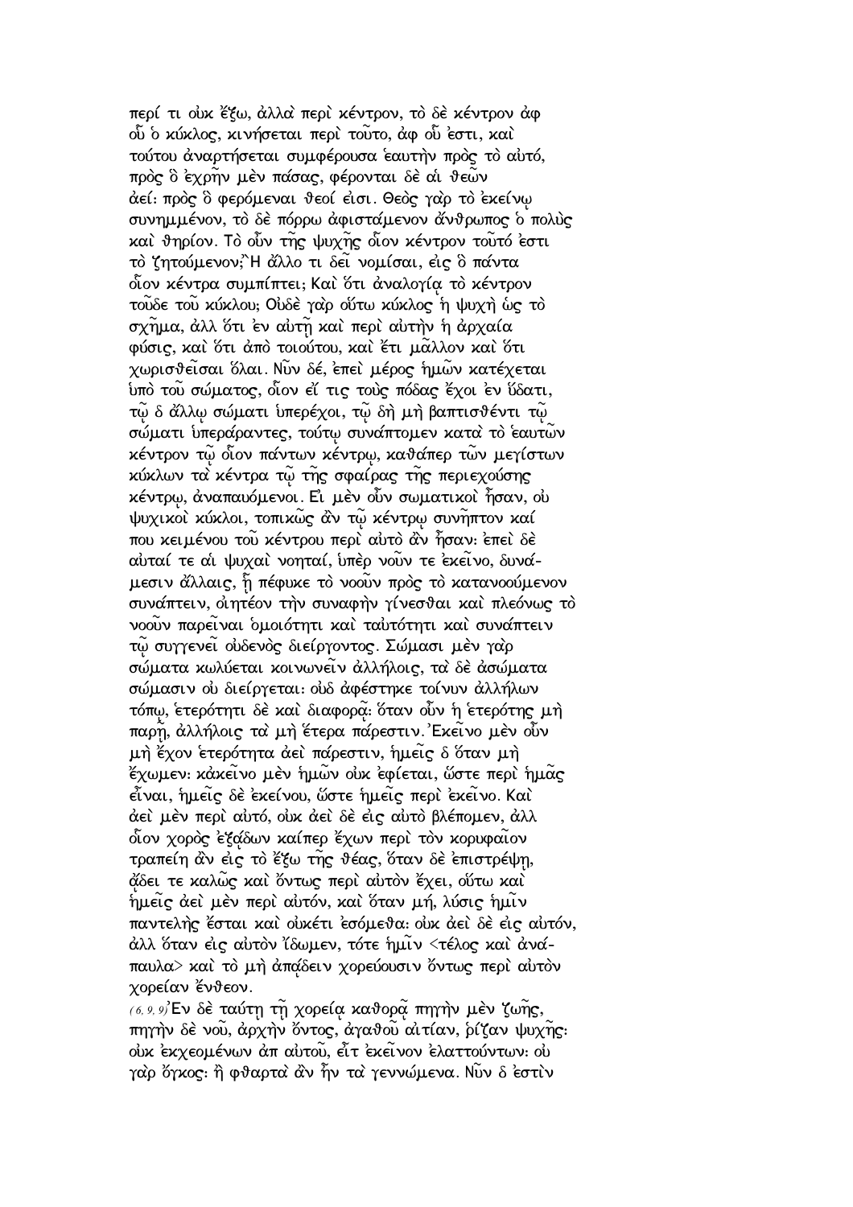περί τι οὐκ ἔξω, ἀλλὰ περὶ κέντρον, τὸ δὲ κέντρον ἀφ οὗ ὁ κύκλος, κινήσεται περὶ τοῦτο, ἀφ οὗ ἐστι, καὶ τούτου ἀναρτήσεται συμφέρουσα ἑαυτὴν πρὸς τὸ αὐτό, πρὸς ὃ ἐχρῆν μὲν πάσας, φέρονται δὲ αἱ θεῶν ἀεί: πρὸς ὃ φερόμεναι θεοί εἰσι. Θεὸς γὰρ τὸ ἐκείνῳ συνημμένον, τὸ δὲ πόρρω ἀφιστάμενον ἄνθρωπος ὁ πολὺς καὶ θηρίον. Τὸ οὖν τῆς ψυχῆς οἷον κέντρον τοῦτό ἐστι τὸ ζητούμενον;Ἢ ἄλλο τι δεῖ νομίσαι, εἰς ὃ πάντα οἷον κέντρα συμπίπτει; Καὶ ὅτι ἀναλογίᾳ τὸ κέντρον τοῦδε τοῦ κύκλου; Οὐδὲ γὰρ οὕτω κύκλος ἡ ψυχὴ ὡς τὸ σχῆμα, ἀλλ ὅτι ἐν αὐτῇ καὶ περὶ αὐτὴν ἡ ἀρχαία φύσις, καὶ ὅτι ἀπὸ τοιούτου, καὶ ἔτι μᾶλλον καὶ ὅτι χωρισθεῖσαι ὅλαι. Νῦν δέ, ἐπεὶ μέρος ἡμῶν κατέχεται ὑπὸ τοῦ σώματος, οἷον εἴ τις τοὺς πόδας ἔχοι ἐν ὕδατι, τῷ δ ἄλλῳ σώματι ὑπερέχοι, τῷ δὴ μὴ βαπτισθέντι τῷ σώματι ὑπεράραντες, τούτῳ συνάπτομεν κατὰ τὸ ἑαυτῶν κέντρον τῷ οἷον πάντων κέντρῳ, καθάπερ τῶν μεγίστων κύκλων τὰ κέντρα τῷ τῆς σφαίρας τῆς περιεχούσης κέντρῳ, ἀναπαυόμενοι. Εἰ μὲν οὖν σωματικοὶ ἦσαν, οὐ ψυχικοὶ κύκλοι, τοπικῶς ἂν τῷ κέντρῳ συνῆπτον καί που κειμένου τοῦ κέντρου περὶ αὐτὸ ἂν ἦσαν: ἐπεὶ δὲ αὐταί τε αἱ ψυχαὶ νοηταί, ὑπὲρ νοῦν τε ἐκεῖνο, δυνάμεσιν ἄλλαις, ᾗ πέφυκε τὸ νοοῦν πρὸς τὸ κατανοούμενον συνάπτειν, οἰητέον τὴν συναφὴν γίνεσθαι καὶ πλεόνως τὸ νοοῦν παρεῖναι ὁμοιότητι καὶ ταὐτότητι καὶ συνάπτειν τῷ συγγενεῖ οὐδενὸς διείργοντος. Σώμασι μὲν γὰρ σώματα κωλύεται κοινωνεῖν ἀλλήλοις, τὰ δὲ ἀσώματα σώμασιν οὐ διείργεται: οὐδ ἀφέστηκε τοίνυν ἀλλήλων τόπῳ, ἑτερότητι δὲ καὶ διαφορᾷ: ὅταν οὖν ἡ ἑτερότης μὴ παρῇ, ἀλλήλοις τὰ μὴ ἕτερα πάρεστιν.Ἐκεῖνο μὲν οὖν μὴ ἔχον ἑτερότητα ἀεὶ πάρεστιν, ἡμεῖς δ ὅταν μὴ ἔχωμεν: κἀκεῖνο μὲν ἡμῶν οὐκ ἐφίεται, ὥστε περὶ ἡμᾶς εἶναι, ἡμεῖς δὲ ἐκείνου, ὥστε ἡμεῖς περὶ ἐκεῖνο. Καὶ ἀεὶ μὲν περὶ αὐτό, οὐκ ἀεὶ δὲ εἰς αὐτὸ βλέπομεν, ἀλλ οἷον χορὸς ἐξᾴδων καίπερ ἔχων περὶ τὸν κορυφαῖον τραπείη ἂν εἰς τὸ ἔξω τῆς θέας, ὅταν δὲ ἐπιστρέψῃ, ᾄδει τε καλῶς καὶ ὄντως περὶ αὐτὸν ἔχει, οὕτω καὶ ἡμεῖς ἀεὶ μὲν περὶ αὐτόν, καὶ ὅταν μή, λύσις ἡμῖν παντελὴς ἔσται καὶ οὐκέτι ἐσόμεθα: οὐκ ἀεὶ δὲ εἰς αὐτόν, ἀλλ ὅταν εἰς αὐτὸν ἴδωμεν, τότε ἡμῖν <τέλος καὶ ἀνάπαυλα> καὶ τὸ μὴ ἀπᾴδειν χορεύουσιν ὄντως περὶ αὐτὸν χορείαν ἔνθεον.

(6, 9, 9)Ἐν δὲ ταύτῃ τῇ χορείᾳ καθορᾷ πηγὴν μὲν ζωῆς, πηγὴν δὲ νοῦ, ἀρχὴν ὄντος, ἀγαθοῦ αἰτίαν, ῥίζαν ψυχῆς: οὐκ ἐκχεομένων ἀπ αὐτοῦ, εἶτ ἐκεῖνον ἐλαττούντων: οὐ γὰρ ὄγκος: ἢ φθαρτὰ ἂν ἦν τὰ γεννώμενα. Νῦν δ ἐστὶν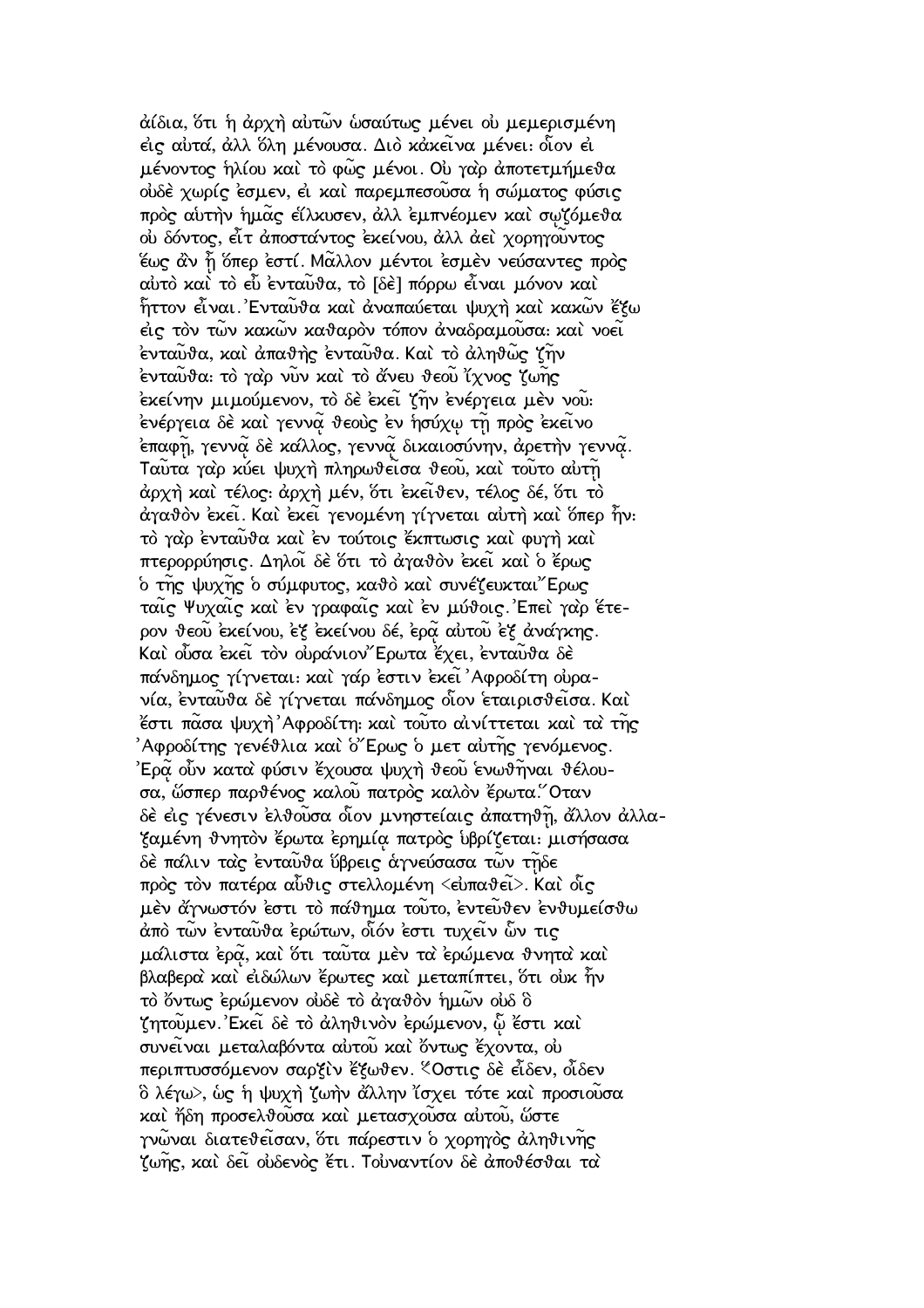ἀίδια, ὅτι ἡ ἀρχὴ αὐτῶν ὡσαύτως μένει οὐ μεμερισμένη εἰς αὐτά, ἀλλ ὅλη μένουσα. Διὸ κἀκεῖνα μένει· οἷον εἰ μένοντος ἡλίου καὶ τὸ φῶς μένοι. Οὐ γὰρ ἀποτετμήμεθα οὐδὲ χωρίς ἐσμεν, εἰ καὶ παρεμπεσοῦσα ἡ σώματος φύσις πρὸς αὐτὴν ἡμᾶς εἵλκυσεν, ἀλλ ἐμπνέομεν καὶ σῳζόμεθα οὐ δόντος, εἶτ ἀποστάντος ἐκείνου, ἀλλ ἀεὶ χορηγοῦντος ἕως ἂν ᾗ ὅπερ ἐστί. Μᾶλλον μέντοι ἐσμὲν νεύσαντες πρὸς αὐτὸ καὶ τὸ εὖ ἐνταῦθα, τὸ [δὲ] πόρρω εἶναι μόνον καὶ ἧττον εἶναι. Ἐνταῦθα καὶ ἀναπαύεται ψυχὴ καὶ κακῶν ἔξω εἰς τὸν τῶν κακῶν καθαρὸν τόπον ἀναδραμοῦσα· καὶ νοεῖ ἐνταῦθα, καὶ ἀπαθὴς ἐνταῦθα. Καὶ τὸ ἀληθῶς ζῆν ἐνταῦθα· τὸ γὰρ νῦν καὶ τὸ ἄνευ θεοῦ ἴχνος ζωῆς ἐκείνην μιμούμενον, τὸ δὲ ἐκεῖ ζῆν ἐνέργεια μὲν νοῦ· ἐνέργεια δὲ καὶ γεννᾷ θεοὺς ἐν ἡσύχῳ τῇ πρὸς ἐκεῖνο ἐπαφῇ, γεννᾷ δὲ κάλλος, γεννᾷ δικαιοσύνην, ἀρετὴν γεννᾷ. Ταῦτα γὰρ κύει ψυχὴ πληρωθεῖσα θεοῦ, καὶ τοῦτο αὐτῇ ἀρχὴ καὶ τέλος· ἀρχὴ μέν, ὅτι ἐκεῖθεν, τέλος δέ, ὅτι τὸ ἀγαθὸν ἐκεῖ. Καὶ ἐκεῖ γενομένη γίγνεται αὐτὴ καὶ ὅπερ ἦν· τὸ γὰρ ἐνταῦθα καὶ ἐν τούτοις ἔκπτωσις καὶ φυγὴ καὶ πτερορρύησις. Δηλοῖ δὲ ὅτι τὸ ἀγαθὸν ἐκεῖ καὶ ὁ ἔρως ὁ τῆς ψυχῆς ὁ σύμφυτος, καθὸ καὶ συνέζευκται Ἔρως ταῖς Ψυχαῖς καὶ ἐν γραφαῖς καὶ ἐν μύθοις. Ἐπεὶ γὰρ ἕτερον θεοῦ ἐκείνου, ἐξ ἐκείνου δέ, ἐρᾷ αὐτοῦ ἐξ ἀνάγκης. Καὶ οὖσα ἐκεῖ τὸν οὐράνιον Ἔρωτα ἔχει, ἐνταῦθα δὲ πάνδημος γίγνεται· καὶ γάρ ἐστιν ἐκεῖ Ἀφροδίτη οὐρανία, ἐνταῦθα δὲ γίγνεται πάνδημος οἷον ἑταιρισθεῖσα. Καὶ ἔστι πᾶσα ψυχὴ Ἀφροδίτη· καὶ τοῦτο αἰνίττεται καὶ τὰ τῆς Ἀφροδίτης γενέθλια καὶ ὁ Ἔρως ὁ μετ αὐτῆς γενόμενος. Ἐρᾷ οὖν κατὰ φύσιν ἔχουσα ψυχὴ θεοῦ ἑνωθῆναι θέλουσα, ὥσπερ παρθένος καλοῦ πατρὸς καλὸν ἔρωτα. Ὅταν δὲ εἰς γένεσιν ἐλθοῦσα οἷον μνηστείαις ἀπατηθῇ, ἄλλον ἀλλαξαμένη θνητὸν ἔρωτα ἐρημίᾳ πατρὸς ὑβρίζεται· μισήσασα δὲ πάλιν τὰς ἐνταῦθα ὕβρεις ἁγνεύσασα τῶν τῇδε πρὸς τὸν πατέρα αὖθις στελλομένη <εὐπαθεῖ>. Καὶ οἷς μὲν ἄγνωστόν ἐστι τὸ πάθημα τοῦτο, ἐντεῦθεν ἐνθυμείσθω ἀπὸ τῶν ἐνταῦθα ἐρώτων, οἷόν ἐστι τυχεῖν ὧν τις μάλιστα ἐρᾷ, καὶ ὅτι ταῦτα μὲν τὰ ἐρώμενα θνητὰ καὶ βλαβερὰ καὶ εἰδώλων ἔρωτες καὶ μεταπίπτει, ὅτι οὐκ ἦν τὸ ὄντως ἐρώμενον οὐδὲ τὸ ἀγαθὸν ἡμῶν οὐδ ὃ ζητοῦμεν. Ἐκεῖ δὲ τὸ ἀληθινὸν ἐρώμενον, ᾧ ἔστι καὶ συνεῖναι μεταλαβόντα αὐτοῦ καὶ ὄντως ἔχοντα, οὐ περιπτυσσόμενον σαρξὶν ἔξωθεν. <Ὅστις δὲ εἶδεν, οἶδεν ὃ λέγω>, ὡς ἡ ψυχὴ ζωὴν ἄλλην ἴσχει τότε καὶ προσιοῦσα καὶ ἤδη προσελθοῦσα καὶ μετασχοῦσα αὐτοῦ, ὥστε γνῶναι διατεθεῖσαν, ὅτι πάρεστιν ὁ χορηγὸς ἀληθινῆς ζωῆς, καὶ δεῖ οὐδενὸς ἔτι. Τοὐναντίον δὲ ἀποθέσθαι τὰ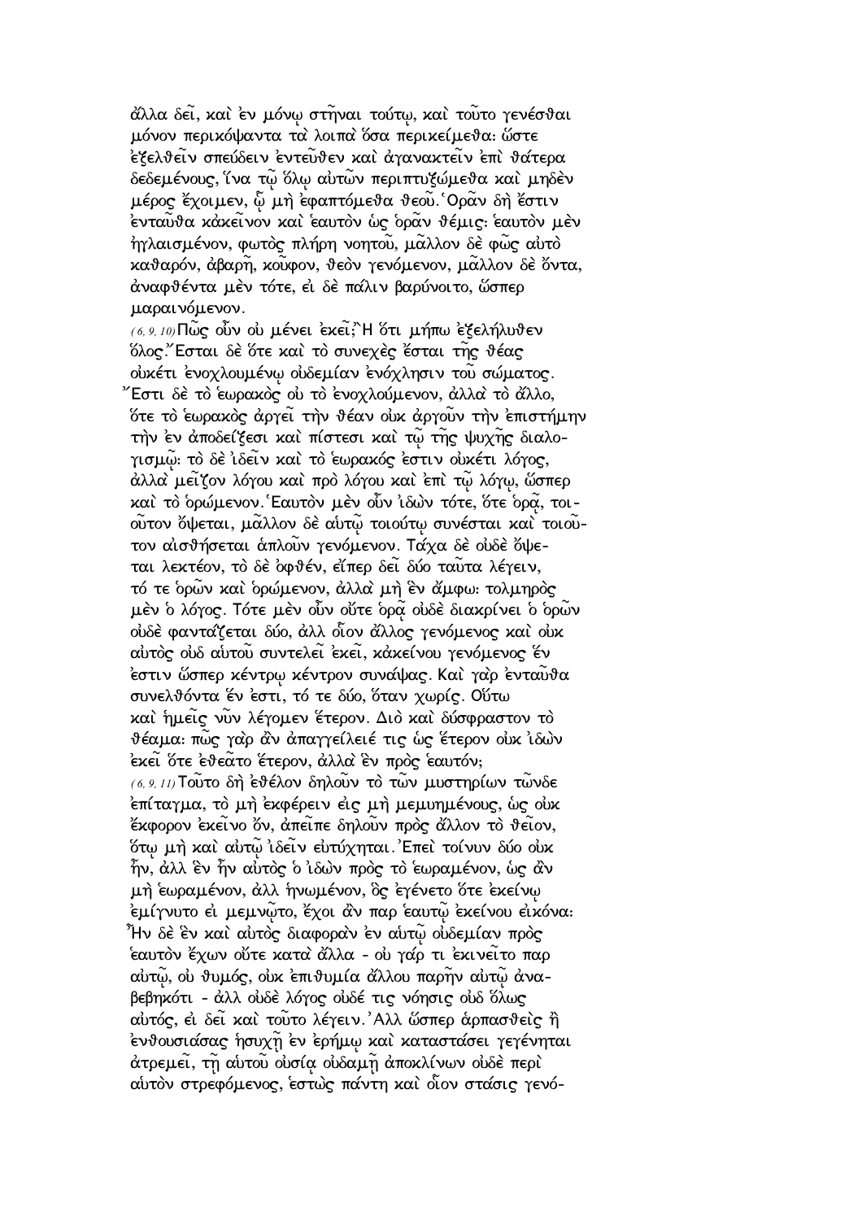ἄλλα δεῖ, καὶ ἐν μόνῳ στῆναι τούτῳ, καὶ τοῦτο γενέσθαι μόνον περικόψαντα τὰ λοιπὰ ὅσα περικείμεθα· ὥστε ἐξελθεῖν σπεύδειν ἐντεῦθεν καὶ ἀγανακτεῖν ἐπὶ θάτερα δεδεμένους, ἵνα τῷ ὅλῳ αὐτῶν περιπτυξώμεθα καὶ μηδὲν μέρος ἔχοιμεν, ᾧ μὴ ἐφαπτόμεθα θεοῦ. Ὁρᾶν δὴ ἔστιν ἐνταῦθα κἀκεῖνον καὶ ἑαυτὸν ὡς ὁρᾶν θέμις· ἑαυτὸν μὲν ἠγλαισμένον, φωτὸς πλήρη νοητοῦ, μᾶλλον δὲ φῶς αὐτὸ καθαρόν, ἀβαρῆ, κοῦφον, θεὸν γενόμενον, μᾶλλον δὲ ὄντα, ἀναφθέντα μὲν τότε, εἰ δὲ πάλιν βαρύνοιτο, ὥσπερ μαραινόμενον.

(6, 9, 10) Πῶς οὖν οὐ μένει ἐκεῖ; Ἢ ὅτι μήπω ἐξελήλυθεν ὅλος. Ἔσται δὲ ὅτε καὶ τὸ συνεχὲς ἔσται τῆς θέας οὐκέτι ἐνοχλουμένῳ οὐδεμίαν ἐνόχλησιν τοῦ σώματος. Ἔστι δὲ τὸ ἑωρακὸς οὐ τὸ ἐνοχλούμενον, ἀλλὰ τὸ ἄλλο, ὅτε τὸ ἑωρακὸς ἀργεῖ τὴν θέαν οὐκ ἀργοῦν τὴν ἐπιστήμην τὴν ἐν ἀποδείξεσι καὶ πίστεσι καὶ τῷ τῆς ψυχῆς διαλογισμῷ· τὸ δὲ ἰδεῖν καὶ τὸ ἑωρακός ἐστιν οὐκέτι λόγος, ἀλλὰ μεῖζον λόγου καὶ πρὸ λόγου καὶ ἐπὶ τῷ λόγῳ, ὥσπερ καὶ τὸ ὁρώμενον. Ἑαυτὸν μὲν οὖν ἰδὼν τότε, ὅτε ὁρᾷ, τοιοῦτον ὄψεται, μᾶλλον δὲ αὐτῷ τοιούτῳ συνέσται καὶ τοιοῦτον αἰσθήσεται ἁπλοῦν γενόμενον. Τάχα δὲ οὐδὲ ὄψεται λεκτέον, τὸ δὲ ὀφθέν, εἴπερ δεῖ δύο ταῦτα λέγειν, τό τε ὁρῶν καὶ ὁρώμενον, ἀλλὰ μὴ ἓν ἄμφω· τολμηρὸς μὲν ὁ λόγος. Τότε μὲν οὖν οὔτε ὁρᾷ οὐδὲ διακρίνει ὁ ὁρῶν οὐδὲ φαντάζεται δύο, ἀλλ οἷον ἄλλος γενόμενος καὶ οὐκ αὐτὸς οὐδ αὑτοῦ συντελεῖ ἐκεῖ, κἀκείνου γενόμενος ἕν ἐστιν ὥσπερ κέντρῳ κέντρον συνάψας. Καὶ γὰρ ἐνταῦθα συνελθόντα ἕν ἐστι, τό τε δύο, ὅταν χωρίς. Οὕτω καὶ ἡμεῖς νῦν λέγομεν ἕτερον. Διὸ καὶ δύσφραστον τὸ θέαμα· πῶς γὰρ ἂν ἀπαγγείλειέ τις ὡς ἕτερον οὐκ ἰδὼν ἐκεῖ ὅτε ἐθεᾶτο ἕτερον, ἀλλὰ ἓν πρὸς ἑαυτόν;

(6, 9, 11) Τοῦτο δὴ ἐθέλον δηλοῦν τὸ τῶν μυστηρίων τῶνδε ἐπίταγμα, τὸ μὴ ἐκφέρειν εἰς μὴ μεμυημένους, ὡς οὐκ ἔκφορον ἐκεῖνο ὄν, ἀπεῖπε δηλοῦν πρὸς ἄλλον τὸ θεῖον, ὅτῳ μὴ καὶ αὐτῷ ἰδεῖν εὐτύχηται. Ἐπεὶ τοίνυν δύο οὐκ ἦν, ἀλλ ἓν ἦν αὐτὸς ὁ ἰδὼν πρὸς τὸ ἑωραμένον, ὡς ἂν μὴ ἑωραμένον, ἀλλ ἡνωμένον, ὃς ἐγένετο ὅτε ἐκείνῳ ἐμίγνυτο εἰ μεμνῷτο, ἔχοι ἂν παρ ἑαυτῷ ἐκείνου εἰκόνα· Ἦν δὲ ἓν καὶ αὐτὸς διαφορὰν ἐν αὐτῷ οὐδεμίαν πρὸς ἑαυτὸν ἔχων οὔτε κατὰ ἄλλα - οὐ γάρ τι ἐκινεῖτο παρ αὐτῷ, οὐ θυμός, οὐκ ἐπιθυμία ἄλλου παρῆν αὐτῷ ἀναβεβηκότι - ἀλλ οὐδὲ λόγος οὐδέ τις νόησις οὐδ ὅλως αὐτός, εἰ δεῖ καὶ τοῦτο λέγειν. Ἀλλ ὥσπερ ἁρπασθεὶς ἢ ἐνθουσιάσας ἡσυχῇ ἐν ἐρήμῳ καὶ καταστάσει γεγένηται ἀτρεμεῖ, τῇ αὑτοῦ οὐσίᾳ οὐδαμῇ ἀποκλίνων οὐδὲ περὶ αὑτὸν στρεφόμενος, ἑστὼς πάντη καὶ οἷον στάσις γενό-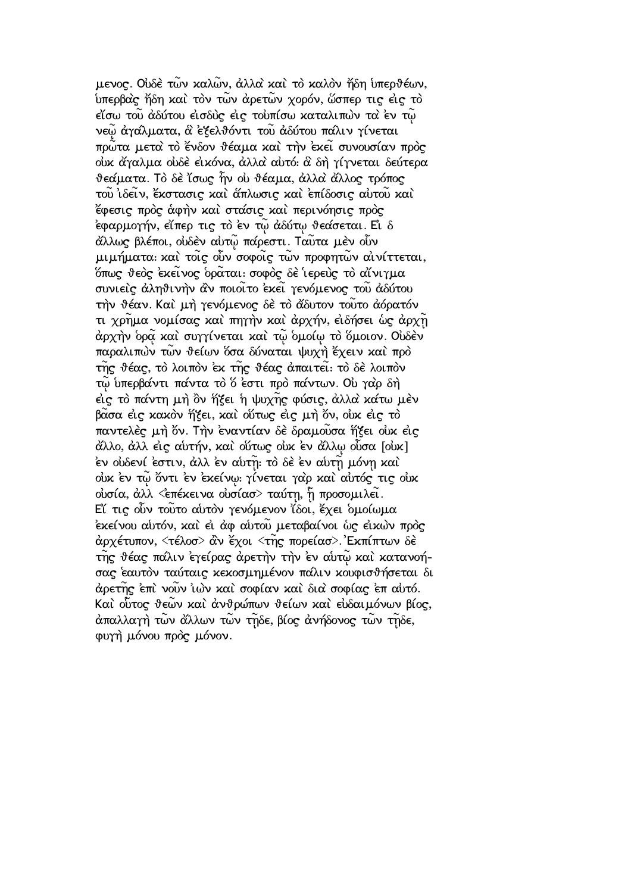μενος. Οὐδὲ τῶν καλῶν, ἀλλὰ καὶ τὸ καλὸν ἤδη ὑπερθέων, ὑπερβὰς ἤδη καὶ τὸν τῶν ἀρετῶν χορόν, ὥσπερ τις εἰς τὸ εἴσω τοῦ ἀδύτου εἰσδὺς εἰς τοὐπίσω καταλιπὼν τὰ ἐν τῷ νεῷ ἀγάλματα, ἃ ἐξελθόντι τοῦ ἀδύτου πάλιν γίνεται πρῶτα μετὰ τὸ ἔνδον θέαμα καὶ τὴν ἐκεῖ συνουσίαν πρὸς οὐκ ἄγαλμα οὐδὲ εἰκόνα, ἀλλὰ αὐτό· ἃ δὴ γίγνεται δεύτερα θεάματα. Τὸ δὲ ἴσως ἦν οὐ θέαμα, ἀλλὰ ἄλλος τρόπος τοῦ ἰδεῖν, ἔκστασις καὶ ἅπλωσις καὶ ἐπίδοσις αὐτοῦ καὶ ἔφεσις πρὸς ἁφὴν καὶ στάσις καὶ περινόησις πρὸς ἐφαρμογήν, εἴπερ τις τὸ ἐν τῷ ἀδύτῳ θεάσεται. Εἰ δ ἄλλως βλέποι, οὐδὲν αὐτῷ πάρεστι. Ταῦτα μὲν οὖν μιμήματα· καὶ τοῖς οὖν σοφοῖς τῶν προφητῶν αἰνίττεται, ὅπως θεὸς ἐκεῖνος ὁρᾶται· σοφὸς δὲ ἱερεὺς τὸ αἴνιγμα συνιεὶς ἀληθινὴν ἂν ποιοῖτο ἐκεῖ γενόμενος τοῦ ἀδύτου τὴν θέαν. Καὶ μὴ γενόμενος δὲ τὸ ἄδυτον τοῦτο ἀόρατόν τι χρῆμα νομίσας καὶ πηγὴν καὶ ἀρχήν, εἰδήσει ὡς ἀρχῇ ἀρχὴν ὁρᾷ καὶ συγγίνεται καὶ τῷ ὁμοίῳ τὸ ὅμοιον. Οὐδὲν παραλιπὼν τῶν θείων ὅσα δύναται ψυχὴ ἔχειν καὶ πρὸ τῆς θέας, τὸ λοιπὸν ἐκ τῆς θέας ἀπαιτεῖ· τὸ δὲ λοιπὸν τῷ ὑπερβάντι πάντα τὸ ὅ ἐστι πρὸ πάντων. Οὐ γὰρ δὴ εἰς τὸ πάντη μὴ ὂν ἥξει ἡ ψυχῆς φύσις, ἀλλὰ κάτω μὲν βᾶσα εἰς κακὸν ἥξει, καὶ οὕτως εἰς μὴ ὄν, οὐκ εἰς τὸ παντελὲς μὴ ὄν. Τὴν ἐναντίαν δὲ δραμοῦσα ἥξει οὐκ εἰς ἄλλο, ἀλλ εἰς αὑτήν, καὶ οὕτως οὐκ ἐν ἄλλῳ οὖσα [οὐκ] ἐν οὐδενί ἐστιν, ἀλλ ἐν αὑτῇ· τὸ δὲ ἐν αὑτῇ μόνῃ καὶ οὐκ ἐν τῷ ὄντι ἐν ἐκείνῳ· γίνεται γὰρ καὶ αὐτός τις οὐκ οὐσία, ἀλλ <ἐπέκεινα οὐσίασ> ταύτῃ, ᾗ προσομιλεῖ. Εἴ τις οὖν τοῦτο αὑτὸν γενόμενον ἴδοι, ἔχει ὁμοίωμα ἐκείνου αὑτόν, καὶ εἰ ἀφ αὑτοῦ μεταβαίνοι ὡς εἰκὼν πρὸς ἀρχέτυπον, <τέλοσ> ἂν ἔχοι <τῆς πορείασ>. Ἐκπίπτων δὲ τῆς θέας πάλιν ἐγείρας ἀρετὴν τὴν ἐν αὑτῷ καὶ κατανοήσας ἑαυτὸν ταύταις κεκοσμημένον πάλιν κουφισθήσεται δι ἀρετῆς ἐπὶ νοῦν ἰὼν καὶ σοφίαν καὶ διὰ σοφίας ἐπ αὐτό. Καὶ οὗτος θεῶν καὶ ἀνθρώπων θείων καὶ εὐδαιμόνων βίος, ἀπαλλαγὴ τῶν ἄλλων τῶν τῇδε, βίος ἀνήδονος τῶν τῇδε, φυγὴ μόνου πρὸς μόνον.